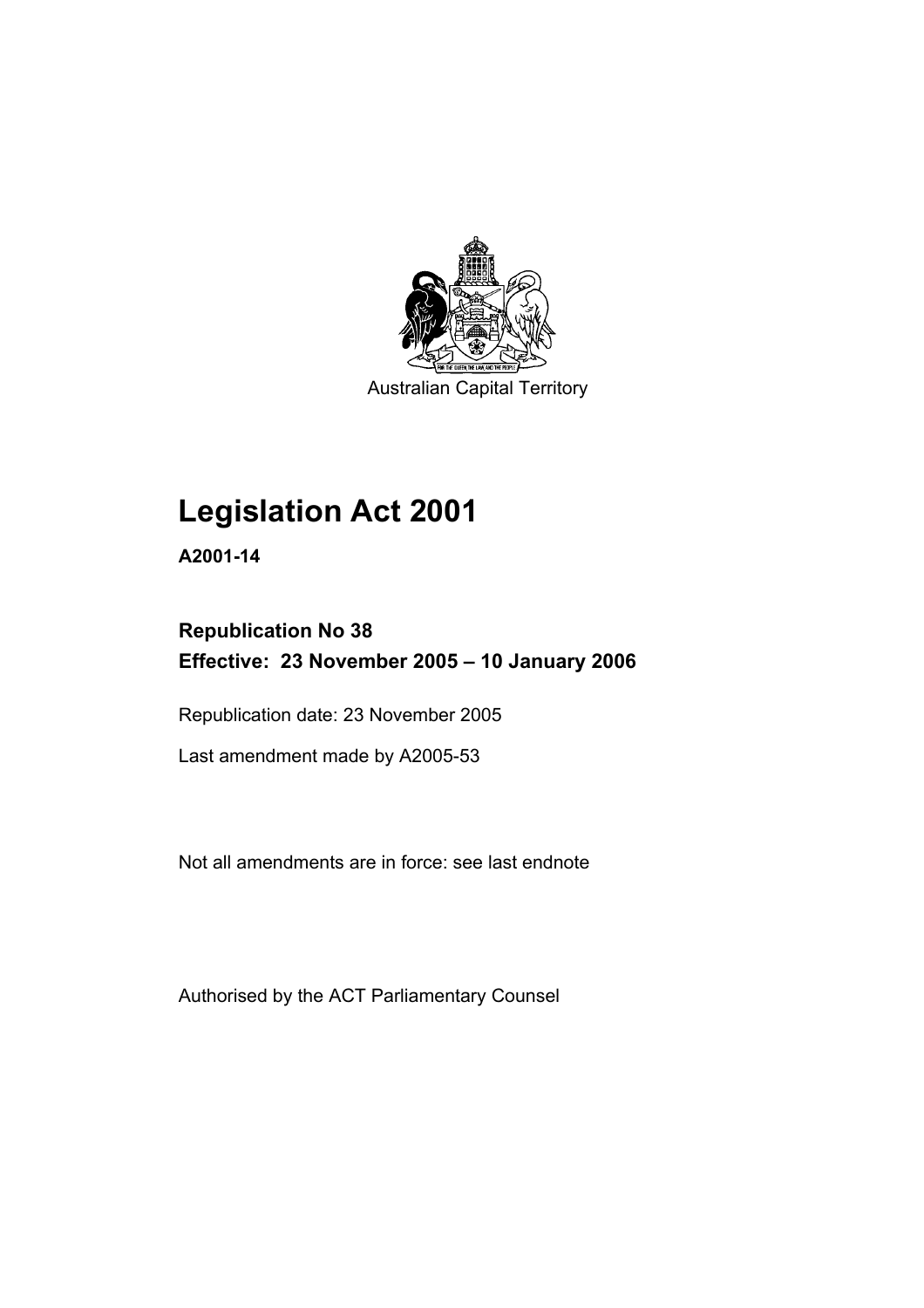Australian Capital Territory

# Legislation Act 2001

**A2001-14**

**Republication No 38**
**Effective: 23 November 2005 – 10 January 2006**

Republication date: 23 November 2005

Last amendment made by A2005-53

Not all amendments are in force: see last endnote

Authorised by the ACT Parliamentary Counsel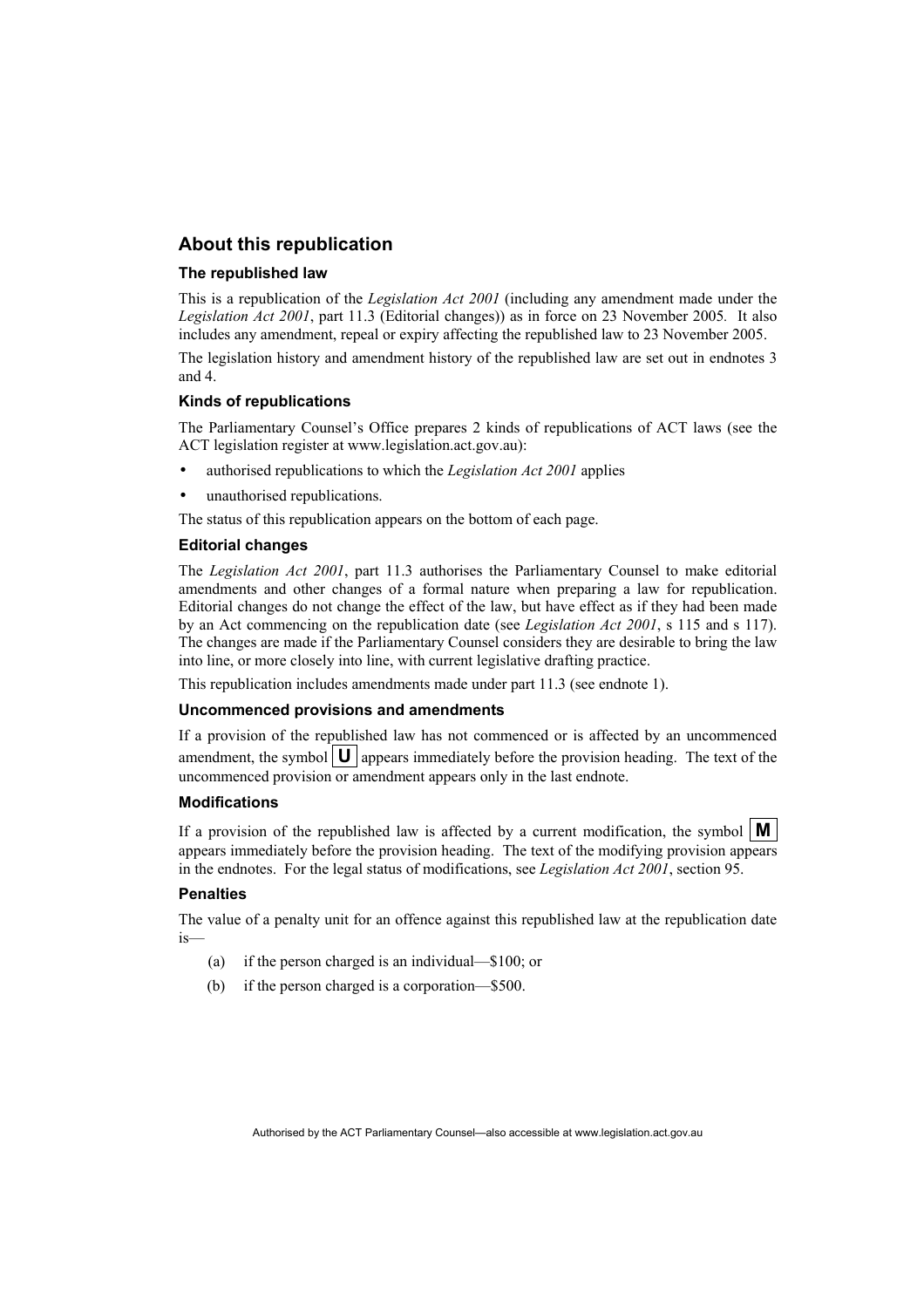## About this republication

### The republished law

This is a republication of the *Legislation Act 2001* (including any amendment made under the *Legislation Act 2001*, part 11.3 (Editorial changes)) as in force on 23 November 2005. It also includes any amendment, repeal or expiry affecting the republished law to 23 November 2005.

The legislation history and amendment history of the republished law are set out in endnotes 3 and 4.

### Kinds of republications

The Parliamentary Counsel's Office prepares 2 kinds of republications of ACT laws (see the ACT legislation register at www.legislation.act.gov.au):

- authorised republications to which the *Legislation Act 2001* applies
- unauthorised republications.

The status of this republication appears on the bottom of each page.

### Editorial changes

The *Legislation Act 2001*, part 11.3 authorises the Parliamentary Counsel to make editorial amendments and other changes of a formal nature when preparing a law for republication. Editorial changes do not change the effect of the law, but have effect as if they had been made by an Act commencing on the republication date (see *Legislation Act 2001*, s 115 and s 117). The changes are made if the Parliamentary Counsel considers they are desirable to bring the law into line, or more closely into line, with current legislative drafting practice.

This republication includes amendments made under part 11.3 (see endnote 1).

### Uncommenced provisions and amendments

If a provision of the republished law has not commenced or is affected by an uncommenced amendment, the symbol **U** appears immediately before the provision heading. The text of the uncommenced provision or amendment appears only in the last endnote.

### Modifications

If a provision of the republished law is affected by a current modification, the symbol **M** appears immediately before the provision heading. The text of the modifying provision appears in the endnotes. For the legal status of modifications, see *Legislation Act 2001*, section 95.

### Penalties

The value of a penalty unit for an offence against this republished law at the republication date is—

(a) if the person charged is an individual—$100; or

(b) if the person charged is a corporation—$500.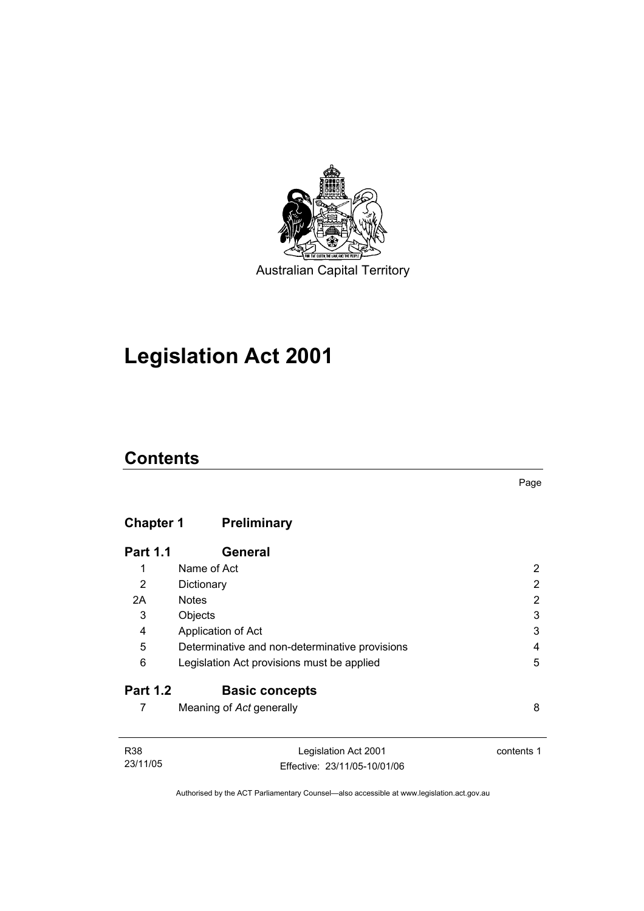Australian Capital Territory

# Legislation Act 2001

## Contents

Page

| | | |
|---|---|---|
| **Chapter 1** | **Preliminary** | |
| **Part 1.1** | **General** | |
| 1 | Name of Act | 2 |
| 2 | Dictionary | 2 |
| 2A | Notes | 2 |
| 3 | Objects | 3 |
| 4 | Application of Act | 3 |
| 5 | Determinative and non-determinative provisions | 4 |
| 6 | Legislation Act provisions must be applied | 5 |
| **Part 1.2** | **Basic concepts** | |
| 7 | Meaning of *Act* generally | 8 |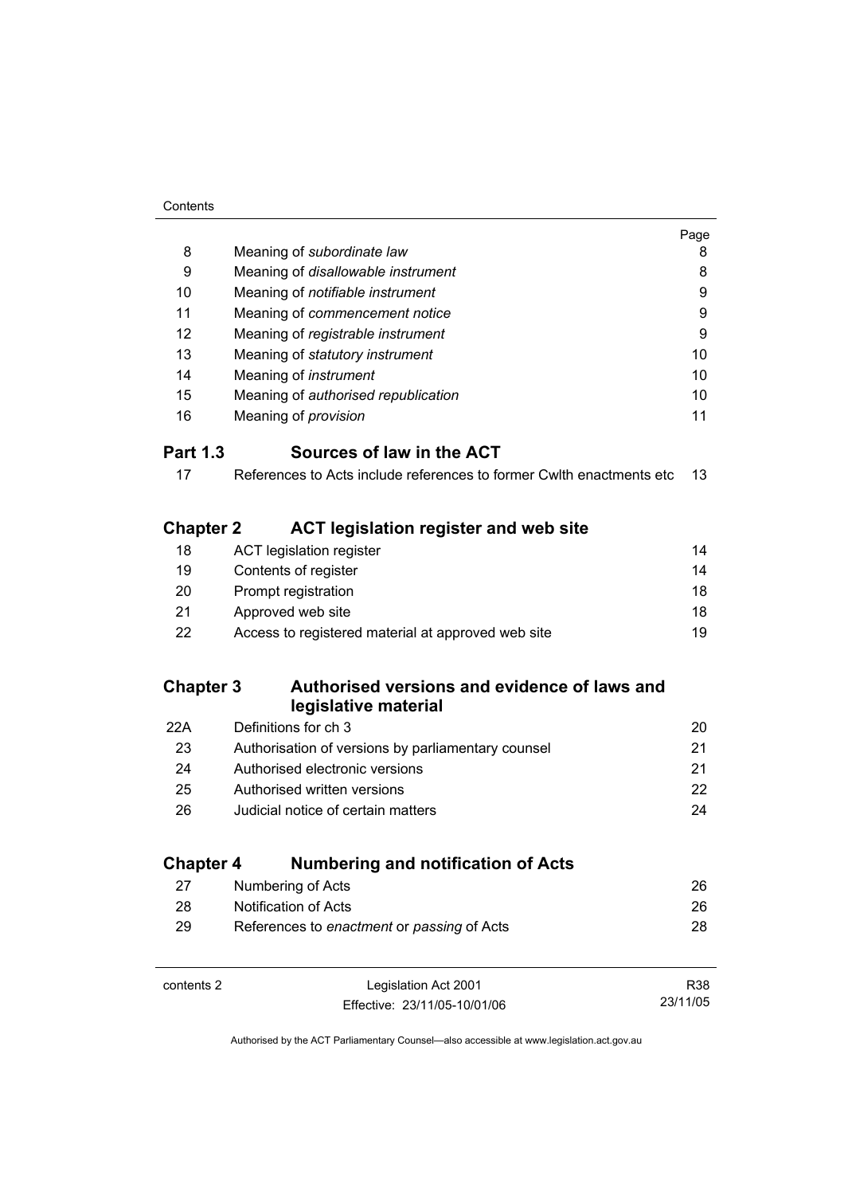| | | Page |
|---|---|---|
| 8 | Meaning of *subordinate law* | 8 |
| 9 | Meaning of *disallowable instrument* | 8 |
| 10 | Meaning of *notifiable instrument* | 9 |
| 11 | Meaning of *commencement notice* | 9 |
| 12 | Meaning of *registrable instrument* | 9 |
| 13 | Meaning of *statutory instrument* | 10 |
| 14 | Meaning of *instrument* | 10 |
| 15 | Meaning of *authorised republication* | 10 |
| 16 | Meaning of *provision* | 11 |

## Part 1.3 Sources of law in the ACT

| | | |
|---|---|---|
| 17 | References to Acts include references to former Cwlth enactments etc | 13 |

## Chapter 2 ACT legislation register and web site

| | | |
|---|---|---|
| 18 | ACT legislation register | 14 |
| 19 | Contents of register | 14 |
| 20 | Prompt registration | 18 |
| 21 | Approved web site | 18 |
| 22 | Access to registered material at approved web site | 19 |

## Chapter 3 Authorised versions and evidence of laws and legislative material

| | | |
|---|---|---|
| 22A | Definitions for ch 3 | 20 |
| 23 | Authorisation of versions by parliamentary counsel | 21 |
| 24 | Authorised electronic versions | 21 |
| 25 | Authorised written versions | 22 |
| 26 | Judicial notice of certain matters | 24 |

## Chapter 4 Numbering and notification of Acts

| | | |
|---|---|---|
| 27 | Numbering of Acts | 26 |
| 28 | Notification of Acts | 26 |
| 29 | References to *enactment* or *passing* of Acts | 28 |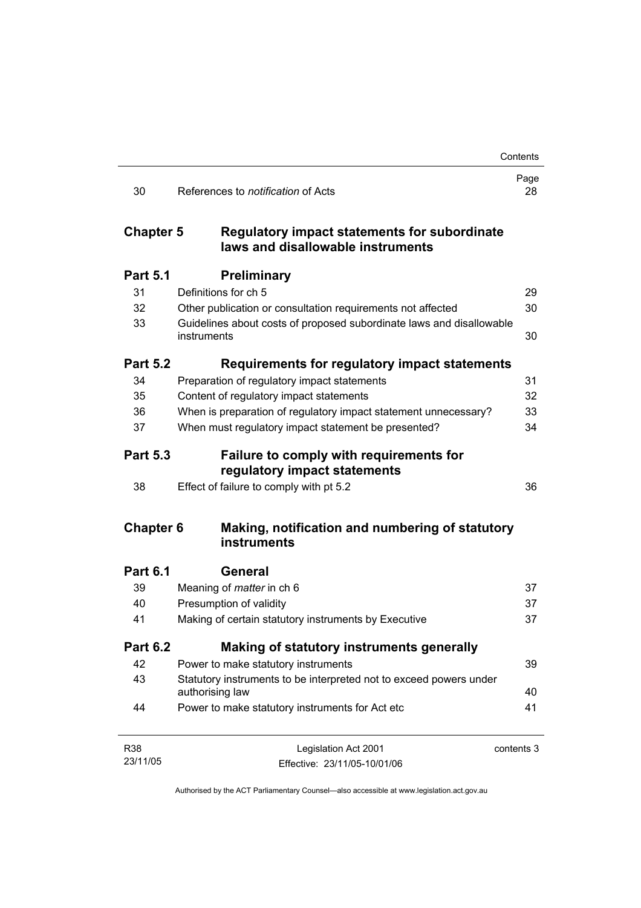| | | Page |
|---|---|---|
| 30 | References to *notification* of Acts | 28 |

## Chapter 5 Regulatory impact statements for subordinate laws and disallowable instruments

### Part 5.1 Preliminary

| | | |
|---|---|---|
| 31 | Definitions for ch 5 | 29 |
| 32 | Other publication or consultation requirements not affected | 30 |
| 33 | Guidelines about costs of proposed subordinate laws and disallowable instruments | 30 |

### Part 5.2 Requirements for regulatory impact statements

| | | |
|---|---|---|
| 34 | Preparation of regulatory impact statements | 31 |
| 35 | Content of regulatory impact statements | 32 |
| 36 | When is preparation of regulatory impact statement unnecessary? | 33 |
| 37 | When must regulatory impact statement be presented? | 34 |

### Part 5.3 Failure to comply with requirements for regulatory impact statements

| | | |
|---|---|---|
| 38 | Effect of failure to comply with pt 5.2 | 36 |

## Chapter 6 Making, notification and numbering of statutory instruments

### Part 6.1 General

| | | |
|---|---|---|
| 39 | Meaning of *matter* in ch 6 | 37 |
| 40 | Presumption of validity | 37 |
| 41 | Making of certain statutory instruments by Executive | 37 |

### Part 6.2 Making of statutory instruments generally

| | | |
|---|---|---|
| 42 | Power to make statutory instruments | 39 |
| 43 | Statutory instruments to be interpreted not to exceed powers under authorising law | 40 |
| 44 | Power to make statutory instruments for Act etc | 41 |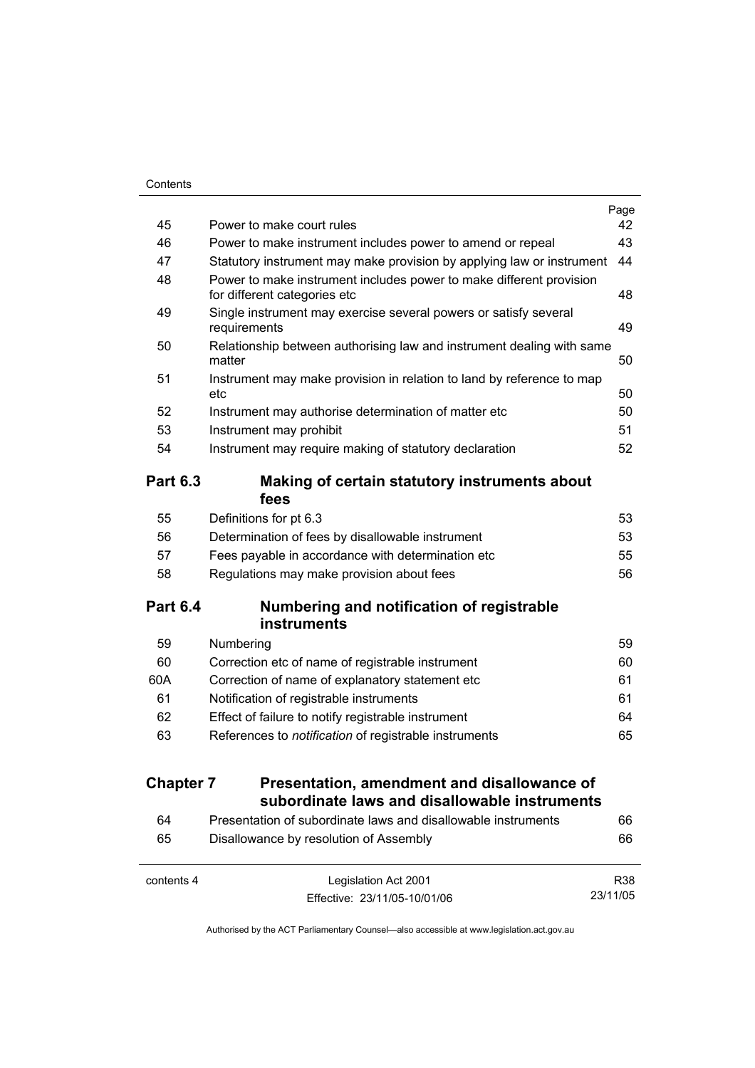| | | Page |
|---|---|---|
| 45 | Power to make court rules | 42 |
| 46 | Power to make instrument includes power to amend or repeal | 43 |
| 47 | Statutory instrument may make provision by applying law or instrument | 44 |
| 48 | Power to make instrument includes power to make different provision for different categories etc | 48 |
| 49 | Single instrument may exercise several powers or satisfy several requirements | 49 |
| 50 | Relationship between authorising law and instrument dealing with same matter | 50 |
| 51 | Instrument may make provision in relation to land by reference to map etc | 50 |
| 52 | Instrument may authorise determination of matter etc | 50 |
| 53 | Instrument may prohibit | 51 |
| 54 | Instrument may require making of statutory declaration | 52 |

**Part 6.3 Making of certain statutory instruments about fees**

| | | |
|---|---|---|
| 55 | Definitions for pt 6.3 | 53 |
| 56 | Determination of fees by disallowable instrument | 53 |
| 57 | Fees payable in accordance with determination etc | 55 |
| 58 | Regulations may make provision about fees | 56 |

**Part 6.4 Numbering and notification of registrable instruments**

| | | |
|---|---|---|
| 59 | Numbering | 59 |
| 60 | Correction etc of name of registrable instrument | 60 |
| 60A | Correction of name of explanatory statement etc | 61 |
| 61 | Notification of registrable instruments | 61 |
| 62 | Effect of failure to notify registrable instrument | 64 |
| 63 | References to *notification* of registrable instruments | 65 |

**Chapter 7 Presentation, amendment and disallowance of subordinate laws and disallowable instruments**

| | | |
|---|---|---|
| 64 | Presentation of subordinate laws and disallowable instruments | 66 |
| 65 | Disallowance by resolution of Assembly | 66 |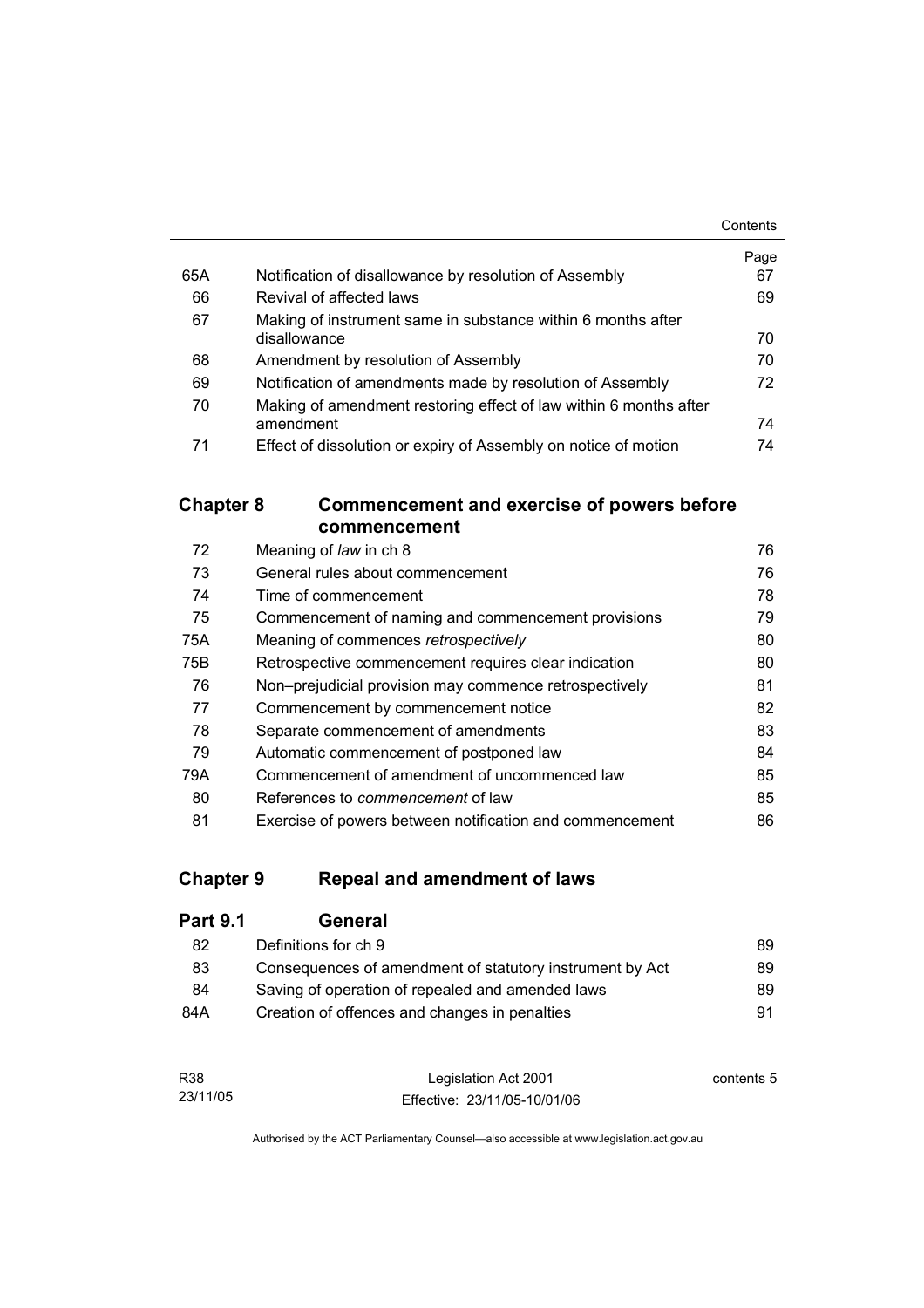| | | Page |
|---|---|---|
| 65A | Notification of disallowance by resolution of Assembly | 67 |
| 66 | Revival of affected laws | 69 |
| 67 | Making of instrument same in substance within 6 months after disallowance | 70 |
| 68 | Amendment by resolution of Assembly | 70 |
| 69 | Notification of amendments made by resolution of Assembly | 72 |
| 70 | Making of amendment restoring effect of law within 6 months after amendment | 74 |
| 71 | Effect of dissolution or expiry of Assembly on notice of motion | 74 |

## Chapter 8 Commencement and exercise of powers before commencement

| | | |
|---|---|---|
| 72 | Meaning of *law* in ch 8 | 76 |
| 73 | General rules about commencement | 76 |
| 74 | Time of commencement | 78 |
| 75 | Commencement of naming and commencement provisions | 79 |
| 75A | Meaning of commences *retrospectively* | 80 |
| 75B | Retrospective commencement requires clear indication | 80 |
| 76 | Non–prejudicial provision may commence retrospectively | 81 |
| 77 | Commencement by commencement notice | 82 |
| 78 | Separate commencement of amendments | 83 |
| 79 | Automatic commencement of postponed law | 84 |
| 79A | Commencement of amendment of uncommenced law | 85 |
| 80 | References to *commencement* of law | 85 |
| 81 | Exercise of powers between notification and commencement | 86 |

## Chapter 9 Repeal and amendment of laws

### Part 9.1 General

| | | |
|---|---|---|
| 82 | Definitions for ch 9 | 89 |
| 83 | Consequences of amendment of statutory instrument by Act | 89 |
| 84 | Saving of operation of repealed and amended laws | 89 |
| 84A | Creation of offences and changes in penalties | 91 |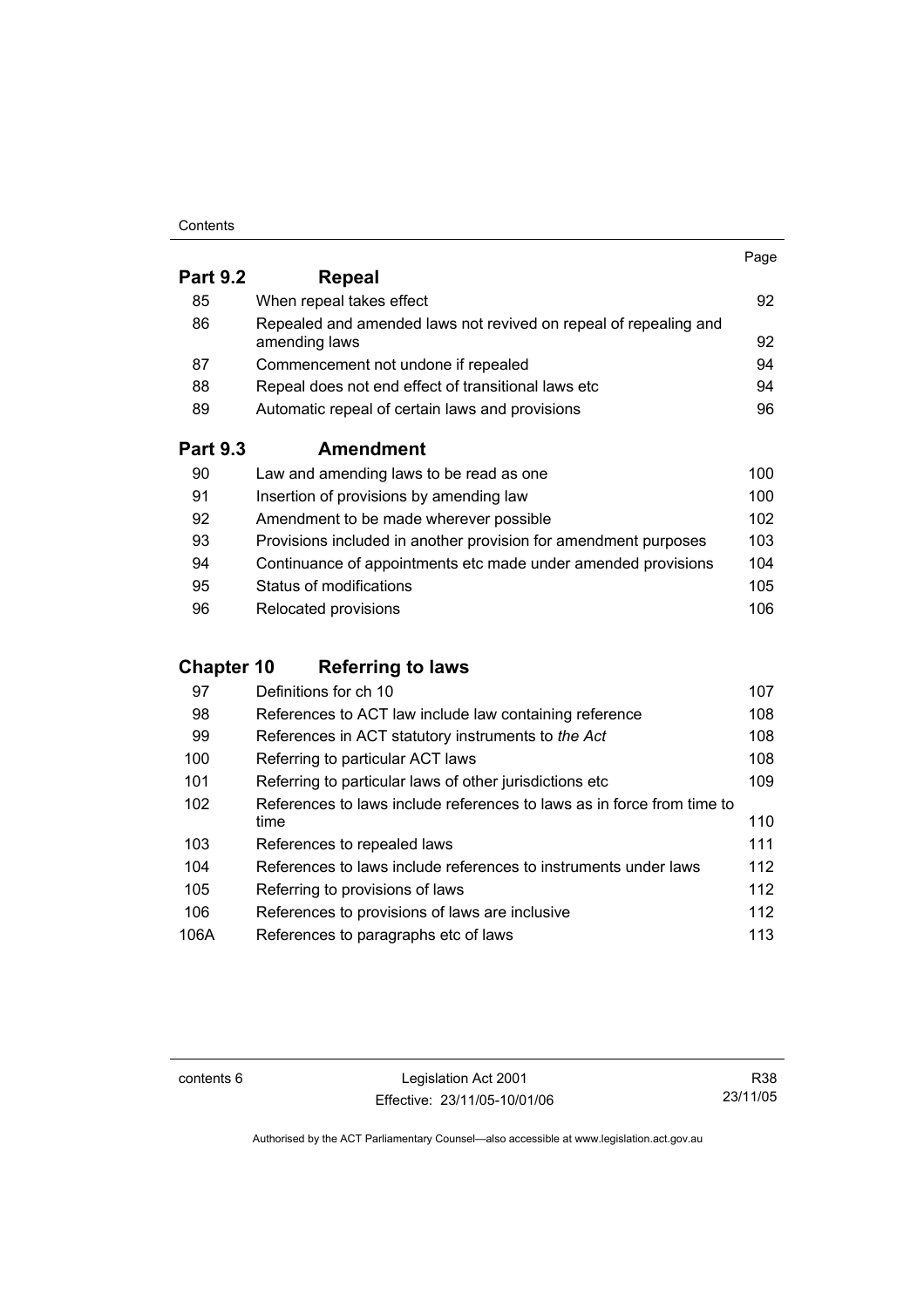| | | Page |
|---|---|---|
| **Part 9.2** | **Repeal** | |
| 85 | When repeal takes effect | 92 |
| 86 | Repealed and amended laws not revived on repeal of repealing and amending laws | 92 |
| 87 | Commencement not undone if repealed | 94 |
| 88 | Repeal does not end effect of transitional laws etc | 94 |
| 89 | Automatic repeal of certain laws and provisions | 96 |
| **Part 9.3** | **Amendment** | |
| 90 | Law and amending laws to be read as one | 100 |
| 91 | Insertion of provisions by amending law | 100 |
| 92 | Amendment to be made wherever possible | 102 |
| 93 | Provisions included in another provision for amendment purposes | 103 |
| 94 | Continuance of appointments etc made under amended provisions | 104 |
| 95 | Status of modifications | 105 |
| 96 | Relocated provisions | 106 |
| **Chapter 10** | **Referring to laws** | |
| 97 | Definitions for ch 10 | 107 |
| 98 | References to ACT law include law containing reference | 108 |
| 99 | References in ACT statutory instruments to *the Act* | 108 |
| 100 | Referring to particular ACT laws | 108 |
| 101 | Referring to particular laws of other jurisdictions etc | 109 |
| 102 | References to laws include references to laws as in force from time to time | 110 |
| 103 | References to repealed laws | 111 |
| 104 | References to laws include references to instruments under laws | 112 |
| 105 | Referring to provisions of laws | 112 |
| 106 | References to provisions of laws are inclusive | 112 |
| 106A | References to paragraphs etc of laws | 113 |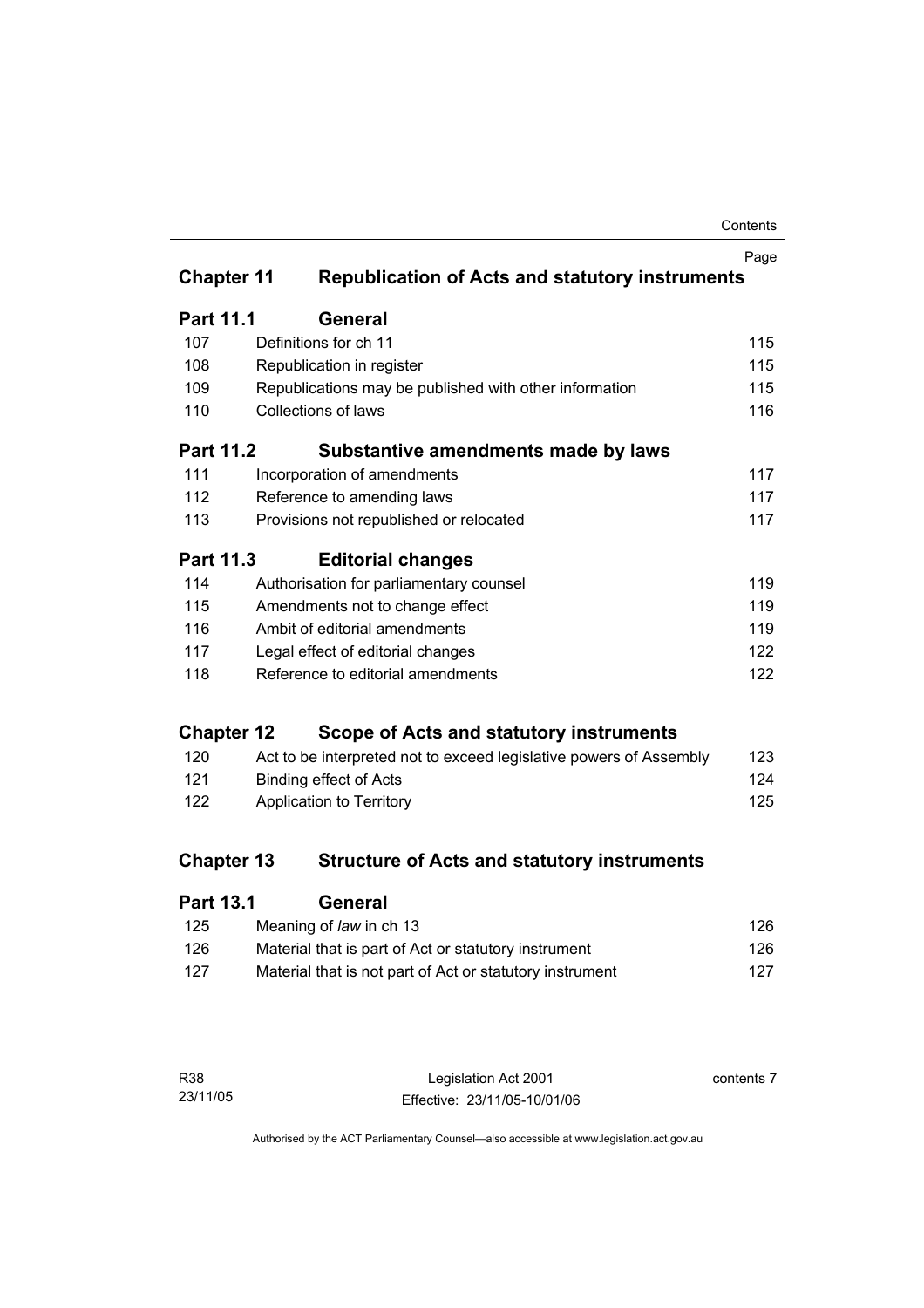| | | Page |
|---|---|---|
| **Chapter 11** | **Republication of Acts and statutory instruments** | |
| **Part 11.1** | **General** | |
| 107 | Definitions for ch 11 | 115 |
| 108 | Republication in register | 115 |
| 109 | Republications may be published with other information | 115 |
| 110 | Collections of laws | 116 |
| **Part 11.2** | **Substantive amendments made by laws** | |
| 111 | Incorporation of amendments | 117 |
| 112 | Reference to amending laws | 117 |
| 113 | Provisions not republished or relocated | 117 |
| **Part 11.3** | **Editorial changes** | |
| 114 | Authorisation for parliamentary counsel | 119 |
| 115 | Amendments not to change effect | 119 |
| 116 | Ambit of editorial amendments | 119 |
| 117 | Legal effect of editorial changes | 122 |
| 118 | Reference to editorial amendments | 122 |
| **Chapter 12** | **Scope of Acts and statutory instruments** | |
| 120 | Act to be interpreted not to exceed legislative powers of Assembly | 123 |
| 121 | Binding effect of Acts | 124 |
| 122 | Application to Territory | 125 |
| **Chapter 13** | **Structure of Acts and statutory instruments** | |
| **Part 13.1** | **General** | |
| 125 | Meaning of *law* in ch 13 | 126 |
| 126 | Material that is part of Act or statutory instrument | 126 |
| 127 | Material that is not part of Act or statutory instrument | 127 |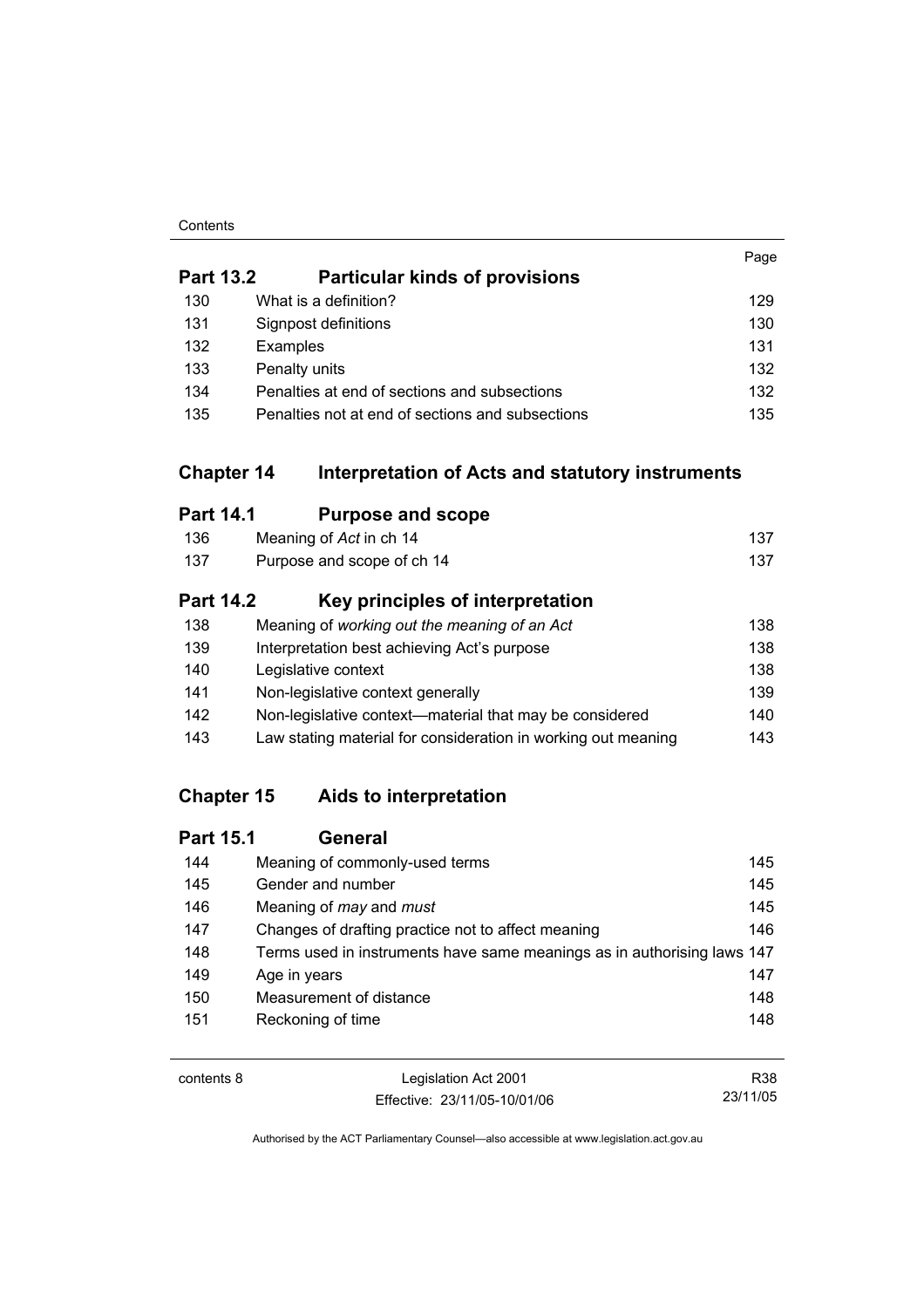| | | Page |
|---|---|---|
| **Part 13.2** | **Particular kinds of provisions** | |
| 130 | What is a definition? | 129 |
| 131 | Signpost definitions | 130 |
| 132 | Examples | 131 |
| 133 | Penalty units | 132 |
| 134 | Penalties at end of sections and subsections | 132 |
| 135 | Penalties not at end of sections and subsections | 135 |

## Chapter 14 Interpretation of Acts and statutory instruments

| | | |
|---|---|---|
| **Part 14.1** | **Purpose and scope** | |
| 136 | Meaning of *Act* in ch 14 | 137 |
| 137 | Purpose and scope of ch 14 | 137 |
| **Part 14.2** | **Key principles of interpretation** | |
| 138 | Meaning of *working out the meaning of an Act* | 138 |
| 139 | Interpretation best achieving Act's purpose | 138 |
| 140 | Legislative context | 138 |
| 141 | Non-legislative context generally | 139 |
| 142 | Non-legislative context—material that may be considered | 140 |
| 143 | Law stating material for consideration in working out meaning | 143 |

## Chapter 15 Aids to interpretation

| | | |
|---|---|---|
| **Part 15.1** | **General** | |
| 144 | Meaning of commonly-used terms | 145 |
| 145 | Gender and number | 145 |
| 146 | Meaning of *may* and *must* | 145 |
| 147 | Changes of drafting practice not to affect meaning | 146 |
| 148 | Terms used in instruments have same meanings as in authorising laws | 147 |
| 149 | Age in years | 147 |
| 150 | Measurement of distance | 148 |
| 151 | Reckoning of time | 148 |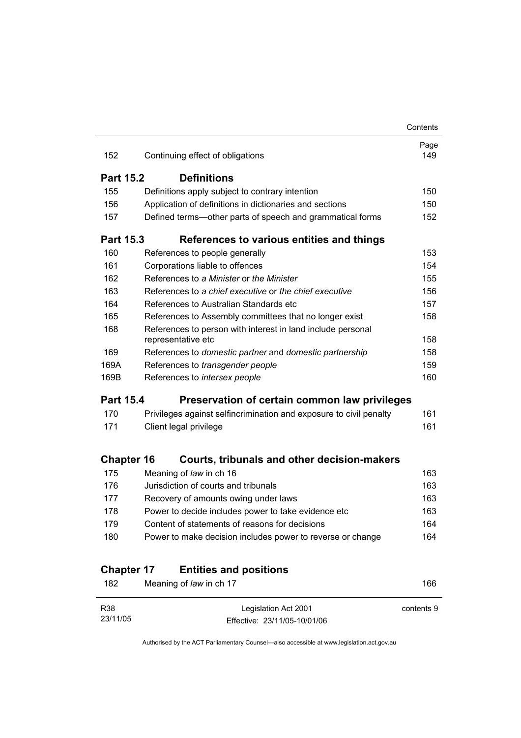| | | Page |
|---|---|---|
| 152 | Continuing effect of obligations | 149 |
| **Part 15.2** | **Definitions** | |
| 155 | Definitions apply subject to contrary intention | 150 |
| 156 | Application of definitions in dictionaries and sections | 150 |
| 157 | Defined terms—other parts of speech and grammatical forms | 152 |
| **Part 15.3** | **References to various entities and things** | |
| 160 | References to people generally | 153 |
| 161 | Corporations liable to offences | 154 |
| 162 | References to *a Minister* or *the Minister* | 155 |
| 163 | References to *a chief executive* or *the chief executive* | 156 |
| 164 | References to Australian Standards etc | 157 |
| 165 | References to Assembly committees that no longer exist | 158 |
| 168 | References to person with interest in land include personal representative etc | 158 |
| 169 | References to *domestic partner* and *domestic partnership* | 158 |
| 169A | References to *transgender people* | 159 |
| 169B | References to *intersex people* | 160 |
| **Part 15.4** | **Preservation of certain common law privileges** | |
| 170 | Privileges against selfincrimination and exposure to civil penalty | 161 |
| 171 | Client legal privilege | 161 |
| **Chapter 16** | **Courts, tribunals and other decision-makers** | |
| 175 | Meaning of *law* in ch 16 | 163 |
| 176 | Jurisdiction of courts and tribunals | 163 |
| 177 | Recovery of amounts owing under laws | 163 |
| 178 | Power to decide includes power to take evidence etc | 163 |
| 179 | Content of statements of reasons for decisions | 164 |
| 180 | Power to make decision includes power to reverse or change | 164 |
| **Chapter 17** | **Entities and positions** | |
| 182 | Meaning of *law* in ch 17 | 166 |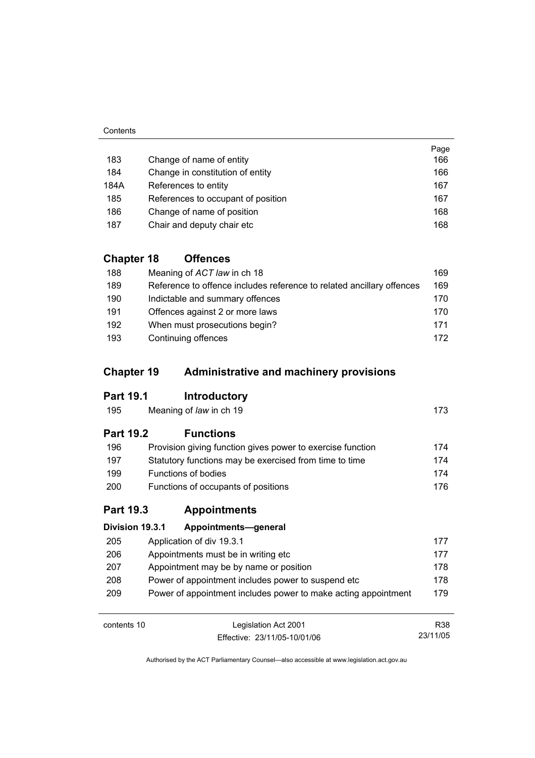| | | Page |
|---|---|---|
| 183 | Change of name of entity | 166 |
| 184 | Change in constitution of entity | 166 |
| 184A | References to entity | 167 |
| 185 | References to occupant of position | 167 |
| 186 | Change of name of position | 168 |
| 187 | Chair and deputy chair etc | 168 |

## Chapter 18 Offences

| | | |
|---|---|---|
| 188 | Meaning of *ACT law* in ch 18 | 169 |
| 189 | Reference to offence includes reference to related ancillary offences | 169 |
| 190 | Indictable and summary offences | 170 |
| 191 | Offences against 2 or more laws | 170 |
| 192 | When must prosecutions begin? | 171 |
| 193 | Continuing offences | 172 |

## Chapter 19 Administrative and machinery provisions

### Part 19.1 Introductory

| | | |
|---|---|---|
| 195 | Meaning of *law* in ch 19 | 173 |

### Part 19.2 Functions

| | | |
|---|---|---|
| 196 | Provision giving function gives power to exercise function | 174 |
| 197 | Statutory functions may be exercised from time to time | 174 |
| 199 | Functions of bodies | 174 |
| 200 | Functions of occupants of positions | 176 |

### Part 19.3 Appointments

#### Division 19.3.1 Appointments—general

| | | |
|---|---|---|
| 205 | Application of div 19.3.1 | 177 |
| 206 | Appointments must be in writing etc | 177 |
| 207 | Appointment may be by name or position | 178 |
| 208 | Power of appointment includes power to suspend etc | 178 |
| 209 | Power of appointment includes power to make acting appointment | 179 |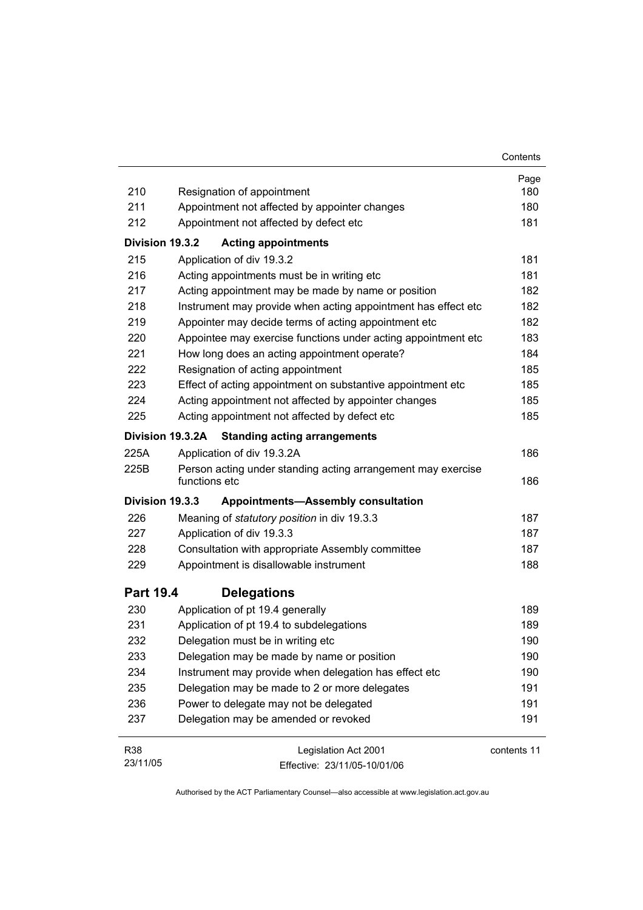| | | Page |
|---|---|---|
| 210 | Resignation of appointment | 180 |
| 211 | Appointment not affected by appointer changes | 180 |
| 212 | Appointment not affected by defect etc | 181 |
| **Division 19.3.2** | **Acting appointments** | |
| 215 | Application of div 19.3.2 | 181 |
| 216 | Acting appointments must be in writing etc | 181 |
| 217 | Acting appointment may be made by name or position | 182 |
| 218 | Instrument may provide when acting appointment has effect etc | 182 |
| 219 | Appointer may decide terms of acting appointment etc | 182 |
| 220 | Appointee may exercise functions under acting appointment etc | 183 |
| 221 | How long does an acting appointment operate? | 184 |
| 222 | Resignation of acting appointment | 185 |
| 223 | Effect of acting appointment on substantive appointment etc | 185 |
| 224 | Acting appointment not affected by appointer changes | 185 |
| 225 | Acting appointment not affected by defect etc | 185 |
| **Division 19.3.2A** | **Standing acting arrangements** | |
| 225A | Application of div 19.3.2A | 186 |
| 225B | Person acting under standing acting arrangement may exercise functions etc | 186 |
| **Division 19.3.3** | **Appointments—Assembly consultation** | |
| 226 | Meaning of *statutory position* in div 19.3.3 | 187 |
| 227 | Application of div 19.3.3 | 187 |
| 228 | Consultation with appropriate Assembly committee | 187 |
| 229 | Appointment is disallowable instrument | 188 |

## Part 19.4 Delegations

| | | |
|---|---|---|
| 230 | Application of pt 19.4 generally | 189 |
| 231 | Application of pt 19.4 to subdelegations | 189 |
| 232 | Delegation must be in writing etc | 190 |
| 233 | Delegation may be made by name or position | 190 |
| 234 | Instrument may provide when delegation has effect etc | 190 |
| 235 | Delegation may be made to 2 or more delegates | 191 |
| 236 | Power to delegate may not be delegated | 191 |
| 237 | Delegation may be amended or revoked | 191 |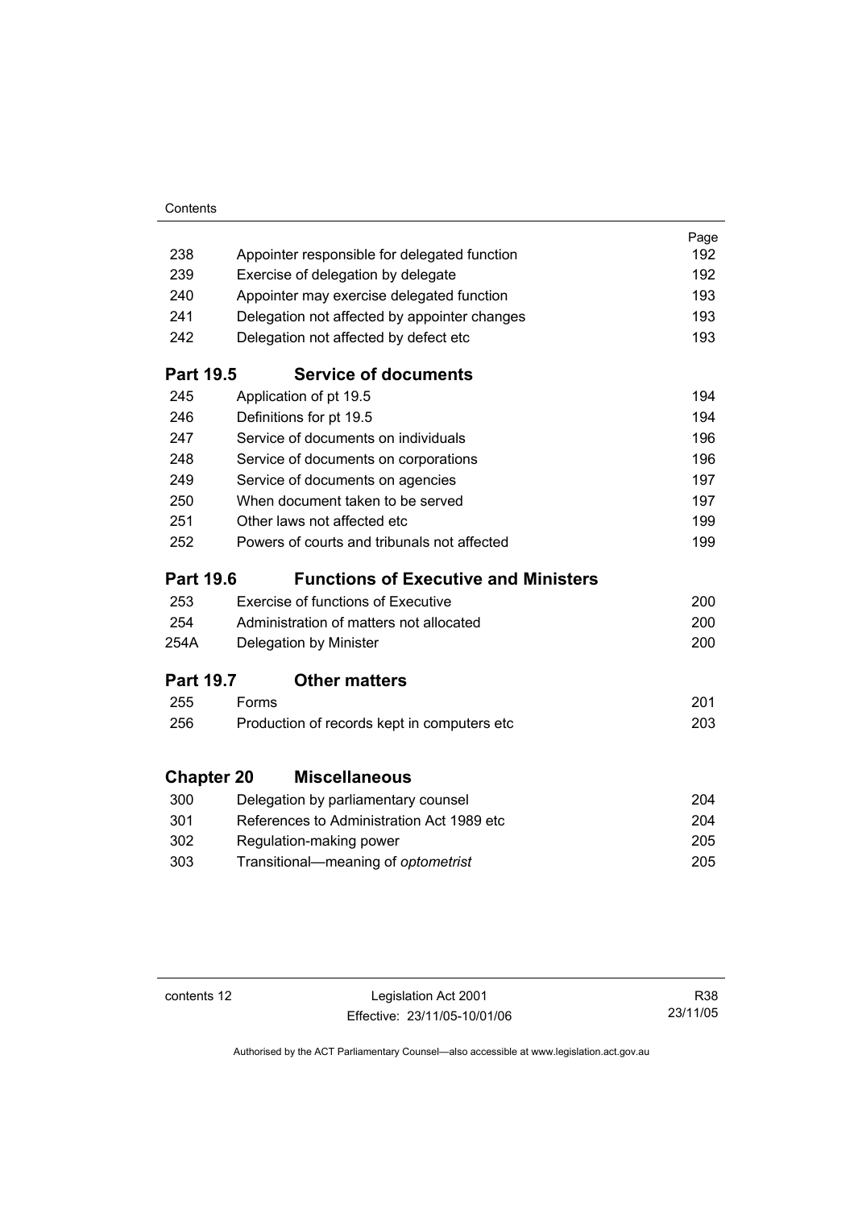| | | Page |
|---|---|---|
| 238 | Appointer responsible for delegated function | 192 |
| 239 | Exercise of delegation by delegate | 192 |
| 240 | Appointer may exercise delegated function | 193 |
| 241 | Delegation not affected by appointer changes | 193 |
| 242 | Delegation not affected by defect etc | 193 |

## Part 19.5 Service of documents

| | | |
|---|---|---|
| 245 | Application of pt 19.5 | 194 |
| 246 | Definitions for pt 19.5 | 194 |
| 247 | Service of documents on individuals | 196 |
| 248 | Service of documents on corporations | 196 |
| 249 | Service of documents on agencies | 197 |
| 250 | When document taken to be served | 197 |
| 251 | Other laws not affected etc | 199 |
| 252 | Powers of courts and tribunals not affected | 199 |

## Part 19.6 Functions of Executive and Ministers

| | | |
|---|---|---|
| 253 | Exercise of functions of Executive | 200 |
| 254 | Administration of matters not allocated | 200 |
| 254A | Delegation by Minister | 200 |

## Part 19.7 Other matters

| | | |
|---|---|---|
| 255 | Forms | 201 |
| 256 | Production of records kept in computers etc | 203 |

# Chapter 20 Miscellaneous

| | | |
|---|---|---|
| 300 | Delegation by parliamentary counsel | 204 |
| 301 | References to Administration Act 1989 etc | 204 |
| 302 | Regulation-making power | 205 |
| 303 | Transitional—meaning of *optometrist* | 205 |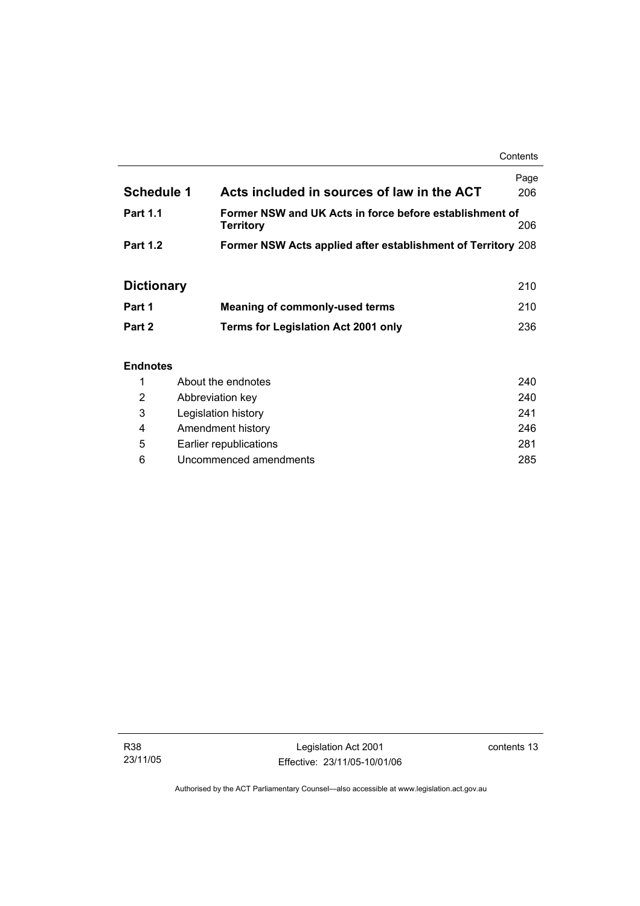| | | Page |
|---|---|---|
| **Schedule 1** | **Acts included in sources of law in the ACT** | 206 |
| **Part 1.1** | **Former NSW and UK Acts in force before establishment of Territory** | 206 |
| **Part 1.2** | **Former NSW Acts applied after establishment of Territory** | 208 |
| **Dictionary** | | 210 |
| **Part 1** | **Meaning of commonly-used terms** | 210 |
| **Part 2** | **Terms for Legislation Act 2001 only** | 236 |

**Endnotes**

| | | |
|---|---|---|
| 1 | About the endnotes | 240 |
| 2 | Abbreviation key | 240 |
| 3 | Legislation history | 241 |
| 4 | Amendment history | 246 |
| 5 | Earlier republications | 281 |
| 6 | Uncommenced amendments | 285 |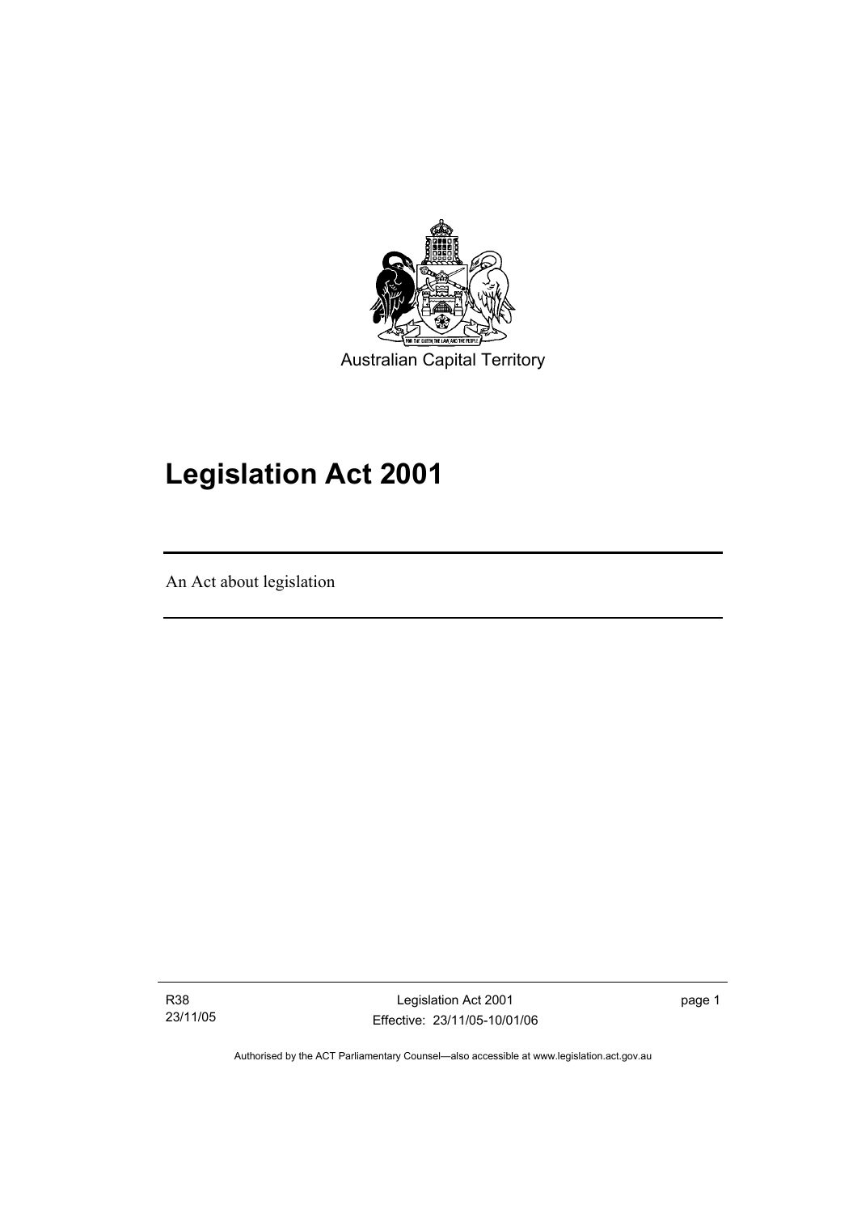Australian Capital Territory

# Legislation Act 2001

An Act about legislation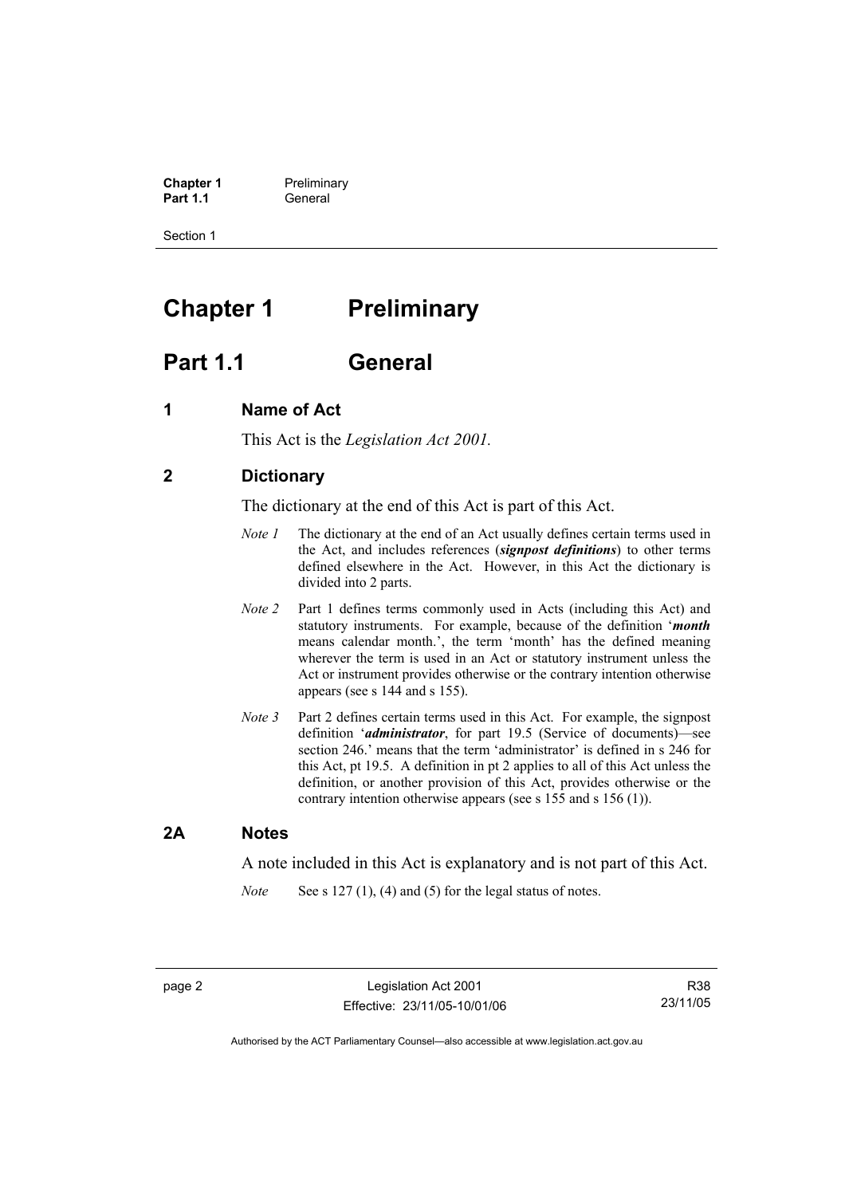# Chapter 1 Preliminary

## Part 1.1 General

### 1 Name of Act

This Act is the *Legislation Act 2001*.

### 2 Dictionary

The dictionary at the end of this Act is part of this Act.

*Note 1* The dictionary at the end of an Act usually defines certain terms used in the Act, and includes references (***signpost definitions***) to other terms defined elsewhere in the Act. However, in this Act the dictionary is divided into 2 parts.

*Note 2* Part 1 defines terms commonly used in Acts (including this Act) and statutory instruments. For example, because of the definition '***month*** means calendar month.', the term 'month' has the defined meaning wherever the term is used in an Act or statutory instrument unless the Act or instrument provides otherwise or the contrary intention otherwise appears (see s 144 and s 155).

*Note 3* Part 2 defines certain terms used in this Act. For example, the signpost definition '***administrator***, for part 19.5 (Service of documents)—see section 246.' means that the term 'administrator' is defined in s 246 for this Act, pt 19.5. A definition in pt 2 applies to all of this Act unless the definition, or another provision of this Act, provides otherwise or the contrary intention otherwise appears (see s 155 and s 156 (1)).

### 2A Notes

A note included in this Act is explanatory and is not part of this Act.

*Note* See s 127 (1), (4) and (5) for the legal status of notes.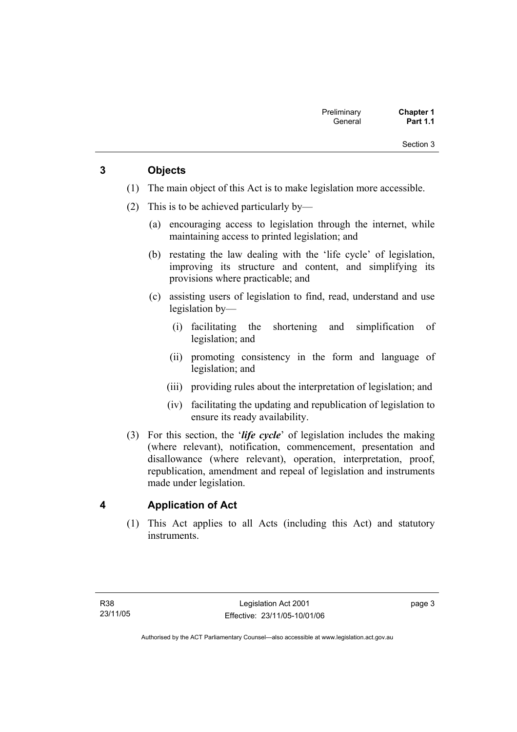## 3 Objects

(1) The main object of this Act is to make legislation more accessible.

(2) This is to be achieved particularly by—

(a) encouraging access to legislation through the internet, while maintaining access to printed legislation; and

(b) restating the law dealing with the 'life cycle' of legislation, improving its structure and content, and simplifying its provisions where practicable; and

(c) assisting users of legislation to find, read, understand and use legislation by—

(i) facilitating the shortening and simplification of legislation; and

(ii) promoting consistency in the form and language of legislation; and

(iii) providing rules about the interpretation of legislation; and

(iv) facilitating the updating and republication of legislation to ensure its ready availability.

(3) For this section, the '***life cycle***' of legislation includes the making (where relevant), notification, commencement, presentation and disallowance (where relevant), operation, interpretation, proof, republication, amendment and repeal of legislation and instruments made under legislation.

## 4 Application of Act

(1) This Act applies to all Acts (including this Act) and statutory instruments.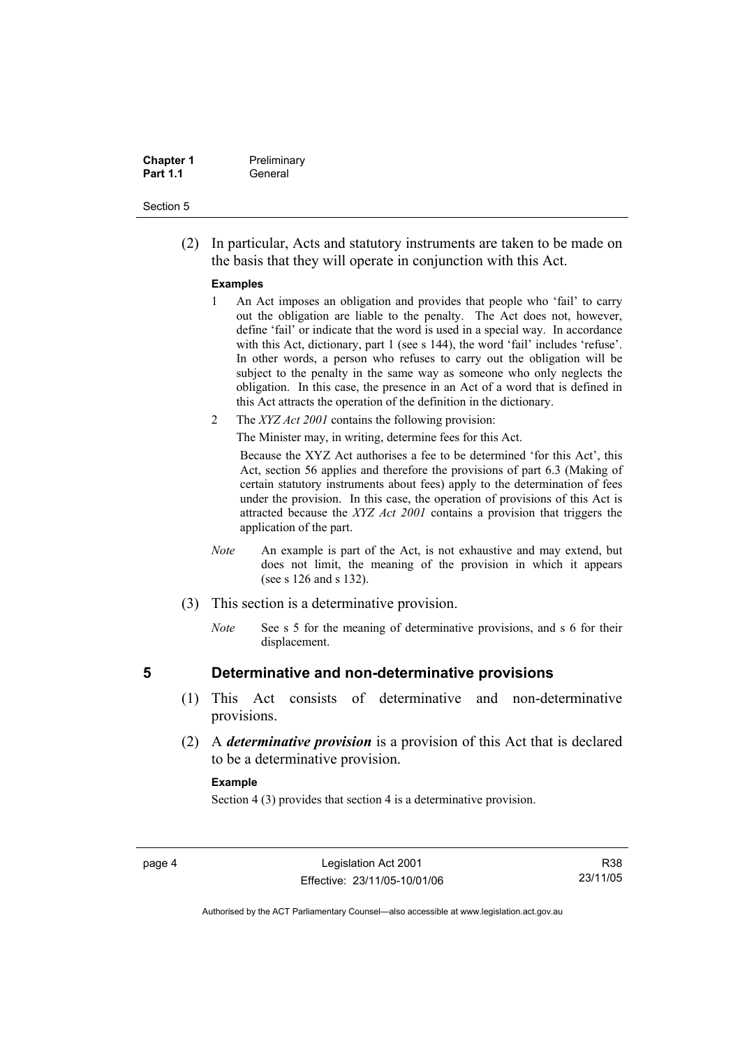(2) In particular, Acts and statutory instruments are taken to be made on the basis that they will operate in conjunction with this Act.

**Examples**

1 An Act imposes an obligation and provides that people who 'fail' to carry out the obligation are liable to the penalty. The Act does not, however, define 'fail' or indicate that the word is used in a special way. In accordance with this Act, dictionary, part 1 (see s 144), the word 'fail' includes 'refuse'. In other words, a person who refuses to carry out the obligation will be subject to the penalty in the same way as someone who only neglects the obligation. In this case, the presence in an Act of a word that is defined in this Act attracts the operation of the definition in the dictionary.

2 The *XYZ Act 2001* contains the following provision:

The Minister may, in writing, determine fees for this Act.

Because the XYZ Act authorises a fee to be determined 'for this Act', this Act, section 56 applies and therefore the provisions of part 6.3 (Making of certain statutory instruments about fees) apply to the determination of fees under the provision. In this case, the operation of provisions of this Act is attracted because the *XYZ Act 2001* contains a provision that triggers the application of the part.

*Note* An example is part of the Act, is not exhaustive and may extend, but does not limit, the meaning of the provision in which it appears (see s 126 and s 132).

(3) This section is a determinative provision.

*Note* See s 5 for the meaning of determinative provisions, and s 6 for their displacement.

## 5 Determinative and non-determinative provisions

(1) This Act consists of determinative and non-determinative provisions.

(2) A ***determinative provision*** is a provision of this Act that is declared to be a determinative provision.

**Example**

Section 4 (3) provides that section 4 is a determinative provision.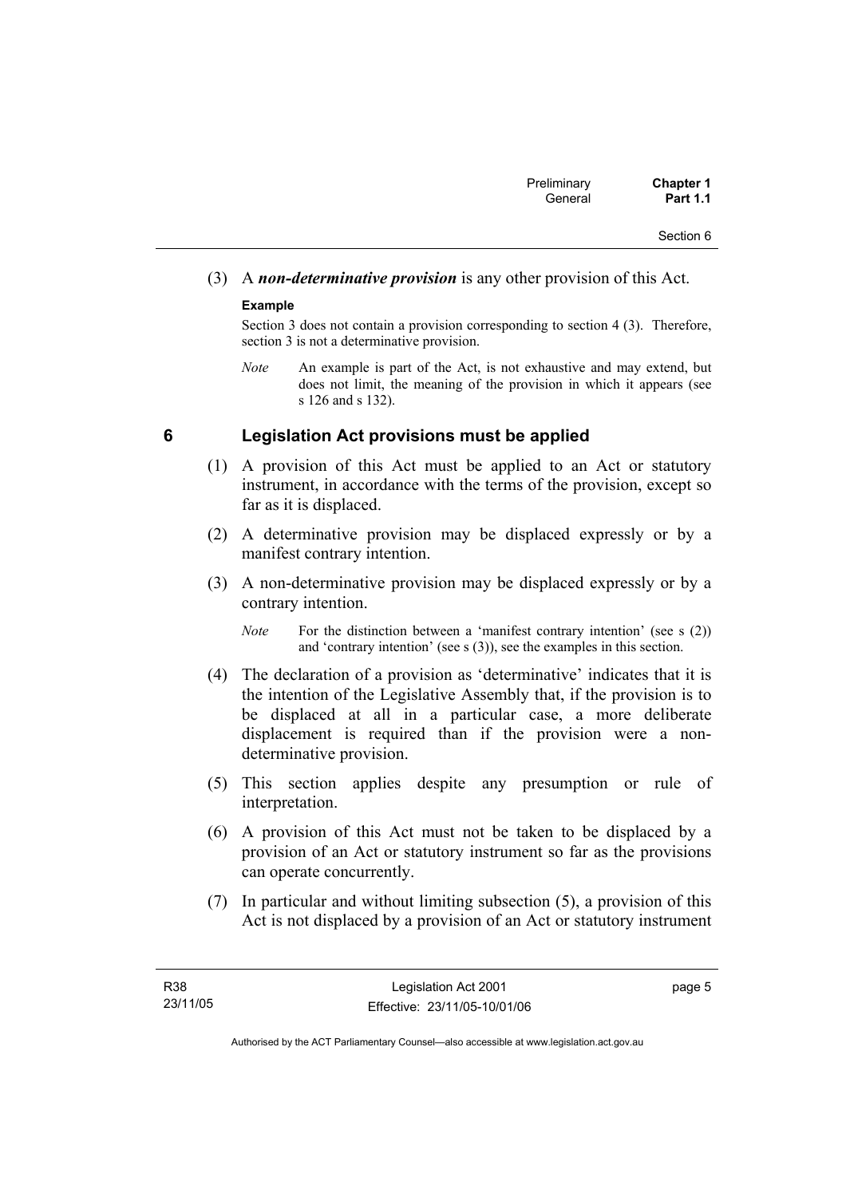(3) A ***non-determinative provision*** is any other provision of this Act.

**Example**

Section 3 does not contain a provision corresponding to section 4 (3). Therefore, section 3 is not a determinative provision.

*Note* An example is part of the Act, is not exhaustive and may extend, but does not limit, the meaning of the provision in which it appears (see s 126 and s 132).

## 6 Legislation Act provisions must be applied

(1) A provision of this Act must be applied to an Act or statutory instrument, in accordance with the terms of the provision, except so far as it is displaced.

(2) A determinative provision may be displaced expressly or by a manifest contrary intention.

(3) A non-determinative provision may be displaced expressly or by a contrary intention.

*Note* For the distinction between a 'manifest contrary intention' (see s (2)) and 'contrary intention' (see s (3)), see the examples in this section.

(4) The declaration of a provision as 'determinative' indicates that it is the intention of the Legislative Assembly that, if the provision is to be displaced at all in a particular case, a more deliberate displacement is required than if the provision were a non-determinative provision.

(5) This section applies despite any presumption or rule of interpretation.

(6) A provision of this Act must not be taken to be displaced by a provision of an Act or statutory instrument so far as the provisions can operate concurrently.

(7) In particular and without limiting subsection (5), a provision of this Act is not displaced by a provision of an Act or statutory instrument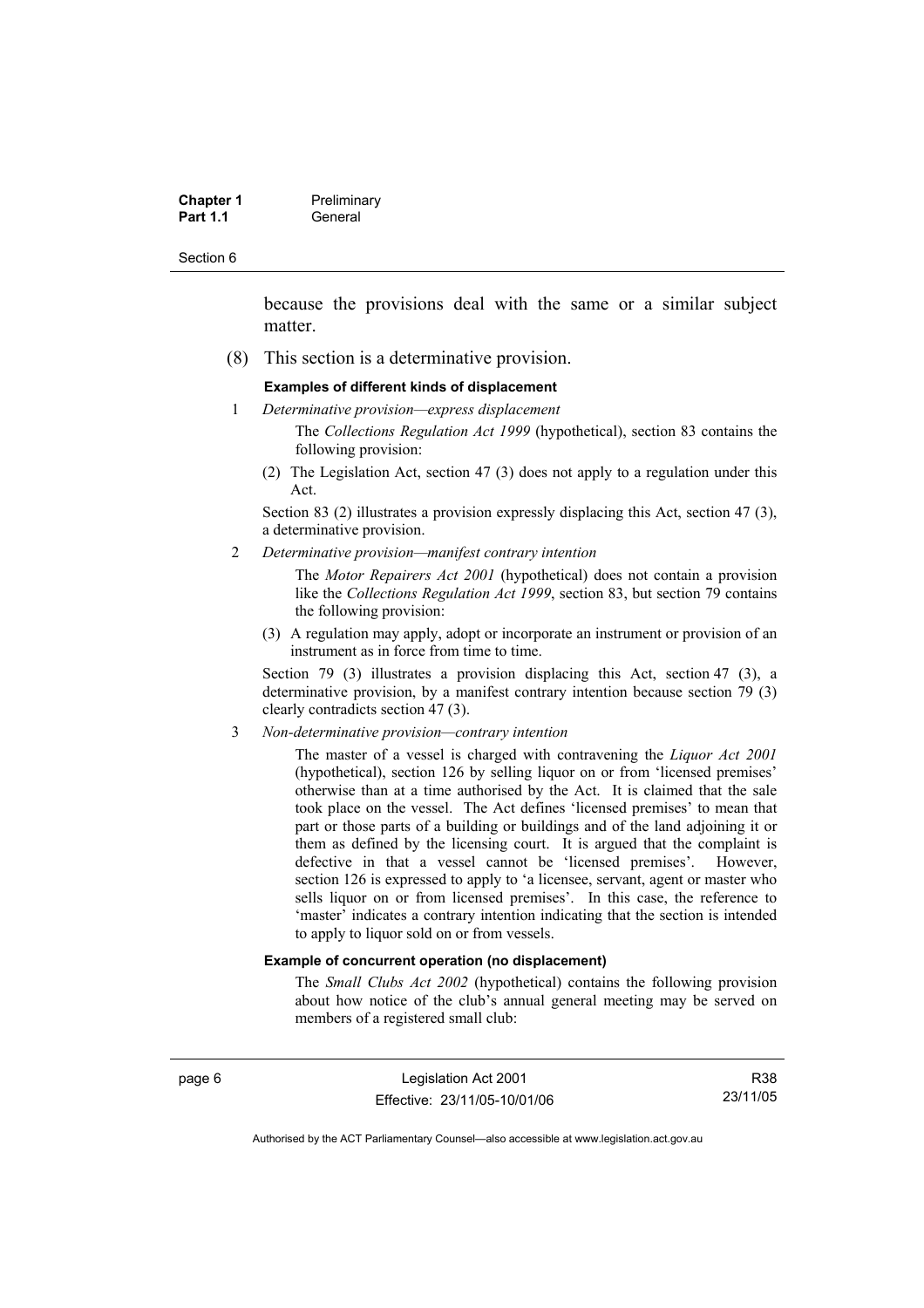because the provisions deal with the same or a similar subject matter.

(8) This section is a determinative provision.

**Examples of different kinds of displacement**

1 *Determinative provision—express displacement*

The *Collections Regulation Act 1999* (hypothetical), section 83 contains the following provision:

(2) The Legislation Act, section 47 (3) does not apply to a regulation under this Act.

Section 83 (2) illustrates a provision expressly displacing this Act, section 47 (3), a determinative provision.

2 *Determinative provision—manifest contrary intention*

The *Motor Repairers Act 2001* (hypothetical) does not contain a provision like the *Collections Regulation Act 1999*, section 83, but section 79 contains the following provision:

(3) A regulation may apply, adopt or incorporate an instrument or provision of an instrument as in force from time to time.

Section 79 (3) illustrates a provision displacing this Act, section 47 (3), a determinative provision, by a manifest contrary intention because section 79 (3) clearly contradicts section 47 (3).

3 *Non-determinative provision—contrary intention*

The master of a vessel is charged with contravening the *Liquor Act 2001* (hypothetical), section 126 by selling liquor on or from 'licensed premises' otherwise than at a time authorised by the Act. It is claimed that the sale took place on the vessel. The Act defines 'licensed premises' to mean that part or those parts of a building or buildings and of the land adjoining it or them as defined by the licensing court. It is argued that the complaint is defective in that a vessel cannot be 'licensed premises'. However, section 126 is expressed to apply to 'a licensee, servant, agent or master who sells liquor on or from licensed premises'. In this case, the reference to 'master' indicates a contrary intention indicating that the section is intended to apply to liquor sold on or from vessels.

**Example of concurrent operation (no displacement)**

The *Small Clubs Act 2002* (hypothetical) contains the following provision about how notice of the club's annual general meeting may be served on members of a registered small club: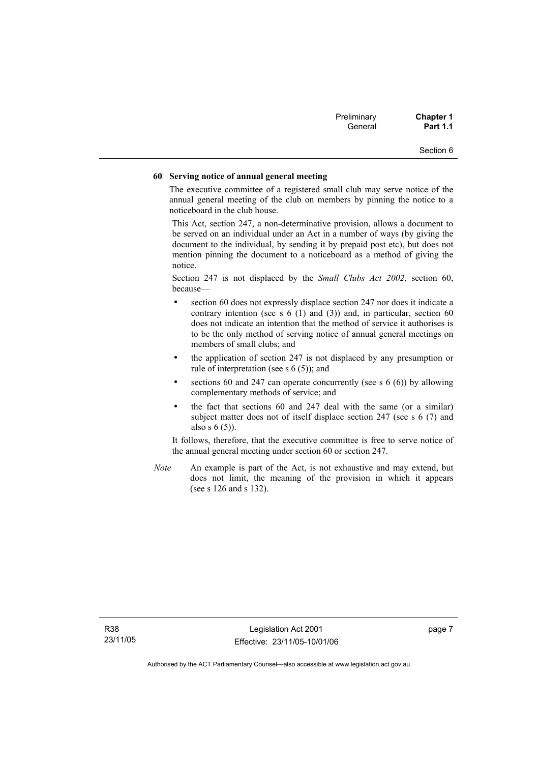**60 Serving notice of annual general meeting**

The executive committee of a registered small club may serve notice of the annual general meeting of the club on members by pinning the notice to a noticeboard in the club house.

This Act, section 247, a non-determinative provision, allows a document to be served on an individual under an Act in a number of ways (by giving the document to the individual, by sending it by prepaid post etc), but does not mention pinning the document to a noticeboard as a method of giving the notice.

Section 247 is not displaced by the *Small Clubs Act 2002*, section 60, because—

- section 60 does not expressly displace section 247 nor does it indicate a contrary intention (see s 6 (1) and (3)) and, in particular, section 60 does not indicate an intention that the method of service it authorises is to be the only method of serving notice of annual general meetings on members of small clubs; and
- the application of section 247 is not displaced by any presumption or rule of interpretation (see s 6 (5)); and
- sections 60 and 247 can operate concurrently (see s 6 (6)) by allowing complementary methods of service; and
- the fact that sections 60 and 247 deal with the same (or a similar) subject matter does not of itself displace section 247 (see s 6 (7) and also s 6 (5)).

It follows, therefore, that the executive committee is free to serve notice of the annual general meeting under section 60 or section 247.

*Note* An example is part of the Act, is not exhaustive and may extend, but does not limit, the meaning of the provision in which it appears (see s 126 and s 132).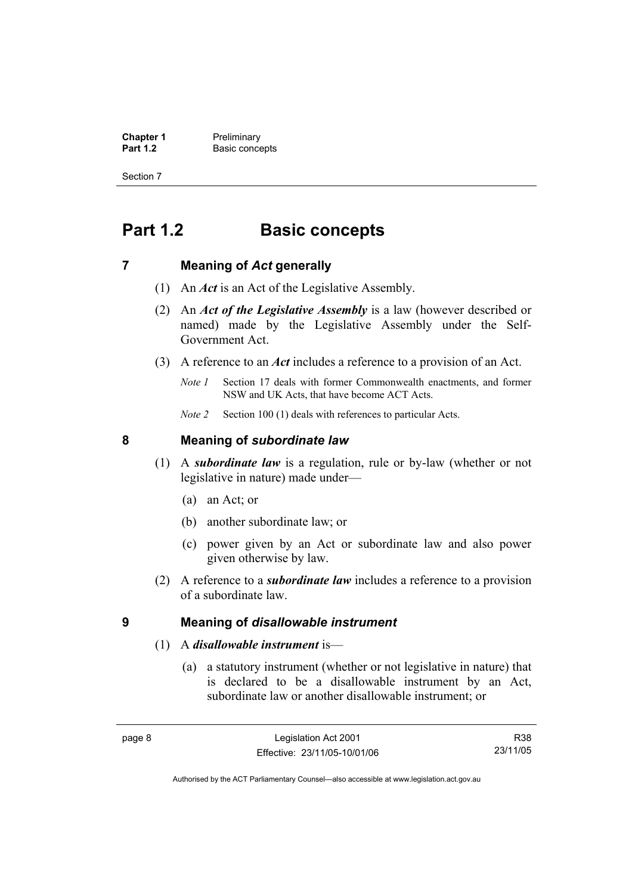# Part 1.2 Basic concepts

## 7 Meaning of *Act* generally

(1) An ***Act*** is an Act of the Legislative Assembly.

(2) An ***Act of the Legislative Assembly*** is a law (however described or named) made by the Legislative Assembly under the Self-Government Act.

(3) A reference to an ***Act*** includes a reference to a provision of an Act.

*Note 1* Section 17 deals with former Commonwealth enactments, and former NSW and UK Acts, that have become ACT Acts.

*Note 2* Section 100 (1) deals with references to particular Acts.

## 8 Meaning of *subordinate law*

(1) A ***subordinate law*** is a regulation, rule or by-law (whether or not legislative in nature) made under—

(a) an Act; or

(b) another subordinate law; or

(c) power given by an Act or subordinate law and also power given otherwise by law.

(2) A reference to a ***subordinate law*** includes a reference to a provision of a subordinate law.

## 9 Meaning of *disallowable instrument*

(1) A ***disallowable instrument*** is—

(a) a statutory instrument (whether or not legislative in nature) that is declared to be a disallowable instrument by an Act, subordinate law or another disallowable instrument; or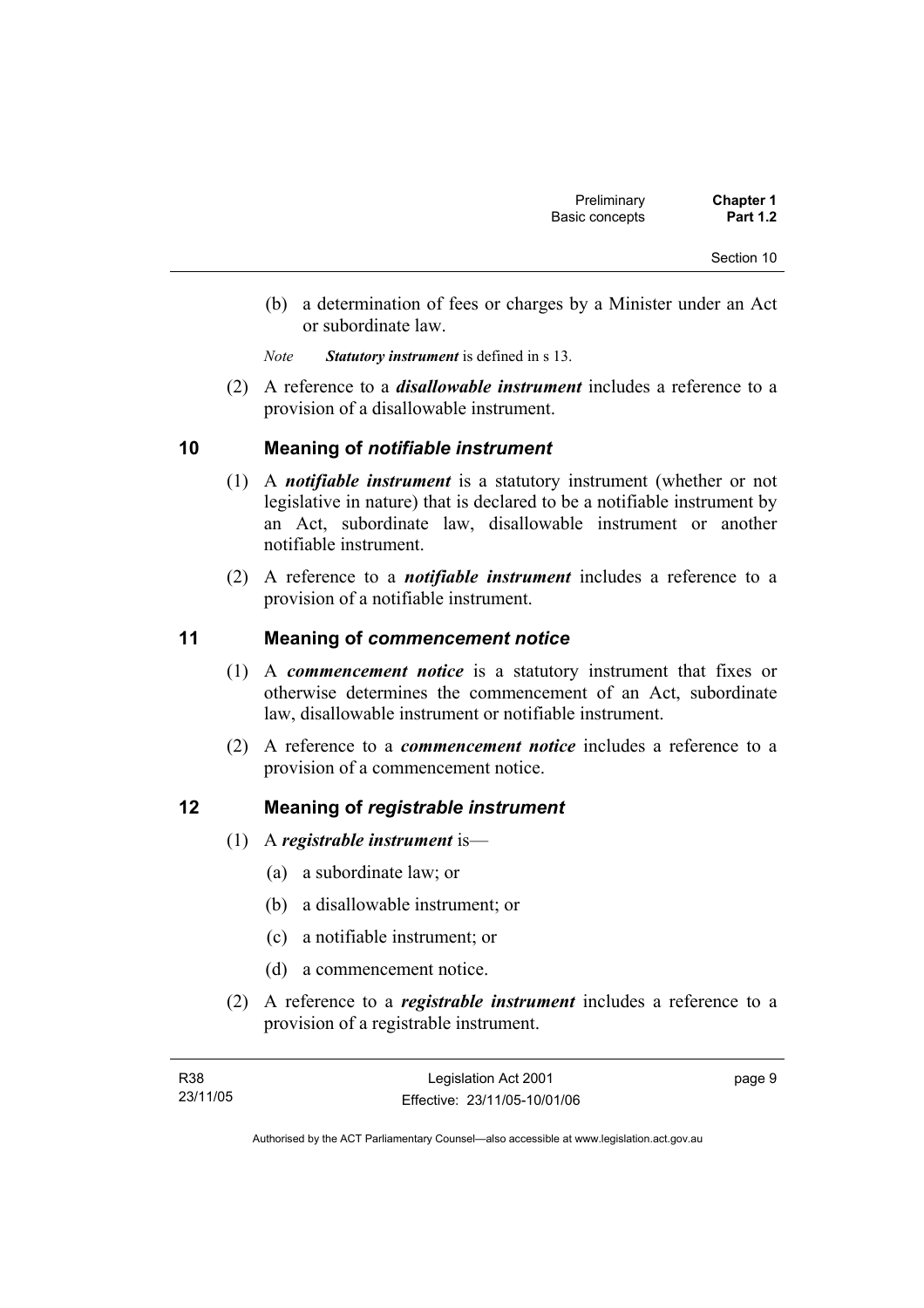(b) a determination of fees or charges by a Minister under an Act or subordinate law.

*Note* ***Statutory instrument*** is defined in s 13.

(2) A reference to a ***disallowable instrument*** includes a reference to a provision of a disallowable instrument.

## 10 Meaning of *notifiable instrument*

(1) A ***notifiable instrument*** is a statutory instrument (whether or not legislative in nature) that is declared to be a notifiable instrument by an Act, subordinate law, disallowable instrument or another notifiable instrument.

(2) A reference to a ***notifiable instrument*** includes a reference to a provision of a notifiable instrument.

## 11 Meaning of *commencement notice*

(1) A ***commencement notice*** is a statutory instrument that fixes or otherwise determines the commencement of an Act, subordinate law, disallowable instrument or notifiable instrument.

(2) A reference to a ***commencement notice*** includes a reference to a provision of a commencement notice.

## 12 Meaning of *registrable instrument*

(1) A ***registrable instrument*** is—

(a) a subordinate law; or

(b) a disallowable instrument; or

(c) a notifiable instrument; or

(d) a commencement notice.

(2) A reference to a ***registrable instrument*** includes a reference to a provision of a registrable instrument.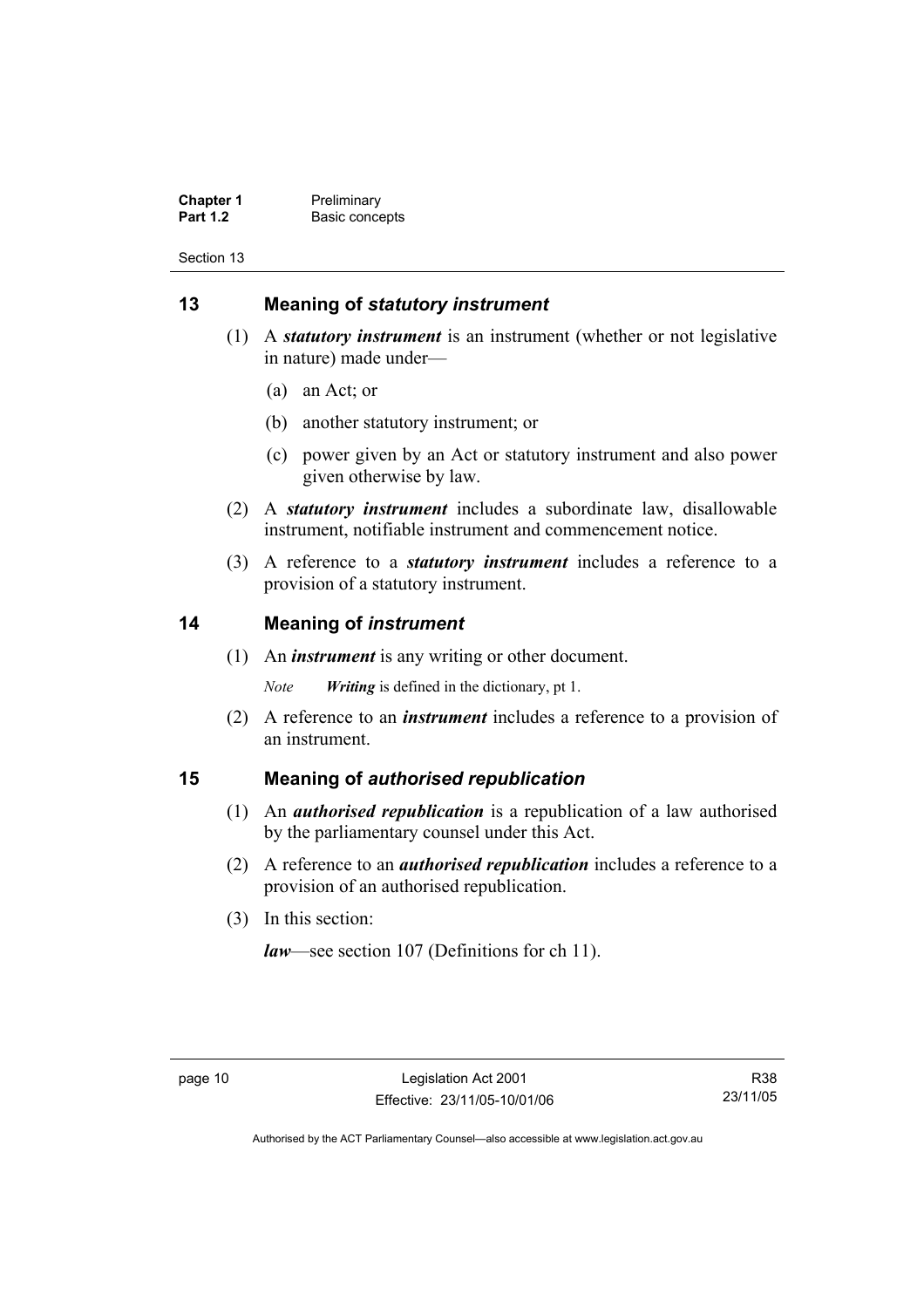## 13 Meaning of *statutory instrument*

(1) A ***statutory instrument*** is an instrument (whether or not legislative in nature) made under—

(a) an Act; or

(b) another statutory instrument; or

(c) power given by an Act or statutory instrument and also power given otherwise by law.

(2) A ***statutory instrument*** includes a subordinate law, disallowable instrument, notifiable instrument and commencement notice.

(3) A reference to a ***statutory instrument*** includes a reference to a provision of a statutory instrument.

## 14 Meaning of *instrument*

(1) An ***instrument*** is any writing or other document.

*Note* ***Writing*** is defined in the dictionary, pt 1.

(2) A reference to an ***instrument*** includes a reference to a provision of an instrument.

## 15 Meaning of *authorised republication*

(1) An ***authorised republication*** is a republication of a law authorised by the parliamentary counsel under this Act.

(2) A reference to an ***authorised republication*** includes a reference to a provision of an authorised republication.

(3) In this section:

***law***—see section 107 (Definitions for ch 11).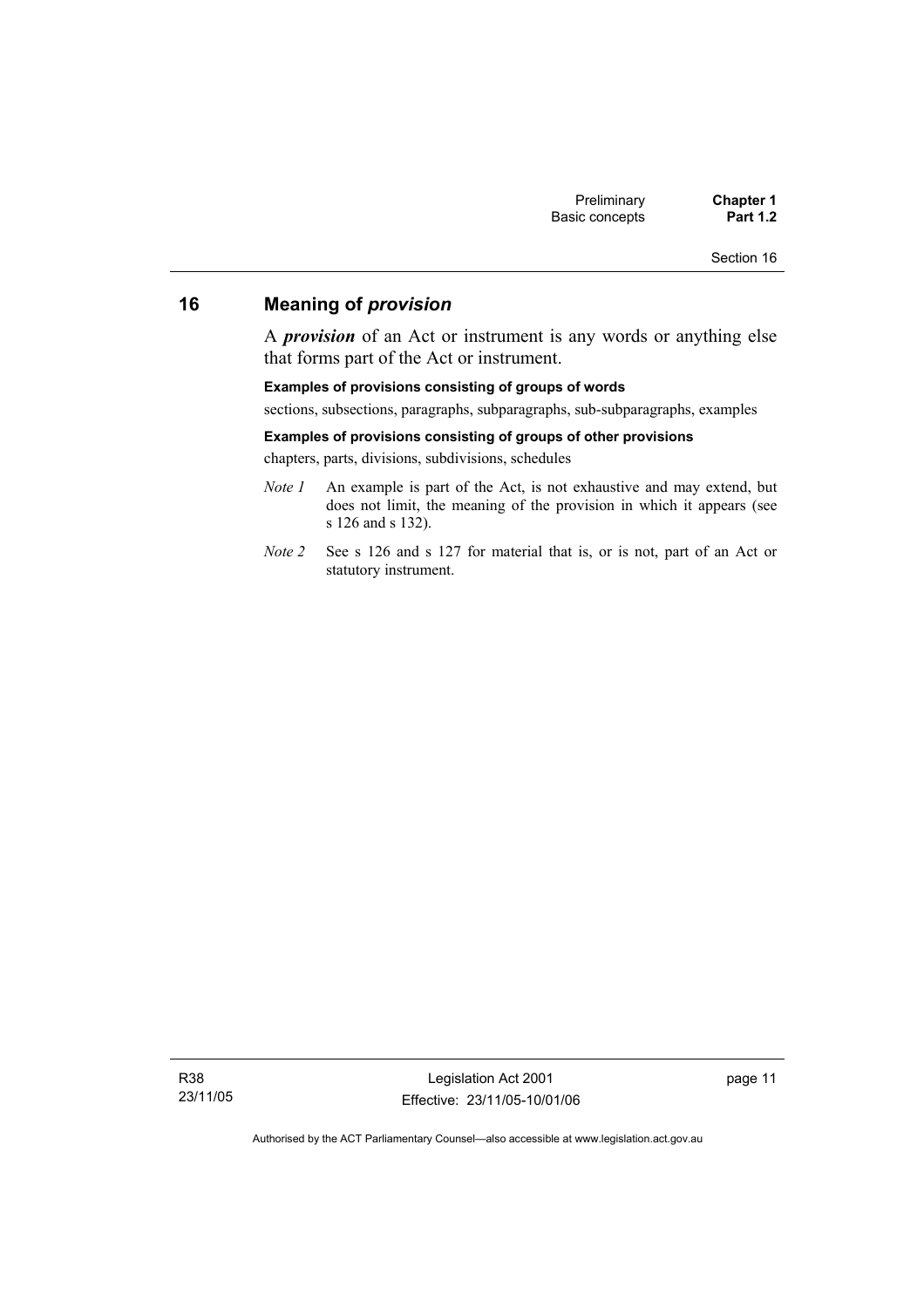## 16 Meaning of ***provision***

A ***provision*** of an Act or instrument is any words or anything else that forms part of the Act or instrument.

**Examples of provisions consisting of groups of words**

sections, subsections, paragraphs, subparagraphs, sub-subparagraphs, examples

**Examples of provisions consisting of groups of other provisions**

chapters, parts, divisions, subdivisions, schedules

*Note 1* An example is part of the Act, is not exhaustive and may extend, but does not limit, the meaning of the provision in which it appears (see s 126 and s 132).

*Note 2* See s 126 and s 127 for material that is, or is not, part of an Act or statutory instrument.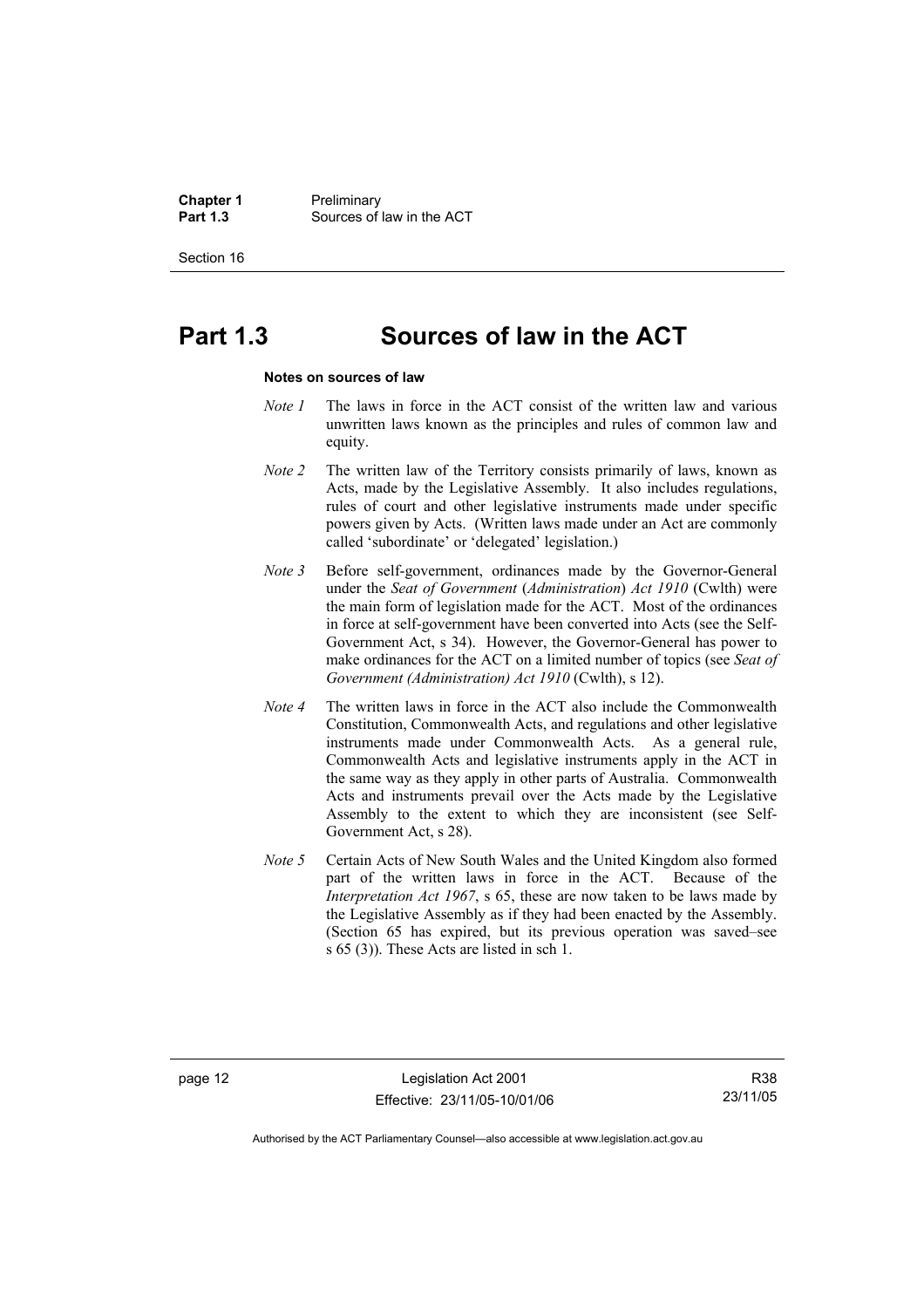# Part 1.3 Sources of law in the ACT

**Notes on sources of law**

*Note 1* The laws in force in the ACT consist of the written law and various unwritten laws known as the principles and rules of common law and equity.

*Note 2* The written law of the Territory consists primarily of laws, known as Acts, made by the Legislative Assembly. It also includes regulations, rules of court and other legislative instruments made under specific powers given by Acts. (Written laws made under an Act are commonly called 'subordinate' or 'delegated' legislation.)

*Note 3* Before self-government, ordinances made by the Governor-General under the *Seat of Government* (*Administration*) *Act 1910* (Cwlth) were the main form of legislation made for the ACT. Most of the ordinances in force at self-government have been converted into Acts (see the Self-Government Act, s 34). However, the Governor-General has power to make ordinances for the ACT on a limited number of topics (see *Seat of Government (Administration) Act 1910* (Cwlth), s 12).

*Note 4* The written laws in force in the ACT also include the Commonwealth Constitution, Commonwealth Acts, and regulations and other legislative instruments made under Commonwealth Acts. As a general rule, Commonwealth Acts and legislative instruments apply in the ACT in the same way as they apply in other parts of Australia. Commonwealth Acts and instruments prevail over the Acts made by the Legislative Assembly to the extent to which they are inconsistent (see Self-Government Act, s 28).

*Note 5* Certain Acts of New South Wales and the United Kingdom also formed part of the written laws in force in the ACT. Because of the *Interpretation Act 1967*, s 65, these are now taken to be laws made by the Legislative Assembly as if they had been enacted by the Assembly. (Section 65 has expired, but its previous operation was saved–see s 65 (3)). These Acts are listed in sch 1.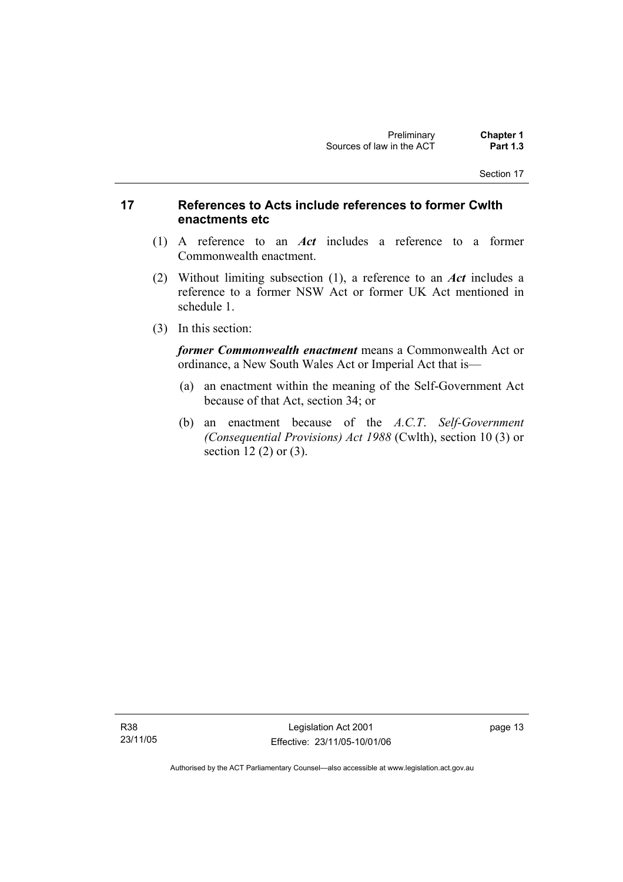## 17 References to Acts include references to former Cwlth enactments etc

(1) A reference to an ***Act*** includes a reference to a former Commonwealth enactment.

(2) Without limiting subsection (1), a reference to an ***Act*** includes a reference to a former NSW Act or former UK Act mentioned in schedule 1.

(3) In this section:

***former Commonwealth enactment*** means a Commonwealth Act or ordinance, a New South Wales Act or Imperial Act that is—

(a) an enactment within the meaning of the Self-Government Act because of that Act, section 34; or

(b) an enactment because of the *A.C.T. Self-Government (Consequential Provisions) Act 1988* (Cwlth), section 10 (3) or section 12 (2) or (3).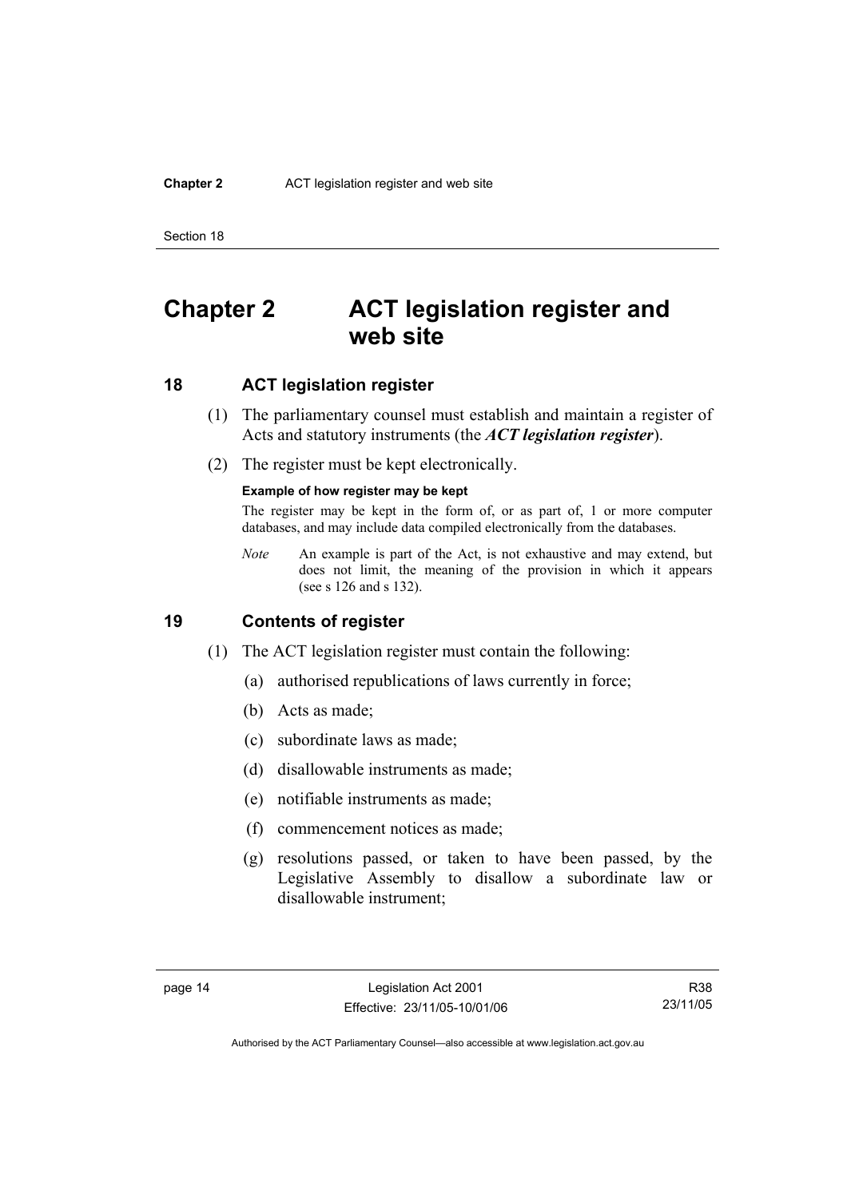# Chapter 2 ACT legislation register and web site

## 18 ACT legislation register

(1) The parliamentary counsel must establish and maintain a register of Acts and statutory instruments (the ***ACT legislation register***).

(2) The register must be kept electronically.

**Example of how register may be kept**

The register may be kept in the form of, or as part of, 1 or more computer databases, and may include data compiled electronically from the databases.

*Note* An example is part of the Act, is not exhaustive and may extend, but does not limit, the meaning of the provision in which it appears (see s 126 and s 132).

## 19 Contents of register

(1) The ACT legislation register must contain the following:

(a) authorised republications of laws currently in force;

(b) Acts as made;

(c) subordinate laws as made;

(d) disallowable instruments as made;

(e) notifiable instruments as made;

(f) commencement notices as made;

(g) resolutions passed, or taken to have been passed, by the Legislative Assembly to disallow a subordinate law or disallowable instrument;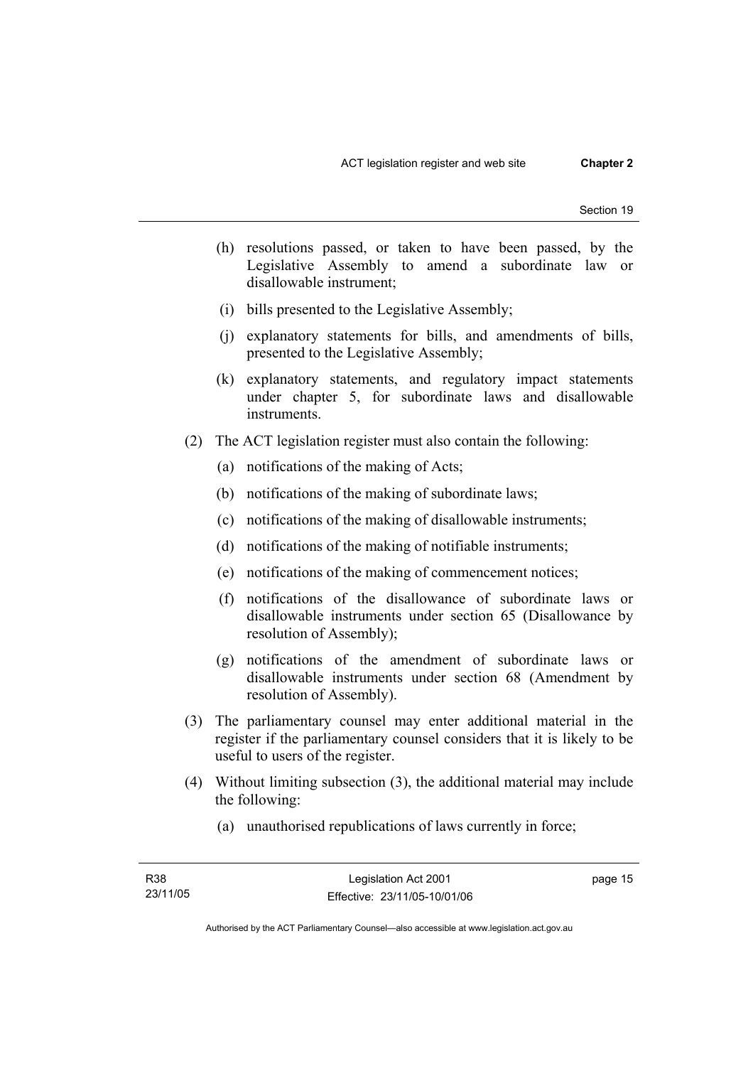(h) resolutions passed, or taken to have been passed, by the Legislative Assembly to amend a subordinate law or disallowable instrument;

(i) bills presented to the Legislative Assembly;

(j) explanatory statements for bills, and amendments of bills, presented to the Legislative Assembly;

(k) explanatory statements, and regulatory impact statements under chapter 5, for subordinate laws and disallowable instruments.

(2) The ACT legislation register must also contain the following:

(a) notifications of the making of Acts;

(b) notifications of the making of subordinate laws;

(c) notifications of the making of disallowable instruments;

(d) notifications of the making of notifiable instruments;

(e) notifications of the making of commencement notices;

(f) notifications of the disallowance of subordinate laws or disallowable instruments under section 65 (Disallowance by resolution of Assembly);

(g) notifications of the amendment of subordinate laws or disallowable instruments under section 68 (Amendment by resolution of Assembly).

(3) The parliamentary counsel may enter additional material in the register if the parliamentary counsel considers that it is likely to be useful to users of the register.

(4) Without limiting subsection (3), the additional material may include the following:

(a) unauthorised republications of laws currently in force;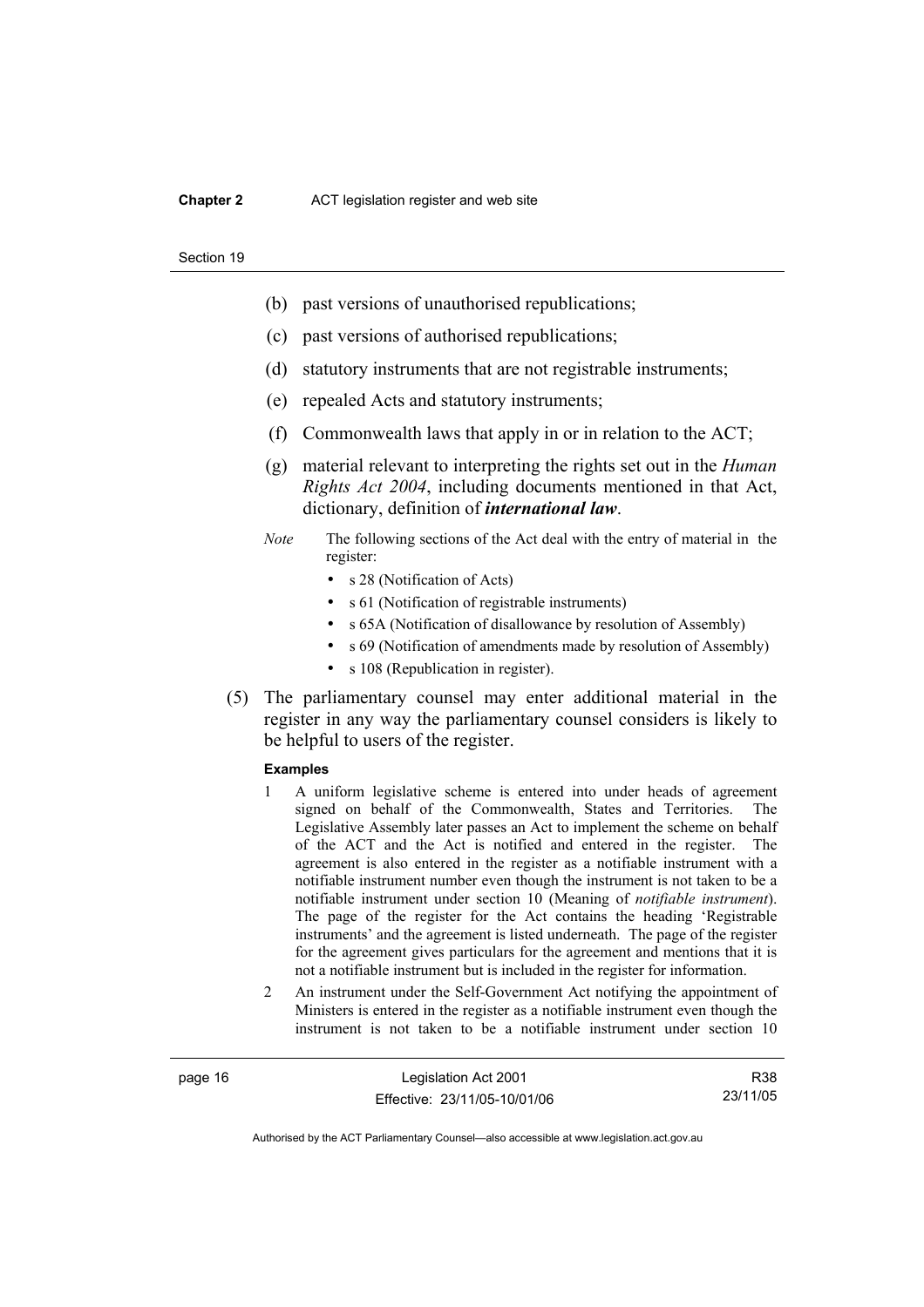- (b) past versions of unauthorised republications;
- (c) past versions of authorised republications;
- (d) statutory instruments that are not registrable instruments;
- (e) repealed Acts and statutory instruments;
- (f) Commonwealth laws that apply in or in relation to the ACT;
- (g) material relevant to interpreting the rights set out in the *Human Rights Act 2004*, including documents mentioned in that Act, dictionary, definition of ***international law***.

*Note* The following sections of the Act deal with the entry of material in the register:

- s 28 (Notification of Acts)
- s 61 (Notification of registrable instruments)
- s 65A (Notification of disallowance by resolution of Assembly)
- s 69 (Notification of amendments made by resolution of Assembly)
- s 108 (Republication in register).

(5) The parliamentary counsel may enter additional material in the register in any way the parliamentary counsel considers is likely to be helpful to users of the register.

**Examples**

1. A uniform legislative scheme is entered into under heads of agreement signed on behalf of the Commonwealth, States and Territories. The Legislative Assembly later passes an Act to implement the scheme on behalf of the ACT and the Act is notified and entered in the register. The agreement is also entered in the register as a notifiable instrument with a notifiable instrument number even though the instrument is not taken to be a notifiable instrument under section 10 (Meaning of *notifiable instrument*). The page of the register for the Act contains the heading 'Registrable instruments' and the agreement is listed underneath. The page of the register for the agreement gives particulars for the agreement and mentions that it is not a notifiable instrument but is included in the register for information.
2. An instrument under the Self-Government Act notifying the appointment of Ministers is entered in the register as a notifiable instrument even though the instrument is not taken to be a notifiable instrument under section 10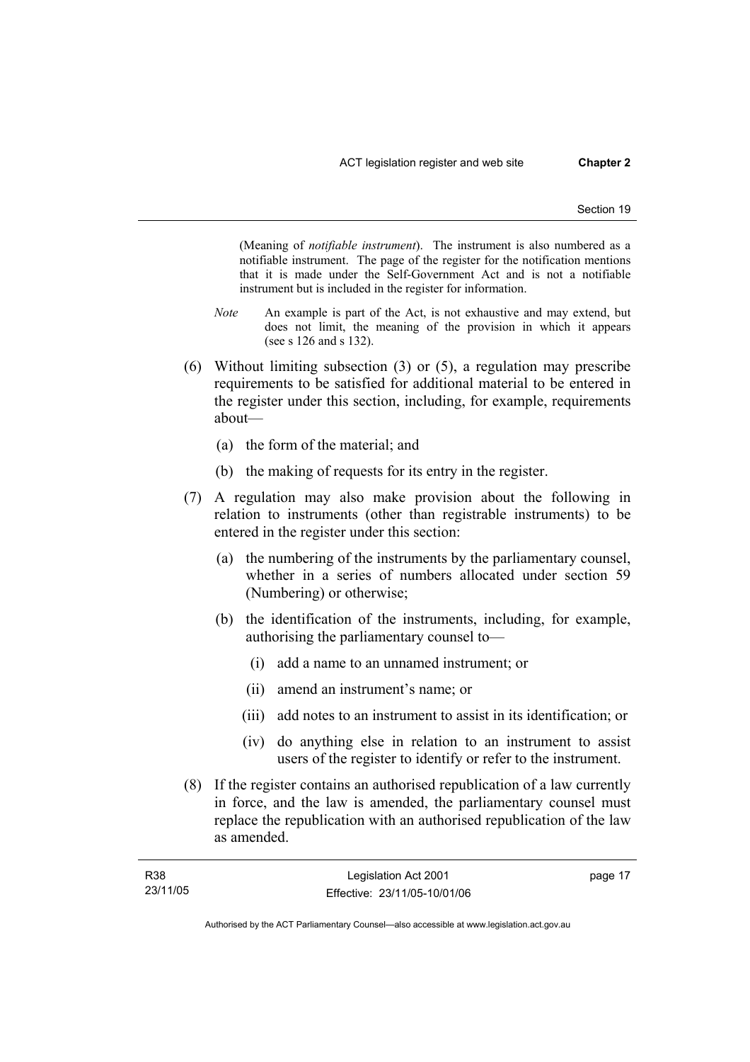(Meaning of *notifiable instrument*). The instrument is also numbered as a notifiable instrument. The page of the register for the notification mentions that it is made under the Self-Government Act and is not a notifiable instrument but is included in the register for information.

*Note* An example is part of the Act, is not exhaustive and may extend, but does not limit, the meaning of the provision in which it appears (see s 126 and s 132).

(6) Without limiting subsection (3) or (5), a regulation may prescribe requirements to be satisfied for additional material to be entered in the register under this section, including, for example, requirements about—

(a) the form of the material; and

(b) the making of requests for its entry in the register.

(7) A regulation may also make provision about the following in relation to instruments (other than registrable instruments) to be entered in the register under this section:

(a) the numbering of the instruments by the parliamentary counsel, whether in a series of numbers allocated under section 59 (Numbering) or otherwise;

(b) the identification of the instruments, including, for example, authorising the parliamentary counsel to—

(i) add a name to an unnamed instrument; or

(ii) amend an instrument's name; or

(iii) add notes to an instrument to assist in its identification; or

(iv) do anything else in relation to an instrument to assist users of the register to identify or refer to the instrument.

(8) If the register contains an authorised republication of a law currently in force, and the law is amended, the parliamentary counsel must replace the republication with an authorised republication of the law as amended.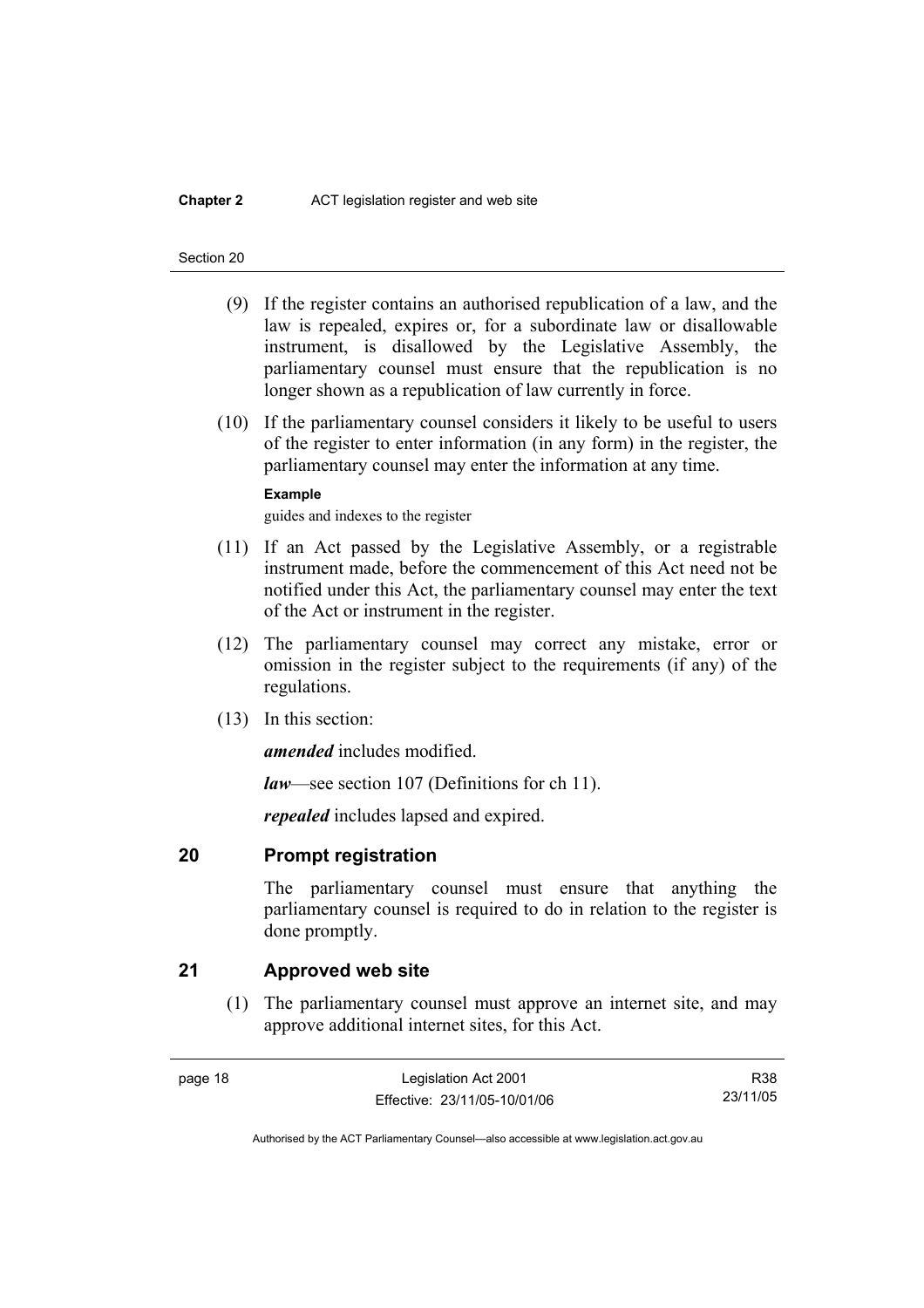(9) If the register contains an authorised republication of a law, and the law is repealed, expires or, for a subordinate law or disallowable instrument, is disallowed by the Legislative Assembly, the parliamentary counsel must ensure that the republication is no longer shown as a republication of law currently in force.

(10) If the parliamentary counsel considers it likely to be useful to users of the register to enter information (in any form) in the register, the parliamentary counsel may enter the information at any time.

**Example**

guides and indexes to the register

(11) If an Act passed by the Legislative Assembly, or a registrable instrument made, before the commencement of this Act need not be notified under this Act, the parliamentary counsel may enter the text of the Act or instrument in the register.

(12) The parliamentary counsel may correct any mistake, error or omission in the register subject to the requirements (if any) of the regulations.

(13) In this section:

***amended*** includes modified.

***law***—see section 107 (Definitions for ch 11).

***repealed*** includes lapsed and expired.

## 20 Prompt registration

The parliamentary counsel must ensure that anything the parliamentary counsel is required to do in relation to the register is done promptly.

## 21 Approved web site

(1) The parliamentary counsel must approve an internet site, and may approve additional internet sites, for this Act.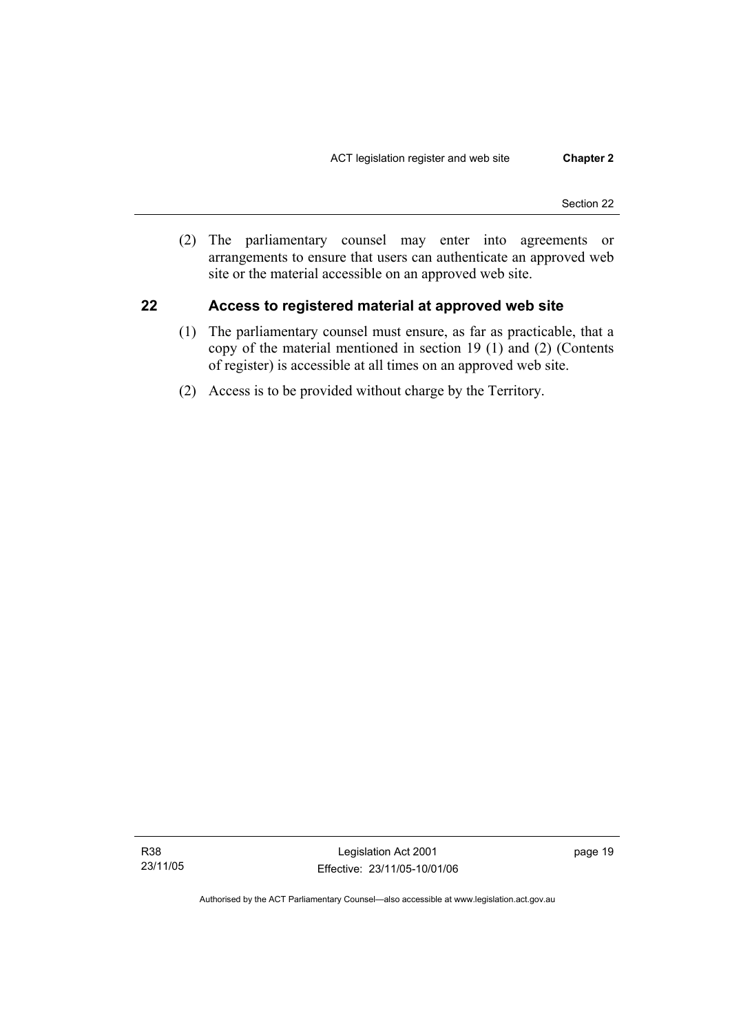(2) The parliamentary counsel may enter into agreements or arrangements to ensure that users can authenticate an approved web site or the material accessible on an approved web site.

## 22 Access to registered material at approved web site

(1) The parliamentary counsel must ensure, as far as practicable, that a copy of the material mentioned in section 19 (1) and (2) (Contents of register) is accessible at all times on an approved web site.

(2) Access is to be provided without charge by the Territory.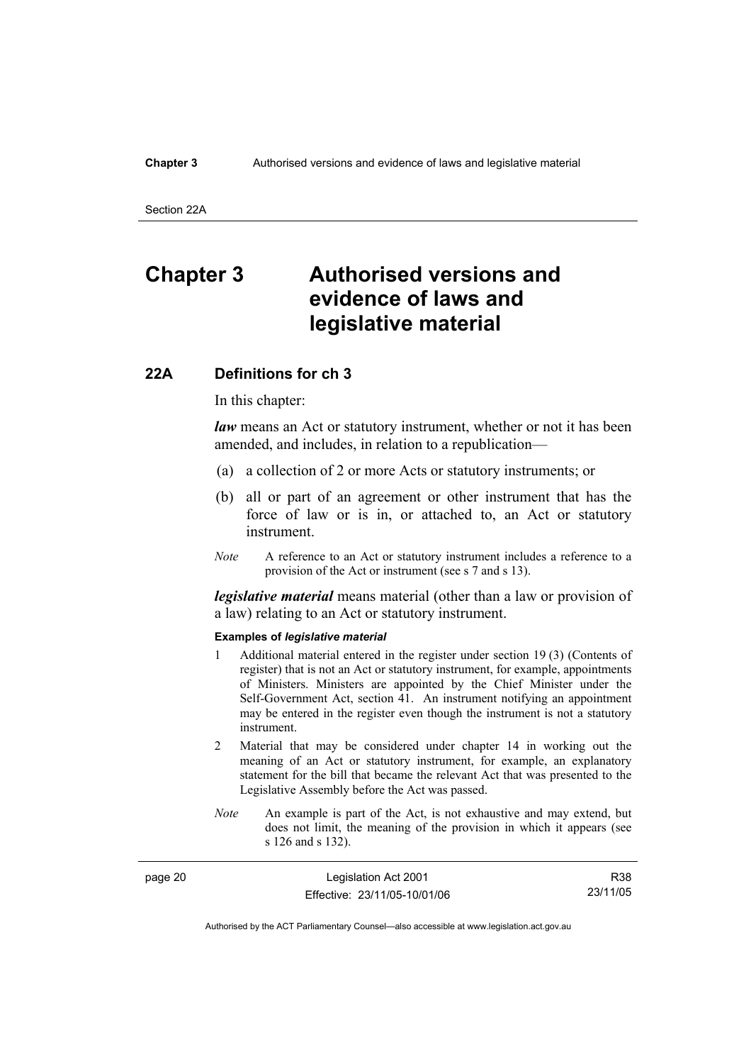# Chapter 3 Authorised versions and evidence of laws and legislative material

## 22A Definitions for ch 3

In this chapter:

***law*** means an Act or statutory instrument, whether or not it has been amended, and includes, in relation to a republication—

(a) a collection of 2 or more Acts or statutory instruments; or

(b) all or part of an agreement or other instrument that has the force of law or is in, or attached to, an Act or statutory instrument.

*Note* A reference to an Act or statutory instrument includes a reference to a provision of the Act or instrument (see s 7 and s 13).

***legislative material*** means material (other than a law or provision of a law) relating to an Act or statutory instrument.

**Examples of *legislative material***

1 Additional material entered in the register under section 19 (3) (Contents of register) that is not an Act or statutory instrument, for example, appointments of Ministers. Ministers are appointed by the Chief Minister under the Self-Government Act, section 41. An instrument notifying an appointment may be entered in the register even though the instrument is not a statutory instrument.

2 Material that may be considered under chapter 14 in working out the meaning of an Act or statutory instrument, for example, an explanatory statement for the bill that became the relevant Act that was presented to the Legislative Assembly before the Act was passed.

*Note* An example is part of the Act, is not exhaustive and may extend, but does not limit, the meaning of the provision in which it appears (see s 126 and s 132).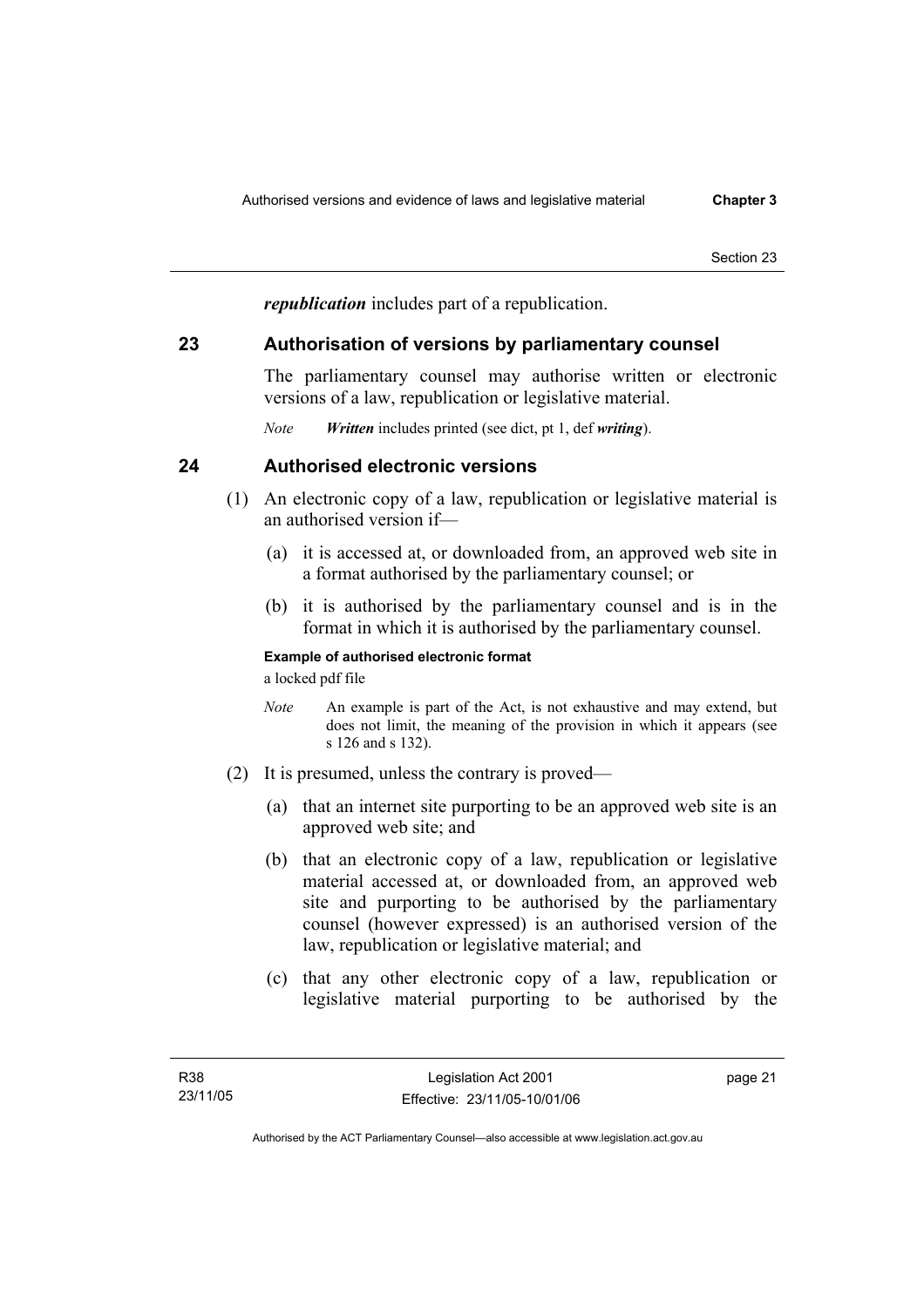*republication* includes part of a republication.

## 23 Authorisation of versions by parliamentary counsel

The parliamentary counsel may authorise written or electronic versions of a law, republication or legislative material.

*Note* ***Written*** includes printed (see dict, pt 1, def ***writing***).

## 24 Authorised electronic versions

(1) An electronic copy of a law, republication or legislative material is an authorised version if—

(a) it is accessed at, or downloaded from, an approved web site in a format authorised by the parliamentary counsel; or

(b) it is authorised by the parliamentary counsel and is in the format in which it is authorised by the parliamentary counsel.

**Example of authorised electronic format**

a locked pdf file

*Note* An example is part of the Act, is not exhaustive and may extend, but does not limit, the meaning of the provision in which it appears (see s 126 and s 132).

(2) It is presumed, unless the contrary is proved—

(a) that an internet site purporting to be an approved web site is an approved web site; and

(b) that an electronic copy of a law, republication or legislative material accessed at, or downloaded from, an approved web site and purporting to be authorised by the parliamentary counsel (however expressed) is an authorised version of the law, republication or legislative material; and

(c) that any other electronic copy of a law, republication or legislative material purporting to be authorised by the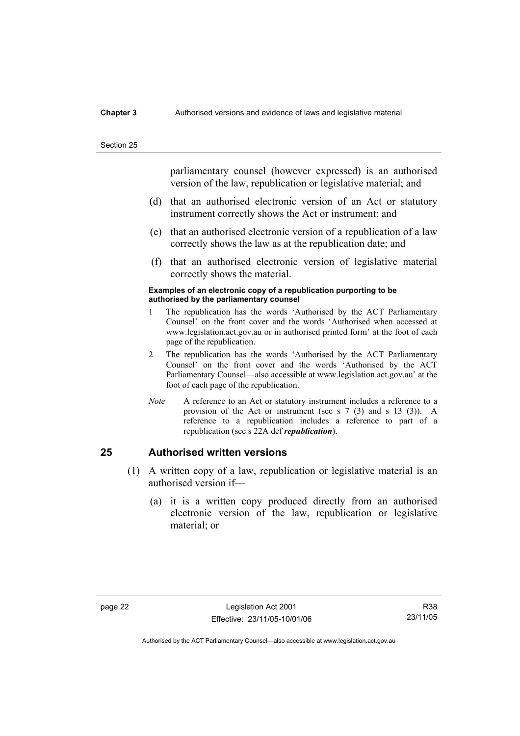parliamentary counsel (however expressed) is an authorised version of the law, republication or legislative material; and

(d) that an authorised electronic version of an Act or statutory instrument correctly shows the Act or instrument; and

(e) that an authorised electronic version of a republication of a law correctly shows the law as at the republication date; and

(f) that an authorised electronic version of legislative material correctly shows the material.

**Examples of an electronic copy of a republication purporting to be authorised by the parliamentary counsel**

1 The republication has the words 'Authorised by the ACT Parliamentary Counsel' on the front cover and the words 'Authorised when accessed at www.legislation.act.gov.au or in authorised printed form' at the foot of each page of the republication.

2 The republication has the words 'Authorised by the ACT Parliamentary Counsel' on the front cover and the words 'Authorised by the ACT Parliamentary Counsel—also accessible at www.legislation.act.gov.au' at the foot of each page of the republication.

*Note* A reference to an Act or statutory instrument includes a reference to a provision of the Act or instrument (see s 7 (3) and s 13 (3)). A reference to a republication includes a reference to part of a republication (see s 22A def ***republication***).

## 25 Authorised written versions

(1) A written copy of a law, republication or legislative material is an authorised version if—

(a) it is a written copy produced directly from an authorised electronic version of the law, republication or legislative material; or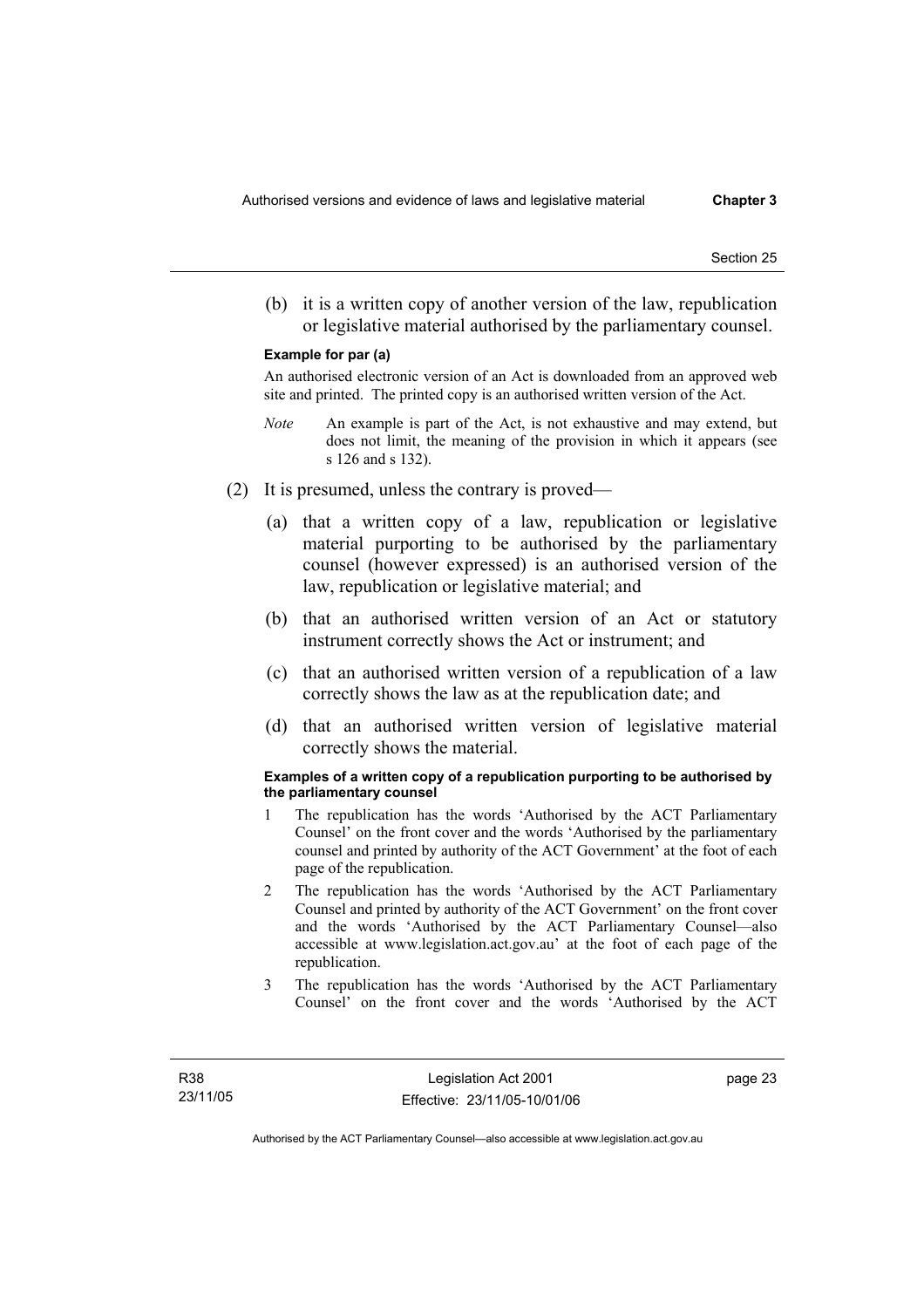(b) it is a written copy of another version of the law, republication or legislative material authorised by the parliamentary counsel.

**Example for par (a)**

An authorised electronic version of an Act is downloaded from an approved web site and printed. The printed copy is an authorised written version of the Act.

*Note* An example is part of the Act, is not exhaustive and may extend, but does not limit, the meaning of the provision in which it appears (see s 126 and s 132).

(2) It is presumed, unless the contrary is proved—

(a) that a written copy of a law, republication or legislative material purporting to be authorised by the parliamentary counsel (however expressed) is an authorised version of the law, republication or legislative material; and

(b) that an authorised written version of an Act or statutory instrument correctly shows the Act or instrument; and

(c) that an authorised written version of a republication of a law correctly shows the law as at the republication date; and

(d) that an authorised written version of legislative material correctly shows the material.

**Examples of a written copy of a republication purporting to be authorised by the parliamentary counsel**

1 The republication has the words 'Authorised by the ACT Parliamentary Counsel' on the front cover and the words 'Authorised by the parliamentary counsel and printed by authority of the ACT Government' at the foot of each page of the republication.

2 The republication has the words 'Authorised by the ACT Parliamentary Counsel and printed by authority of the ACT Government' on the front cover and the words 'Authorised by the ACT Parliamentary Counsel—also accessible at www.legislation.act.gov.au' at the foot of each page of the republication.

3 The republication has the words 'Authorised by the ACT Parliamentary Counsel' on the front cover and the words 'Authorised by the ACT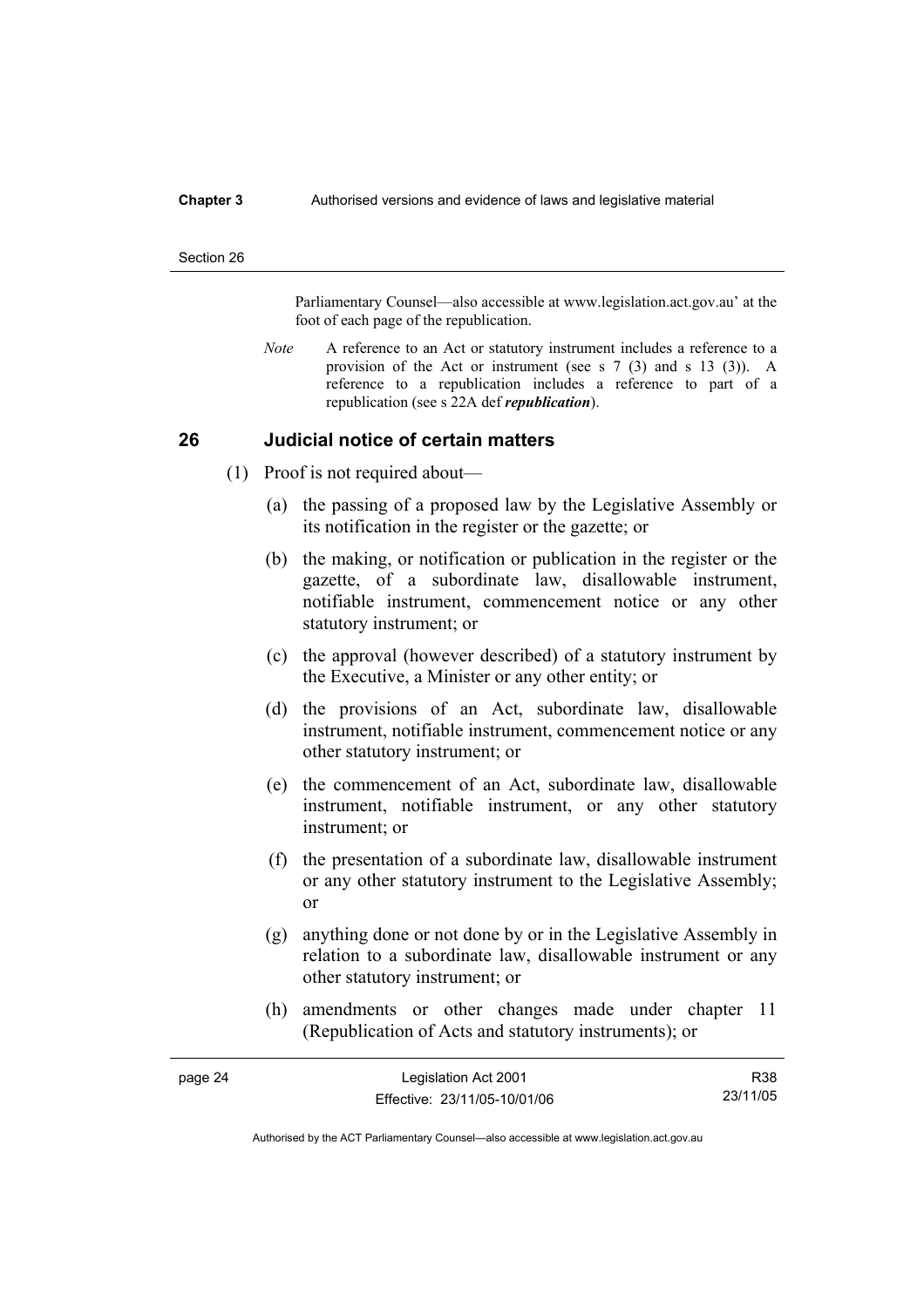Parliamentary Counsel—also accessible at www.legislation.act.gov.au' at the foot of each page of the republication.

*Note* A reference to an Act or statutory instrument includes a reference to a provision of the Act or instrument (see s 7 (3) and s 13 (3)). A reference to a republication includes a reference to part of a republication (see s 22A def ***republication***).

## 26 Judicial notice of certain matters

(1) Proof is not required about—

(a) the passing of a proposed law by the Legislative Assembly or its notification in the register or the gazette; or

(b) the making, or notification or publication in the register or the gazette, of a subordinate law, disallowable instrument, notifiable instrument, commencement notice or any other statutory instrument; or

(c) the approval (however described) of a statutory instrument by the Executive, a Minister or any other entity; or

(d) the provisions of an Act, subordinate law, disallowable instrument, notifiable instrument, commencement notice or any other statutory instrument; or

(e) the commencement of an Act, subordinate law, disallowable instrument, notifiable instrument, or any other statutory instrument; or

(f) the presentation of a subordinate law, disallowable instrument or any other statutory instrument to the Legislative Assembly; or

(g) anything done or not done by or in the Legislative Assembly in relation to a subordinate law, disallowable instrument or any other statutory instrument; or

(h) amendments or other changes made under chapter 11 (Republication of Acts and statutory instruments); or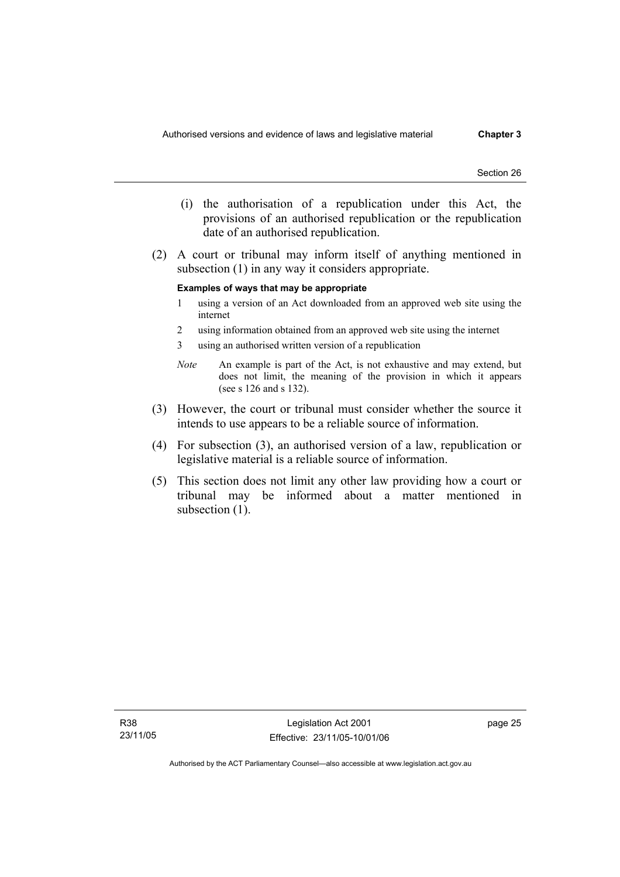(i) the authorisation of a republication under this Act, the provisions of an authorised republication or the republication date of an authorised republication.

(2) A court or tribunal may inform itself of anything mentioned in subsection (1) in any way it considers appropriate.

**Examples of ways that may be appropriate**

1 using a version of an Act downloaded from an approved web site using the internet

2 using information obtained from an approved web site using the internet

3 using an authorised written version of a republication

*Note* An example is part of the Act, is not exhaustive and may extend, but does not limit, the meaning of the provision in which it appears (see s 126 and s 132).

(3) However, the court or tribunal must consider whether the source it intends to use appears to be a reliable source of information.

(4) For subsection (3), an authorised version of a law, republication or legislative material is a reliable source of information.

(5) This section does not limit any other law providing how a court or tribunal may be informed about a matter mentioned in subsection (1).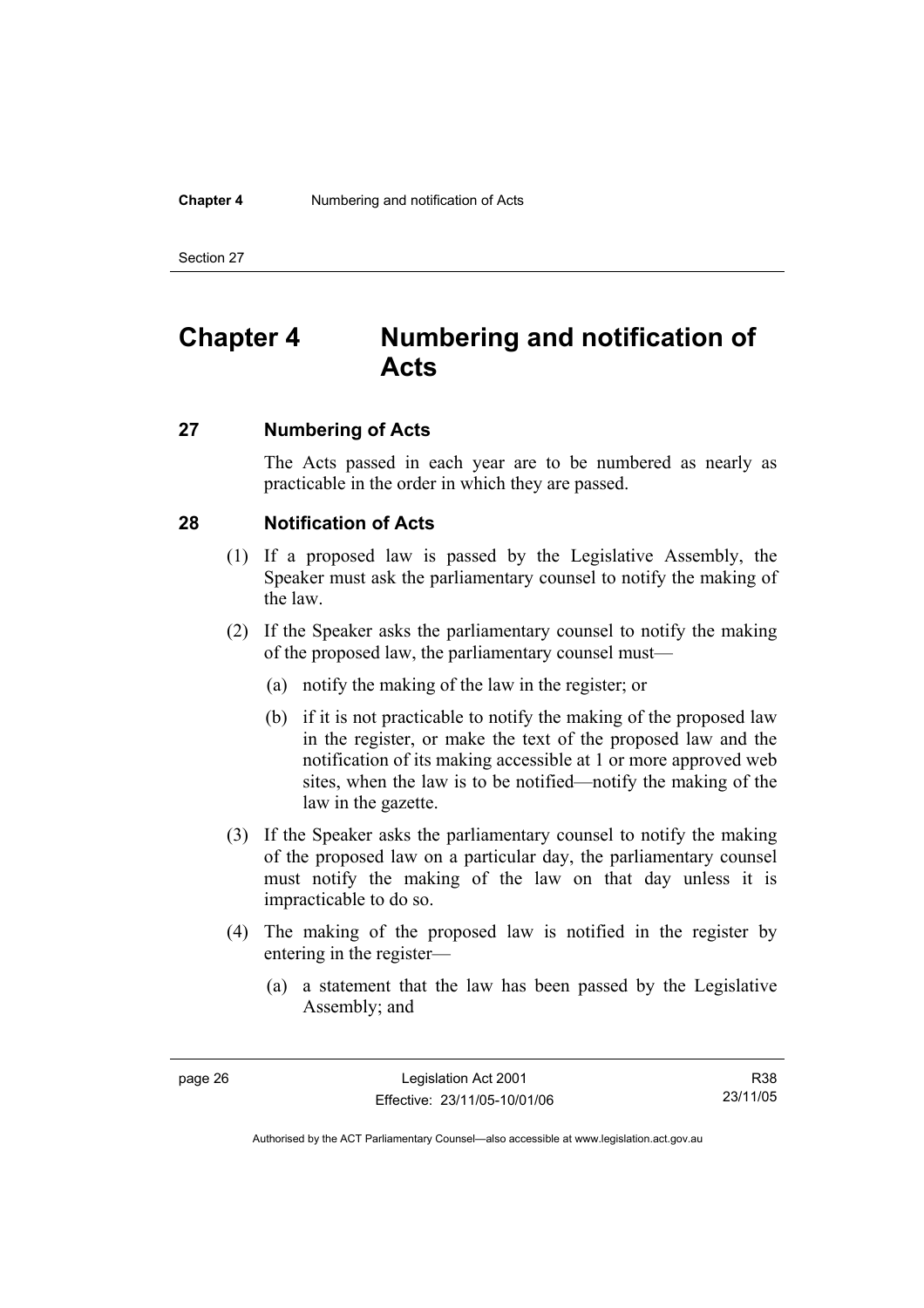# Chapter 4 Numbering and notification of Acts

## 27 Numbering of Acts

The Acts passed in each year are to be numbered as nearly as practicable in the order in which they are passed.

## 28 Notification of Acts

(1) If a proposed law is passed by the Legislative Assembly, the Speaker must ask the parliamentary counsel to notify the making of the law.

(2) If the Speaker asks the parliamentary counsel to notify the making of the proposed law, the parliamentary counsel must—

(a) notify the making of the law in the register; or

(b) if it is not practicable to notify the making of the proposed law in the register, or make the text of the proposed law and the notification of its making accessible at 1 or more approved web sites, when the law is to be notified—notify the making of the law in the gazette.

(3) If the Speaker asks the parliamentary counsel to notify the making of the proposed law on a particular day, the parliamentary counsel must notify the making of the law on that day unless it is impracticable to do so.

(4) The making of the proposed law is notified in the register by entering in the register—

(a) a statement that the law has been passed by the Legislative Assembly; and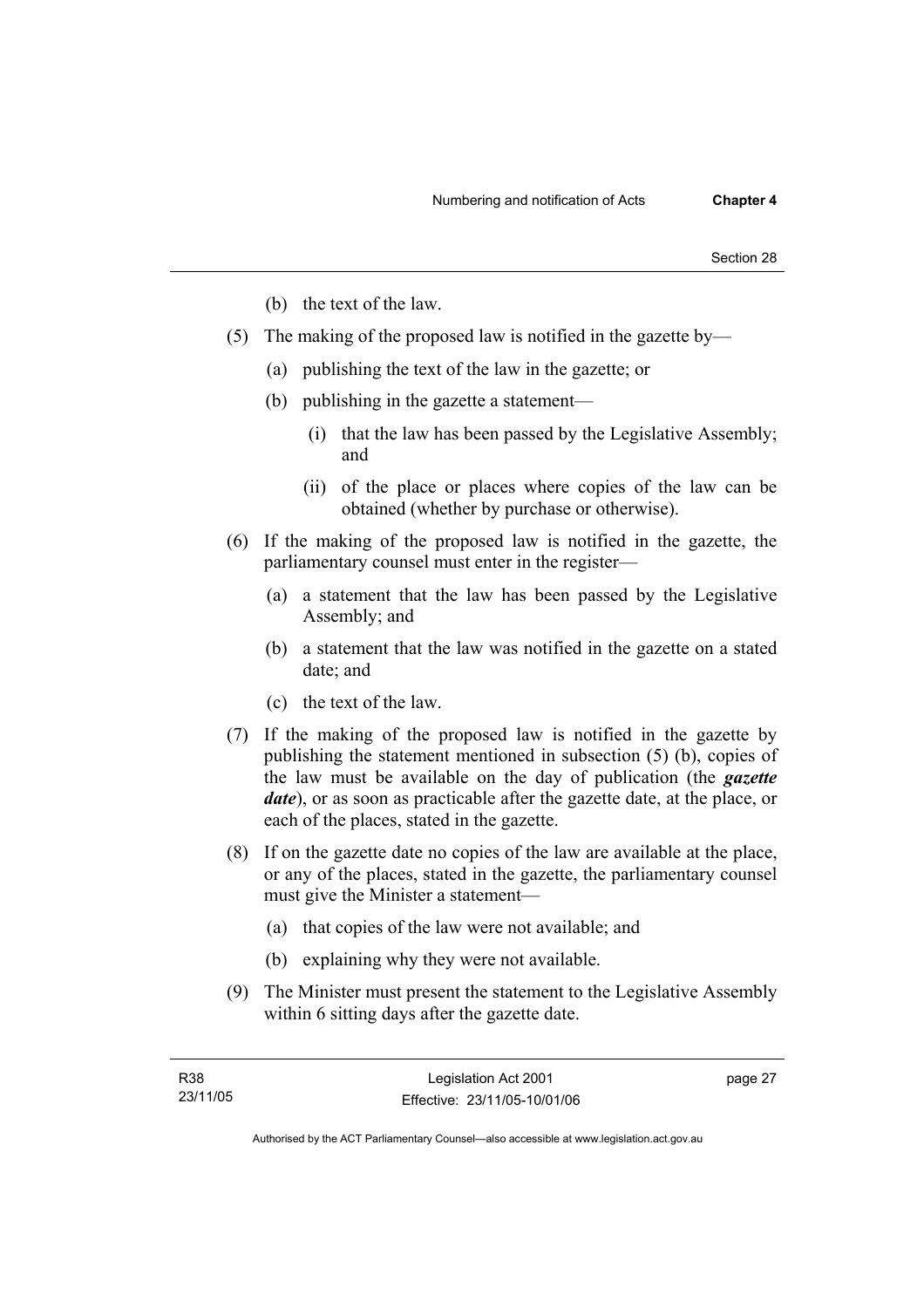(b) the text of the law.

(5) The making of the proposed law is notified in the gazette by—

  (a) publishing the text of the law in the gazette; or

  (b) publishing in the gazette a statement—

    (i) that the law has been passed by the Legislative Assembly; and

    (ii) of the place or places where copies of the law can be obtained (whether by purchase or otherwise).

(6) If the making of the proposed law is notified in the gazette, the parliamentary counsel must enter in the register—

  (a) a statement that the law has been passed by the Legislative Assembly; and

  (b) a statement that the law was notified in the gazette on a stated date; and

  (c) the text of the law.

(7) If the making of the proposed law is notified in the gazette by publishing the statement mentioned in subsection (5) (b), copies of the law must be available on the day of publication (the ***gazette date***), or as soon as practicable after the gazette date, at the place, or each of the places, stated in the gazette.

(8) If on the gazette date no copies of the law are available at the place, or any of the places, stated in the gazette, the parliamentary counsel must give the Minister a statement—

  (a) that copies of the law were not available; and

  (b) explaining why they were not available.

(9) The Minister must present the statement to the Legislative Assembly within 6 sitting days after the gazette date.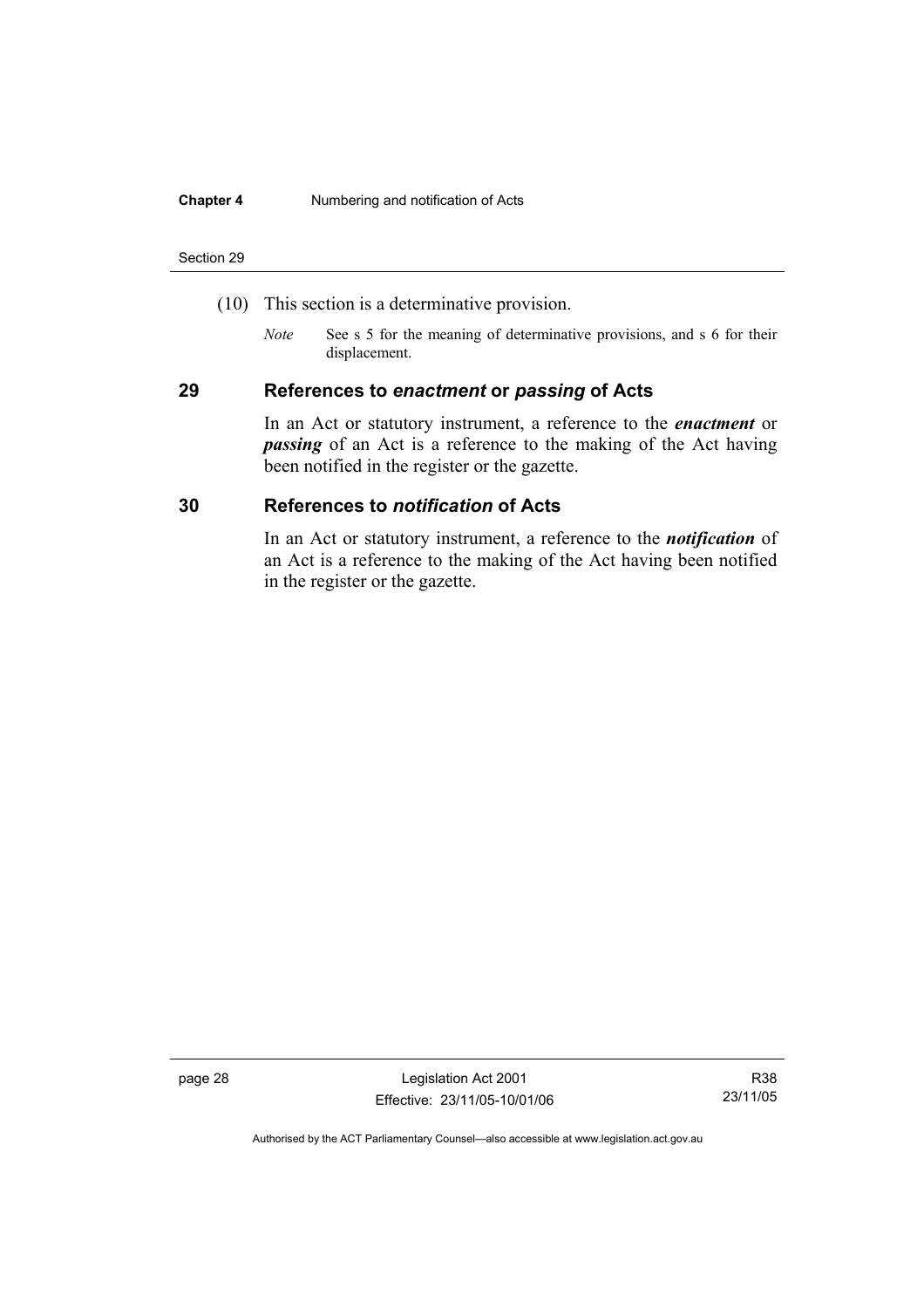(10) This section is a determinative provision.

*Note* See s 5 for the meaning of determinative provisions, and s 6 for their displacement.

## 29 References to *enactment* or *passing* of Acts

In an Act or statutory instrument, a reference to the ***enactment*** or ***passing*** of an Act is a reference to the making of the Act having been notified in the register or the gazette.

## 30 References to *notification* of Acts

In an Act or statutory instrument, a reference to the ***notification*** of an Act is a reference to the making of the Act having been notified in the register or the gazette.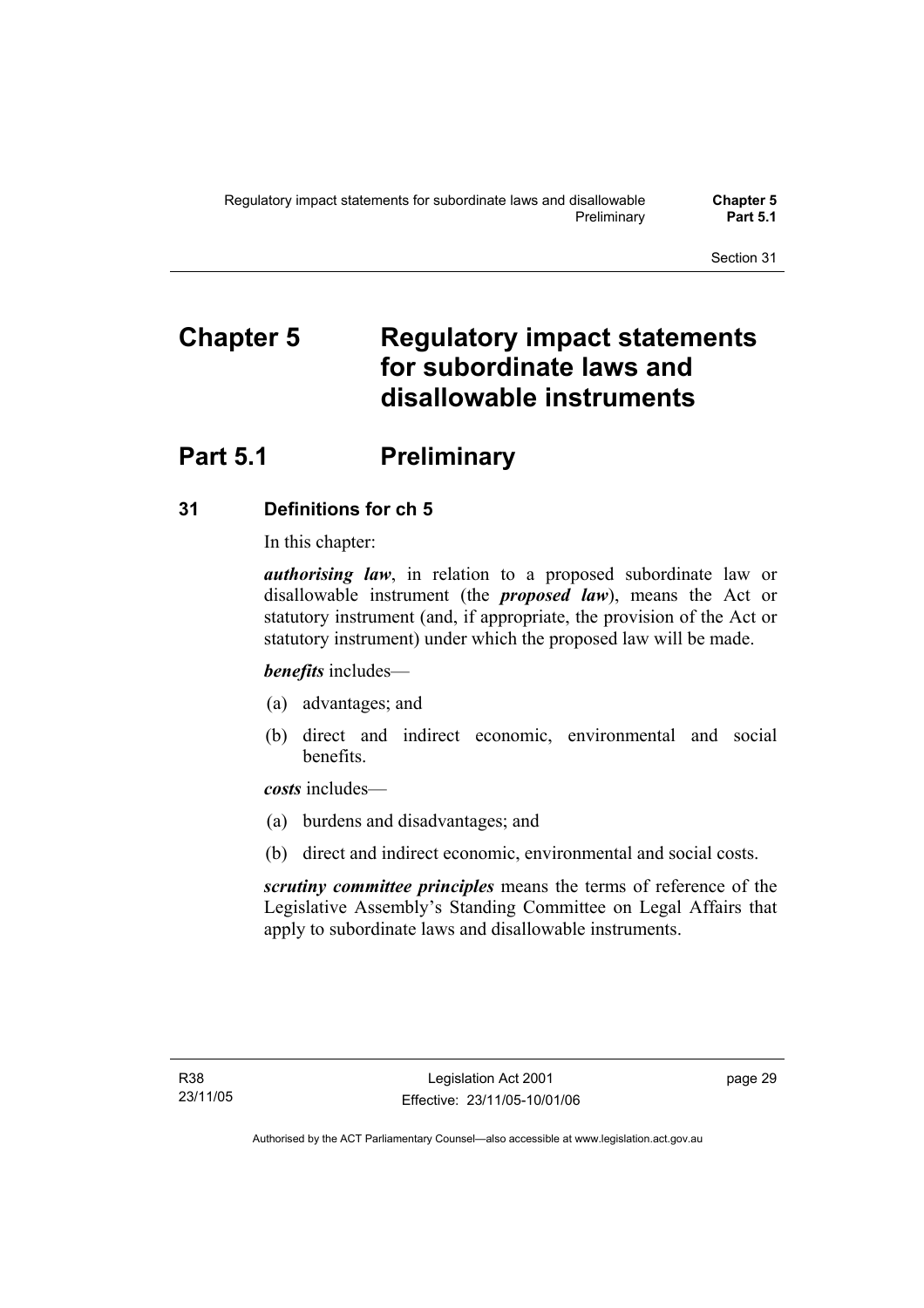# Chapter 5 Regulatory impact statements for subordinate laws and disallowable instruments

## Part 5.1 Preliminary

### 31 Definitions for ch 5

In this chapter:

***authorising law***, in relation to a proposed subordinate law or disallowable instrument (the ***proposed law***), means the Act or statutory instrument (and, if appropriate, the provision of the Act or statutory instrument) under which the proposed law will be made.

***benefits*** includes—

(a) advantages; and

(b) direct and indirect economic, environmental and social benefits.

***costs*** includes—

(a) burdens and disadvantages; and

(b) direct and indirect economic, environmental and social costs.

***scrutiny committee principles*** means the terms of reference of the Legislative Assembly's Standing Committee on Legal Affairs that apply to subordinate laws and disallowable instruments.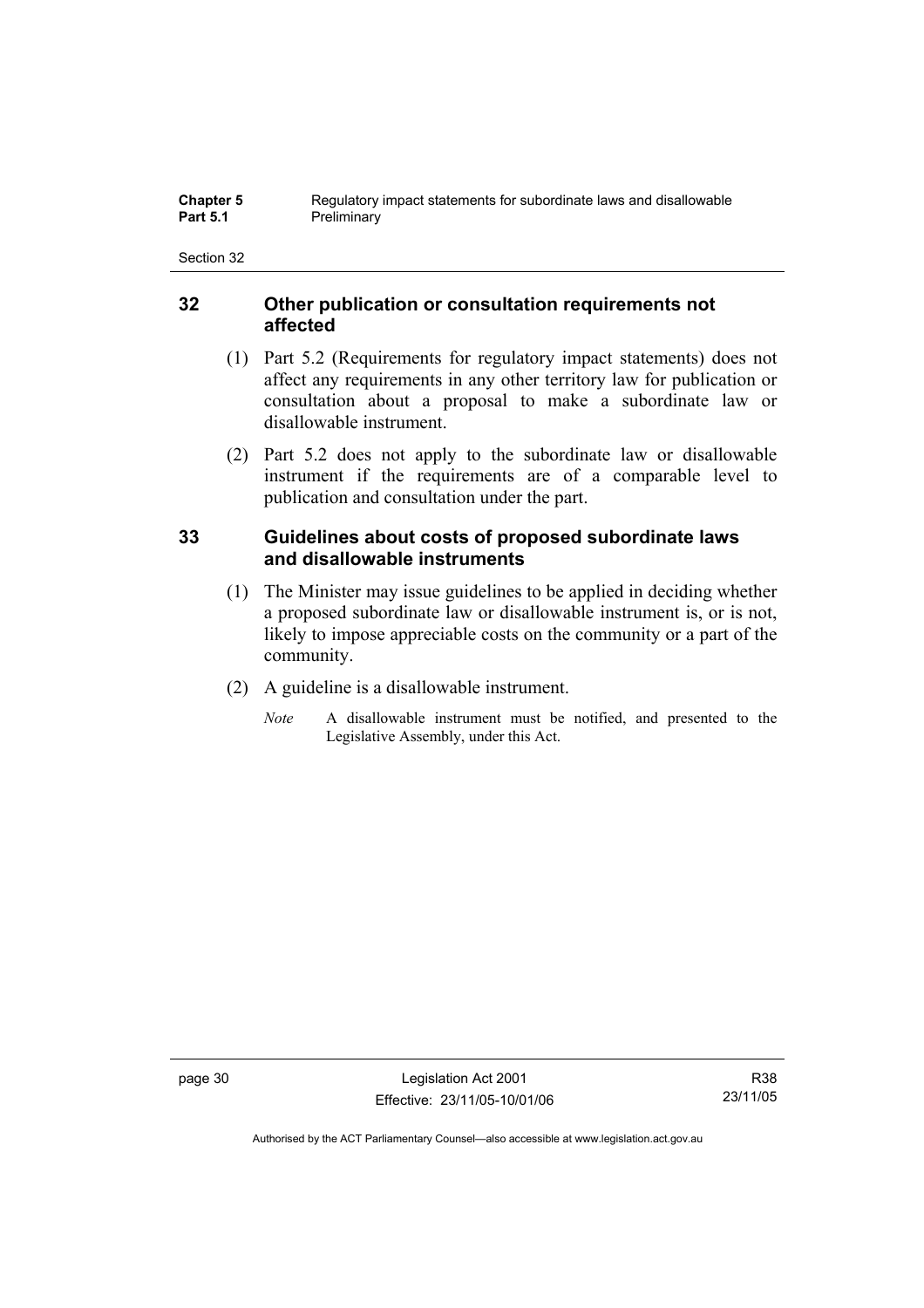## 32 Other publication or consultation requirements not affected

(1) Part 5.2 (Requirements for regulatory impact statements) does not affect any requirements in any other territory law for publication or consultation about a proposal to make a subordinate law or disallowable instrument.

(2) Part 5.2 does not apply to the subordinate law or disallowable instrument if the requirements are of a comparable level to publication and consultation under the part.

## 33 Guidelines about costs of proposed subordinate laws and disallowable instruments

(1) The Minister may issue guidelines to be applied in deciding whether a proposed subordinate law or disallowable instrument is, or is not, likely to impose appreciable costs on the community or a part of the community.

(2) A guideline is a disallowable instrument.

*Note* A disallowable instrument must be notified, and presented to the Legislative Assembly, under this Act.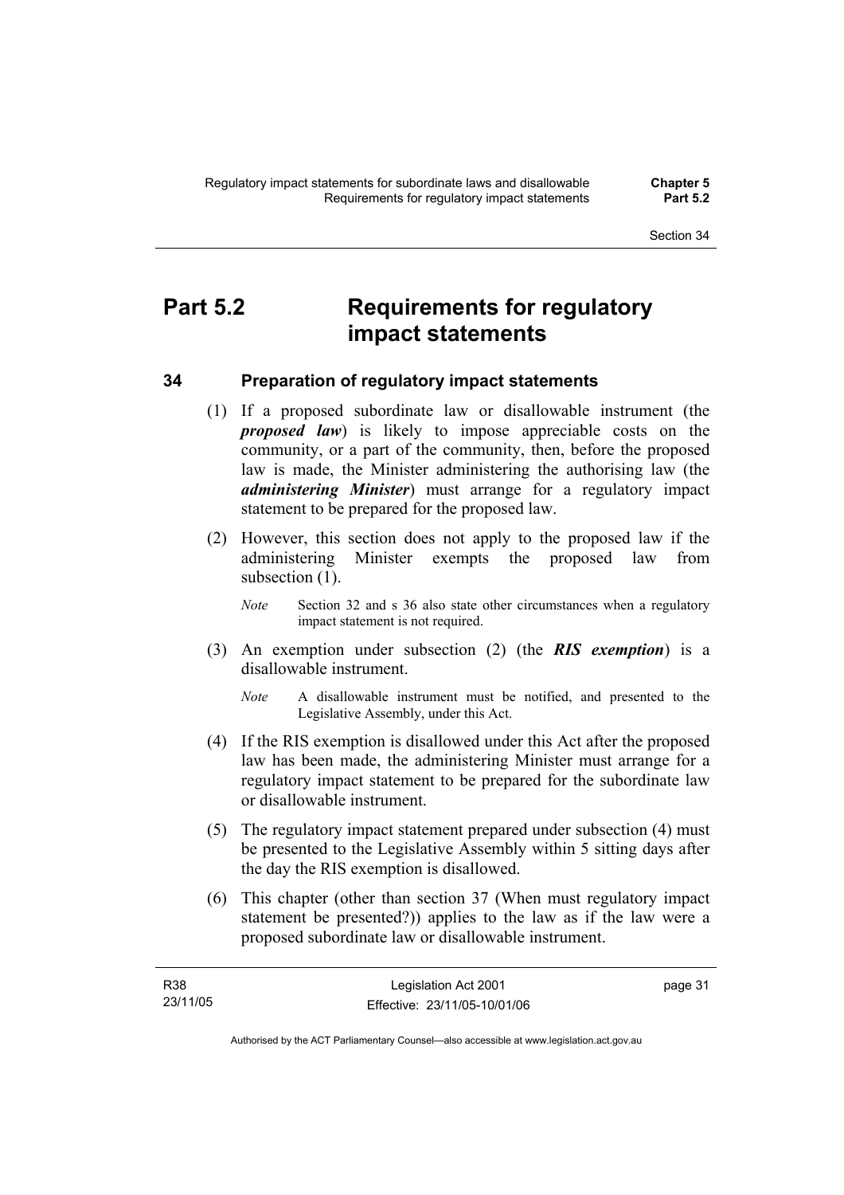# Part 5.2 Requirements for regulatory impact statements

## 34 Preparation of regulatory impact statements

(1) If a proposed subordinate law or disallowable instrument (the ***proposed law***) is likely to impose appreciable costs on the community, or a part of the community, then, before the proposed law is made, the Minister administering the authorising law (the ***administering Minister***) must arrange for a regulatory impact statement to be prepared for the proposed law.

(2) However, this section does not apply to the proposed law if the administering Minister exempts the proposed law from subsection (1).

*Note* Section 32 and s 36 also state other circumstances when a regulatory impact statement is not required.

(3) An exemption under subsection (2) (the ***RIS exemption***) is a disallowable instrument.

*Note* A disallowable instrument must be notified, and presented to the Legislative Assembly, under this Act.

(4) If the RIS exemption is disallowed under this Act after the proposed law has been made, the administering Minister must arrange for a regulatory impact statement to be prepared for the subordinate law or disallowable instrument.

(5) The regulatory impact statement prepared under subsection (4) must be presented to the Legislative Assembly within 5 sitting days after the day the RIS exemption is disallowed.

(6) This chapter (other than section 37 (When must regulatory impact statement be presented?)) applies to the law as if the law were a proposed subordinate law or disallowable instrument.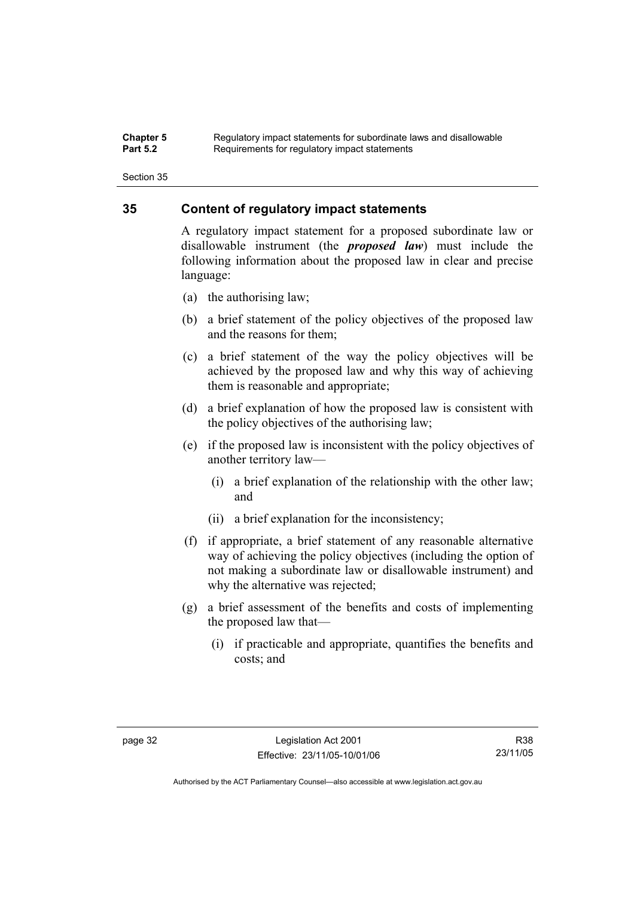## 35 Content of regulatory impact statements

A regulatory impact statement for a proposed subordinate law or disallowable instrument (the ***proposed law***) must include the following information about the proposed law in clear and precise language:

(a) the authorising law;

(b) a brief statement of the policy objectives of the proposed law and the reasons for them;

(c) a brief statement of the way the policy objectives will be achieved by the proposed law and why this way of achieving them is reasonable and appropriate;

(d) a brief explanation of how the proposed law is consistent with the policy objectives of the authorising law;

(e) if the proposed law is inconsistent with the policy objectives of another territory law—

(i) a brief explanation of the relationship with the other law; and

(ii) a brief explanation for the inconsistency;

(f) if appropriate, a brief statement of any reasonable alternative way of achieving the policy objectives (including the option of not making a subordinate law or disallowable instrument) and why the alternative was rejected;

(g) a brief assessment of the benefits and costs of implementing the proposed law that—

(i) if practicable and appropriate, quantifies the benefits and costs; and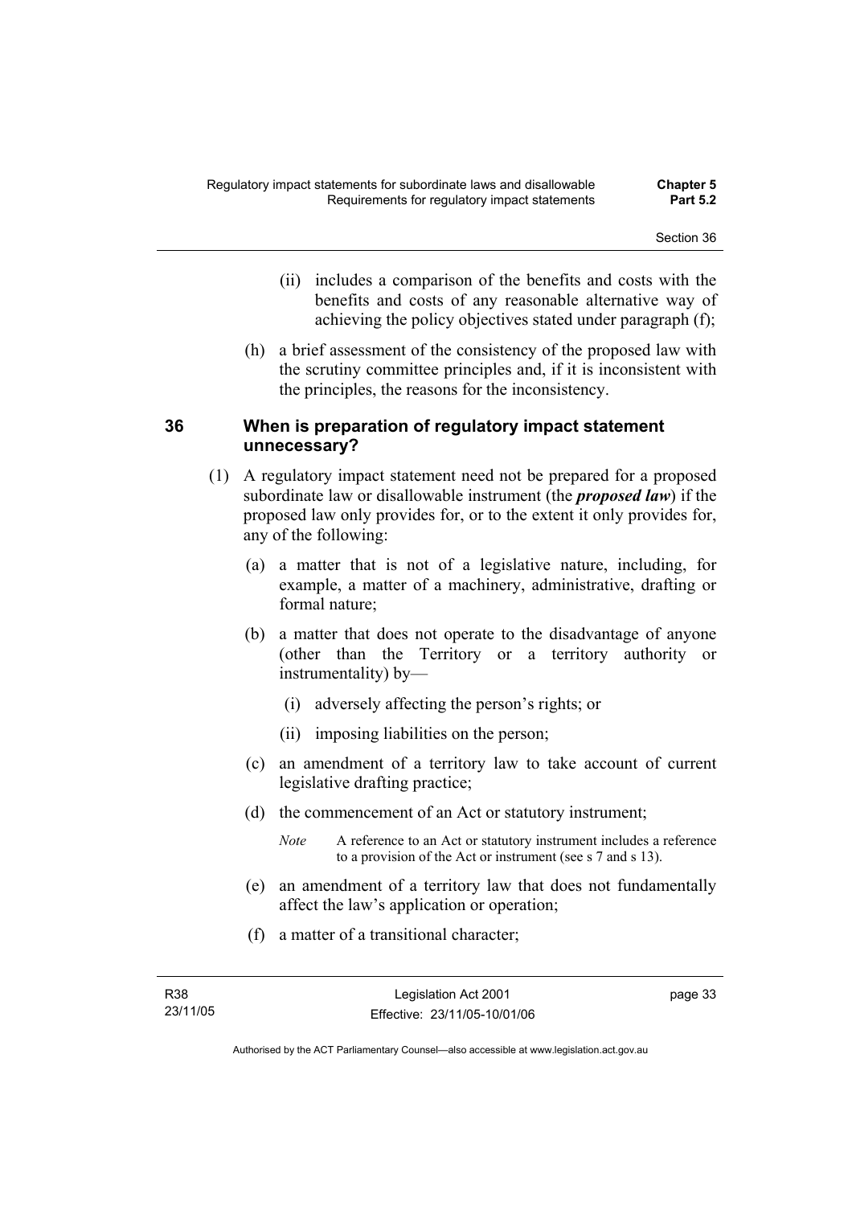(ii) includes a comparison of the benefits and costs with the benefits and costs of any reasonable alternative way of achieving the policy objectives stated under paragraph (f);

(h) a brief assessment of the consistency of the proposed law with the scrutiny committee principles and, if it is inconsistent with the principles, the reasons for the inconsistency.

## 36 When is preparation of regulatory impact statement unnecessary?

(1) A regulatory impact statement need not be prepared for a proposed subordinate law or disallowable instrument (the ***proposed law***) if the proposed law only provides for, or to the extent it only provides for, any of the following:

(a) a matter that is not of a legislative nature, including, for example, a matter of a machinery, administrative, drafting or formal nature;

(b) a matter that does not operate to the disadvantage of anyone (other than the Territory or a territory authority or instrumentality) by—

(i) adversely affecting the person's rights; or

(ii) imposing liabilities on the person;

(c) an amendment of a territory law to take account of current legislative drafting practice;

(d) the commencement of an Act or statutory instrument;

*Note* A reference to an Act or statutory instrument includes a reference to a provision of the Act or instrument (see s 7 and s 13).

(e) an amendment of a territory law that does not fundamentally affect the law's application or operation;

(f) a matter of a transitional character;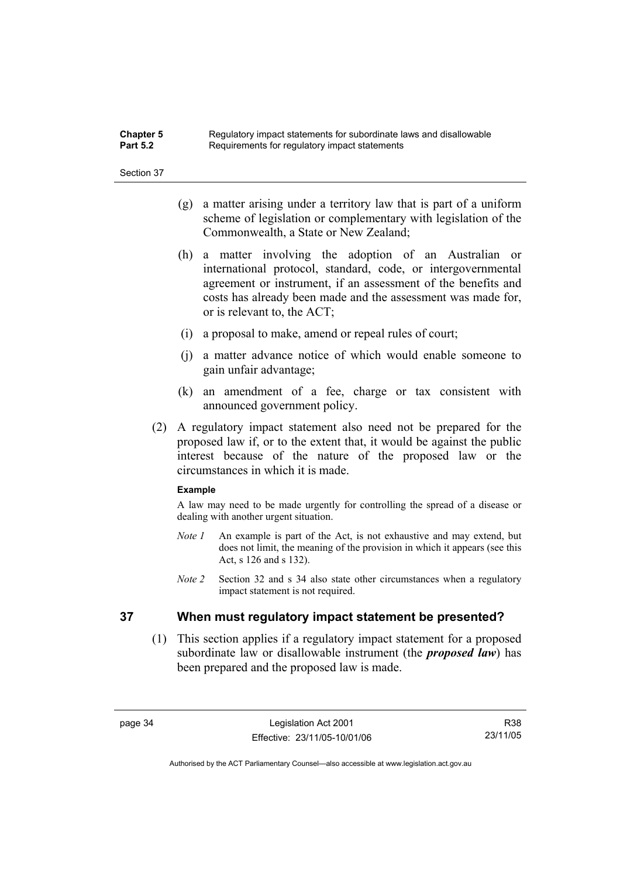(g) a matter arising under a territory law that is part of a uniform scheme of legislation or complementary with legislation of the Commonwealth, a State or New Zealand;

(h) a matter involving the adoption of an Australian or international protocol, standard, code, or intergovernmental agreement or instrument, if an assessment of the benefits and costs has already been made and the assessment was made for, or is relevant to, the ACT;

(i) a proposal to make, amend or repeal rules of court;

(j) a matter advance notice of which would enable someone to gain unfair advantage;

(k) an amendment of a fee, charge or tax consistent with announced government policy.

(2) A regulatory impact statement also need not be prepared for the proposed law if, or to the extent that, it would be against the public interest because of the nature of the proposed law or the circumstances in which it is made.

**Example**

A law may need to be made urgently for controlling the spread of a disease or dealing with another urgent situation.

*Note 1* An example is part of the Act, is not exhaustive and may extend, but does not limit, the meaning of the provision in which it appears (see this Act, s 126 and s 132).

*Note 2* Section 32 and s 34 also state other circumstances when a regulatory impact statement is not required.

## 37 When must regulatory impact statement be presented?

(1) This section applies if a regulatory impact statement for a proposed subordinate law or disallowable instrument (the ***proposed law***) has been prepared and the proposed law is made.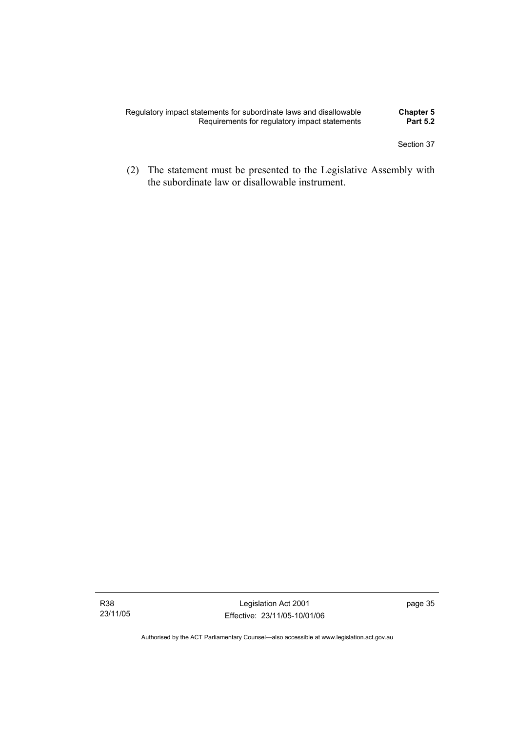(2) The statement must be presented to the Legislative Assembly with the subordinate law or disallowable instrument.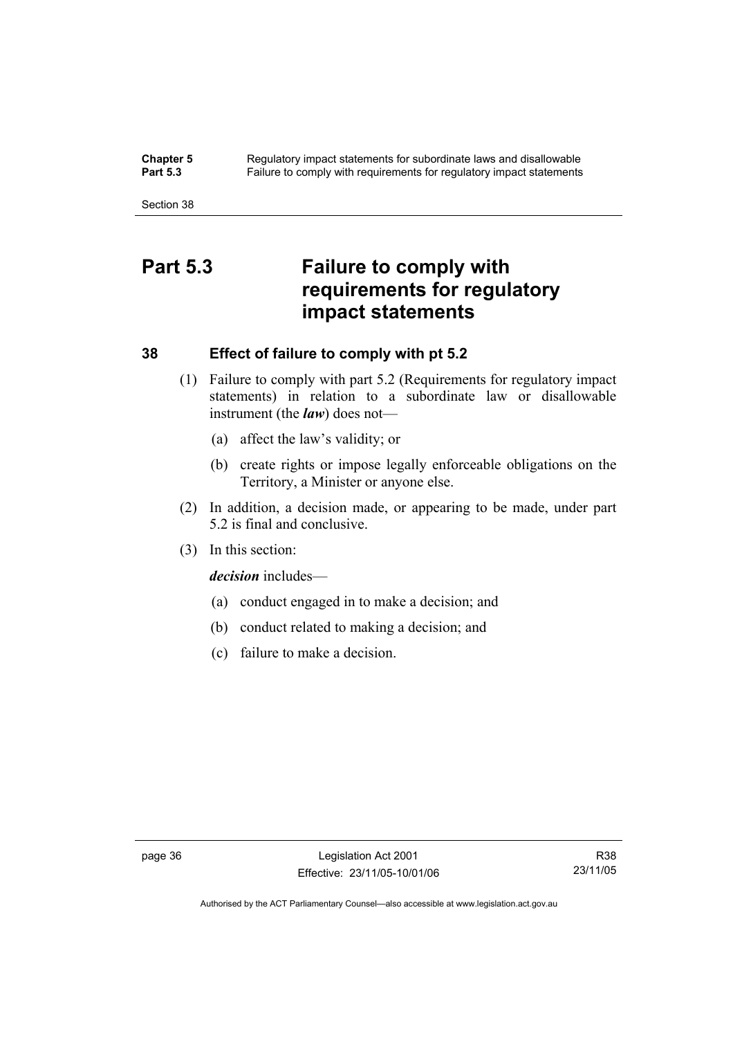# Part 5.3 Failure to comply with requirements for regulatory impact statements

## 38 Effect of failure to comply with pt 5.2

(1) Failure to comply with part 5.2 (Requirements for regulatory impact statements) in relation to a subordinate law or disallowable instrument (the ***law***) does not—

(a) affect the law's validity; or

(b) create rights or impose legally enforceable obligations on the Territory, a Minister or anyone else.

(2) In addition, a decision made, or appearing to be made, under part 5.2 is final and conclusive.

(3) In this section:

***decision*** includes—

(a) conduct engaged in to make a decision; and

(b) conduct related to making a decision; and

(c) failure to make a decision.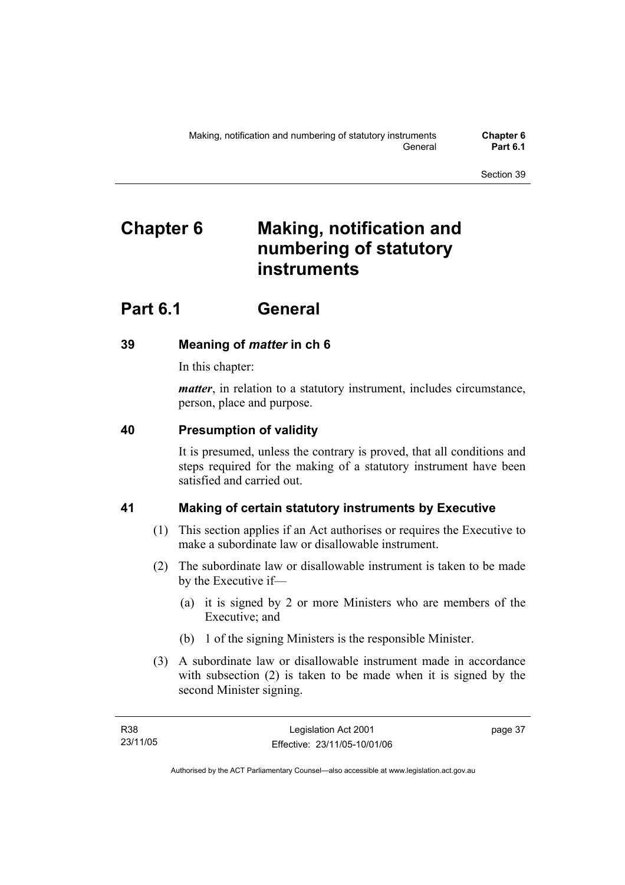# Chapter 6 Making, notification and numbering of statutory instruments

## Part 6.1 General

### 39 Meaning of *matter* in ch 6

In this chapter:

***matter***, in relation to a statutory instrument, includes circumstance, person, place and purpose.

### 40 Presumption of validity

It is presumed, unless the contrary is proved, that all conditions and steps required for the making of a statutory instrument have been satisfied and carried out.

### 41 Making of certain statutory instruments by Executive

(1) This section applies if an Act authorises or requires the Executive to make a subordinate law or disallowable instrument.

(2) The subordinate law or disallowable instrument is taken to be made by the Executive if—

- (a) it is signed by 2 or more Ministers who are members of the Executive; and
- (b) 1 of the signing Ministers is the responsible Minister.

(3) A subordinate law or disallowable instrument made in accordance with subsection (2) is taken to be made when it is signed by the second Minister signing.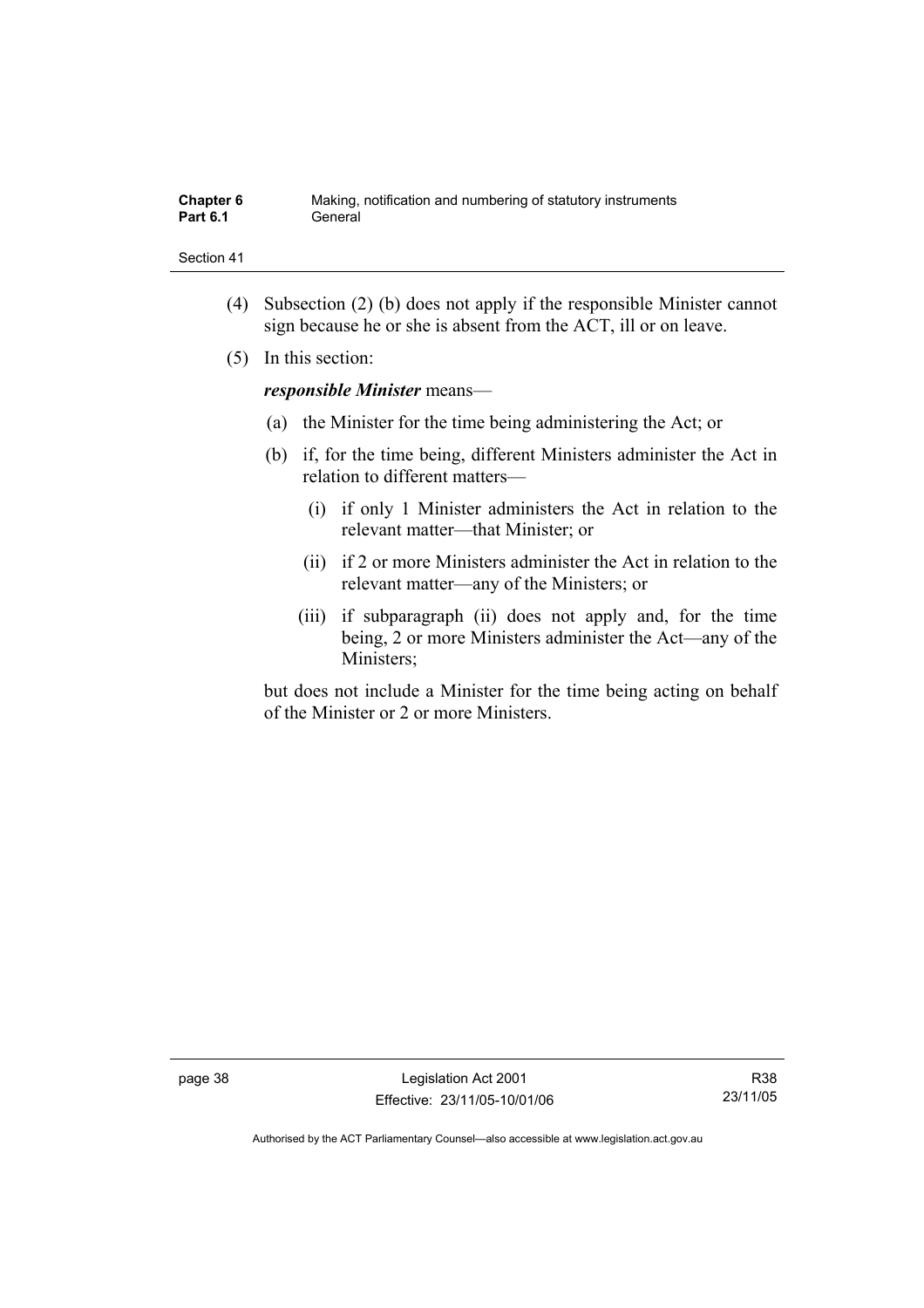(4) Subsection (2) (b) does not apply if the responsible Minister cannot sign because he or she is absent from the ACT, ill or on leave.

(5) In this section:

***responsible Minister*** means—

(a) the Minister for the time being administering the Act; or

(b) if, for the time being, different Ministers administer the Act in relation to different matters—

(i) if only 1 Minister administers the Act in relation to the relevant matter—that Minister; or

(ii) if 2 or more Ministers administer the Act in relation to the relevant matter—any of the Ministers; or

(iii) if subparagraph (ii) does not apply and, for the time being, 2 or more Ministers administer the Act—any of the Ministers;

but does not include a Minister for the time being acting on behalf of the Minister or 2 or more Ministers.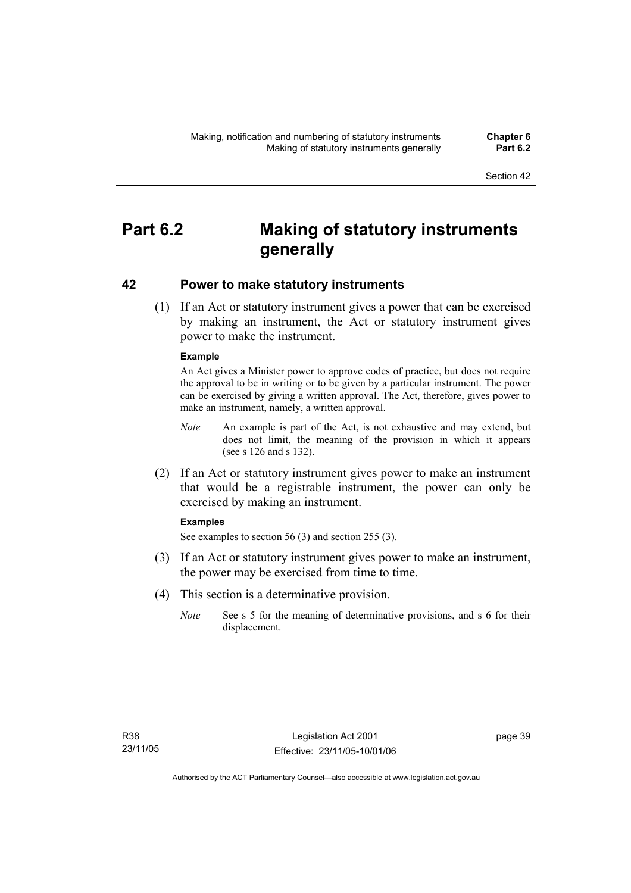# Part 6.2 Making of statutory instruments generally

## 42 Power to make statutory instruments

(1) If an Act or statutory instrument gives a power that can be exercised by making an instrument, the Act or statutory instrument gives power to make the instrument.

**Example**

An Act gives a Minister power to approve codes of practice, but does not require the approval to be in writing or to be given by a particular instrument. The power can be exercised by giving a written approval. The Act, therefore, gives power to make an instrument, namely, a written approval.

*Note* An example is part of the Act, is not exhaustive and may extend, but does not limit, the meaning of the provision in which it appears (see s 126 and s 132).

(2) If an Act or statutory instrument gives power to make an instrument that would be a registrable instrument, the power can only be exercised by making an instrument.

**Examples**

See examples to section 56 (3) and section 255 (3).

(3) If an Act or statutory instrument gives power to make an instrument, the power may be exercised from time to time.

(4) This section is a determinative provision.

*Note* See s 5 for the meaning of determinative provisions, and s 6 for their displacement.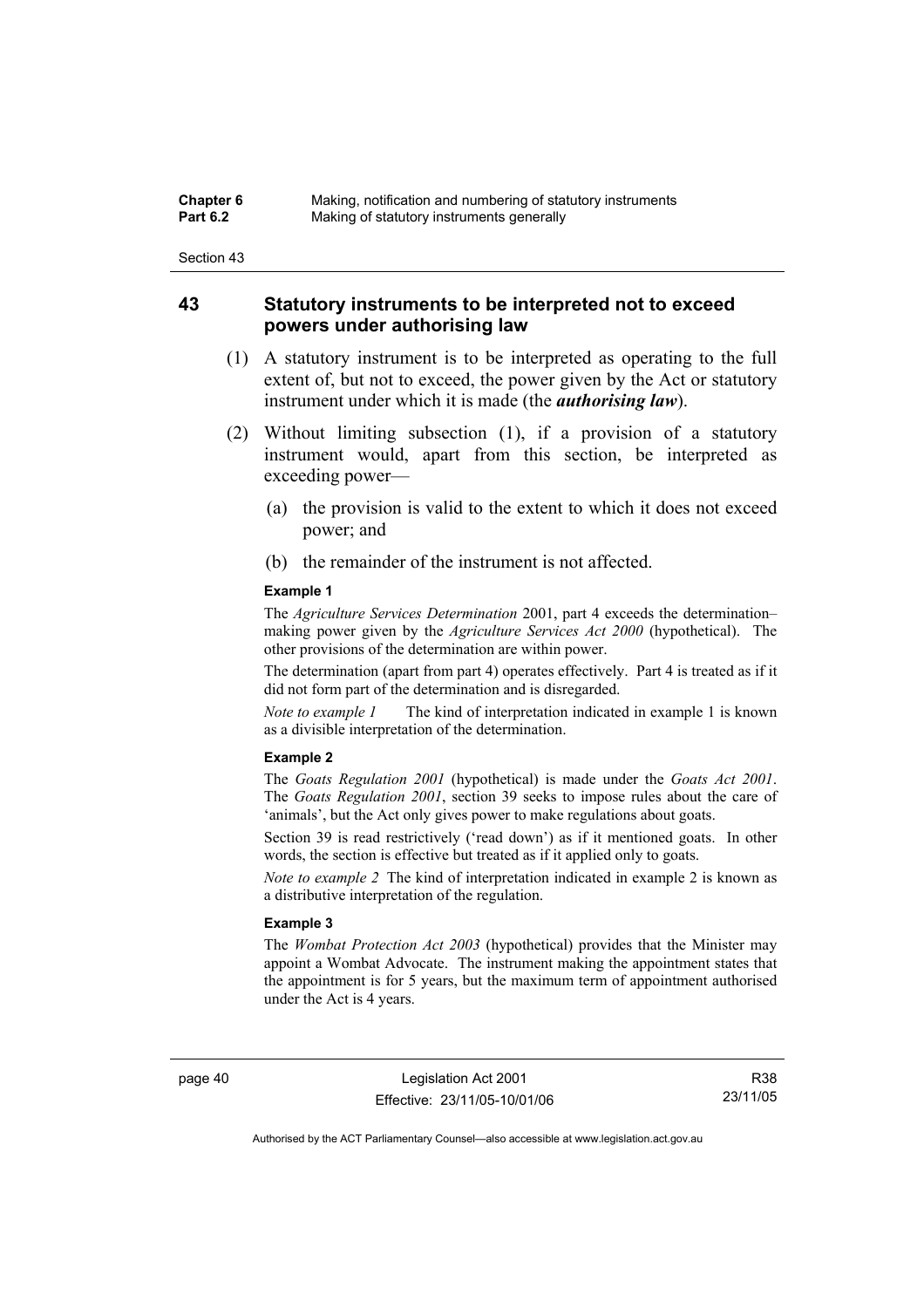## 43 Statutory instruments to be interpreted not to exceed powers under authorising law

(1) A statutory instrument is to be interpreted as operating to the full extent of, but not to exceed, the power given by the Act or statutory instrument under which it is made (the ***authorising law***).

(2) Without limiting subsection (1), if a provision of a statutory instrument would, apart from this section, be interpreted as exceeding power—

(a) the provision is valid to the extent to which it does not exceed power; and

(b) the remainder of the instrument is not affected.

**Example 1**

The *Agriculture Services Determination* 2001, part 4 exceeds the determination–making power given by the *Agriculture Services Act 2000* (hypothetical). The other provisions of the determination are within power.

The determination (apart from part 4) operates effectively. Part 4 is treated as if it did not form part of the determination and is disregarded.

*Note to example 1* The kind of interpretation indicated in example 1 is known as a divisible interpretation of the determination.

**Example 2**

The *Goats Regulation 2001* (hypothetical) is made under the *Goats Act 2001*. The *Goats Regulation 2001*, section 39 seeks to impose rules about the care of 'animals', but the Act only gives power to make regulations about goats.

Section 39 is read restrictively ('read down') as if it mentioned goats. In other words, the section is effective but treated as if it applied only to goats.

*Note to example 2* The kind of interpretation indicated in example 2 is known as a distributive interpretation of the regulation.

**Example 3**

The *Wombat Protection Act 2003* (hypothetical) provides that the Minister may appoint a Wombat Advocate. The instrument making the appointment states that the appointment is for 5 years, but the maximum term of appointment authorised under the Act is 4 years.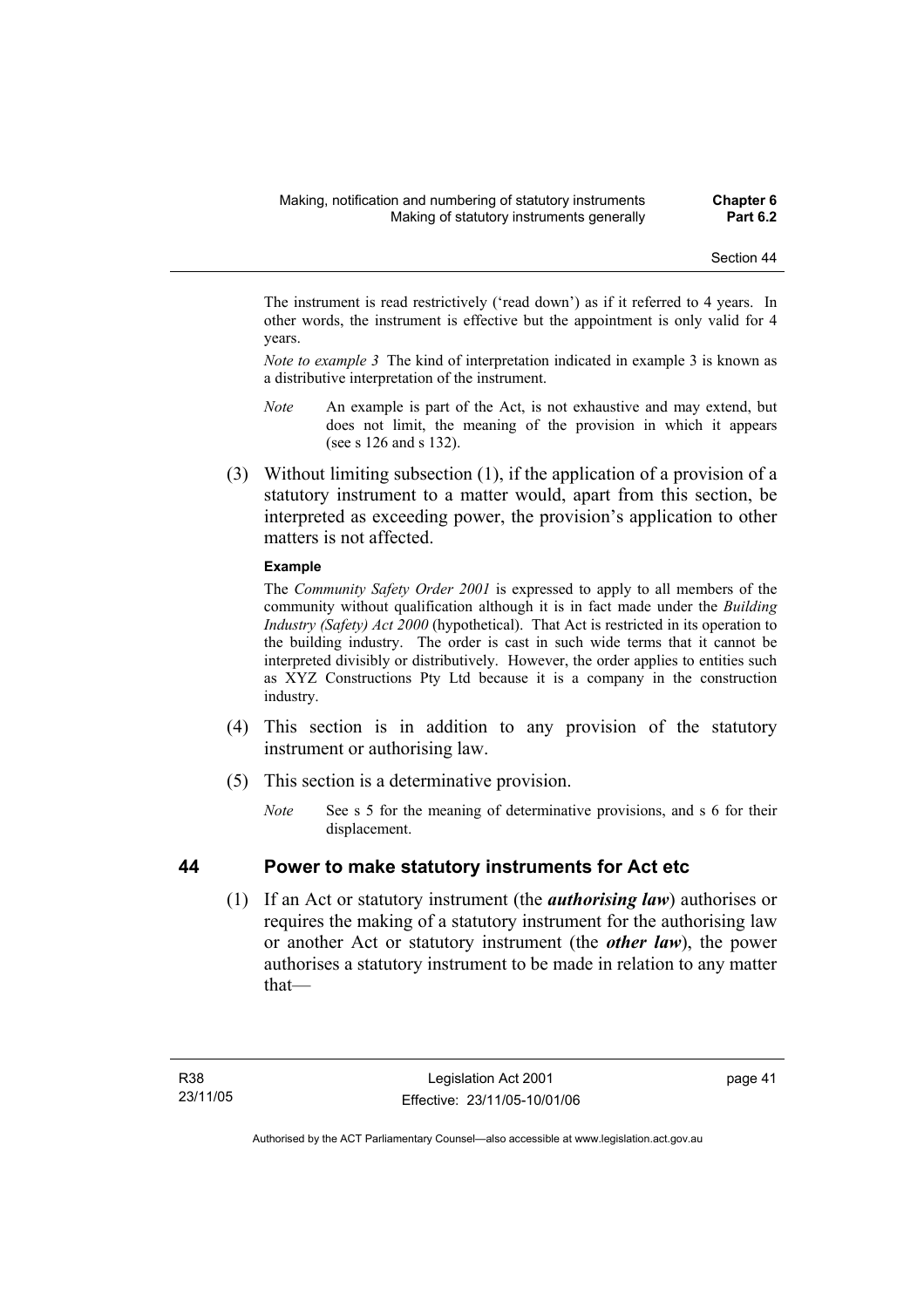The instrument is read restrictively ('read down') as if it referred to 4 years. In other words, the instrument is effective but the appointment is only valid for 4 years.

*Note to example 3* The kind of interpretation indicated in example 3 is known as a distributive interpretation of the instrument.

*Note* An example is part of the Act, is not exhaustive and may extend, but does not limit, the meaning of the provision in which it appears (see s 126 and s 132).

(3) Without limiting subsection (1), if the application of a provision of a statutory instrument to a matter would, apart from this section, be interpreted as exceeding power, the provision's application to other matters is not affected.

**Example**

The *Community Safety Order 2001* is expressed to apply to all members of the community without qualification although it is in fact made under the *Building Industry (Safety) Act 2000* (hypothetical). That Act is restricted in its operation to the building industry. The order is cast in such wide terms that it cannot be interpreted divisibly or distributively. However, the order applies to entities such as XYZ Constructions Pty Ltd because it is a company in the construction industry.

(4) This section is in addition to any provision of the statutory instrument or authorising law.

(5) This section is a determinative provision.

*Note* See s 5 for the meaning of determinative provisions, and s 6 for their displacement.

## 44 Power to make statutory instruments for Act etc

(1) If an Act or statutory instrument (the ***authorising law***) authorises or requires the making of a statutory instrument for the authorising law or another Act or statutory instrument (the ***other law***), the power authorises a statutory instrument to be made in relation to any matter that—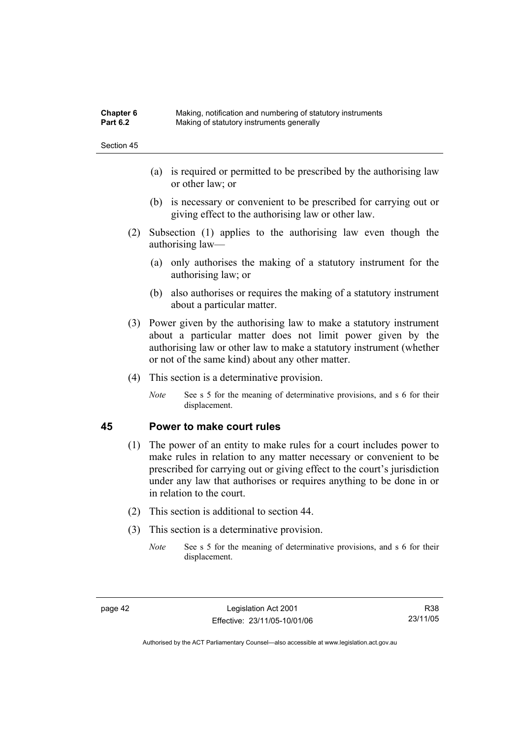(a) is required or permitted to be prescribed by the authorising law or other law; or

(b) is necessary or convenient to be prescribed for carrying out or giving effect to the authorising law or other law.

(2) Subsection (1) applies to the authorising law even though the authorising law—

(a) only authorises the making of a statutory instrument for the authorising law; or

(b) also authorises or requires the making of a statutory instrument about a particular matter.

(3) Power given by the authorising law to make a statutory instrument about a particular matter does not limit power given by the authorising law or other law to make a statutory instrument (whether or not of the same kind) about any other matter.

(4) This section is a determinative provision.

*Note* See s 5 for the meaning of determinative provisions, and s 6 for their displacement.

## 45 Power to make court rules

(1) The power of an entity to make rules for a court includes power to make rules in relation to any matter necessary or convenient to be prescribed for carrying out or giving effect to the court's jurisdiction under any law that authorises or requires anything to be done in or in relation to the court.

(2) This section is additional to section 44.

(3) This section is a determinative provision.

*Note* See s 5 for the meaning of determinative provisions, and s 6 for their displacement.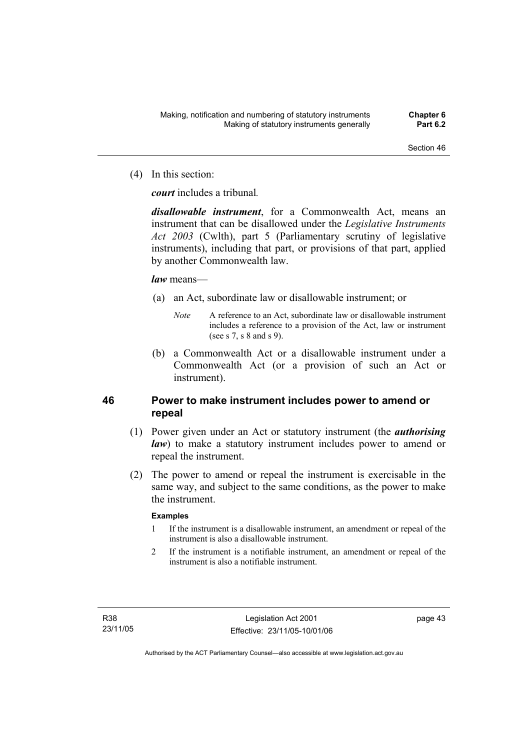(4) In this section:

***court*** includes a tribunal.

***disallowable instrument***, for a Commonwealth Act, means an instrument that can be disallowed under the *Legislative Instruments Act 2003* (Cwlth), part 5 (Parliamentary scrutiny of legislative instruments), including that part, or provisions of that part, applied by another Commonwealth law.

***law*** means—

(a) an Act, subordinate law or disallowable instrument; or

*Note* A reference to an Act, subordinate law or disallowable instrument includes a reference to a provision of the Act, law or instrument (see s 7, s 8 and s 9).

(b) a Commonwealth Act or a disallowable instrument under a Commonwealth Act (or a provision of such an Act or instrument).

## 46 Power to make instrument includes power to amend or repeal

(1) Power given under an Act or statutory instrument (the ***authorising law***) to make a statutory instrument includes power to amend or repeal the instrument.

(2) The power to amend or repeal the instrument is exercisable in the same way, and subject to the same conditions, as the power to make the instrument.

**Examples**

1 If the instrument is a disallowable instrument, an amendment or repeal of the instrument is also a disallowable instrument.

2 If the instrument is a notifiable instrument, an amendment or repeal of the instrument is also a notifiable instrument.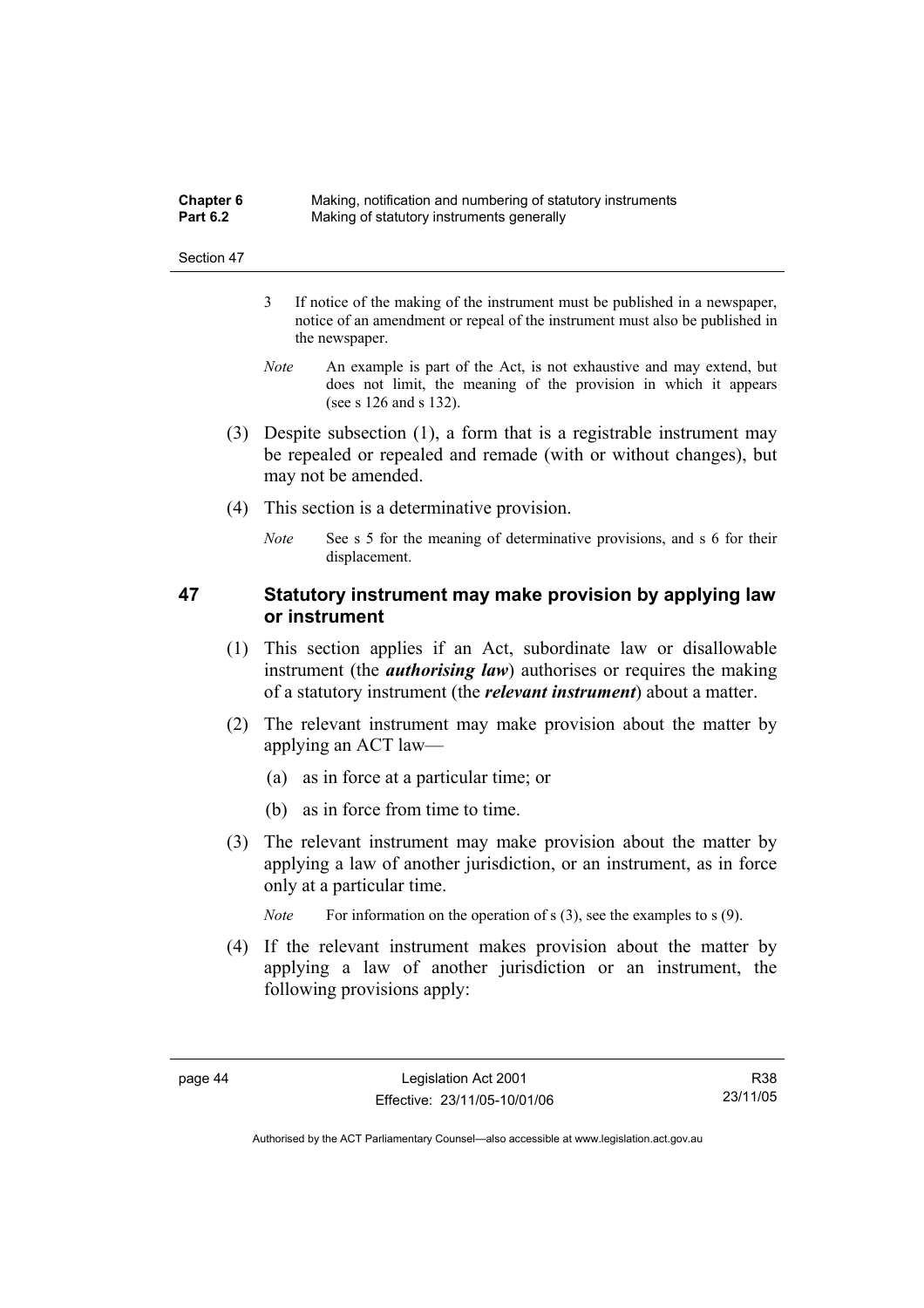3 If notice of the making of the instrument must be published in a newspaper, notice of an amendment or repeal of the instrument must also be published in the newspaper.

*Note* An example is part of the Act, is not exhaustive and may extend, but does not limit, the meaning of the provision in which it appears (see s 126 and s 132).

(3) Despite subsection (1), a form that is a registrable instrument may be repealed or repealed and remade (with or without changes), but may not be amended.

(4) This section is a determinative provision.

*Note* See s 5 for the meaning of determinative provisions, and s 6 for their displacement.

## 47 Statutory instrument may make provision by applying law or instrument

(1) This section applies if an Act, subordinate law or disallowable instrument (the ***authorising law***) authorises or requires the making of a statutory instrument (the ***relevant instrument***) about a matter.

(2) The relevant instrument may make provision about the matter by applying an ACT law—

(a) as in force at a particular time; or

(b) as in force from time to time.

(3) The relevant instrument may make provision about the matter by applying a law of another jurisdiction, or an instrument, as in force only at a particular time.

*Note* For information on the operation of s (3), see the examples to s (9).

(4) If the relevant instrument makes provision about the matter by applying a law of another jurisdiction or an instrument, the following provisions apply: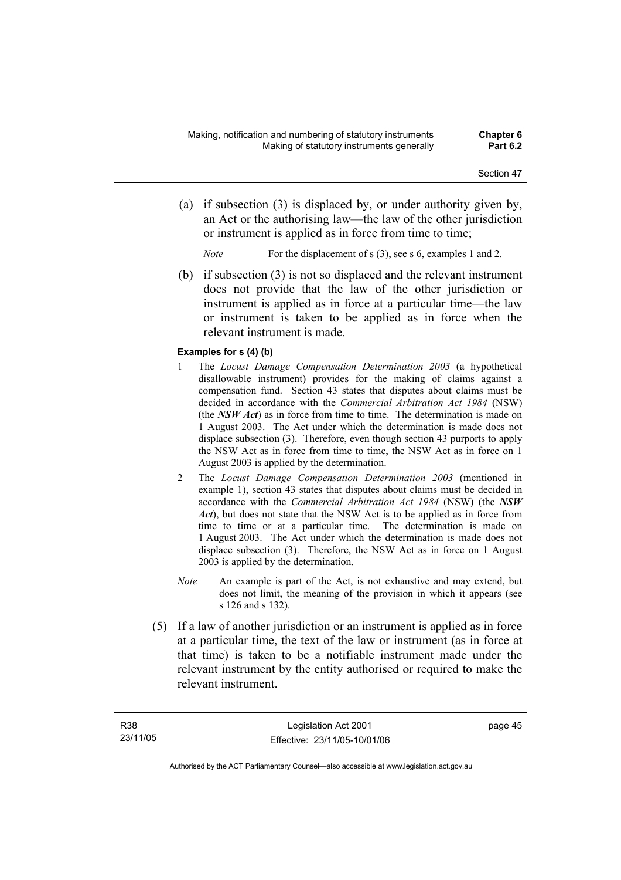(a) if subsection (3) is displaced by, or under authority given by, an Act or the authorising law—the law of the other jurisdiction or instrument is applied as in force from time to time;

*Note* For the displacement of s (3), see s 6, examples 1 and 2.

(b) if subsection (3) is not so displaced and the relevant instrument does not provide that the law of the other jurisdiction or instrument is applied as in force at a particular time—the law or instrument is taken to be applied as in force when the relevant instrument is made.

**Examples for s (4) (b)**

1 The *Locust Damage Compensation Determination 2003* (a hypothetical disallowable instrument) provides for the making of claims against a compensation fund. Section 43 states that disputes about claims must be decided in accordance with the *Commercial Arbitration Act 1984* (NSW) (the ***NSW Act***) as in force from time to time. The determination is made on 1 August 2003. The Act under which the determination is made does not displace subsection (3). Therefore, even though section 43 purports to apply the NSW Act as in force from time to time, the NSW Act as in force on 1 August 2003 is applied by the determination.

2 The *Locust Damage Compensation Determination 2003* (mentioned in example 1), section 43 states that disputes about claims must be decided in accordance with the *Commercial Arbitration Act 1984* (NSW) (the ***NSW Act***), but does not state that the NSW Act is to be applied as in force from time to time or at a particular time. The determination is made on 1 August 2003. The Act under which the determination is made does not displace subsection (3). Therefore, the NSW Act as in force on 1 August 2003 is applied by the determination.

*Note* An example is part of the Act, is not exhaustive and may extend, but does not limit, the meaning of the provision in which it appears (see s 126 and s 132).

(5) If a law of another jurisdiction or an instrument is applied as in force at a particular time, the text of the law or instrument (as in force at that time) is taken to be a notifiable instrument made under the relevant instrument by the entity authorised or required to make the relevant instrument.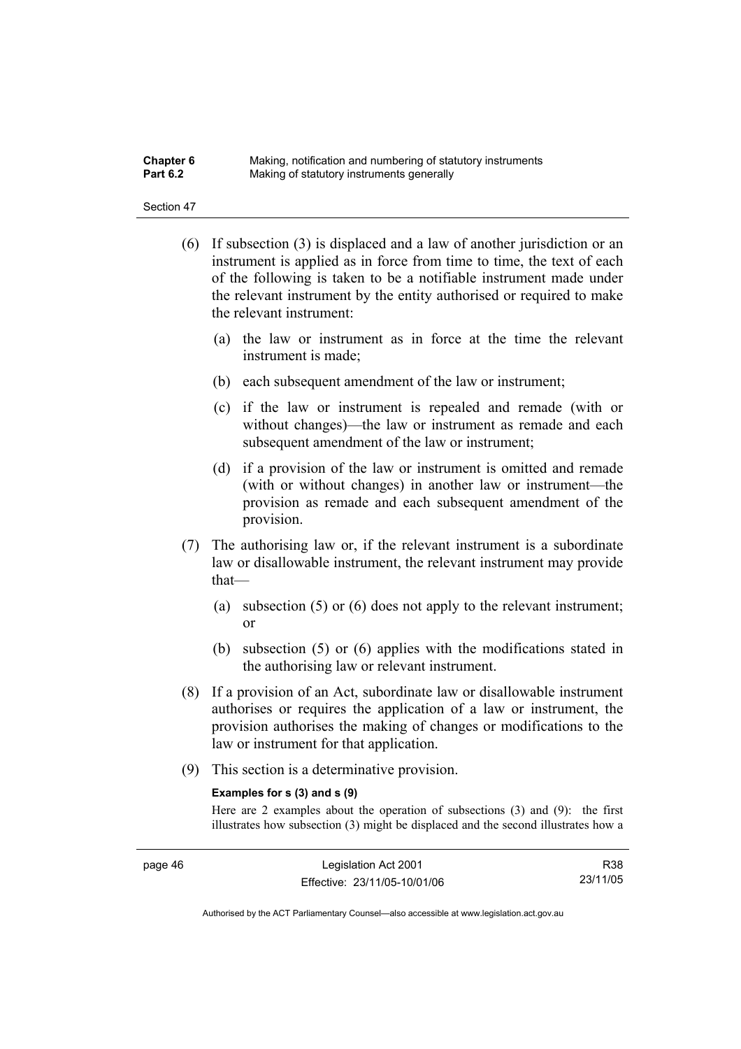(6) If subsection (3) is displaced and a law of another jurisdiction or an instrument is applied as in force from time to time, the text of each of the following is taken to be a notifiable instrument made under the relevant instrument by the entity authorised or required to make the relevant instrument:

   (a) the law or instrument as in force at the time the relevant instrument is made;

   (b) each subsequent amendment of the law or instrument;

   (c) if the law or instrument is repealed and remade (with or without changes)—the law or instrument as remade and each subsequent amendment of the law or instrument;

   (d) if a provision of the law or instrument is omitted and remade (with or without changes) in another law or instrument—the provision as remade and each subsequent amendment of the provision.

(7) The authorising law or, if the relevant instrument is a subordinate law or disallowable instrument, the relevant instrument may provide that—

   (a) subsection (5) or (6) does not apply to the relevant instrument; or

   (b) subsection (5) or (6) applies with the modifications stated in the authorising law or relevant instrument.

(8) If a provision of an Act, subordinate law or disallowable instrument authorises or requires the application of a law or instrument, the provision authorises the making of changes or modifications to the law or instrument for that application.

(9) This section is a determinative provision.

**Examples for s (3) and s (9)**

Here are 2 examples about the operation of subsections (3) and (9): the first illustrates how subsection (3) might be displaced and the second illustrates how a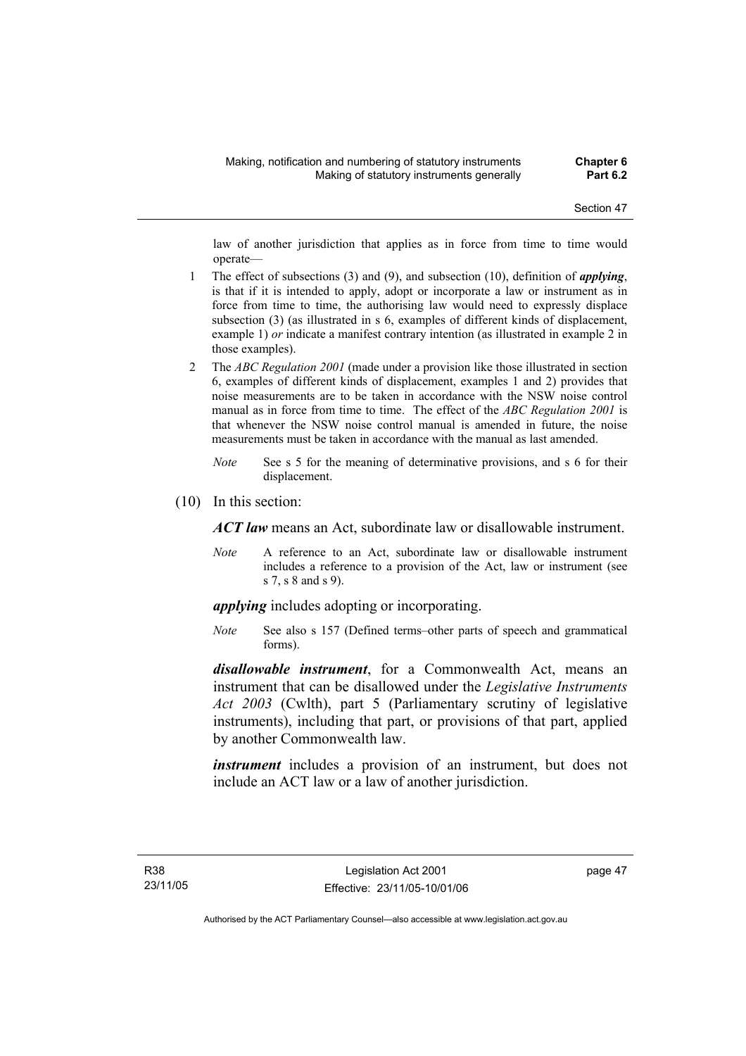law of another jurisdiction that applies as in force from time to time would operate—

1 The effect of subsections (3) and (9), and subsection (10), definition of ***applying***, is that if it is intended to apply, adopt or incorporate a law or instrument as in force from time to time, the authorising law would need to expressly displace subsection (3) (as illustrated in s 6, examples of different kinds of displacement, example 1) *or* indicate a manifest contrary intention (as illustrated in example 2 in those examples).

2 The *ABC Regulation 2001* (made under a provision like those illustrated in section 6, examples of different kinds of displacement, examples 1 and 2) provides that noise measurements are to be taken in accordance with the NSW noise control manual as in force from time to time. The effect of the *ABC Regulation 2001* is that whenever the NSW noise control manual is amended in future, the noise measurements must be taken in accordance with the manual as last amended.

*Note* See s 5 for the meaning of determinative provisions, and s 6 for their displacement.

(10) In this section:

***ACT law*** means an Act, subordinate law or disallowable instrument.

*Note* A reference to an Act, subordinate law or disallowable instrument includes a reference to a provision of the Act, law or instrument (see s 7, s 8 and s 9).

***applying*** includes adopting or incorporating.

*Note* See also s 157 (Defined terms–other parts of speech and grammatical forms).

***disallowable instrument***, for a Commonwealth Act, means an instrument that can be disallowed under the *Legislative Instruments Act 2003* (Cwlth), part 5 (Parliamentary scrutiny of legislative instruments), including that part, or provisions of that part, applied by another Commonwealth law.

***instrument*** includes a provision of an instrument, but does not include an ACT law or a law of another jurisdiction.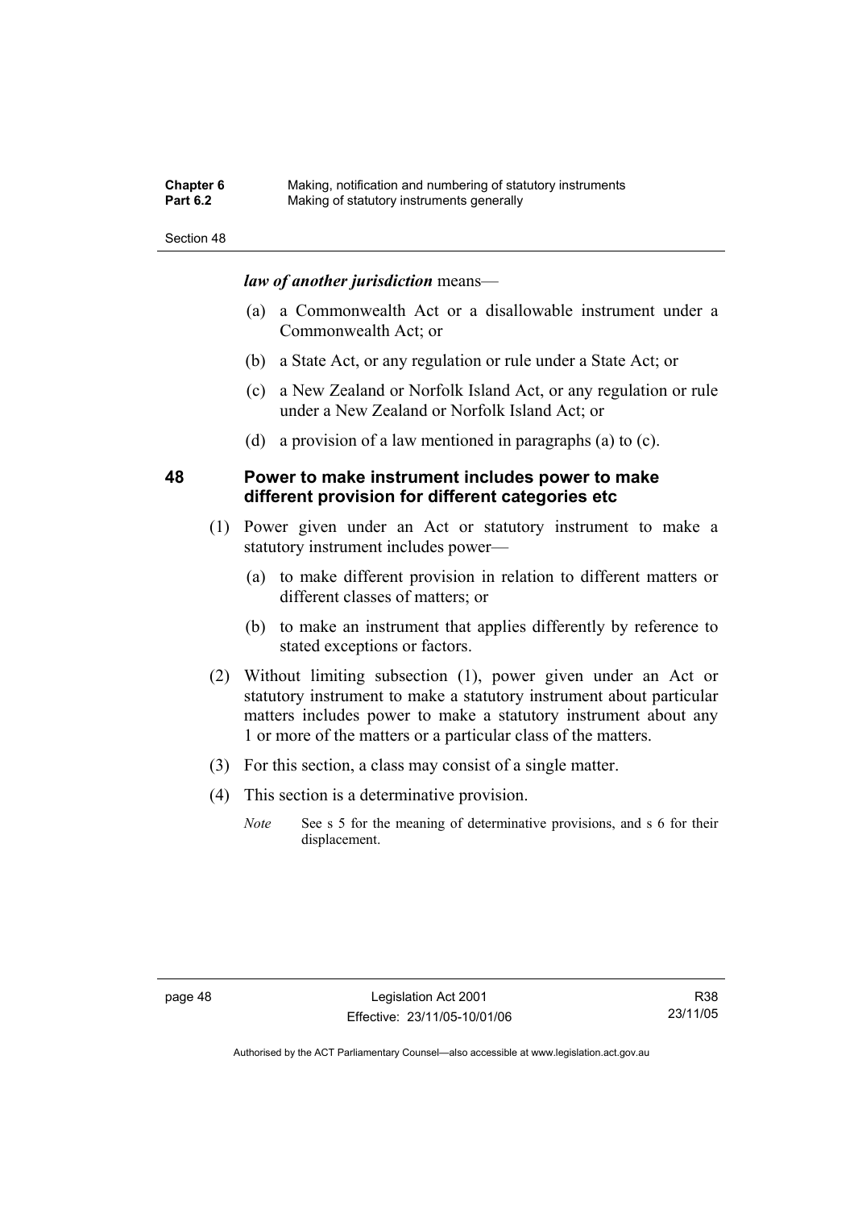***law of another jurisdiction*** means—

(a) a Commonwealth Act or a disallowable instrument under a Commonwealth Act; or

(b) a State Act, or any regulation or rule under a State Act; or

(c) a New Zealand or Norfolk Island Act, or any regulation or rule under a New Zealand or Norfolk Island Act; or

(d) a provision of a law mentioned in paragraphs (a) to (c).

## 48 Power to make instrument includes power to make different provision for different categories etc

(1) Power given under an Act or statutory instrument to make a statutory instrument includes power—

(a) to make different provision in relation to different matters or different classes of matters; or

(b) to make an instrument that applies differently by reference to stated exceptions or factors.

(2) Without limiting subsection (1), power given under an Act or statutory instrument to make a statutory instrument about particular matters includes power to make a statutory instrument about any 1 or more of the matters or a particular class of the matters.

(3) For this section, a class may consist of a single matter.

(4) This section is a determinative provision.

*Note* See s 5 for the meaning of determinative provisions, and s 6 for their displacement.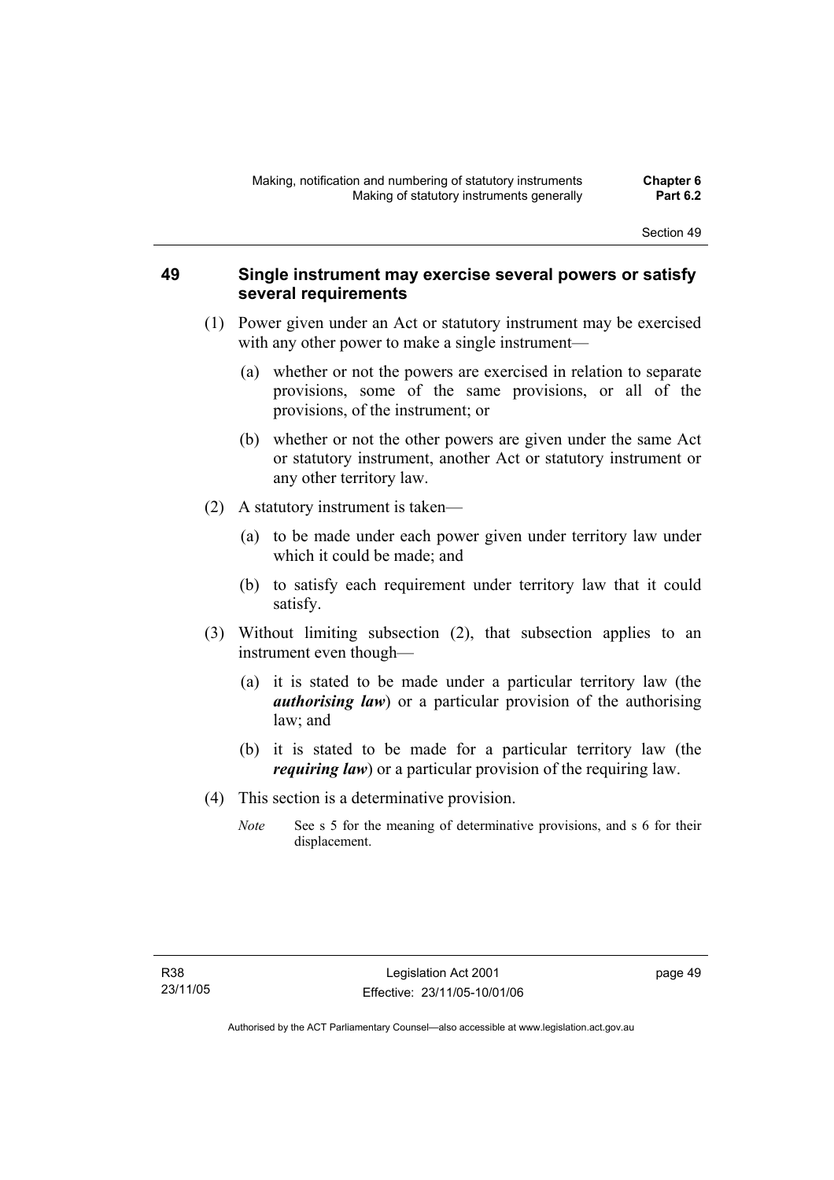## 49 Single instrument may exercise several powers or satisfy several requirements

(1) Power given under an Act or statutory instrument may be exercised with any other power to make a single instrument—

(a) whether or not the powers are exercised in relation to separate provisions, some of the same provisions, or all of the provisions, of the instrument; or

(b) whether or not the other powers are given under the same Act or statutory instrument, another Act or statutory instrument or any other territory law.

(2) A statutory instrument is taken—

(a) to be made under each power given under territory law under which it could be made; and

(b) to satisfy each requirement under territory law that it could satisfy.

(3) Without limiting subsection (2), that subsection applies to an instrument even though—

(a) it is stated to be made under a particular territory law (the ***authorising law***) or a particular provision of the authorising law; and

(b) it is stated to be made for a particular territory law (the ***requiring law***) or a particular provision of the requiring law.

(4) This section is a determinative provision.

*Note* See s 5 for the meaning of determinative provisions, and s 6 for their displacement.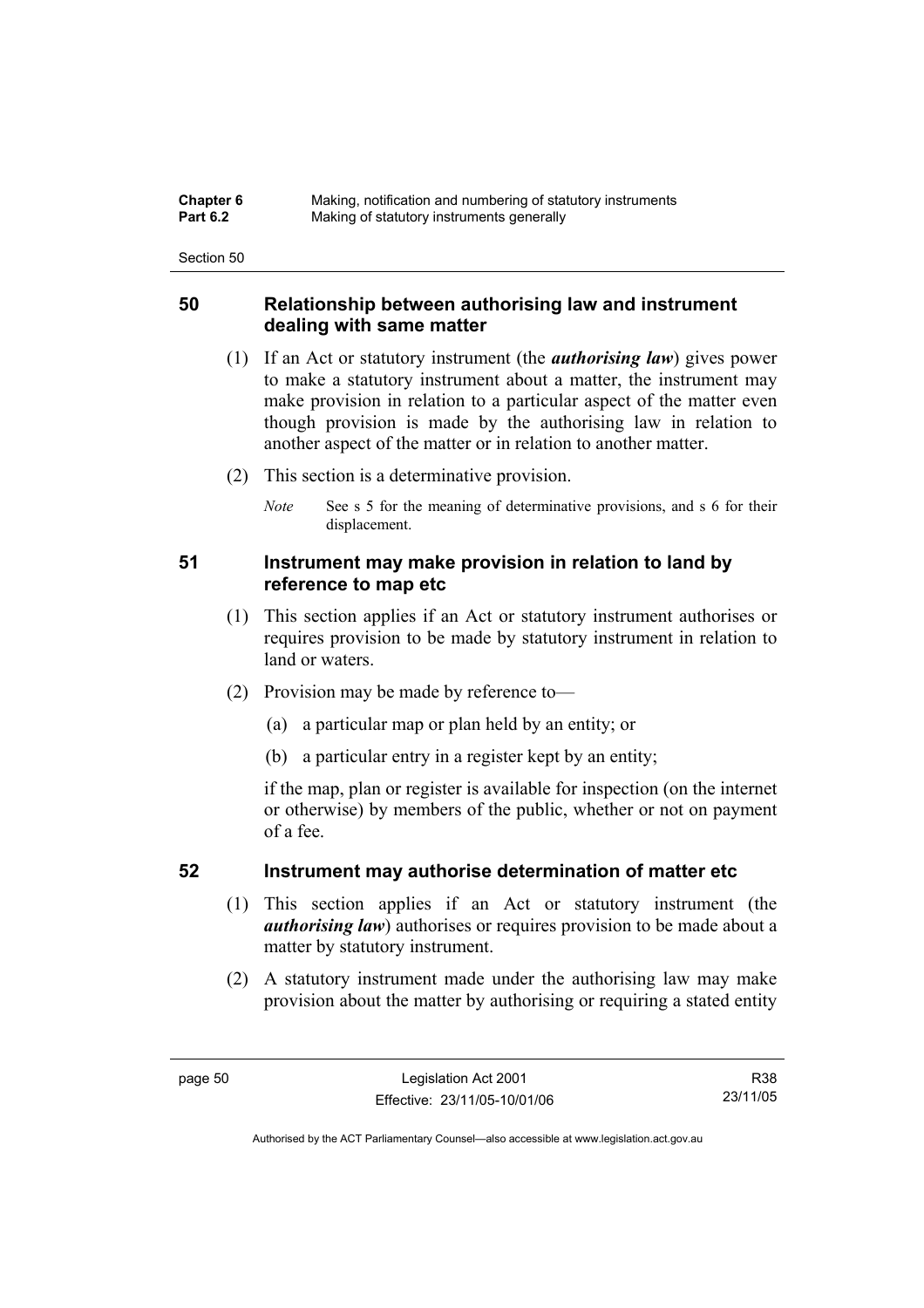## 50 Relationship between authorising law and instrument dealing with same matter

(1) If an Act or statutory instrument (the ***authorising law***) gives power to make a statutory instrument about a matter, the instrument may make provision in relation to a particular aspect of the matter even though provision is made by the authorising law in relation to another aspect of the matter or in relation to another matter.

(2) This section is a determinative provision.

*Note* See s 5 for the meaning of determinative provisions, and s 6 for their displacement.

## 51 Instrument may make provision in relation to land by reference to map etc

(1) This section applies if an Act or statutory instrument authorises or requires provision to be made by statutory instrument in relation to land or waters.

(2) Provision may be made by reference to—

(a) a particular map or plan held by an entity; or

(b) a particular entry in a register kept by an entity;

if the map, plan or register is available for inspection (on the internet or otherwise) by members of the public, whether or not on payment of a fee.

## 52 Instrument may authorise determination of matter etc

(1) This section applies if an Act or statutory instrument (the ***authorising law***) authorises or requires provision to be made about a matter by statutory instrument.

(2) A statutory instrument made under the authorising law may make provision about the matter by authorising or requiring a stated entity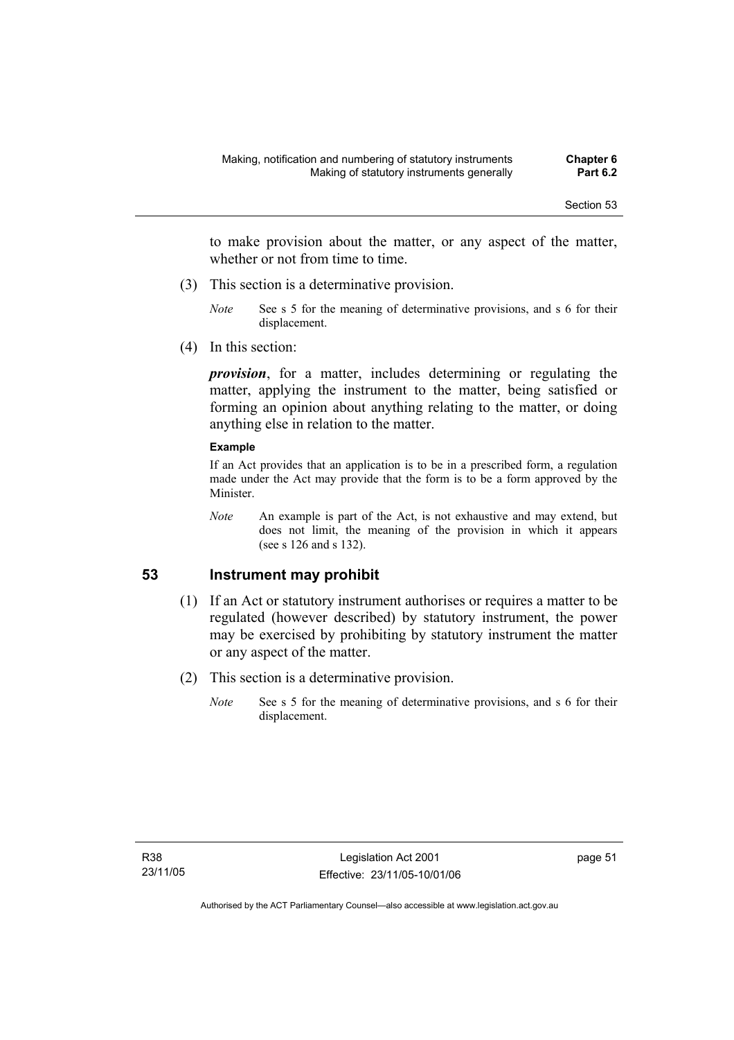to make provision about the matter, or any aspect of the matter, whether or not from time to time.

(3) This section is a determinative provision.

*Note* See s 5 for the meaning of determinative provisions, and s 6 for their displacement.

(4) In this section:

***provision***, for a matter, includes determining or regulating the matter, applying the instrument to the matter, being satisfied or forming an opinion about anything relating to the matter, or doing anything else in relation to the matter.

**Example**

If an Act provides that an application is to be in a prescribed form, a regulation made under the Act may provide that the form is to be a form approved by the Minister.

*Note* An example is part of the Act, is not exhaustive and may extend, but does not limit, the meaning of the provision in which it appears (see s 126 and s 132).

## 53 Instrument may prohibit

(1) If an Act or statutory instrument authorises or requires a matter to be regulated (however described) by statutory instrument, the power may be exercised by prohibiting by statutory instrument the matter or any aspect of the matter.

(2) This section is a determinative provision.

*Note* See s 5 for the meaning of determinative provisions, and s 6 for their displacement.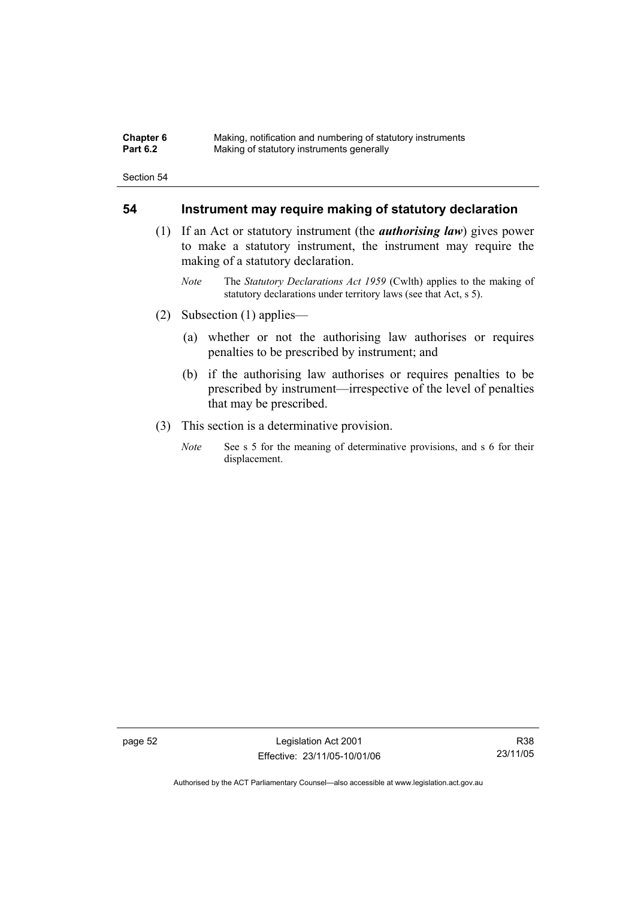## 54 Instrument may require making of statutory declaration

(1) If an Act or statutory instrument (the ***authorising law***) gives power to make a statutory instrument, the instrument may require the making of a statutory declaration.

*Note* The *Statutory Declarations Act 1959* (Cwlth) applies to the making of statutory declarations under territory laws (see that Act, s 5).

(2) Subsection (1) applies—

(a) whether or not the authorising law authorises or requires penalties to be prescribed by instrument; and

(b) if the authorising law authorises or requires penalties to be prescribed by instrument—irrespective of the level of penalties that may be prescribed.

(3) This section is a determinative provision.

*Note* See s 5 for the meaning of determinative provisions, and s 6 for their displacement.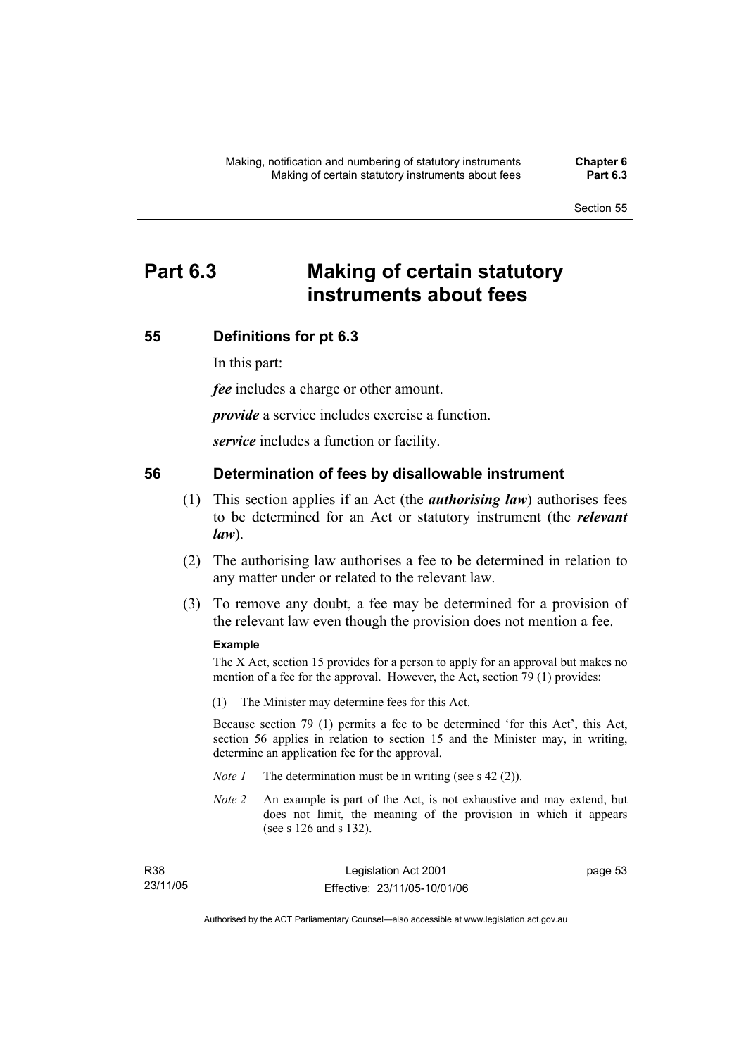# Part 6.3 Making of certain statutory instruments about fees

## 55 Definitions for pt 6.3

In this part:

***fee*** includes a charge or other amount.

***provide*** a service includes exercise a function.

***service*** includes a function or facility.

## 56 Determination of fees by disallowable instrument

(1) This section applies if an Act (the ***authorising law***) authorises fees to be determined for an Act or statutory instrument (the ***relevant law***).

(2) The authorising law authorises a fee to be determined in relation to any matter under or related to the relevant law.

(3) To remove any doubt, a fee may be determined for a provision of the relevant law even though the provision does not mention a fee.

**Example**

The X Act, section 15 provides for a person to apply for an approval but makes no mention of a fee for the approval. However, the Act, section 79 (1) provides:

(1) The Minister may determine fees for this Act.

Because section 79 (1) permits a fee to be determined 'for this Act', this Act, section 56 applies in relation to section 15 and the Minister may, in writing, determine an application fee for the approval.

*Note 1* The determination must be in writing (see s 42 (2)).

*Note 2* An example is part of the Act, is not exhaustive and may extend, but does not limit, the meaning of the provision in which it appears (see s 126 and s 132).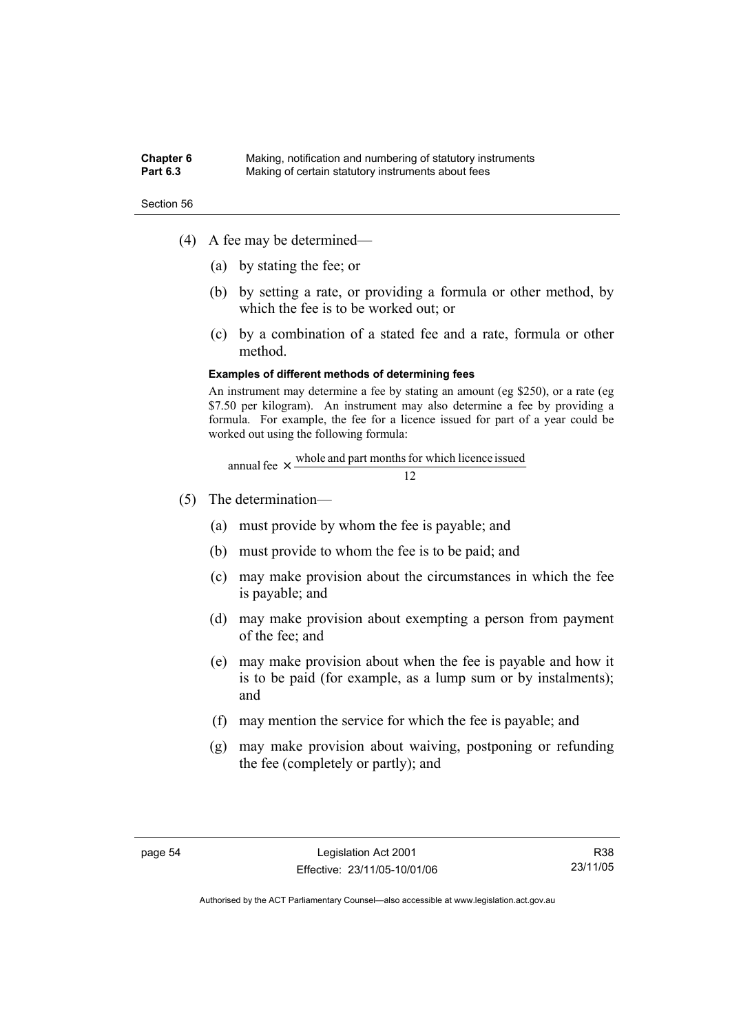(4) A fee may be determined—

(a) by stating the fee; or

(b) by setting a rate, or providing a formula or other method, by which the fee is to be worked out; or

(c) by a combination of a stated fee and a rate, formula or other method.

**Examples of different methods of determining fees**

An instrument may determine a fee by stating an amount (eg $250), or a rate (eg $7.50 per kilogram). An instrument may also determine a fee by providing a formula. For example, the fee for a licence issued for part of a year could be worked out using the following formula:

$$\text{annual fee} \times \frac{\text{whole and part months for which licence issued}}{12}$$

(5) The determination—

(a) must provide by whom the fee is payable; and

(b) must provide to whom the fee is to be paid; and

(c) may make provision about the circumstances in which the fee is payable; and

(d) may make provision about exempting a person from payment of the fee; and

(e) may make provision about when the fee is payable and how it is to be paid (for example, as a lump sum or by instalments); and

(f) may mention the service for which the fee is payable; and

(g) may make provision about waiving, postponing or refunding the fee (completely or partly); and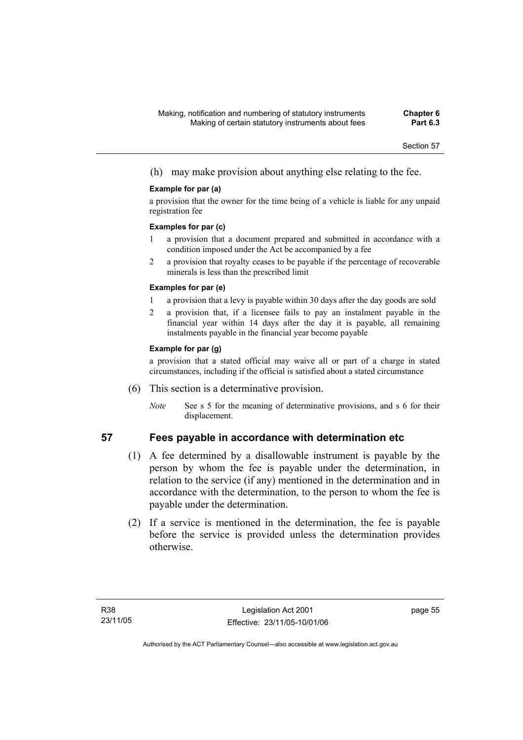(h) may make provision about anything else relating to the fee.

**Example for par (a)**

a provision that the owner for the time being of a vehicle is liable for any unpaid registration fee

**Examples for par (c)**

1 a provision that a document prepared and submitted in accordance with a condition imposed under the Act be accompanied by a fee

2 a provision that royalty ceases to be payable if the percentage of recoverable minerals is less than the prescribed limit

**Examples for par (e)**

1 a provision that a levy is payable within 30 days after the day goods are sold

2 a provision that, if a licensee fails to pay an instalment payable in the financial year within 14 days after the day it is payable, all remaining instalments payable in the financial year become payable

**Example for par (g)**

a provision that a stated official may waive all or part of a charge in stated circumstances, including if the official is satisfied about a stated circumstance

(6) This section is a determinative provision.

*Note* See s 5 for the meaning of determinative provisions, and s 6 for their displacement.

## 57 Fees payable in accordance with determination etc

(1) A fee determined by a disallowable instrument is payable by the person by whom the fee is payable under the determination, in relation to the service (if any) mentioned in the determination and in accordance with the determination, to the person to whom the fee is payable under the determination.

(2) If a service is mentioned in the determination, the fee is payable before the service is provided unless the determination provides otherwise.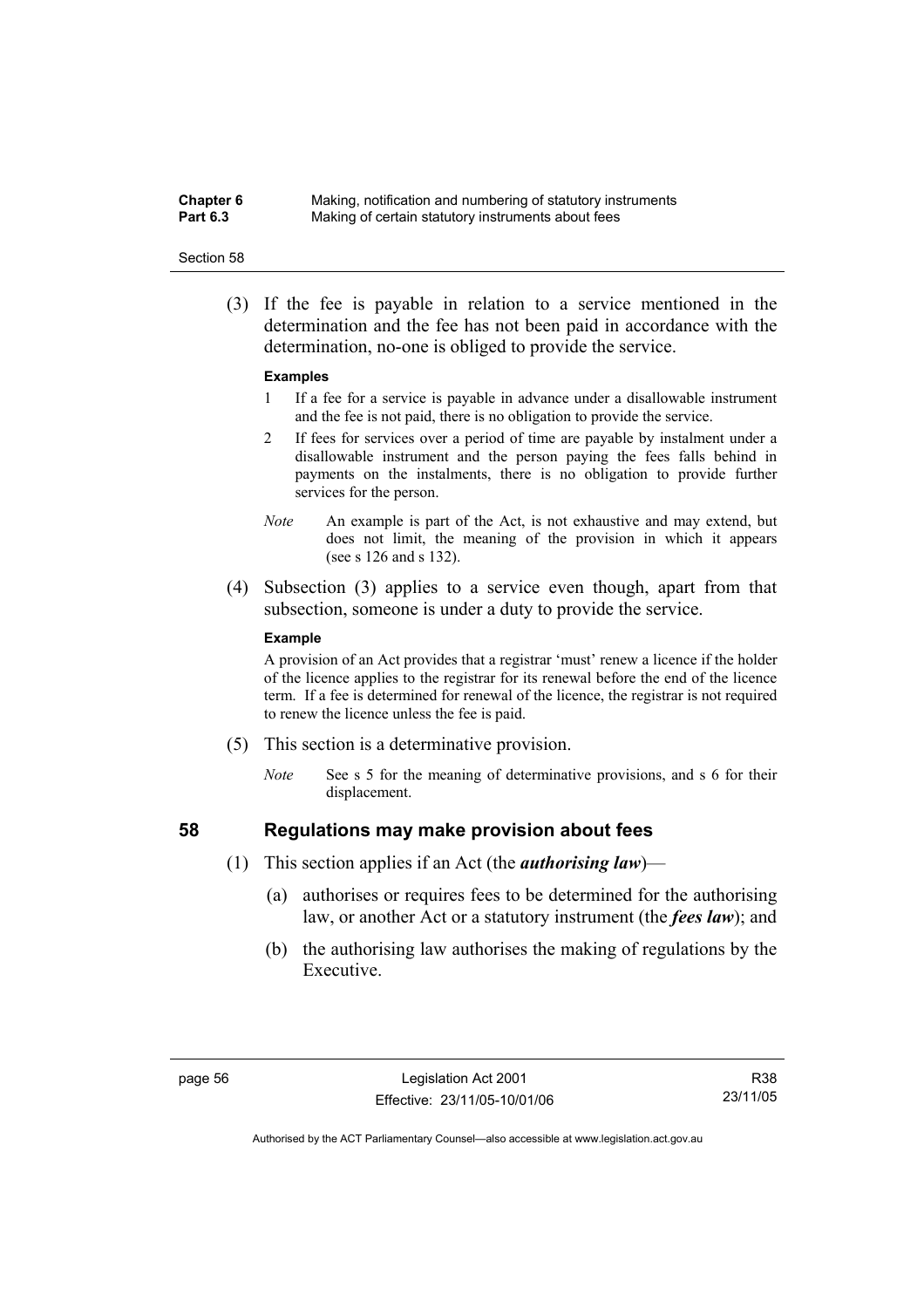(3) If the fee is payable in relation to a service mentioned in the determination and the fee has not been paid in accordance with the determination, no-one is obliged to provide the service.

**Examples**

1 If a fee for a service is payable in advance under a disallowable instrument and the fee is not paid, there is no obligation to provide the service.

2 If fees for services over a period of time are payable by instalment under a disallowable instrument and the person paying the fees falls behind in payments on the instalments, there is no obligation to provide further services for the person.

*Note* An example is part of the Act, is not exhaustive and may extend, but does not limit, the meaning of the provision in which it appears (see s 126 and s 132).

(4) Subsection (3) applies to a service even though, apart from that subsection, someone is under a duty to provide the service.

**Example**

A provision of an Act provides that a registrar 'must' renew a licence if the holder of the licence applies to the registrar for its renewal before the end of the licence term. If a fee is determined for renewal of the licence, the registrar is not required to renew the licence unless the fee is paid.

(5) This section is a determinative provision.

*Note* See s 5 for the meaning of determinative provisions, and s 6 for their displacement.

## 58 Regulations may make provision about fees

(1) This section applies if an Act (the ***authorising law***)—

(a) authorises or requires fees to be determined for the authorising law, or another Act or a statutory instrument (the ***fees law***); and

(b) the authorising law authorises the making of regulations by the Executive.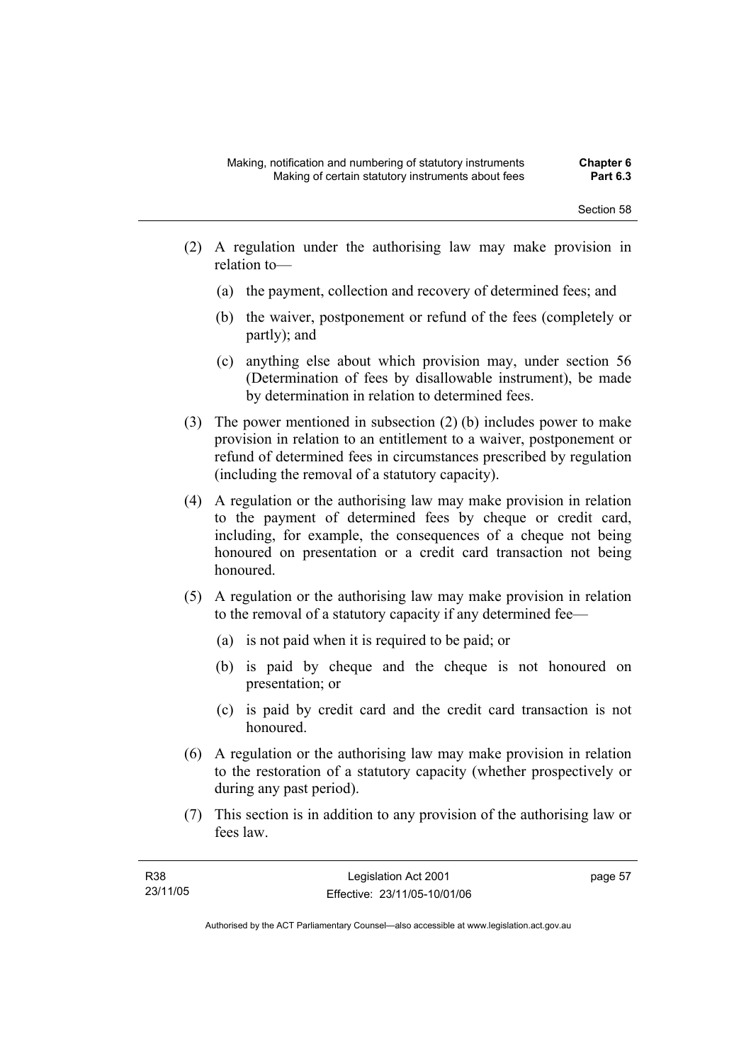(2) A regulation under the authorising law may make provision in relation to—

  (a) the payment, collection and recovery of determined fees; and

  (b) the waiver, postponement or refund of the fees (completely or partly); and

  (c) anything else about which provision may, under section 56 (Determination of fees by disallowable instrument), be made by determination in relation to determined fees.

(3) The power mentioned in subsection (2) (b) includes power to make provision in relation to an entitlement to a waiver, postponement or refund of determined fees in circumstances prescribed by regulation (including the removal of a statutory capacity).

(4) A regulation or the authorising law may make provision in relation to the payment of determined fees by cheque or credit card, including, for example, the consequences of a cheque not being honoured on presentation or a credit card transaction not being honoured.

(5) A regulation or the authorising law may make provision in relation to the removal of a statutory capacity if any determined fee—

  (a) is not paid when it is required to be paid; or

  (b) is paid by cheque and the cheque is not honoured on presentation; or

  (c) is paid by credit card and the credit card transaction is not honoured.

(6) A regulation or the authorising law may make provision in relation to the restoration of a statutory capacity (whether prospectively or during any past period).

(7) This section is in addition to any provision of the authorising law or fees law.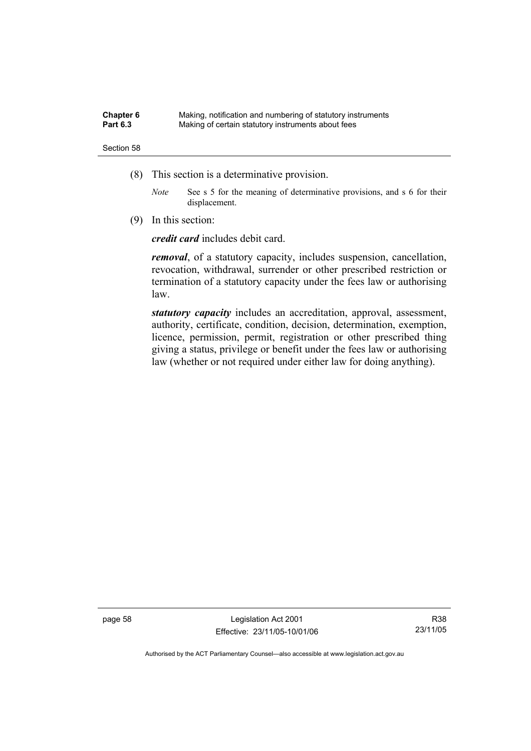(8) This section is a determinative provision.

*Note* See s 5 for the meaning of determinative provisions, and s 6 for their displacement.

(9) In this section:

***credit card*** includes debit card.

***removal***, of a statutory capacity, includes suspension, cancellation, revocation, withdrawal, surrender or other prescribed restriction or termination of a statutory capacity under the fees law or authorising law.

***statutory capacity*** includes an accreditation, approval, assessment, authority, certificate, condition, decision, determination, exemption, licence, permission, permit, registration or other prescribed thing giving a status, privilege or benefit under the fees law or authorising law (whether or not required under either law for doing anything).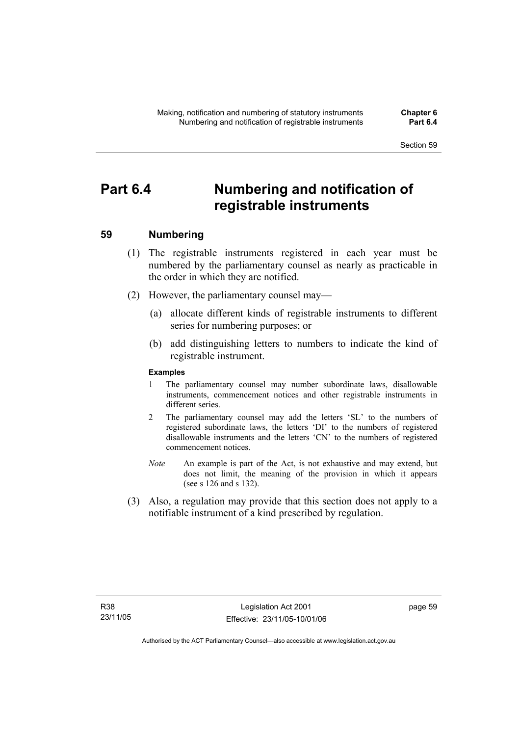# Part 6.4 Numbering and notification of registrable instruments

## 59 Numbering

(1) The registrable instruments registered in each year must be numbered by the parliamentary counsel as nearly as practicable in the order in which they are notified.

(2) However, the parliamentary counsel may—

(a) allocate different kinds of registrable instruments to different series for numbering purposes; or

(b) add distinguishing letters to numbers to indicate the kind of registrable instrument.

**Examples**

1 The parliamentary counsel may number subordinate laws, disallowable instruments, commencement notices and other registrable instruments in different series.

2 The parliamentary counsel may add the letters 'SL' to the numbers of registered subordinate laws, the letters 'DI' to the numbers of registered disallowable instruments and the letters 'CN' to the numbers of registered commencement notices.

*Note* An example is part of the Act, is not exhaustive and may extend, but does not limit, the meaning of the provision in which it appears (see s 126 and s 132).

(3) Also, a regulation may provide that this section does not apply to a notifiable instrument of a kind prescribed by regulation.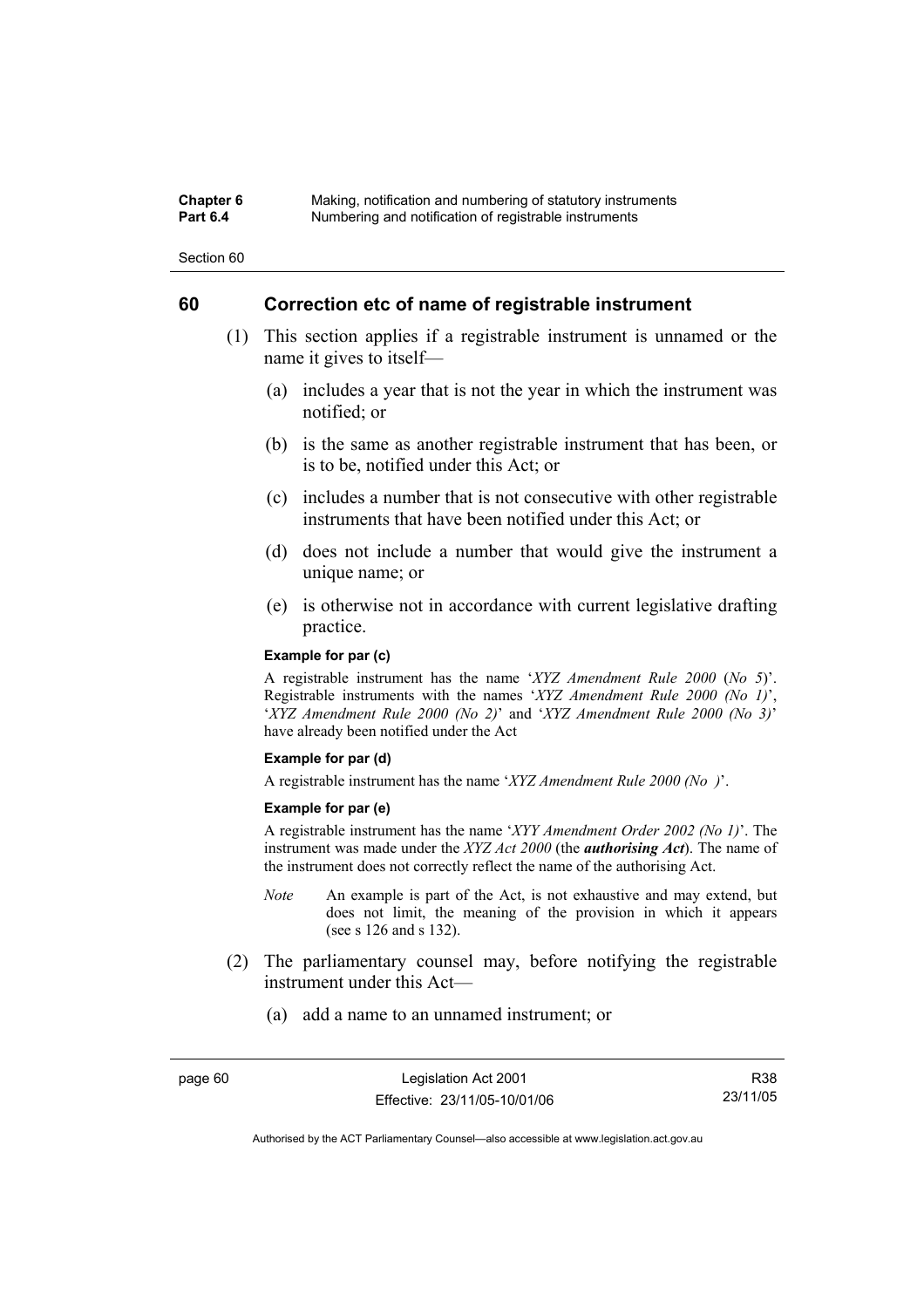## 60 Correction etc of name of registrable instrument

(1) This section applies if a registrable instrument is unnamed or the name it gives to itself—

(a) includes a year that is not the year in which the instrument was notified; or

(b) is the same as another registrable instrument that has been, or is to be, notified under this Act; or

(c) includes a number that is not consecutive with other registrable instruments that have been notified under this Act; or

(d) does not include a number that would give the instrument a unique name; or

(e) is otherwise not in accordance with current legislative drafting practice.

**Example for par (c)**

A registrable instrument has the name '*XYZ Amendment Rule 2000* (*No 5*)'. Registrable instruments with the names '*XYZ Amendment Rule 2000 (No 1)*', '*XYZ Amendment Rule 2000 (No 2)*' and '*XYZ Amendment Rule 2000 (No 3)*' have already been notified under the Act

**Example for par (d)**

A registrable instrument has the name '*XYZ Amendment Rule 2000 (No )*'.

**Example for par (e)**

A registrable instrument has the name '*XYY Amendment Order 2002 (No 1)*'. The instrument was made under the *XYZ Act 2000* (the ***authorising Act***). The name of the instrument does not correctly reflect the name of the authorising Act.

*Note* An example is part of the Act, is not exhaustive and may extend, but does not limit, the meaning of the provision in which it appears (see s 126 and s 132).

(2) The parliamentary counsel may, before notifying the registrable instrument under this Act—

(a) add a name to an unnamed instrument; or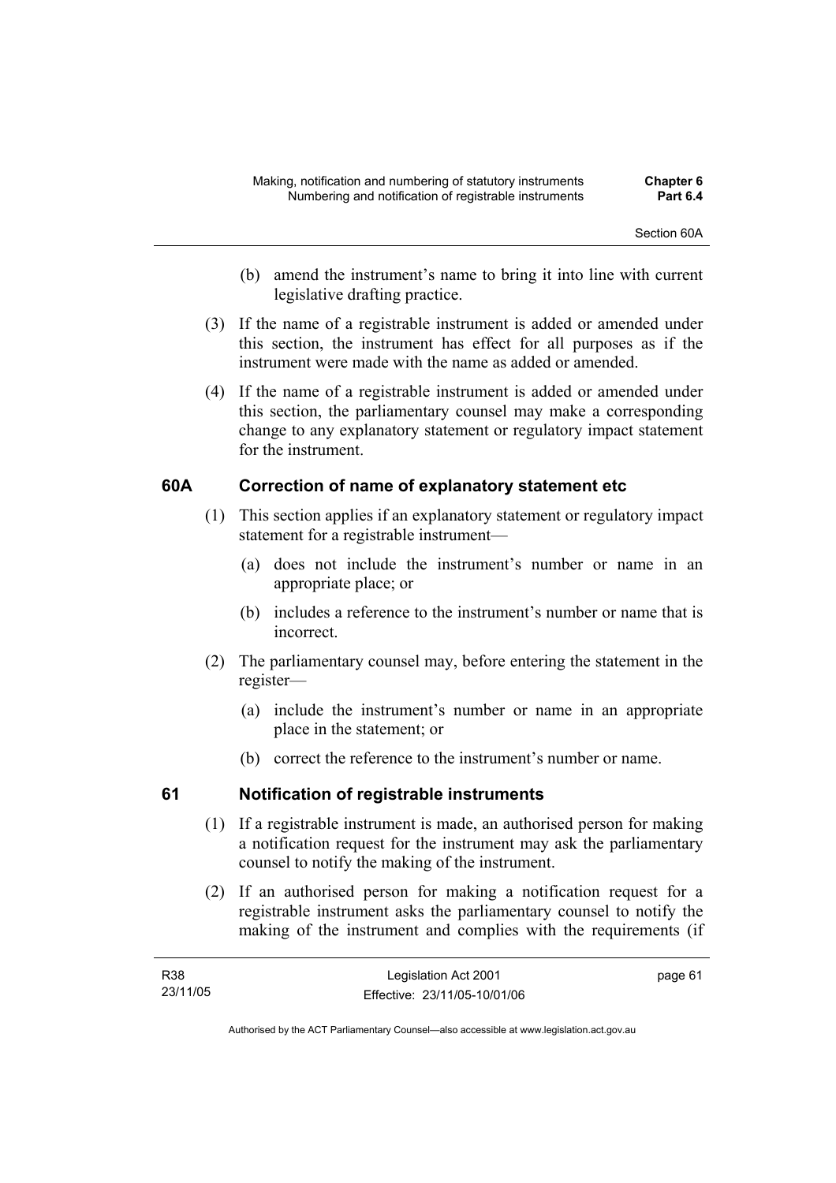(b) amend the instrument's name to bring it into line with current legislative drafting practice.

(3) If the name of a registrable instrument is added or amended under this section, the instrument has effect for all purposes as if the instrument were made with the name as added or amended.

(4) If the name of a registrable instrument is added or amended under this section, the parliamentary counsel may make a corresponding change to any explanatory statement or regulatory impact statement for the instrument.

### 60A Correction of name of explanatory statement etc

(1) This section applies if an explanatory statement or regulatory impact statement for a registrable instrument—

(a) does not include the instrument's number or name in an appropriate place; or

(b) includes a reference to the instrument's number or name that is incorrect.

(2) The parliamentary counsel may, before entering the statement in the register—

(a) include the instrument's number or name in an appropriate place in the statement; or

(b) correct the reference to the instrument's number or name.

### 61 Notification of registrable instruments

(1) If a registrable instrument is made, an authorised person for making a notification request for the instrument may ask the parliamentary counsel to notify the making of the instrument.

(2) If an authorised person for making a notification request for a registrable instrument asks the parliamentary counsel to notify the making of the instrument and complies with the requirements (if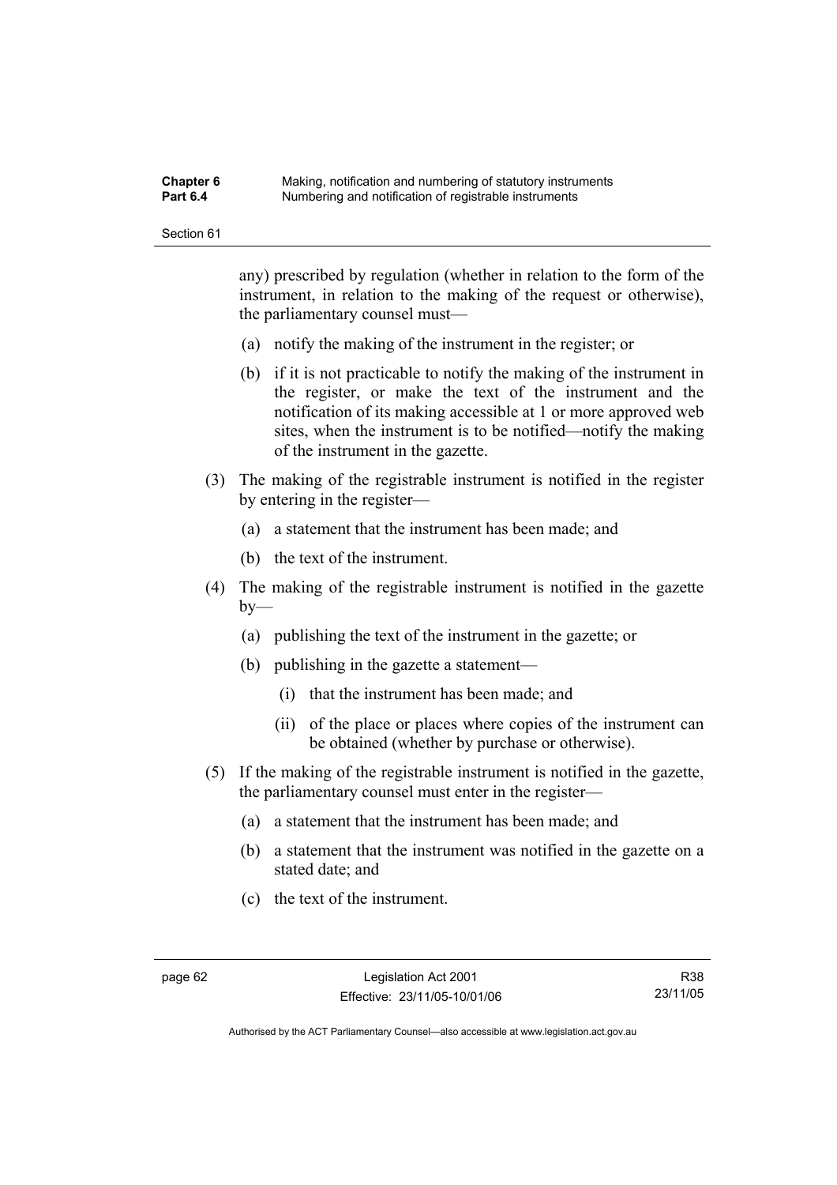any) prescribed by regulation (whether in relation to the form of the instrument, in relation to the making of the request or otherwise), the parliamentary counsel must—

(a) notify the making of the instrument in the register; or

(b) if it is not practicable to notify the making of the instrument in the register, or make the text of the instrument and the notification of its making accessible at 1 or more approved web sites, when the instrument is to be notified—notify the making of the instrument in the gazette.

(3) The making of the registrable instrument is notified in the register by entering in the register—

(a) a statement that the instrument has been made; and

(b) the text of the instrument.

(4) The making of the registrable instrument is notified in the gazette by—

(a) publishing the text of the instrument in the gazette; or

(b) publishing in the gazette a statement—

(i) that the instrument has been made; and

(ii) of the place or places where copies of the instrument can be obtained (whether by purchase or otherwise).

(5) If the making of the registrable instrument is notified in the gazette, the parliamentary counsel must enter in the register—

(a) a statement that the instrument has been made; and

(b) a statement that the instrument was notified in the gazette on a stated date; and

(c) the text of the instrument.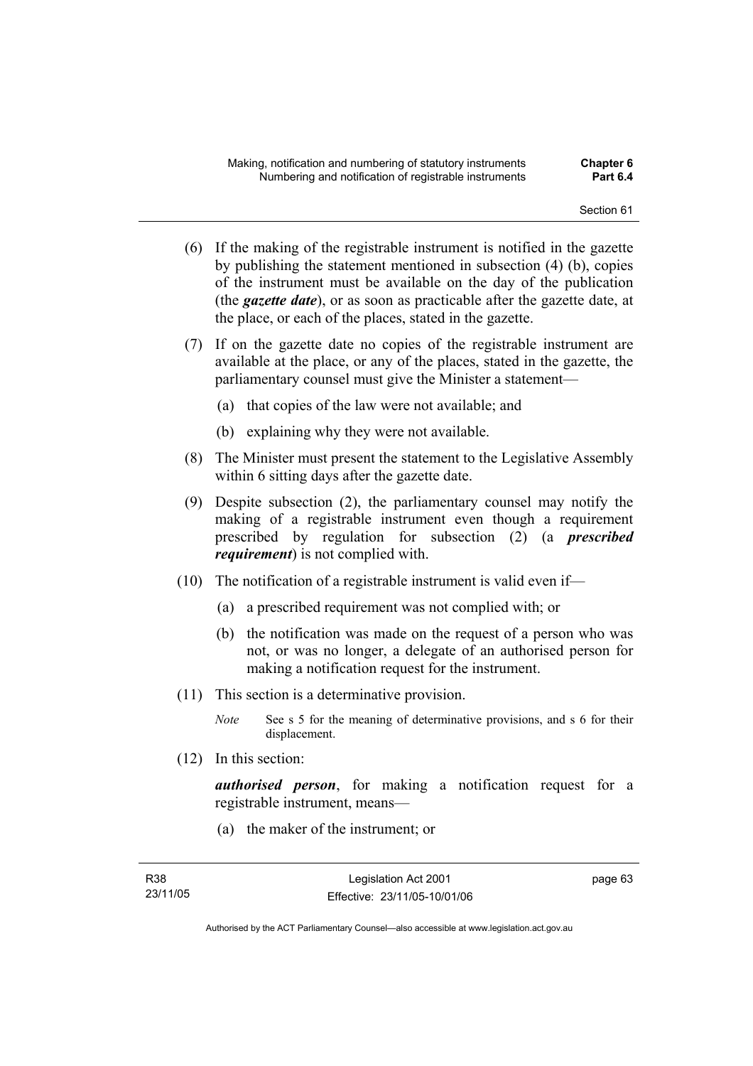(6) If the making of the registrable instrument is notified in the gazette by publishing the statement mentioned in subsection (4) (b), copies of the instrument must be available on the day of the publication (the ***gazette date***), or as soon as practicable after the gazette date, at the place, or each of the places, stated in the gazette.

(7) If on the gazette date no copies of the registrable instrument are available at the place, or any of the places, stated in the gazette, the parliamentary counsel must give the Minister a statement—

(a) that copies of the law were not available; and

(b) explaining why they were not available.

(8) The Minister must present the statement to the Legislative Assembly within 6 sitting days after the gazette date.

(9) Despite subsection (2), the parliamentary counsel may notify the making of a registrable instrument even though a requirement prescribed by regulation for subsection (2) (a ***prescribed requirement***) is not complied with.

(10) The notification of a registrable instrument is valid even if—

(a) a prescribed requirement was not complied with; or

(b) the notification was made on the request of a person who was not, or was no longer, a delegate of an authorised person for making a notification request for the instrument.

(11) This section is a determinative provision.

*Note* See s 5 for the meaning of determinative provisions, and s 6 for their displacement.

(12) In this section:

***authorised person***, for making a notification request for a registrable instrument, means—

(a) the maker of the instrument; or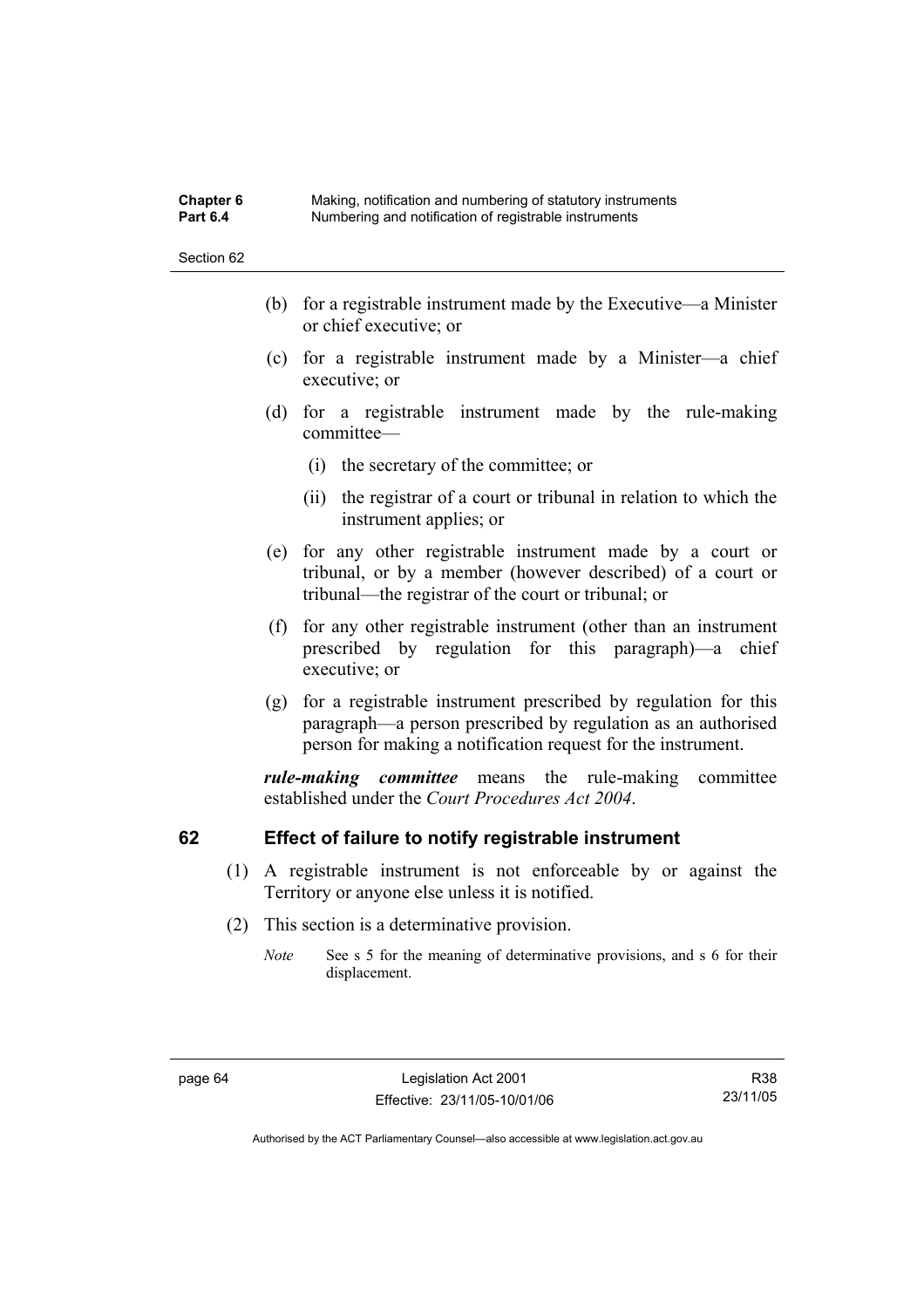(b) for a registrable instrument made by the Executive—a Minister or chief executive; or

(c) for a registrable instrument made by a Minister—a chief executive; or

(d) for a registrable instrument made by the rule-making committee—

  (i) the secretary of the committee; or

  (ii) the registrar of a court or tribunal in relation to which the instrument applies; or

(e) for any other registrable instrument made by a court or tribunal, or by a member (however described) of a court or tribunal—the registrar of the court or tribunal; or

(f) for any other registrable instrument (other than an instrument prescribed by regulation for this paragraph)—a chief executive; or

(g) for a registrable instrument prescribed by regulation for this paragraph—a person prescribed by regulation as an authorised person for making a notification request for the instrument.

***rule-making committee*** means the rule-making committee established under the *Court Procedures Act 2004*.

## 62 Effect of failure to notify registrable instrument

(1) A registrable instrument is not enforceable by or against the Territory or anyone else unless it is notified.

(2) This section is a determinative provision.

*Note* See s 5 for the meaning of determinative provisions, and s 6 for their displacement.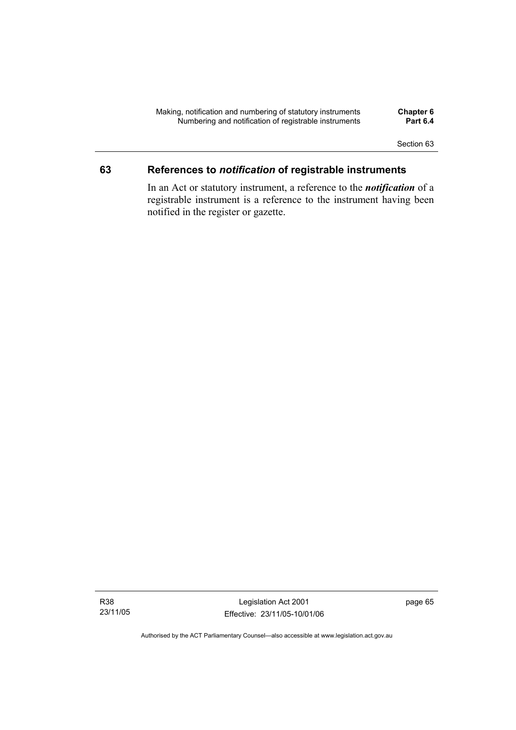## 63 References to *notification* of registrable instruments

In an Act or statutory instrument, a reference to the ***notification*** of a registrable instrument is a reference to the instrument having been notified in the register or gazette.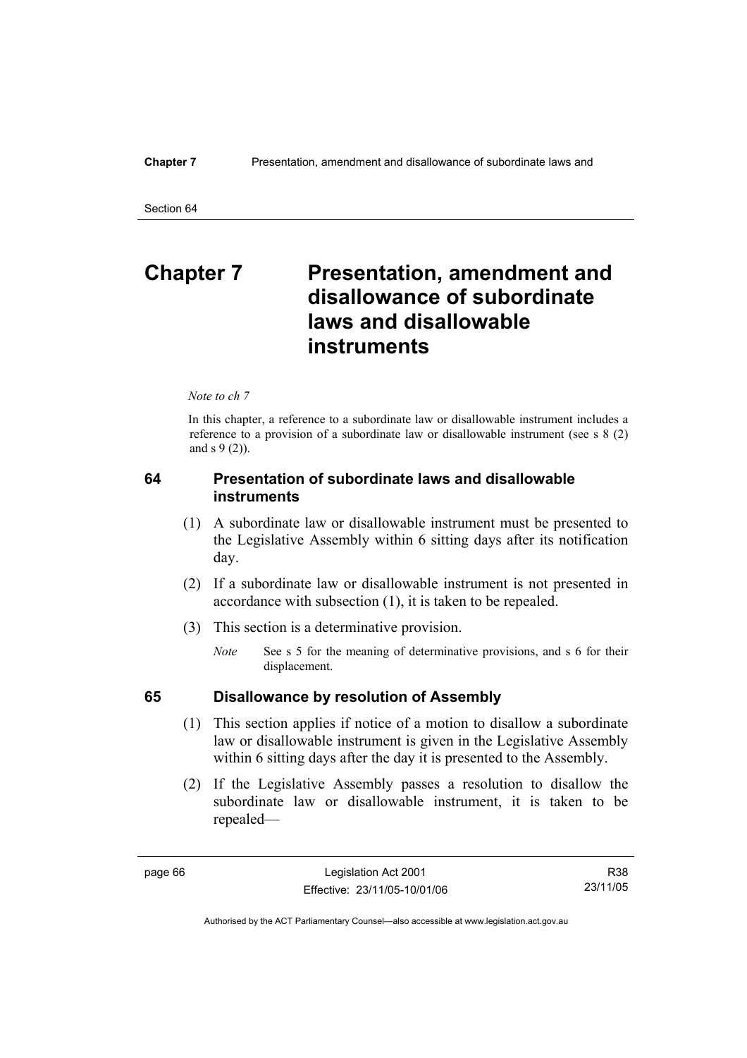# Chapter 7 Presentation, amendment and disallowance of subordinate laws and disallowable instruments

*Note to ch 7*

In this chapter, a reference to a subordinate law or disallowable instrument includes a reference to a provision of a subordinate law or disallowable instrument (see s 8 (2) and s 9 (2)).

## 64 Presentation of subordinate laws and disallowable instruments

(1) A subordinate law or disallowable instrument must be presented to the Legislative Assembly within 6 sitting days after its notification day.

(2) If a subordinate law or disallowable instrument is not presented in accordance with subsection (1), it is taken to be repealed.

(3) This section is a determinative provision.

*Note* See s 5 for the meaning of determinative provisions, and s 6 for their displacement.

## 65 Disallowance by resolution of Assembly

(1) This section applies if notice of a motion to disallow a subordinate law or disallowable instrument is given in the Legislative Assembly within 6 sitting days after the day it is presented to the Assembly.

(2) If the Legislative Assembly passes a resolution to disallow the subordinate law or disallowable instrument, it is taken to be repealed—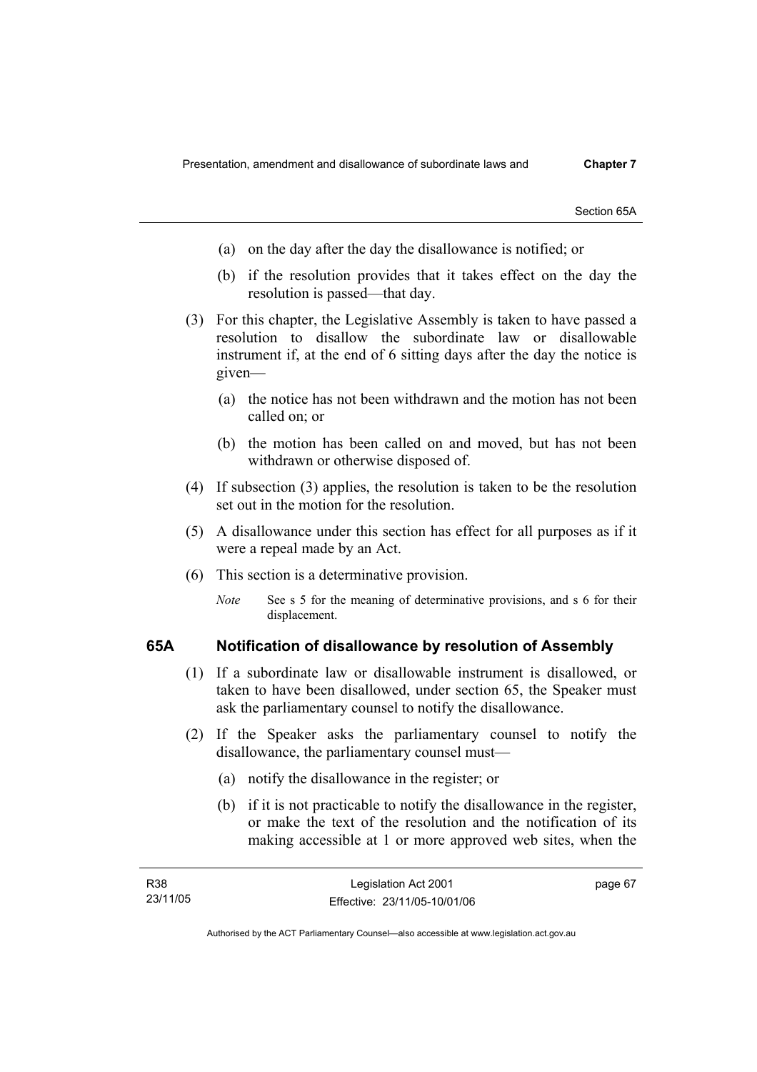(a) on the day after the day the disallowance is notified; or

(b) if the resolution provides that it takes effect on the day the resolution is passed—that day.

(3) For this chapter, the Legislative Assembly is taken to have passed a resolution to disallow the subordinate law or disallowable instrument if, at the end of 6 sitting days after the day the notice is given—

(a) the notice has not been withdrawn and the motion has not been called on; or

(b) the motion has been called on and moved, but has not been withdrawn or otherwise disposed of.

(4) If subsection (3) applies, the resolution is taken to be the resolution set out in the motion for the resolution.

(5) A disallowance under this section has effect for all purposes as if it were a repeal made by an Act.

(6) This section is a determinative provision.

*Note* See s 5 for the meaning of determinative provisions, and s 6 for their displacement.

### 65A Notification of disallowance by resolution of Assembly

(1) If a subordinate law or disallowable instrument is disallowed, or taken to have been disallowed, under section 65, the Speaker must ask the parliamentary counsel to notify the disallowance.

(2) If the Speaker asks the parliamentary counsel to notify the disallowance, the parliamentary counsel must—

(a) notify the disallowance in the register; or

(b) if it is not practicable to notify the disallowance in the register, or make the text of the resolution and the notification of its making accessible at 1 or more approved web sites, when the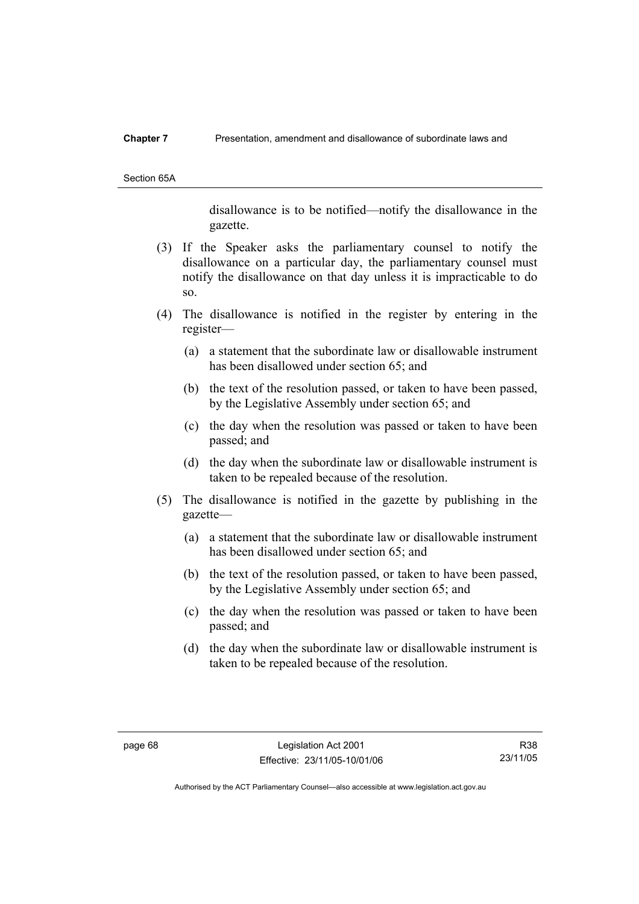disallowance is to be notified—notify the disallowance in the gazette.

(3) If the Speaker asks the parliamentary counsel to notify the disallowance on a particular day, the parliamentary counsel must notify the disallowance on that day unless it is impracticable to do so.

(4) The disallowance is notified in the register by entering in the register—

(a) a statement that the subordinate law or disallowable instrument has been disallowed under section 65; and

(b) the text of the resolution passed, or taken to have been passed, by the Legislative Assembly under section 65; and

(c) the day when the resolution was passed or taken to have been passed; and

(d) the day when the subordinate law or disallowable instrument is taken to be repealed because of the resolution.

(5) The disallowance is notified in the gazette by publishing in the gazette—

(a) a statement that the subordinate law or disallowable instrument has been disallowed under section 65; and

(b) the text of the resolution passed, or taken to have been passed, by the Legislative Assembly under section 65; and

(c) the day when the resolution was passed or taken to have been passed; and

(d) the day when the subordinate law or disallowable instrument is taken to be repealed because of the resolution.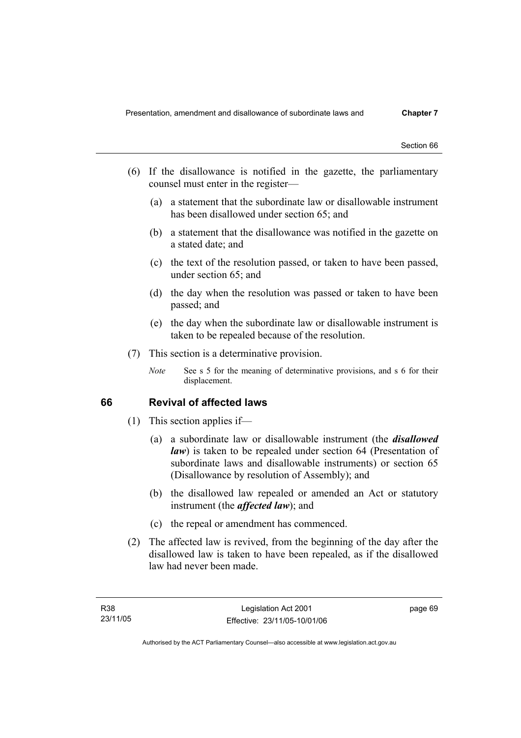(6) If the disallowance is notified in the gazette, the parliamentary counsel must enter in the register—

(a) a statement that the subordinate law or disallowable instrument has been disallowed under section 65; and

(b) a statement that the disallowance was notified in the gazette on a stated date; and

(c) the text of the resolution passed, or taken to have been passed, under section 65; and

(d) the day when the resolution was passed or taken to have been passed; and

(e) the day when the subordinate law or disallowable instrument is taken to be repealed because of the resolution.

(7) This section is a determinative provision.

*Note* See s 5 for the meaning of determinative provisions, and s 6 for their displacement.

## 66 Revival of affected laws

(1) This section applies if—

(a) a subordinate law or disallowable instrument (the ***disallowed law***) is taken to be repealed under section 64 (Presentation of subordinate laws and disallowable instruments) or section 65 (Disallowance by resolution of Assembly); and

(b) the disallowed law repealed or amended an Act or statutory instrument (the ***affected law***); and

(c) the repeal or amendment has commenced.

(2) The affected law is revived, from the beginning of the day after the disallowed law is taken to have been repealed, as if the disallowed law had never been made.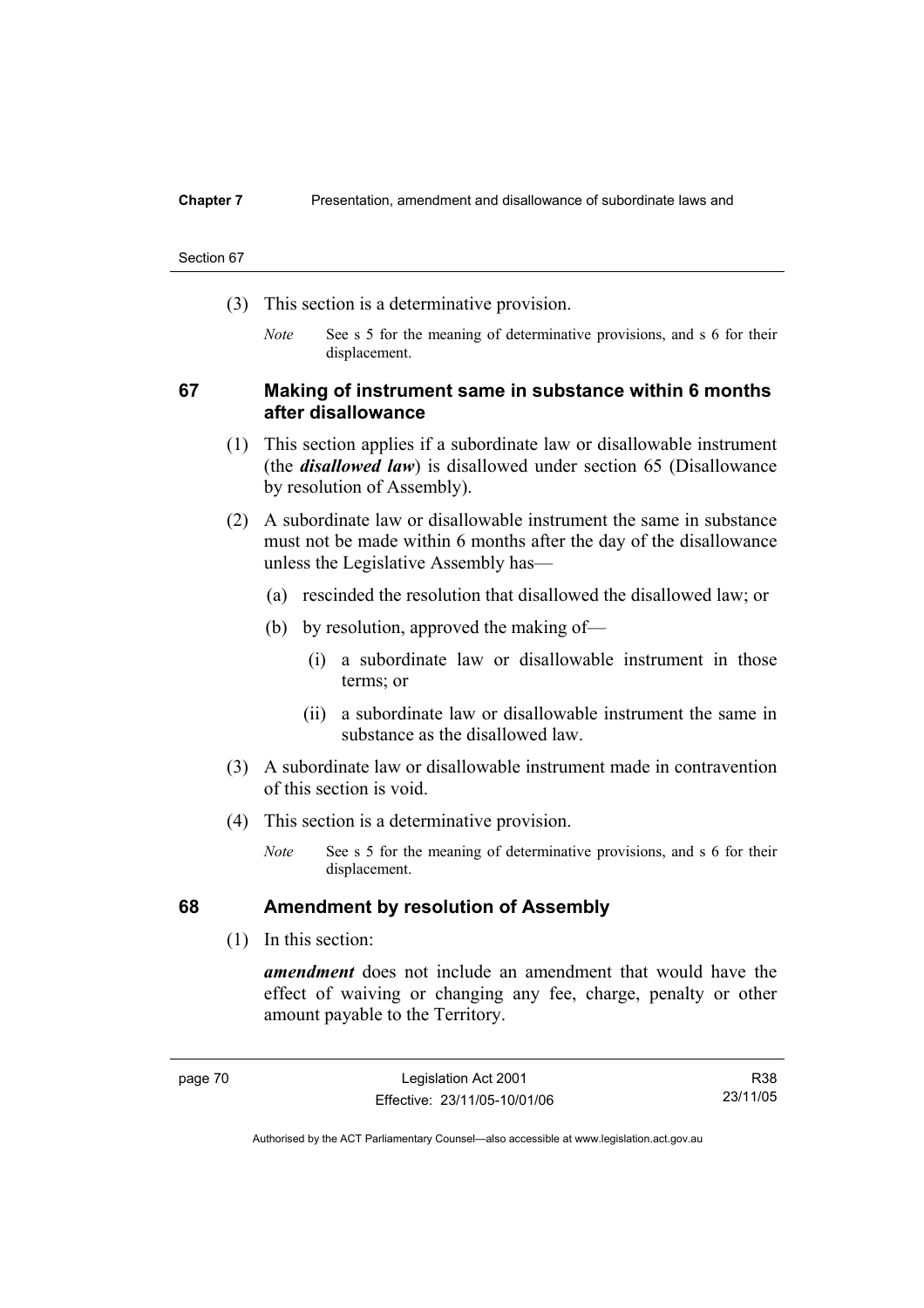(3) This section is a determinative provision.

*Note* See s 5 for the meaning of determinative provisions, and s 6 for their displacement.

## 67 Making of instrument same in substance within 6 months after disallowance

(1) This section applies if a subordinate law or disallowable instrument (the ***disallowed law***) is disallowed under section 65 (Disallowance by resolution of Assembly).

(2) A subordinate law or disallowable instrument the same in substance must not be made within 6 months after the day of the disallowance unless the Legislative Assembly has—

(a) rescinded the resolution that disallowed the disallowed law; or

(b) by resolution, approved the making of—

(i) a subordinate law or disallowable instrument in those terms; or

(ii) a subordinate law or disallowable instrument the same in substance as the disallowed law.

(3) A subordinate law or disallowable instrument made in contravention of this section is void.

(4) This section is a determinative provision.

*Note* See s 5 for the meaning of determinative provisions, and s 6 for their displacement.

## 68 Amendment by resolution of Assembly

(1) In this section:

***amendment*** does not include an amendment that would have the effect of waiving or changing any fee, charge, penalty or other amount payable to the Territory.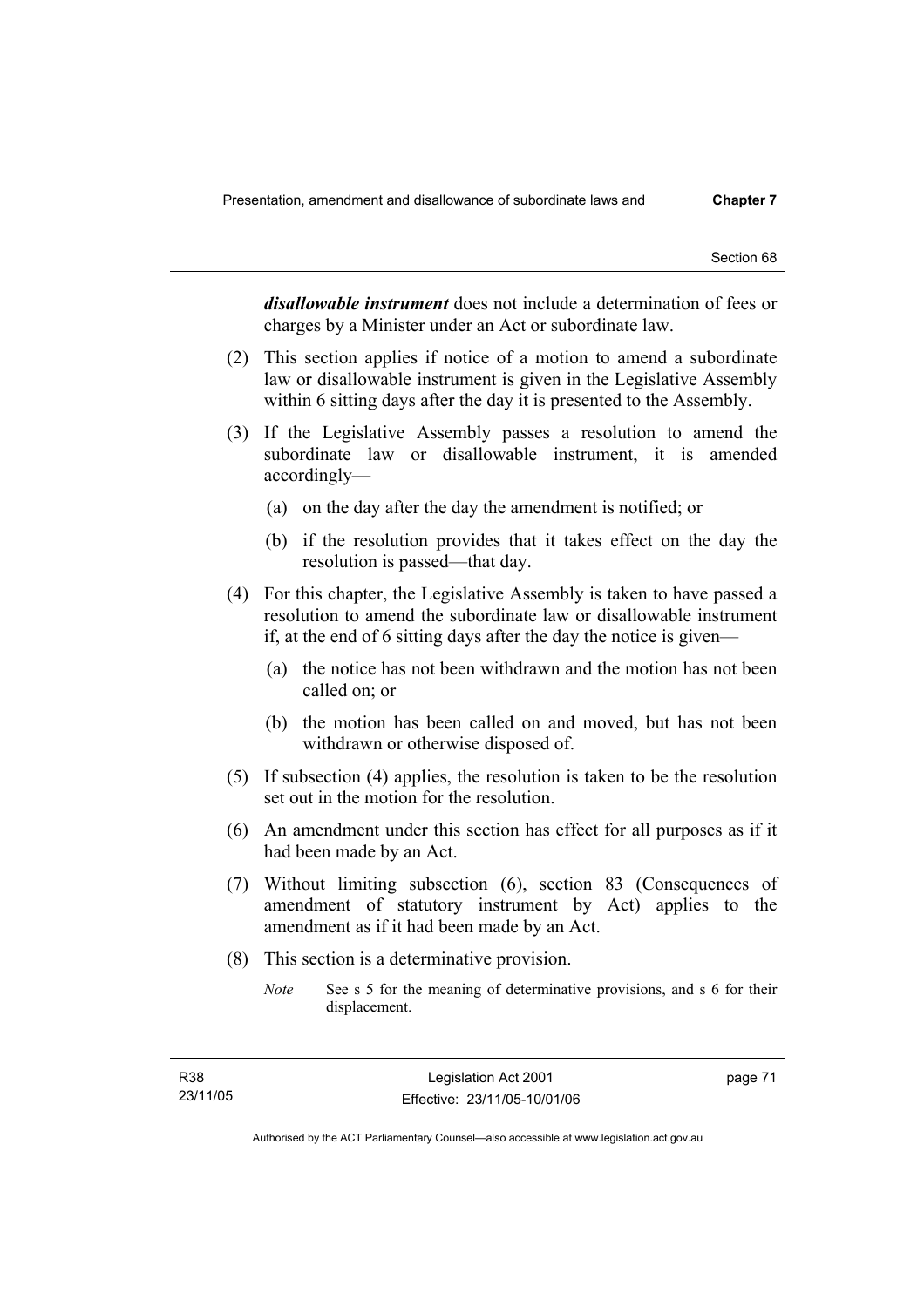*disallowable instrument* does not include a determination of fees or charges by a Minister under an Act or subordinate law.

(2) This section applies if notice of a motion to amend a subordinate law or disallowable instrument is given in the Legislative Assembly within 6 sitting days after the day it is presented to the Assembly.

(3) If the Legislative Assembly passes a resolution to amend the subordinate law or disallowable instrument, it is amended accordingly—

(a) on the day after the day the amendment is notified; or

(b) if the resolution provides that it takes effect on the day the resolution is passed—that day.

(4) For this chapter, the Legislative Assembly is taken to have passed a resolution to amend the subordinate law or disallowable instrument if, at the end of 6 sitting days after the day the notice is given—

(a) the notice has not been withdrawn and the motion has not been called on; or

(b) the motion has been called on and moved, but has not been withdrawn or otherwise disposed of.

(5) If subsection (4) applies, the resolution is taken to be the resolution set out in the motion for the resolution.

(6) An amendment under this section has effect for all purposes as if it had been made by an Act.

(7) Without limiting subsection (6), section 83 (Consequences of amendment of statutory instrument by Act) applies to the amendment as if it had been made by an Act.

(8) This section is a determinative provision.

*Note* See s 5 for the meaning of determinative provisions, and s 6 for their displacement.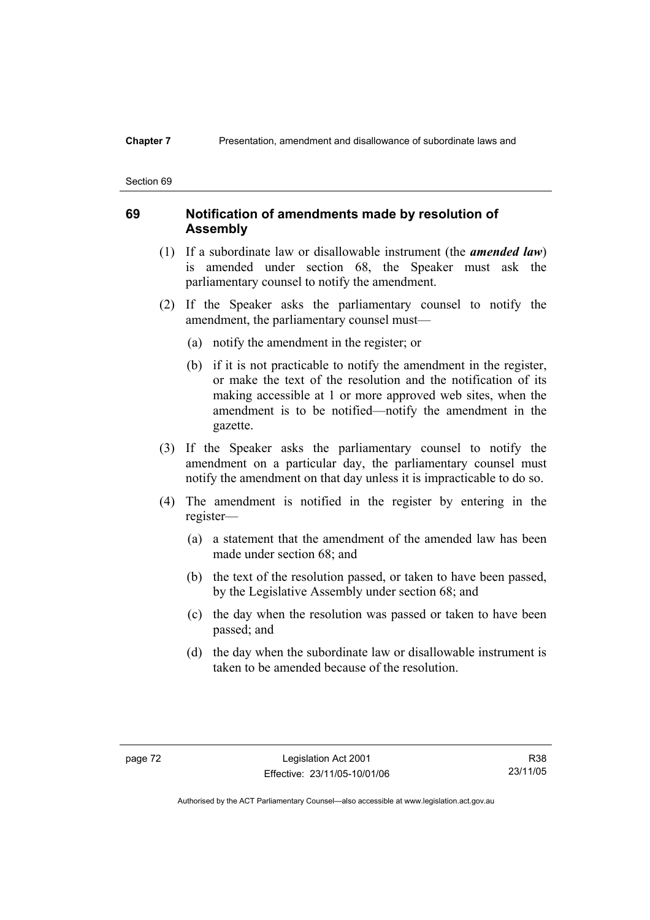## 69 Notification of amendments made by resolution of Assembly

(1) If a subordinate law or disallowable instrument (the ***amended law***) is amended under section 68, the Speaker must ask the parliamentary counsel to notify the amendment.

(2) If the Speaker asks the parliamentary counsel to notify the amendment, the parliamentary counsel must—

(a) notify the amendment in the register; or

(b) if it is not practicable to notify the amendment in the register, or make the text of the resolution and the notification of its making accessible at 1 or more approved web sites, when the amendment is to be notified—notify the amendment in the gazette.

(3) If the Speaker asks the parliamentary counsel to notify the amendment on a particular day, the parliamentary counsel must notify the amendment on that day unless it is impracticable to do so.

(4) The amendment is notified in the register by entering in the register—

(a) a statement that the amendment of the amended law has been made under section 68; and

(b) the text of the resolution passed, or taken to have been passed, by the Legislative Assembly under section 68; and

(c) the day when the resolution was passed or taken to have been passed; and

(d) the day when the subordinate law or disallowable instrument is taken to be amended because of the resolution.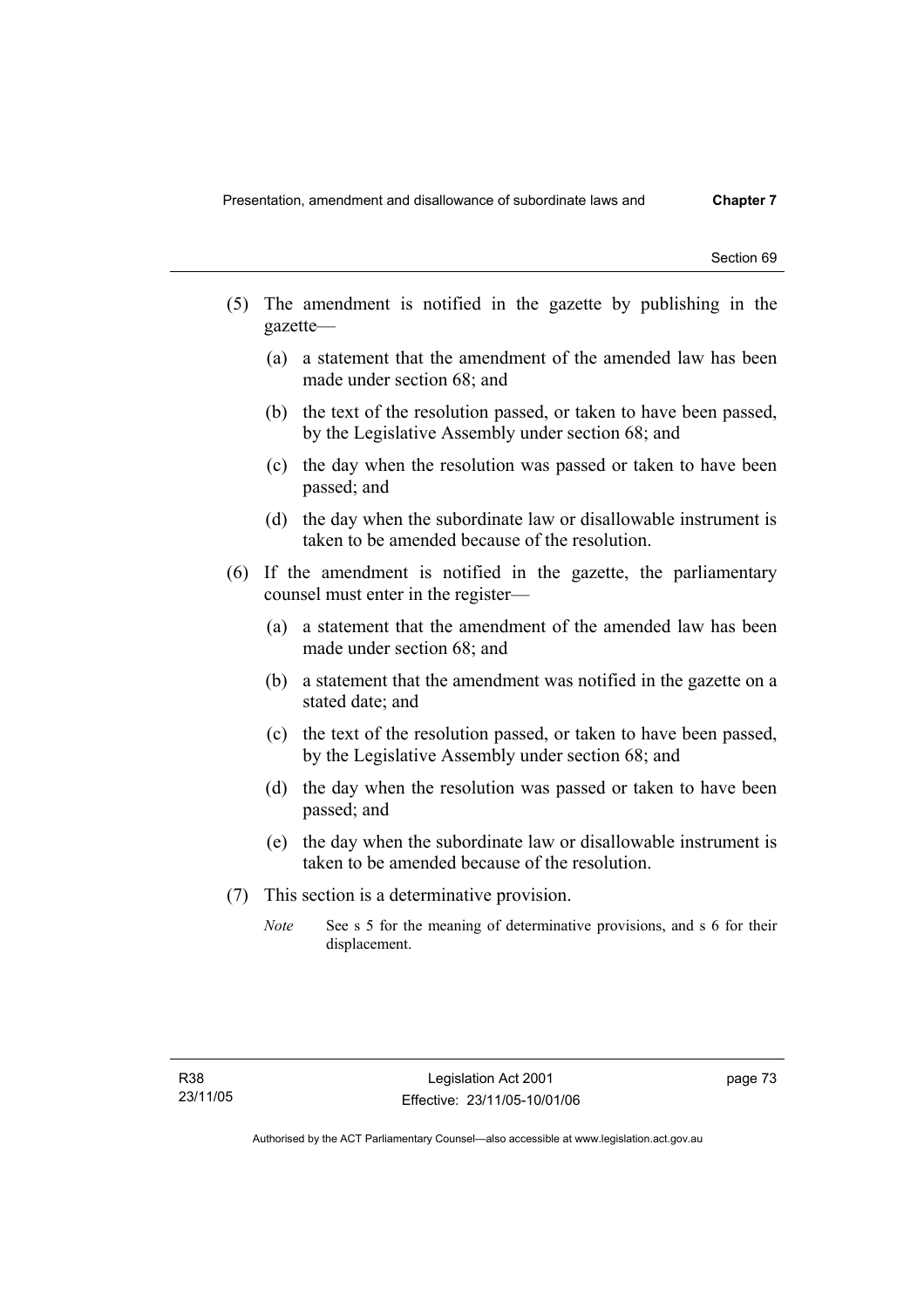(5) The amendment is notified in the gazette by publishing in the gazette—

(a) a statement that the amendment of the amended law has been made under section 68; and

(b) the text of the resolution passed, or taken to have been passed, by the Legislative Assembly under section 68; and

(c) the day when the resolution was passed or taken to have been passed; and

(d) the day when the subordinate law or disallowable instrument is taken to be amended because of the resolution.

(6) If the amendment is notified in the gazette, the parliamentary counsel must enter in the register—

(a) a statement that the amendment of the amended law has been made under section 68; and

(b) a statement that the amendment was notified in the gazette on a stated date; and

(c) the text of the resolution passed, or taken to have been passed, by the Legislative Assembly under section 68; and

(d) the day when the resolution was passed or taken to have been passed; and

(e) the day when the subordinate law or disallowable instrument is taken to be amended because of the resolution.

(7) This section is a determinative provision.

*Note* See s 5 for the meaning of determinative provisions, and s 6 for their displacement.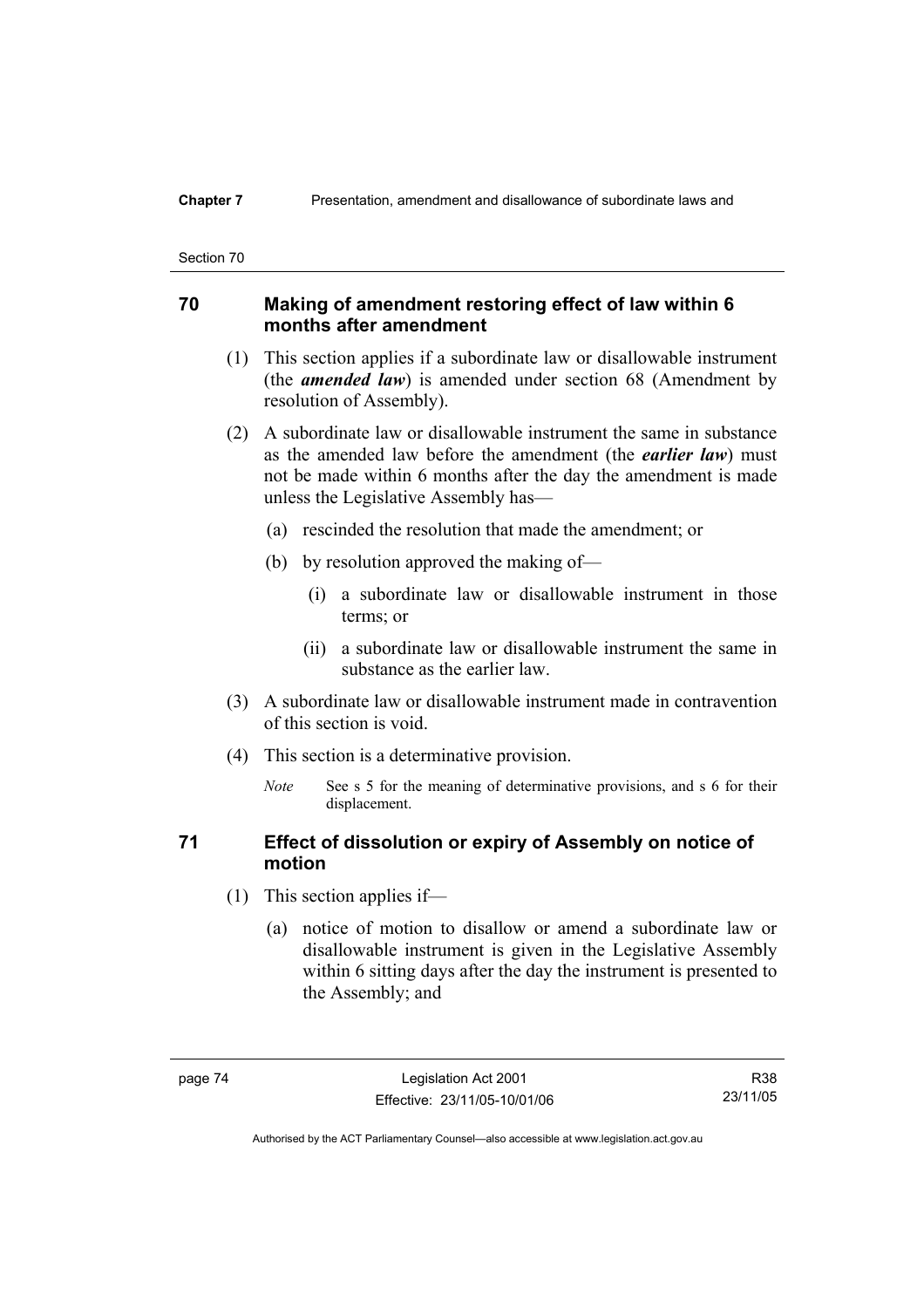## 70 Making of amendment restoring effect of law within 6 months after amendment

(1) This section applies if a subordinate law or disallowable instrument (the ***amended law***) is amended under section 68 (Amendment by resolution of Assembly).

(2) A subordinate law or disallowable instrument the same in substance as the amended law before the amendment (the ***earlier law***) must not be made within 6 months after the day the amendment is made unless the Legislative Assembly has—

(a) rescinded the resolution that made the amendment; or

(b) by resolution approved the making of—

(i) a subordinate law or disallowable instrument in those terms; or

(ii) a subordinate law or disallowable instrument the same in substance as the earlier law.

(3) A subordinate law or disallowable instrument made in contravention of this section is void.

(4) This section is a determinative provision.

*Note* See s 5 for the meaning of determinative provisions, and s 6 for their displacement.

## 71 Effect of dissolution or expiry of Assembly on notice of motion

(1) This section applies if—

(a) notice of motion to disallow or amend a subordinate law or disallowable instrument is given in the Legislative Assembly within 6 sitting days after the day the instrument is presented to the Assembly; and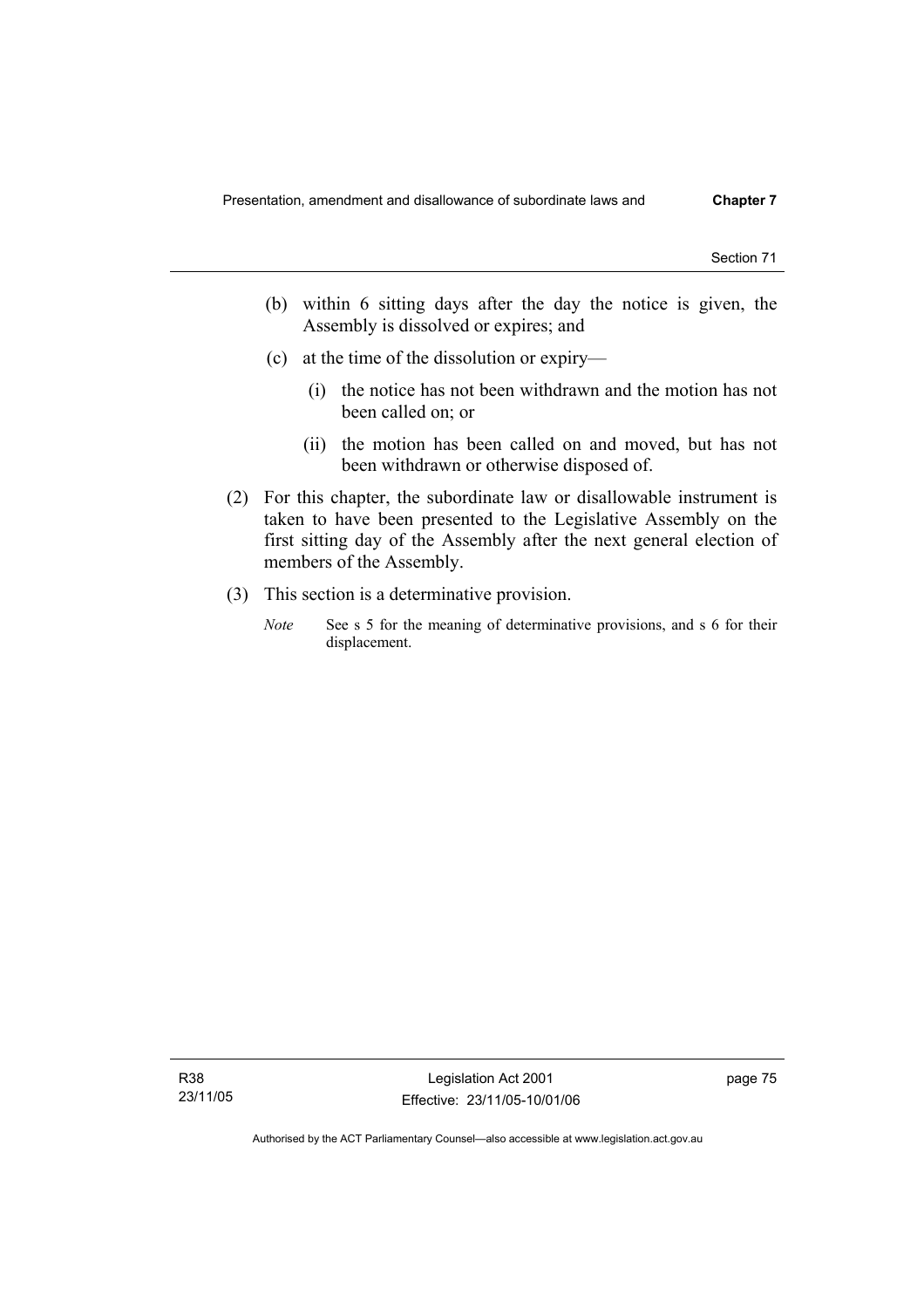(b) within 6 sitting days after the day the notice is given, the Assembly is dissolved or expires; and

(c) at the time of the dissolution or expiry—

(i) the notice has not been withdrawn and the motion has not been called on; or

(ii) the motion has been called on and moved, but has not been withdrawn or otherwise disposed of.

(2) For this chapter, the subordinate law or disallowable instrument is taken to have been presented to the Legislative Assembly on the first sitting day of the Assembly after the next general election of members of the Assembly.

(3) This section is a determinative provision.

*Note* See s 5 for the meaning of determinative provisions, and s 6 for their displacement.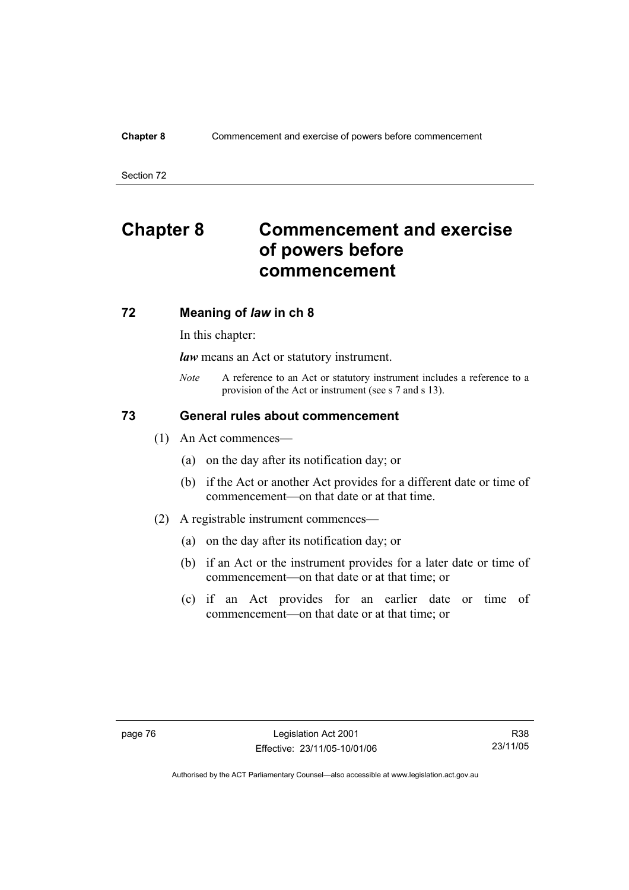# Chapter 8 Commencement and exercise of powers before commencement

## 72 Meaning of *law* in ch 8

In this chapter:

***law*** means an Act or statutory instrument.

*Note* A reference to an Act or statutory instrument includes a reference to a provision of the Act or instrument (see s 7 and s 13).

## 73 General rules about commencement

(1) An Act commences—

(a) on the day after its notification day; or

(b) if the Act or another Act provides for a different date or time of commencement—on that date or at that time.

(2) A registrable instrument commences—

(a) on the day after its notification day; or

(b) if an Act or the instrument provides for a later date or time of commencement—on that date or at that time; or

(c) if an Act provides for an earlier date or time of commencement—on that date or at that time; or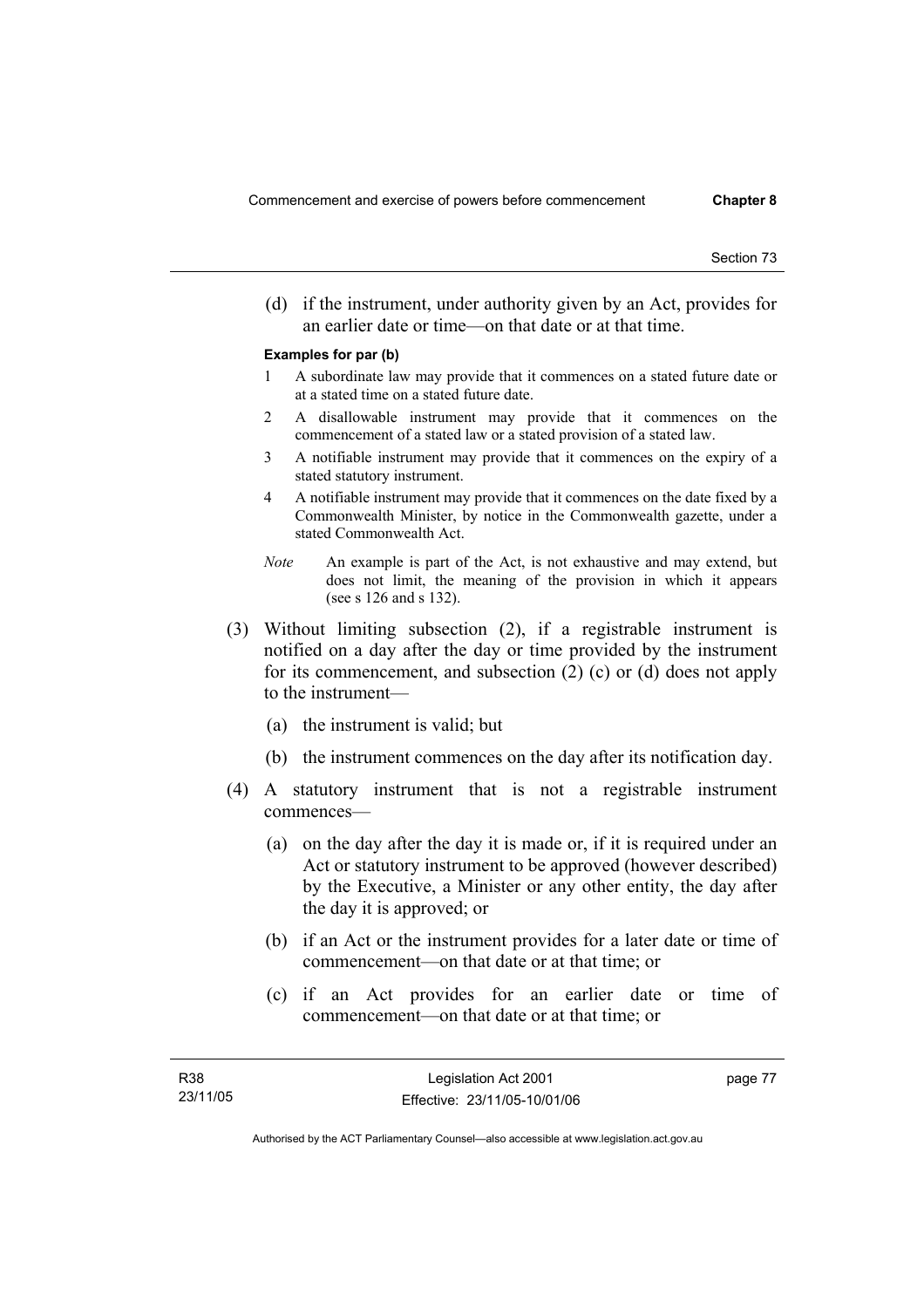(d) if the instrument, under authority given by an Act, provides for an earlier date or time—on that date or at that time.

**Examples for par (b)**

1 A subordinate law may provide that it commences on a stated future date or at a stated time on a stated future date.

2 A disallowable instrument may provide that it commences on the commencement of a stated law or a stated provision of a stated law.

3 A notifiable instrument may provide that it commences on the expiry of a stated statutory instrument.

4 A notifiable instrument may provide that it commences on the date fixed by a Commonwealth Minister, by notice in the Commonwealth gazette, under a stated Commonwealth Act.

*Note* An example is part of the Act, is not exhaustive and may extend, but does not limit, the meaning of the provision in which it appears (see s 126 and s 132).

(3) Without limiting subsection (2), if a registrable instrument is notified on a day after the day or time provided by the instrument for its commencement, and subsection (2) (c) or (d) does not apply to the instrument—

(a) the instrument is valid; but

(b) the instrument commences on the day after its notification day.

(4) A statutory instrument that is not a registrable instrument commences—

(a) on the day after the day it is made or, if it is required under an Act or statutory instrument to be approved (however described) by the Executive, a Minister or any other entity, the day after the day it is approved; or

(b) if an Act or the instrument provides for a later date or time of commencement—on that date or at that time; or

(c) if an Act provides for an earlier date or time of commencement—on that date or at that time; or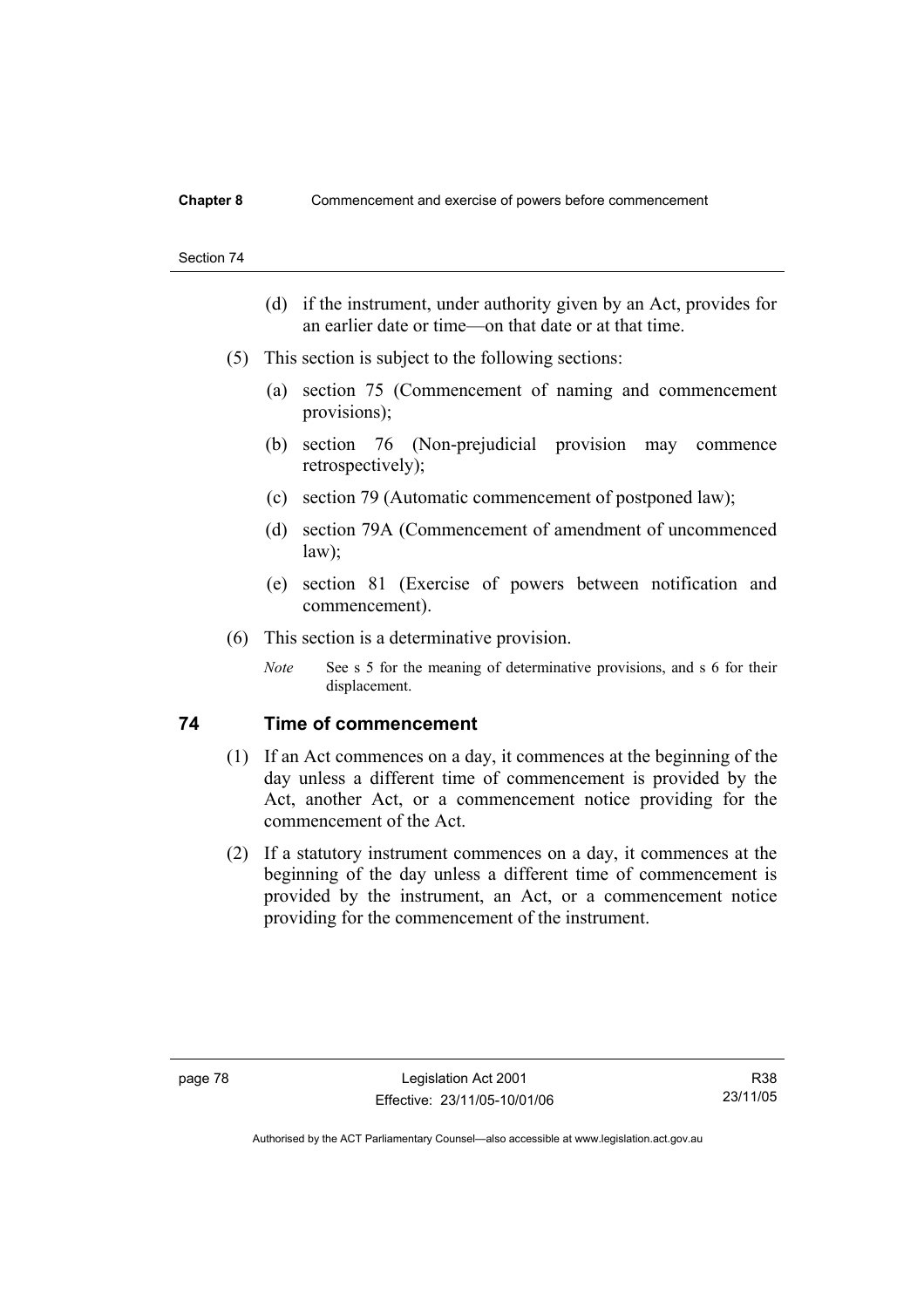(d) if the instrument, under authority given by an Act, provides for an earlier date or time—on that date or at that time.

(5) This section is subject to the following sections:

(a) section 75 (Commencement of naming and commencement provisions);

(b) section 76 (Non-prejudicial provision may commence retrospectively);

(c) section 79 (Automatic commencement of postponed law);

(d) section 79A (Commencement of amendment of uncommenced law);

(e) section 81 (Exercise of powers between notification and commencement).

(6) This section is a determinative provision.

*Note* See s 5 for the meaning of determinative provisions, and s 6 for their displacement.

## 74 Time of commencement

(1) If an Act commences on a day, it commences at the beginning of the day unless a different time of commencement is provided by the Act, another Act, or a commencement notice providing for the commencement of the Act.

(2) If a statutory instrument commences on a day, it commences at the beginning of the day unless a different time of commencement is provided by the instrument, an Act, or a commencement notice providing for the commencement of the instrument.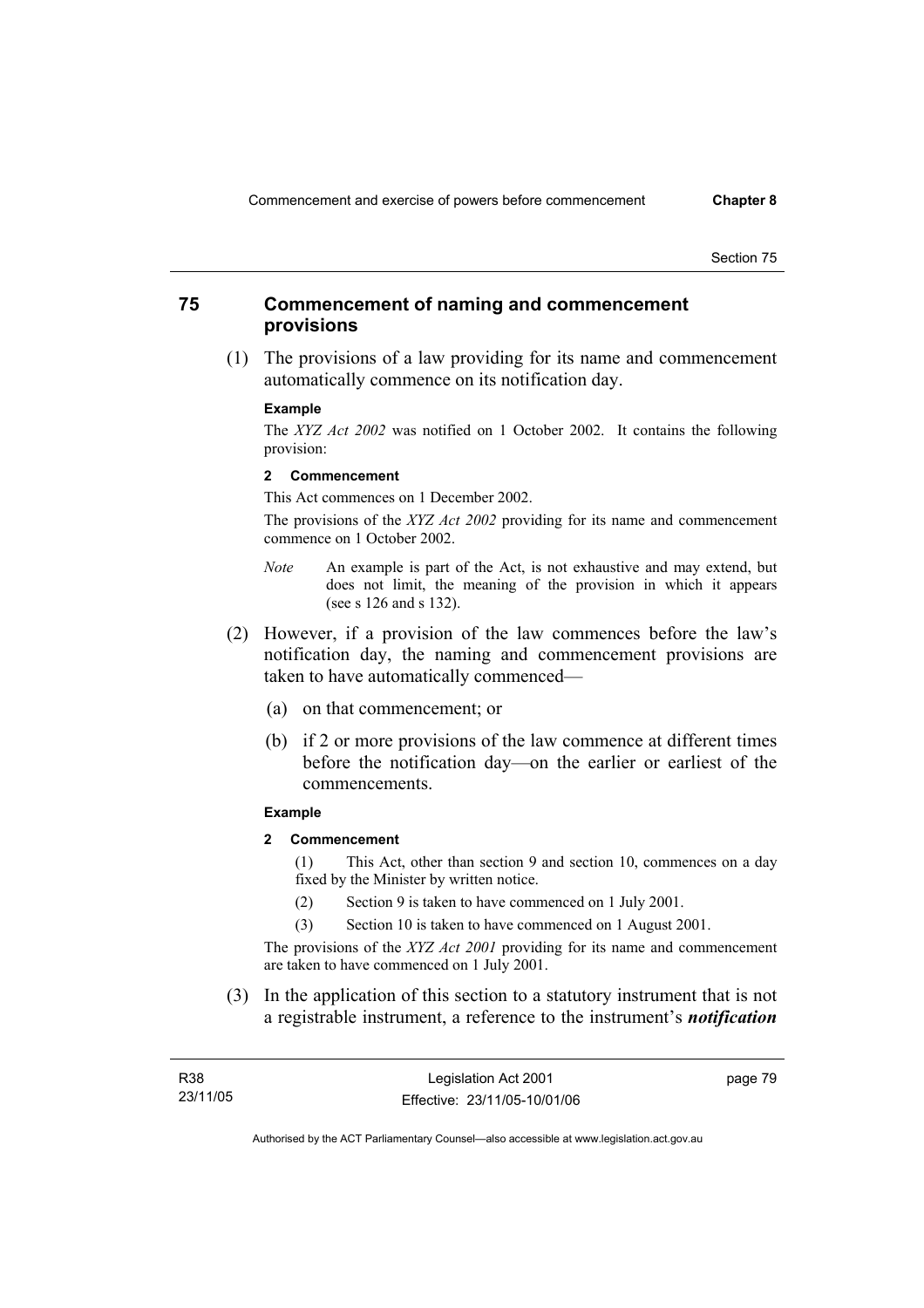## 75 Commencement of naming and commencement provisions

(1) The provisions of a law providing for its name and commencement automatically commence on its notification day.

**Example**

The *XYZ Act 2002* was notified on 1 October 2002. It contains the following provision:

**2 Commencement**

This Act commences on 1 December 2002.

The provisions of the *XYZ Act 2002* providing for its name and commencement commence on 1 October 2002.

*Note* An example is part of the Act, is not exhaustive and may extend, but does not limit, the meaning of the provision in which it appears (see s 126 and s 132).

(2) However, if a provision of the law commences before the law's notification day, the naming and commencement provisions are taken to have automatically commenced—

(a) on that commencement; or

(b) if 2 or more provisions of the law commence at different times before the notification day—on the earlier or earliest of the commencements.

**Example**

**2 Commencement**

(1) This Act, other than section 9 and section 10, commences on a day fixed by the Minister by written notice.

(2) Section 9 is taken to have commenced on 1 July 2001.

(3) Section 10 is taken to have commenced on 1 August 2001.

The provisions of the *XYZ Act 2001* providing for its name and commencement are taken to have commenced on 1 July 2001.

(3) In the application of this section to a statutory instrument that is not a registrable instrument, a reference to the instrument's ***notification***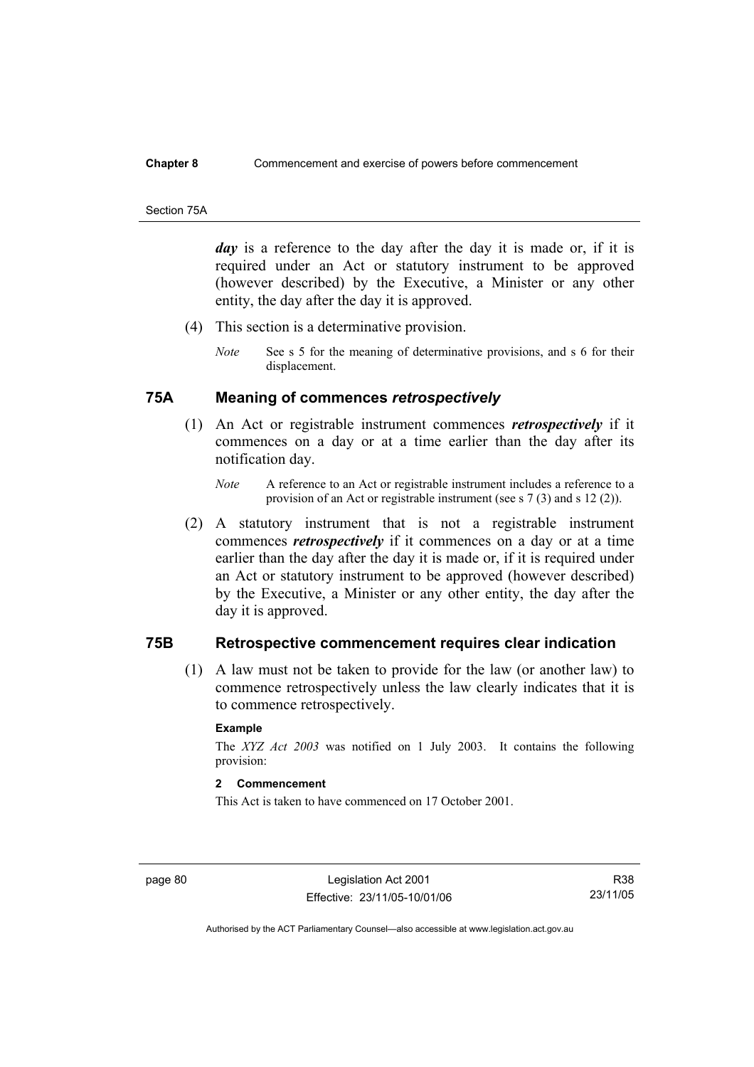***day*** is a reference to the day after the day it is made or, if it is required under an Act or statutory instrument to be approved (however described) by the Executive, a Minister or any other entity, the day after the day it is approved.

(4) This section is a determinative provision.

*Note* See s 5 for the meaning of determinative provisions, and s 6 for their displacement.

## 75A Meaning of commences *retrospectively*

(1) An Act or registrable instrument commences ***retrospectively*** if it commences on a day or at a time earlier than the day after its notification day.

*Note* A reference to an Act or registrable instrument includes a reference to a provision of an Act or registrable instrument (see s 7 (3) and s 12 (2)).

(2) A statutory instrument that is not a registrable instrument commences ***retrospectively*** if it commences on a day or at a time earlier than the day after the day it is made or, if it is required under an Act or statutory instrument to be approved (however described) by the Executive, a Minister or any other entity, the day after the day it is approved.

## 75B Retrospective commencement requires clear indication

(1) A law must not be taken to provide for the law (or another law) to commence retrospectively unless the law clearly indicates that it is to commence retrospectively.

**Example**

The *XYZ Act 2003* was notified on 1 July 2003. It contains the following provision:

**2 Commencement**

This Act is taken to have commenced on 17 October 2001.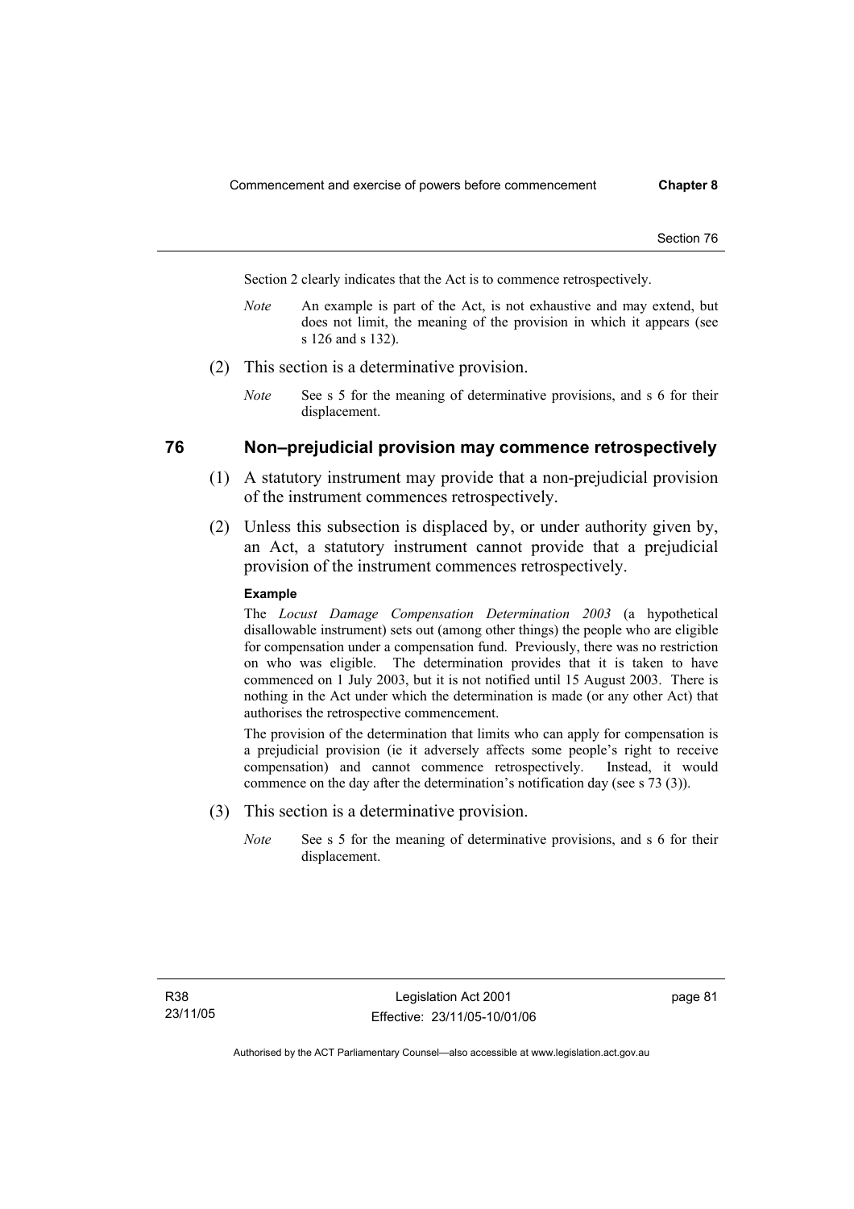Section 2 clearly indicates that the Act is to commence retrospectively.

*Note* An example is part of the Act, is not exhaustive and may extend, but does not limit, the meaning of the provision in which it appears (see s 126 and s 132).

(2) This section is a determinative provision.

*Note* See s 5 for the meaning of determinative provisions, and s 6 for their displacement.

## 76 Non–prejudicial provision may commence retrospectively

(1) A statutory instrument may provide that a non-prejudicial provision of the instrument commences retrospectively.

(2) Unless this subsection is displaced by, or under authority given by, an Act, a statutory instrument cannot provide that a prejudicial provision of the instrument commences retrospectively.

**Example**

The *Locust Damage Compensation Determination 2003* (a hypothetical disallowable instrument) sets out (among other things) the people who are eligible for compensation under a compensation fund. Previously, there was no restriction on who was eligible. The determination provides that it is taken to have commenced on 1 July 2003, but it is not notified until 15 August 2003. There is nothing in the Act under which the determination is made (or any other Act) that authorises the retrospective commencement.

The provision of the determination that limits who can apply for compensation is a prejudicial provision (ie it adversely affects some people's right to receive compensation) and cannot commence retrospectively. Instead, it would commence on the day after the determination's notification day (see s 73 (3)).

(3) This section is a determinative provision.

*Note* See s 5 for the meaning of determinative provisions, and s 6 for their displacement.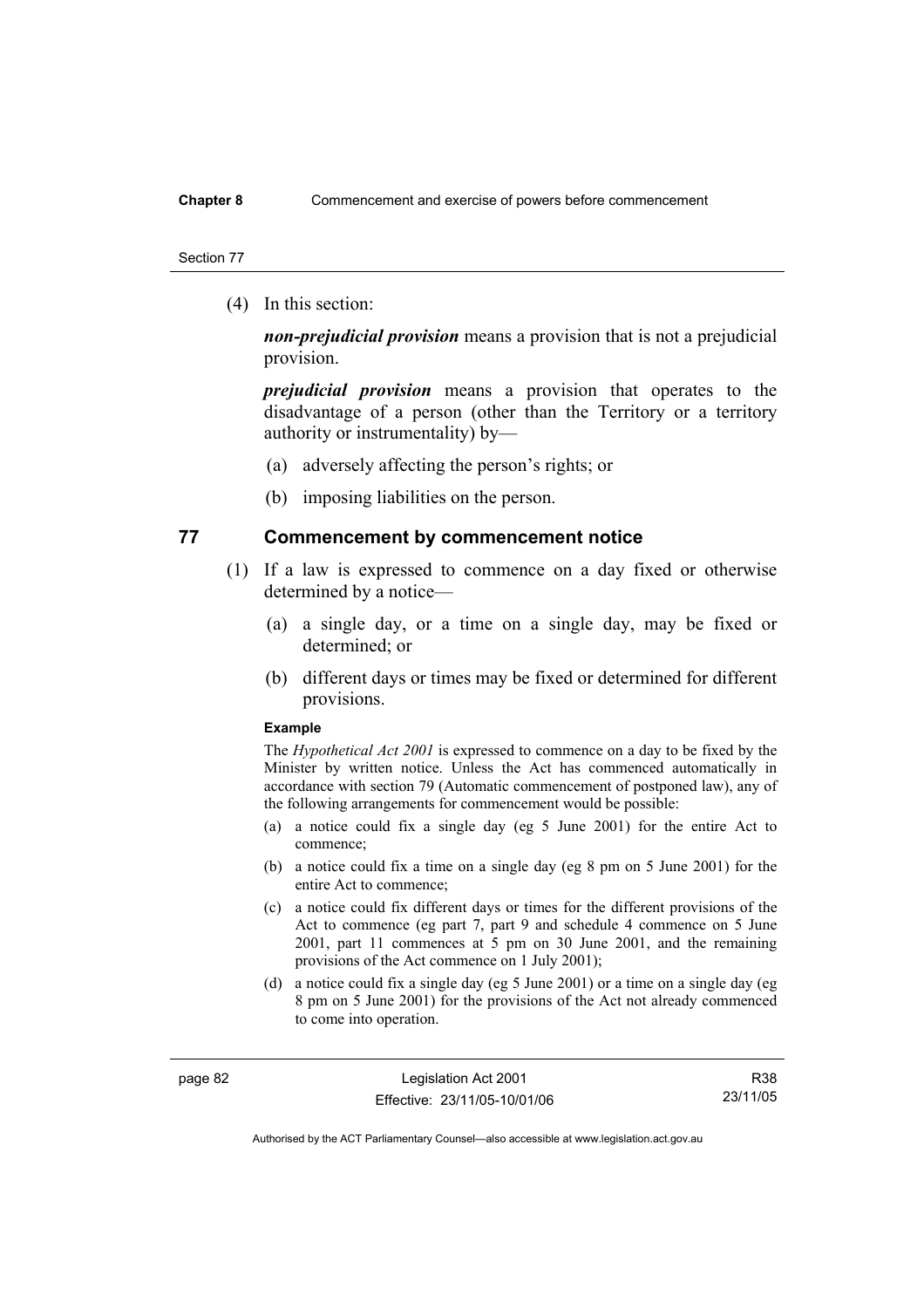(4) In this section:

***non-prejudicial provision*** means a provision that is not a prejudicial provision.

***prejudicial provision*** means a provision that operates to the disadvantage of a person (other than the Territory or a territory authority or instrumentality) by—

(a) adversely affecting the person's rights; or

(b) imposing liabilities on the person.

## 77 Commencement by commencement notice

(1) If a law is expressed to commence on a day fixed or otherwise determined by a notice—

(a) a single day, or a time on a single day, may be fixed or determined; or

(b) different days or times may be fixed or determined for different provisions.

**Example**

The *Hypothetical Act 2001* is expressed to commence on a day to be fixed by the Minister by written notice. Unless the Act has commenced automatically in accordance with section 79 (Automatic commencement of postponed law), any of the following arrangements for commencement would be possible:

(a) a notice could fix a single day (eg 5 June 2001) for the entire Act to commence;

(b) a notice could fix a time on a single day (eg 8 pm on 5 June 2001) for the entire Act to commence;

(c) a notice could fix different days or times for the different provisions of the Act to commence (eg part 7, part 9 and schedule 4 commence on 5 June 2001, part 11 commences at 5 pm on 30 June 2001, and the remaining provisions of the Act commence on 1 July 2001);

(d) a notice could fix a single day (eg 5 June 2001) or a time on a single day (eg 8 pm on 5 June 2001) for the provisions of the Act not already commenced to come into operation.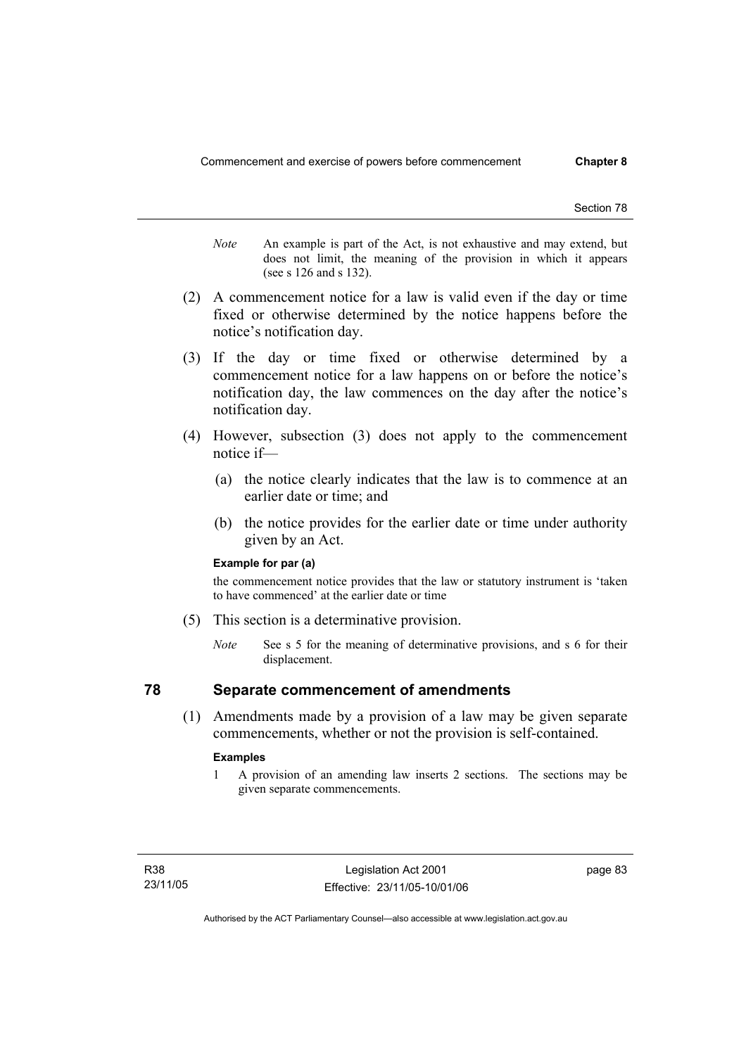*Note* An example is part of the Act, is not exhaustive and may extend, but does not limit, the meaning of the provision in which it appears (see s 126 and s 132).

(2) A commencement notice for a law is valid even if the day or time fixed or otherwise determined by the notice happens before the notice's notification day.

(3) If the day or time fixed or otherwise determined by a commencement notice for a law happens on or before the notice's notification day, the law commences on the day after the notice's notification day.

(4) However, subsection (3) does not apply to the commencement notice if—

(a) the notice clearly indicates that the law is to commence at an earlier date or time; and

(b) the notice provides for the earlier date or time under authority given by an Act.

**Example for par (a)**

the commencement notice provides that the law or statutory instrument is 'taken to have commenced' at the earlier date or time

(5) This section is a determinative provision.

*Note* See s 5 for the meaning of determinative provisions, and s 6 for their displacement.

## 78 Separate commencement of amendments

(1) Amendments made by a provision of a law may be given separate commencements, whether or not the provision is self-contained.

**Examples**

1 A provision of an amending law inserts 2 sections. The sections may be given separate commencements.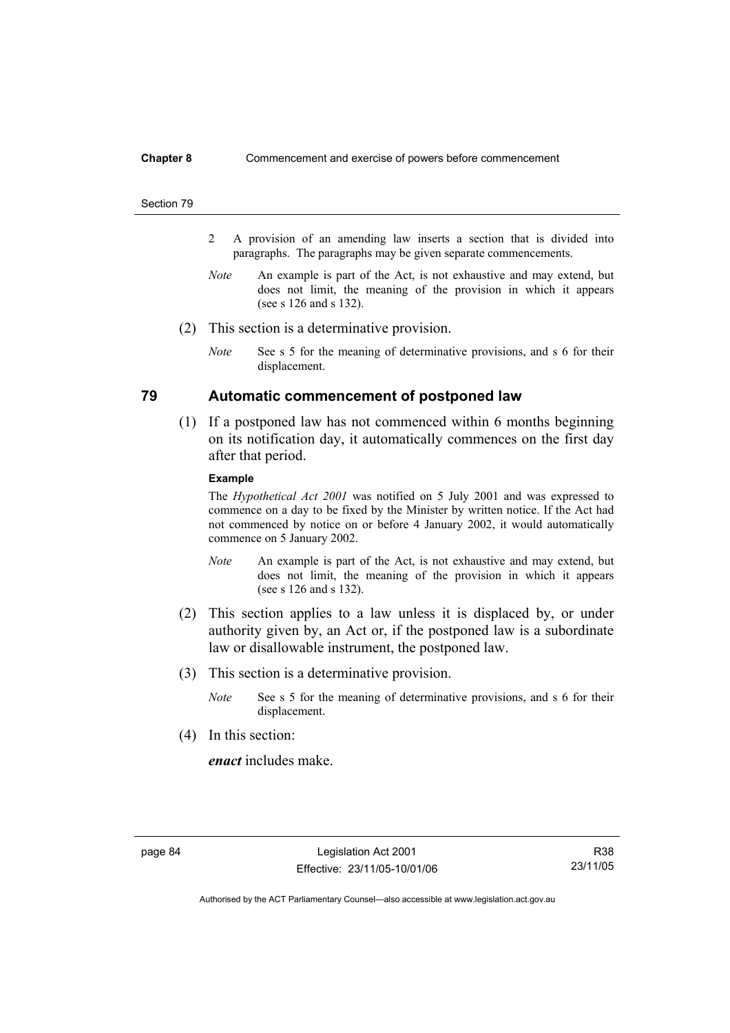2 A provision of an amending law inserts a section that is divided into paragraphs. The paragraphs may be given separate commencements.

*Note* An example is part of the Act, is not exhaustive and may extend, but does not limit, the meaning of the provision in which it appears (see s 126 and s 132).

(2) This section is a determinative provision.

*Note* See s 5 for the meaning of determinative provisions, and s 6 for their displacement.

## 79 Automatic commencement of postponed law

(1) If a postponed law has not commenced within 6 months beginning on its notification day, it automatically commences on the first day after that period.

**Example**

The *Hypothetical Act 2001* was notified on 5 July 2001 and was expressed to commence on a day to be fixed by the Minister by written notice. If the Act had not commenced by notice on or before 4 January 2002, it would automatically commence on 5 January 2002.

*Note* An example is part of the Act, is not exhaustive and may extend, but does not limit, the meaning of the provision in which it appears (see s 126 and s 132).

(2) This section applies to a law unless it is displaced by, or under authority given by, an Act or, if the postponed law is a subordinate law or disallowable instrument, the postponed law.

(3) This section is a determinative provision.

*Note* See s 5 for the meaning of determinative provisions, and s 6 for their displacement.

(4) In this section:

***enact*** includes make.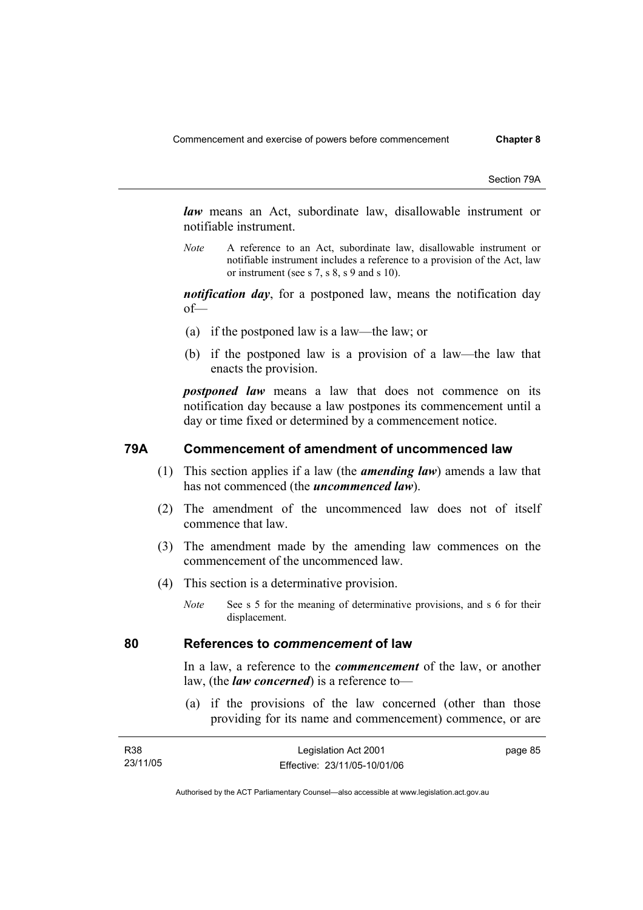***law*** means an Act, subordinate law, disallowable instrument or notifiable instrument.

*Note* A reference to an Act, subordinate law, disallowable instrument or notifiable instrument includes a reference to a provision of the Act, law or instrument (see s 7, s 8, s 9 and s 10).

***notification day***, for a postponed law, means the notification day of—

(a) if the postponed law is a law—the law; or

(b) if the postponed law is a provision of a law—the law that enacts the provision.

***postponed law*** means a law that does not commence on its notification day because a law postpones its commencement until a day or time fixed or determined by a commencement notice.

## 79A Commencement of amendment of uncommenced law

(1) This section applies if a law (the ***amending law***) amends a law that has not commenced (the ***uncommenced law***).

(2) The amendment of the uncommenced law does not of itself commence that law.

(3) The amendment made by the amending law commences on the commencement of the uncommenced law.

(4) This section is a determinative provision.

*Note* See s 5 for the meaning of determinative provisions, and s 6 for their displacement.

## 80 References to *commencement* of law

In a law, a reference to the ***commencement*** of the law, or another law, (the ***law concerned***) is a reference to—

(a) if the provisions of the law concerned (other than those providing for its name and commencement) commence, or are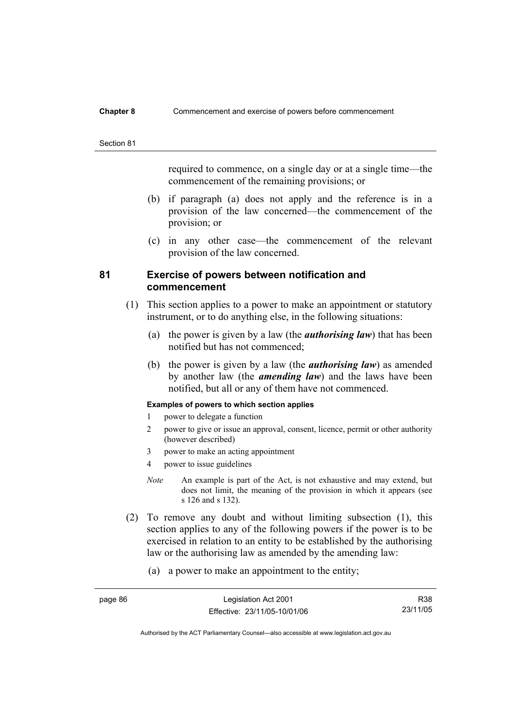required to commence, on a single day or at a single time—the commencement of the remaining provisions; or

(b) if paragraph (a) does not apply and the reference is in a provision of the law concerned—the commencement of the provision; or

(c) in any other case—the commencement of the relevant provision of the law concerned.

## 81 Exercise of powers between notification and commencement

(1) This section applies to a power to make an appointment or statutory instrument, or to do anything else, in the following situations:

(a) the power is given by a law (the ***authorising law***) that has been notified but has not commenced;

(b) the power is given by a law (the ***authorising law***) as amended by another law (the ***amending law***) and the laws have been notified, but all or any of them have not commenced.

**Examples of powers to which section applies**

1 power to delegate a function

2 power to give or issue an approval, consent, licence, permit or other authority (however described)

3 power to make an acting appointment

4 power to issue guidelines

*Note* An example is part of the Act, is not exhaustive and may extend, but does not limit, the meaning of the provision in which it appears (see s 126 and s 132).

(2) To remove any doubt and without limiting subsection (1), this section applies to any of the following powers if the power is to be exercised in relation to an entity to be established by the authorising law or the authorising law as amended by the amending law:

(a) a power to make an appointment to the entity;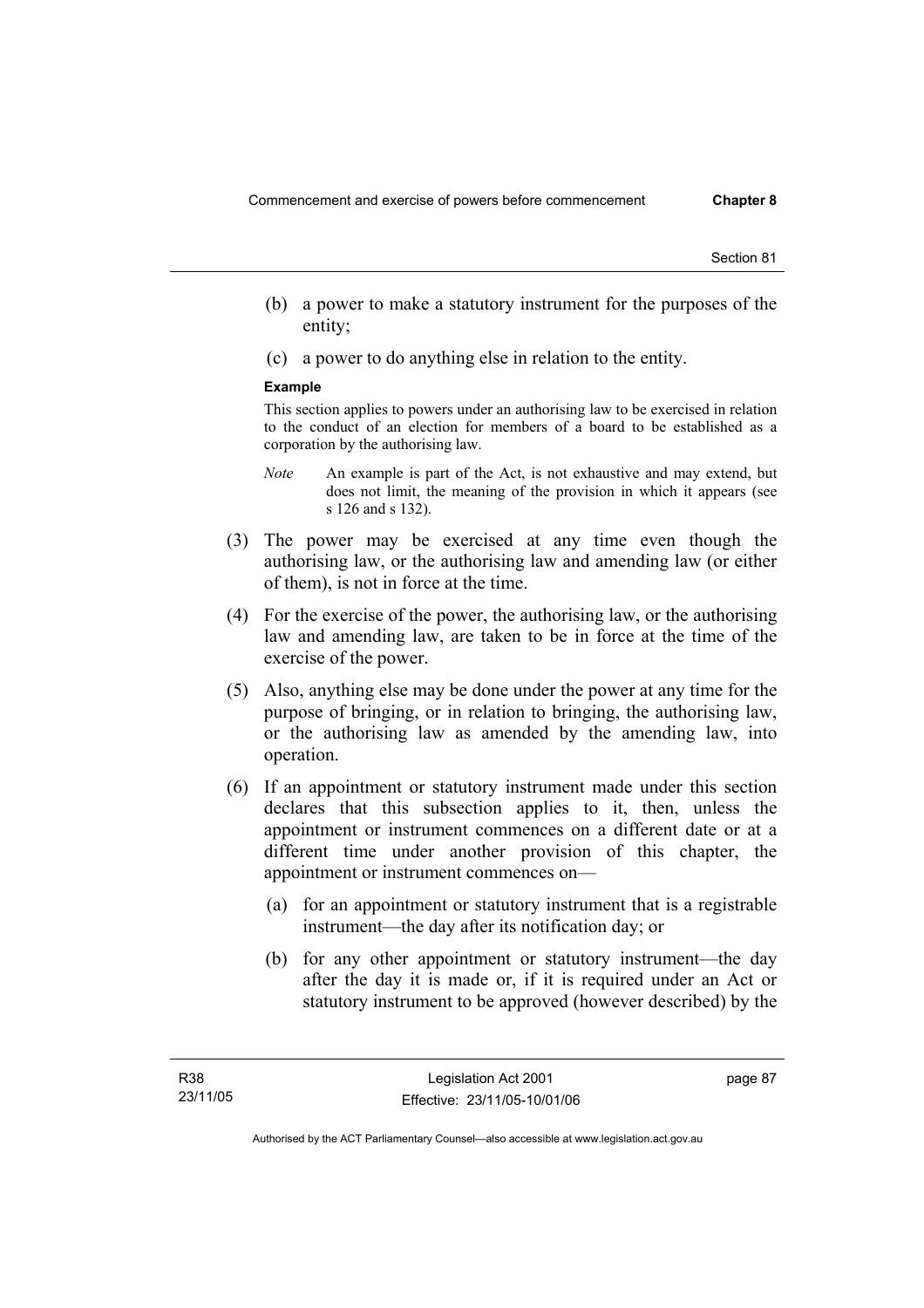(b) a power to make a statutory instrument for the purposes of the entity;

(c) a power to do anything else in relation to the entity.

**Example**

This section applies to powers under an authorising law to be exercised in relation to the conduct of an election for members of a board to be established as a corporation by the authorising law.

*Note* An example is part of the Act, is not exhaustive and may extend, but does not limit, the meaning of the provision in which it appears (see s 126 and s 132).

(3) The power may be exercised at any time even though the authorising law, or the authorising law and amending law (or either of them), is not in force at the time.

(4) For the exercise of the power, the authorising law, or the authorising law and amending law, are taken to be in force at the time of the exercise of the power.

(5) Also, anything else may be done under the power at any time for the purpose of bringing, or in relation to bringing, the authorising law, or the authorising law as amended by the amending law, into operation.

(6) If an appointment or statutory instrument made under this section declares that this subsection applies to it, then, unless the appointment or instrument commences on a different date or at a different time under another provision of this chapter, the appointment or instrument commences on—

(a) for an appointment or statutory instrument that is a registrable instrument—the day after its notification day; or

(b) for any other appointment or statutory instrument—the day after the day it is made or, if it is required under an Act or statutory instrument to be approved (however described) by the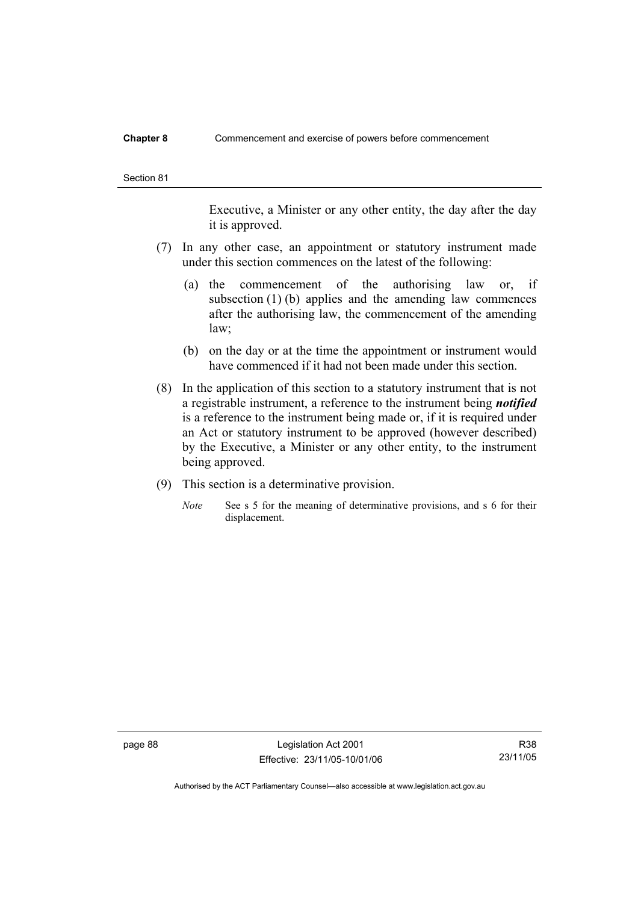Executive, a Minister or any other entity, the day after the day it is approved.

(7) In any other case, an appointment or statutory instrument made under this section commences on the latest of the following:

(a) the commencement of the authorising law or, if subsection (1) (b) applies and the amending law commences after the authorising law, the commencement of the amending law;

(b) on the day or at the time the appointment or instrument would have commenced if it had not been made under this section.

(8) In the application of this section to a statutory instrument that is not a registrable instrument, a reference to the instrument being ***notified*** is a reference to the instrument being made or, if it is required under an Act or statutory instrument to be approved (however described) by the Executive, a Minister or any other entity, to the instrument being approved.

(9) This section is a determinative provision.

*Note* See s 5 for the meaning of determinative provisions, and s 6 for their displacement.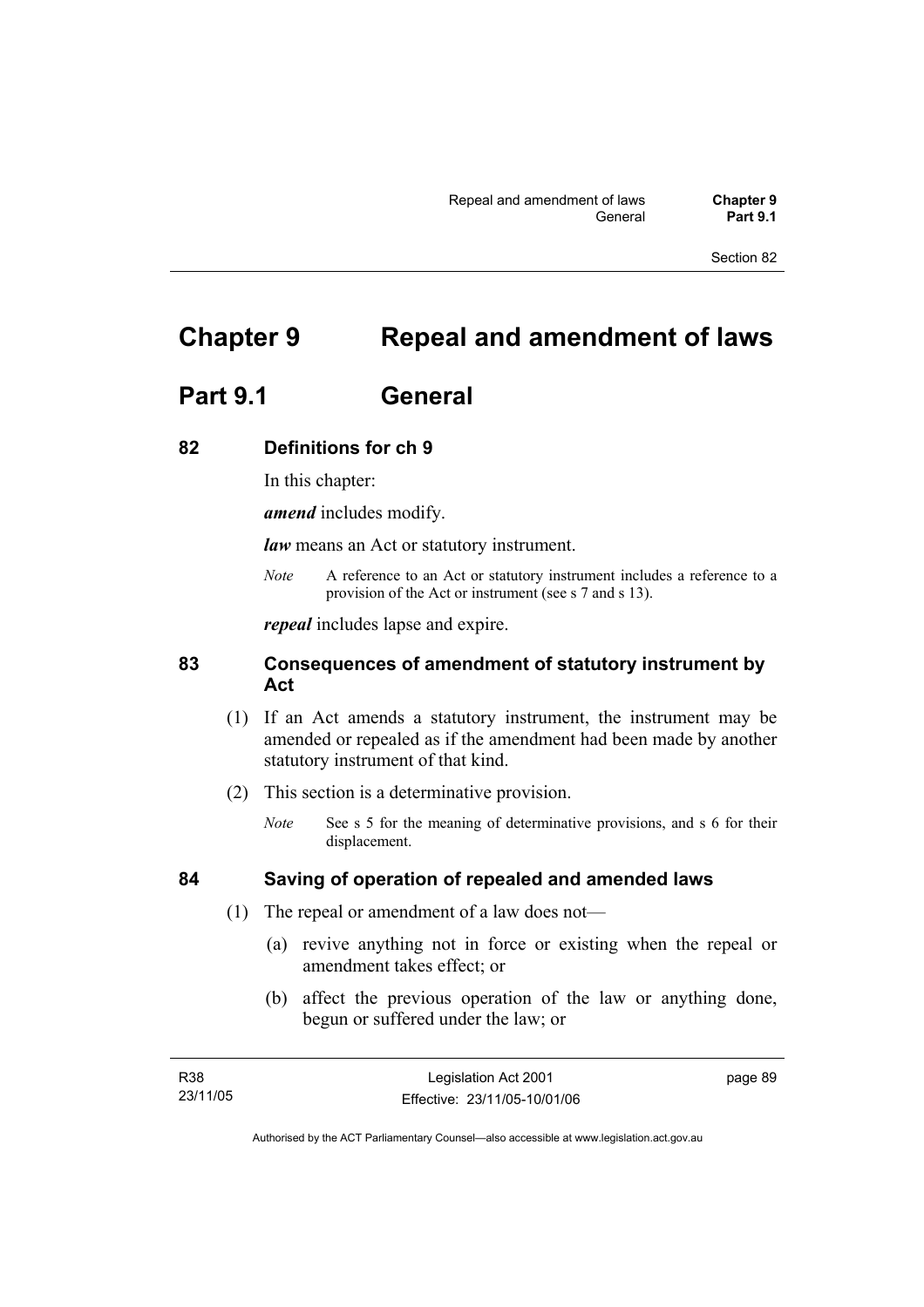# Chapter 9 Repeal and amendment of laws

## Part 9.1 General

### 82 Definitions for ch 9

In this chapter:

***amend*** includes modify.

***law*** means an Act or statutory instrument.

*Note* A reference to an Act or statutory instrument includes a reference to a provision of the Act or instrument (see s 7 and s 13).

***repeal*** includes lapse and expire.

### 83 Consequences of amendment of statutory instrument by Act

(1) If an Act amends a statutory instrument, the instrument may be amended or repealed as if the amendment had been made by another statutory instrument of that kind.

(2) This section is a determinative provision.

*Note* See s 5 for the meaning of determinative provisions, and s 6 for their displacement.

### 84 Saving of operation of repealed and amended laws

(1) The repeal or amendment of a law does not—

(a) revive anything not in force or existing when the repeal or amendment takes effect; or

(b) affect the previous operation of the law or anything done, begun or suffered under the law; or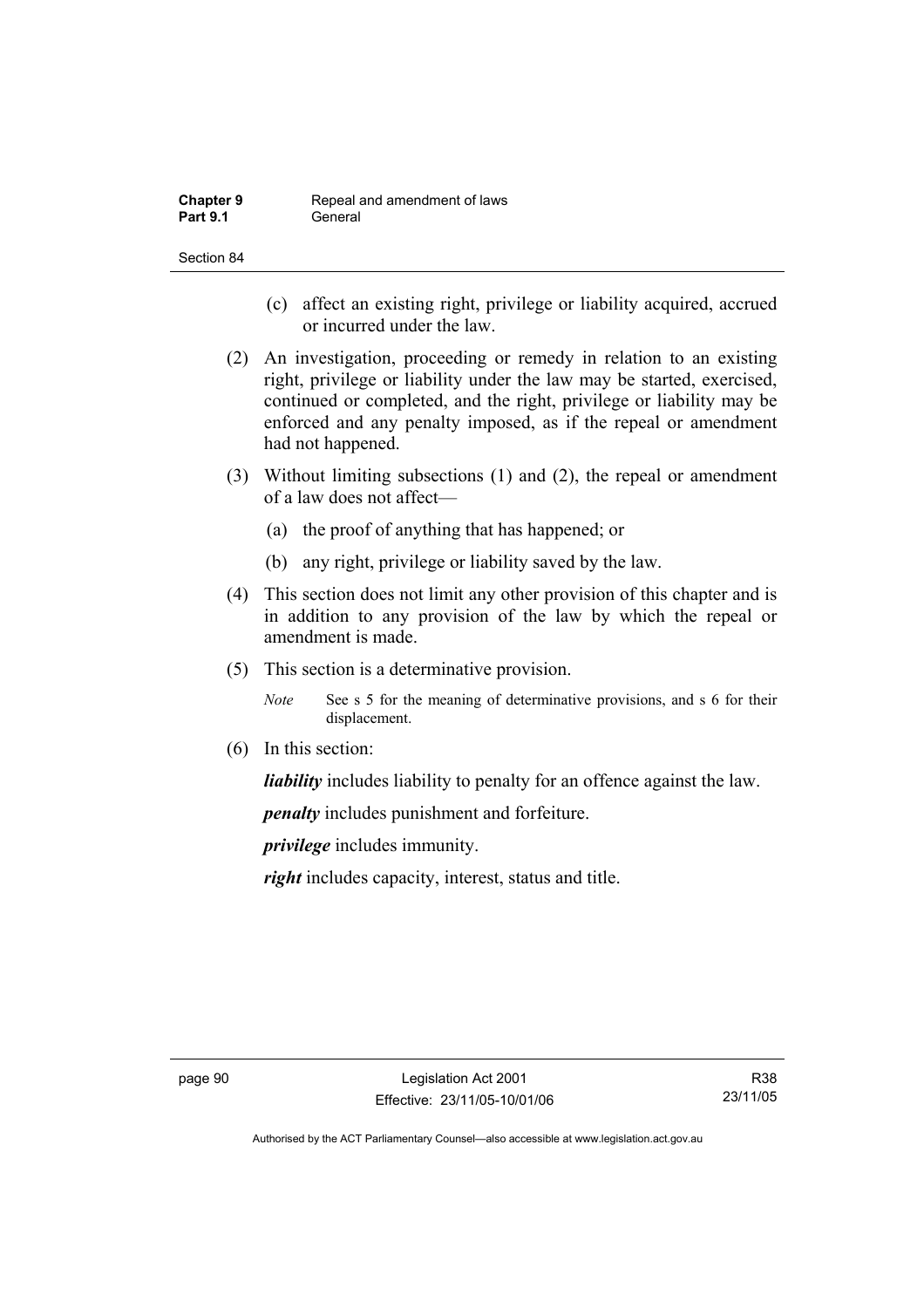(c) affect an existing right, privilege or liability acquired, accrued or incurred under the law.

(2) An investigation, proceeding or remedy in relation to an existing right, privilege or liability under the law may be started, exercised, continued or completed, and the right, privilege or liability may be enforced and any penalty imposed, as if the repeal or amendment had not happened.

(3) Without limiting subsections (1) and (2), the repeal or amendment of a law does not affect—

(a) the proof of anything that has happened; or

(b) any right, privilege or liability saved by the law.

(4) This section does not limit any other provision of this chapter and is in addition to any provision of the law by which the repeal or amendment is made.

(5) This section is a determinative provision.

*Note* See s 5 for the meaning of determinative provisions, and s 6 for their displacement.

(6) In this section:

***liability*** includes liability to penalty for an offence against the law.

***penalty*** includes punishment and forfeiture.

***privilege*** includes immunity.

***right*** includes capacity, interest, status and title.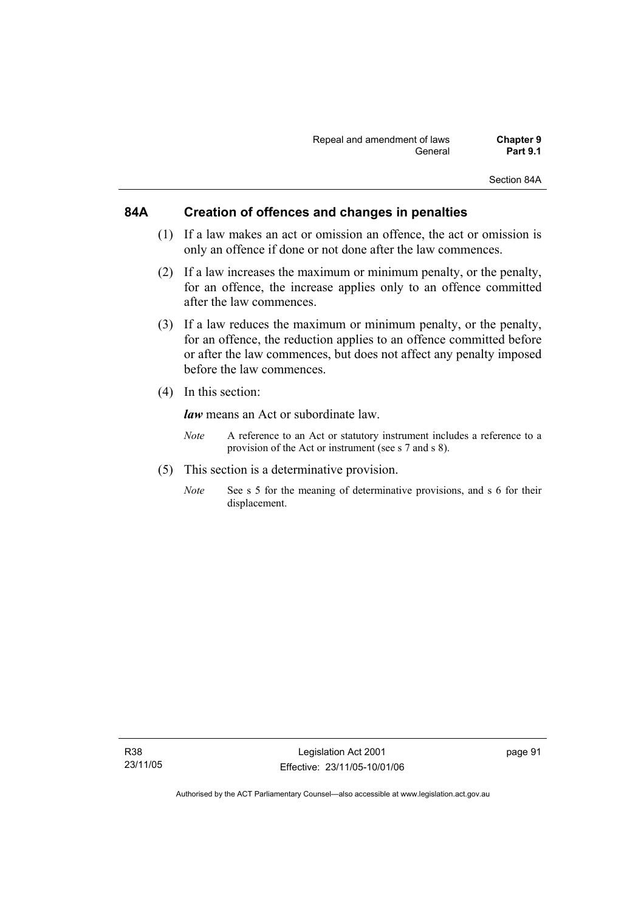## 84A Creation of offences and changes in penalties

(1) If a law makes an act or omission an offence, the act or omission is only an offence if done or not done after the law commences.

(2) If a law increases the maximum or minimum penalty, or the penalty, for an offence, the increase applies only to an offence committed after the law commences.

(3) If a law reduces the maximum or minimum penalty, or the penalty, for an offence, the reduction applies to an offence committed before or after the law commences, but does not affect any penalty imposed before the law commences.

(4) In this section:

***law*** means an Act or subordinate law.

*Note* A reference to an Act or statutory instrument includes a reference to a provision of the Act or instrument (see s 7 and s 8).

(5) This section is a determinative provision.

*Note* See s 5 for the meaning of determinative provisions, and s 6 for their displacement.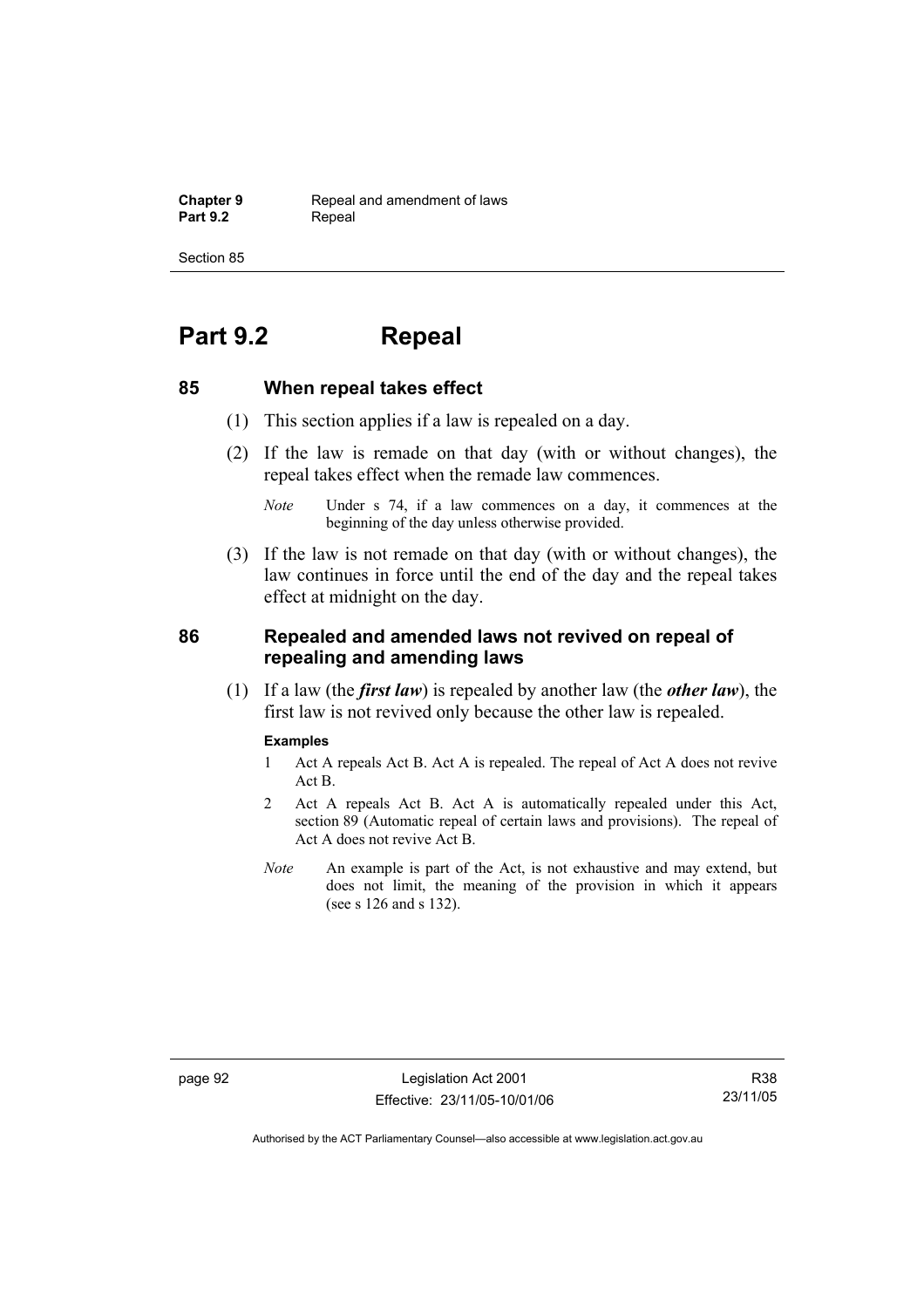# Part 9.2 Repeal

## 85 When repeal takes effect

(1) This section applies if a law is repealed on a day.

(2) If the law is remade on that day (with or without changes), the repeal takes effect when the remade law commences.

*Note* Under s 74, if a law commences on a day, it commences at the beginning of the day unless otherwise provided.

(3) If the law is not remade on that day (with or without changes), the law continues in force until the end of the day and the repeal takes effect at midnight on the day.

## 86 Repealed and amended laws not revived on repeal of repealing and amending laws

(1) If a law (the ***first law***) is repealed by another law (the ***other law***), the first law is not revived only because the other law is repealed.

**Examples**

1 Act A repeals Act B. Act A is repealed. The repeal of Act A does not revive Act B.

2 Act A repeals Act B. Act A is automatically repealed under this Act, section 89 (Automatic repeal of certain laws and provisions). The repeal of Act A does not revive Act B.

*Note* An example is part of the Act, is not exhaustive and may extend, but does not limit, the meaning of the provision in which it appears (see s 126 and s 132).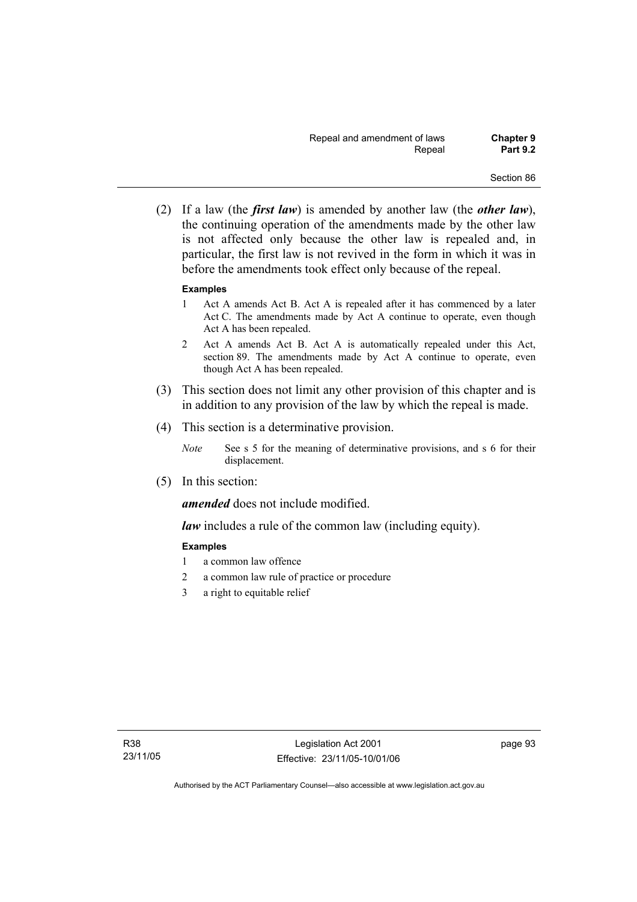(2) If a law (the ***first law***) is amended by another law (the ***other law***), the continuing operation of the amendments made by the other law is not affected only because the other law is repealed and, in particular, the first law is not revived in the form in which it was in before the amendments took effect only because of the repeal.

**Examples**

1 Act A amends Act B. Act A is repealed after it has commenced by a later Act C. The amendments made by Act A continue to operate, even though Act A has been repealed.

2 Act A amends Act B. Act A is automatically repealed under this Act, section 89. The amendments made by Act A continue to operate, even though Act A has been repealed.

(3) This section does not limit any other provision of this chapter and is in addition to any provision of the law by which the repeal is made.

(4) This section is a determinative provision.

*Note* See s 5 for the meaning of determinative provisions, and s 6 for their displacement.

(5) In this section:

***amended*** does not include modified.

***law*** includes a rule of the common law (including equity).

**Examples**

1 a common law offence

2 a common law rule of practice or procedure

3 a right to equitable relief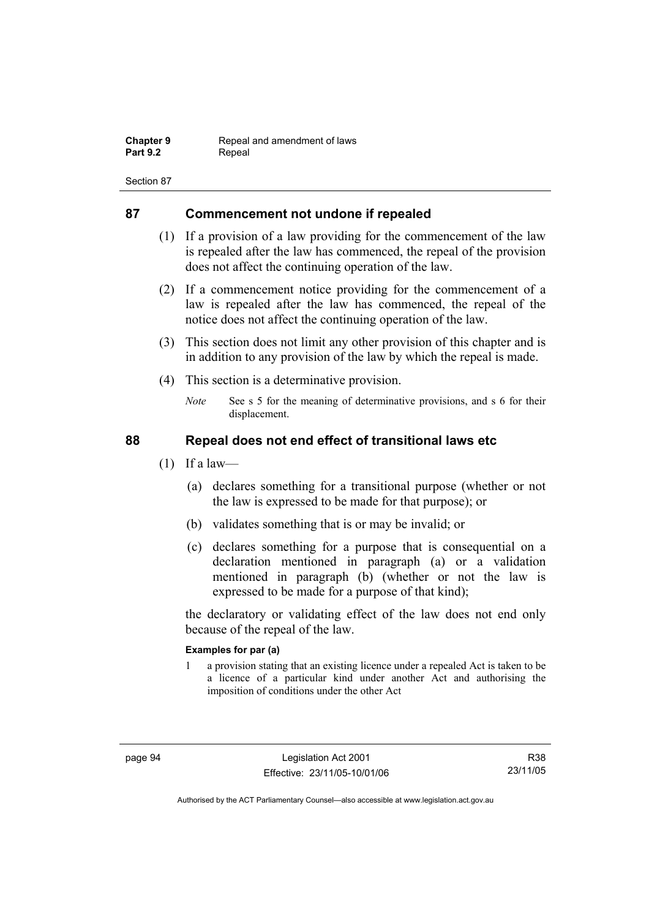## 87 Commencement not undone if repealed

(1) If a provision of a law providing for the commencement of the law is repealed after the law has commenced, the repeal of the provision does not affect the continuing operation of the law.

(2) If a commencement notice providing for the commencement of a law is repealed after the law has commenced, the repeal of the notice does not affect the continuing operation of the law.

(3) This section does not limit any other provision of this chapter and is in addition to any provision of the law by which the repeal is made.

(4) This section is a determinative provision.

*Note* See s 5 for the meaning of determinative provisions, and s 6 for their displacement.

## 88 Repeal does not end effect of transitional laws etc

(1) If a law—

(a) declares something for a transitional purpose (whether or not the law is expressed to be made for that purpose); or

(b) validates something that is or may be invalid; or

(c) declares something for a purpose that is consequential on a declaration mentioned in paragraph (a) or a validation mentioned in paragraph (b) (whether or not the law is expressed to be made for a purpose of that kind);

the declaratory or validating effect of the law does not end only because of the repeal of the law.

**Examples for par (a)**

1 a provision stating that an existing licence under a repealed Act is taken to be a licence of a particular kind under another Act and authorising the imposition of conditions under the other Act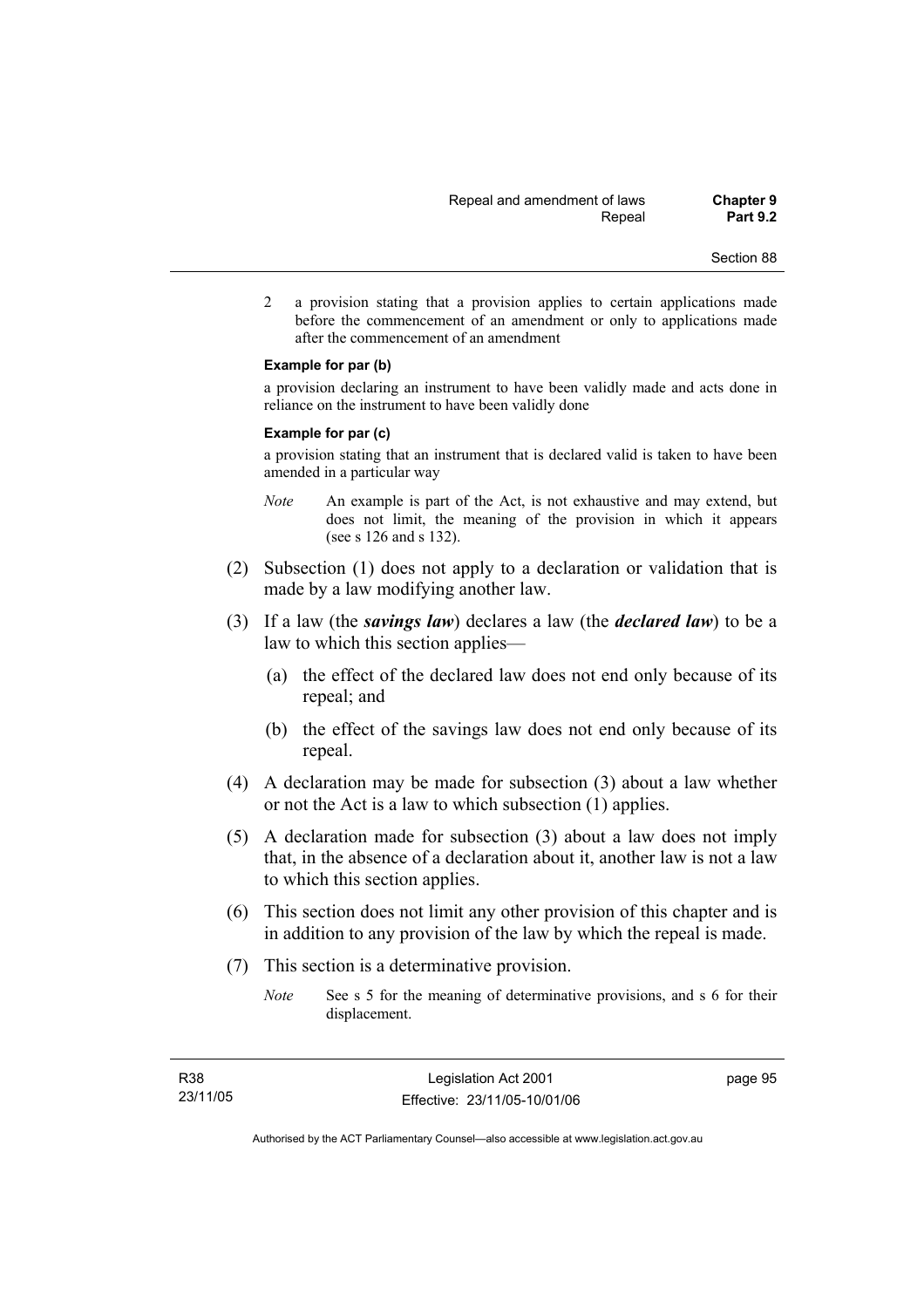2 a provision stating that a provision applies to certain applications made before the commencement of an amendment or only to applications made after the commencement of an amendment

**Example for par (b)**

a provision declaring an instrument to have been validly made and acts done in reliance on the instrument to have been validly done

**Example for par (c)**

a provision stating that an instrument that is declared valid is taken to have been amended in a particular way

*Note* An example is part of the Act, is not exhaustive and may extend, but does not limit, the meaning of the provision in which it appears (see s 126 and s 132).

(2) Subsection (1) does not apply to a declaration or validation that is made by a law modifying another law.

(3) If a law (the ***savings law***) declares a law (the ***declared law***) to be a law to which this section applies—

(a) the effect of the declared law does not end only because of its repeal; and

(b) the effect of the savings law does not end only because of its repeal.

(4) A declaration may be made for subsection (3) about a law whether or not the Act is a law to which subsection (1) applies.

(5) A declaration made for subsection (3) about a law does not imply that, in the absence of a declaration about it, another law is not a law to which this section applies.

(6) This section does not limit any other provision of this chapter and is in addition to any provision of the law by which the repeal is made.

(7) This section is a determinative provision.

*Note* See s 5 for the meaning of determinative provisions, and s 6 for their displacement.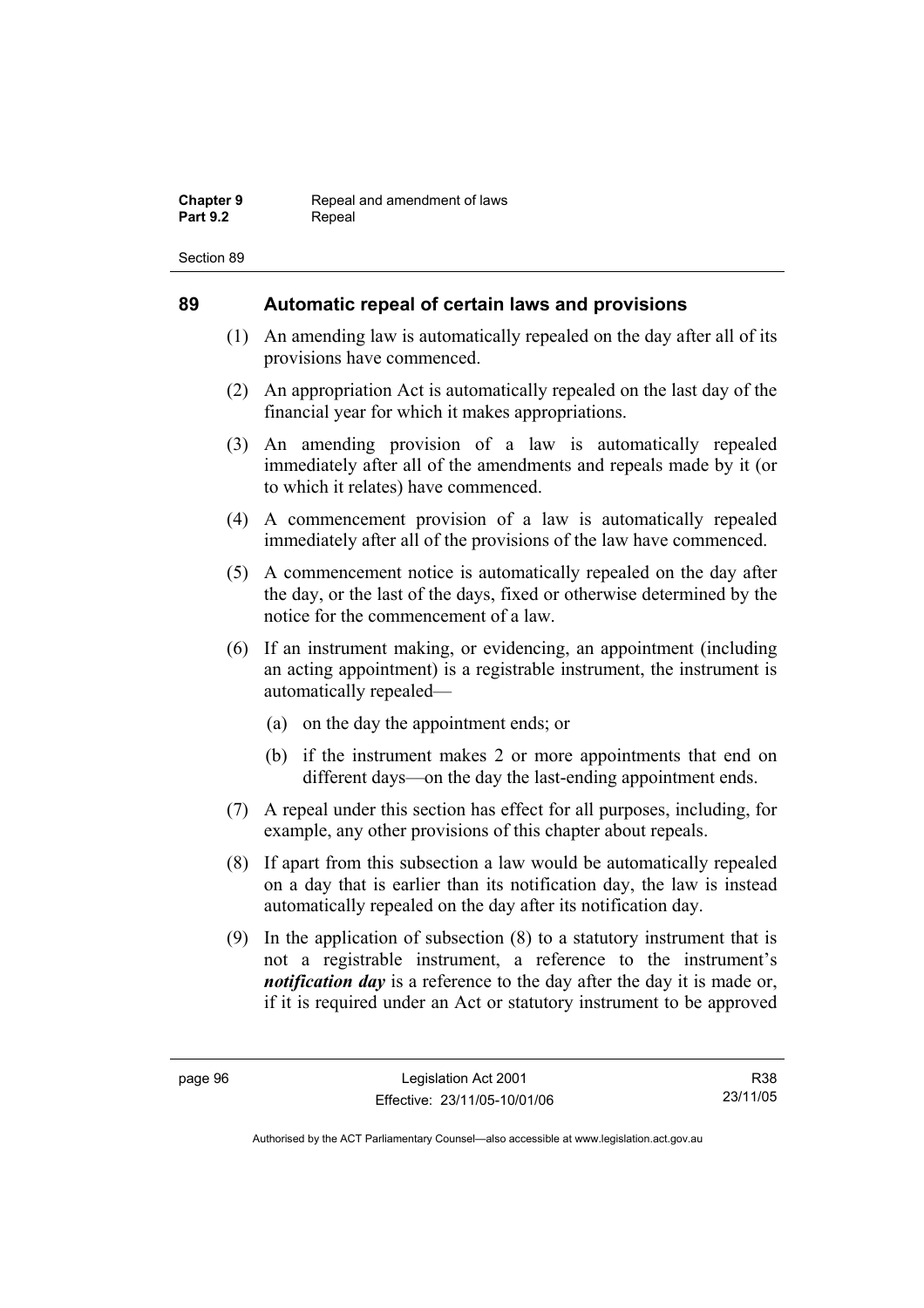## 89 Automatic repeal of certain laws and provisions

(1) An amending law is automatically repealed on the day after all of its provisions have commenced.

(2) An appropriation Act is automatically repealed on the last day of the financial year for which it makes appropriations.

(3) An amending provision of a law is automatically repealed immediately after all of the amendments and repeals made by it (or to which it relates) have commenced.

(4) A commencement provision of a law is automatically repealed immediately after all of the provisions of the law have commenced.

(5) A commencement notice is automatically repealed on the day after the day, or the last of the days, fixed or otherwise determined by the notice for the commencement of a law.

(6) If an instrument making, or evidencing, an appointment (including an acting appointment) is a registrable instrument, the instrument is automatically repealed—

(a) on the day the appointment ends; or

(b) if the instrument makes 2 or more appointments that end on different days—on the day the last-ending appointment ends.

(7) A repeal under this section has effect for all purposes, including, for example, any other provisions of this chapter about repeals.

(8) If apart from this subsection a law would be automatically repealed on a day that is earlier than its notification day, the law is instead automatically repealed on the day after its notification day.

(9) In the application of subsection (8) to a statutory instrument that is not a registrable instrument, a reference to the instrument's ***notification day*** is a reference to the day after the day it is made or, if it is required under an Act or statutory instrument to be approved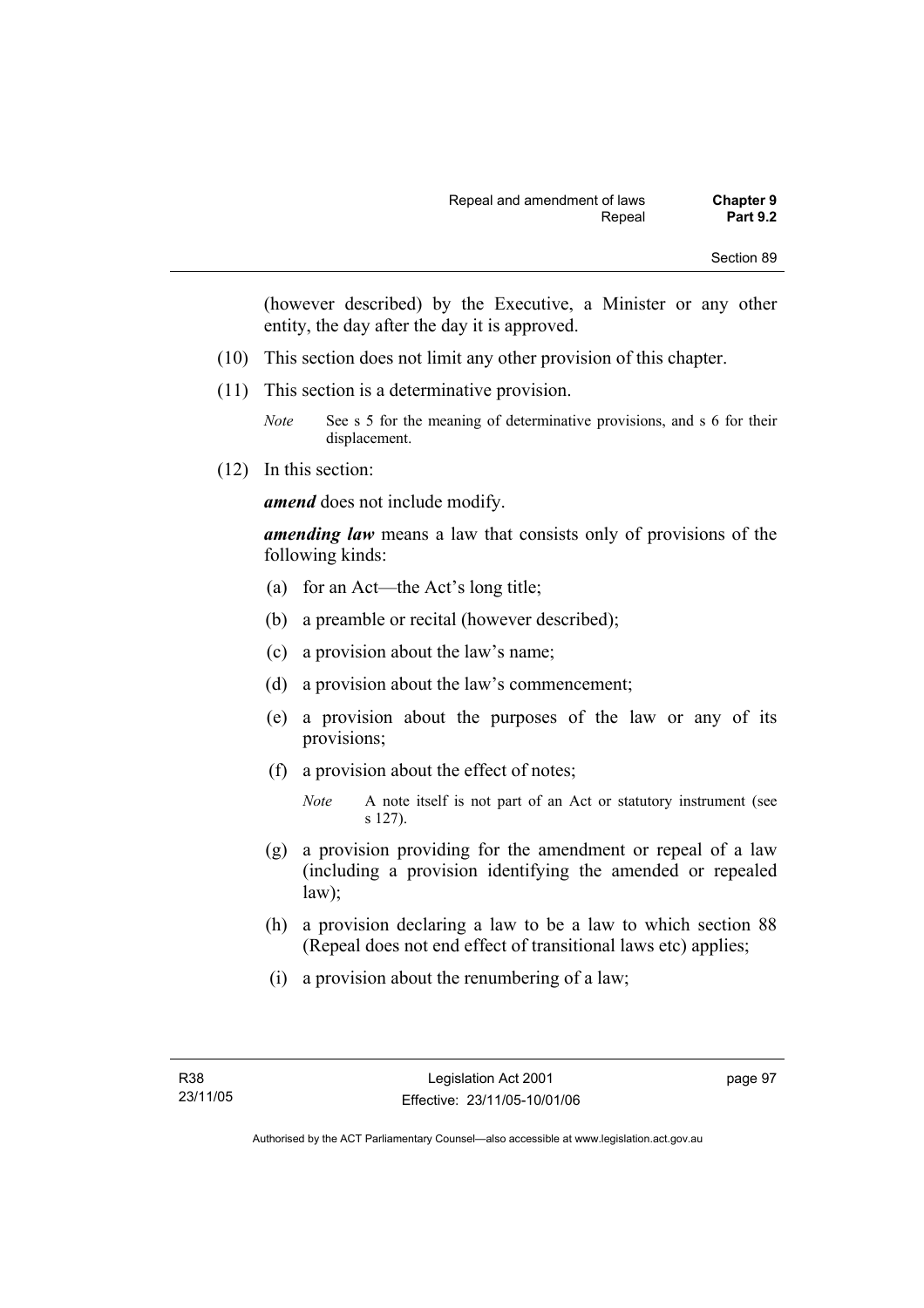(however described) by the Executive, a Minister or any other entity, the day after the day it is approved.

(10) This section does not limit any other provision of this chapter.

(11) This section is a determinative provision.

*Note* See s 5 for the meaning of determinative provisions, and s 6 for their displacement.

(12) In this section:

***amend*** does not include modify.

***amending law*** means a law that consists only of provisions of the following kinds:

(a) for an Act—the Act's long title;

(b) a preamble or recital (however described);

(c) a provision about the law's name;

(d) a provision about the law's commencement;

(e) a provision about the purposes of the law or any of its provisions;

(f) a provision about the effect of notes;

*Note* A note itself is not part of an Act or statutory instrument (see s 127).

(g) a provision providing for the amendment or repeal of a law (including a provision identifying the amended or repealed law);

(h) a provision declaring a law to be a law to which section 88 (Repeal does not end effect of transitional laws etc) applies;

(i) a provision about the renumbering of a law;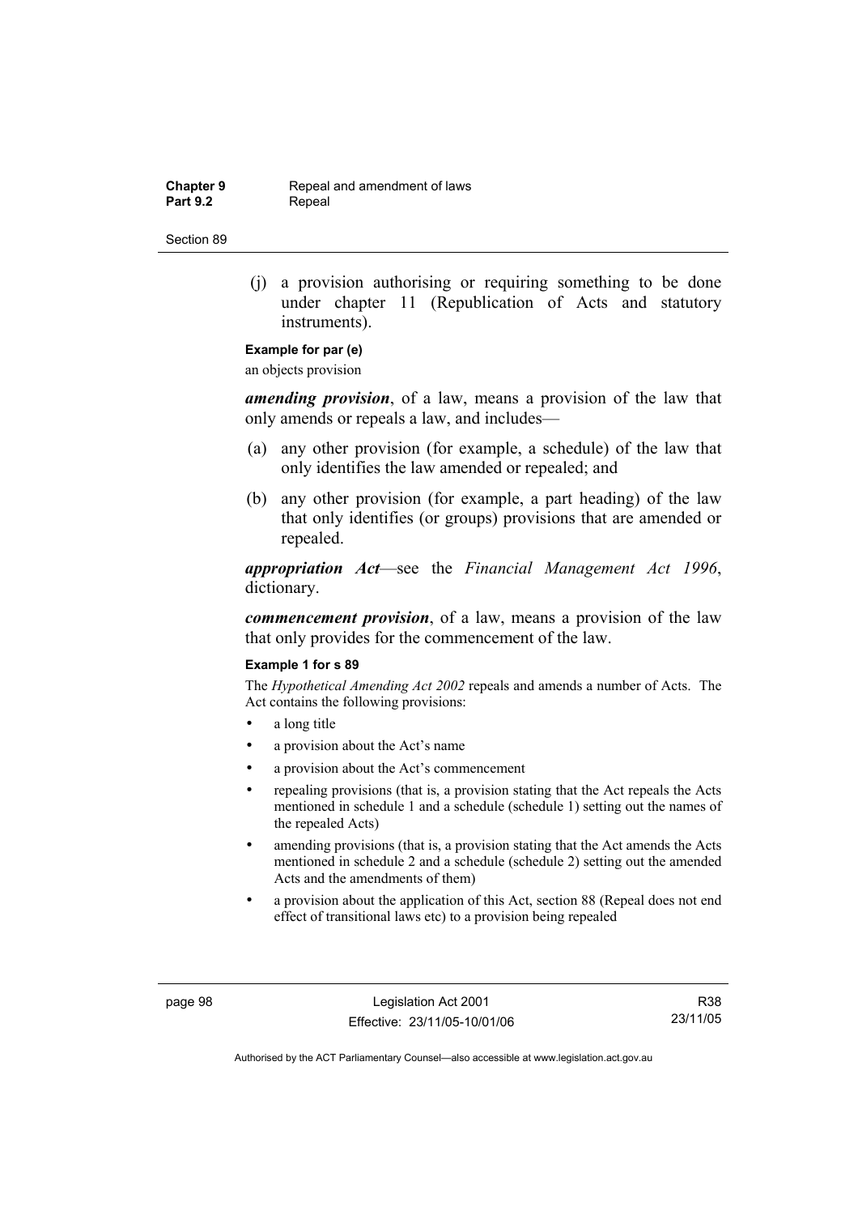(j) a provision authorising or requiring something to be done under chapter 11 (Republication of Acts and statutory instruments).

**Example for par (e)**

an objects provision

***amending provision***, of a law, means a provision of the law that only amends or repeals a law, and includes—

(a) any other provision (for example, a schedule) of the law that only identifies the law amended or repealed; and

(b) any other provision (for example, a part heading) of the law that only identifies (or groups) provisions that are amended or repealed.

***appropriation Act***—see the *Financial Management Act 1996*, dictionary.

***commencement provision***, of a law, means a provision of the law that only provides for the commencement of the law.

**Example 1 for s 89**

The *Hypothetical Amending Act 2002* repeals and amends a number of Acts. The Act contains the following provisions:

- a long title
- a provision about the Act's name
- a provision about the Act's commencement
- repealing provisions (that is, a provision stating that the Act repeals the Acts mentioned in schedule 1 and a schedule (schedule 1) setting out the names of the repealed Acts)
- amending provisions (that is, a provision stating that the Act amends the Acts mentioned in schedule 2 and a schedule (schedule 2) setting out the amended Acts and the amendments of them)
- a provision about the application of this Act, section 88 (Repeal does not end effect of transitional laws etc) to a provision being repealed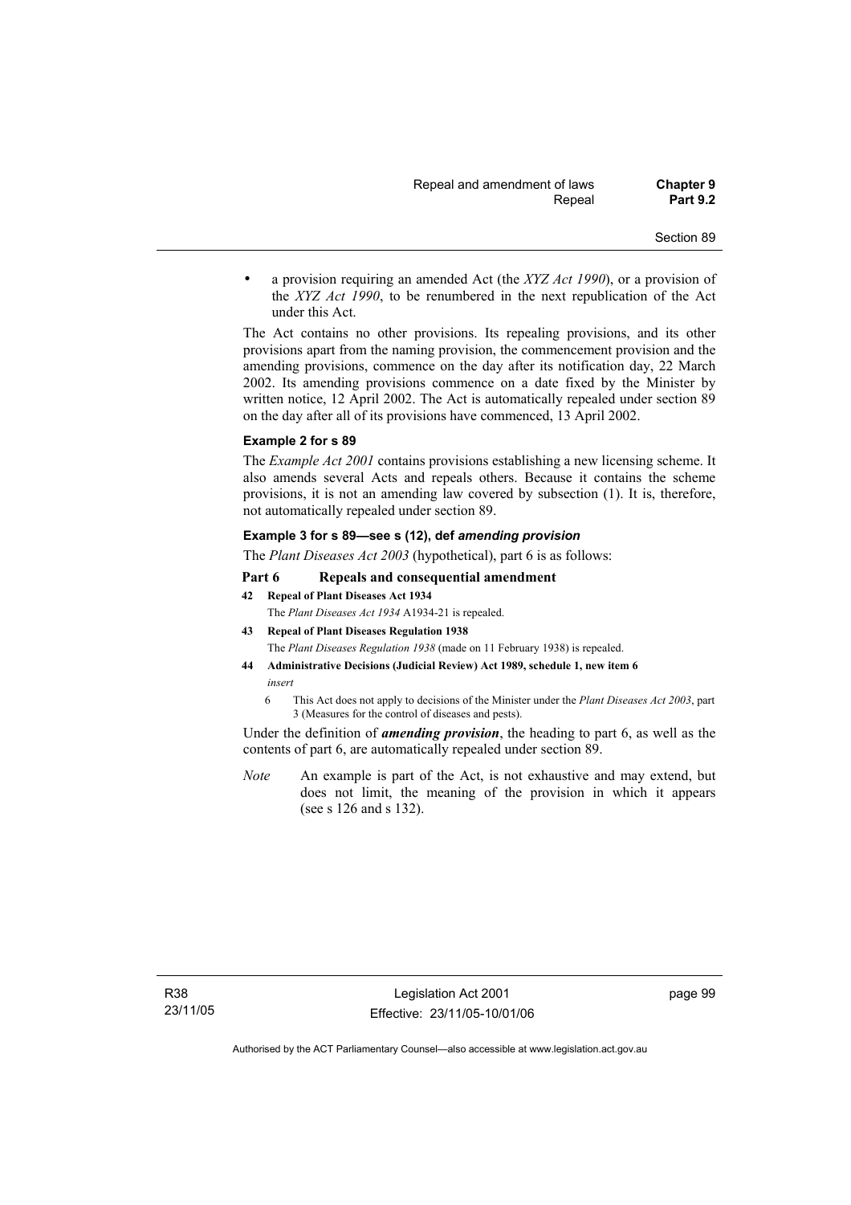- a provision requiring an amended Act (the *XYZ Act 1990*), or a provision of the *XYZ Act 1990*, to be renumbered in the next republication of the Act under this Act.

The Act contains no other provisions. Its repealing provisions, and its other provisions apart from the naming provision, the commencement provision and the amending provisions, commence on the day after its notification day, 22 March 2002. Its amending provisions commence on a date fixed by the Minister by written notice, 12 April 2002. The Act is automatically repealed under section 89 on the day after all of its provisions have commenced, 13 April 2002.

**Example 2 for s 89**

The *Example Act 2001* contains provisions establishing a new licensing scheme. It also amends several Acts and repeals others. Because it contains the scheme provisions, it is not an amending law covered by subsection (1). It is, therefore, not automatically repealed under section 89.

**Example 3 for s 89—see s (12), def *amending provision***

The *Plant Diseases Act 2003* (hypothetical), part 6 is as follows:

**Part 6 Repeals and consequential amendment**

**42 Repeal of Plant Diseases Act 1934**

The *Plant Diseases Act 1934* A1934-21 is repealed.

**43 Repeal of Plant Diseases Regulation 1938**

The *Plant Diseases Regulation 1938* (made on 11 February 1938) is repealed.

**44 Administrative Decisions (Judicial Review) Act 1989, schedule 1, new item 6**

*insert*

6 This Act does not apply to decisions of the Minister under the *Plant Diseases Act 2003*, part 3 (Measures for the control of diseases and pests).

Under the definition of ***amending provision***, the heading to part 6, as well as the contents of part 6, are automatically repealed under section 89.

*Note* An example is part of the Act, is not exhaustive and may extend, but does not limit, the meaning of the provision in which it appears (see s 126 and s 132).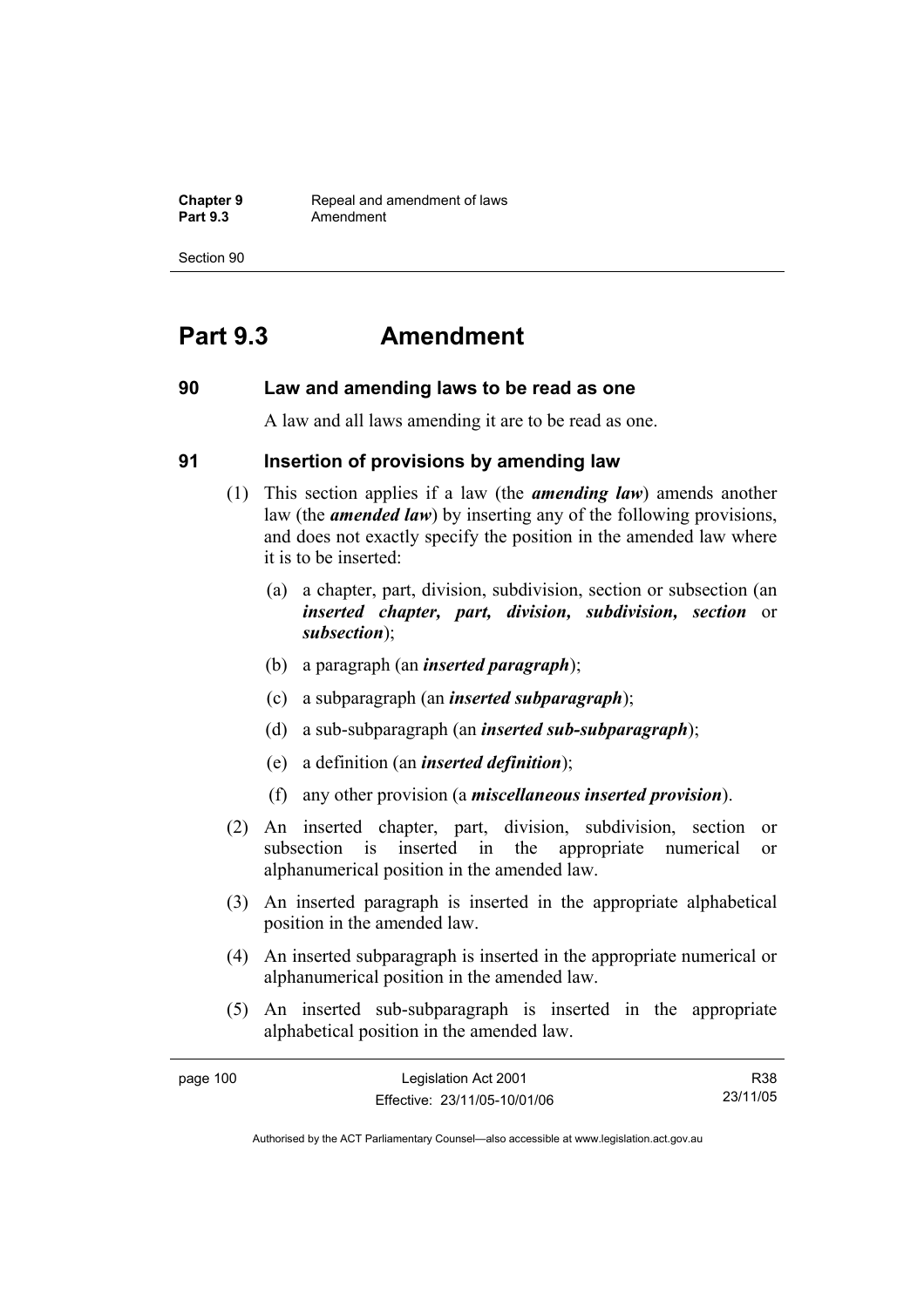# Part 9.3 Amendment

## 90 Law and amending laws to be read as one

A law and all laws amending it are to be read as one.

## 91 Insertion of provisions by amending law

(1) This section applies if a law (the ***amending law***) amends another law (the ***amended law***) by inserting any of the following provisions, and does not exactly specify the position in the amended law where it is to be inserted:

(a) a chapter, part, division, subdivision, section or subsection (an ***inserted chapter, part, division, subdivision, section*** or ***subsection***);

(b) a paragraph (an ***inserted paragraph***);

(c) a subparagraph (an ***inserted subparagraph***);

(d) a sub-subparagraph (an ***inserted sub-subparagraph***);

(e) a definition (an ***inserted definition***);

(f) any other provision (a ***miscellaneous inserted provision***).

(2) An inserted chapter, part, division, subdivision, section or subsection is inserted in the appropriate numerical or alphanumerical position in the amended law.

(3) An inserted paragraph is inserted in the appropriate alphabetical position in the amended law.

(4) An inserted subparagraph is inserted in the appropriate numerical or alphanumerical position in the amended law.

(5) An inserted sub-subparagraph is inserted in the appropriate alphabetical position in the amended law.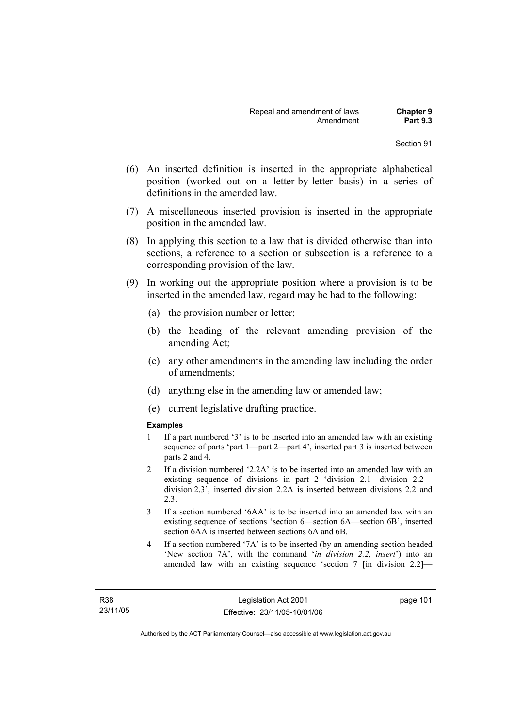(6) An inserted definition is inserted in the appropriate alphabetical position (worked out on a letter-by-letter basis) in a series of definitions in the amended law.

(7) A miscellaneous inserted provision is inserted in the appropriate position in the amended law.

(8) In applying this section to a law that is divided otherwise than into sections, a reference to a section or subsection is a reference to a corresponding provision of the law.

(9) In working out the appropriate position where a provision is to be inserted in the amended law, regard may be had to the following:

(a) the provision number or letter;

(b) the heading of the relevant amending provision of the amending Act;

(c) any other amendments in the amending law including the order of amendments;

(d) anything else in the amending law or amended law;

(e) current legislative drafting practice.

**Examples**

1 If a part numbered '3' is to be inserted into an amended law with an existing sequence of parts 'part 1—part 2—part 4', inserted part 3 is inserted between parts 2 and 4.

2 If a division numbered '2.2A' is to be inserted into an amended law with an existing sequence of divisions in part 2 'division 2.1—division 2.2—division 2.3', inserted division 2.2A is inserted between divisions 2.2 and 2.3.

3 If a section numbered '6AA' is to be inserted into an amended law with an existing sequence of sections 'section 6—section 6A—section 6B', inserted section 6AA is inserted between sections 6A and 6B.

4 If a section numbered '7A' is to be inserted (by an amending section headed 'New section 7A', with the command '*in division 2.2, insert*') into an amended law with an existing sequence 'section 7 [in division 2.2]—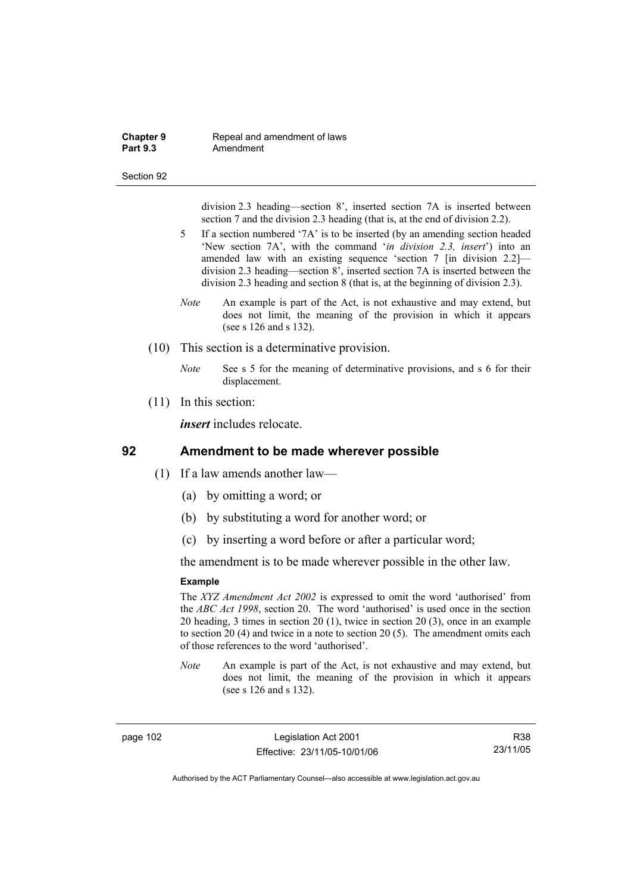division 2.3 heading—section 8', inserted section 7A is inserted between section 7 and the division 2.3 heading (that is, at the end of division 2.2).

5 If a section numbered '7A' is to be inserted (by an amending section headed 'New section 7A', with the command '*in division 2.3, insert*') into an amended law with an existing sequence 'section 7 [in division 2.2]—division 2.3 heading—section 8', inserted section 7A is inserted between the division 2.3 heading and section 8 (that is, at the beginning of division 2.3).

*Note* An example is part of the Act, is not exhaustive and may extend, but does not limit, the meaning of the provision in which it appears (see s 126 and s 132).

(10) This section is a determinative provision.

*Note* See s 5 for the meaning of determinative provisions, and s 6 for their displacement.

(11) In this section:

***insert*** includes relocate.

## 92 Amendment to be made wherever possible

(1) If a law amends another law—

(a) by omitting a word; or

(b) by substituting a word for another word; or

(c) by inserting a word before or after a particular word;

the amendment is to be made wherever possible in the other law.

**Example**

The *XYZ Amendment Act 2002* is expressed to omit the word 'authorised' from the *ABC Act 1998*, section 20. The word 'authorised' is used once in the section 20 heading, 3 times in section 20 (1), twice in section 20 (3), once in an example to section 20 (4) and twice in a note to section 20 (5). The amendment omits each of those references to the word 'authorised'.

*Note* An example is part of the Act, is not exhaustive and may extend, but does not limit, the meaning of the provision in which it appears (see s 126 and s 132).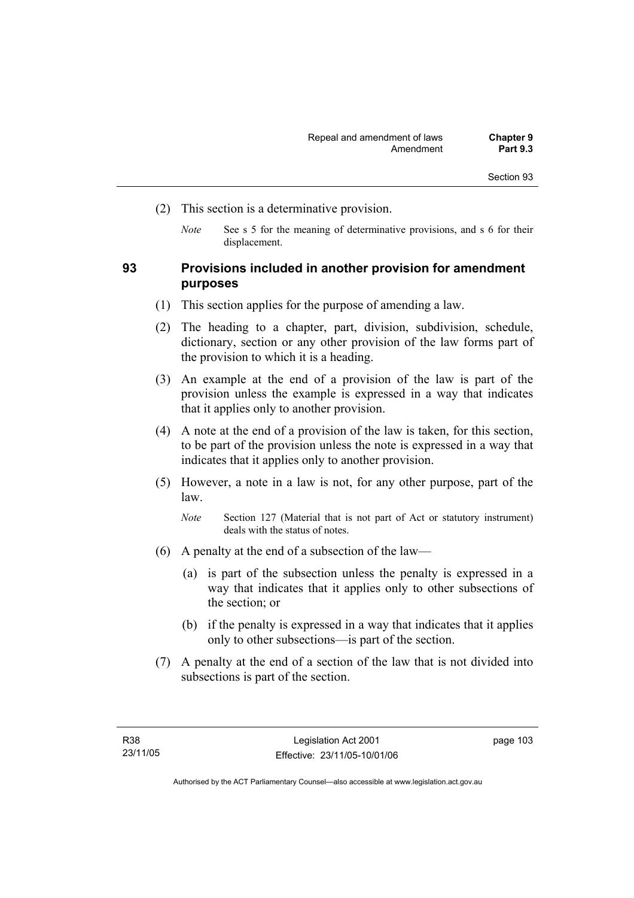(2) This section is a determinative provision.

*Note* See s 5 for the meaning of determinative provisions, and s 6 for their displacement.

## 93 Provisions included in another provision for amendment purposes

(1) This section applies for the purpose of amending a law.

(2) The heading to a chapter, part, division, subdivision, schedule, dictionary, section or any other provision of the law forms part of the provision to which it is a heading.

(3) An example at the end of a provision of the law is part of the provision unless the example is expressed in a way that indicates that it applies only to another provision.

(4) A note at the end of a provision of the law is taken, for this section, to be part of the provision unless the note is expressed in a way that indicates that it applies only to another provision.

(5) However, a note in a law is not, for any other purpose, part of the law.

*Note* Section 127 (Material that is not part of Act or statutory instrument) deals with the status of notes.

(6) A penalty at the end of a subsection of the law—

(a) is part of the subsection unless the penalty is expressed in a way that indicates that it applies only to other subsections of the section; or

(b) if the penalty is expressed in a way that indicates that it applies only to other subsections—is part of the section.

(7) A penalty at the end of a section of the law that is not divided into subsections is part of the section.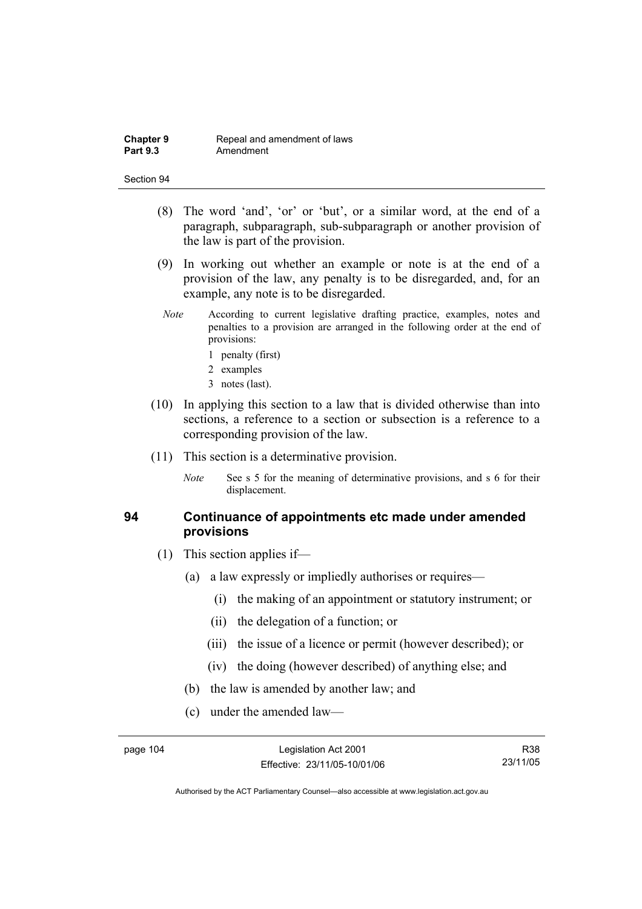(8) The word 'and', 'or' or 'but', or a similar word, at the end of a paragraph, subparagraph, sub-subparagraph or another provision of the law is part of the provision.

(9) In working out whether an example or note is at the end of a provision of the law, any penalty is to be disregarded, and, for an example, any note is to be disregarded.

*Note* According to current legislative drafting practice, examples, notes and penalties to a provision are arranged in the following order at the end of provisions:

1 penalty (first)
2 examples
3 notes (last).

(10) In applying this section to a law that is divided otherwise than into sections, a reference to a section or subsection is a reference to a corresponding provision of the law.

(11) This section is a determinative provision.

*Note* See s 5 for the meaning of determinative provisions, and s 6 for their displacement.

## 94 Continuance of appointments etc made under amended provisions

(1) This section applies if—

(a) a law expressly or impliedly authorises or requires—

(i) the making of an appointment or statutory instrument; or

(ii) the delegation of a function; or

(iii) the issue of a licence or permit (however described); or

(iv) the doing (however described) of anything else; and

(b) the law is amended by another law; and

(c) under the amended law—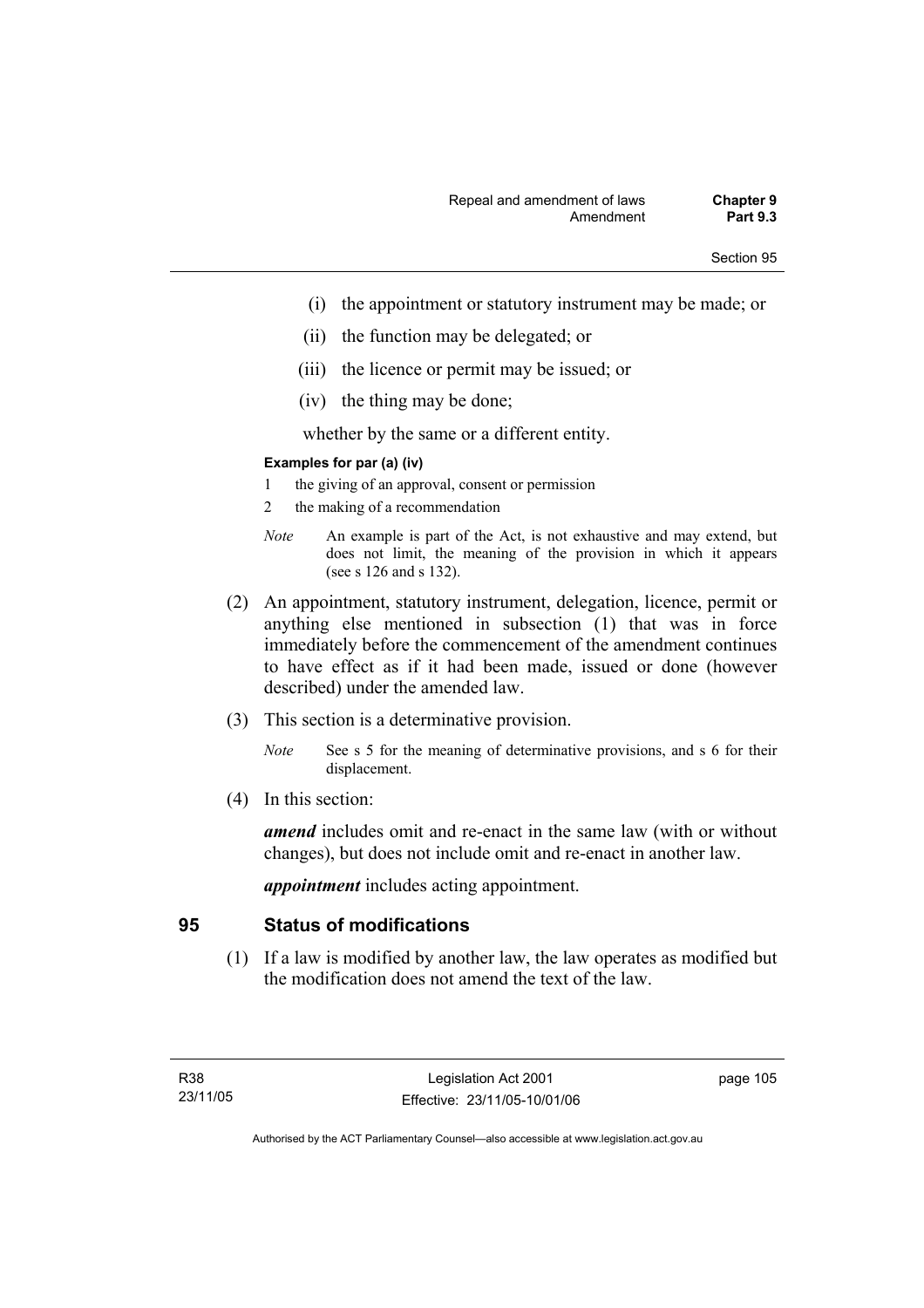(i) the appointment or statutory instrument may be made; or

(ii) the function may be delegated; or

(iii) the licence or permit may be issued; or

(iv) the thing may be done;

whether by the same or a different entity.

**Examples for par (a) (iv)**

1 the giving of an approval, consent or permission

2 the making of a recommendation

*Note* An example is part of the Act, is not exhaustive and may extend, but does not limit, the meaning of the provision in which it appears (see s 126 and s 132).

(2) An appointment, statutory instrument, delegation, licence, permit or anything else mentioned in subsection (1) that was in force immediately before the commencement of the amendment continues to have effect as if it had been made, issued or done (however described) under the amended law.

(3) This section is a determinative provision.

*Note* See s 5 for the meaning of determinative provisions, and s 6 for their displacement.

(4) In this section:

***amend*** includes omit and re-enact in the same law (with or without changes), but does not include omit and re-enact in another law.

***appointment*** includes acting appointment.

## 95 Status of modifications

(1) If a law is modified by another law, the law operates as modified but the modification does not amend the text of the law.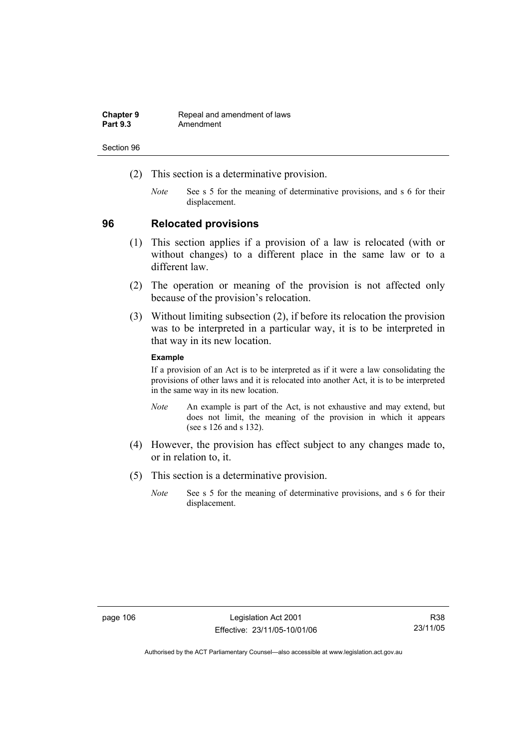(2) This section is a determinative provision.

*Note* See s 5 for the meaning of determinative provisions, and s 6 for their displacement.

## 96 Relocated provisions

(1) This section applies if a provision of a law is relocated (with or without changes) to a different place in the same law or to a different law.

(2) The operation or meaning of the provision is not affected only because of the provision's relocation.

(3) Without limiting subsection (2), if before its relocation the provision was to be interpreted in a particular way, it is to be interpreted in that way in its new location.

**Example**

If a provision of an Act is to be interpreted as if it were a law consolidating the provisions of other laws and it is relocated into another Act, it is to be interpreted in the same way in its new location.

*Note* An example is part of the Act, is not exhaustive and may extend, but does not limit, the meaning of the provision in which it appears (see s 126 and s 132).

(4) However, the provision has effect subject to any changes made to, or in relation to, it.

(5) This section is a determinative provision.

*Note* See s 5 for the meaning of determinative provisions, and s 6 for their displacement.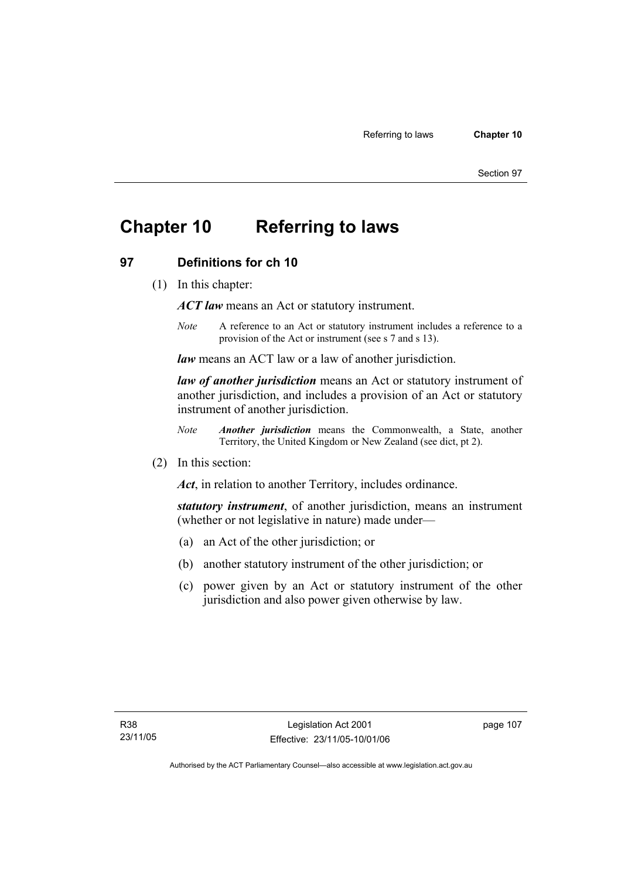# Chapter 10 Referring to laws

## 97 Definitions for ch 10

(1) In this chapter:

***ACT law*** means an Act or statutory instrument.

*Note* A reference to an Act or statutory instrument includes a reference to a provision of the Act or instrument (see s 7 and s 13).

***law*** means an ACT law or a law of another jurisdiction.

***law of another jurisdiction*** means an Act or statutory instrument of another jurisdiction, and includes a provision of an Act or statutory instrument of another jurisdiction.

*Note* ***Another jurisdiction*** means the Commonwealth, a State, another Territory, the United Kingdom or New Zealand (see dict, pt 2).

(2) In this section:

***Act***, in relation to another Territory, includes ordinance.

***statutory instrument***, of another jurisdiction, means an instrument (whether or not legislative in nature) made under—

(a) an Act of the other jurisdiction; or

(b) another statutory instrument of the other jurisdiction; or

(c) power given by an Act or statutory instrument of the other jurisdiction and also power given otherwise by law.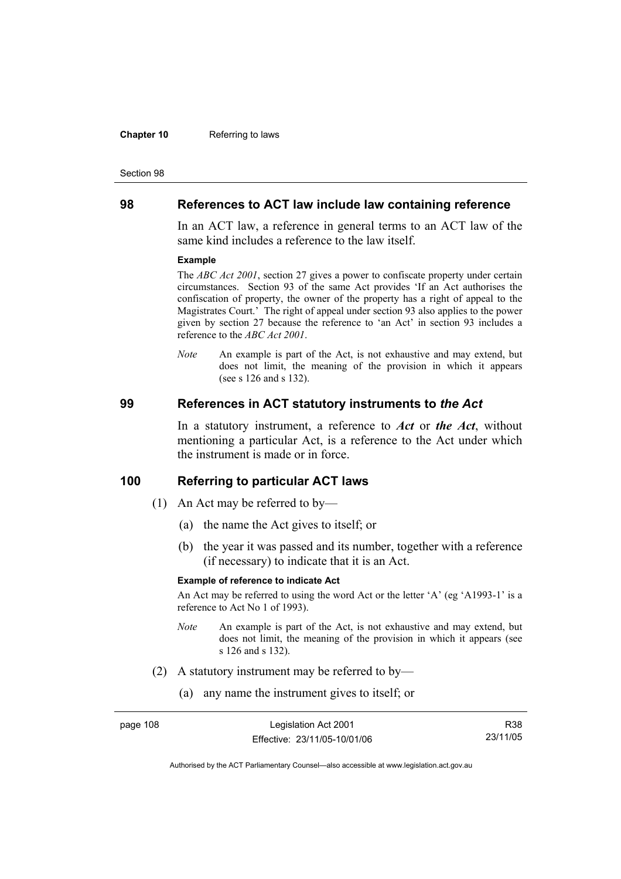## 98 References to ACT law include law containing reference

In an ACT law, a reference in general terms to an ACT law of the same kind includes a reference to the law itself.

**Example**

The *ABC Act 2001*, section 27 gives a power to confiscate property under certain circumstances. Section 93 of the same Act provides 'If an Act authorises the confiscation of property, the owner of the property has a right of appeal to the Magistrates Court.' The right of appeal under section 93 also applies to the power given by section 27 because the reference to 'an Act' in section 93 includes a reference to the *ABC Act 2001*.

*Note* An example is part of the Act, is not exhaustive and may extend, but does not limit, the meaning of the provision in which it appears (see s 126 and s 132).

## 99 References in ACT statutory instruments to *the Act*

In a statutory instrument, a reference to ***Act*** or ***the Act***, without mentioning a particular Act, is a reference to the Act under which the instrument is made or in force.

## 100 Referring to particular ACT laws

(1) An Act may be referred to by—

(a) the name the Act gives to itself; or

(b) the year it was passed and its number, together with a reference (if necessary) to indicate that it is an Act.

**Example of reference to indicate Act**

An Act may be referred to using the word Act or the letter 'A' (eg 'A1993-1' is a reference to Act No 1 of 1993).

*Note* An example is part of the Act, is not exhaustive and may extend, but does not limit, the meaning of the provision in which it appears (see s 126 and s 132).

(2) A statutory instrument may be referred to by—

(a) any name the instrument gives to itself; or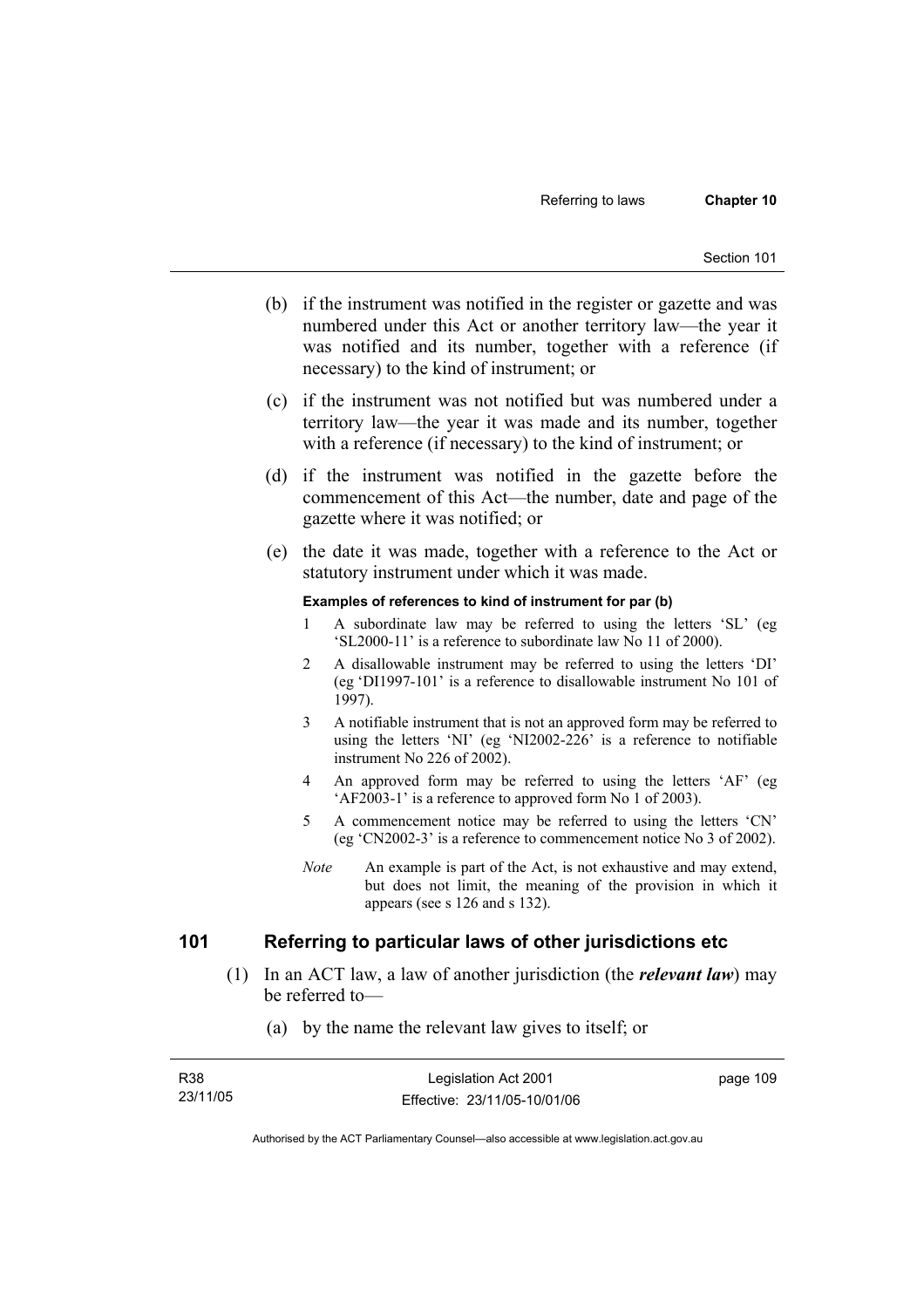(b) if the instrument was notified in the register or gazette and was numbered under this Act or another territory law—the year it was notified and its number, together with a reference (if necessary) to the kind of instrument; or

(c) if the instrument was not notified but was numbered under a territory law—the year it was made and its number, together with a reference (if necessary) to the kind of instrument; or

(d) if the instrument was notified in the gazette before the commencement of this Act—the number, date and page of the gazette where it was notified; or

(e) the date it was made, together with a reference to the Act or statutory instrument under which it was made.

**Examples of references to kind of instrument for par (b)**

1 A subordinate law may be referred to using the letters 'SL' (eg 'SL2000-11' is a reference to subordinate law No 11 of 2000).

2 A disallowable instrument may be referred to using the letters 'DI' (eg 'DI1997-101' is a reference to disallowable instrument No 101 of 1997).

3 A notifiable instrument that is not an approved form may be referred to using the letters 'NI' (eg 'NI2002-226' is a reference to notifiable instrument No 226 of 2002).

4 An approved form may be referred to using the letters 'AF' (eg 'AF2003-1' is a reference to approved form No 1 of 2003).

5 A commencement notice may be referred to using the letters 'CN' (eg 'CN2002-3' is a reference to commencement notice No 3 of 2002).

*Note* An example is part of the Act, is not exhaustive and may extend, but does not limit, the meaning of the provision in which it appears (see s 126 and s 132).

## 101 Referring to particular laws of other jurisdictions etc

(1) In an ACT law, a law of another jurisdiction (the ***relevant law***) may be referred to—

(a) by the name the relevant law gives to itself; or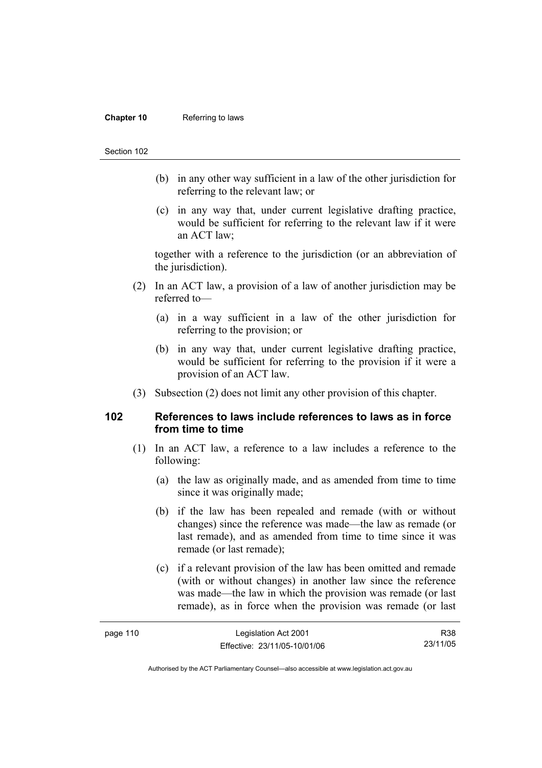(b) in any other way sufficient in a law of the other jurisdiction for referring to the relevant law; or

(c) in any way that, under current legislative drafting practice, would be sufficient for referring to the relevant law if it were an ACT law;

together with a reference to the jurisdiction (or an abbreviation of the jurisdiction).

(2) In an ACT law, a provision of a law of another jurisdiction may be referred to—

(a) in a way sufficient in a law of the other jurisdiction for referring to the provision; or

(b) in any way that, under current legislative drafting practice, would be sufficient for referring to the provision if it were a provision of an ACT law.

(3) Subsection (2) does not limit any other provision of this chapter.

## 102 References to laws include references to laws as in force from time to time

(1) In an ACT law, a reference to a law includes a reference to the following:

(a) the law as originally made, and as amended from time to time since it was originally made;

(b) if the law has been repealed and remade (with or without changes) since the reference was made—the law as remade (or last remade), and as amended from time to time since it was remade (or last remade);

(c) if a relevant provision of the law has been omitted and remade (with or without changes) in another law since the reference was made—the law in which the provision was remade (or last remade), as in force when the provision was remade (or last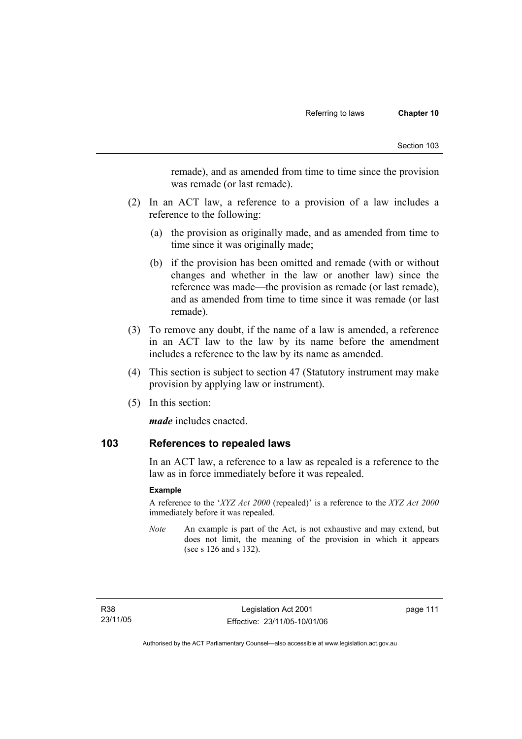remade), and as amended from time to time since the provision was remade (or last remade).

(2) In an ACT law, a reference to a provision of a law includes a reference to the following:

(a) the provision as originally made, and as amended from time to time since it was originally made;

(b) if the provision has been omitted and remade (with or without changes and whether in the law or another law) since the reference was made—the provision as remade (or last remade), and as amended from time to time since it was remade (or last remade).

(3) To remove any doubt, if the name of a law is amended, a reference in an ACT law to the law by its name before the amendment includes a reference to the law by its name as amended.

(4) This section is subject to section 47 (Statutory instrument may make provision by applying law or instrument).

(5) In this section:

***made*** includes enacted.

## 103 References to repealed laws

In an ACT law, a reference to a law as repealed is a reference to the law as in force immediately before it was repealed.

**Example**

A reference to the '*XYZ Act 2000* (repealed)' is a reference to the *XYZ Act 2000* immediately before it was repealed.

*Note* An example is part of the Act, is not exhaustive and may extend, but does not limit, the meaning of the provision in which it appears (see s 126 and s 132).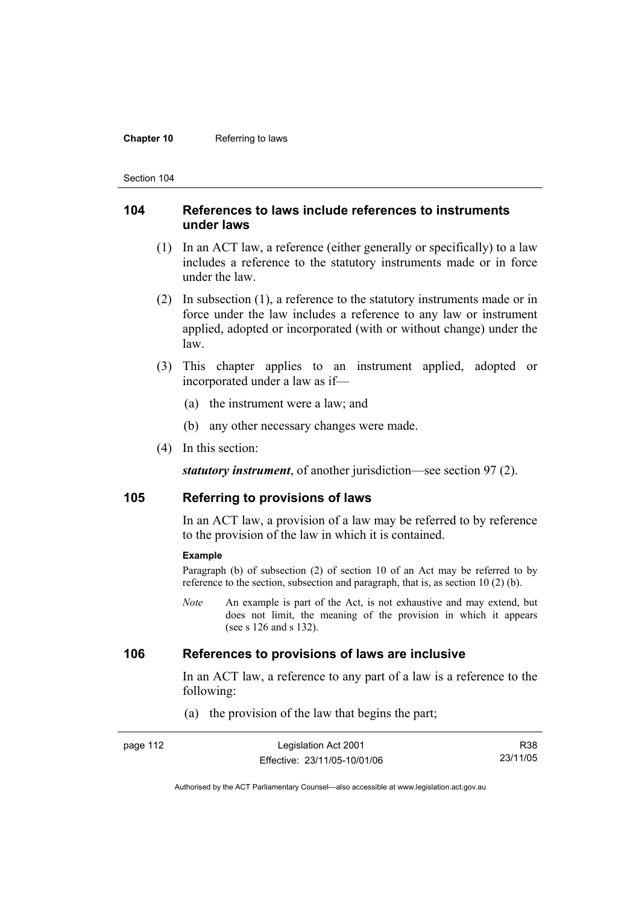## 104 References to laws include references to instruments under laws

(1) In an ACT law, a reference (either generally or specifically) to a law includes a reference to the statutory instruments made or in force under the law.

(2) In subsection (1), a reference to the statutory instruments made or in force under the law includes a reference to any law or instrument applied, adopted or incorporated (with or without change) under the law.

(3) This chapter applies to an instrument applied, adopted or incorporated under a law as if—

(a) the instrument were a law; and

(b) any other necessary changes were made.

(4) In this section:

***statutory instrument***, of another jurisdiction—see section 97 (2).

## 105 Referring to provisions of laws

In an ACT law, a provision of a law may be referred to by reference to the provision of the law in which it is contained.

**Example**

Paragraph (b) of subsection (2) of section 10 of an Act may be referred to by reference to the section, subsection and paragraph, that is, as section 10 (2) (b).

*Note* An example is part of the Act, is not exhaustive and may extend, but does not limit, the meaning of the provision in which it appears (see s 126 and s 132).

## 106 References to provisions of laws are inclusive

In an ACT law, a reference to any part of a law is a reference to the following:

(a) the provision of the law that begins the part;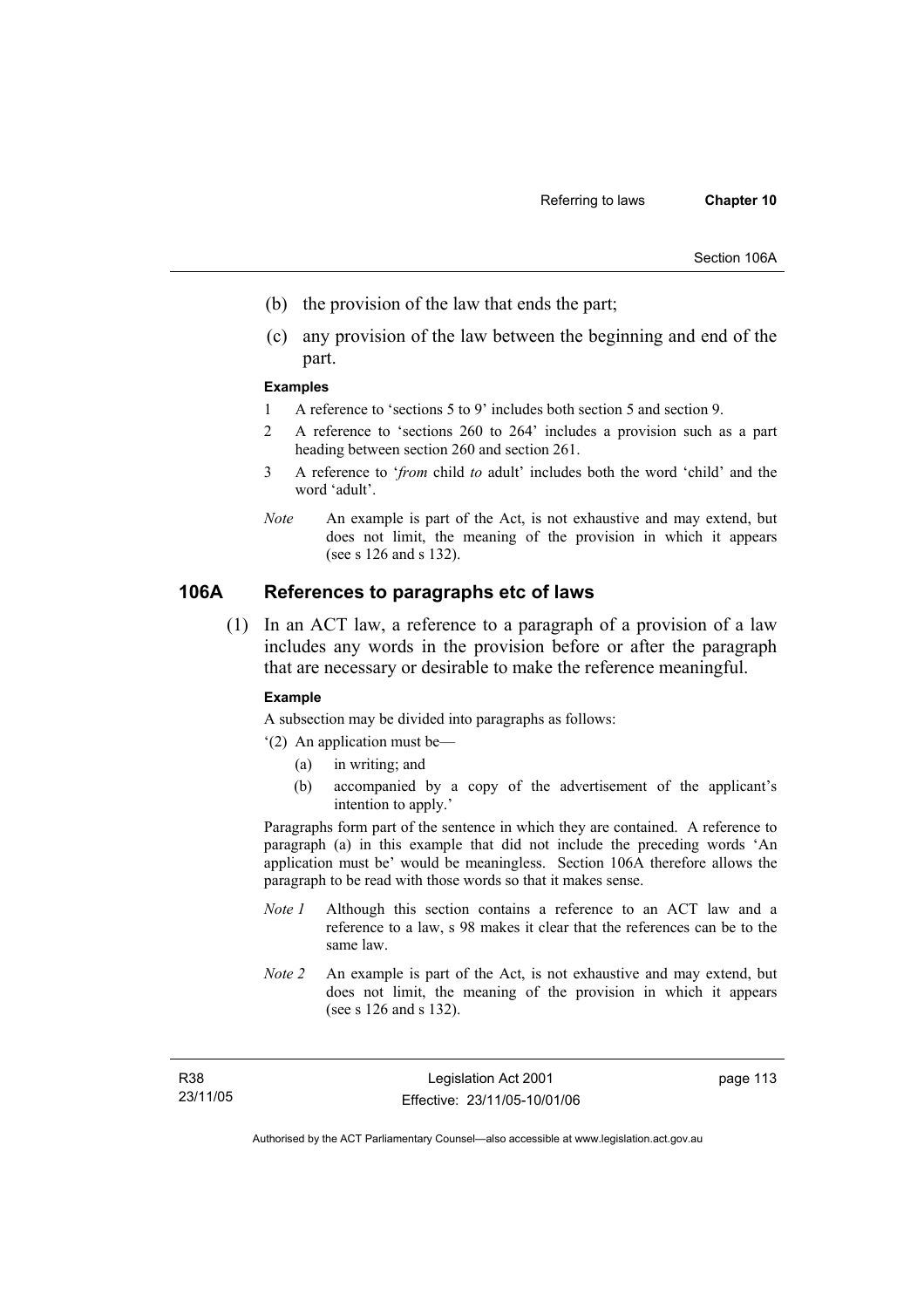(b) the provision of the law that ends the part;

(c) any provision of the law between the beginning and end of the part.

**Examples**

1 A reference to 'sections 5 to 9' includes both section 5 and section 9.

2 A reference to 'sections 260 to 264' includes a provision such as a part heading between section 260 and section 261.

3 A reference to '*from* child *to* adult' includes both the word 'child' and the word 'adult'.

*Note* An example is part of the Act, is not exhaustive and may extend, but does not limit, the meaning of the provision in which it appears (see s 126 and s 132).

## 106A References to paragraphs etc of laws

(1) In an ACT law, a reference to a paragraph of a provision of a law includes any words in the provision before or after the paragraph that are necessary or desirable to make the reference meaningful.

**Example**

A subsection may be divided into paragraphs as follows:

'(2) An application must be—

(a) in writing; and

(b) accompanied by a copy of the advertisement of the applicant's intention to apply.'

Paragraphs form part of the sentence in which they are contained. A reference to paragraph (a) in this example that did not include the preceding words 'An application must be' would be meaningless. Section 106A therefore allows the paragraph to be read with those words so that it makes sense.

*Note 1* Although this section contains a reference to an ACT law and a reference to a law, s 98 makes it clear that the references can be to the same law.

*Note 2* An example is part of the Act, is not exhaustive and may extend, but does not limit, the meaning of the provision in which it appears (see s 126 and s 132).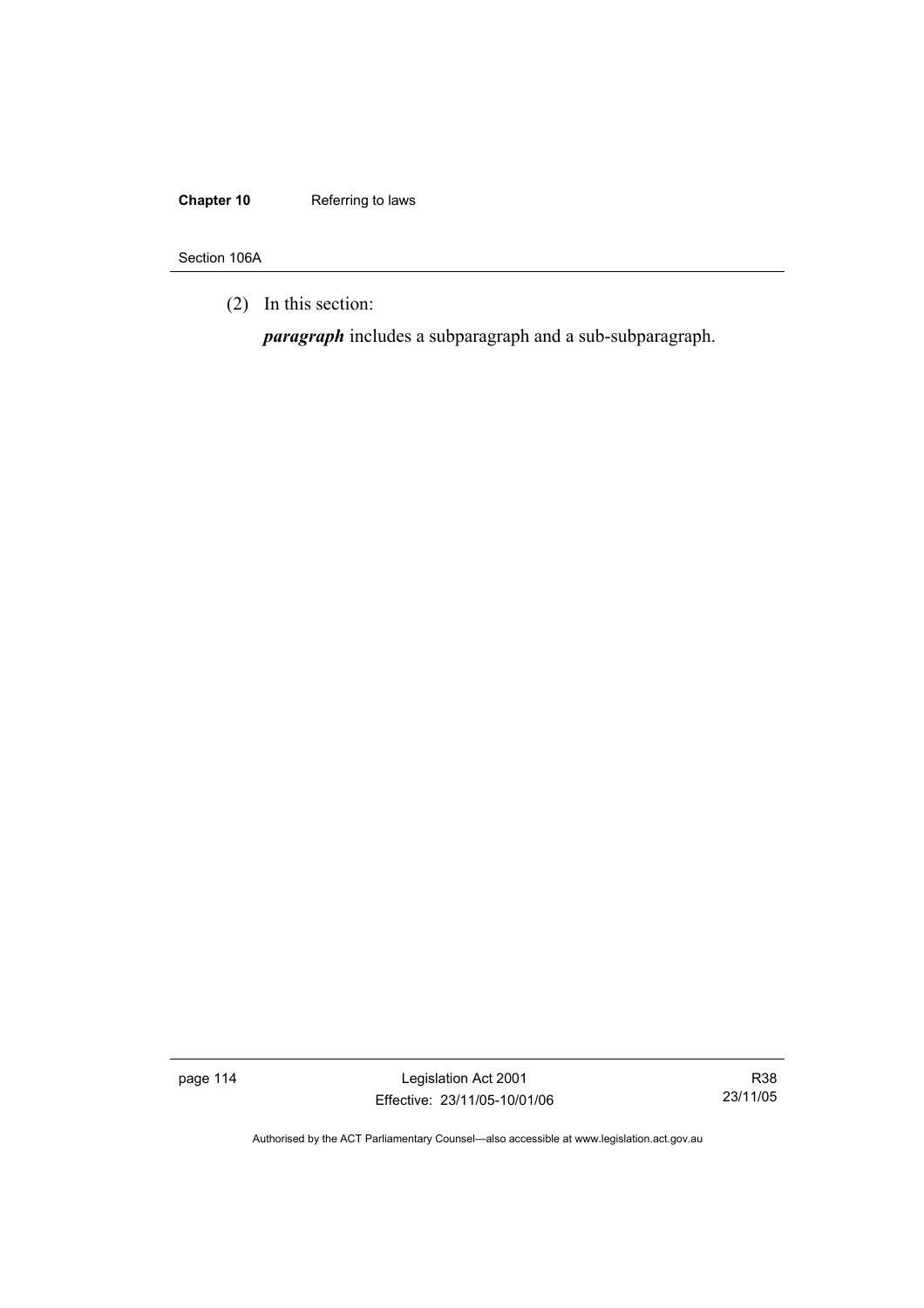(2) In this section:

***paragraph*** includes a subparagraph and a sub-subparagraph.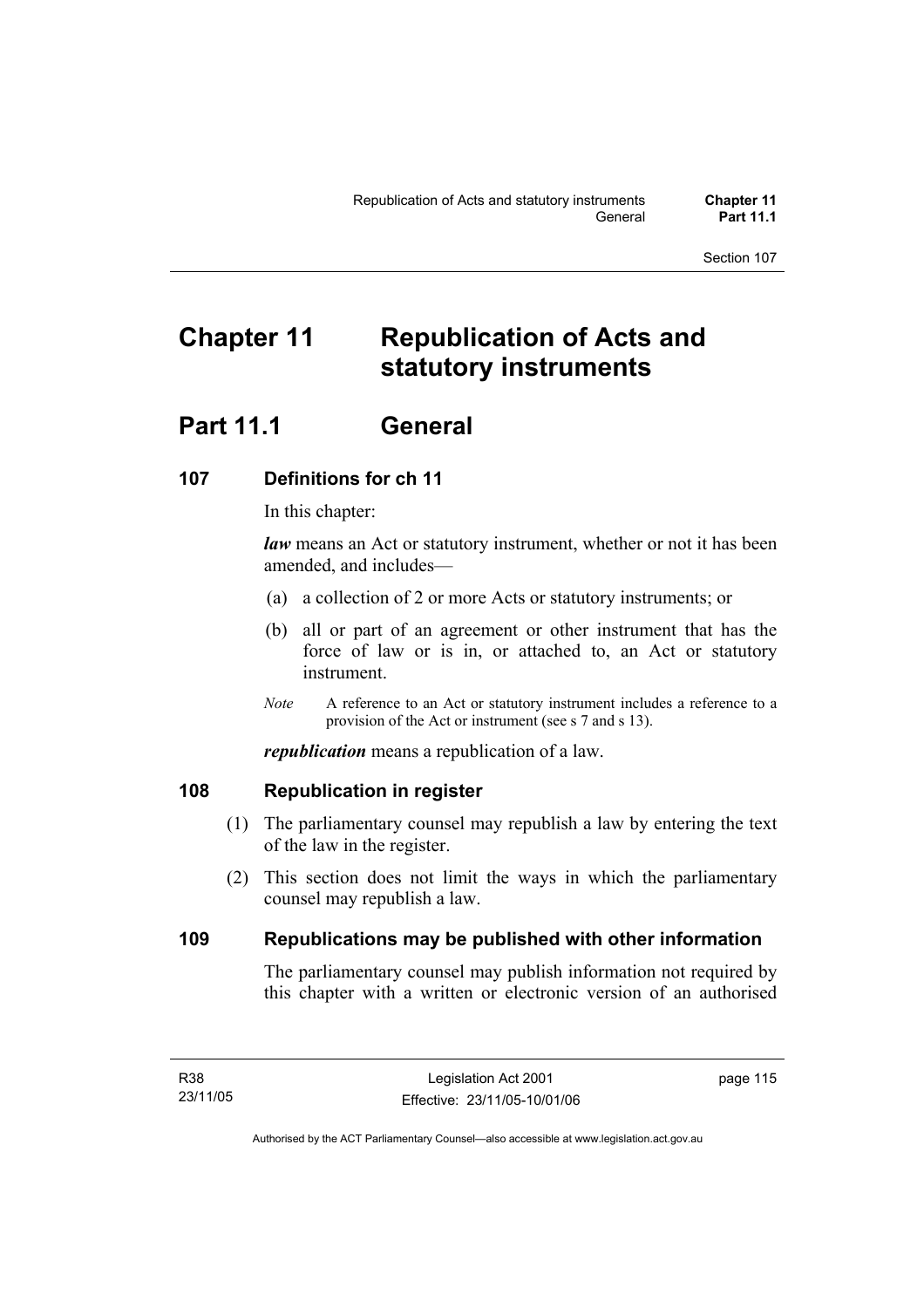# Chapter 11 Republication of Acts and statutory instruments

## Part 11.1 General

### 107 Definitions for ch 11

In this chapter:

***law*** means an Act or statutory instrument, whether or not it has been amended, and includes—

(a) a collection of 2 or more Acts or statutory instruments; or

(b) all or part of an agreement or other instrument that has the force of law or is in, or attached to, an Act or statutory instrument.

*Note* A reference to an Act or statutory instrument includes a reference to a provision of the Act or instrument (see s 7 and s 13).

***republication*** means a republication of a law.

### 108 Republication in register

(1) The parliamentary counsel may republish a law by entering the text of the law in the register.

(2) This section does not limit the ways in which the parliamentary counsel may republish a law.

### 109 Republications may be published with other information

The parliamentary counsel may publish information not required by this chapter with a written or electronic version of an authorised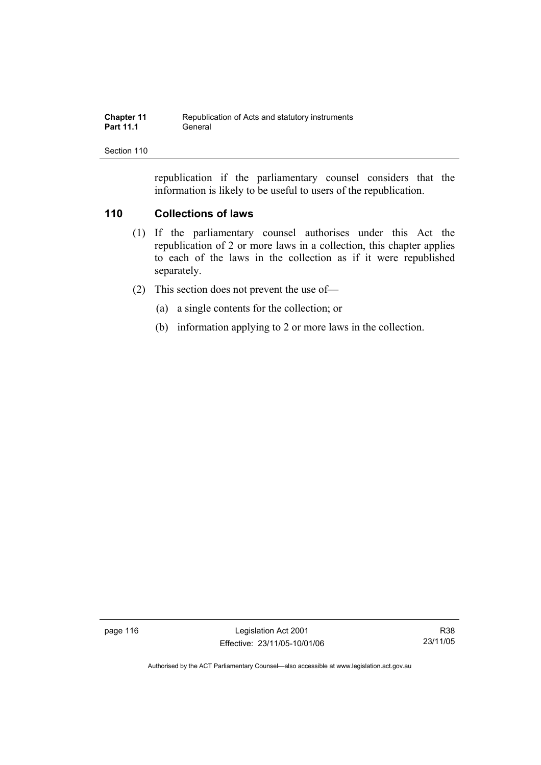republication if the parliamentary counsel considers that the information is likely to be useful to users of the republication.

## 110 Collections of laws

(1) If the parliamentary counsel authorises under this Act the republication of 2 or more laws in a collection, this chapter applies to each of the laws in the collection as if it were republished separately.

(2) This section does not prevent the use of—

(a) a single contents for the collection; or

(b) information applying to 2 or more laws in the collection.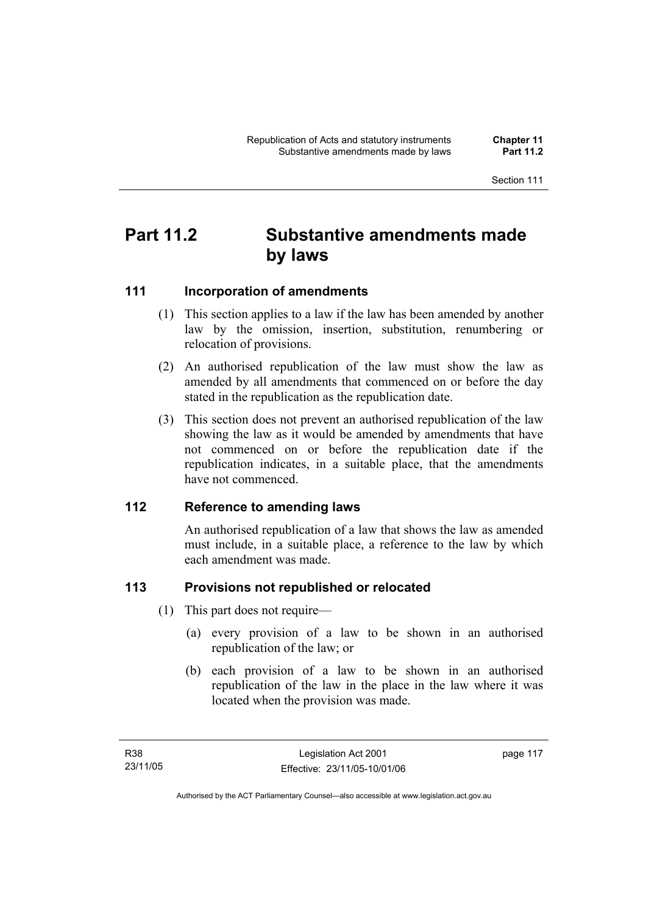# Part 11.2 Substantive amendments made by laws

## 111 Incorporation of amendments

(1) This section applies to a law if the law has been amended by another law by the omission, insertion, substitution, renumbering or relocation of provisions.

(2) An authorised republication of the law must show the law as amended by all amendments that commenced on or before the day stated in the republication as the republication date.

(3) This section does not prevent an authorised republication of the law showing the law as it would be amended by amendments that have not commenced on or before the republication date if the republication indicates, in a suitable place, that the amendments have not commenced.

## 112 Reference to amending laws

An authorised republication of a law that shows the law as amended must include, in a suitable place, a reference to the law by which each amendment was made.

## 113 Provisions not republished or relocated

(1) This part does not require—

(a) every provision of a law to be shown in an authorised republication of the law; or

(b) each provision of a law to be shown in an authorised republication of the law in the place in the law where it was located when the provision was made.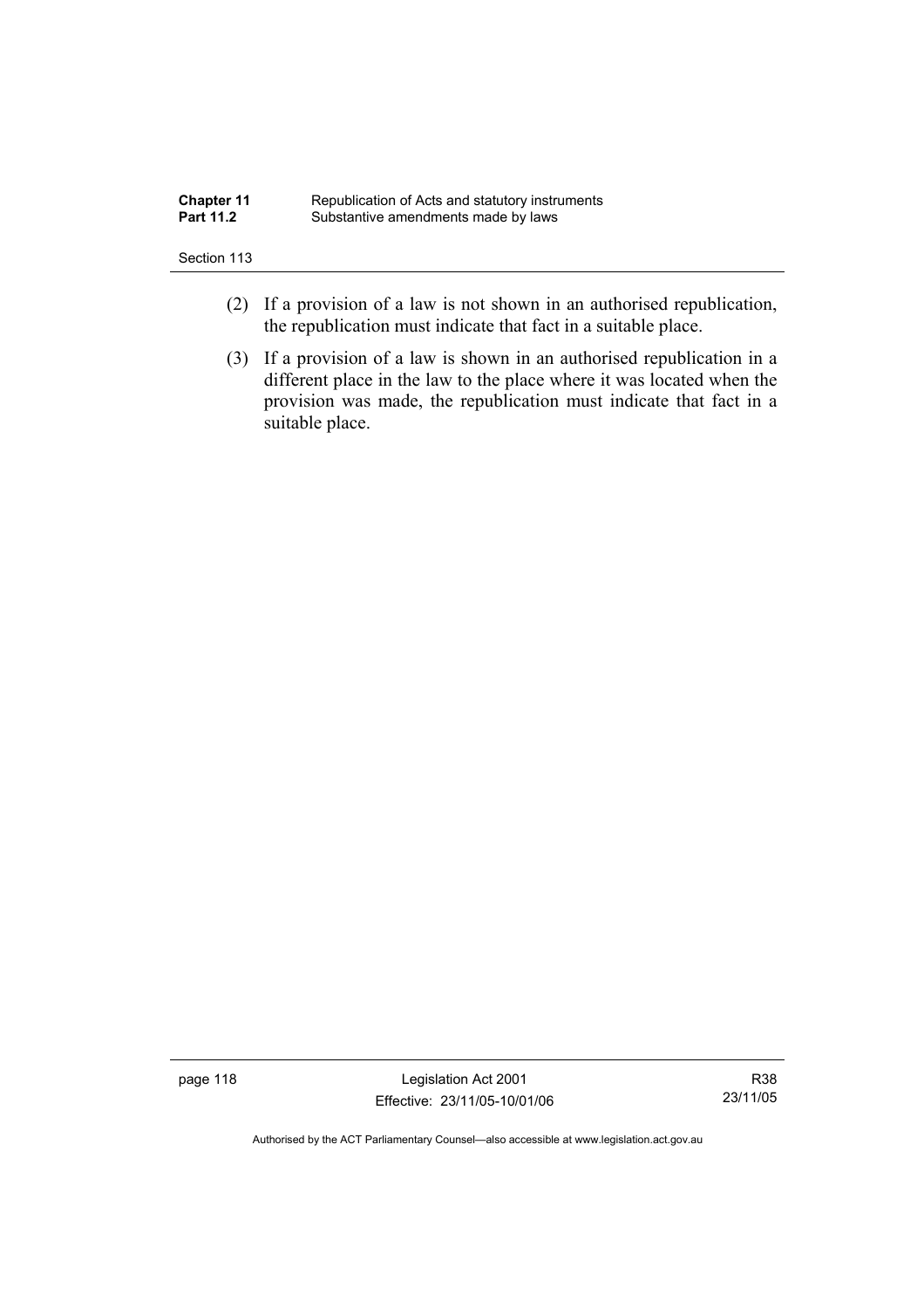(2) If a provision of a law is not shown in an authorised republication, the republication must indicate that fact in a suitable place.

(3) If a provision of a law is shown in an authorised republication in a different place in the law to the place where it was located when the provision was made, the republication must indicate that fact in a suitable place.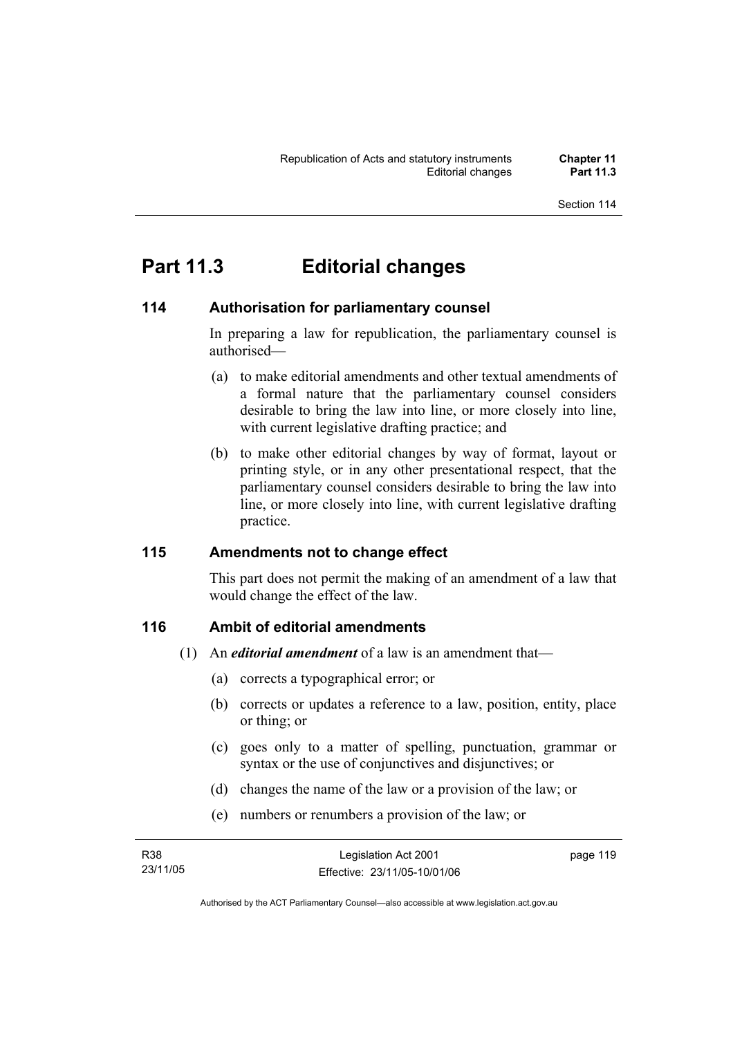# Part 11.3 Editorial changes

## 114 Authorisation for parliamentary counsel

In preparing a law for republication, the parliamentary counsel is authorised—

(a) to make editorial amendments and other textual amendments of a formal nature that the parliamentary counsel considers desirable to bring the law into line, or more closely into line, with current legislative drafting practice; and

(b) to make other editorial changes by way of format, layout or printing style, or in any other presentational respect, that the parliamentary counsel considers desirable to bring the law into line, or more closely into line, with current legislative drafting practice.

## 115 Amendments not to change effect

This part does not permit the making of an amendment of a law that would change the effect of the law.

## 116 Ambit of editorial amendments

(1) An ***editorial amendment*** of a law is an amendment that—

(a) corrects a typographical error; or

(b) corrects or updates a reference to a law, position, entity, place or thing; or

(c) goes only to a matter of spelling, punctuation, grammar or syntax or the use of conjunctives and disjunctives; or

(d) changes the name of the law or a provision of the law; or

(e) numbers or renumbers a provision of the law; or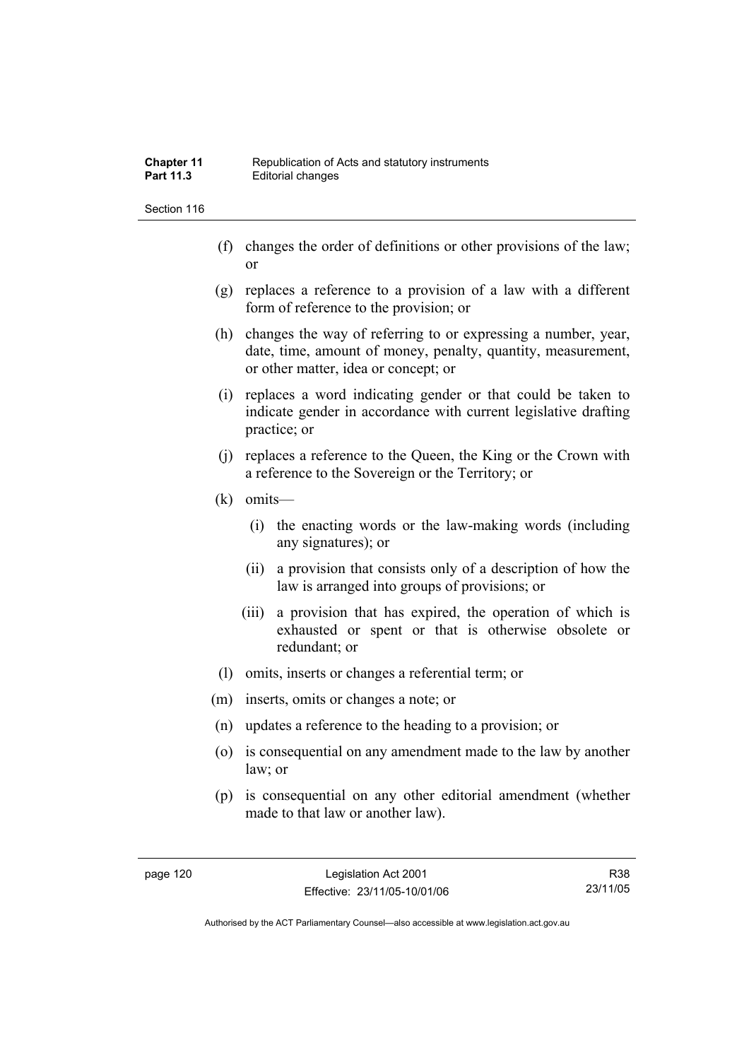(f) changes the order of definitions or other provisions of the law; or

(g) replaces a reference to a provision of a law with a different form of reference to the provision; or

(h) changes the way of referring to or expressing a number, year, date, time, amount of money, penalty, quantity, measurement, or other matter, idea or concept; or

(i) replaces a word indicating gender or that could be taken to indicate gender in accordance with current legislative drafting practice; or

(j) replaces a reference to the Queen, the King or the Crown with a reference to the Sovereign or the Territory; or

(k) omits—

  (i) the enacting words or the law-making words (including any signatures); or

  (ii) a provision that consists only of a description of how the law is arranged into groups of provisions; or

  (iii) a provision that has expired, the operation of which is exhausted or spent or that is otherwise obsolete or redundant; or

(l) omits, inserts or changes a referential term; or

(m) inserts, omits or changes a note; or

(n) updates a reference to the heading to a provision; or

(o) is consequential on any amendment made to the law by another law; or

(p) is consequential on any other editorial amendment (whether made to that law or another law).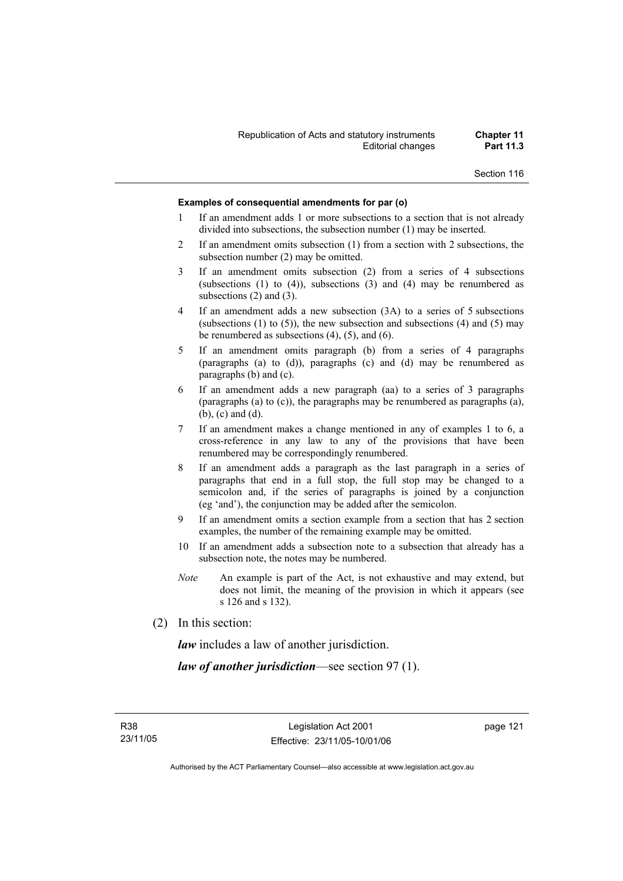**Examples of consequential amendments for par (o)**

1 If an amendment adds 1 or more subsections to a section that is not already divided into subsections, the subsection number (1) may be inserted.

2 If an amendment omits subsection (1) from a section with 2 subsections, the subsection number (2) may be omitted.

3 If an amendment omits subsection (2) from a series of 4 subsections (subsections (1) to (4)), subsections (3) and (4) may be renumbered as subsections (2) and (3).

4 If an amendment adds a new subsection (3A) to a series of 5 subsections (subsections (1) to (5)), the new subsection and subsections (4) and (5) may be renumbered as subsections (4), (5), and (6).

5 If an amendment omits paragraph (b) from a series of 4 paragraphs (paragraphs (a) to (d)), paragraphs (c) and (d) may be renumbered as paragraphs (b) and (c).

6 If an amendment adds a new paragraph (aa) to a series of 3 paragraphs (paragraphs (a) to (c)), the paragraphs may be renumbered as paragraphs (a), (b), (c) and (d).

7 If an amendment makes a change mentioned in any of examples 1 to 6, a cross-reference in any law to any of the provisions that have been renumbered may be correspondingly renumbered.

8 If an amendment adds a paragraph as the last paragraph in a series of paragraphs that end in a full stop, the full stop may be changed to a semicolon and, if the series of paragraphs is joined by a conjunction (eg 'and'), the conjunction may be added after the semicolon.

9 If an amendment omits a section example from a section that has 2 section examples, the number of the remaining example may be omitted.

10 If an amendment adds a subsection note to a subsection that already has a subsection note, the notes may be numbered.

*Note* An example is part of the Act, is not exhaustive and may extend, but does not limit, the meaning of the provision in which it appears (see s 126 and s 132).

(2) In this section:

***law*** includes a law of another jurisdiction.

***law of another jurisdiction***—see section 97 (1).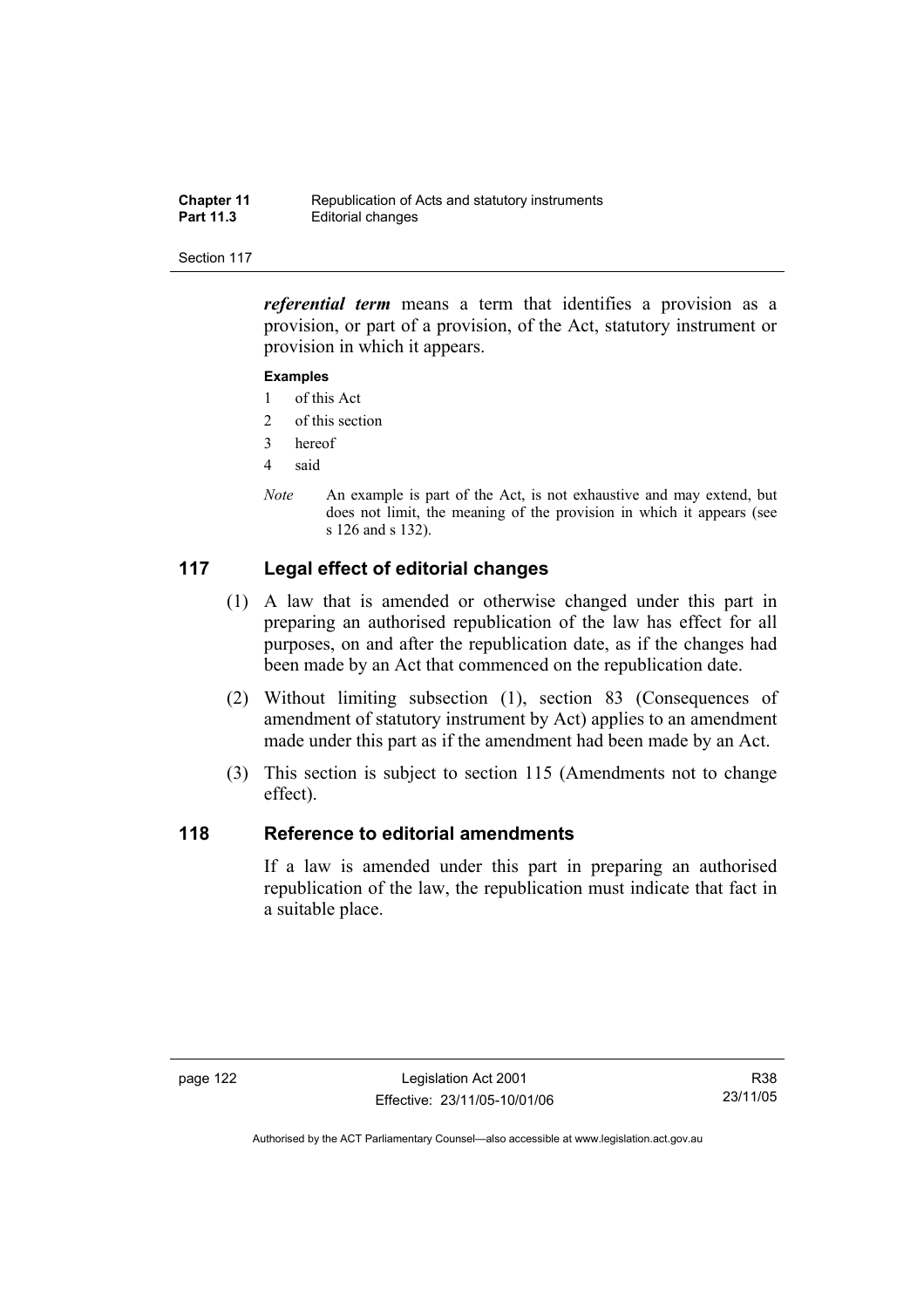***referential term*** means a term that identifies a provision as a provision, or part of a provision, of the Act, statutory instrument or provision in which it appears.

**Examples**

1 of this Act
2 of this section
3 hereof
4 said

*Note* An example is part of the Act, is not exhaustive and may extend, but does not limit, the meaning of the provision in which it appears (see s 126 and s 132).

## 117 Legal effect of editorial changes

(1) A law that is amended or otherwise changed under this part in preparing an authorised republication of the law has effect for all purposes, on and after the republication date, as if the changes had been made by an Act that commenced on the republication date.

(2) Without limiting subsection (1), section 83 (Consequences of amendment of statutory instrument by Act) applies to an amendment made under this part as if the amendment had been made by an Act.

(3) This section is subject to section 115 (Amendments not to change effect).

## 118 Reference to editorial amendments

If a law is amended under this part in preparing an authorised republication of the law, the republication must indicate that fact in a suitable place.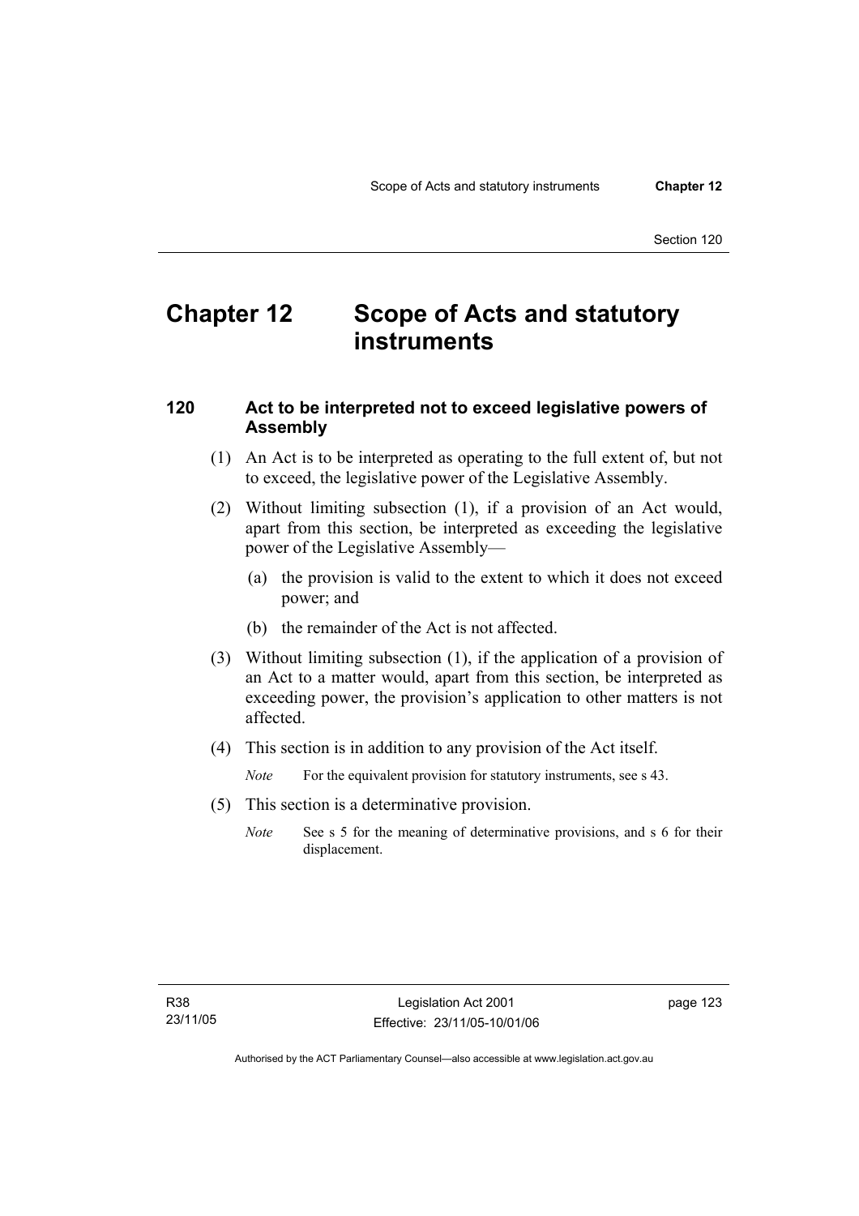# Chapter 12 Scope of Acts and statutory instruments

## 120 Act to be interpreted not to exceed legislative powers of Assembly

(1) An Act is to be interpreted as operating to the full extent of, but not to exceed, the legislative power of the Legislative Assembly.

(2) Without limiting subsection (1), if a provision of an Act would, apart from this section, be interpreted as exceeding the legislative power of the Legislative Assembly—

(a) the provision is valid to the extent to which it does not exceed power; and

(b) the remainder of the Act is not affected.

(3) Without limiting subsection (1), if the application of a provision of an Act to a matter would, apart from this section, be interpreted as exceeding power, the provision's application to other matters is not affected.

(4) This section is in addition to any provision of the Act itself.

*Note* For the equivalent provision for statutory instruments, see s 43.

(5) This section is a determinative provision.

*Note* See s 5 for the meaning of determinative provisions, and s 6 for their displacement.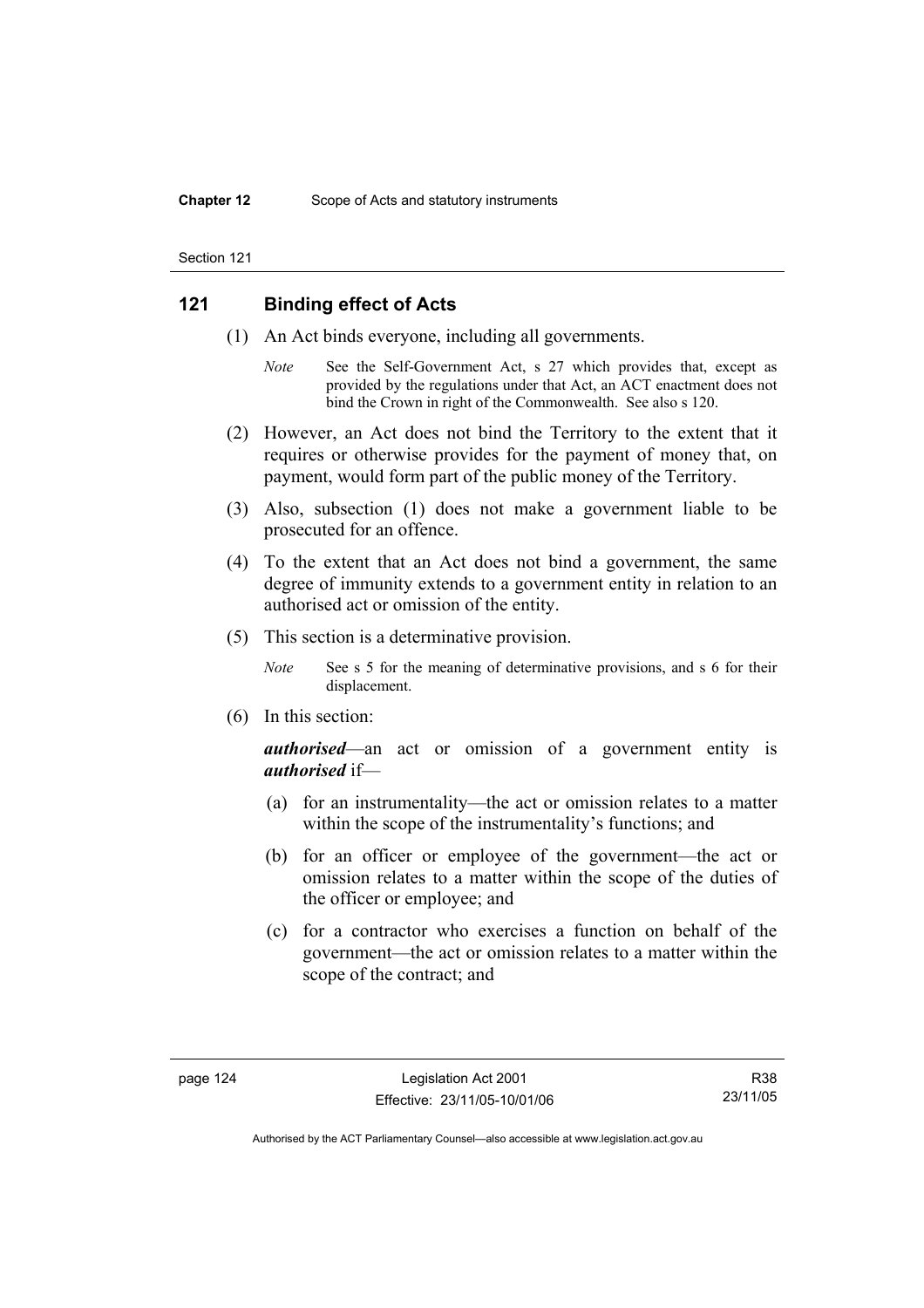## 121 Binding effect of Acts

(1) An Act binds everyone, including all governments.

*Note* See the Self-Government Act, s 27 which provides that, except as provided by the regulations under that Act, an ACT enactment does not bind the Crown in right of the Commonwealth. See also s 120.

(2) However, an Act does not bind the Territory to the extent that it requires or otherwise provides for the payment of money that, on payment, would form part of the public money of the Territory.

(3) Also, subsection (1) does not make a government liable to be prosecuted for an offence.

(4) To the extent that an Act does not bind a government, the same degree of immunity extends to a government entity in relation to an authorised act or omission of the entity.

(5) This section is a determinative provision.

*Note* See s 5 for the meaning of determinative provisions, and s 6 for their displacement.

(6) In this section:

***authorised***—an act or omission of a government entity is ***authorised*** if—

(a) for an instrumentality—the act or omission relates to a matter within the scope of the instrumentality's functions; and

(b) for an officer or employee of the government—the act or omission relates to a matter within the scope of the duties of the officer or employee; and

(c) for a contractor who exercises a function on behalf of the government—the act or omission relates to a matter within the scope of the contract; and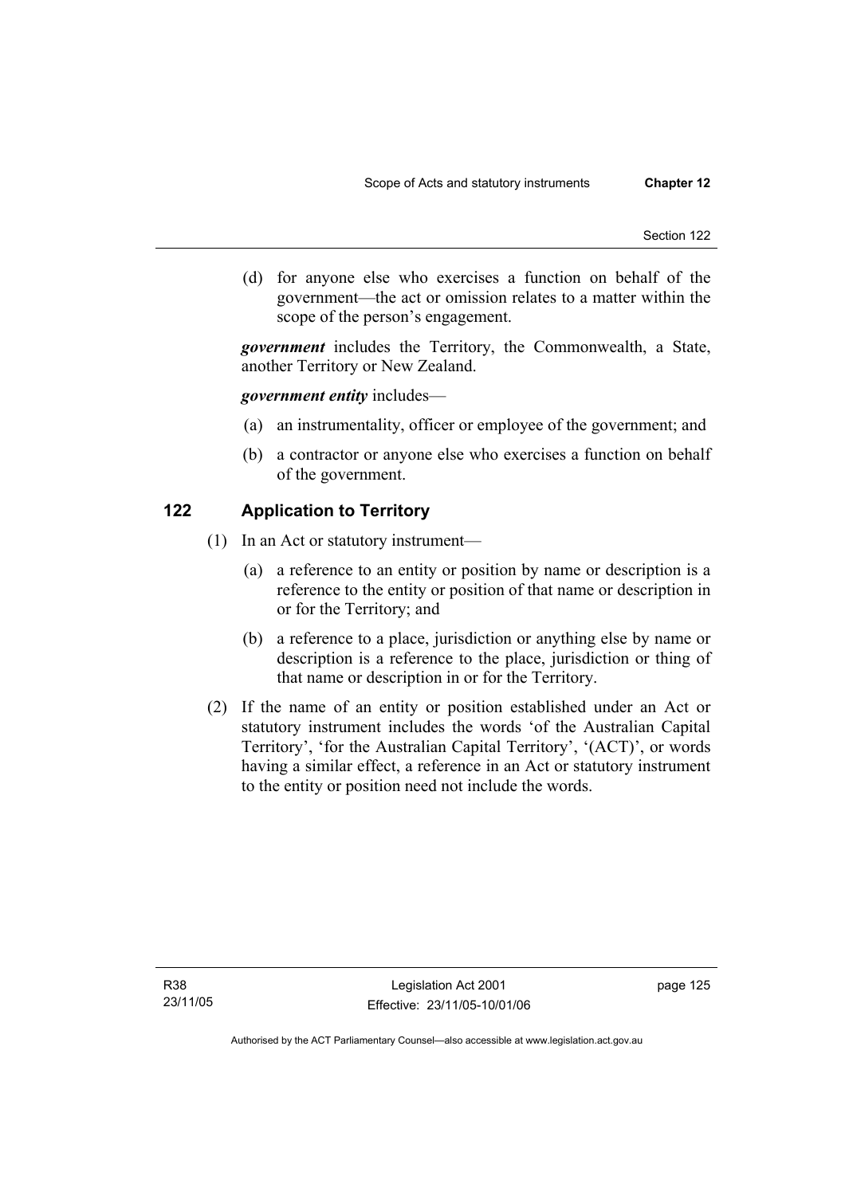(d) for anyone else who exercises a function on behalf of the government—the act or omission relates to a matter within the scope of the person's engagement.

***government*** includes the Territory, the Commonwealth, a State, another Territory or New Zealand.

***government entity*** includes—

(a) an instrumentality, officer or employee of the government; and

(b) a contractor or anyone else who exercises a function on behalf of the government.

## 122 Application to Territory

(1) In an Act or statutory instrument—

(a) a reference to an entity or position by name or description is a reference to the entity or position of that name or description in or for the Territory; and

(b) a reference to a place, jurisdiction or anything else by name or description is a reference to the place, jurisdiction or thing of that name or description in or for the Territory.

(2) If the name of an entity or position established under an Act or statutory instrument includes the words 'of the Australian Capital Territory', 'for the Australian Capital Territory', '(ACT)', or words having a similar effect, a reference in an Act or statutory instrument to the entity or position need not include the words.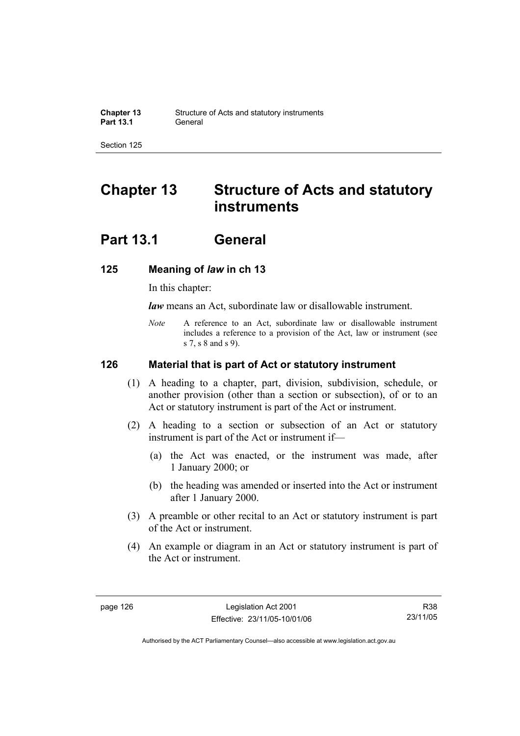# Chapter 13 Structure of Acts and statutory instruments

## Part 13.1 General

### 125 Meaning of *law* in ch 13

In this chapter:

***law*** means an Act, subordinate law or disallowable instrument.

*Note* A reference to an Act, subordinate law or disallowable instrument includes a reference to a provision of the Act, law or instrument (see s 7, s 8 and s 9).

### 126 Material that is part of Act or statutory instrument

(1) A heading to a chapter, part, division, subdivision, schedule, or another provision (other than a section or subsection), of or to an Act or statutory instrument is part of the Act or instrument.

(2) A heading to a section or subsection of an Act or statutory instrument is part of the Act or instrument if—

(a) the Act was enacted, or the instrument was made, after 1 January 2000; or

(b) the heading was amended or inserted into the Act or instrument after 1 January 2000.

(3) A preamble or other recital to an Act or statutory instrument is part of the Act or instrument.

(4) An example or diagram in an Act or statutory instrument is part of the Act or instrument.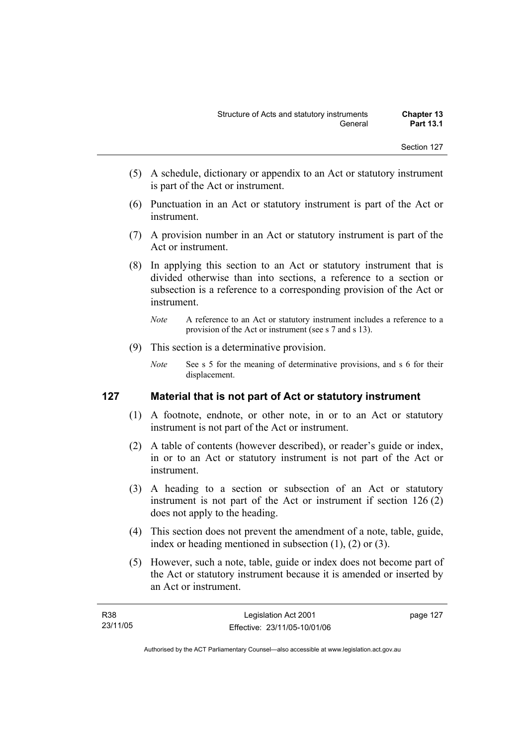(5) A schedule, dictionary or appendix to an Act or statutory instrument is part of the Act or instrument.

(6) Punctuation in an Act or statutory instrument is part of the Act or instrument.

(7) A provision number in an Act or statutory instrument is part of the Act or instrument.

(8) In applying this section to an Act or statutory instrument that is divided otherwise than into sections, a reference to a section or subsection is a reference to a corresponding provision of the Act or instrument.

*Note* A reference to an Act or statutory instrument includes a reference to a provision of the Act or instrument (see s 7 and s 13).

(9) This section is a determinative provision.

*Note* See s 5 for the meaning of determinative provisions, and s 6 for their displacement.

## 127 Material that is not part of Act or statutory instrument

(1) A footnote, endnote, or other note, in or to an Act or statutory instrument is not part of the Act or instrument.

(2) A table of contents (however described), or reader's guide or index, in or to an Act or statutory instrument is not part of the Act or instrument.

(3) A heading to a section or subsection of an Act or statutory instrument is not part of the Act or instrument if section 126 (2) does not apply to the heading.

(4) This section does not prevent the amendment of a note, table, guide, index or heading mentioned in subsection (1), (2) or (3).

(5) However, such a note, table, guide or index does not become part of the Act or statutory instrument because it is amended or inserted by an Act or instrument.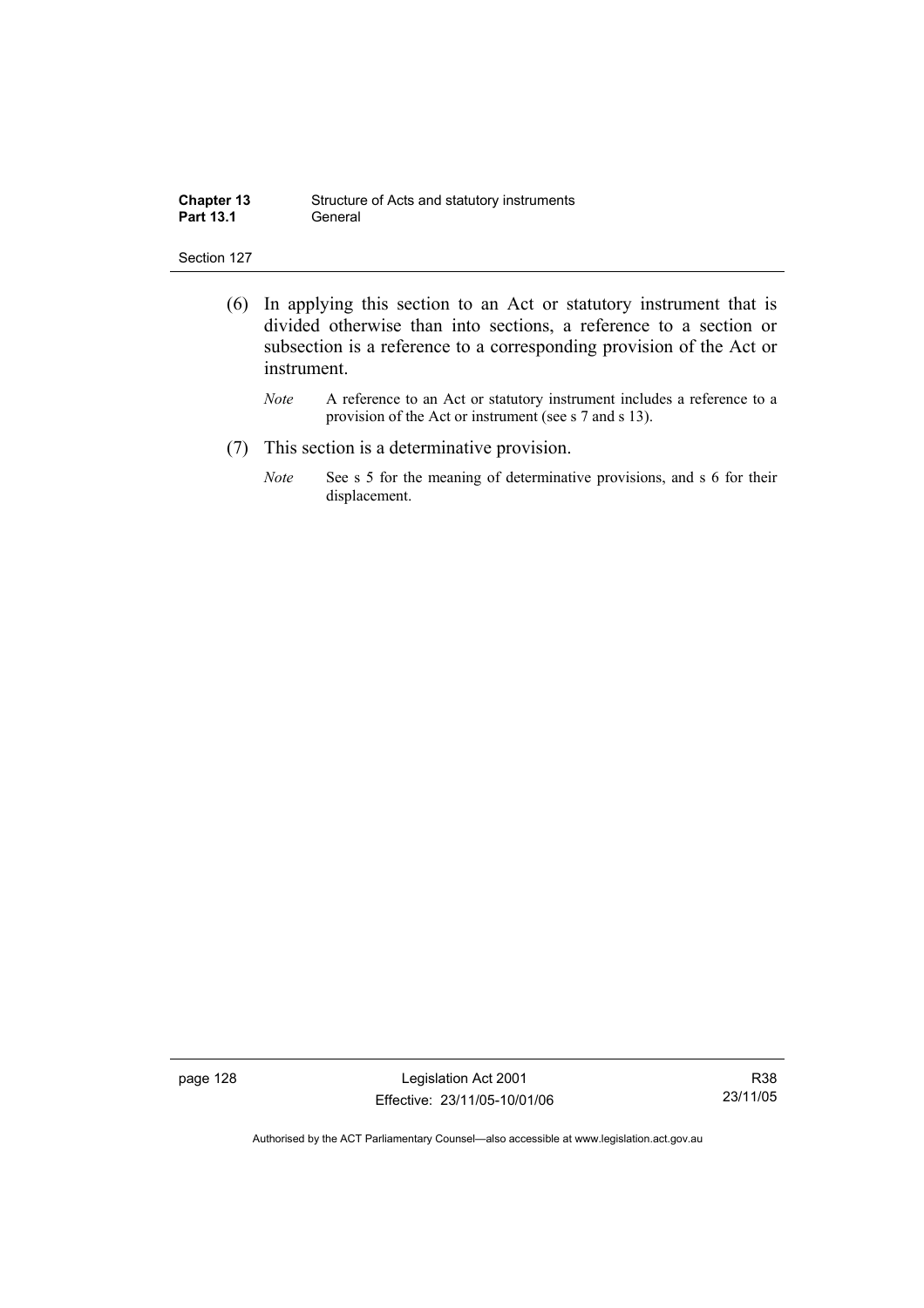(6) In applying this section to an Act or statutory instrument that is divided otherwise than into sections, a reference to a section or subsection is a reference to a corresponding provision of the Act or instrument.

*Note* A reference to an Act or statutory instrument includes a reference to a provision of the Act or instrument (see s 7 and s 13).

(7) This section is a determinative provision.

*Note* See s 5 for the meaning of determinative provisions, and s 6 for their displacement.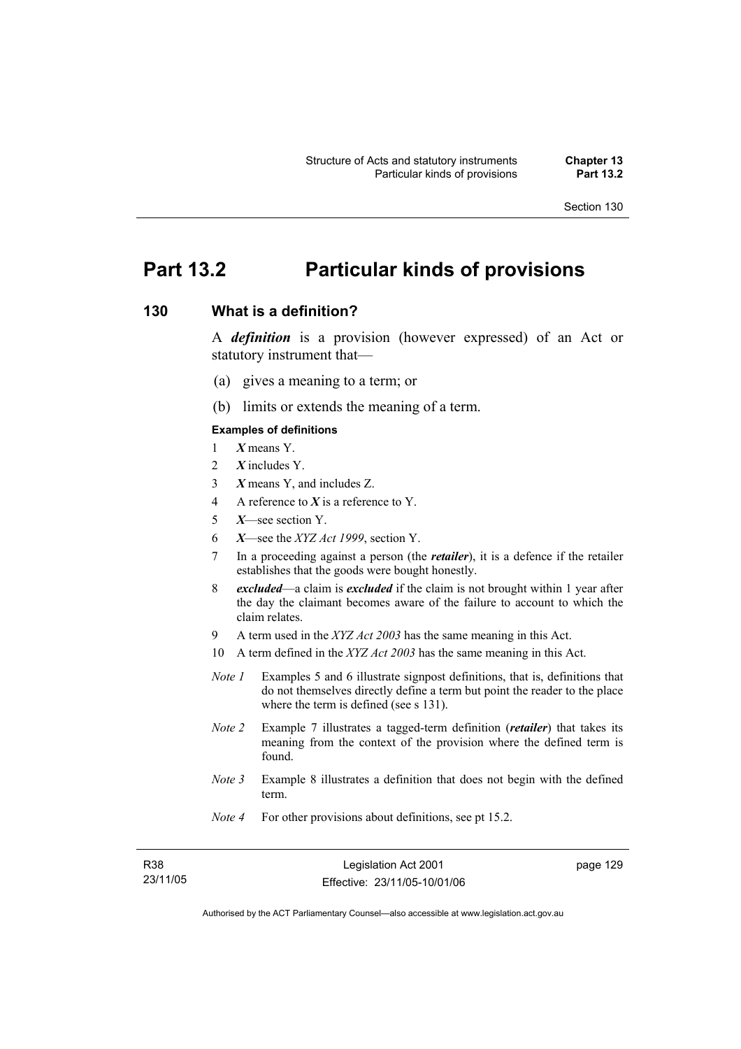# Part 13.2 Particular kinds of provisions

## 130 What is a definition?

A ***definition*** is a provision (however expressed) of an Act or statutory instrument that—

(a) gives a meaning to a term; or

(b) limits or extends the meaning of a term.

**Examples of definitions**

1 ***X*** means Y.

2 ***X*** includes Y.

3 ***X*** means Y, and includes Z.

4 A reference to ***X*** is a reference to Y.

5 ***X***—see section Y.

6 ***X***—see the *XYZ Act 1999*, section Y.

7 In a proceeding against a person (the ***retailer***), it is a defence if the retailer establishes that the goods were bought honestly.

8 ***excluded***—a claim is ***excluded*** if the claim is not brought within 1 year after the day the claimant becomes aware of the failure to account to which the claim relates.

9 A term used in the *XYZ Act 2003* has the same meaning in this Act.

10 A term defined in the *XYZ Act 2003* has the same meaning in this Act.

*Note 1* Examples 5 and 6 illustrate signpost definitions, that is, definitions that do not themselves directly define a term but point the reader to the place where the term is defined (see s 131).

*Note 2* Example 7 illustrates a tagged-term definition (***retailer***) that takes its meaning from the context of the provision where the defined term is found.

*Note 3* Example 8 illustrates a definition that does not begin with the defined term.

*Note 4* For other provisions about definitions, see pt 15.2.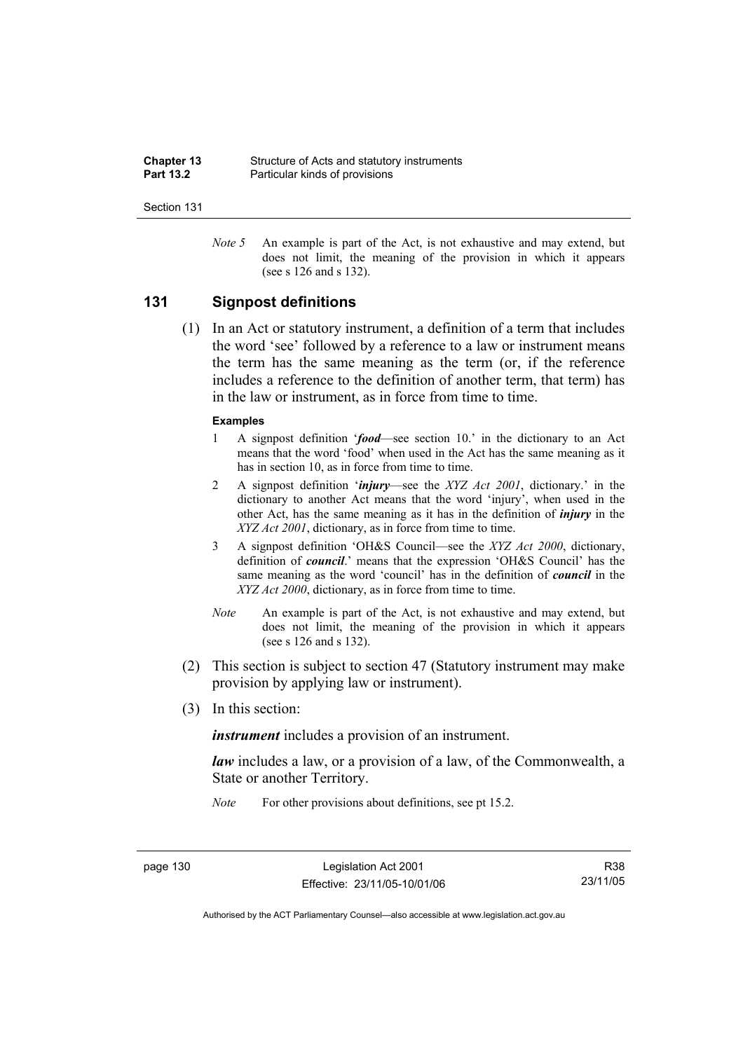*Note 5* An example is part of the Act, is not exhaustive and may extend, but does not limit, the meaning of the provision in which it appears (see s 126 and s 132).

## 131 Signpost definitions

(1) In an Act or statutory instrument, a definition of a term that includes the word 'see' followed by a reference to a law or instrument means the term has the same meaning as the term (or, if the reference includes a reference to the definition of another term, that term) has in the law or instrument, as in force from time to time.

**Examples**

1 A signpost definition '***food***—see section 10.' in the dictionary to an Act means that the word 'food' when used in the Act has the same meaning as it has in section 10, as in force from time to time.

2 A signpost definition '***injury***—see the *XYZ Act 2001*, dictionary.' in the dictionary to another Act means that the word 'injury', when used in the other Act, has the same meaning as it has in the definition of ***injury*** in the *XYZ Act 2001*, dictionary, as in force from time to time.

3 A signpost definition 'OH&S Council—see the *XYZ Act 2000*, dictionary, definition of ***council***.' means that the expression 'OH&S Council' has the same meaning as the word 'council' has in the definition of ***council*** in the *XYZ Act 2000*, dictionary, as in force from time to time.

*Note* An example is part of the Act, is not exhaustive and may extend, but does not limit, the meaning of the provision in which it appears (see s 126 and s 132).

(2) This section is subject to section 47 (Statutory instrument may make provision by applying law or instrument).

(3) In this section:

***instrument*** includes a provision of an instrument.

***law*** includes a law, or a provision of a law, of the Commonwealth, a State or another Territory.

*Note* For other provisions about definitions, see pt 15.2.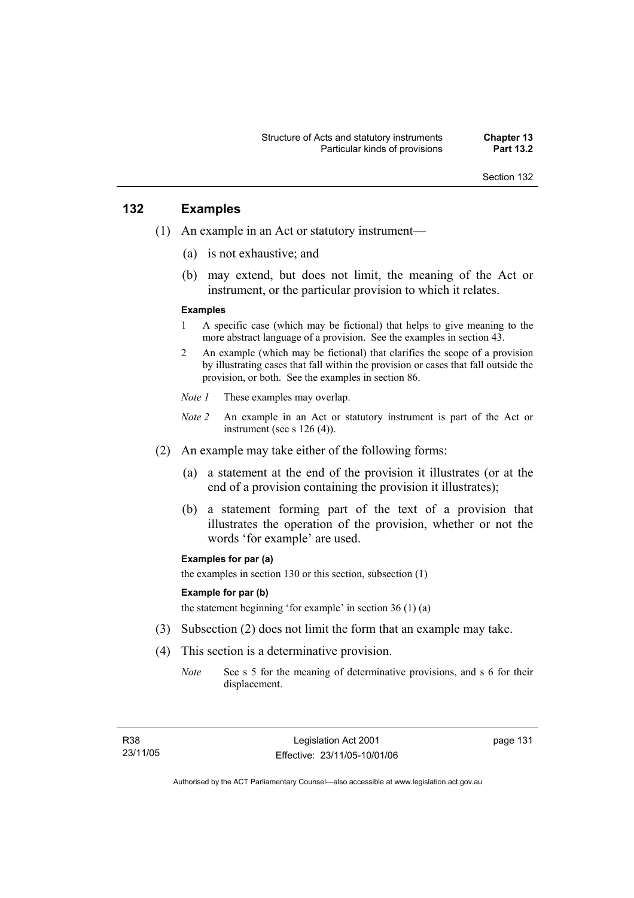## 132 Examples

(1) An example in an Act or statutory instrument—

(a) is not exhaustive; and

(b) may extend, but does not limit, the meaning of the Act or instrument, or the particular provision to which it relates.

**Examples**

1 A specific case (which may be fictional) that helps to give meaning to the more abstract language of a provision. See the examples in section 43.

2 An example (which may be fictional) that clarifies the scope of a provision by illustrating cases that fall within the provision or cases that fall outside the provision, or both. See the examples in section 86.

*Note 1* These examples may overlap.

*Note 2* An example in an Act or statutory instrument is part of the Act or instrument (see s 126 (4)).

(2) An example may take either of the following forms:

(a) a statement at the end of the provision it illustrates (or at the end of a provision containing the provision it illustrates);

(b) a statement forming part of the text of a provision that illustrates the operation of the provision, whether or not the words 'for example' are used.

**Examples for par (a)**

the examples in section 130 or this section, subsection (1)

**Example for par (b)**

the statement beginning 'for example' in section 36 (1) (a)

(3) Subsection (2) does not limit the form that an example may take.

(4) This section is a determinative provision.

*Note* See s 5 for the meaning of determinative provisions, and s 6 for their displacement.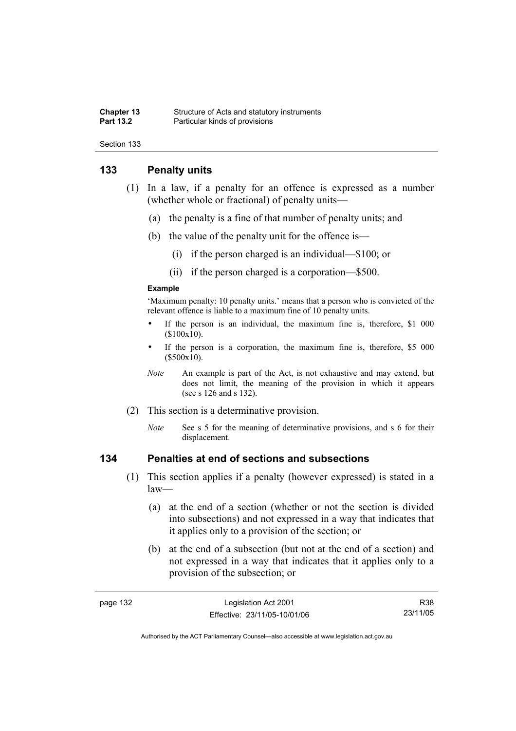## 133 Penalty units

(1) In a law, if a penalty for an offence is expressed as a number (whether whole or fractional) of penalty units—

(a) the penalty is a fine of that number of penalty units; and

(b) the value of the penalty unit for the offence is—

(i) if the person charged is an individual—$100; or

(ii) if the person charged is a corporation—$500.

**Example**

'Maximum penalty: 10 penalty units.' means that a person who is convicted of the relevant offence is liable to a maximum fine of 10 penalty units.

- If the person is an individual, the maximum fine is, therefore, $1 000 ($100x10).
- If the person is a corporation, the maximum fine is, therefore, $5 000 ($500x10).

*Note* An example is part of the Act, is not exhaustive and may extend, but does not limit, the meaning of the provision in which it appears (see s 126 and s 132).

(2) This section is a determinative provision.

*Note* See s 5 for the meaning of determinative provisions, and s 6 for their displacement.

## 134 Penalties at end of sections and subsections

(1) This section applies if a penalty (however expressed) is stated in a law—

(a) at the end of a section (whether or not the section is divided into subsections) and not expressed in a way that indicates that it applies only to a provision of the section; or

(b) at the end of a subsection (but not at the end of a section) and not expressed in a way that indicates that it applies only to a provision of the subsection; or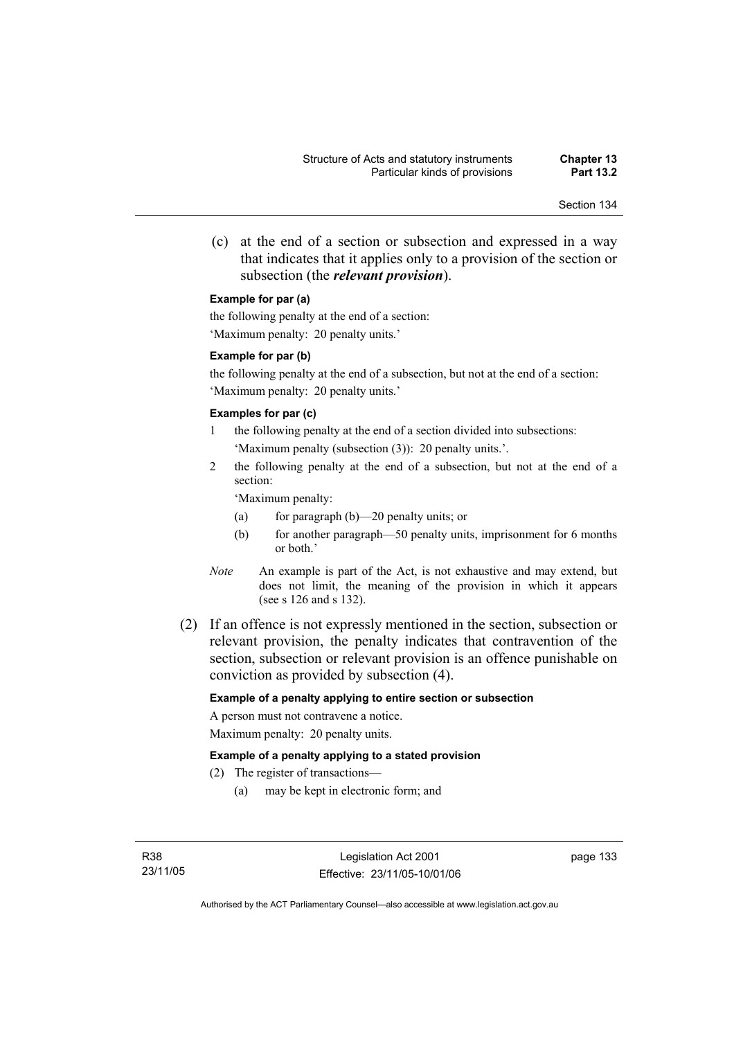(c) at the end of a section or subsection and expressed in a way that indicates that it applies only to a provision of the section or subsection (the ***relevant provision***).

**Example for par (a)**

the following penalty at the end of a section:

'Maximum penalty: 20 penalty units.'

**Example for par (b)**

the following penalty at the end of a subsection, but not at the end of a section:

'Maximum penalty: 20 penalty units.'

**Examples for par (c)**

1 the following penalty at the end of a section divided into subsections:

'Maximum penalty (subsection (3)): 20 penalty units.'.

2 the following penalty at the end of a subsection, but not at the end of a section:

'Maximum penalty:

(a) for paragraph (b)—20 penalty units; or

(b) for another paragraph—50 penalty units, imprisonment for 6 months or both.'

*Note* An example is part of the Act, is not exhaustive and may extend, but does not limit, the meaning of the provision in which it appears (see s 126 and s 132).

(2) If an offence is not expressly mentioned in the section, subsection or relevant provision, the penalty indicates that contravention of the section, subsection or relevant provision is an offence punishable on conviction as provided by subsection (4).

**Example of a penalty applying to entire section or subsection**

A person must not contravene a notice.

Maximum penalty: 20 penalty units.

**Example of a penalty applying to a stated provision**

(2) The register of transactions—

(a) may be kept in electronic form; and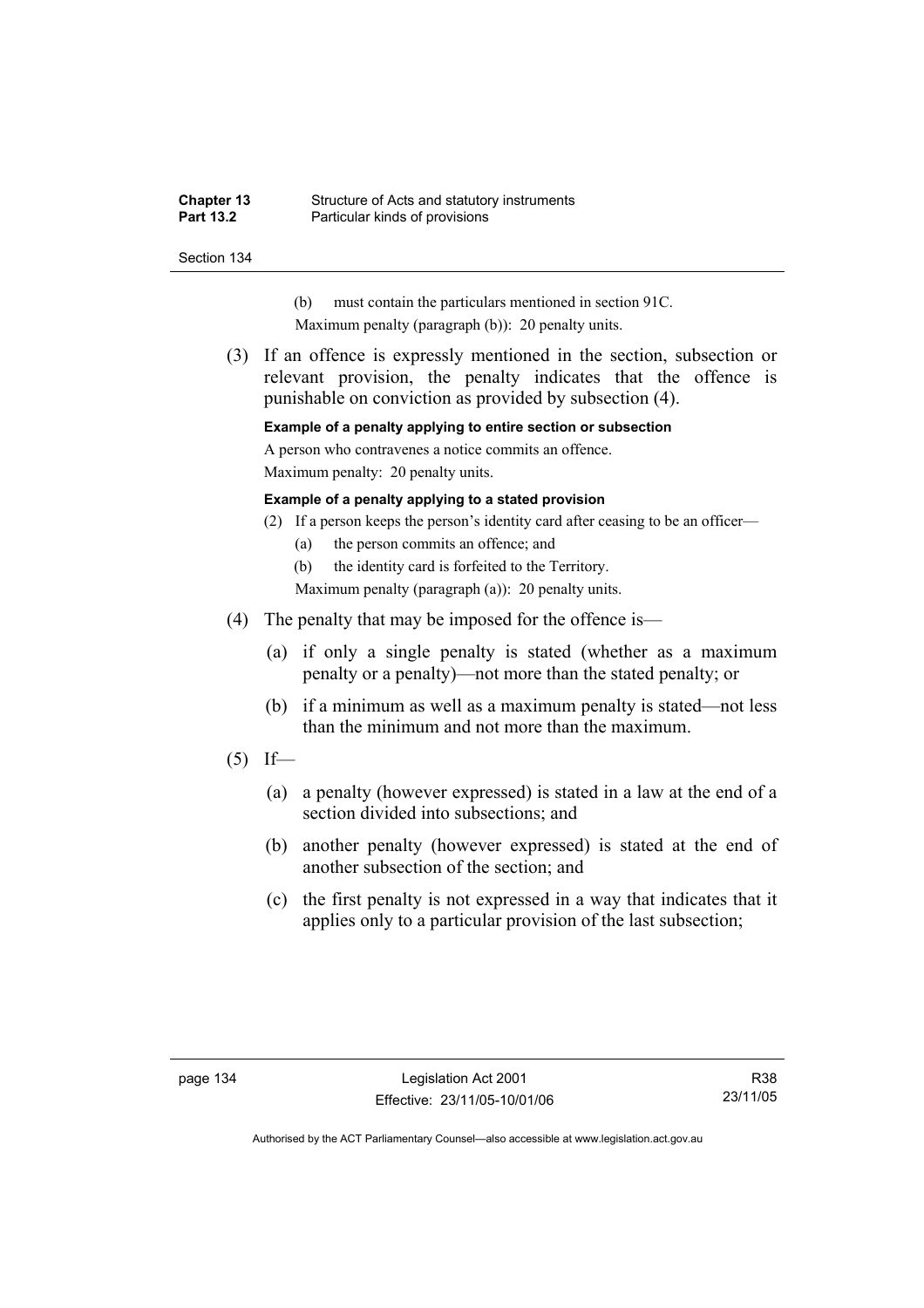(b) must contain the particulars mentioned in section 91C.

Maximum penalty (paragraph (b)): 20 penalty units.

(3) If an offence is expressly mentioned in the section, subsection or relevant provision, the penalty indicates that the offence is punishable on conviction as provided by subsection (4).

**Example of a penalty applying to entire section or subsection**

A person who contravenes a notice commits an offence.

Maximum penalty: 20 penalty units.

**Example of a penalty applying to a stated provision**

(2) If a person keeps the person's identity card after ceasing to be an officer—

(a) the person commits an offence; and

(b) the identity card is forfeited to the Territory.

Maximum penalty (paragraph (a)): 20 penalty units.

(4) The penalty that may be imposed for the offence is—

(a) if only a single penalty is stated (whether as a maximum penalty or a penalty)—not more than the stated penalty; or

(b) if a minimum as well as a maximum penalty is stated—not less than the minimum and not more than the maximum.

(5) If—

(a) a penalty (however expressed) is stated in a law at the end of a section divided into subsections; and

(b) another penalty (however expressed) is stated at the end of another subsection of the section; and

(c) the first penalty is not expressed in a way that indicates that it applies only to a particular provision of the last subsection;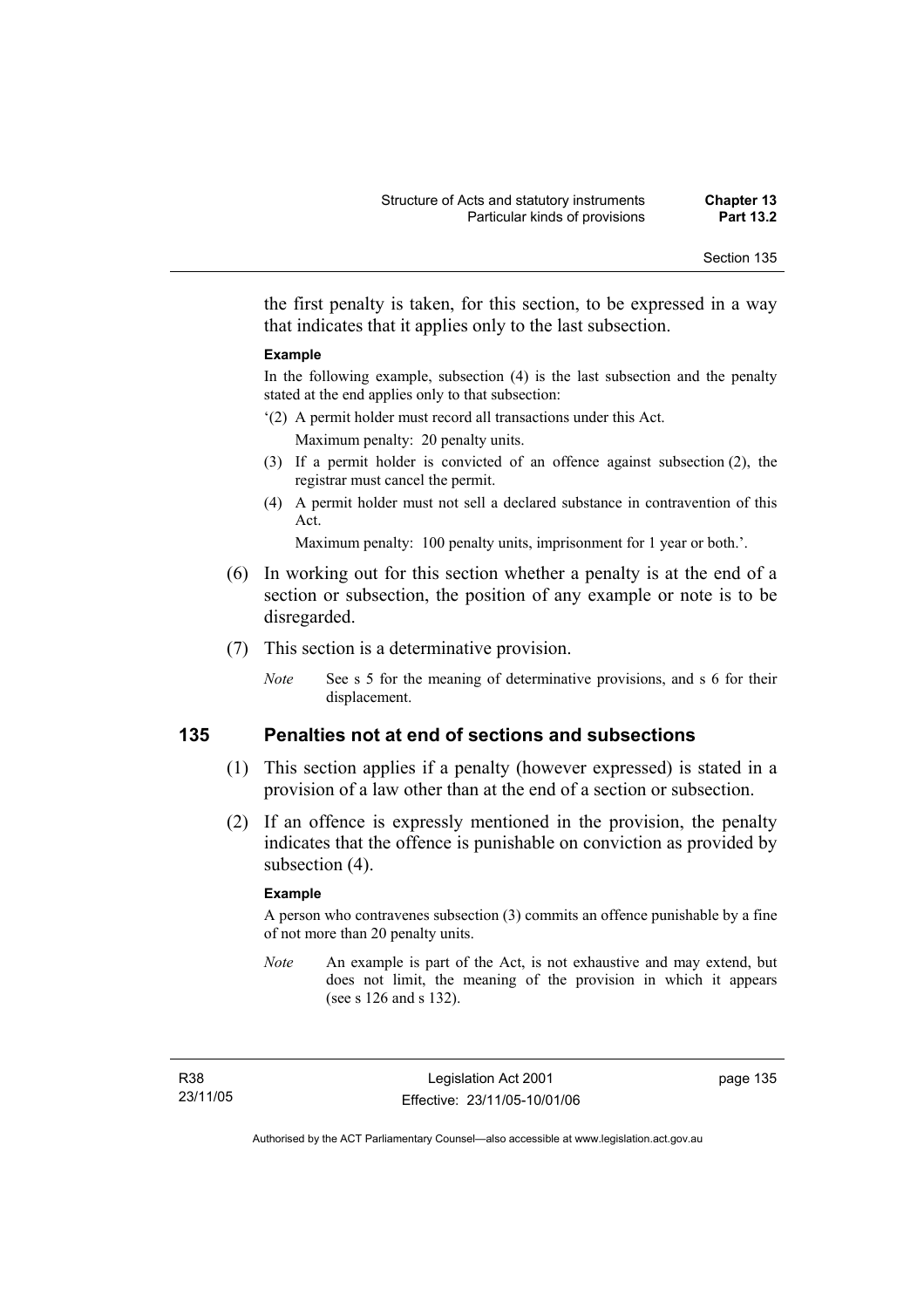the first penalty is taken, for this section, to be expressed in a way that indicates that it applies only to the last subsection.

**Example**

In the following example, subsection (4) is the last subsection and the penalty stated at the end applies only to that subsection:

'(2) A permit holder must record all transactions under this Act.

Maximum penalty: 20 penalty units.

(3) If a permit holder is convicted of an offence against subsection (2), the registrar must cancel the permit.

(4) A permit holder must not sell a declared substance in contravention of this Act.

Maximum penalty: 100 penalty units, imprisonment for 1 year or both.'.

(6) In working out for this section whether a penalty is at the end of a section or subsection, the position of any example or note is to be disregarded.

(7) This section is a determinative provision.

*Note* See s 5 for the meaning of determinative provisions, and s 6 for their displacement.

## 135 Penalties not at end of sections and subsections

(1) This section applies if a penalty (however expressed) is stated in a provision of a law other than at the end of a section or subsection.

(2) If an offence is expressly mentioned in the provision, the penalty indicates that the offence is punishable on conviction as provided by subsection (4).

**Example**

A person who contravenes subsection (3) commits an offence punishable by a fine of not more than 20 penalty units.

*Note* An example is part of the Act, is not exhaustive and may extend, but does not limit, the meaning of the provision in which it appears (see s 126 and s 132).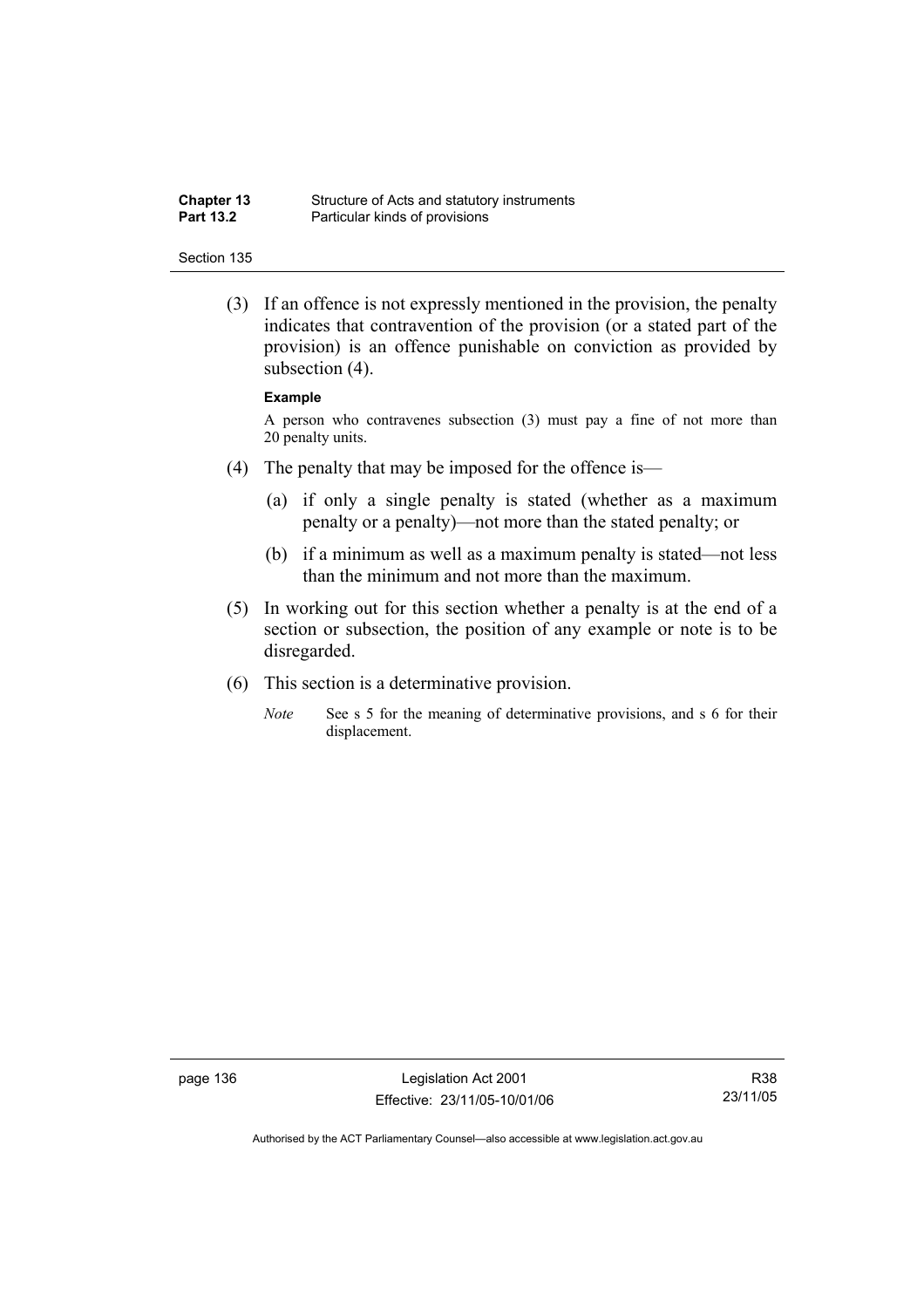(3) If an offence is not expressly mentioned in the provision, the penalty indicates that contravention of the provision (or a stated part of the provision) is an offence punishable on conviction as provided by subsection (4).

**Example**

A person who contravenes subsection (3) must pay a fine of not more than 20 penalty units.

(4) The penalty that may be imposed for the offence is—

(a) if only a single penalty is stated (whether as a maximum penalty or a penalty)—not more than the stated penalty; or

(b) if a minimum as well as a maximum penalty is stated—not less than the minimum and not more than the maximum.

(5) In working out for this section whether a penalty is at the end of a section or subsection, the position of any example or note is to be disregarded.

(6) This section is a determinative provision.

*Note* See s 5 for the meaning of determinative provisions, and s 6 for their displacement.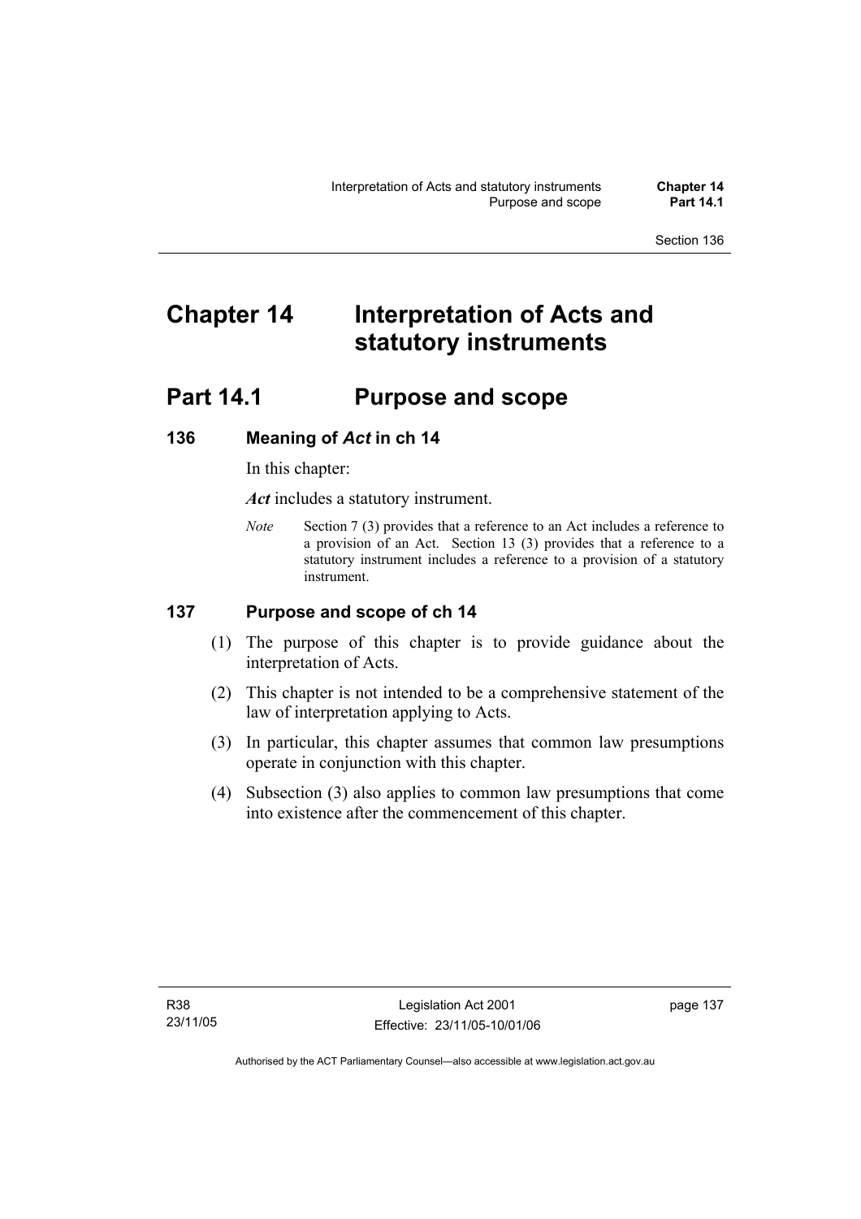# Chapter 14 Interpretation of Acts and statutory instruments

## Part 14.1 Purpose and scope

### 136 Meaning of *Act* in ch 14

In this chapter:

***Act*** includes a statutory instrument.

*Note* Section 7 (3) provides that a reference to an Act includes a reference to a provision of an Act. Section 13 (3) provides that a reference to a statutory instrument includes a reference to a provision of a statutory instrument.

### 137 Purpose and scope of ch 14

(1) The purpose of this chapter is to provide guidance about the interpretation of Acts.

(2) This chapter is not intended to be a comprehensive statement of the law of interpretation applying to Acts.

(3) In particular, this chapter assumes that common law presumptions operate in conjunction with this chapter.

(4) Subsection (3) also applies to common law presumptions that come into existence after the commencement of this chapter.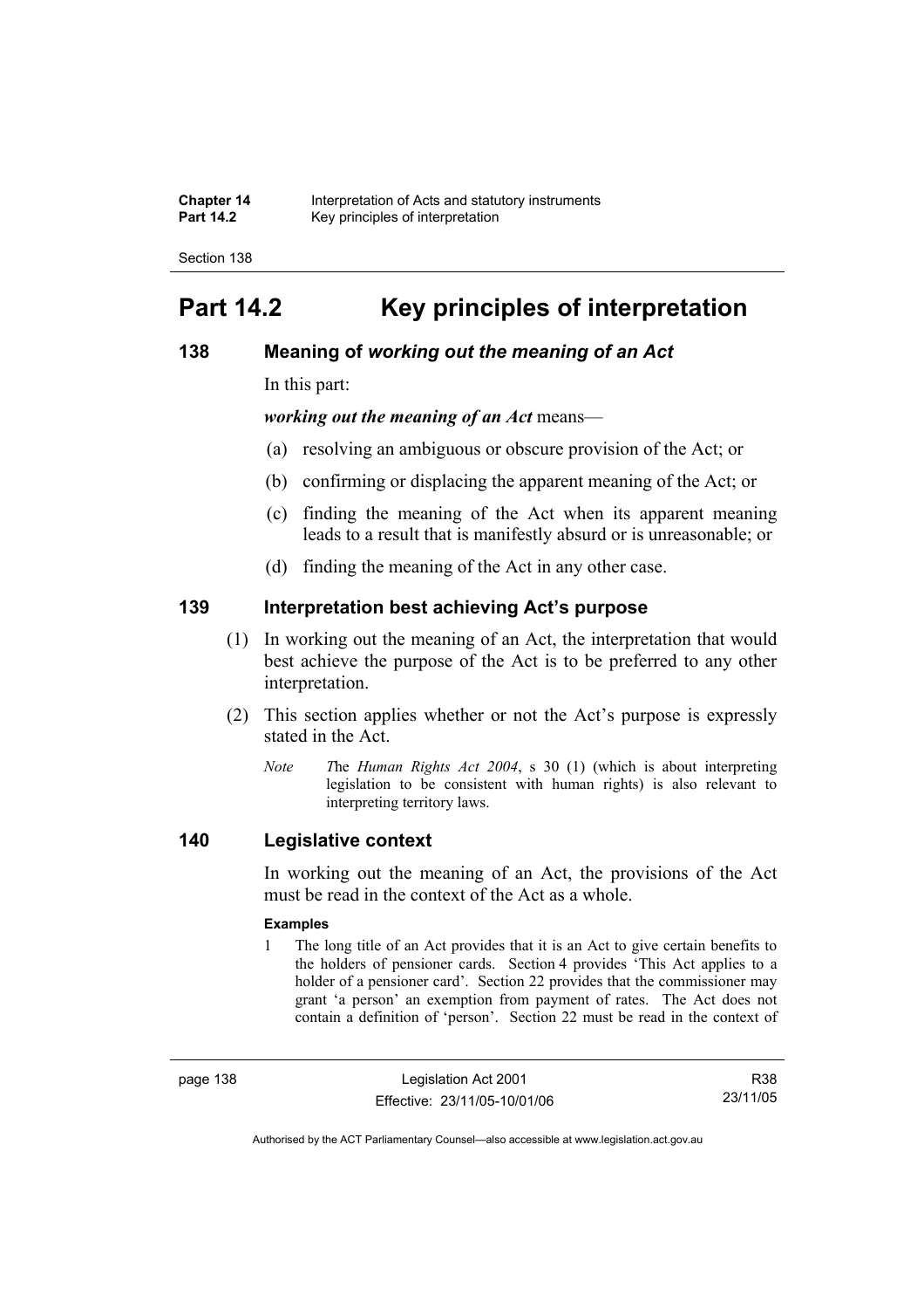# Part 14.2 Key principles of interpretation

## 138 Meaning of *working out the meaning of an Act*

In this part:

***working out the meaning of an Act*** means—

(a) resolving an ambiguous or obscure provision of the Act; or

(b) confirming or displacing the apparent meaning of the Act; or

(c) finding the meaning of the Act when its apparent meaning leads to a result that is manifestly absurd or is unreasonable; or

(d) finding the meaning of the Act in any other case.

## 139 Interpretation best achieving Act's purpose

(1) In working out the meaning of an Act, the interpretation that would best achieve the purpose of the Act is to be preferred to any other interpretation.

(2) This section applies whether or not the Act's purpose is expressly stated in the Act.

*Note* The *Human Rights Act 2004*, s 30 (1) (which is about interpreting legislation to be consistent with human rights) is also relevant to interpreting territory laws.

## 140 Legislative context

In working out the meaning of an Act, the provisions of the Act must be read in the context of the Act as a whole.

**Examples**

1 The long title of an Act provides that it is an Act to give certain benefits to the holders of pensioner cards. Section 4 provides 'This Act applies to a holder of a pensioner card'. Section 22 provides that the commissioner may grant 'a person' an exemption from payment of rates. The Act does not contain a definition of 'person'. Section 22 must be read in the context of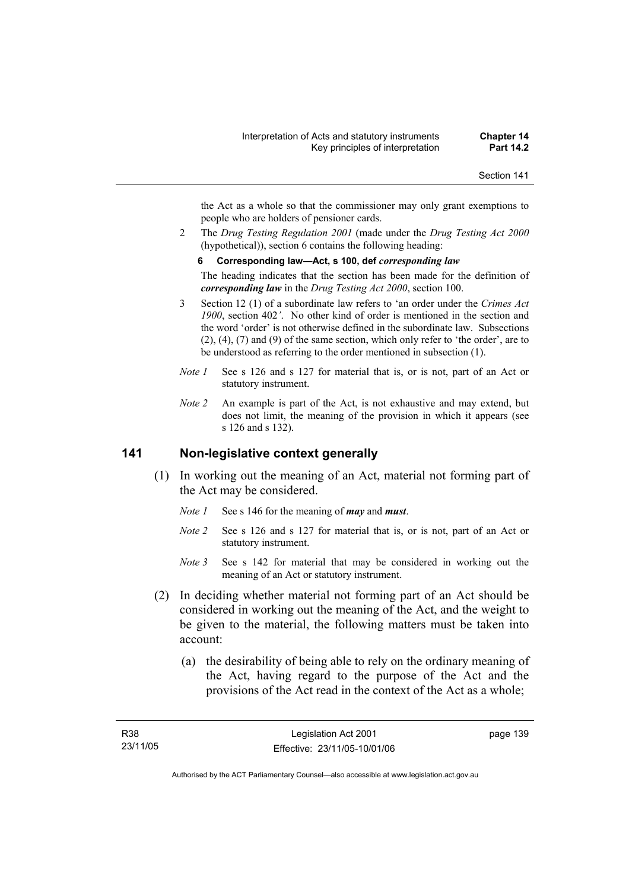the Act as a whole so that the commissioner may only grant exemptions to people who are holders of pensioner cards.

2 The *Drug Testing Regulation 2001* (made under the *Drug Testing Act 2000* (hypothetical)), section 6 contains the following heading:

**6 Corresponding law—Act, s 100, def *corresponding law***

The heading indicates that the section has been made for the definition of ***corresponding law*** in the *Drug Testing Act 2000*, section 100.

3 Section 12 (1) of a subordinate law refers to 'an order under the *Crimes Act 1900*, section 402*'*. No other kind of order is mentioned in the section and the word 'order' is not otherwise defined in the subordinate law. Subsections (2), (4), (7) and (9) of the same section, which only refer to 'the order', are to be understood as referring to the order mentioned in subsection (1).

*Note 1* See s 126 and s 127 for material that is, or is not, part of an Act or statutory instrument.

*Note 2* An example is part of the Act, is not exhaustive and may extend, but does not limit, the meaning of the provision in which it appears (see s 126 and s 132).

## 141 Non-legislative context generally

(1) In working out the meaning of an Act, material not forming part of the Act may be considered.

*Note 1* See s 146 for the meaning of ***may*** and ***must***.

*Note 2* See s 126 and s 127 for material that is, or is not, part of an Act or statutory instrument.

*Note 3* See s 142 for material that may be considered in working out the meaning of an Act or statutory instrument.

(2) In deciding whether material not forming part of an Act should be considered in working out the meaning of the Act, and the weight to be given to the material, the following matters must be taken into account:

(a) the desirability of being able to rely on the ordinary meaning of the Act, having regard to the purpose of the Act and the provisions of the Act read in the context of the Act as a whole;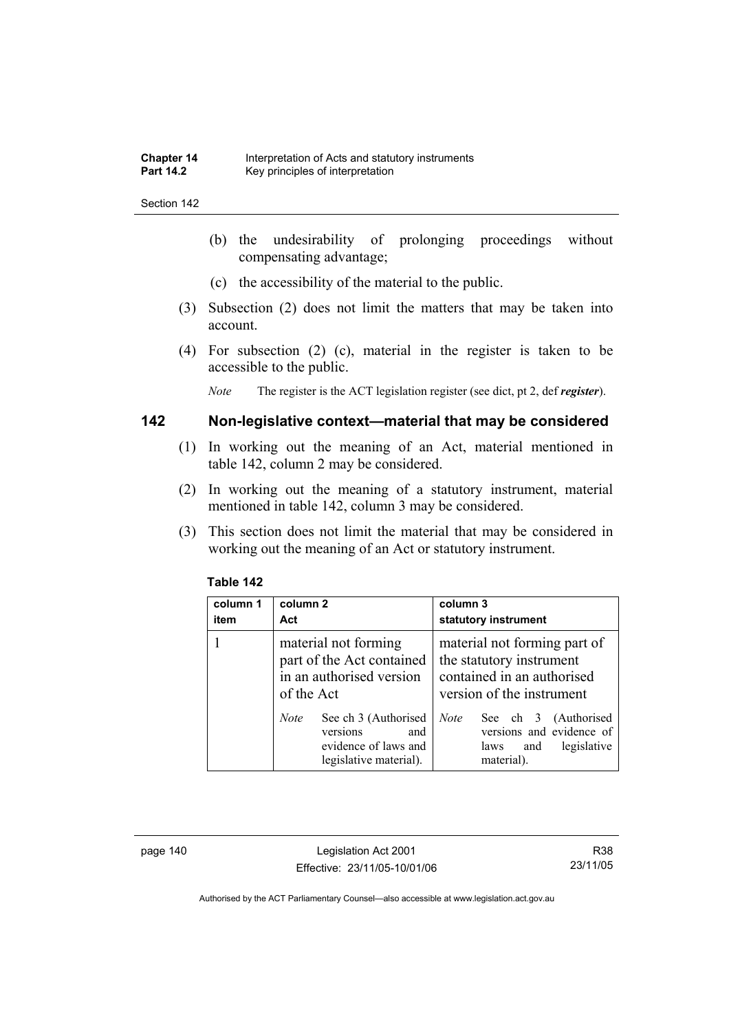(b) the undesirability of prolonging proceedings without compensating advantage;

(c) the accessibility of the material to the public.

(3) Subsection (2) does not limit the matters that may be taken into account.

(4) For subsection (2) (c), material in the register is taken to be accessible to the public.

*Note* The register is the ACT legislation register (see dict, pt 2, def ***register***).

## 142 Non-legislative context—material that may be considered

(1) In working out the meaning of an Act, material mentioned in table 142, column 2 may be considered.

(2) In working out the meaning of a statutory instrument, material mentioned in table 142, column 3 may be considered.

(3) This section does not limit the material that may be considered in working out the meaning of an Act or statutory instrument.

**Table 142**

| column 1 item | column 2 Act | column 3 statutory instrument |
|---|---|---|
| 1 | material not forming part of the Act contained in an authorised version of the Act<br><br>*Note* See ch 3 (Authorised versions and evidence of laws and legislative material). | material not forming part of the statutory instrument contained in an authorised version of the instrument<br><br>*Note* See ch 3 (Authorised versions and evidence of laws and legislative material). |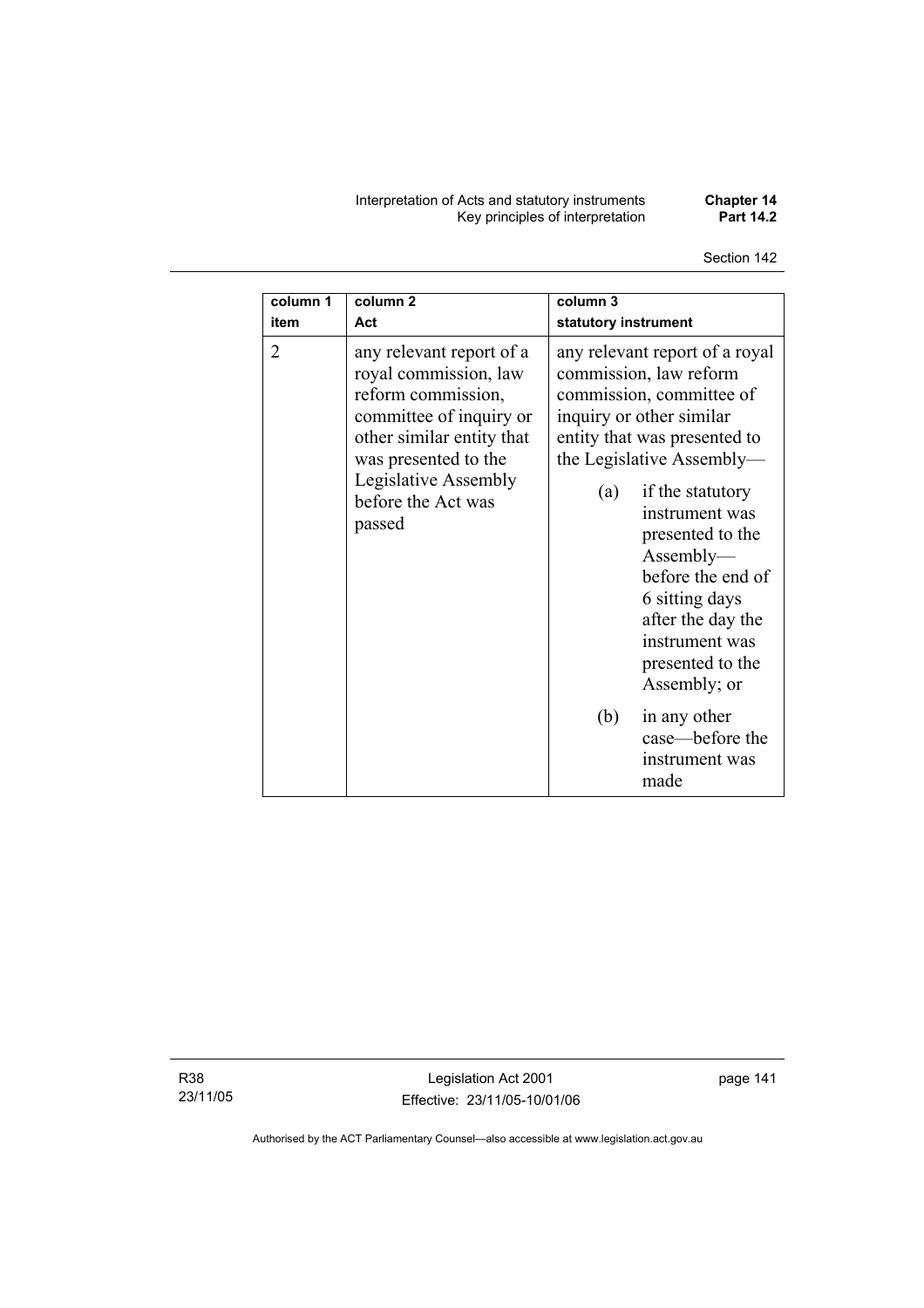| column 1<br>item | column 2<br>Act | column 3<br>statutory instrument |
|---|---|---|
| 2 | any relevant report of a royal commission, law reform commission, committee of inquiry or other similar entity that was presented to the Legislative Assembly before the Act was passed | any relevant report of a royal commission, law reform commission, committee of inquiry or other similar entity that was presented to the Legislative Assembly—<br>(a) if the statutory instrument was presented to the Assembly—before the end of 6 sitting days after the day the instrument was presented to the Assembly; or<br>(b) in any other case—before the instrument was made |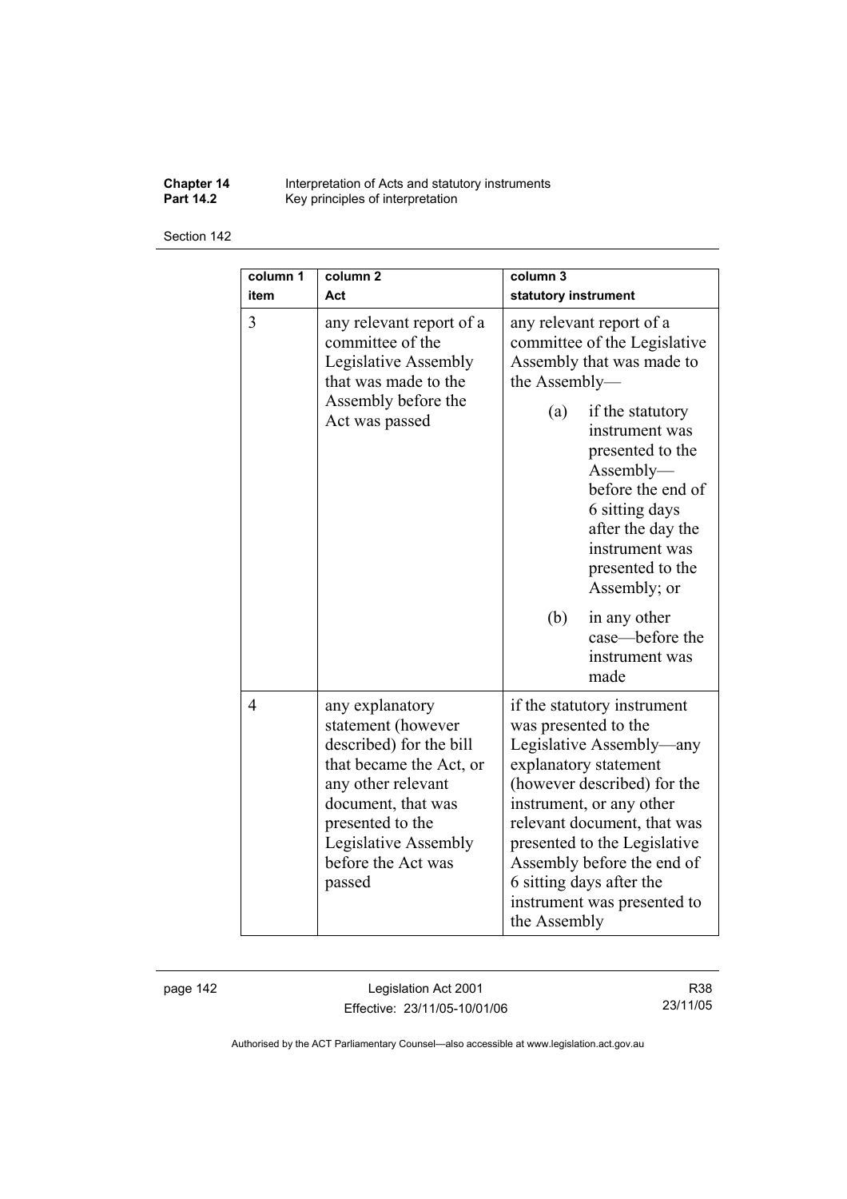| column 1 item | column 2 Act | column 3 statutory instrument |
|---|---|---|
| 3 | any relevant report of a committee of the Legislative Assembly that was made to the Assembly before the Act was passed | any relevant report of a committee of the Legislative Assembly that was made to the Assembly— (a) if the statutory instrument was presented to the Assembly—before the end of 6 sitting days after the day the instrument was presented to the Assembly; or (b) in any other case—before the instrument was made |
| 4 | any explanatory statement (however described) for the bill that became the Act, or any other relevant document, that was presented to the Legislative Assembly before the Act was passed | if the statutory instrument was presented to the Legislative Assembly—any explanatory statement (however described) for the instrument, or any other relevant document, that was presented to the Legislative Assembly before the end of 6 sitting days after the instrument was presented to the Assembly |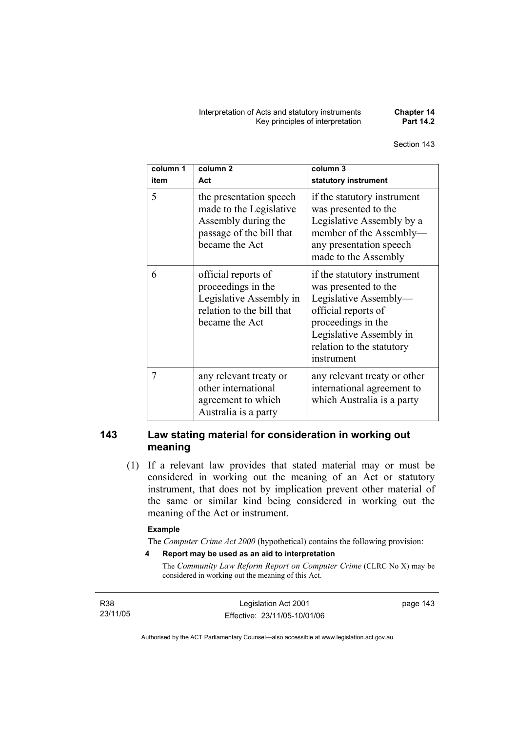| column 1<br>item | column 2<br>Act | column 3<br>statutory instrument |
|---|---|---|
| 5 | the presentation speech made to the Legislative Assembly during the passage of the bill that became the Act | if the statutory instrument was presented to the Legislative Assembly by a member of the Assembly—any presentation speech made to the Assembly |
| 6 | official reports of proceedings in the Legislative Assembly in relation to the bill that became the Act | if the statutory instrument was presented to the Legislative Assembly—official reports of proceedings in the Legislative Assembly in relation to the statutory instrument |
| 7 | any relevant treaty or other international agreement to which Australia is a party | any relevant treaty or other international agreement to which Australia is a party |

## 143 Law stating material for consideration in working out meaning

(1) If a relevant law provides that stated material may or must be considered in working out the meaning of an Act or statutory instrument, that does not by implication prevent other material of the same or similar kind being considered in working out the meaning of the Act or instrument.

**Example**

The *Computer Crime Act 2000* (hypothetical) contains the following provision:

**4 Report may be used as an aid to interpretation**

The *Community Law Reform Report on Computer Crime* (CLRC No X) may be considered in working out the meaning of this Act.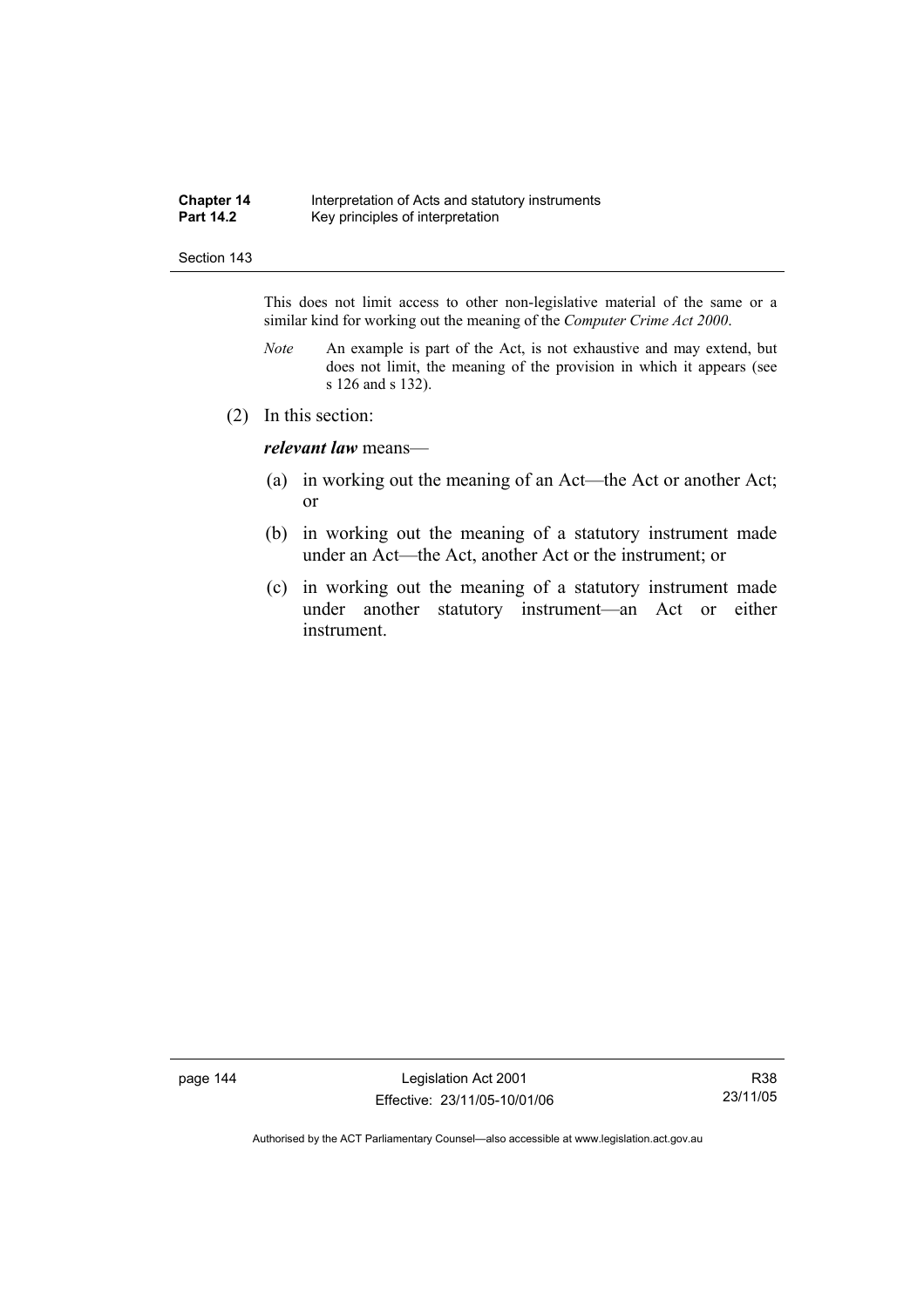This does not limit access to other non-legislative material of the same or a similar kind for working out the meaning of the *Computer Crime Act 2000*.

*Note* An example is part of the Act, is not exhaustive and may extend, but does not limit, the meaning of the provision in which it appears (see s 126 and s 132).

(2) In this section:

***relevant law*** means—

(a) in working out the meaning of an Act—the Act or another Act; or

(b) in working out the meaning of a statutory instrument made under an Act—the Act, another Act or the instrument; or

(c) in working out the meaning of a statutory instrument made under another statutory instrument—an Act or either instrument.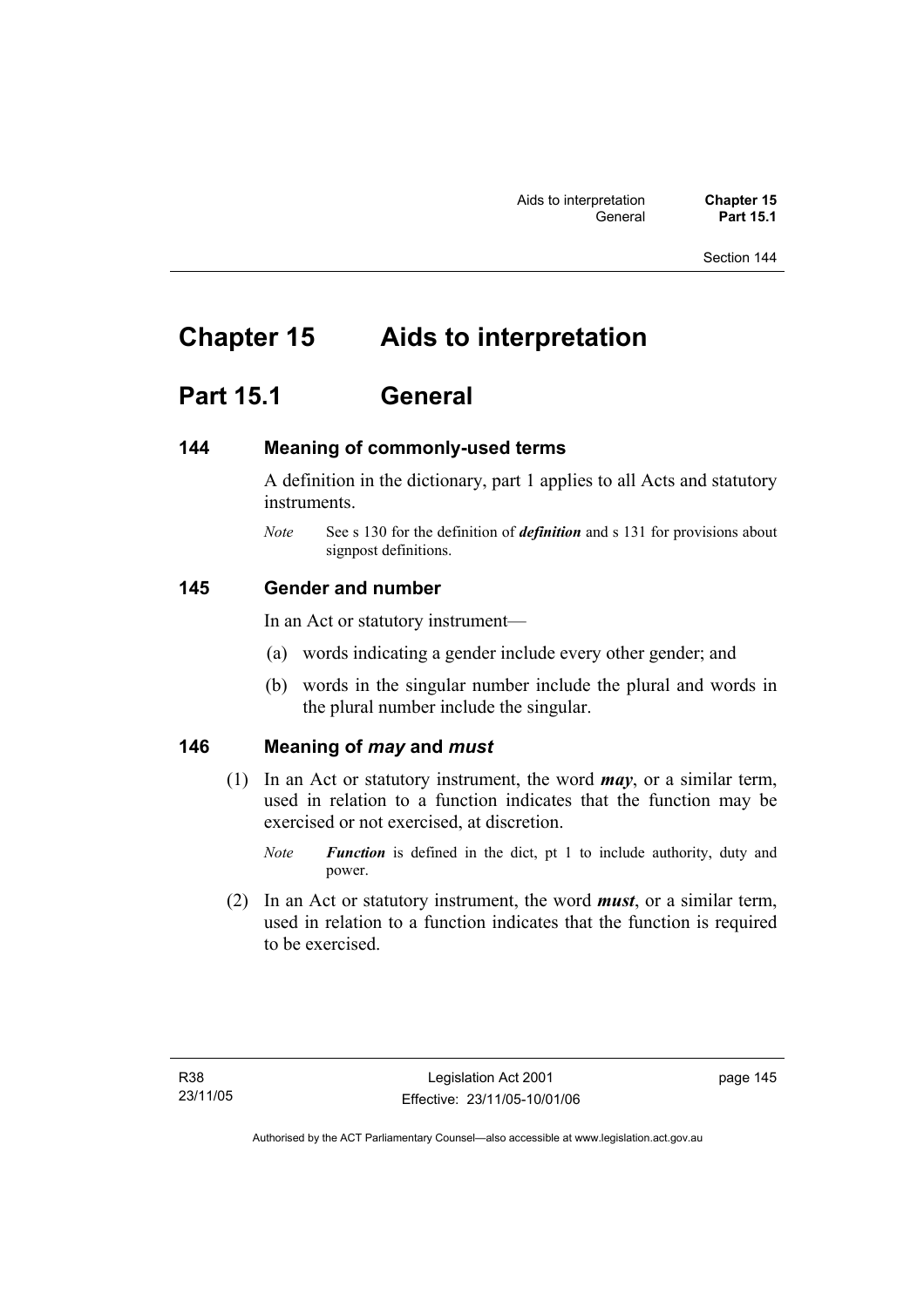# Chapter 15 Aids to interpretation

## Part 15.1 General

### 144 Meaning of commonly-used terms

A definition in the dictionary, part 1 applies to all Acts and statutory instruments.

*Note* See s 130 for the definition of ***definition*** and s 131 for provisions about signpost definitions.

### 145 Gender and number

In an Act or statutory instrument—

(a) words indicating a gender include every other gender; and

(b) words in the singular number include the plural and words in the plural number include the singular.

### 146 Meaning of *may* and *must*

(1) In an Act or statutory instrument, the word ***may***, or a similar term, used in relation to a function indicates that the function may be exercised or not exercised, at discretion.

*Note* ***Function*** is defined in the dict, pt 1 to include authority, duty and power.

(2) In an Act or statutory instrument, the word ***must***, or a similar term, used in relation to a function indicates that the function is required to be exercised.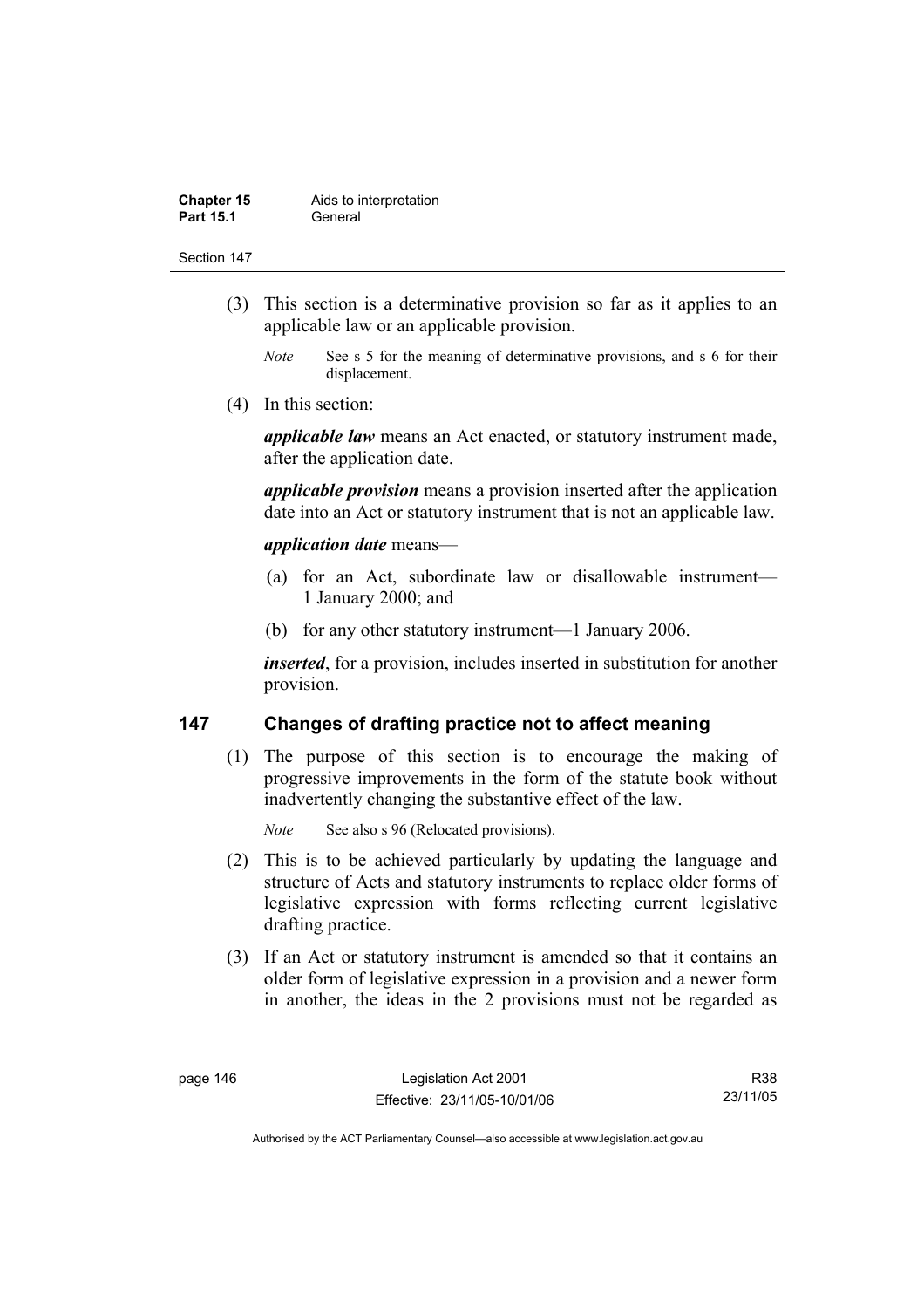(3) This section is a determinative provision so far as it applies to an applicable law or an applicable provision.

*Note* See s 5 for the meaning of determinative provisions, and s 6 for their displacement.

(4) In this section:

***applicable law*** means an Act enacted, or statutory instrument made, after the application date.

***applicable provision*** means a provision inserted after the application date into an Act or statutory instrument that is not an applicable law.

***application date*** means—

(a) for an Act, subordinate law or disallowable instrument—1 January 2000; and

(b) for any other statutory instrument—1 January 2006.

***inserted***, for a provision, includes inserted in substitution for another provision.

## 147 Changes of drafting practice not to affect meaning

(1) The purpose of this section is to encourage the making of progressive improvements in the form of the statute book without inadvertently changing the substantive effect of the law.

*Note* See also s 96 (Relocated provisions).

(2) This is to be achieved particularly by updating the language and structure of Acts and statutory instruments to replace older forms of legislative expression with forms reflecting current legislative drafting practice.

(3) If an Act or statutory instrument is amended so that it contains an older form of legislative expression in a provision and a newer form in another, the ideas in the 2 provisions must not be regarded as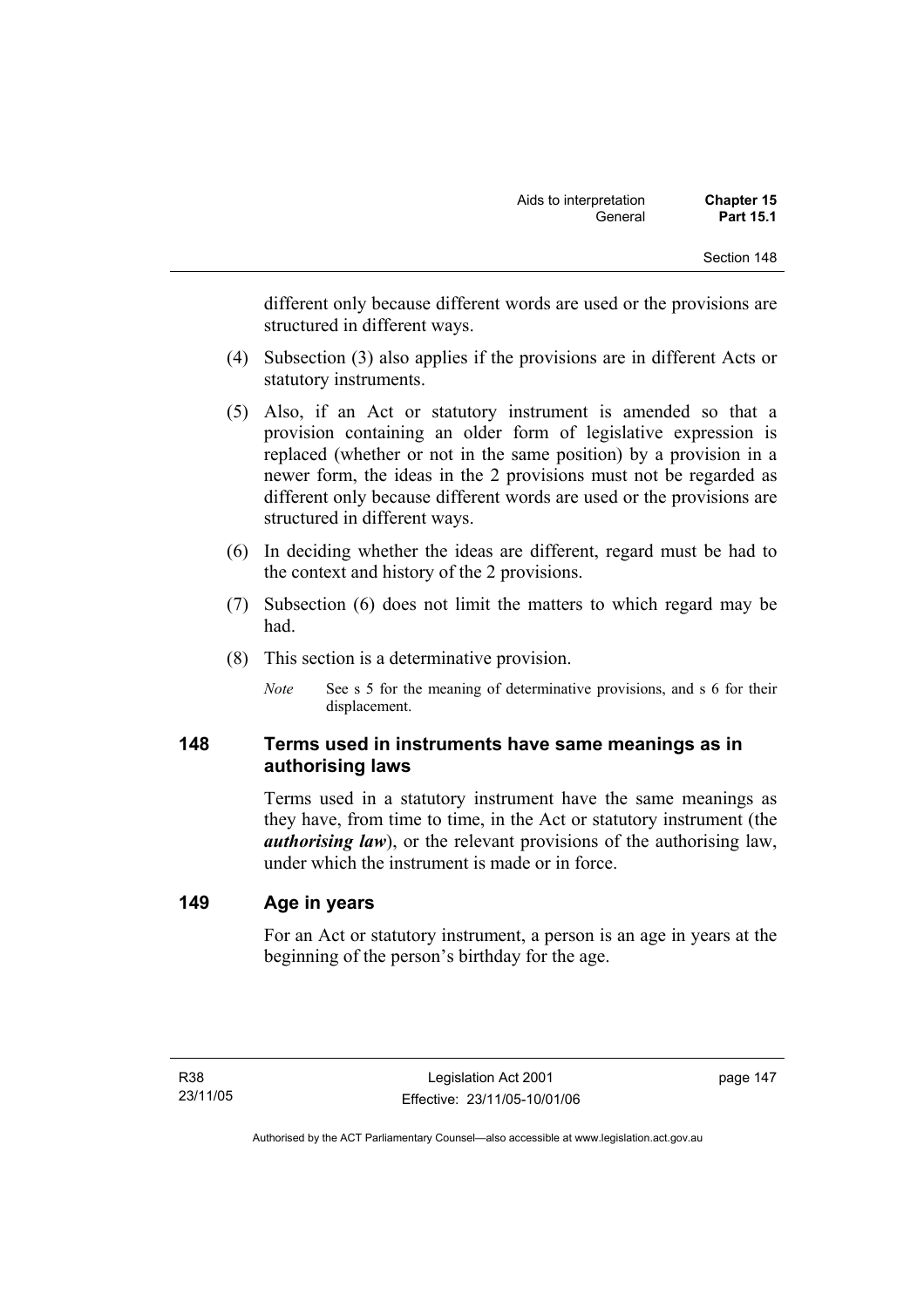different only because different words are used or the provisions are structured in different ways.

(4) Subsection (3) also applies if the provisions are in different Acts or statutory instruments.

(5) Also, if an Act or statutory instrument is amended so that a provision containing an older form of legislative expression is replaced (whether or not in the same position) by a provision in a newer form, the ideas in the 2 provisions must not be regarded as different only because different words are used or the provisions are structured in different ways.

(6) In deciding whether the ideas are different, regard must be had to the context and history of the 2 provisions.

(7) Subsection (6) does not limit the matters to which regard may be had.

(8) This section is a determinative provision.

*Note* See s 5 for the meaning of determinative provisions, and s 6 for their displacement.

## 148 Terms used in instruments have same meanings as in authorising laws

Terms used in a statutory instrument have the same meanings as they have, from time to time, in the Act or statutory instrument (the ***authorising law***), or the relevant provisions of the authorising law, under which the instrument is made or in force.

## 149 Age in years

For an Act or statutory instrument, a person is an age in years at the beginning of the person's birthday for the age.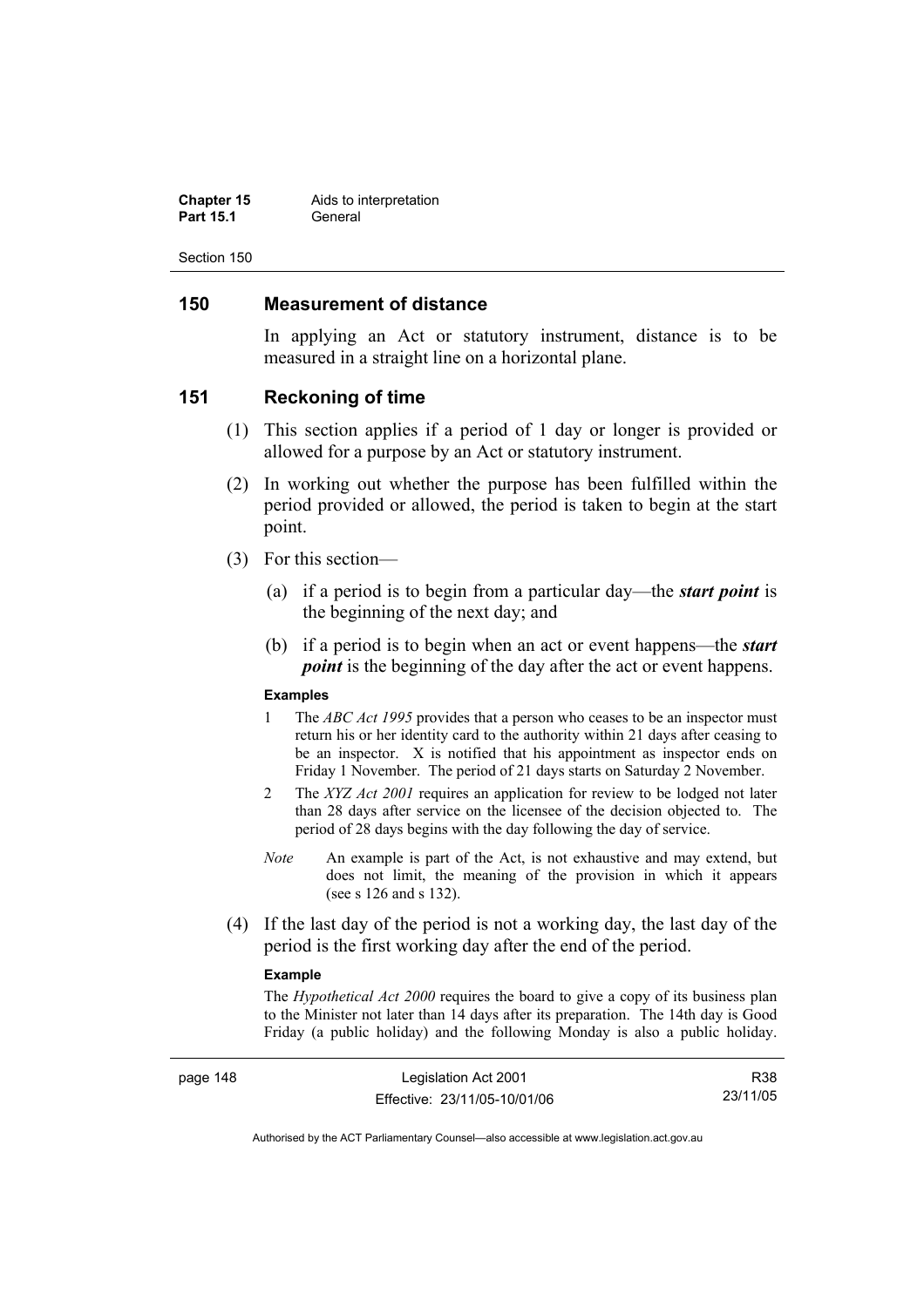## 150 Measurement of distance

In applying an Act or statutory instrument, distance is to be measured in a straight line on a horizontal plane.

## 151 Reckoning of time

(1) This section applies if a period of 1 day or longer is provided or allowed for a purpose by an Act or statutory instrument.

(2) In working out whether the purpose has been fulfilled within the period provided or allowed, the period is taken to begin at the start point.

(3) For this section—

(a) if a period is to begin from a particular day—the ***start point*** is the beginning of the next day; and

(b) if a period is to begin when an act or event happens—the ***start point*** is the beginning of the day after the act or event happens.

**Examples**

1 The *ABC Act 1995* provides that a person who ceases to be an inspector must return his or her identity card to the authority within 21 days after ceasing to be an inspector. X is notified that his appointment as inspector ends on Friday 1 November. The period of 21 days starts on Saturday 2 November.

2 The *XYZ Act 2001* requires an application for review to be lodged not later than 28 days after service on the licensee of the decision objected to. The period of 28 days begins with the day following the day of service.

*Note* An example is part of the Act, is not exhaustive and may extend, but does not limit, the meaning of the provision in which it appears (see s 126 and s 132).

(4) If the last day of the period is not a working day, the last day of the period is the first working day after the end of the period.

**Example**

The *Hypothetical Act 2000* requires the board to give a copy of its business plan to the Minister not later than 14 days after its preparation. The 14th day is Good Friday (a public holiday) and the following Monday is also a public holiday.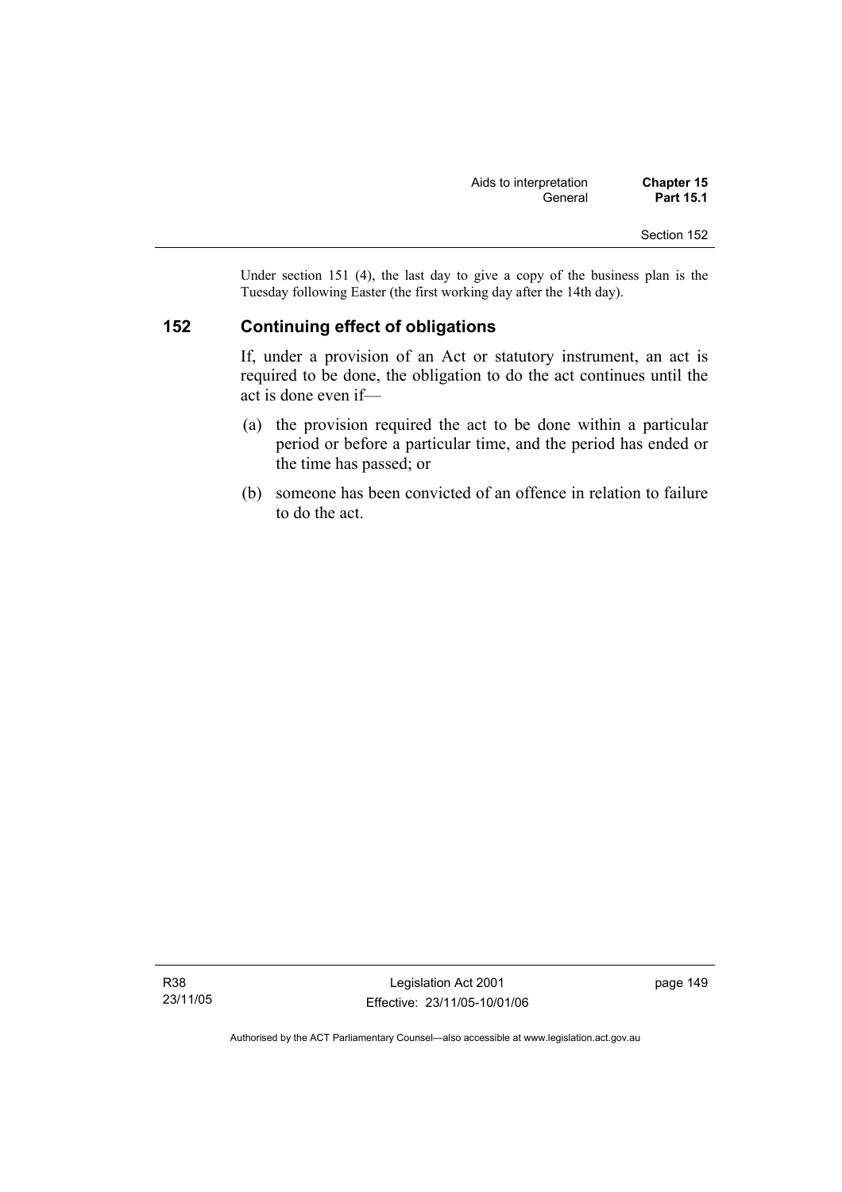Under section 151 (4), the last day to give a copy of the business plan is the Tuesday following Easter (the first working day after the 14th day).

## 152 Continuing effect of obligations

If, under a provision of an Act or statutory instrument, an act is required to be done, the obligation to do the act continues until the act is done even if—

(a) the provision required the act to be done within a particular period or before a particular time, and the period has ended or the time has passed; or

(b) someone has been convicted of an offence in relation to failure to do the act.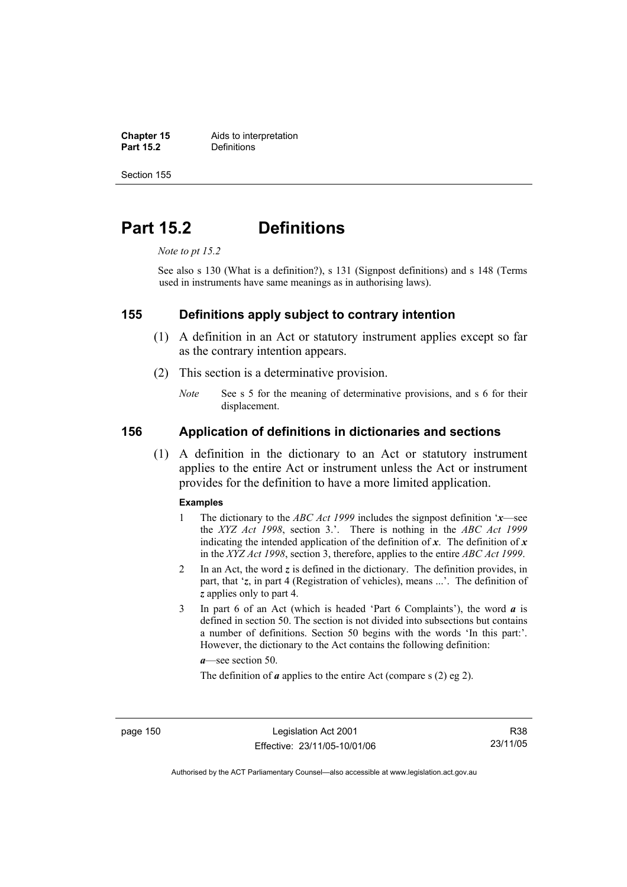# Part 15.2 Definitions

*Note to pt 15.2*

See also s 130 (What is a definition?), s 131 (Signpost definitions) and s 148 (Terms used in instruments have same meanings as in authorising laws).

## 155 Definitions apply subject to contrary intention

(1) A definition in an Act or statutory instrument applies except so far as the contrary intention appears.

(2) This section is a determinative provision.

*Note* See s 5 for the meaning of determinative provisions, and s 6 for their displacement.

## 156 Application of definitions in dictionaries and sections

(1) A definition in the dictionary to an Act or statutory instrument applies to the entire Act or instrument unless the Act or instrument provides for the definition to have a more limited application.

**Examples**

1 The dictionary to the *ABC Act 1999* includes the signpost definition '***x***—see the *XYZ Act 1998*, section 3.'. There is nothing in the *ABC Act 1999* indicating the intended application of the definition of ***x***. The definition of ***x*** in the *XYZ Act 1998*, section 3, therefore, applies to the entire *ABC Act 1999*.

2 In an Act, the word ***z*** is defined in the dictionary. The definition provides, in part, that '***z***, in part 4 (Registration of vehicles), means ...'. The definition of ***z*** applies only to part 4.

3 In part 6 of an Act (which is headed 'Part 6 Complaints'), the word ***a*** is defined in section 50. The section is not divided into subsections but contains a number of definitions. Section 50 begins with the words 'In this part:'. However, the dictionary to the Act contains the following definition:

***a***—see section 50.

The definition of ***a*** applies to the entire Act (compare s (2) eg 2).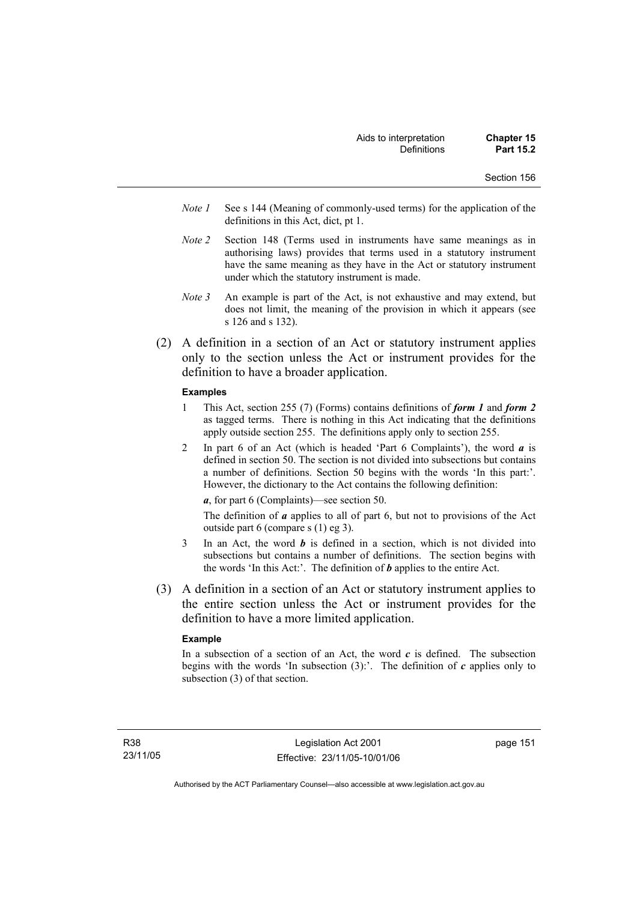*Note 1* See s 144 (Meaning of commonly-used terms) for the application of the definitions in this Act, dict, pt 1.

*Note 2* Section 148 (Terms used in instruments have same meanings as in authorising laws) provides that terms used in a statutory instrument have the same meaning as they have in the Act or statutory instrument under which the statutory instrument is made.

*Note 3* An example is part of the Act, is not exhaustive and may extend, but does not limit, the meaning of the provision in which it appears (see s 126 and s 132).

(2) A definition in a section of an Act or statutory instrument applies only to the section unless the Act or instrument provides for the definition to have a broader application.

**Examples**

1 This Act, section 255 (7) (Forms) contains definitions of ***form 1*** and ***form 2*** as tagged terms. There is nothing in this Act indicating that the definitions apply outside section 255. The definitions apply only to section 255.

2 In part 6 of an Act (which is headed 'Part 6 Complaints'), the word ***a*** is defined in section 50. The section is not divided into subsections but contains a number of definitions. Section 50 begins with the words 'In this part:'. However, the dictionary to the Act contains the following definition:

***a***, for part 6 (Complaints)—see section 50.

The definition of ***a*** applies to all of part 6, but not to provisions of the Act outside part 6 (compare s (1) eg 3).

3 In an Act, the word ***b*** is defined in a section, which is not divided into subsections but contains a number of definitions. The section begins with the words 'In this Act:'. The definition of ***b*** applies to the entire Act.

(3) A definition in a section of an Act or statutory instrument applies to the entire section unless the Act or instrument provides for the definition to have a more limited application.

**Example**

In a subsection of a section of an Act, the word ***c*** is defined. The subsection begins with the words 'In subsection (3):'. The definition of ***c*** applies only to subsection (3) of that section.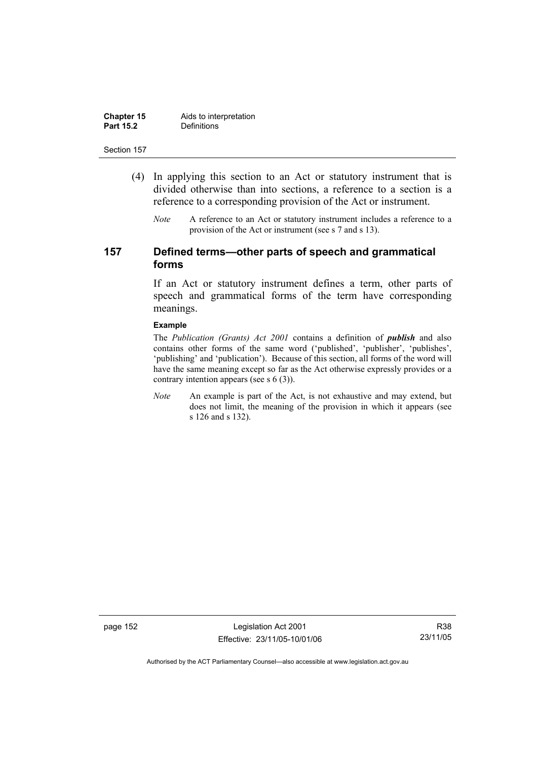(4) In applying this section to an Act or statutory instrument that is divided otherwise than into sections, a reference to a section is a reference to a corresponding provision of the Act or instrument.

*Note* A reference to an Act or statutory instrument includes a reference to a provision of the Act or instrument (see s 7 and s 13).

## 157 Defined terms—other parts of speech and grammatical forms

If an Act or statutory instrument defines a term, other parts of speech and grammatical forms of the term have corresponding meanings.

**Example**

The *Publication (Grants) Act 2001* contains a definition of ***publish*** and also contains other forms of the same word ('published', 'publisher', 'publishes', 'publishing' and 'publication'). Because of this section, all forms of the word will have the same meaning except so far as the Act otherwise expressly provides or a contrary intention appears (see s 6 (3)).

*Note* An example is part of the Act, is not exhaustive and may extend, but does not limit, the meaning of the provision in which it appears (see s 126 and s 132).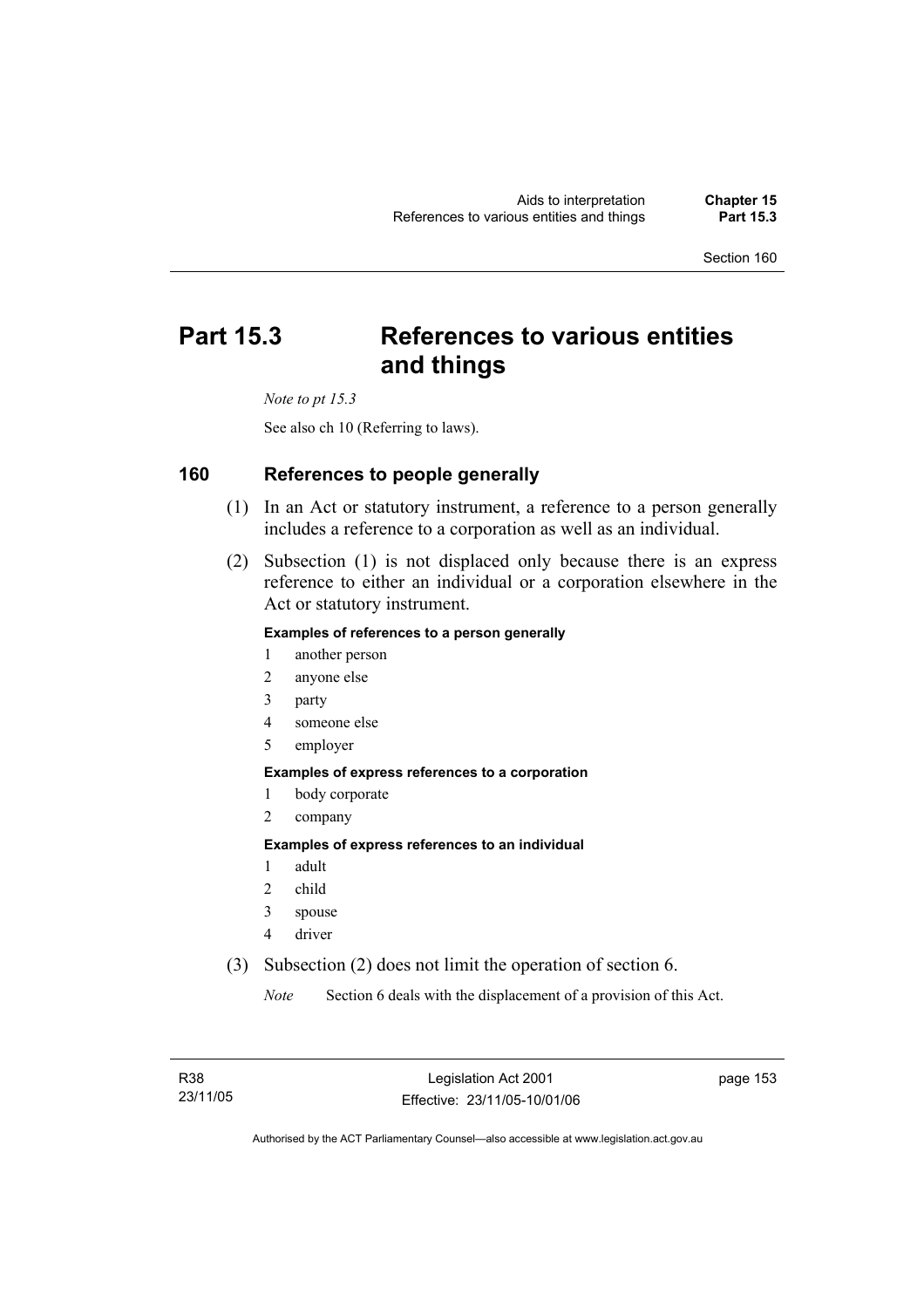# Part 15.3 References to various entities and things

*Note to pt 15.3*

See also ch 10 (Referring to laws).

## 160 References to people generally

(1) In an Act or statutory instrument, a reference to a person generally includes a reference to a corporation as well as an individual.

(2) Subsection (1) is not displaced only because there is an express reference to either an individual or a corporation elsewhere in the Act or statutory instrument.

**Examples of references to a person generally**

1 another person
2 anyone else
3 party
4 someone else
5 employer

**Examples of express references to a corporation**

1 body corporate
2 company

**Examples of express references to an individual**

1 adult
2 child
3 spouse
4 driver

(3) Subsection (2) does not limit the operation of section 6.

*Note* Section 6 deals with the displacement of a provision of this Act.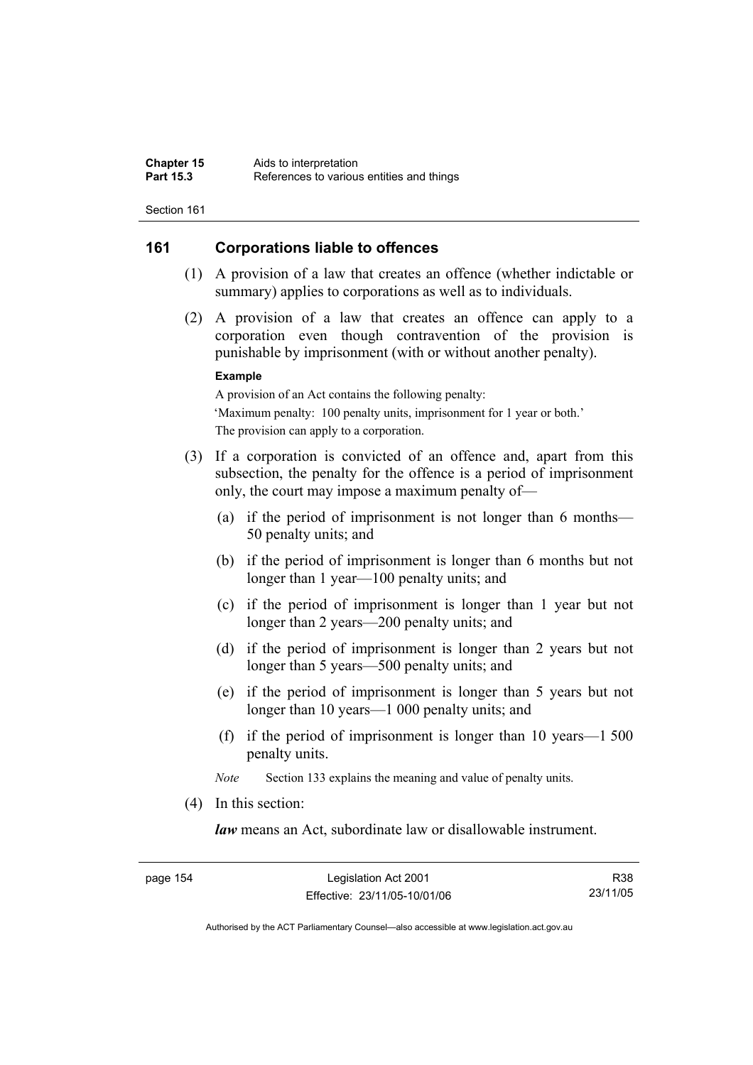## 161 Corporations liable to offences

(1) A provision of a law that creates an offence (whether indictable or summary) applies to corporations as well as to individuals.

(2) A provision of a law that creates an offence can apply to a corporation even though contravention of the provision is punishable by imprisonment (with or without another penalty).

**Example**

A provision of an Act contains the following penalty:

'Maximum penalty: 100 penalty units, imprisonment for 1 year or both.'

The provision can apply to a corporation.

(3) If a corporation is convicted of an offence and, apart from this subsection, the penalty for the offence is a period of imprisonment only, the court may impose a maximum penalty of—

(a) if the period of imprisonment is not longer than 6 months—50 penalty units; and

(b) if the period of imprisonment is longer than 6 months but not longer than 1 year—100 penalty units; and

(c) if the period of imprisonment is longer than 1 year but not longer than 2 years—200 penalty units; and

(d) if the period of imprisonment is longer than 2 years but not longer than 5 years—500 penalty units; and

(e) if the period of imprisonment is longer than 5 years but not longer than 10 years—1 000 penalty units; and

(f) if the period of imprisonment is longer than 10 years—1 500 penalty units.

*Note* Section 133 explains the meaning and value of penalty units.

(4) In this section:

***law*** means an Act, subordinate law or disallowable instrument.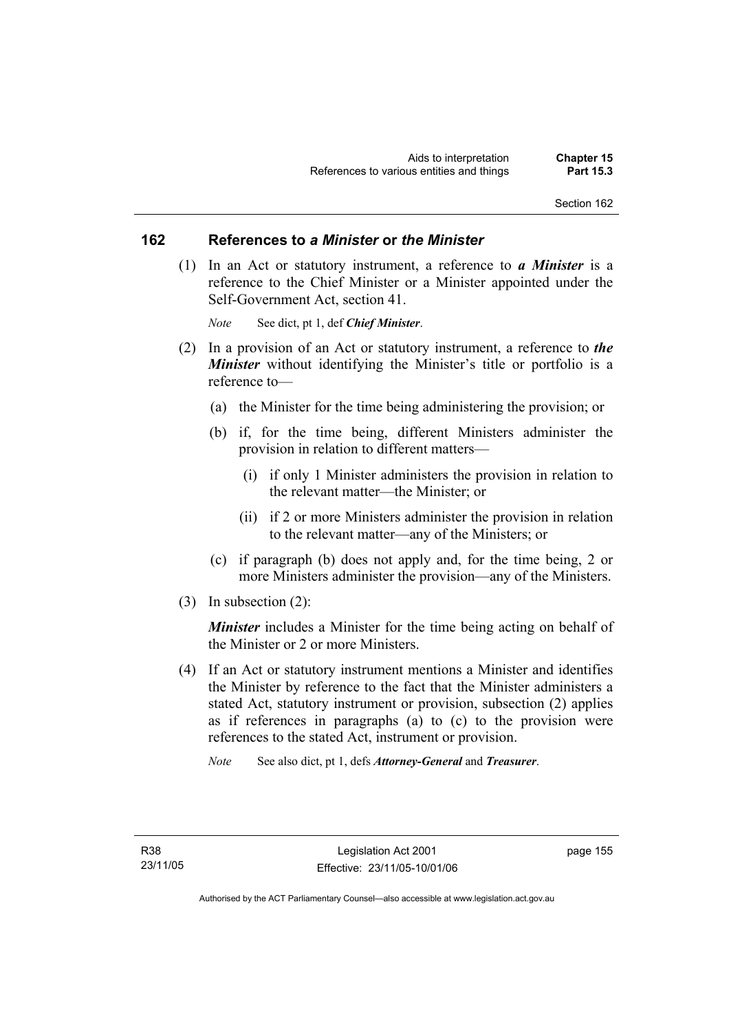## 162 References to *a Minister* or *the Minister*

(1) In an Act or statutory instrument, a reference to ***a Minister*** is a reference to the Chief Minister or a Minister appointed under the Self-Government Act, section 41.

*Note* See dict, pt 1, def ***Chief Minister***.

(2) In a provision of an Act or statutory instrument, a reference to ***the Minister*** without identifying the Minister's title or portfolio is a reference to—

(a) the Minister for the time being administering the provision; or

(b) if, for the time being, different Ministers administer the provision in relation to different matters—

(i) if only 1 Minister administers the provision in relation to the relevant matter—the Minister; or

(ii) if 2 or more Ministers administer the provision in relation to the relevant matter—any of the Ministers; or

(c) if paragraph (b) does not apply and, for the time being, 2 or more Ministers administer the provision—any of the Ministers.

(3) In subsection (2):

***Minister*** includes a Minister for the time being acting on behalf of the Minister or 2 or more Ministers.

(4) If an Act or statutory instrument mentions a Minister and identifies the Minister by reference to the fact that the Minister administers a stated Act, statutory instrument or provision, subsection (2) applies as if references in paragraphs (a) to (c) to the provision were references to the stated Act, instrument or provision.

*Note* See also dict, pt 1, defs ***Attorney-General*** and ***Treasurer***.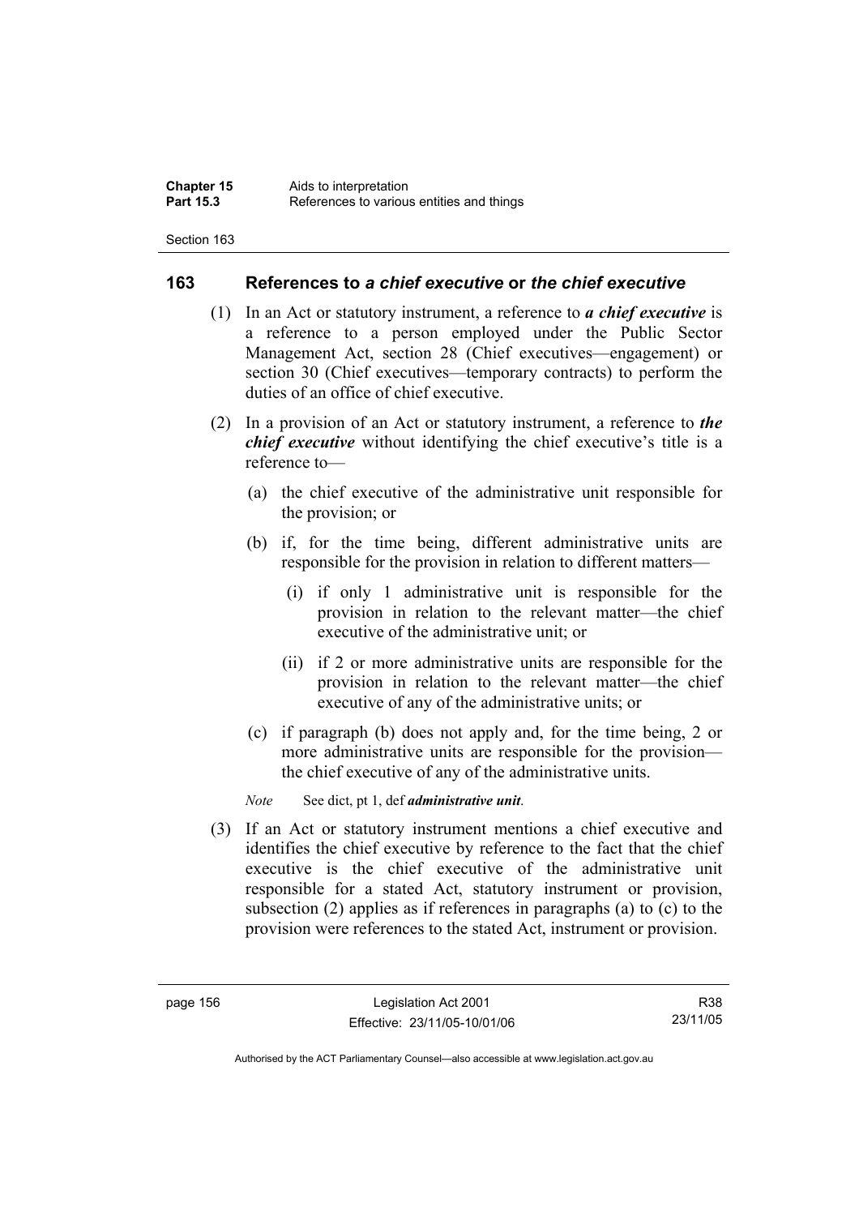## 163 References to *a chief executive* or *the chief executive*

(1) In an Act or statutory instrument, a reference to ***a chief executive*** is a reference to a person employed under the Public Sector Management Act, section 28 (Chief executives—engagement) or section 30 (Chief executives—temporary contracts) to perform the duties of an office of chief executive.

(2) In a provision of an Act or statutory instrument, a reference to ***the chief executive*** without identifying the chief executive's title is a reference to—

(a) the chief executive of the administrative unit responsible for the provision; or

(b) if, for the time being, different administrative units are responsible for the provision in relation to different matters—

(i) if only 1 administrative unit is responsible for the provision in relation to the relevant matter—the chief executive of the administrative unit; or

(ii) if 2 or more administrative units are responsible for the provision in relation to the relevant matter—the chief executive of any of the administrative units; or

(c) if paragraph (b) does not apply and, for the time being, 2 or more administrative units are responsible for the provision—the chief executive of any of the administrative units.

*Note* See dict, pt 1, def ***administrative unit***.

(3) If an Act or statutory instrument mentions a chief executive and identifies the chief executive by reference to the fact that the chief executive is the chief executive of the administrative unit responsible for a stated Act, statutory instrument or provision, subsection (2) applies as if references in paragraphs (a) to (c) to the provision were references to the stated Act, instrument or provision.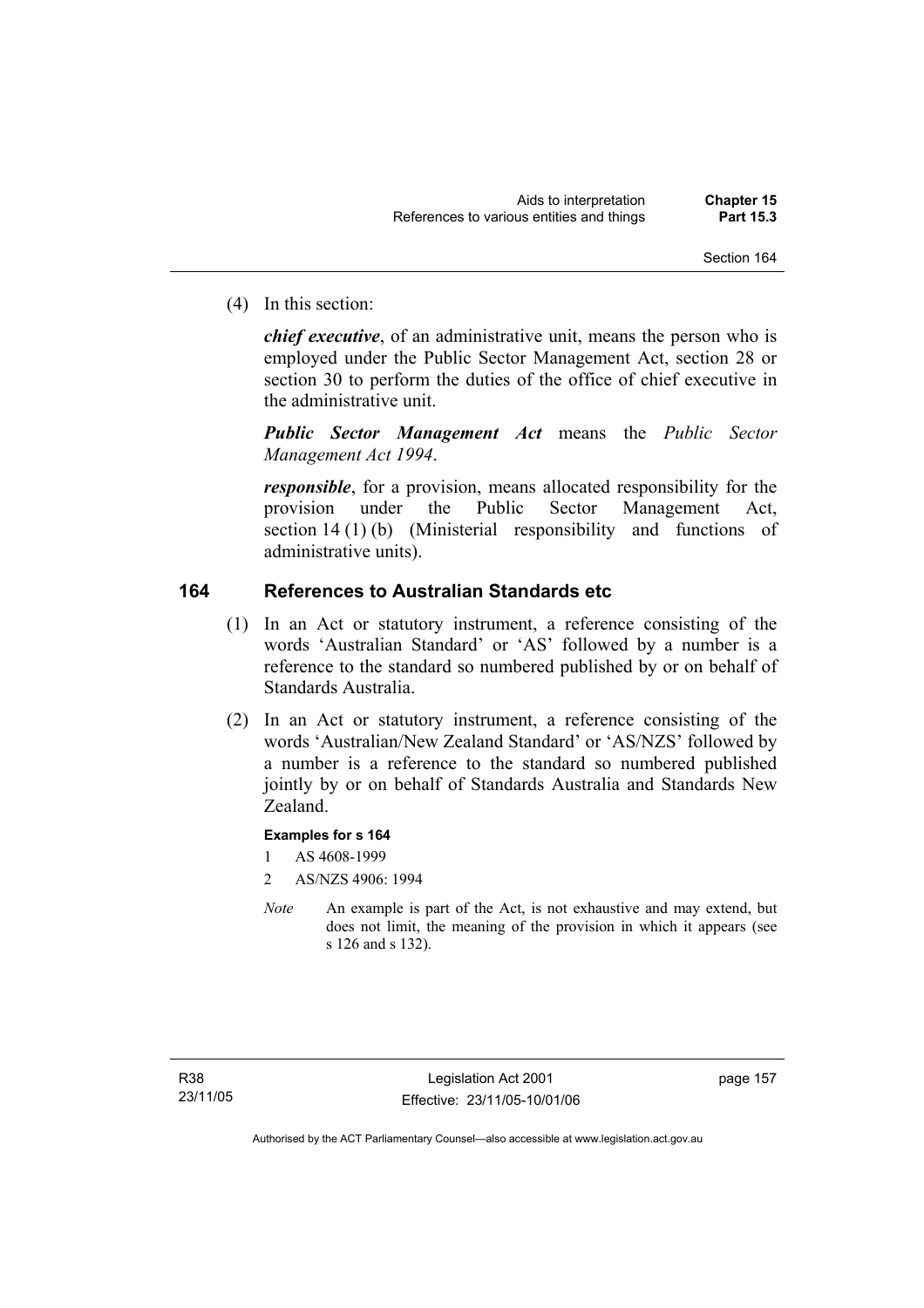(4) In this section:

***chief executive***, of an administrative unit, means the person who is employed under the Public Sector Management Act, section 28 or section 30 to perform the duties of the office of chief executive in the administrative unit.

***Public Sector Management Act*** means the *Public Sector Management Act 1994*.

***responsible***, for a provision, means allocated responsibility for the provision under the Public Sector Management Act, section 14 (1) (b) (Ministerial responsibility and functions of administrative units).

## 164 References to Australian Standards etc

(1) In an Act or statutory instrument, a reference consisting of the words 'Australian Standard' or 'AS' followed by a number is a reference to the standard so numbered published by or on behalf of Standards Australia.

(2) In an Act or statutory instrument, a reference consisting of the words 'Australian/New Zealand Standard' or 'AS/NZS' followed by a number is a reference to the standard so numbered published jointly by or on behalf of Standards Australia and Standards New Zealand.

**Examples for s 164**

1 AS 4608-1999

2 AS/NZS 4906: 1994

*Note* An example is part of the Act, is not exhaustive and may extend, but does not limit, the meaning of the provision in which it appears (see s 126 and s 132).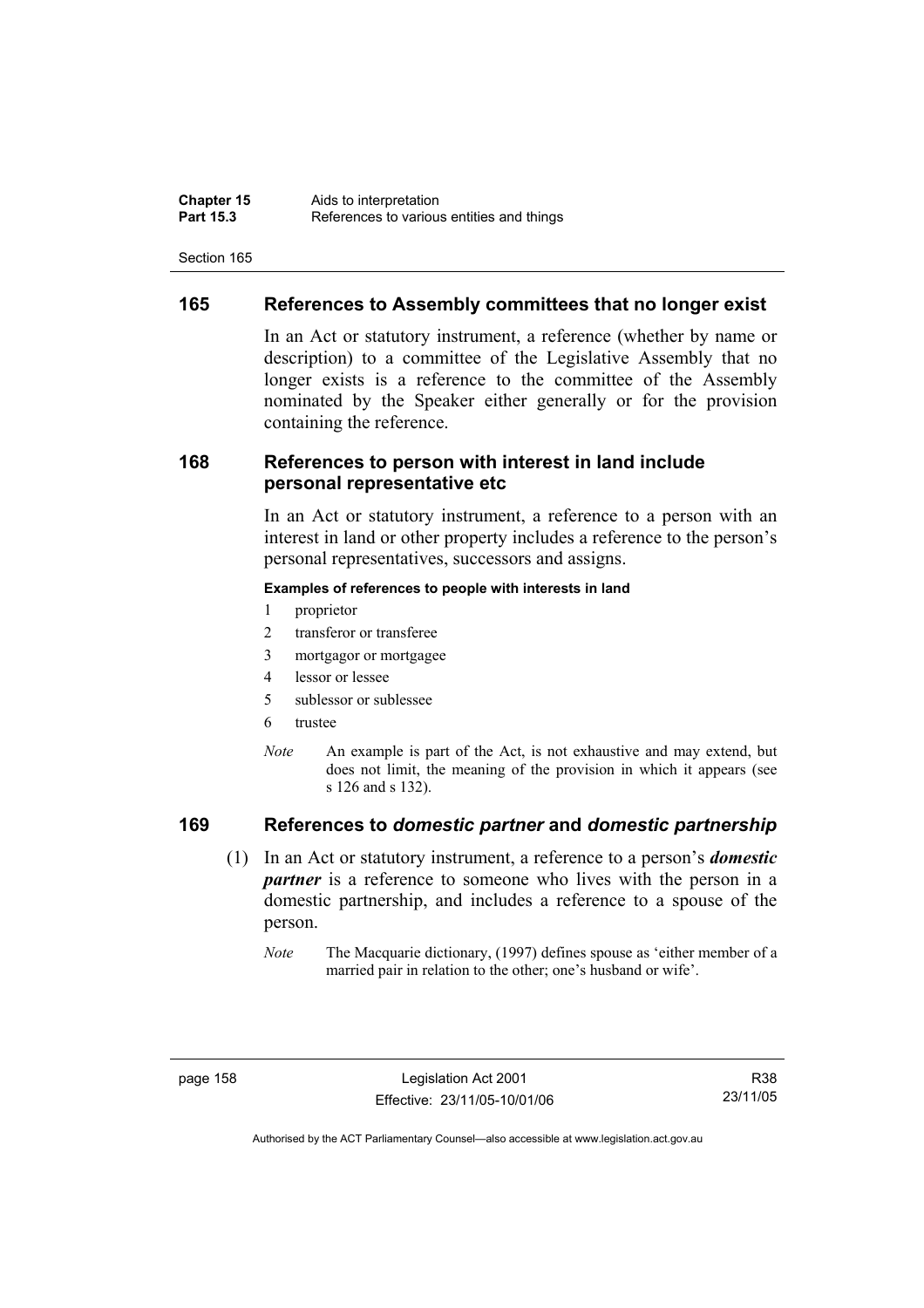## 165 References to Assembly committees that no longer exist

In an Act or statutory instrument, a reference (whether by name or description) to a committee of the Legislative Assembly that no longer exists is a reference to the committee of the Assembly nominated by the Speaker either generally or for the provision containing the reference.

## 168 References to person with interest in land include personal representative etc

In an Act or statutory instrument, a reference to a person with an interest in land or other property includes a reference to the person's personal representatives, successors and assigns.

**Examples of references to people with interests in land**

1 proprietor
2 transferor or transferee
3 mortgagor or mortgagee
4 lessor or lessee
5 sublessor or sublessee
6 trustee

*Note* An example is part of the Act, is not exhaustive and may extend, but does not limit, the meaning of the provision in which it appears (see s 126 and s 132).

## 169 References to *domestic partner* and *domestic partnership*

(1) In an Act or statutory instrument, a reference to a person's ***domestic partner*** is a reference to someone who lives with the person in a domestic partnership, and includes a reference to a spouse of the person.

*Note* The Macquarie dictionary, (1997) defines spouse as 'either member of a married pair in relation to the other; one's husband or wife'.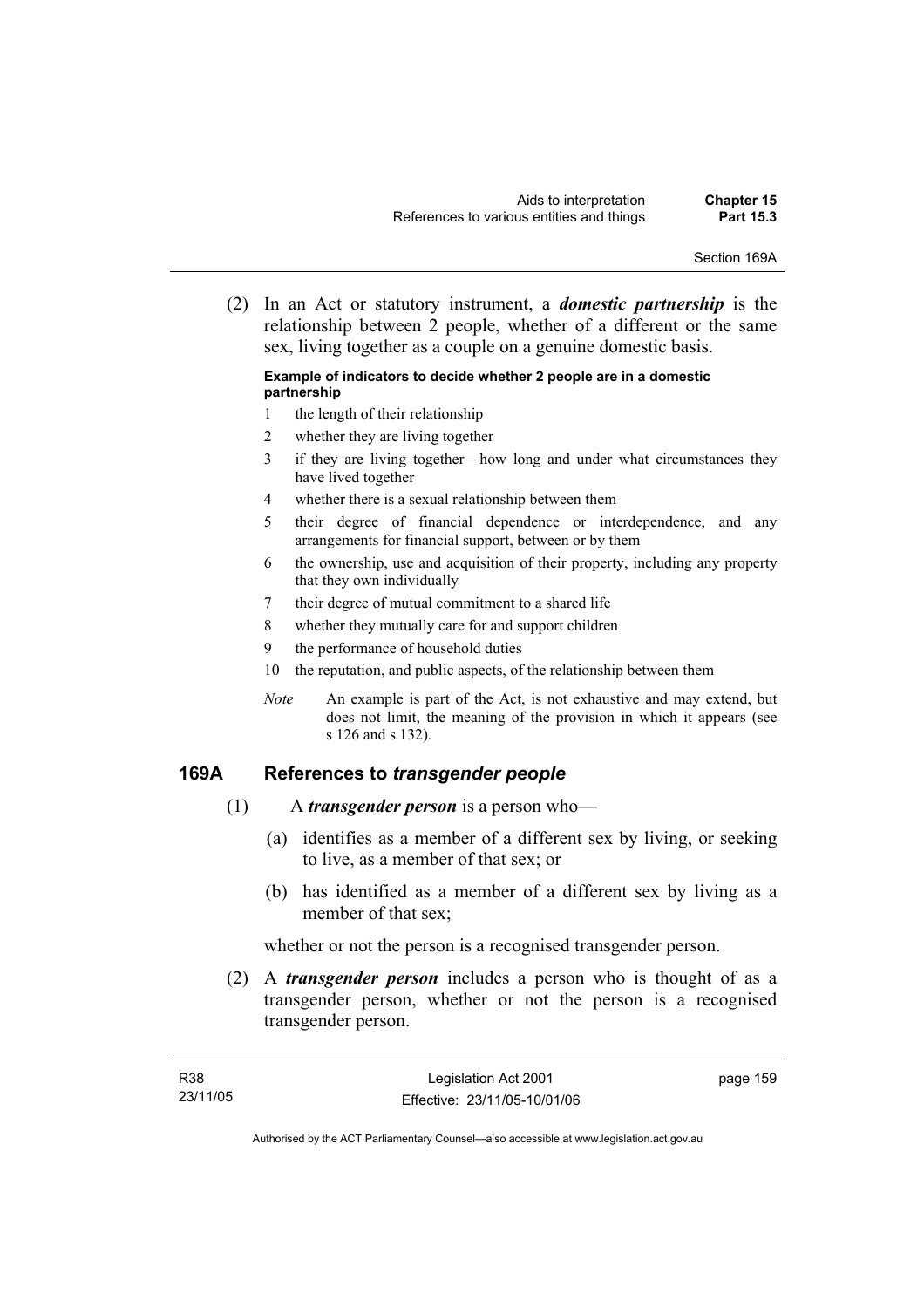(2) In an Act or statutory instrument, a ***domestic partnership*** is the relationship between 2 people, whether of a different or the same sex, living together as a couple on a genuine domestic basis.

**Example of indicators to decide whether 2 people are in a domestic partnership**

1 the length of their relationship
2 whether they are living together
3 if they are living together—how long and under what circumstances they have lived together
4 whether there is a sexual relationship between them
5 their degree of financial dependence or interdependence, and any arrangements for financial support, between or by them
6 the ownership, use and acquisition of their property, including any property that they own individually
7 their degree of mutual commitment to a shared life
8 whether they mutually care for and support children
9 the performance of household duties
10 the reputation, and public aspects, of the relationship between them

*Note* An example is part of the Act, is not exhaustive and may extend, but does not limit, the meaning of the provision in which it appears (see s 126 and s 132).

## 169A References to *transgender people*

(1) A ***transgender person*** is a person who—

(a) identifies as a member of a different sex by living, or seeking to live, as a member of that sex; or

(b) has identified as a member of a different sex by living as a member of that sex;

whether or not the person is a recognised transgender person.

(2) A ***transgender person*** includes a person who is thought of as a transgender person, whether or not the person is a recognised transgender person.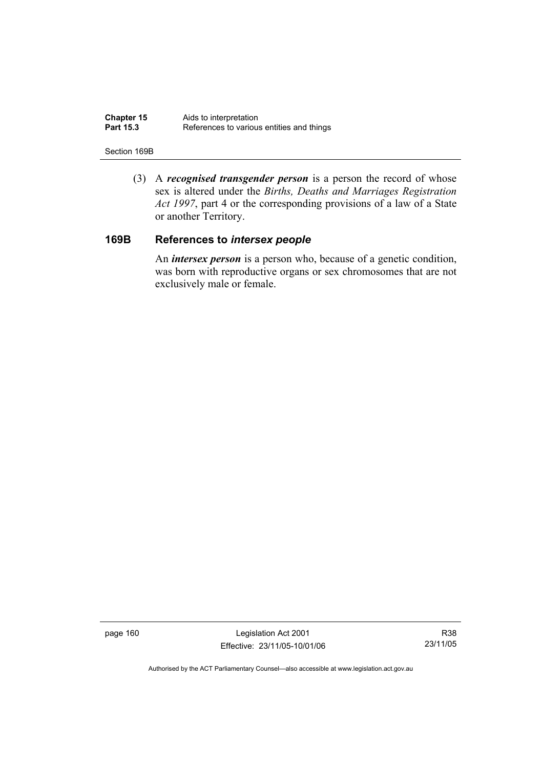(3) A ***recognised transgender person*** is a person the record of whose sex is altered under the *Births, Deaths and Marriages Registration Act 1997*, part 4 or the corresponding provisions of a law of a State or another Territory.

## 169B References to *intersex people*

An ***intersex person*** is a person who, because of a genetic condition, was born with reproductive organs or sex chromosomes that are not exclusively male or female.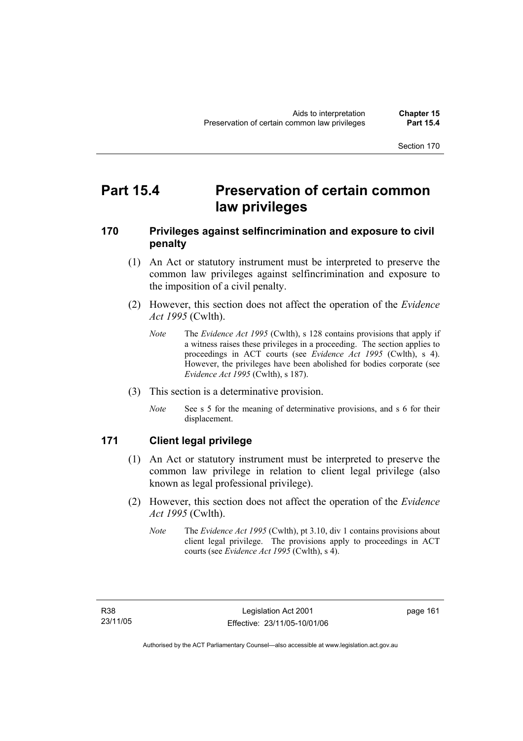# Part 15.4 Preservation of certain common law privileges

## 170 Privileges against selfincrimination and exposure to civil penalty

(1) An Act or statutory instrument must be interpreted to preserve the common law privileges against selfincrimination and exposure to the imposition of a civil penalty.

(2) However, this section does not affect the operation of the *Evidence Act 1995* (Cwlth).

*Note* The *Evidence Act 1995* (Cwlth), s 128 contains provisions that apply if a witness raises these privileges in a proceeding. The section applies to proceedings in ACT courts (see *Evidence Act 1995* (Cwlth), s 4). However, the privileges have been abolished for bodies corporate (see *Evidence Act 1995* (Cwlth), s 187).

(3) This section is a determinative provision.

*Note* See s 5 for the meaning of determinative provisions, and s 6 for their displacement.

## 171 Client legal privilege

(1) An Act or statutory instrument must be interpreted to preserve the common law privilege in relation to client legal privilege (also known as legal professional privilege).

(2) However, this section does not affect the operation of the *Evidence Act 1995* (Cwlth).

*Note* The *Evidence Act 1995* (Cwlth), pt 3.10, div 1 contains provisions about client legal privilege. The provisions apply to proceedings in ACT courts (see *Evidence Act 1995* (Cwlth), s 4).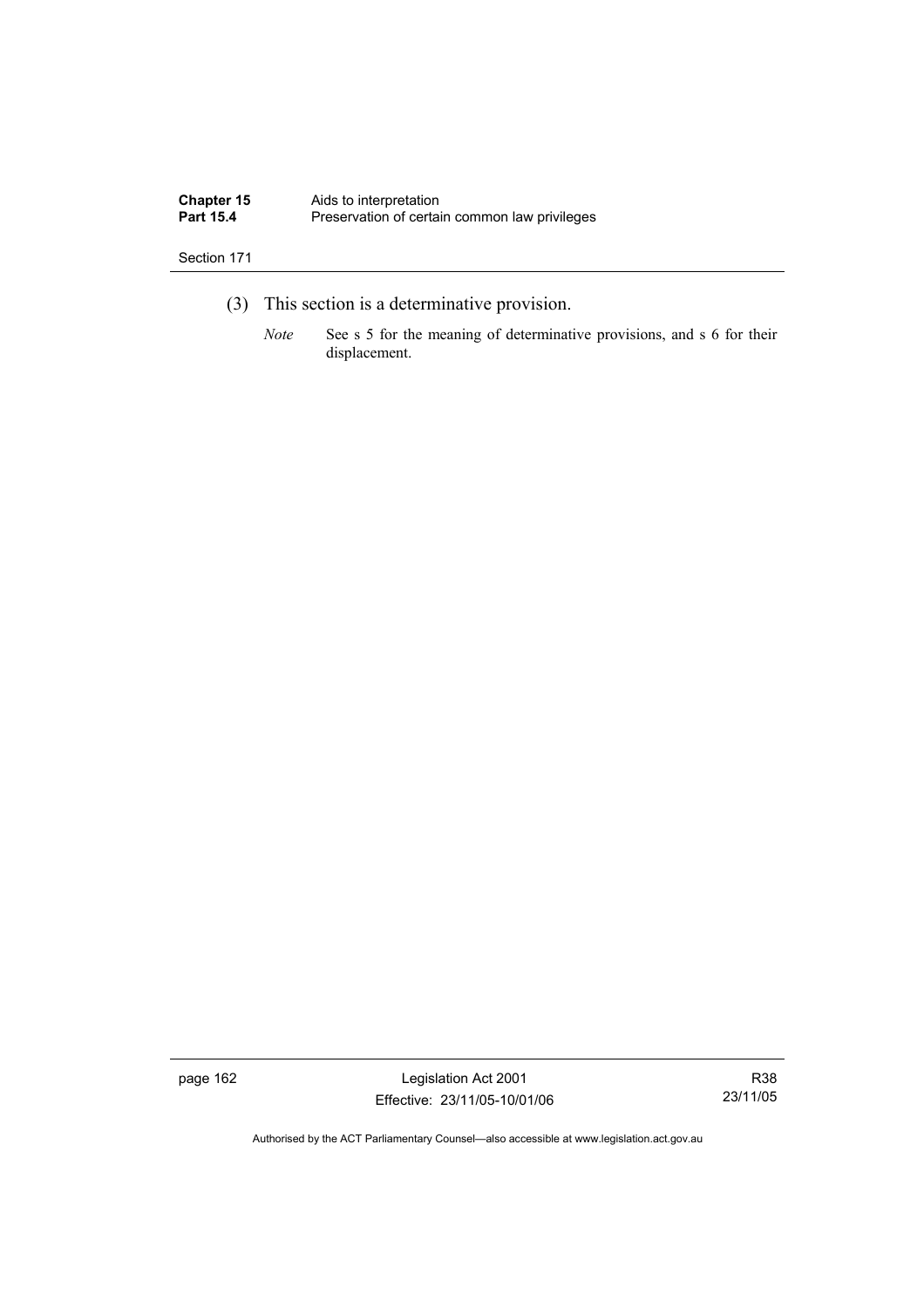(3) This section is a determinative provision.

*Note* See s 5 for the meaning of determinative provisions, and s 6 for their displacement.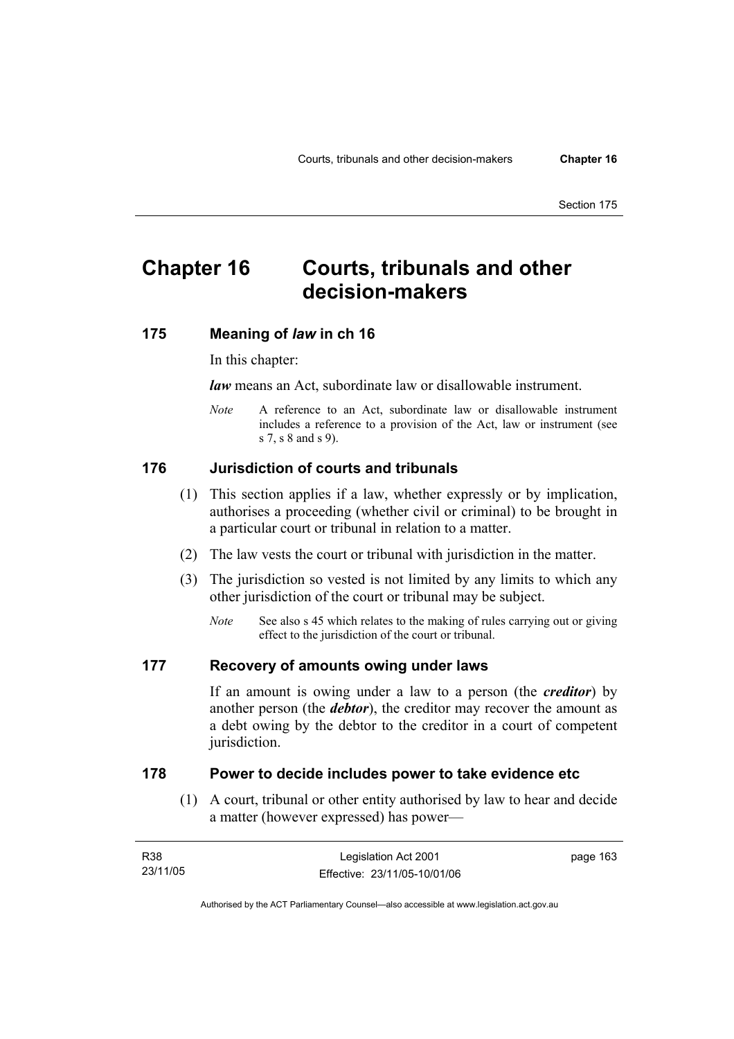# Chapter 16 Courts, tribunals and other decision-makers

## 175 Meaning of *law* in ch 16

In this chapter:

***law*** means an Act, subordinate law or disallowable instrument.

*Note* A reference to an Act, subordinate law or disallowable instrument includes a reference to a provision of the Act, law or instrument (see s 7, s 8 and s 9).

## 176 Jurisdiction of courts and tribunals

(1) This section applies if a law, whether expressly or by implication, authorises a proceeding (whether civil or criminal) to be brought in a particular court or tribunal in relation to a matter.

(2) The law vests the court or tribunal with jurisdiction in the matter.

(3) The jurisdiction so vested is not limited by any limits to which any other jurisdiction of the court or tribunal may be subject.

*Note* See also s 45 which relates to the making of rules carrying out or giving effect to the jurisdiction of the court or tribunal.

## 177 Recovery of amounts owing under laws

If an amount is owing under a law to a person (the ***creditor***) by another person (the ***debtor***), the creditor may recover the amount as a debt owing by the debtor to the creditor in a court of competent jurisdiction.

## 178 Power to decide includes power to take evidence etc

(1) A court, tribunal or other entity authorised by law to hear and decide a matter (however expressed) has power—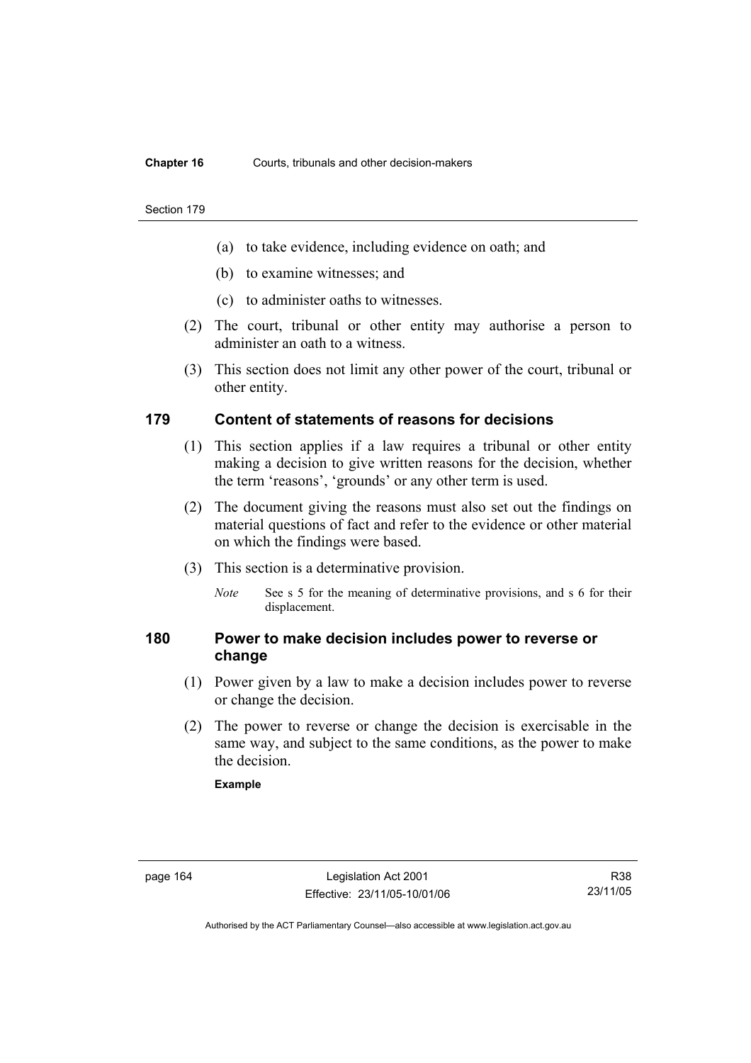- (a) to take evidence, including evidence on oath; and
- (b) to examine witnesses; and
- (c) to administer oaths to witnesses.

(2) The court, tribunal or other entity may authorise a person to administer an oath to a witness.

(3) This section does not limit any other power of the court, tribunal or other entity.

## 179 Content of statements of reasons for decisions

(1) This section applies if a law requires a tribunal or other entity making a decision to give written reasons for the decision, whether the term 'reasons', 'grounds' or any other term is used.

(2) The document giving the reasons must also set out the findings on material questions of fact and refer to the evidence or other material on which the findings were based.

(3) This section is a determinative provision.

*Note* See s 5 for the meaning of determinative provisions, and s 6 for their displacement.

## 180 Power to make decision includes power to reverse or change

(1) Power given by a law to make a decision includes power to reverse or change the decision.

(2) The power to reverse or change the decision is exercisable in the same way, and subject to the same conditions, as the power to make the decision.

**Example**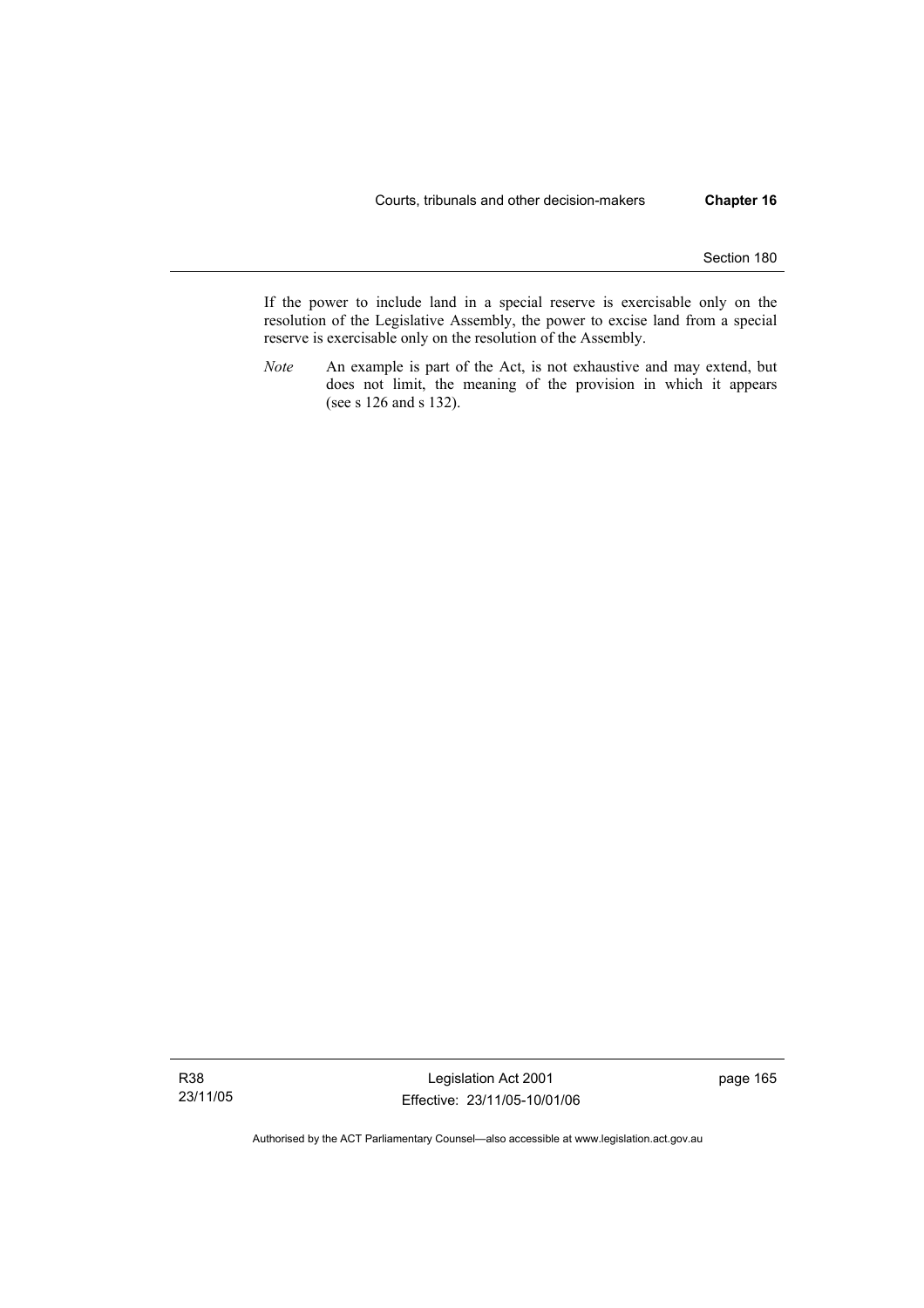If the power to include land in a special reserve is exercisable only on the resolution of the Legislative Assembly, the power to excise land from a special reserve is exercisable only on the resolution of the Assembly.

*Note* An example is part of the Act, is not exhaustive and may extend, but does not limit, the meaning of the provision in which it appears (see s 126 and s 132).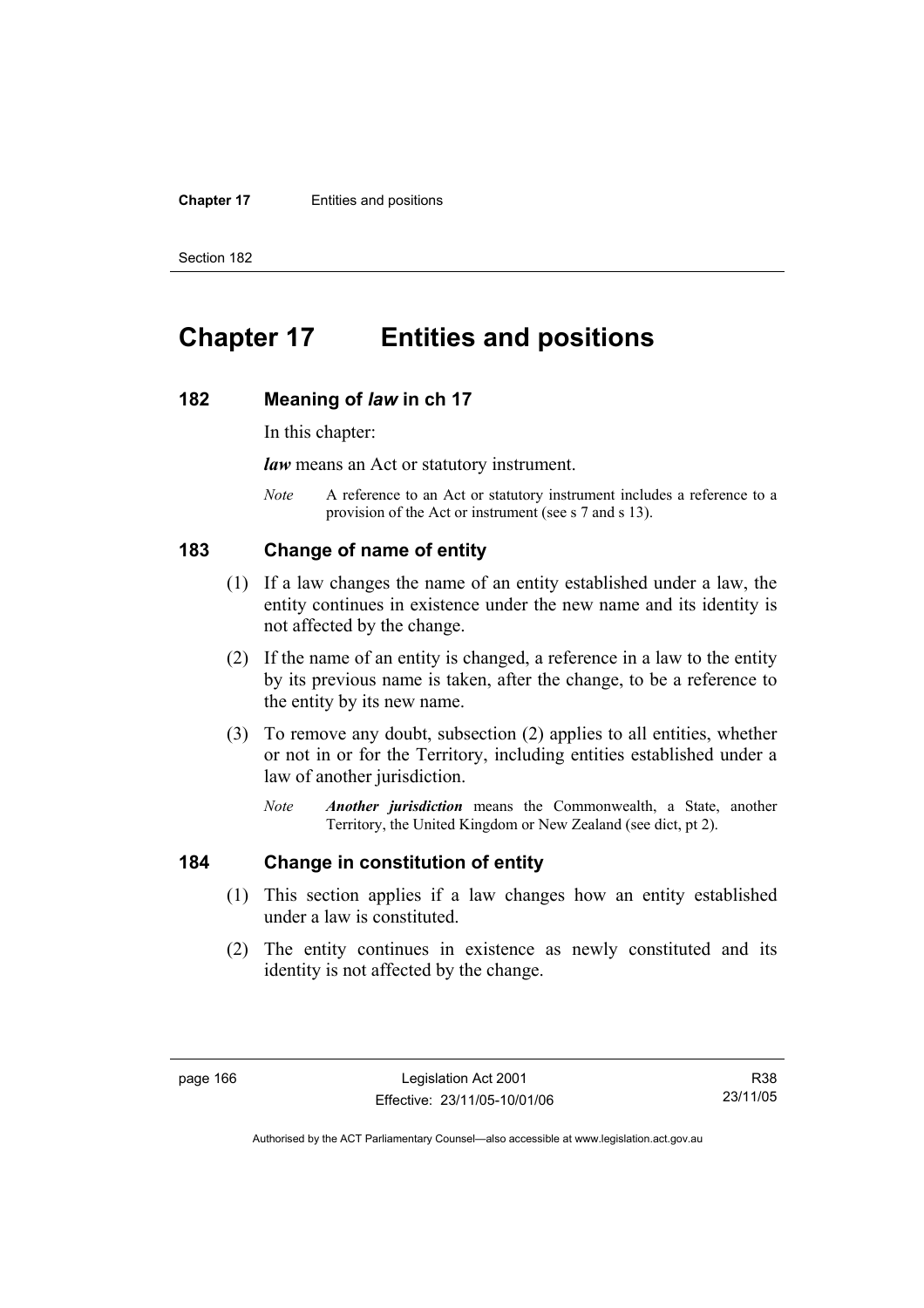# Chapter 17 Entities and positions

## 182 Meaning of *law* in ch 17

In this chapter:

***law*** means an Act or statutory instrument.

*Note* A reference to an Act or statutory instrument includes a reference to a provision of the Act or instrument (see s 7 and s 13).

## 183 Change of name of entity

(1) If a law changes the name of an entity established under a law, the entity continues in existence under the new name and its identity is not affected by the change.

(2) If the name of an entity is changed, a reference in a law to the entity by its previous name is taken, after the change, to be a reference to the entity by its new name.

(3) To remove any doubt, subsection (2) applies to all entities, whether or not in or for the Territory, including entities established under a law of another jurisdiction.

*Note* ***Another jurisdiction*** means the Commonwealth, a State, another Territory, the United Kingdom or New Zealand (see dict, pt 2).

## 184 Change in constitution of entity

(1) This section applies if a law changes how an entity established under a law is constituted.

(2) The entity continues in existence as newly constituted and its identity is not affected by the change.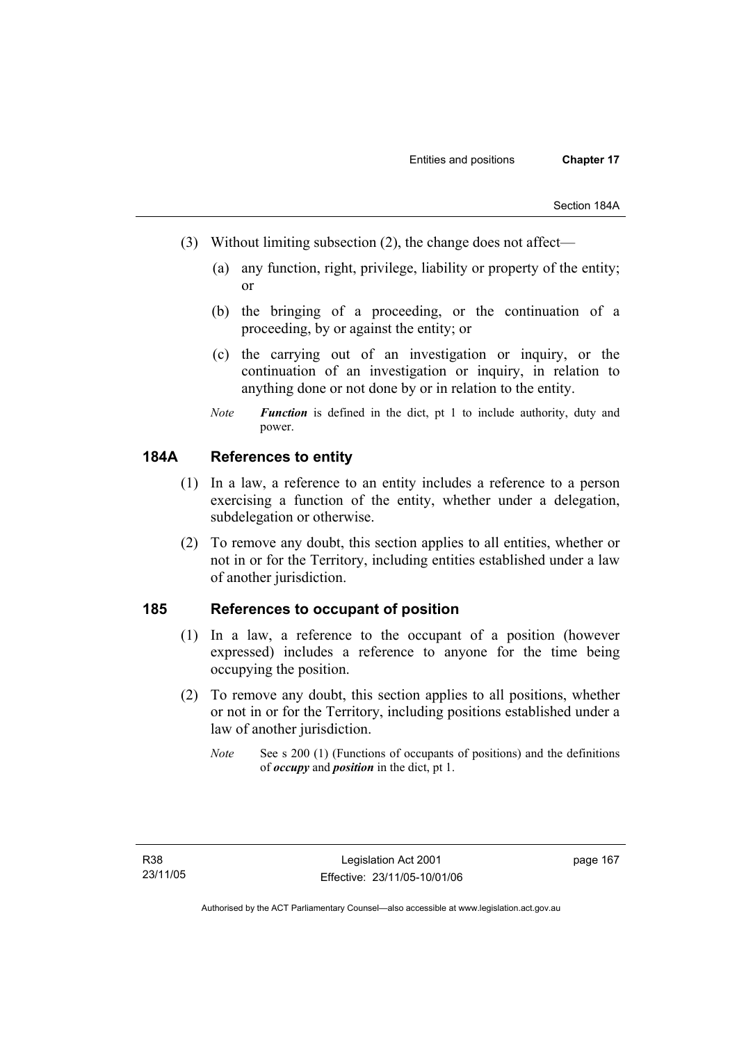(3) Without limiting subsection (2), the change does not affect—

(a) any function, right, privilege, liability or property of the entity; or

(b) the bringing of a proceeding, or the continuation of a proceeding, by or against the entity; or

(c) the carrying out of an investigation or inquiry, or the continuation of an investigation or inquiry, in relation to anything done or not done by or in relation to the entity.

*Note* ***Function*** is defined in the dict, pt 1 to include authority, duty and power.

## 184A References to entity

(1) In a law, a reference to an entity includes a reference to a person exercising a function of the entity, whether under a delegation, subdelegation or otherwise.

(2) To remove any doubt, this section applies to all entities, whether or not in or for the Territory, including entities established under a law of another jurisdiction.

## 185 References to occupant of position

(1) In a law, a reference to the occupant of a position (however expressed) includes a reference to anyone for the time being occupying the position.

(2) To remove any doubt, this section applies to all positions, whether or not in or for the Territory, including positions established under a law of another jurisdiction.

*Note* See s 200 (1) (Functions of occupants of positions) and the definitions of ***occupy*** and ***position*** in the dict, pt 1.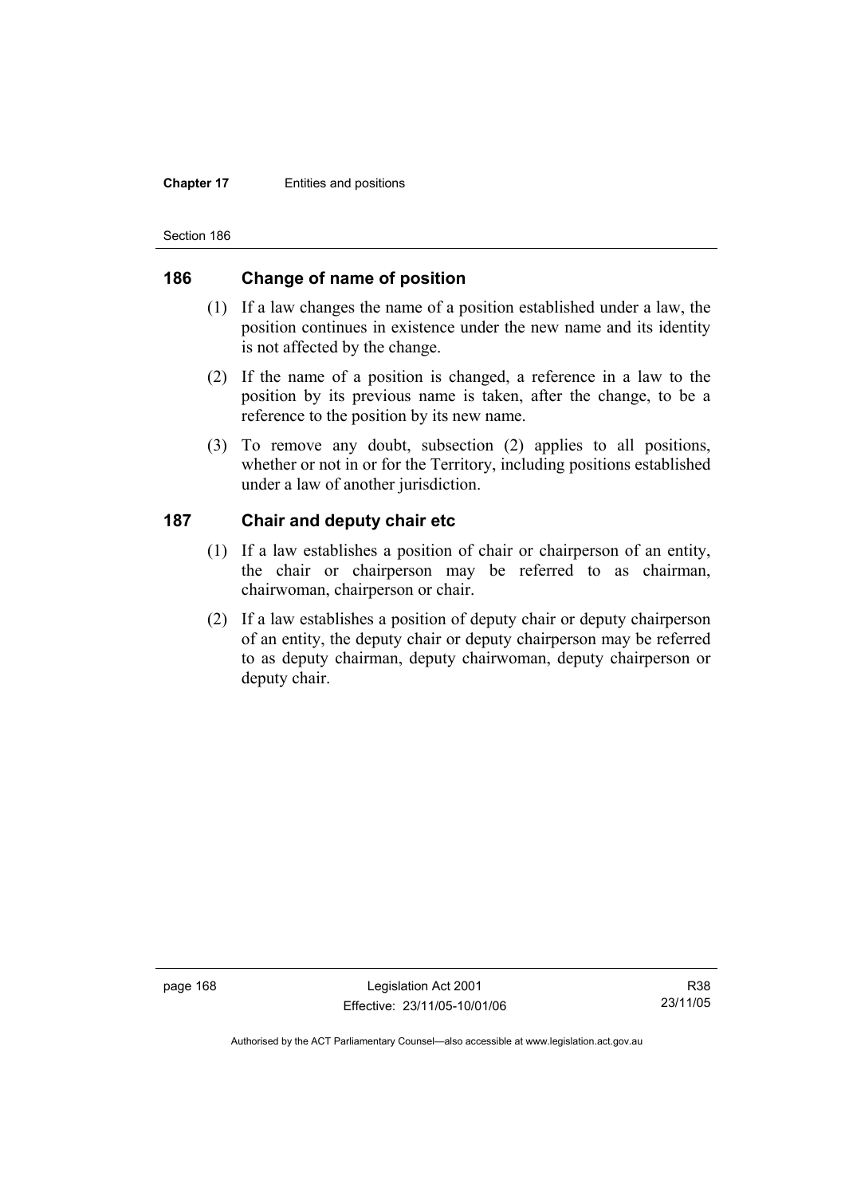## 186 Change of name of position

(1) If a law changes the name of a position established under a law, the position continues in existence under the new name and its identity is not affected by the change.

(2) If the name of a position is changed, a reference in a law to the position by its previous name is taken, after the change, to be a reference to the position by its new name.

(3) To remove any doubt, subsection (2) applies to all positions, whether or not in or for the Territory, including positions established under a law of another jurisdiction.

## 187 Chair and deputy chair etc

(1) If a law establishes a position of chair or chairperson of an entity, the chair or chairperson may be referred to as chairman, chairwoman, chairperson or chair.

(2) If a law establishes a position of deputy chair or deputy chairperson of an entity, the deputy chair or deputy chairperson may be referred to as deputy chairman, deputy chairwoman, deputy chairperson or deputy chair.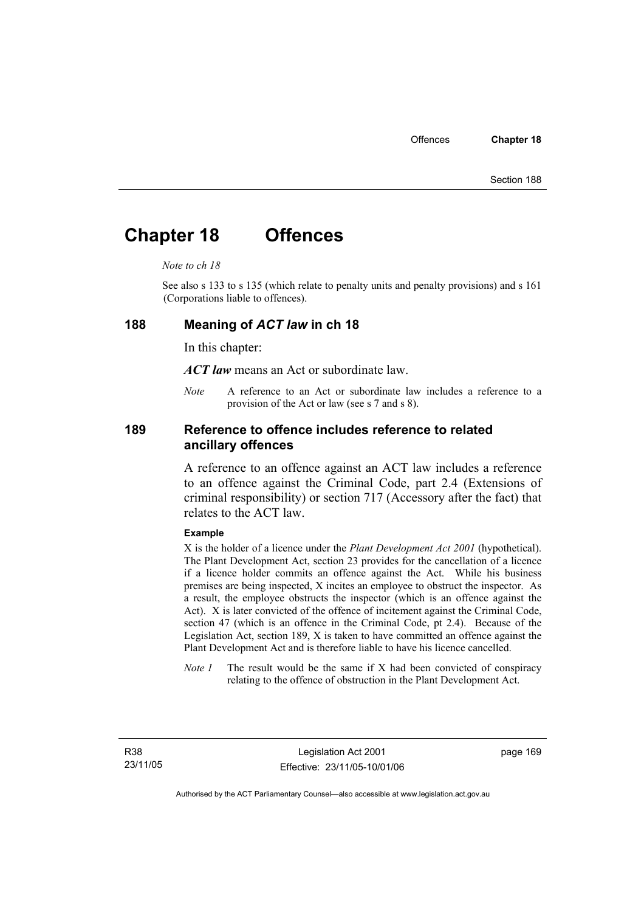# Chapter 18 Offences

*Note to ch 18*

See also s 133 to s 135 (which relate to penalty units and penalty provisions) and s 161 (Corporations liable to offences).

## 188 Meaning of *ACT law* in ch 18

In this chapter:

***ACT law*** means an Act or subordinate law.

*Note* A reference to an Act or subordinate law includes a reference to a provision of the Act or law (see s 7 and s 8).

## 189 Reference to offence includes reference to related ancillary offences

A reference to an offence against an ACT law includes a reference to an offence against the Criminal Code, part 2.4 (Extensions of criminal responsibility) or section 717 (Accessory after the fact) that relates to the ACT law.

**Example**

X is the holder of a licence under the *Plant Development Act 2001* (hypothetical). The Plant Development Act, section 23 provides for the cancellation of a licence if a licence holder commits an offence against the Act. While his business premises are being inspected, X incites an employee to obstruct the inspector. As a result, the employee obstructs the inspector (which is an offence against the Act). X is later convicted of the offence of incitement against the Criminal Code, section 47 (which is an offence in the Criminal Code, pt 2.4). Because of the Legislation Act, section 189, X is taken to have committed an offence against the Plant Development Act and is therefore liable to have his licence cancelled.

*Note 1* The result would be the same if X had been convicted of conspiracy relating to the offence of obstruction in the Plant Development Act.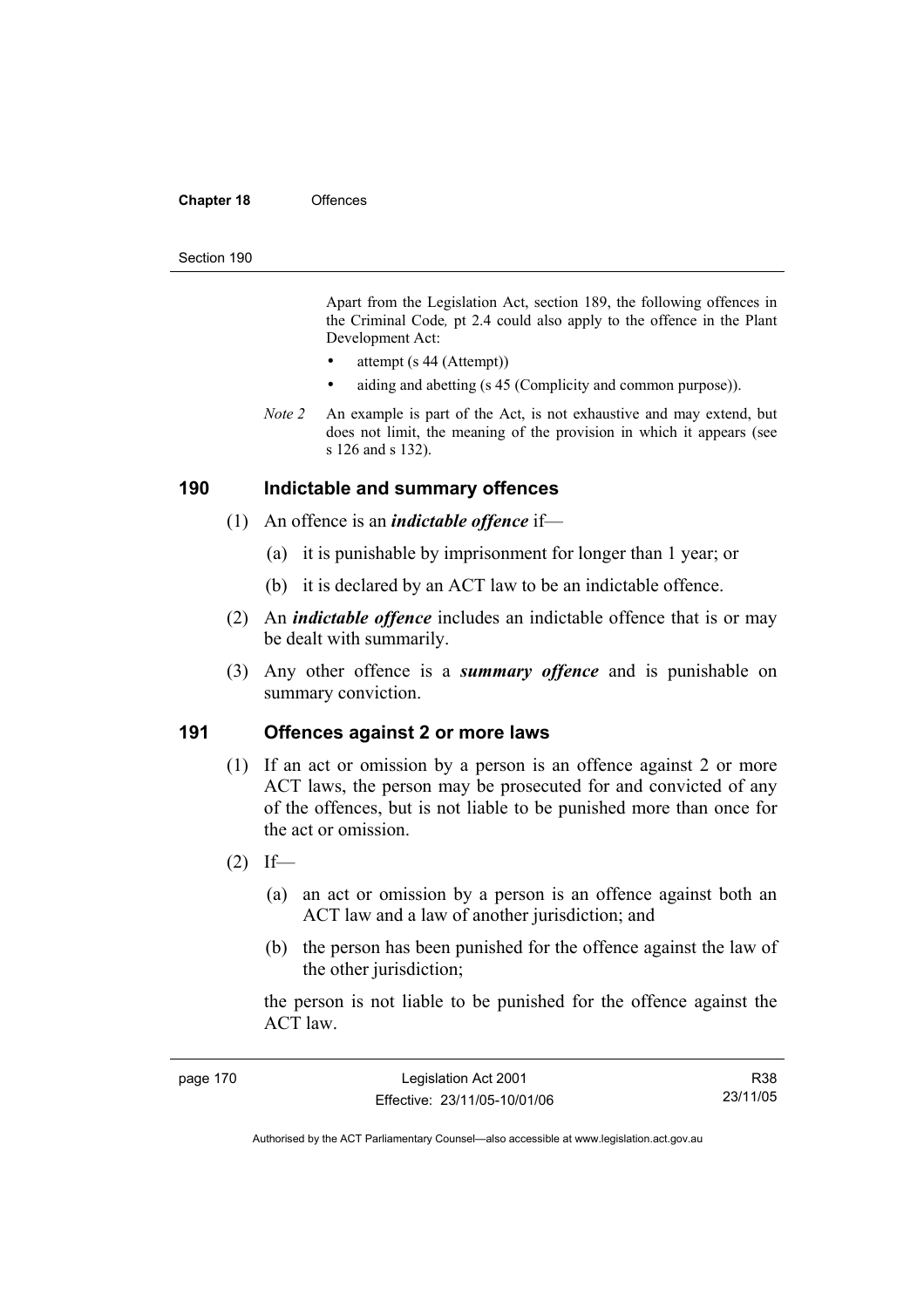Apart from the Legislation Act, section 189, the following offences in the Criminal Code, pt 2.4 could also apply to the offence in the Plant Development Act:

- attempt (s 44 (Attempt))
- aiding and abetting (s 45 (Complicity and common purpose)).

*Note 2* An example is part of the Act, is not exhaustive and may extend, but does not limit, the meaning of the provision in which it appears (see s 126 and s 132).

## 190 Indictable and summary offences

(1) An offence is an ***indictable offence*** if—

(a) it is punishable by imprisonment for longer than 1 year; or

(b) it is declared by an ACT law to be an indictable offence.

(2) An ***indictable offence*** includes an indictable offence that is or may be dealt with summarily.

(3) Any other offence is a ***summary offence*** and is punishable on summary conviction.

## 191 Offences against 2 or more laws

(1) If an act or omission by a person is an offence against 2 or more ACT laws, the person may be prosecuted for and convicted of any of the offences, but is not liable to be punished more than once for the act or omission.

(2) If—

(a) an act or omission by a person is an offence against both an ACT law and a law of another jurisdiction; and

(b) the person has been punished for the offence against the law of the other jurisdiction;

the person is not liable to be punished for the offence against the ACT law.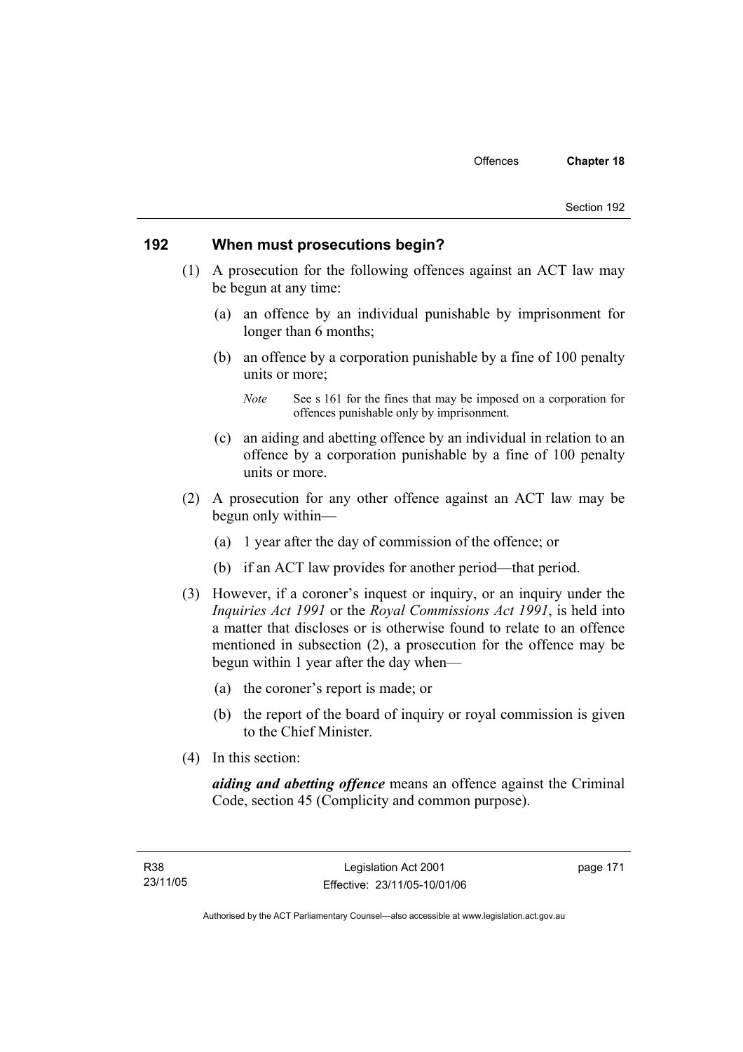## 192 When must prosecutions begin?

(1) A prosecution for the following offences against an ACT law may be begun at any time:

(a) an offence by an individual punishable by imprisonment for longer than 6 months;

(b) an offence by a corporation punishable by a fine of 100 penalty units or more;

*Note* See s 161 for the fines that may be imposed on a corporation for offences punishable only by imprisonment.

(c) an aiding and abetting offence by an individual in relation to an offence by a corporation punishable by a fine of 100 penalty units or more.

(2) A prosecution for any other offence against an ACT law may be begun only within—

(a) 1 year after the day of commission of the offence; or

(b) if an ACT law provides for another period—that period.

(3) However, if a coroner's inquest or inquiry, or an inquiry under the *Inquiries Act 1991* or the *Royal Commissions Act 1991*, is held into a matter that discloses or is otherwise found to relate to an offence mentioned in subsection (2), a prosecution for the offence may be begun within 1 year after the day when—

(a) the coroner's report is made; or

(b) the report of the board of inquiry or royal commission is given to the Chief Minister.

(4) In this section:

***aiding and abetting offence*** means an offence against the Criminal Code, section 45 (Complicity and common purpose).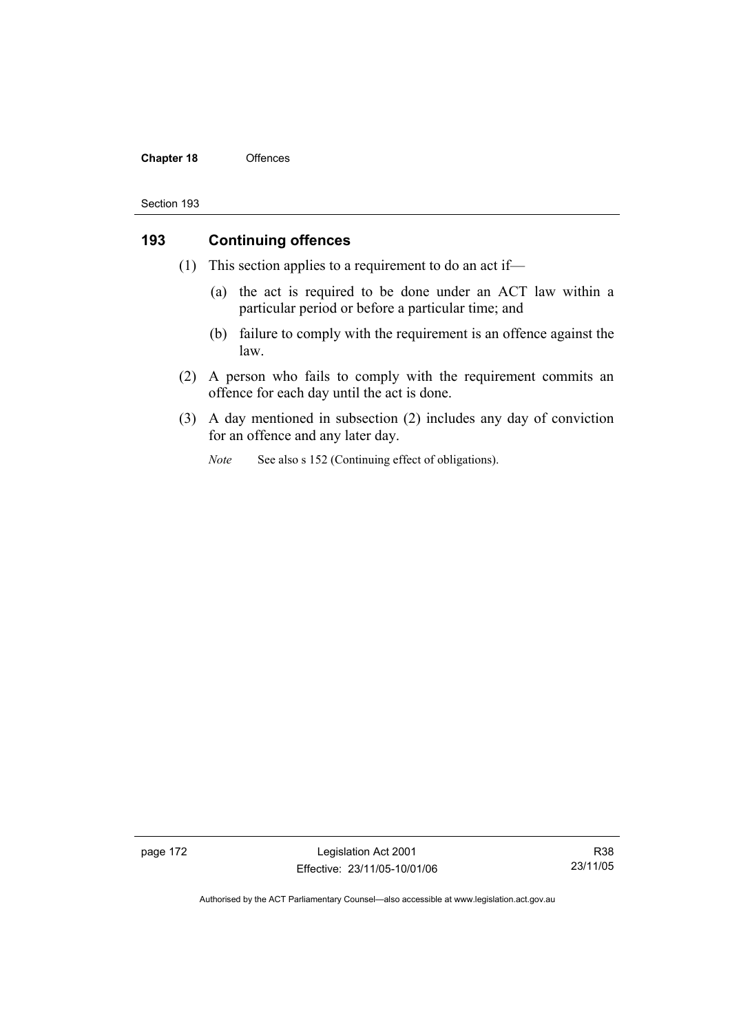## 193 Continuing offences

(1) This section applies to a requirement to do an act if—

(a) the act is required to be done under an ACT law within a particular period or before a particular time; and

(b) failure to comply with the requirement is an offence against the law.

(2) A person who fails to comply with the requirement commits an offence for each day until the act is done.

(3) A day mentioned in subsection (2) includes any day of conviction for an offence and any later day.

*Note* See also s 152 (Continuing effect of obligations).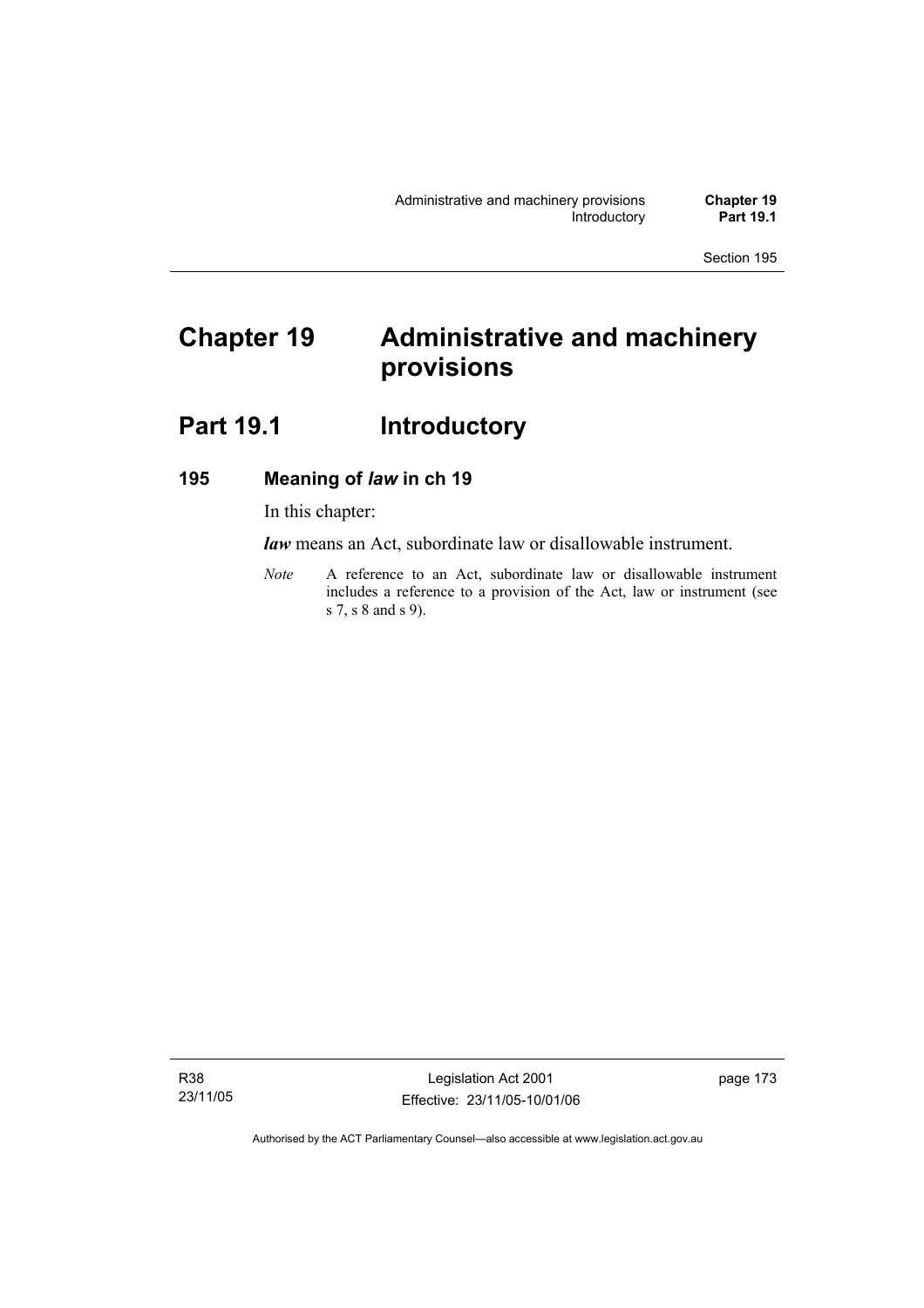# Chapter 19 Administrative and machinery provisions

## Part 19.1 Introductory

### 195 Meaning of *law* in ch 19

In this chapter:

***law*** means an Act, subordinate law or disallowable instrument.

*Note* A reference to an Act, subordinate law or disallowable instrument includes a reference to a provision of the Act, law or instrument (see s 7, s 8 and s 9).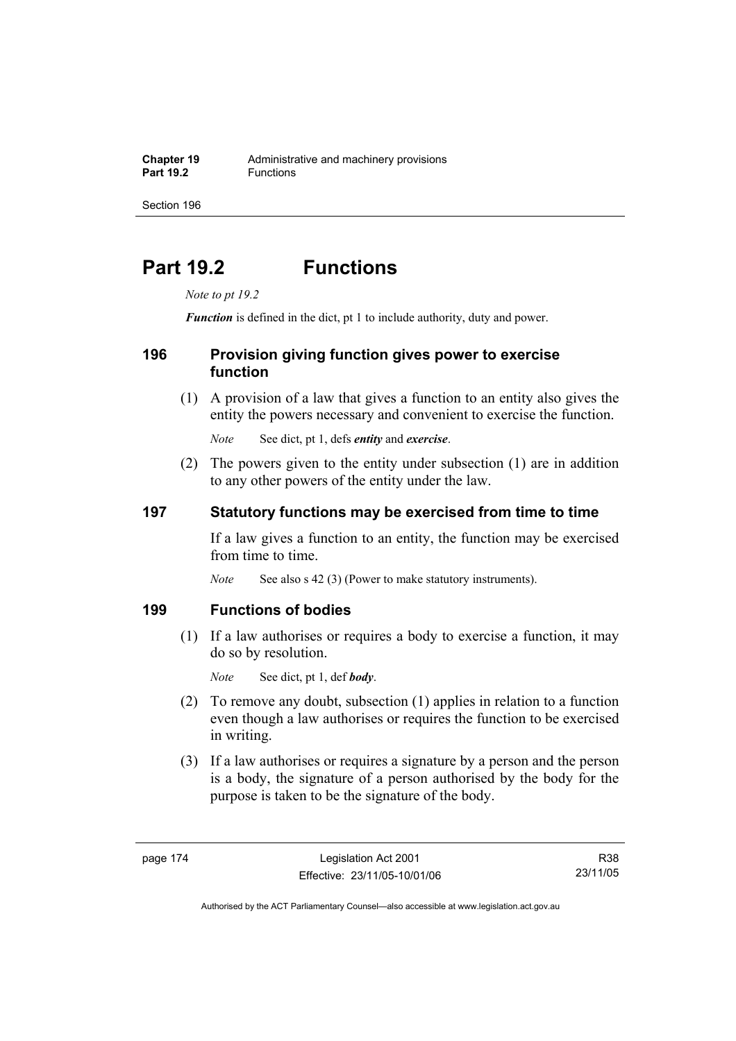# Part 19.2 Functions

*Note to pt 19.2*

***Function*** is defined in the dict, pt 1 to include authority, duty and power.

### 196 Provision giving function gives power to exercise function

(1) A provision of a law that gives a function to an entity also gives the entity the powers necessary and convenient to exercise the function.

*Note* See dict, pt 1, defs ***entity*** and ***exercise***.

(2) The powers given to the entity under subsection (1) are in addition to any other powers of the entity under the law.

### 197 Statutory functions may be exercised from time to time

If a law gives a function to an entity, the function may be exercised from time to time.

*Note* See also s 42 (3) (Power to make statutory instruments).

### 199 Functions of bodies

(1) If a law authorises or requires a body to exercise a function, it may do so by resolution.

*Note* See dict, pt 1, def ***body***.

(2) To remove any doubt, subsection (1) applies in relation to a function even though a law authorises or requires the function to be exercised in writing.

(3) If a law authorises or requires a signature by a person and the person is a body, the signature of a person authorised by the body for the purpose is taken to be the signature of the body.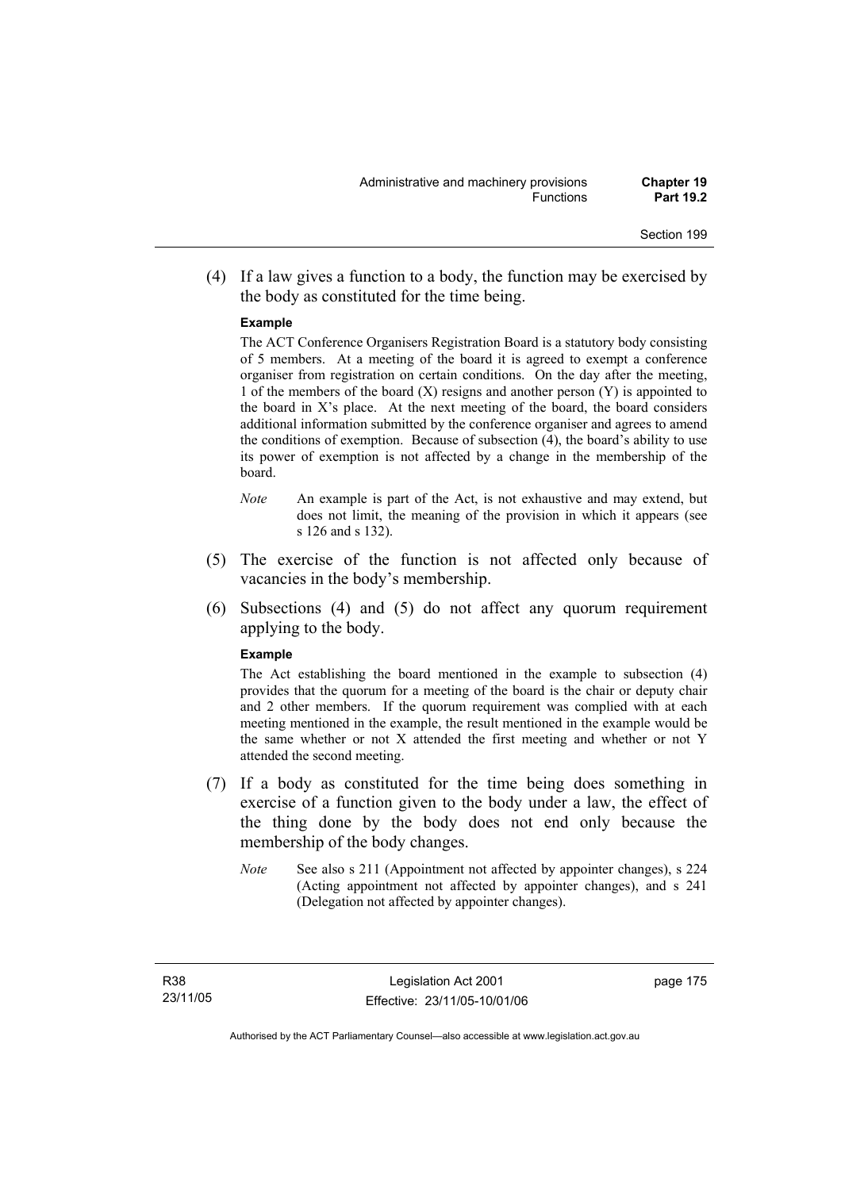(4) If a law gives a function to a body, the function may be exercised by the body as constituted for the time being.

**Example**

The ACT Conference Organisers Registration Board is a statutory body consisting of 5 members. At a meeting of the board it is agreed to exempt a conference organiser from registration on certain conditions. On the day after the meeting, 1 of the members of the board (X) resigns and another person (Y) is appointed to the board in X's place. At the next meeting of the board, the board considers additional information submitted by the conference organiser and agrees to amend the conditions of exemption. Because of subsection (4), the board's ability to use its power of exemption is not affected by a change in the membership of the board.

*Note* An example is part of the Act, is not exhaustive and may extend, but does not limit, the meaning of the provision in which it appears (see s 126 and s 132).

(5) The exercise of the function is not affected only because of vacancies in the body's membership.

(6) Subsections (4) and (5) do not affect any quorum requirement applying to the body.

**Example**

The Act establishing the board mentioned in the example to subsection (4) provides that the quorum for a meeting of the board is the chair or deputy chair and 2 other members. If the quorum requirement was complied with at each meeting mentioned in the example, the result mentioned in the example would be the same whether or not X attended the first meeting and whether or not Y attended the second meeting.

(7) If a body as constituted for the time being does something in exercise of a function given to the body under a law, the effect of the thing done by the body does not end only because the membership of the body changes.

*Note* See also s 211 (Appointment not affected by appointer changes), s 224 (Acting appointment not affected by appointer changes), and s 241 (Delegation not affected by appointer changes).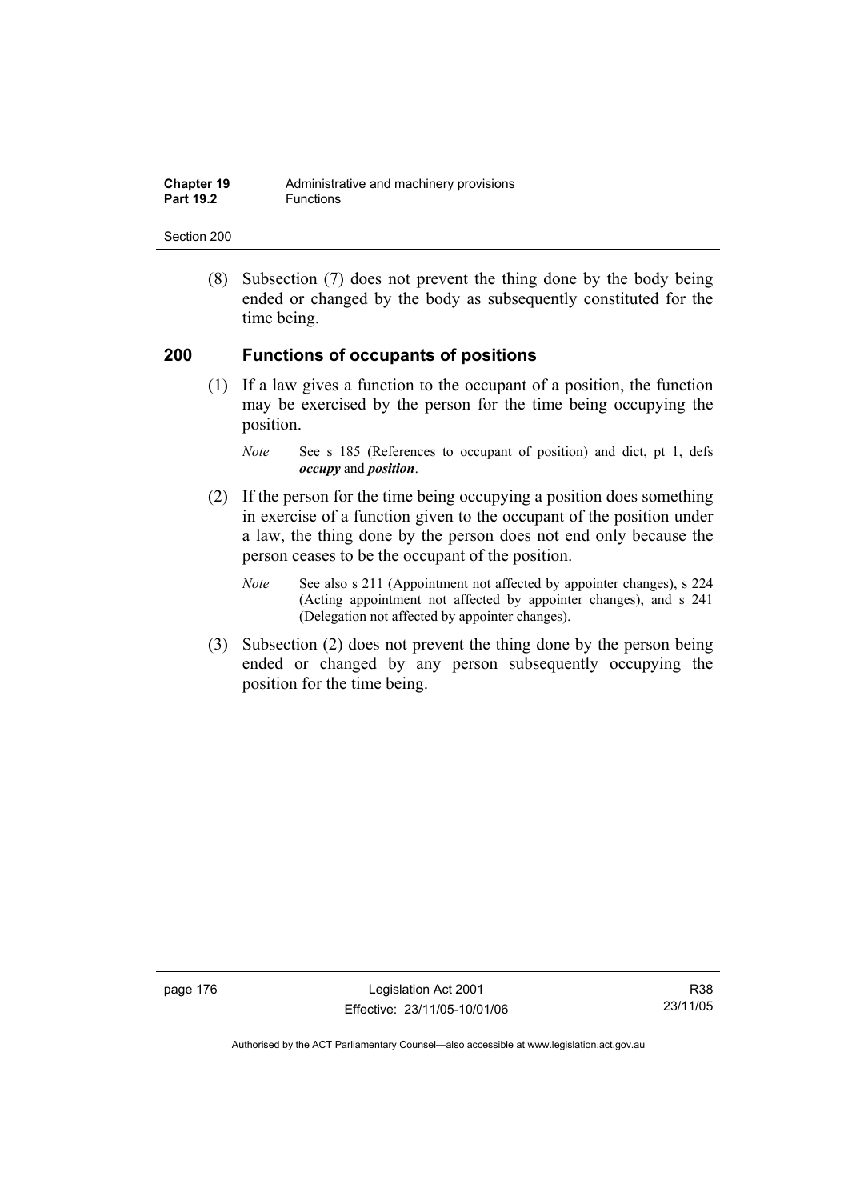(8) Subsection (7) does not prevent the thing done by the body being ended or changed by the body as subsequently constituted for the time being.

## 200 Functions of occupants of positions

(1) If a law gives a function to the occupant of a position, the function may be exercised by the person for the time being occupying the position.

*Note* See s 185 (References to occupant of position) and dict, pt 1, defs ***occupy*** and ***position***.

(2) If the person for the time being occupying a position does something in exercise of a function given to the occupant of the position under a law, the thing done by the person does not end only because the person ceases to be the occupant of the position.

*Note* See also s 211 (Appointment not affected by appointer changes), s 224 (Acting appointment not affected by appointer changes), and s 241 (Delegation not affected by appointer changes).

(3) Subsection (2) does not prevent the thing done by the person being ended or changed by any person subsequently occupying the position for the time being.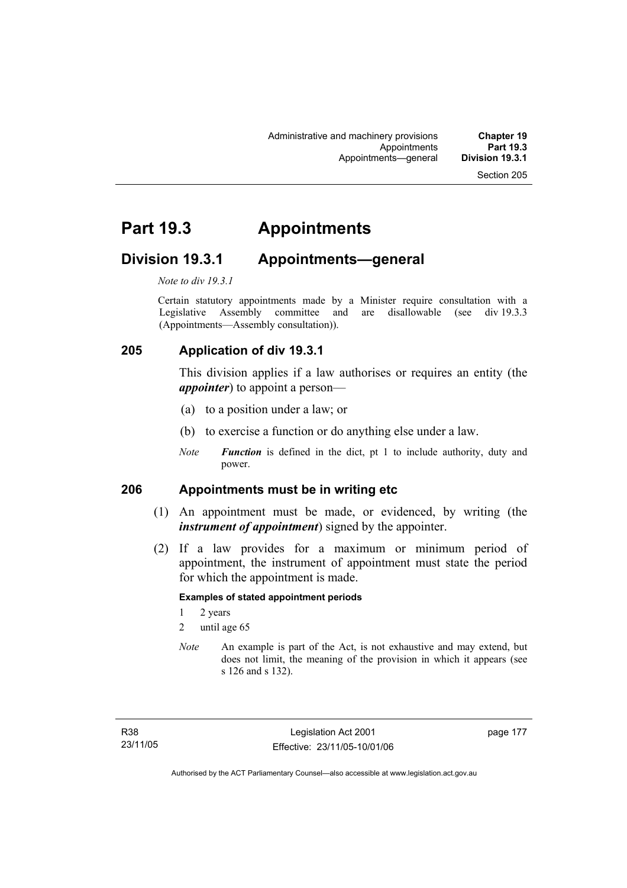# Part 19.3 Appointments

## Division 19.3.1 Appointments—general

*Note to div 19.3.1*

Certain statutory appointments made by a Minister require consultation with a Legislative Assembly committee and are disallowable (see div 19.3.3 (Appointments—Assembly consultation)).

### 205 Application of div 19.3.1

This division applies if a law authorises or requires an entity (the ***appointer***) to appoint a person—

(a) to a position under a law; or

(b) to exercise a function or do anything else under a law.

*Note* ***Function*** is defined in the dict, pt 1 to include authority, duty and power.

### 206 Appointments must be in writing etc

(1) An appointment must be made, or evidenced, by writing (the ***instrument of appointment***) signed by the appointer.

(2) If a law provides for a maximum or minimum period of appointment, the instrument of appointment must state the period for which the appointment is made.

**Examples of stated appointment periods**

1 2 years

2 until age 65

*Note* An example is part of the Act, is not exhaustive and may extend, but does not limit, the meaning of the provision in which it appears (see s 126 and s 132).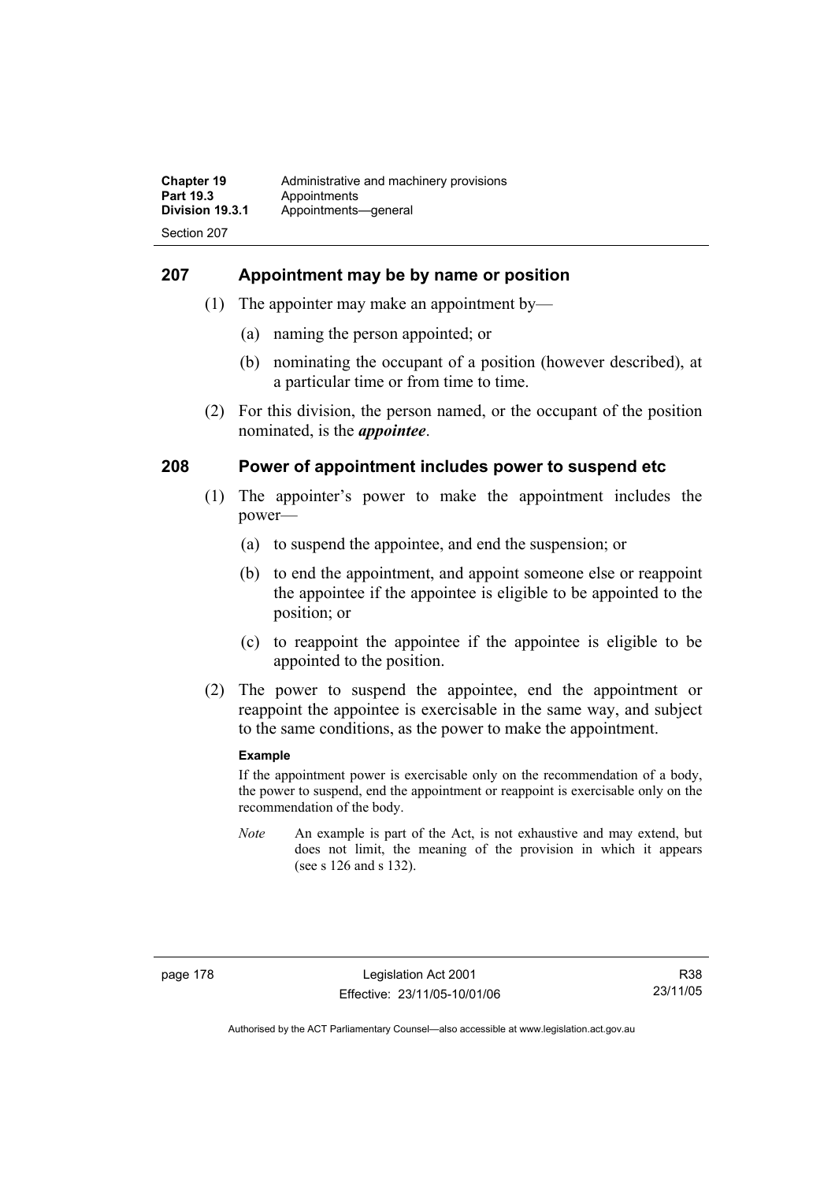## 207 Appointment may be by name or position

(1) The appointer may make an appointment by—

(a) naming the person appointed; or

(b) nominating the occupant of a position (however described), at a particular time or from time to time.

(2) For this division, the person named, or the occupant of the position nominated, is the ***appointee***.

## 208 Power of appointment includes power to suspend etc

(1) The appointer's power to make the appointment includes the power—

(a) to suspend the appointee, and end the suspension; or

(b) to end the appointment, and appoint someone else or reappoint the appointee if the appointee is eligible to be appointed to the position; or

(c) to reappoint the appointee if the appointee is eligible to be appointed to the position.

(2) The power to suspend the appointee, end the appointment or reappoint the appointee is exercisable in the same way, and subject to the same conditions, as the power to make the appointment.

**Example**

If the appointment power is exercisable only on the recommendation of a body, the power to suspend, end the appointment or reappoint is exercisable only on the recommendation of the body.

*Note* An example is part of the Act, is not exhaustive and may extend, but does not limit, the meaning of the provision in which it appears (see s 126 and s 132).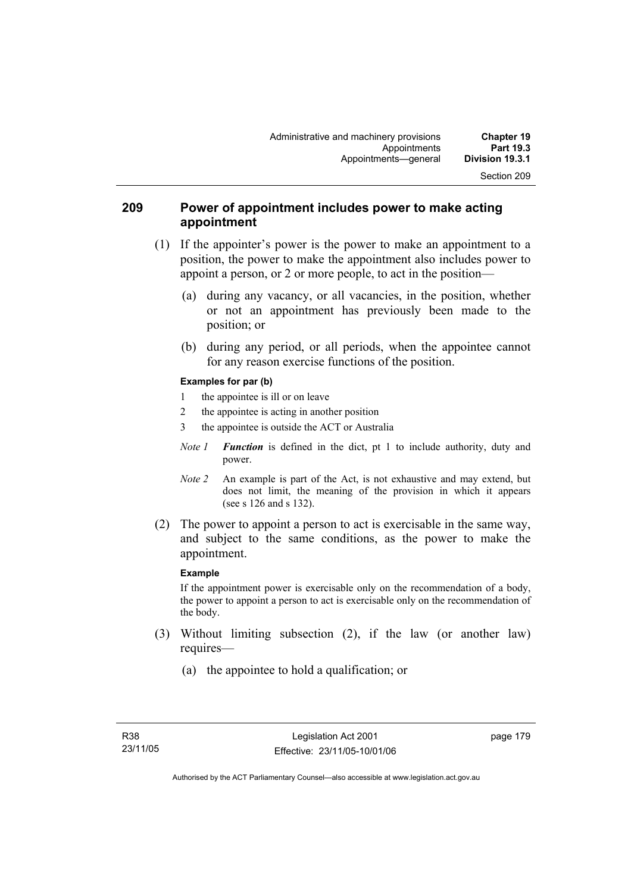## 209 Power of appointment includes power to make acting appointment

(1) If the appointer's power is the power to make an appointment to a position, the power to make the appointment also includes power to appoint a person, or 2 or more people, to act in the position—

(a) during any vacancy, or all vacancies, in the position, whether or not an appointment has previously been made to the position; or

(b) during any period, or all periods, when the appointee cannot for any reason exercise functions of the position.

**Examples for par (b)**

1 the appointee is ill or on leave

2 the appointee is acting in another position

3 the appointee is outside the ACT or Australia

*Note 1* ***Function*** is defined in the dict, pt 1 to include authority, duty and power.

*Note 2* An example is part of the Act, is not exhaustive and may extend, but does not limit, the meaning of the provision in which it appears (see s 126 and s 132).

(2) The power to appoint a person to act is exercisable in the same way, and subject to the same conditions, as the power to make the appointment.

**Example**

If the appointment power is exercisable only on the recommendation of a body, the power to appoint a person to act is exercisable only on the recommendation of the body.

(3) Without limiting subsection (2), if the law (or another law) requires—

(a) the appointee to hold a qualification; or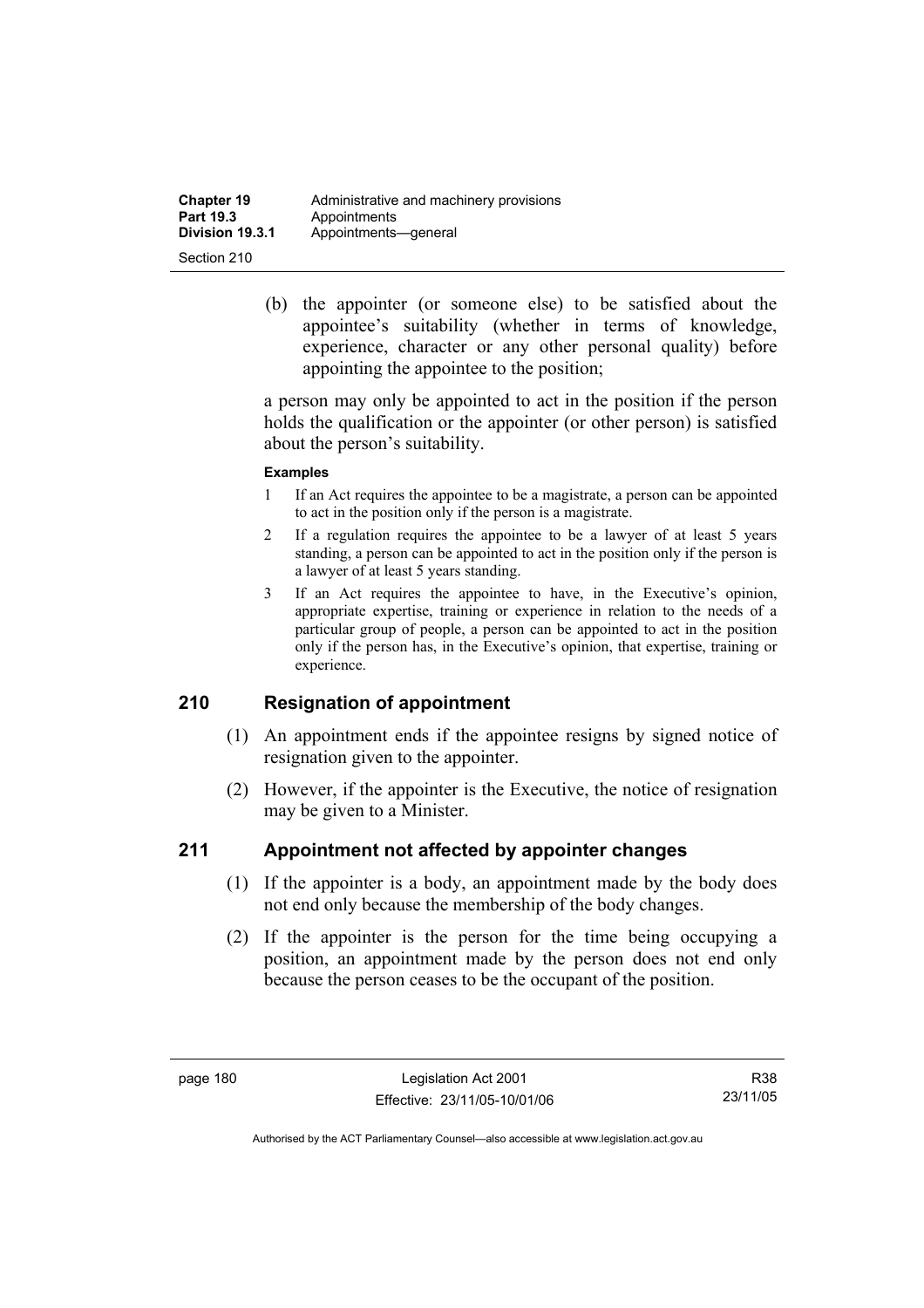(b) the appointer (or someone else) to be satisfied about the appointee's suitability (whether in terms of knowledge, experience, character or any other personal quality) before appointing the appointee to the position;

a person may only be appointed to act in the position if the person holds the qualification or the appointer (or other person) is satisfied about the person's suitability.

**Examples**

1. If an Act requires the appointee to be a magistrate, a person can be appointed to act in the position only if the person is a magistrate.
2. If a regulation requires the appointee to be a lawyer of at least 5 years standing, a person can be appointed to act in the position only if the person is a lawyer of at least 5 years standing.
3. If an Act requires the appointee to have, in the Executive's opinion, appropriate expertise, training or experience in relation to the needs of a particular group of people, a person can be appointed to act in the position only if the person has, in the Executive's opinion, that expertise, training or experience.

## 210 Resignation of appointment

(1) An appointment ends if the appointee resigns by signed notice of resignation given to the appointer.

(2) However, if the appointer is the Executive, the notice of resignation may be given to a Minister.

## 211 Appointment not affected by appointer changes

(1) If the appointer is a body, an appointment made by the body does not end only because the membership of the body changes.

(2) If the appointer is the person for the time being occupying a position, an appointment made by the person does not end only because the person ceases to be the occupant of the position.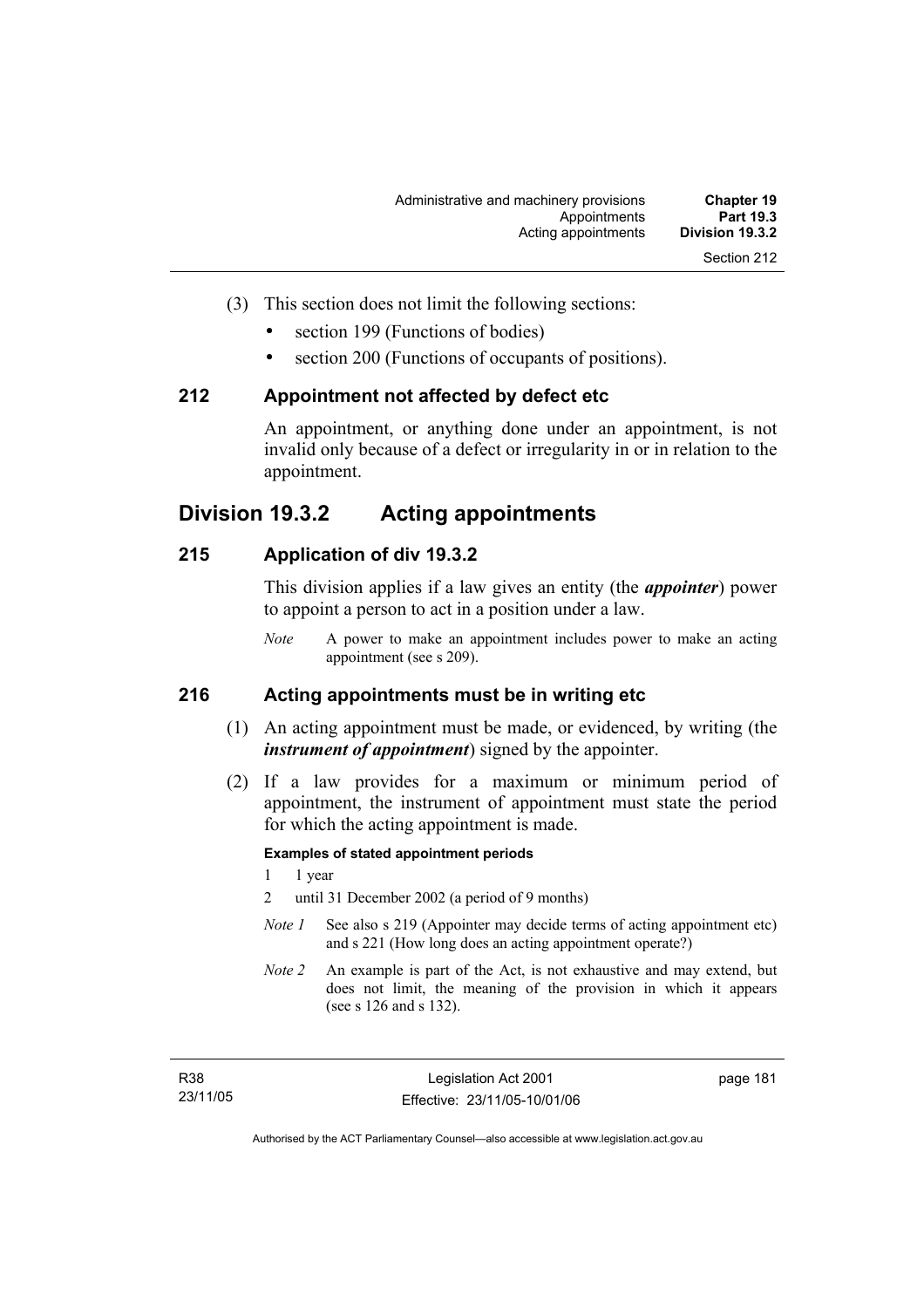(3) This section does not limit the following sections:

- section 199 (Functions of bodies)
- section 200 (Functions of occupants of positions).

### 212 Appointment not affected by defect etc

An appointment, or anything done under an appointment, is not invalid only because of a defect or irregularity in or in relation to the appointment.

## Division 19.3.2 Acting appointments

### 215 Application of div 19.3.2

This division applies if a law gives an entity (the ***appointer***) power to appoint a person to act in a position under a law.

*Note* A power to make an appointment includes power to make an acting appointment (see s 209).

### 216 Acting appointments must be in writing etc

(1) An acting appointment must be made, or evidenced, by writing (the ***instrument of appointment***) signed by the appointer.

(2) If a law provides for a maximum or minimum period of appointment, the instrument of appointment must state the period for which the acting appointment is made.

**Examples of stated appointment periods**

1 1 year

2 until 31 December 2002 (a period of 9 months)

*Note 1* See also s 219 (Appointer may decide terms of acting appointment etc) and s 221 (How long does an acting appointment operate?)

*Note 2* An example is part of the Act, is not exhaustive and may extend, but does not limit, the meaning of the provision in which it appears (see s 126 and s 132).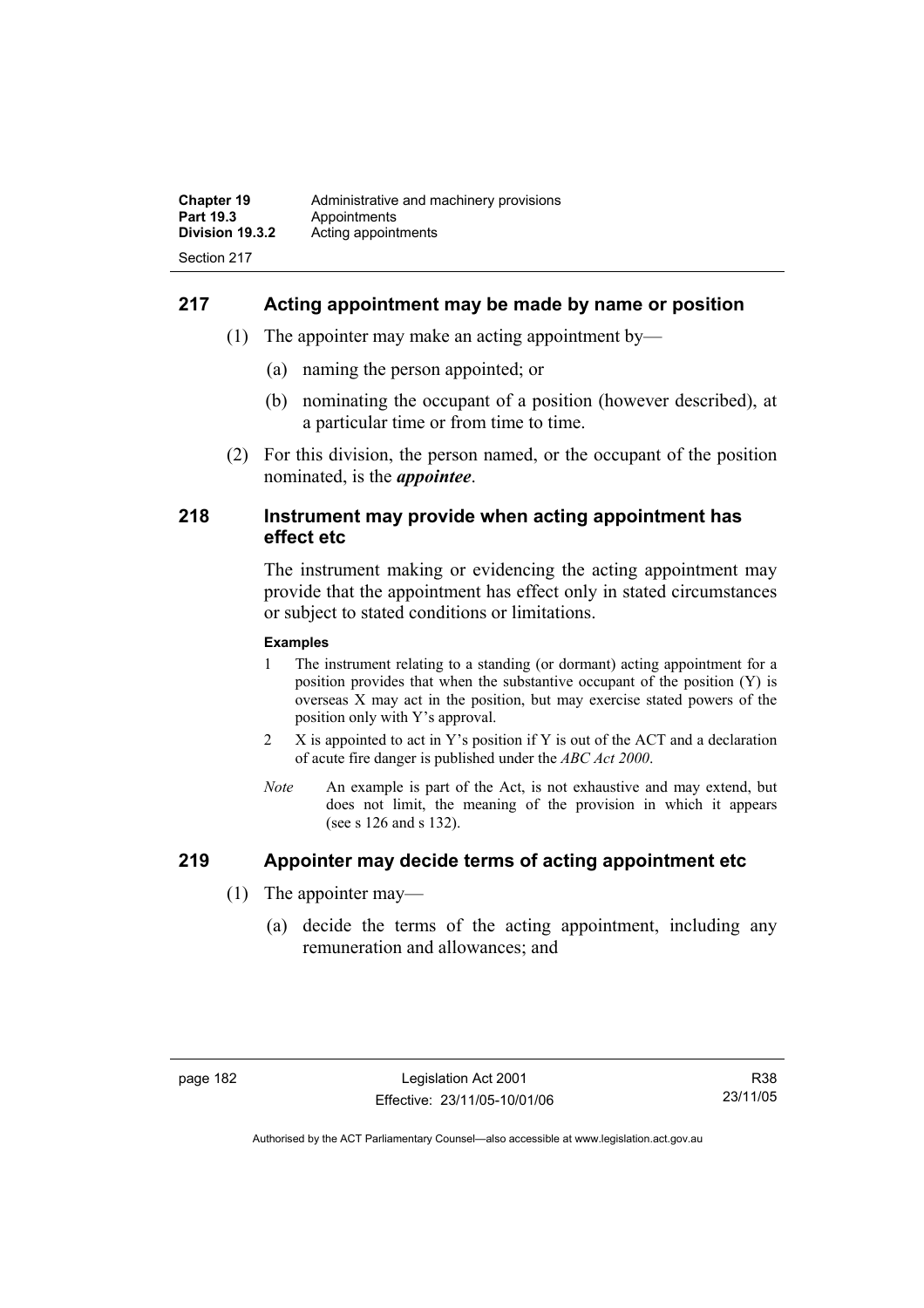## 217 Acting appointment may be made by name or position

(1) The appointer may make an acting appointment by—

(a) naming the person appointed; or

(b) nominating the occupant of a position (however described), at a particular time or from time to time.

(2) For this division, the person named, or the occupant of the position nominated, is the ***appointee***.

## 218 Instrument may provide when acting appointment has effect etc

The instrument making or evidencing the acting appointment may provide that the appointment has effect only in stated circumstances or subject to stated conditions or limitations.

**Examples**

1 The instrument relating to a standing (or dormant) acting appointment for a position provides that when the substantive occupant of the position (Y) is overseas X may act in the position, but may exercise stated powers of the position only with Y's approval.

2 X is appointed to act in Y's position if Y is out of the ACT and a declaration of acute fire danger is published under the *ABC Act 2000*.

*Note* An example is part of the Act, is not exhaustive and may extend, but does not limit, the meaning of the provision in which it appears (see s 126 and s 132).

## 219 Appointer may decide terms of acting appointment etc

(1) The appointer may—

(a) decide the terms of the acting appointment, including any remuneration and allowances; and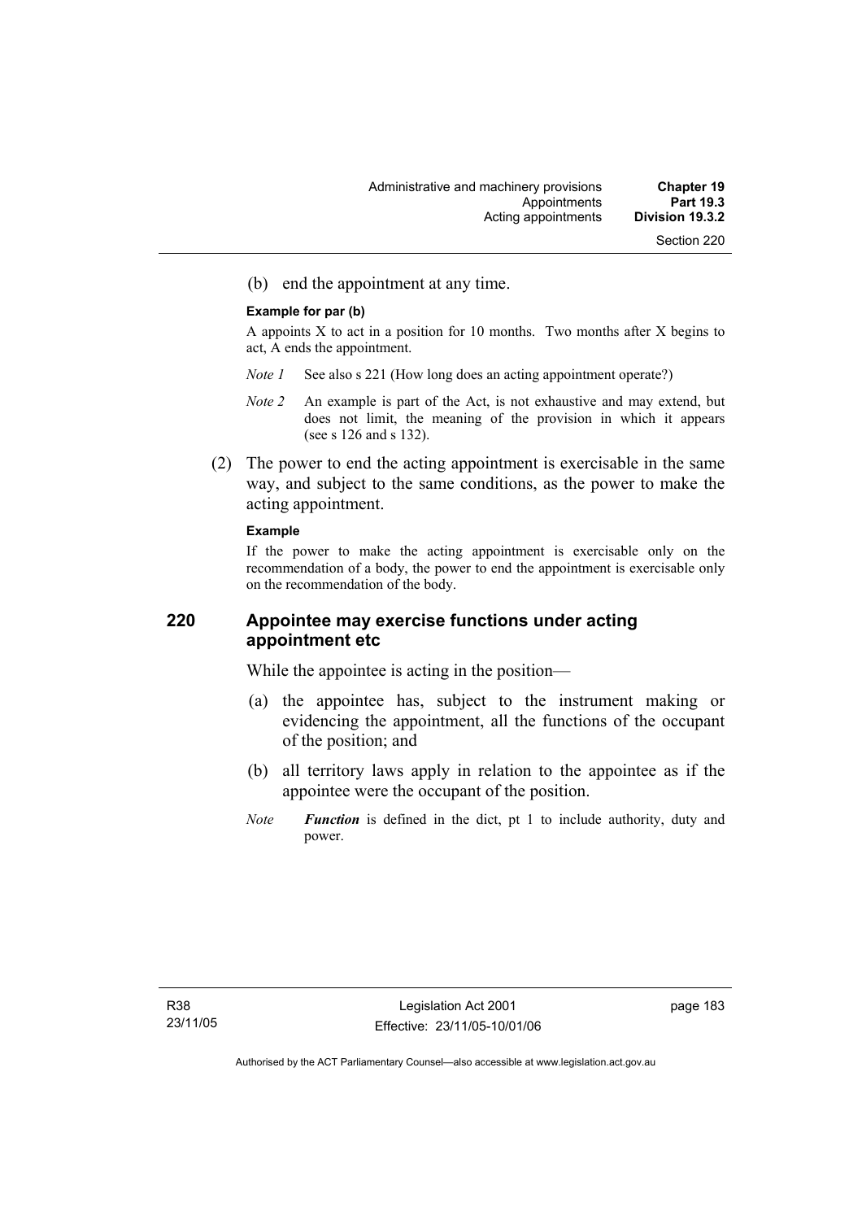(b) end the appointment at any time.

**Example for par (b)**

A appoints X to act in a position for 10 months. Two months after X begins to act, A ends the appointment.

*Note 1* See also s 221 (How long does an acting appointment operate?)

*Note 2* An example is part of the Act, is not exhaustive and may extend, but does not limit, the meaning of the provision in which it appears (see s 126 and s 132).

(2) The power to end the acting appointment is exercisable in the same way, and subject to the same conditions, as the power to make the acting appointment.

**Example**

If the power to make the acting appointment is exercisable only on the recommendation of a body, the power to end the appointment is exercisable only on the recommendation of the body.

## 220 Appointee may exercise functions under acting appointment etc

While the appointee is acting in the position—

(a) the appointee has, subject to the instrument making or evidencing the appointment, all the functions of the occupant of the position; and

(b) all territory laws apply in relation to the appointee as if the appointee were the occupant of the position.

*Note* ***Function*** is defined in the dict, pt 1 to include authority, duty and power.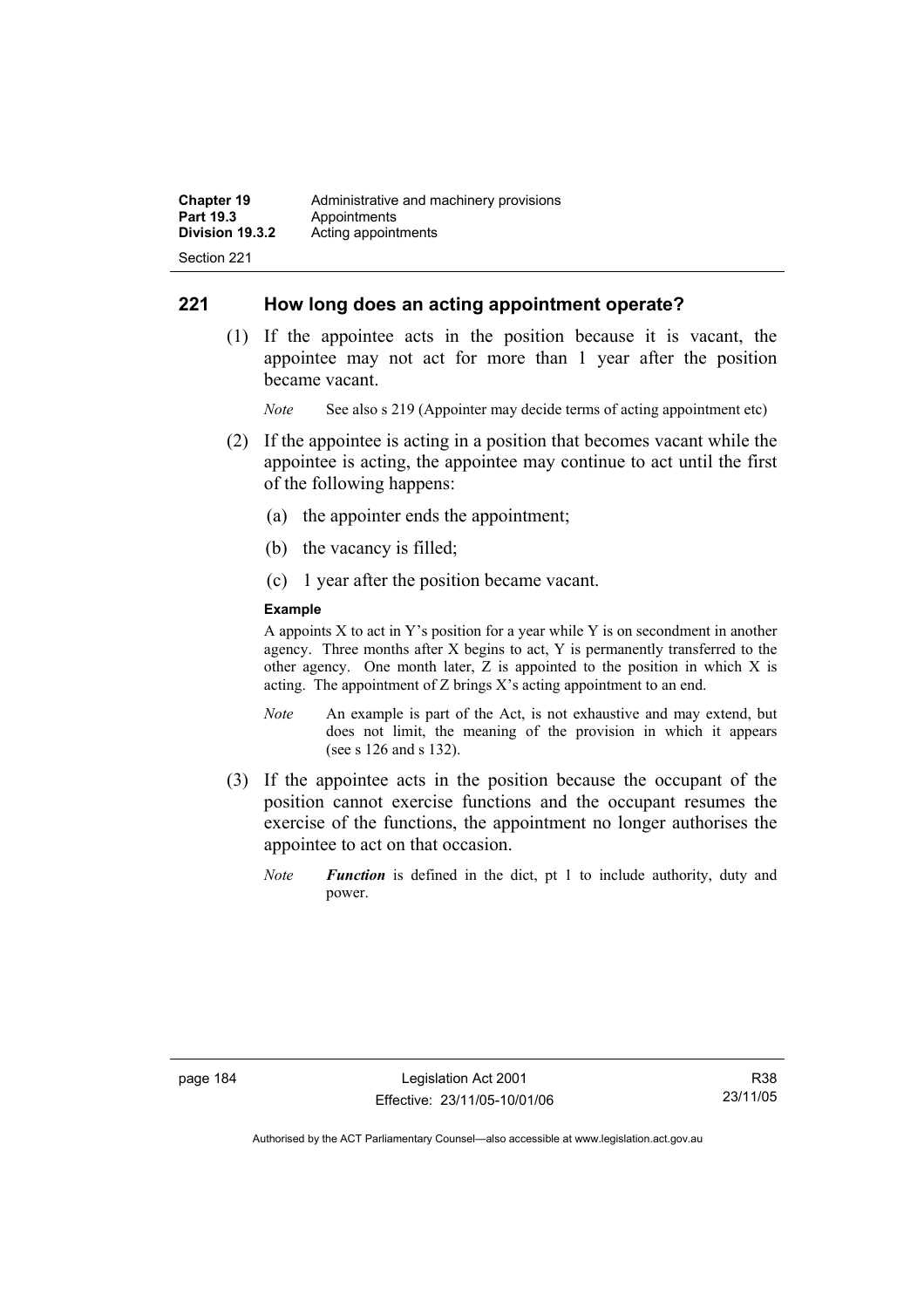## 221 How long does an acting appointment operate?

(1) If the appointee acts in the position because it is vacant, the appointee may not act for more than 1 year after the position became vacant.

*Note* See also s 219 (Appointer may decide terms of acting appointment etc)

(2) If the appointee is acting in a position that becomes vacant while the appointee is acting, the appointee may continue to act until the first of the following happens:

(a) the appointer ends the appointment;

(b) the vacancy is filled;

(c) 1 year after the position became vacant.

**Example**

A appoints X to act in Y's position for a year while Y is on secondment in another agency. Three months after X begins to act, Y is permanently transferred to the other agency. One month later, Z is appointed to the position in which X is acting. The appointment of Z brings X's acting appointment to an end.

*Note* An example is part of the Act, is not exhaustive and may extend, but does not limit, the meaning of the provision in which it appears (see s 126 and s 132).

(3) If the appointee acts in the position because the occupant of the position cannot exercise functions and the occupant resumes the exercise of the functions, the appointment no longer authorises the appointee to act on that occasion.

*Note* ***Function*** is defined in the dict, pt 1 to include authority, duty and power.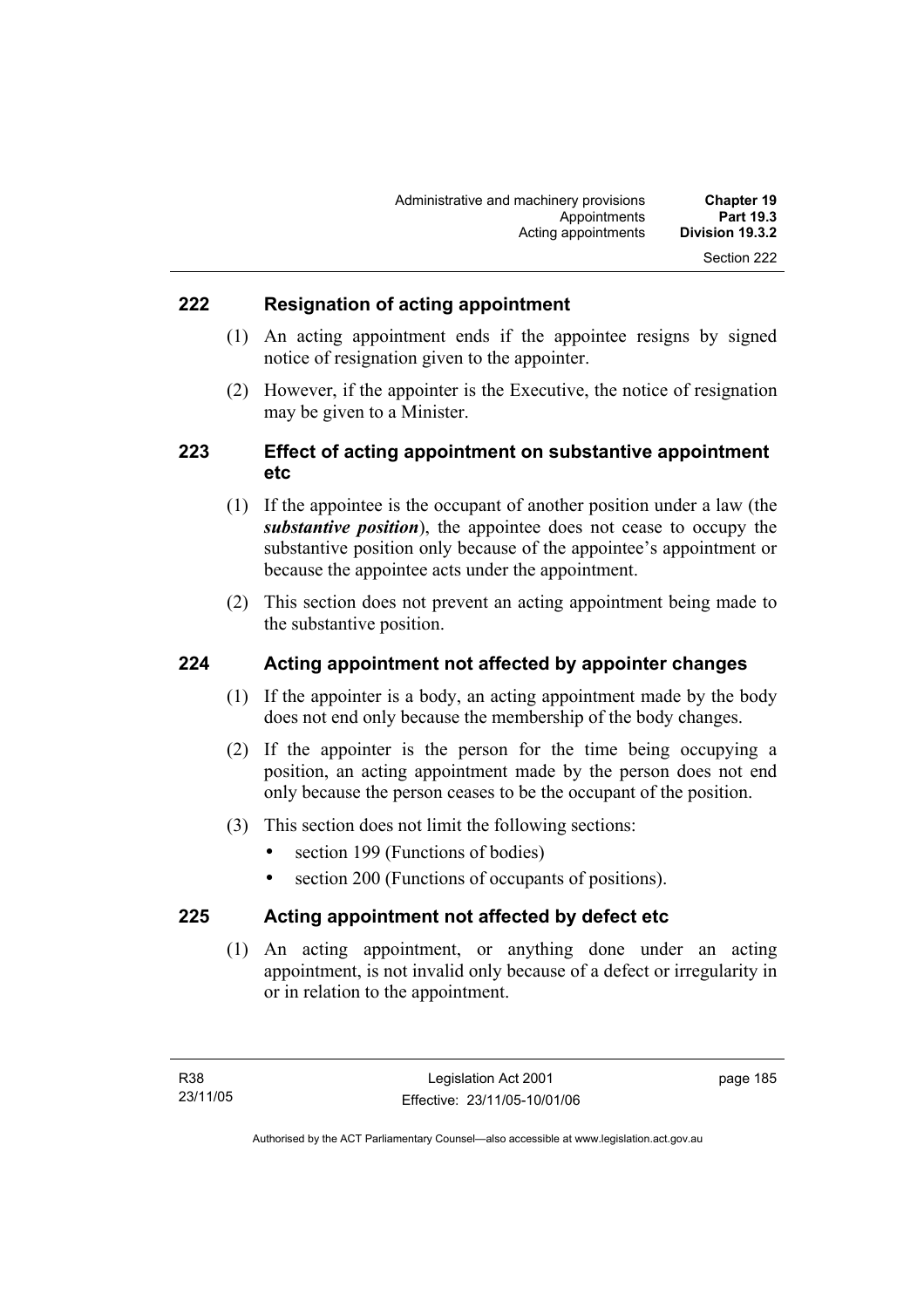## 222 Resignation of acting appointment

(1) An acting appointment ends if the appointee resigns by signed notice of resignation given to the appointer.

(2) However, if the appointer is the Executive, the notice of resignation may be given to a Minister.

## 223 Effect of acting appointment on substantive appointment etc

(1) If the appointee is the occupant of another position under a law (the ***substantive position***), the appointee does not cease to occupy the substantive position only because of the appointee's appointment or because the appointee acts under the appointment.

(2) This section does not prevent an acting appointment being made to the substantive position.

## 224 Acting appointment not affected by appointer changes

(1) If the appointer is a body, an acting appointment made by the body does not end only because the membership of the body changes.

(2) If the appointer is the person for the time being occupying a position, an acting appointment made by the person does not end only because the person ceases to be the occupant of the position.

(3) This section does not limit the following sections:

- section 199 (Functions of bodies)
- section 200 (Functions of occupants of positions).

## 225 Acting appointment not affected by defect etc

(1) An acting appointment, or anything done under an acting appointment, is not invalid only because of a defect or irregularity in or in relation to the appointment.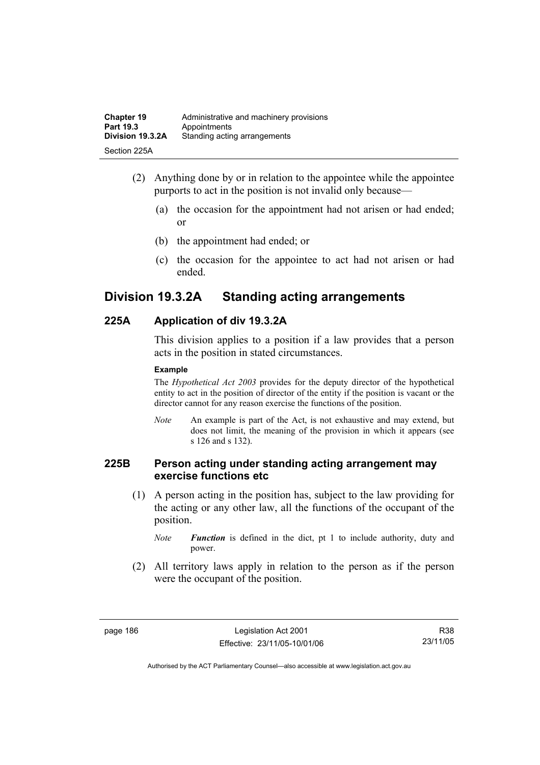(2) Anything done by or in relation to the appointee while the appointee purports to act in the position is not invalid only because—

(a) the occasion for the appointment had not arisen or had ended; or

(b) the appointment had ended; or

(c) the occasion for the appointee to act had not arisen or had ended.

## Division 19.3.2A Standing acting arrangements

### 225A Application of div 19.3.2A

This division applies to a position if a law provides that a person acts in the position in stated circumstances.

**Example**

The *Hypothetical Act 2003* provides for the deputy director of the hypothetical entity to act in the position of director of the entity if the position is vacant or the director cannot for any reason exercise the functions of the position.

*Note* An example is part of the Act, is not exhaustive and may extend, but does not limit, the meaning of the provision in which it appears (see s 126 and s 132).

### 225B Person acting under standing acting arrangement may exercise functions etc

(1) A person acting in the position has, subject to the law providing for the acting or any other law, all the functions of the occupant of the position.

*Note* ***Function*** is defined in the dict, pt 1 to include authority, duty and power.

(2) All territory laws apply in relation to the person as if the person were the occupant of the position.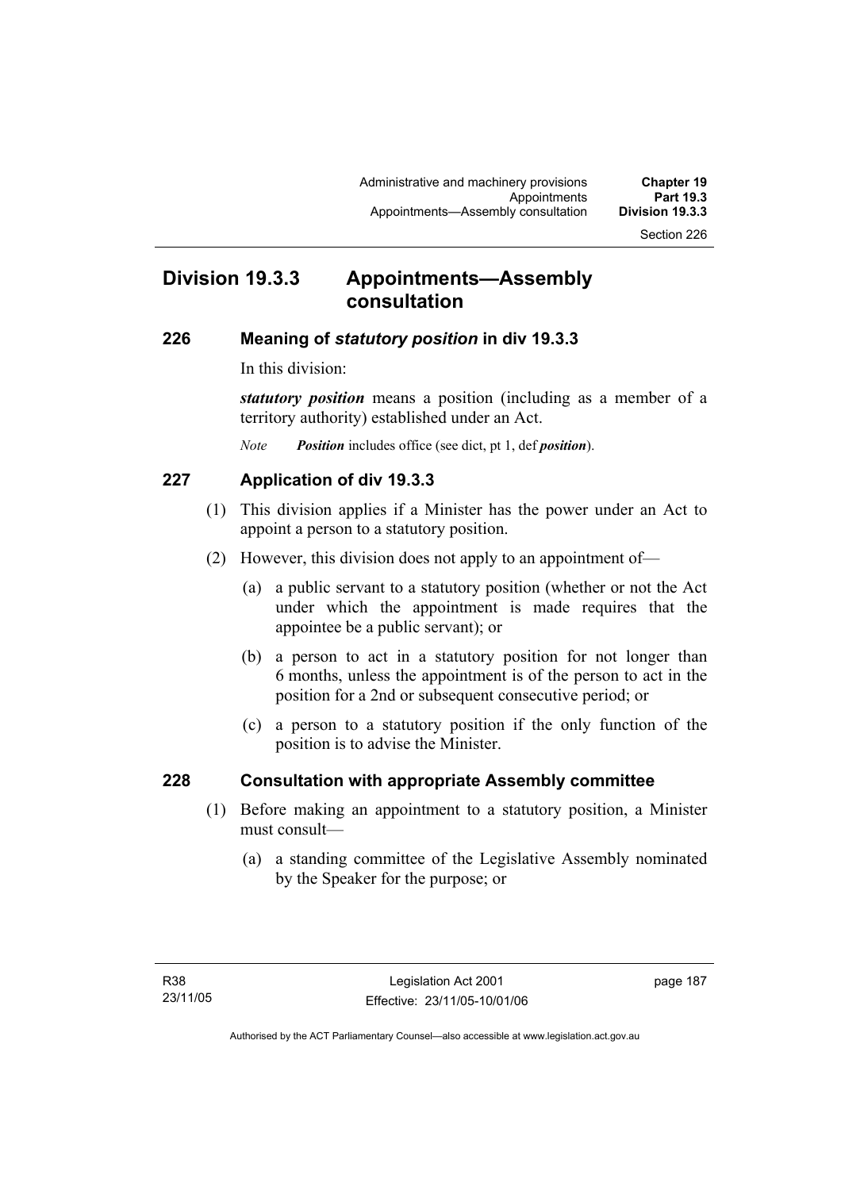# Division 19.3.3 Appointments—Assembly consultation

## 226 Meaning of *statutory position* in div 19.3.3

In this division:

***statutory position*** means a position (including as a member of a territory authority) established under an Act.

*Note* ***Position*** includes office (see dict, pt 1, def ***position***).

## 227 Application of div 19.3.3

(1) This division applies if a Minister has the power under an Act to appoint a person to a statutory position.

(2) However, this division does not apply to an appointment of—

(a) a public servant to a statutory position (whether or not the Act under which the appointment is made requires that the appointee be a public servant); or

(b) a person to act in a statutory position for not longer than 6 months, unless the appointment is of the person to act in the position for a 2nd or subsequent consecutive period; or

(c) a person to a statutory position if the only function of the position is to advise the Minister.

## 228 Consultation with appropriate Assembly committee

(1) Before making an appointment to a statutory position, a Minister must consult—

(a) a standing committee of the Legislative Assembly nominated by the Speaker for the purpose; or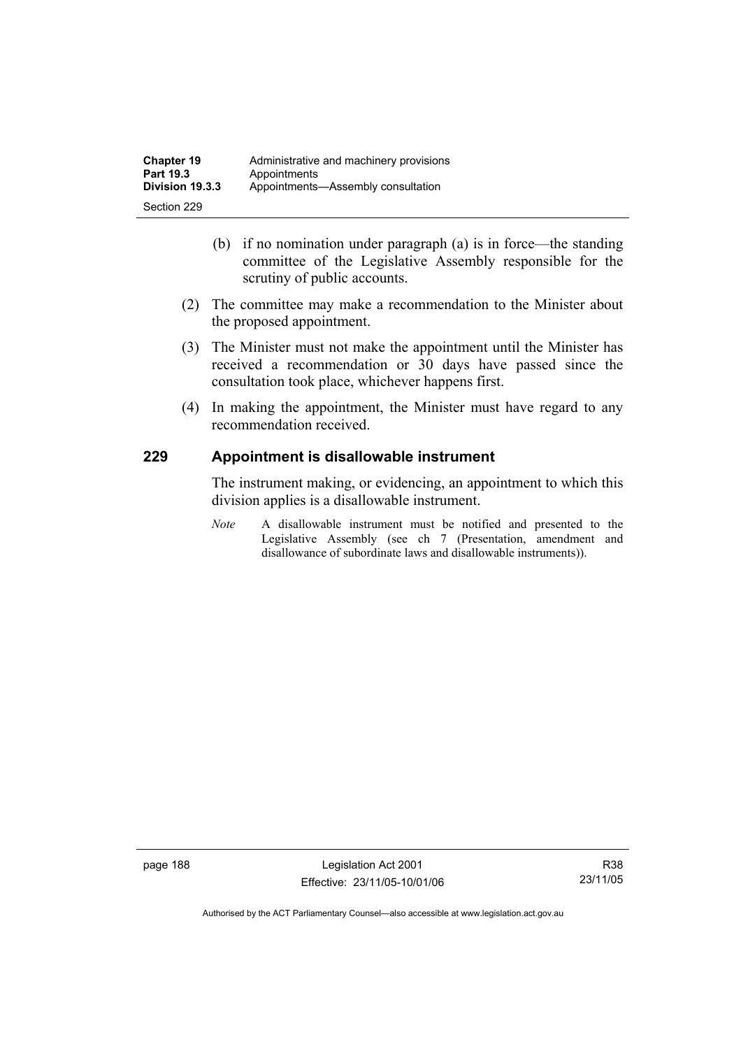(b) if no nomination under paragraph (a) is in force—the standing committee of the Legislative Assembly responsible for the scrutiny of public accounts.

(2) The committee may make a recommendation to the Minister about the proposed appointment.

(3) The Minister must not make the appointment until the Minister has received a recommendation or 30 days have passed since the consultation took place, whichever happens first.

(4) In making the appointment, the Minister must have regard to any recommendation received.

### 229 Appointment is disallowable instrument

The instrument making, or evidencing, an appointment to which this division applies is a disallowable instrument.

*Note* A disallowable instrument must be notified and presented to the Legislative Assembly (see ch 7 (Presentation, amendment and disallowance of subordinate laws and disallowable instruments)).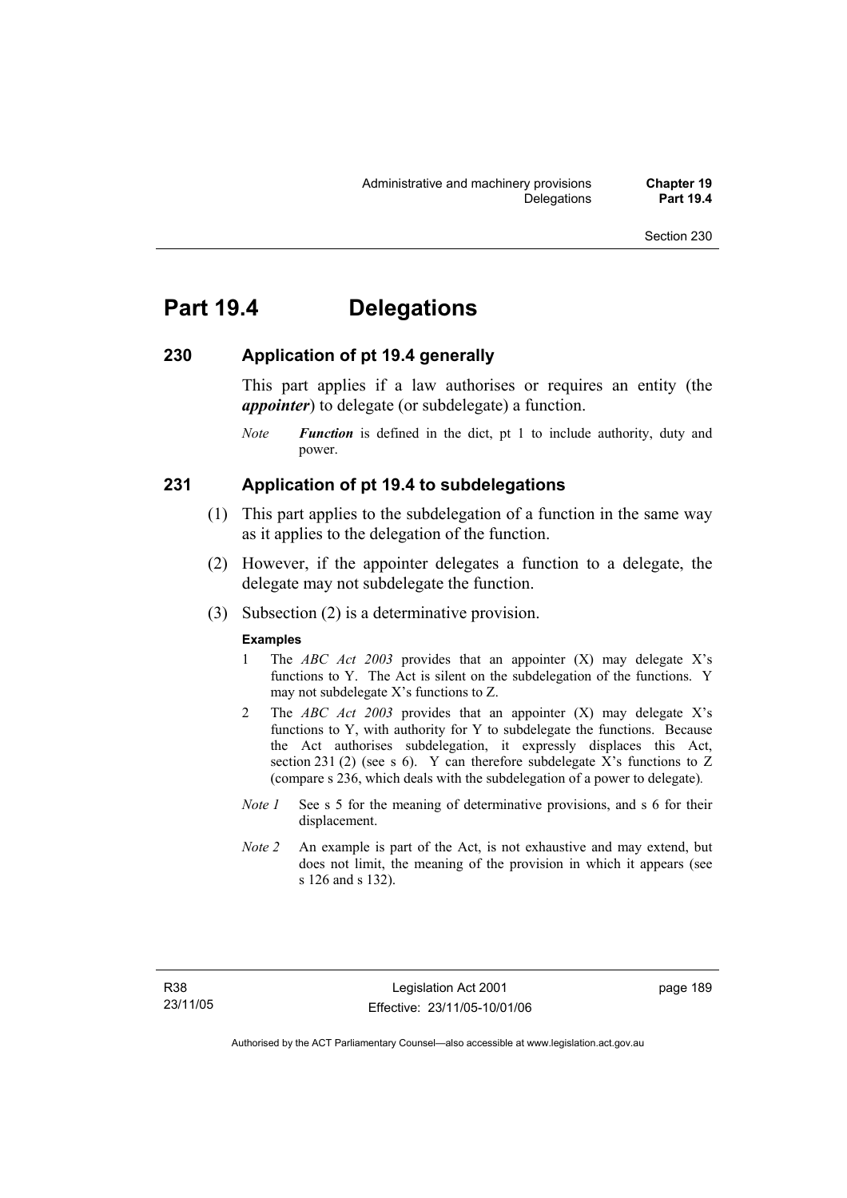# Part 19.4 Delegations

## 230 Application of pt 19.4 generally

This part applies if a law authorises or requires an entity (the ***appointer***) to delegate (or subdelegate) a function.

*Note* ***Function*** is defined in the dict, pt 1 to include authority, duty and power.

## 231 Application of pt 19.4 to subdelegations

(1) This part applies to the subdelegation of a function in the same way as it applies to the delegation of the function.

(2) However, if the appointer delegates a function to a delegate, the delegate may not subdelegate the function.

(3) Subsection (2) is a determinative provision.

**Examples**

1 The *ABC Act 2003* provides that an appointer (X) may delegate X's functions to Y. The Act is silent on the subdelegation of the functions. Y may not subdelegate X's functions to Z.

2 The *ABC Act 2003* provides that an appointer (X) may delegate X's functions to Y, with authority for Y to subdelegate the functions. Because the Act authorises subdelegation, it expressly displaces this Act, section 231 (2) (see s 6). Y can therefore subdelegate X's functions to Z (compare s 236, which deals with the subdelegation of a power to delegate).

*Note 1* See s 5 for the meaning of determinative provisions, and s 6 for their displacement.

*Note 2* An example is part of the Act, is not exhaustive and may extend, but does not limit, the meaning of the provision in which it appears (see s 126 and s 132).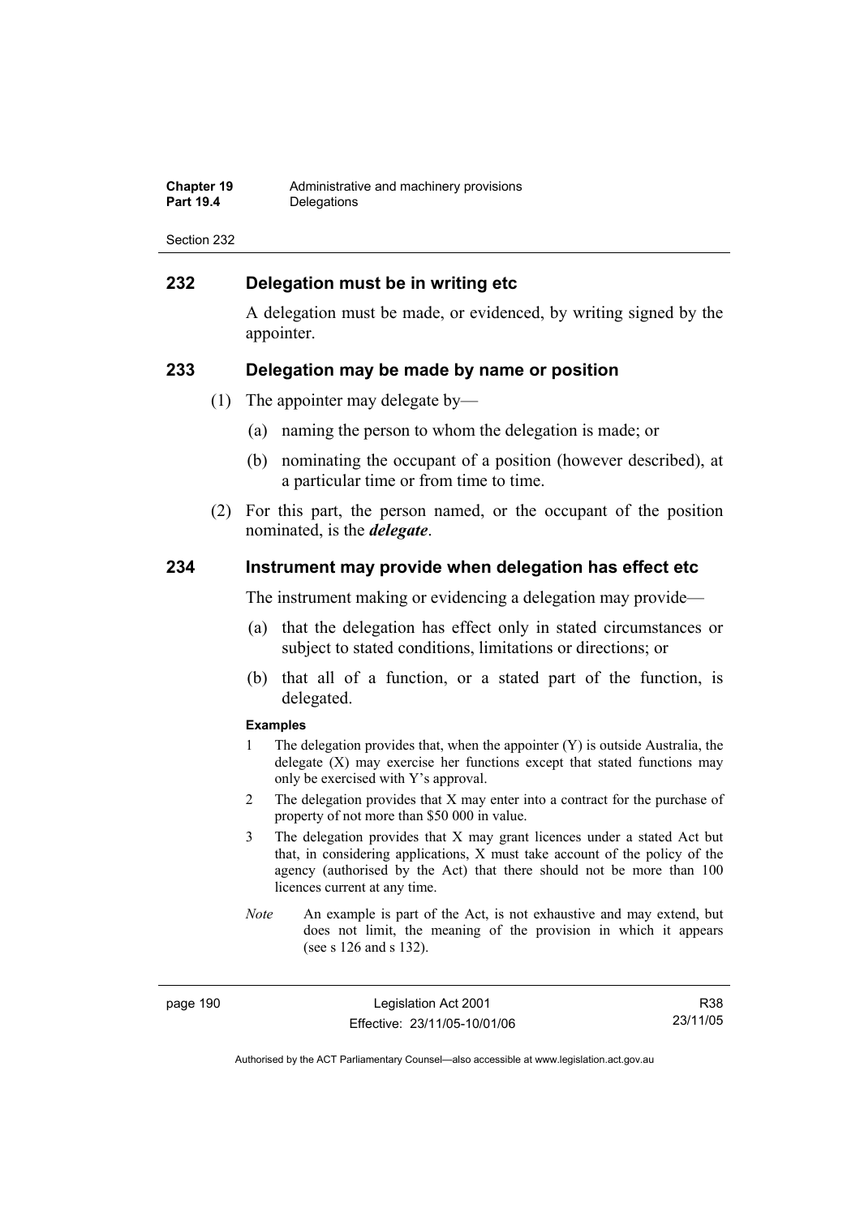## 232 Delegation must be in writing etc

A delegation must be made, or evidenced, by writing signed by the appointer.

## 233 Delegation may be made by name or position

(1) The appointer may delegate by—

(a) naming the person to whom the delegation is made; or

(b) nominating the occupant of a position (however described), at a particular time or from time to time.

(2) For this part, the person named, or the occupant of the position nominated, is the ***delegate***.

## 234 Instrument may provide when delegation has effect etc

The instrument making or evidencing a delegation may provide—

(a) that the delegation has effect only in stated circumstances or subject to stated conditions, limitations or directions; or

(b) that all of a function, or a stated part of the function, is delegated.

**Examples**

1 The delegation provides that, when the appointer (Y) is outside Australia, the delegate (X) may exercise her functions except that stated functions may only be exercised with Y's approval.

2 The delegation provides that X may enter into a contract for the purchase of property of not more than $50 000 in value.

3 The delegation provides that X may grant licences under a stated Act but that, in considering applications, X must take account of the policy of the agency (authorised by the Act) that there should not be more than 100 licences current at any time.

*Note* An example is part of the Act, is not exhaustive and may extend, but does not limit, the meaning of the provision in which it appears (see s 126 and s 132).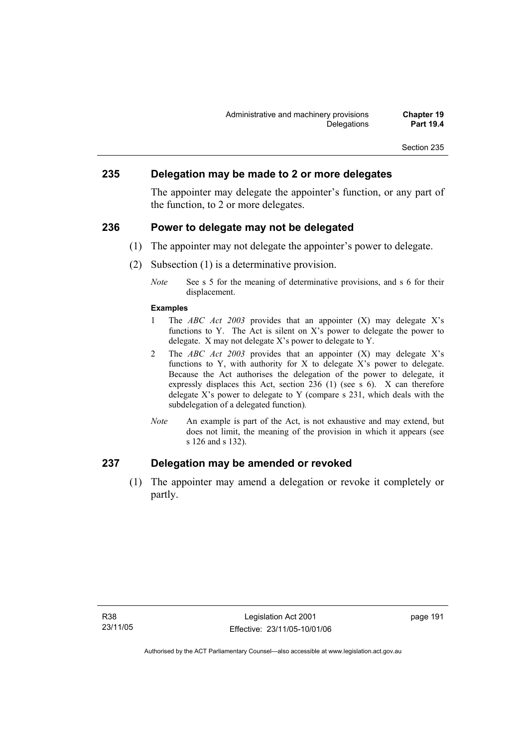## 235 Delegation may be made to 2 or more delegates

The appointer may delegate the appointer's function, or any part of the function, to 2 or more delegates.

## 236 Power to delegate may not be delegated

(1) The appointer may not delegate the appointer's power to delegate.

(2) Subsection (1) is a determinative provision.

*Note* See s 5 for the meaning of determinative provisions, and s 6 for their displacement.

**Examples**

1 The *ABC Act 2003* provides that an appointer (X) may delegate X's functions to Y. The Act is silent on X's power to delegate the power to delegate. X may not delegate X's power to delegate to Y.

2 The *ABC Act 2003* provides that an appointer (X) may delegate X's functions to Y, with authority for X to delegate X's power to delegate. Because the Act authorises the delegation of the power to delegate, it expressly displaces this Act, section 236 (1) (see s 6). X can therefore delegate X's power to delegate to Y (compare s 231, which deals with the subdelegation of a delegated function).

*Note* An example is part of the Act, is not exhaustive and may extend, but does not limit, the meaning of the provision in which it appears (see s 126 and s 132).

## 237 Delegation may be amended or revoked

(1) The appointer may amend a delegation or revoke it completely or partly.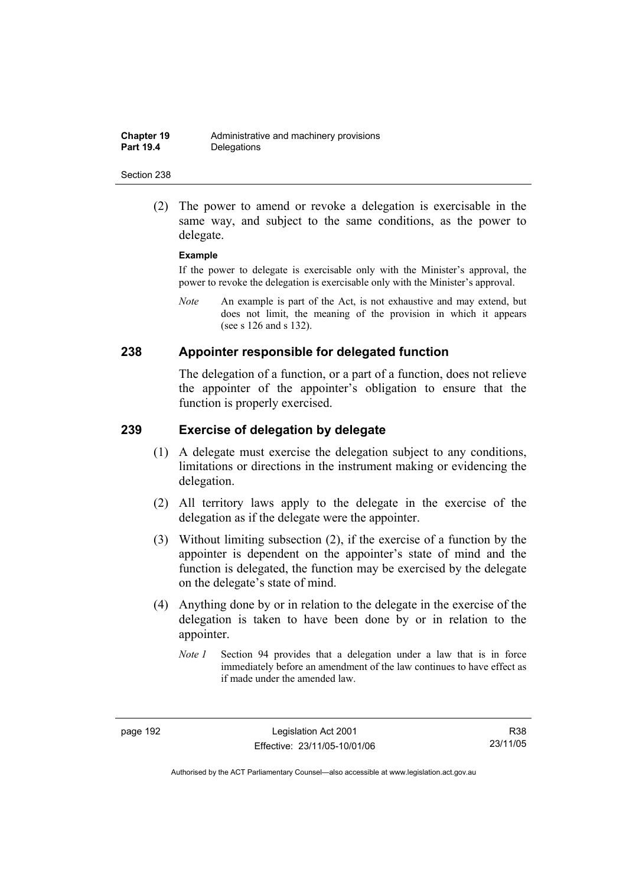(2) The power to amend or revoke a delegation is exercisable in the same way, and subject to the same conditions, as the power to delegate.

**Example**

If the power to delegate is exercisable only with the Minister's approval, the power to revoke the delegation is exercisable only with the Minister's approval.

*Note* An example is part of the Act, is not exhaustive and may extend, but does not limit, the meaning of the provision in which it appears (see s 126 and s 132).

## 238 Appointer responsible for delegated function

The delegation of a function, or a part of a function, does not relieve the appointer of the appointer's obligation to ensure that the function is properly exercised.

## 239 Exercise of delegation by delegate

(1) A delegate must exercise the delegation subject to any conditions, limitations or directions in the instrument making or evidencing the delegation.

(2) All territory laws apply to the delegate in the exercise of the delegation as if the delegate were the appointer.

(3) Without limiting subsection (2), if the exercise of a function by the appointer is dependent on the appointer's state of mind and the function is delegated, the function may be exercised by the delegate on the delegate's state of mind.

(4) Anything done by or in relation to the delegate in the exercise of the delegation is taken to have been done by or in relation to the appointer.

*Note 1* Section 94 provides that a delegation under a law that is in force immediately before an amendment of the law continues to have effect as if made under the amended law.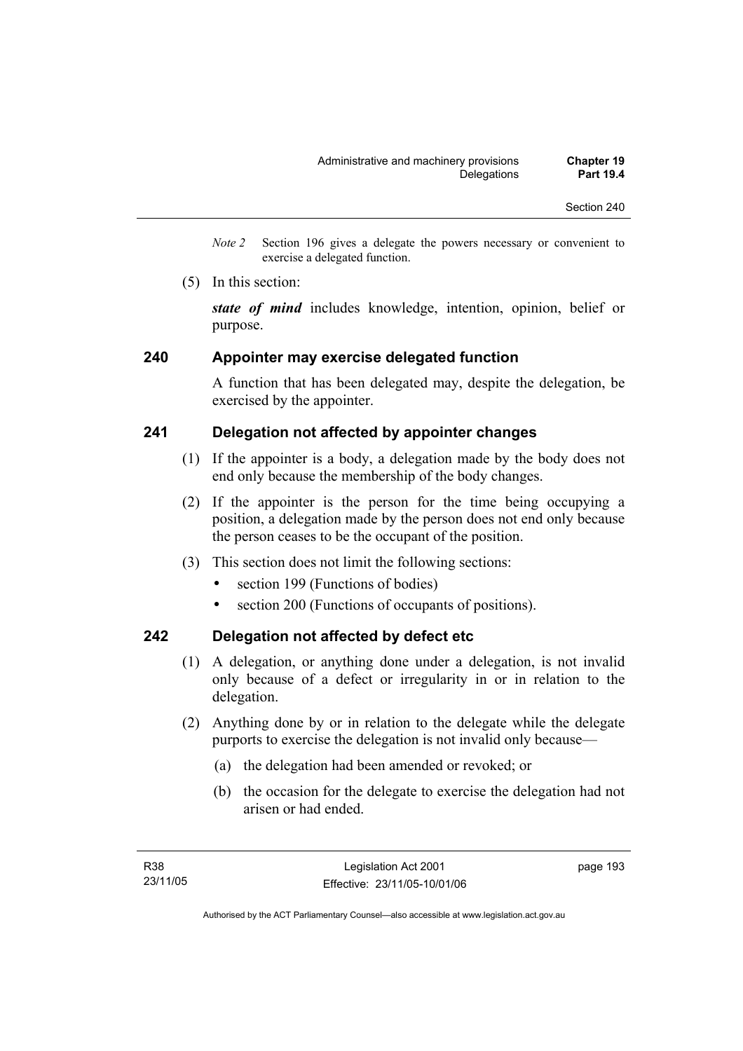*Note 2* Section 196 gives a delegate the powers necessary or convenient to exercise a delegated function.

(5) In this section:

***state of mind*** includes knowledge, intention, opinion, belief or purpose.

## 240 Appointer may exercise delegated function

A function that has been delegated may, despite the delegation, be exercised by the appointer.

## 241 Delegation not affected by appointer changes

(1) If the appointer is a body, a delegation made by the body does not end only because the membership of the body changes.

(2) If the appointer is the person for the time being occupying a position, a delegation made by the person does not end only because the person ceases to be the occupant of the position.

(3) This section does not limit the following sections:

- section 199 (Functions of bodies)
- section 200 (Functions of occupants of positions).

## 242 Delegation not affected by defect etc

(1) A delegation, or anything done under a delegation, is not invalid only because of a defect or irregularity in or in relation to the delegation.

(2) Anything done by or in relation to the delegate while the delegate purports to exercise the delegation is not invalid only because—

(a) the delegation had been amended or revoked; or

(b) the occasion for the delegate to exercise the delegation had not arisen or had ended.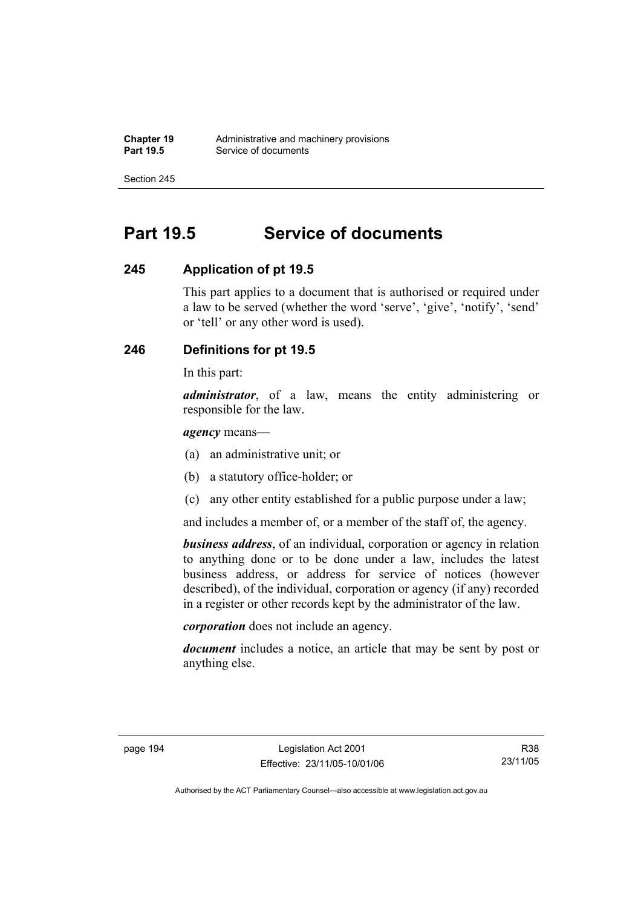# Part 19.5 Service of documents

## 245 Application of pt 19.5

This part applies to a document that is authorised or required under a law to be served (whether the word ‘serve’, ‘give’, ‘notify’, ‘send’ or ‘tell’ or any other word is used).

## 246 Definitions for pt 19.5

In this part:

***administrator***, of a law, means the entity administering or responsible for the law.

***agency*** means—

(a) an administrative unit; or

(b) a statutory office-holder; or

(c) any other entity established for a public purpose under a law;

and includes a member of, or a member of the staff of, the agency.

***business address***, of an individual, corporation or agency in relation to anything done or to be done under a law, includes the latest business address, or address for service of notices (however described), of the individual, corporation or agency (if any) recorded in a register or other records kept by the administrator of the law.

***corporation*** does not include an agency.

***document*** includes a notice, an article that may be sent by post or anything else.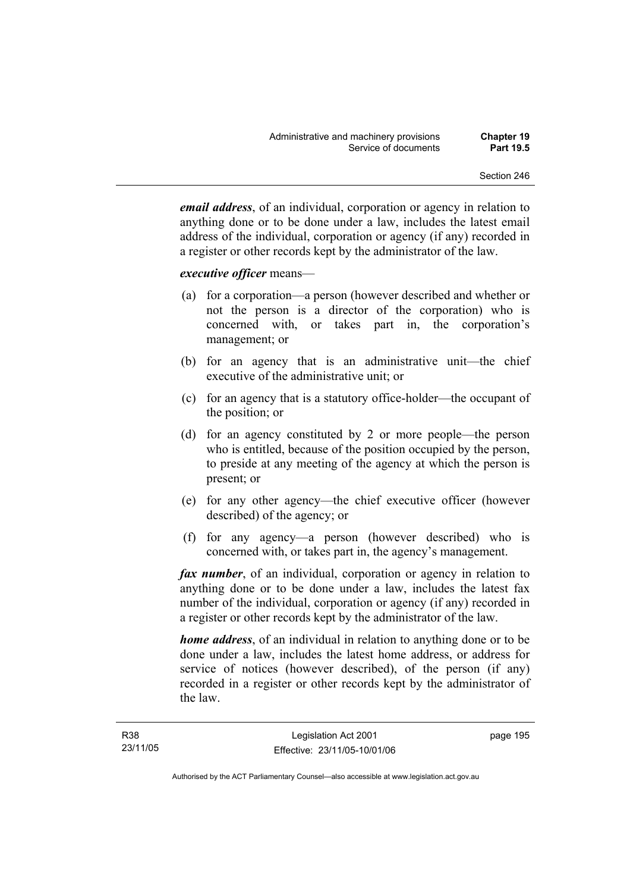***email address***, of an individual, corporation or agency in relation to anything done or to be done under a law, includes the latest email address of the individual, corporation or agency (if any) recorded in a register or other records kept by the administrator of the law.

***executive officer*** means—

(a) for a corporation—a person (however described and whether or not the person is a director of the corporation) who is concerned with, or takes part in, the corporation's management; or

(b) for an agency that is an administrative unit—the chief executive of the administrative unit; or

(c) for an agency that is a statutory office-holder—the occupant of the position; or

(d) for an agency constituted by 2 or more people—the person who is entitled, because of the position occupied by the person, to preside at any meeting of the agency at which the person is present; or

(e) for any other agency—the chief executive officer (however described) of the agency; or

(f) for any agency—a person (however described) who is concerned with, or takes part in, the agency's management.

***fax number***, of an individual, corporation or agency in relation to anything done or to be done under a law, includes the latest fax number of the individual, corporation or agency (if any) recorded in a register or other records kept by the administrator of the law.

***home address***, of an individual in relation to anything done or to be done under a law, includes the latest home address, or address for service of notices (however described), of the person (if any) recorded in a register or other records kept by the administrator of the law.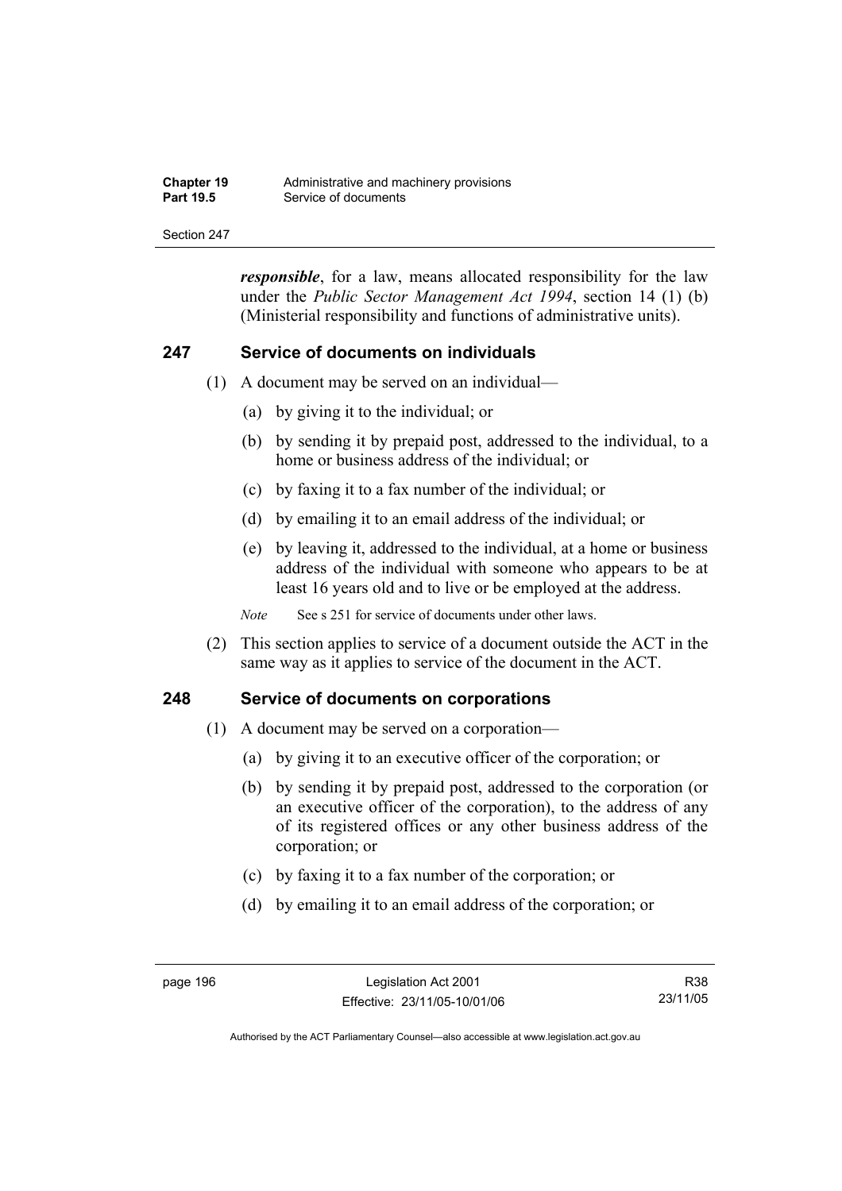***responsible***, for a law, means allocated responsibility for the law under the *Public Sector Management Act 1994*, section 14 (1) (b) (Ministerial responsibility and functions of administrative units).

## 247 Service of documents on individuals

(1) A document may be served on an individual—

(a) by giving it to the individual; or

(b) by sending it by prepaid post, addressed to the individual, to a home or business address of the individual; or

(c) by faxing it to a fax number of the individual; or

(d) by emailing it to an email address of the individual; or

(e) by leaving it, addressed to the individual, at a home or business address of the individual with someone who appears to be at least 16 years old and to live or be employed at the address.

*Note* See s 251 for service of documents under other laws.

(2) This section applies to service of a document outside the ACT in the same way as it applies to service of the document in the ACT.

## 248 Service of documents on corporations

(1) A document may be served on a corporation—

(a) by giving it to an executive officer of the corporation; or

(b) by sending it by prepaid post, addressed to the corporation (or an executive officer of the corporation), to the address of any of its registered offices or any other business address of the corporation; or

(c) by faxing it to a fax number of the corporation; or

(d) by emailing it to an email address of the corporation; or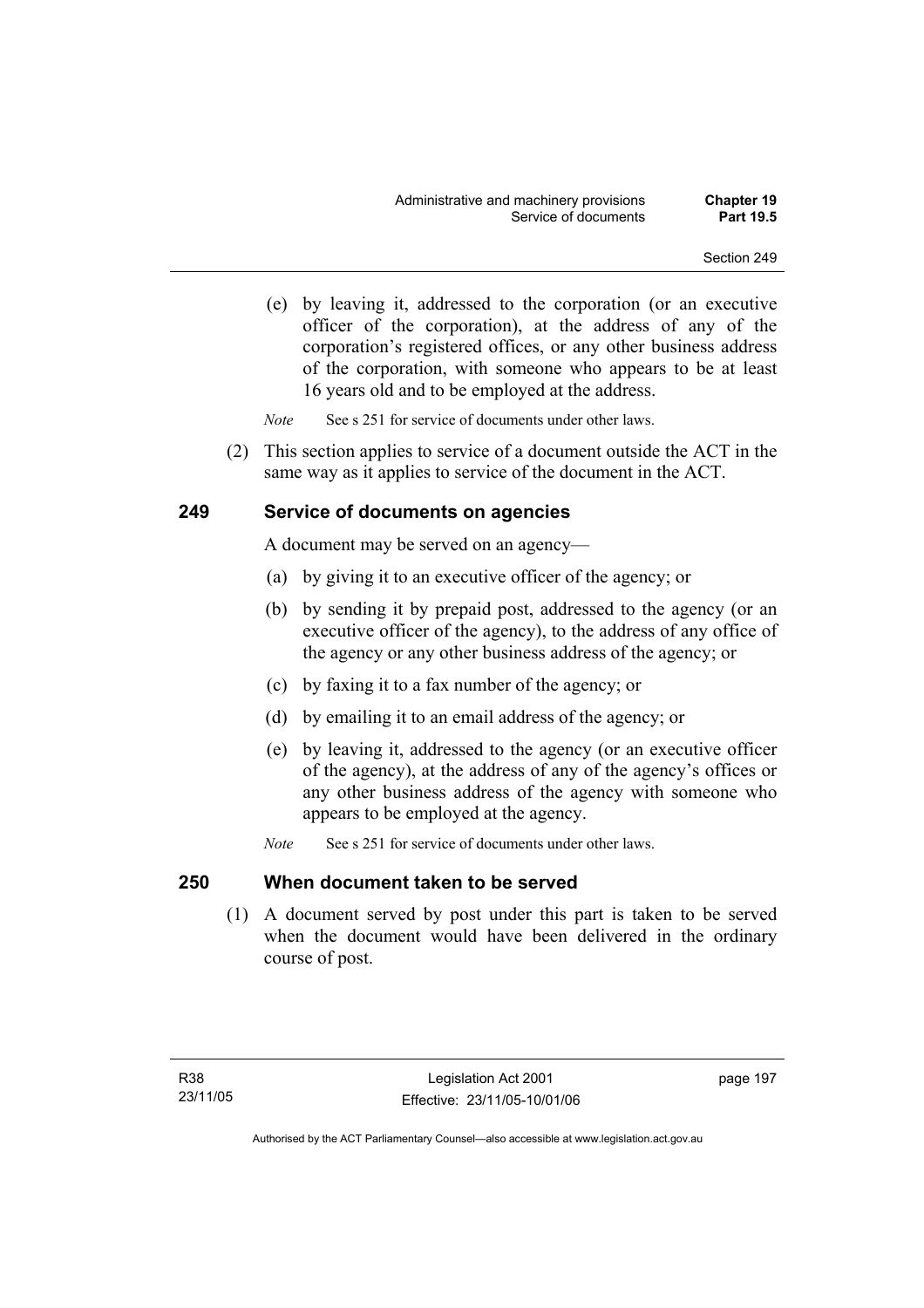(e) by leaving it, addressed to the corporation (or an executive officer of the corporation), at the address of any of the corporation's registered offices, or any other business address of the corporation, with someone who appears to be at least 16 years old and to be employed at the address.

*Note* See s 251 for service of documents under other laws.

(2) This section applies to service of a document outside the ACT in the same way as it applies to service of the document in the ACT.

## 249 Service of documents on agencies

A document may be served on an agency—

(a) by giving it to an executive officer of the agency; or

(b) by sending it by prepaid post, addressed to the agency (or an executive officer of the agency), to the address of any office of the agency or any other business address of the agency; or

(c) by faxing it to a fax number of the agency; or

(d) by emailing it to an email address of the agency; or

(e) by leaving it, addressed to the agency (or an executive officer of the agency), at the address of any of the agency's offices or any other business address of the agency with someone who appears to be employed at the agency.

*Note* See s 251 for service of documents under other laws.

## 250 When document taken to be served

(1) A document served by post under this part is taken to be served when the document would have been delivered in the ordinary course of post.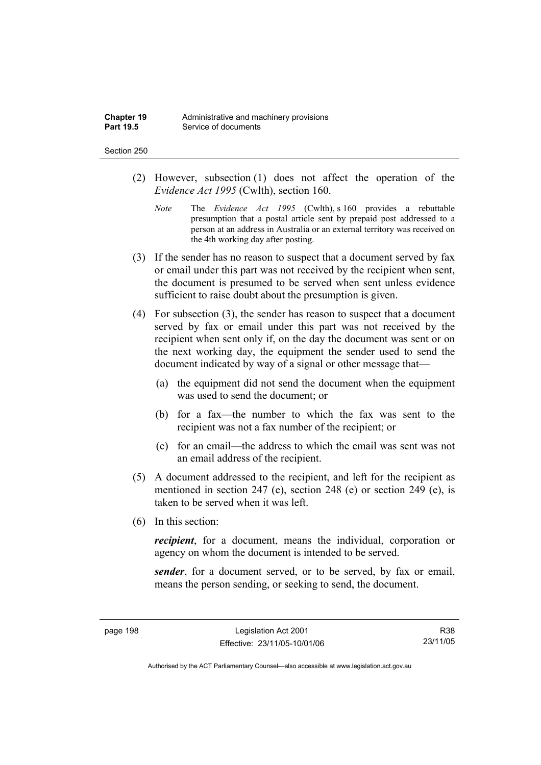(2) However, subsection (1) does not affect the operation of the *Evidence Act 1995* (Cwlth), section 160.

*Note* The *Evidence Act 1995* (Cwlth), s 160 provides a rebuttable presumption that a postal article sent by prepaid post addressed to a person at an address in Australia or an external territory was received on the 4th working day after posting.

(3) If the sender has no reason to suspect that a document served by fax or email under this part was not received by the recipient when sent, the document is presumed to be served when sent unless evidence sufficient to raise doubt about the presumption is given.

(4) For subsection (3), the sender has reason to suspect that a document served by fax or email under this part was not received by the recipient when sent only if, on the day the document was sent or on the next working day, the equipment the sender used to send the document indicated by way of a signal or other message that—

(a) the equipment did not send the document when the equipment was used to send the document; or

(b) for a fax—the number to which the fax was sent to the recipient was not a fax number of the recipient; or

(c) for an email—the address to which the email was sent was not an email address of the recipient.

(5) A document addressed to the recipient, and left for the recipient as mentioned in section 247 (e), section 248 (e) or section 249 (e), is taken to be served when it was left.

(6) In this section:

***recipient***, for a document, means the individual, corporation or agency on whom the document is intended to be served.

***sender***, for a document served, or to be served, by fax or email, means the person sending, or seeking to send, the document.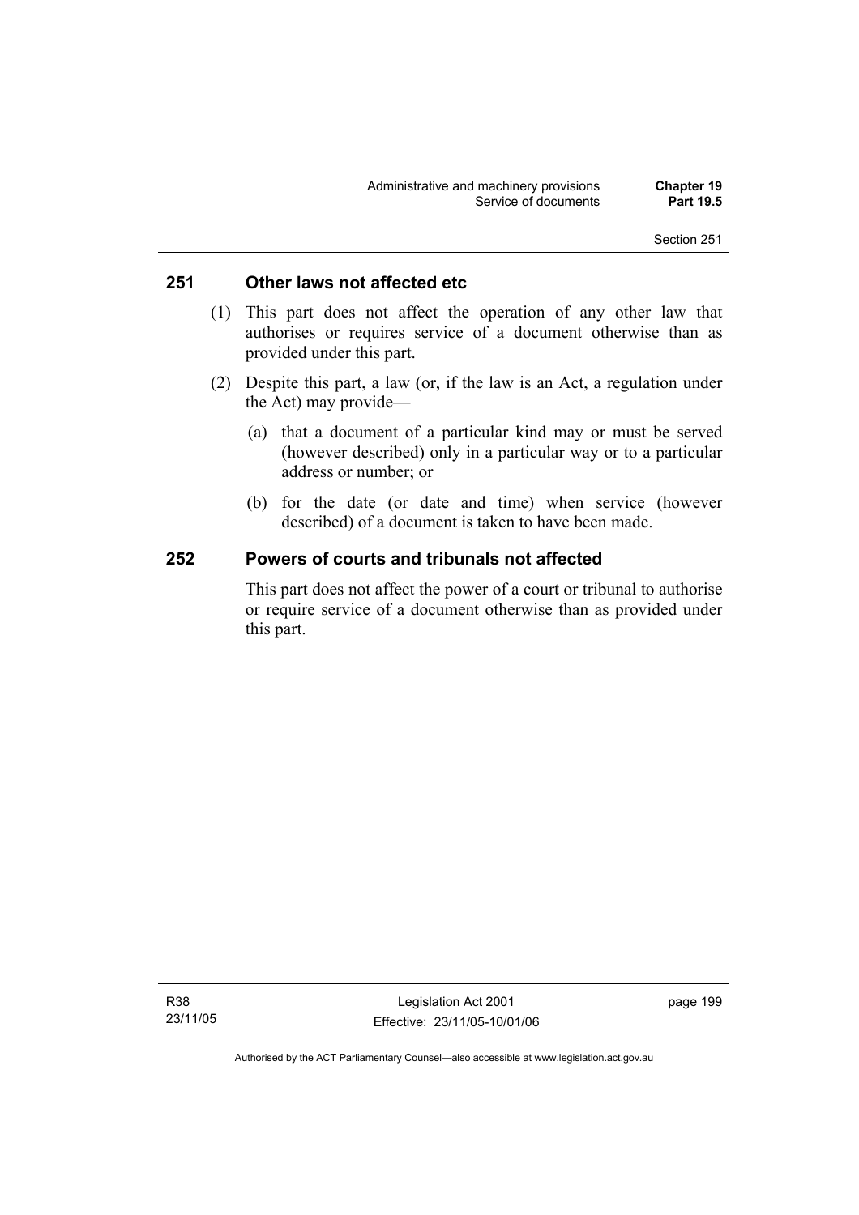## 251 Other laws not affected etc

(1) This part does not affect the operation of any other law that authorises or requires service of a document otherwise than as provided under this part.

(2) Despite this part, a law (or, if the law is an Act, a regulation under the Act) may provide—

(a) that a document of a particular kind may or must be served (however described) only in a particular way or to a particular address or number; or

(b) for the date (or date and time) when service (however described) of a document is taken to have been made.

## 252 Powers of courts and tribunals not affected

This part does not affect the power of a court or tribunal to authorise or require service of a document otherwise than as provided under this part.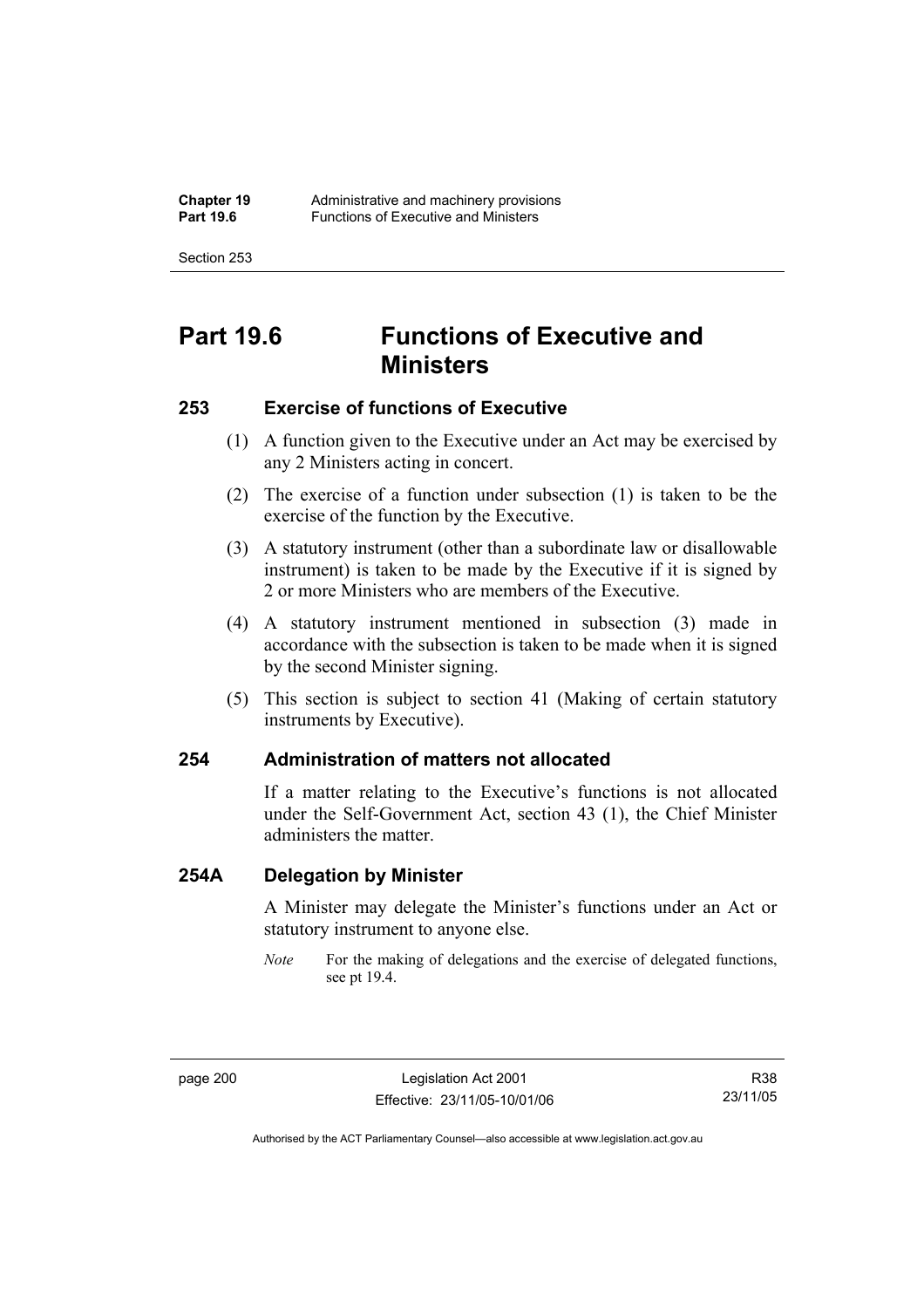# Part 19.6 Functions of Executive and Ministers

## 253 Exercise of functions of Executive

(1) A function given to the Executive under an Act may be exercised by any 2 Ministers acting in concert.

(2) The exercise of a function under subsection (1) is taken to be the exercise of the function by the Executive.

(3) A statutory instrument (other than a subordinate law or disallowable instrument) is taken to be made by the Executive if it is signed by 2 or more Ministers who are members of the Executive.

(4) A statutory instrument mentioned in subsection (3) made in accordance with the subsection is taken to be made when it is signed by the second Minister signing.

(5) This section is subject to section 41 (Making of certain statutory instruments by Executive).

## 254 Administration of matters not allocated

If a matter relating to the Executive's functions is not allocated under the Self-Government Act, section 43 (1), the Chief Minister administers the matter.

## 254A Delegation by Minister

A Minister may delegate the Minister's functions under an Act or statutory instrument to anyone else.

*Note* For the making of delegations and the exercise of delegated functions, see pt 19.4.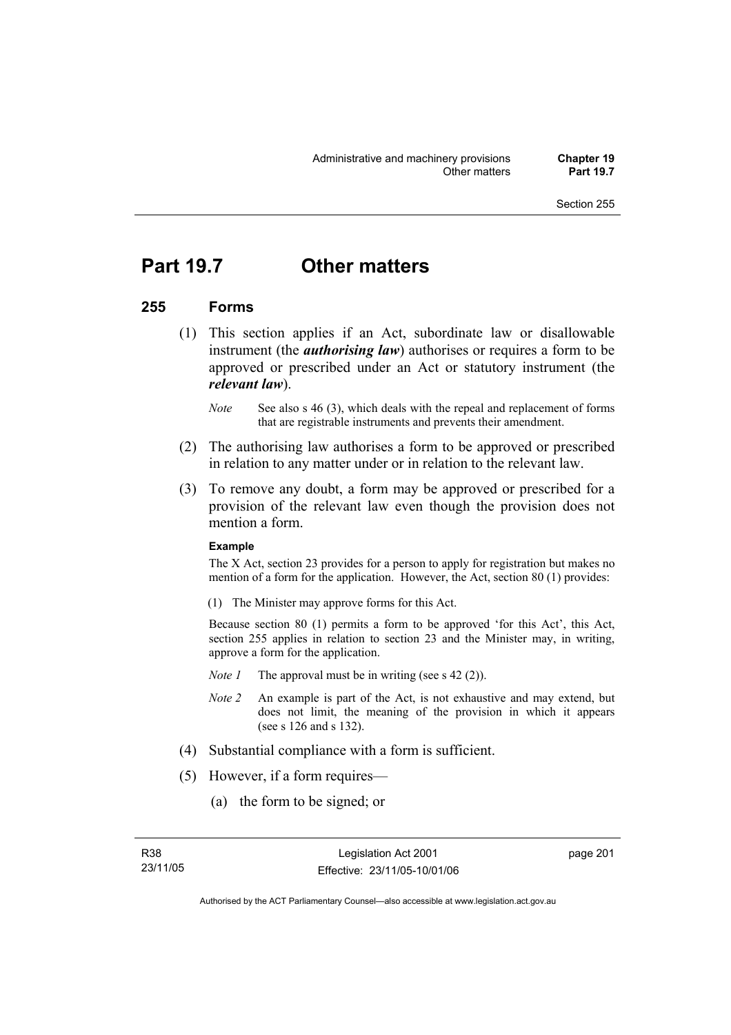# Part 19.7 Other matters

## 255 Forms

(1) This section applies if an Act, subordinate law or disallowable instrument (the ***authorising law***) authorises or requires a form to be approved or prescribed under an Act or statutory instrument (the ***relevant law***).

*Note* See also s 46 (3), which deals with the repeal and replacement of forms that are registrable instruments and prevents their amendment.

(2) The authorising law authorises a form to be approved or prescribed in relation to any matter under or in relation to the relevant law.

(3) To remove any doubt, a form may be approved or prescribed for a provision of the relevant law even though the provision does not mention a form.

**Example**

The X Act, section 23 provides for a person to apply for registration but makes no mention of a form for the application. However, the Act, section 80 (1) provides:

(1) The Minister may approve forms for this Act.

Because section 80 (1) permits a form to be approved 'for this Act', this Act, section 255 applies in relation to section 23 and the Minister may, in writing, approve a form for the application.

*Note 1* The approval must be in writing (see s 42 (2)).

*Note 2* An example is part of the Act, is not exhaustive and may extend, but does not limit, the meaning of the provision in which it appears (see s 126 and s 132).

(4) Substantial compliance with a form is sufficient.

(5) However, if a form requires—

(a) the form to be signed; or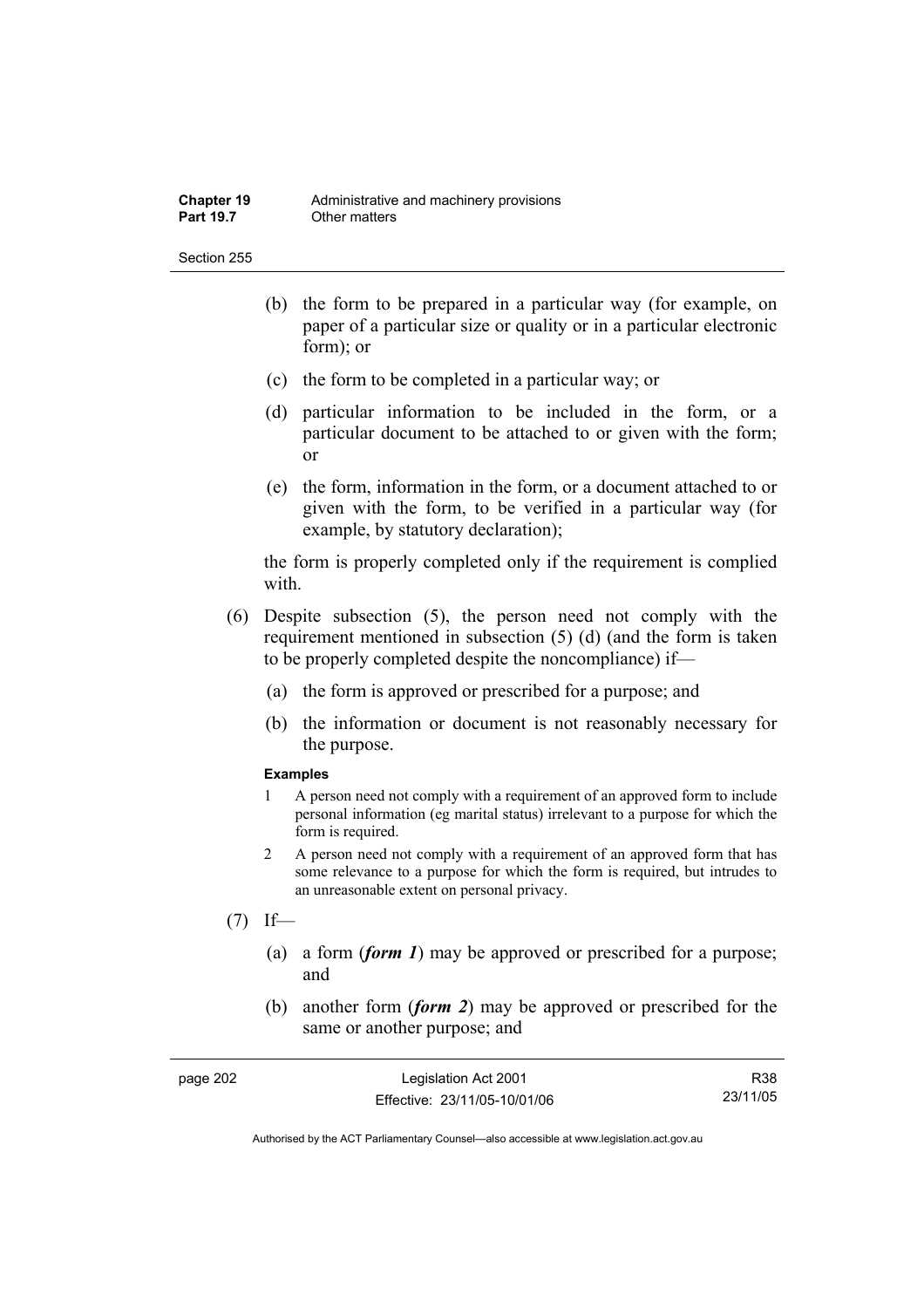(b) the form to be prepared in a particular way (for example, on paper of a particular size or quality or in a particular electronic form); or

(c) the form to be completed in a particular way; or

(d) particular information to be included in the form, or a particular document to be attached to or given with the form; or

(e) the form, information in the form, or a document attached to or given with the form, to be verified in a particular way (for example, by statutory declaration);

the form is properly completed only if the requirement is complied with.

(6) Despite subsection (5), the person need not comply with the requirement mentioned in subsection (5) (d) (and the form is taken to be properly completed despite the noncompliance) if—

(a) the form is approved or prescribed for a purpose; and

(b) the information or document is not reasonably necessary for the purpose.

**Examples**

1 A person need not comply with a requirement of an approved form to include personal information (eg marital status) irrelevant to a purpose for which the form is required.

2 A person need not comply with a requirement of an approved form that has some relevance to a purpose for which the form is required, but intrudes to an unreasonable extent on personal privacy.

(7) If—

(a) a form (***form 1***) may be approved or prescribed for a purpose; and

(b) another form (***form 2***) may be approved or prescribed for the same or another purpose; and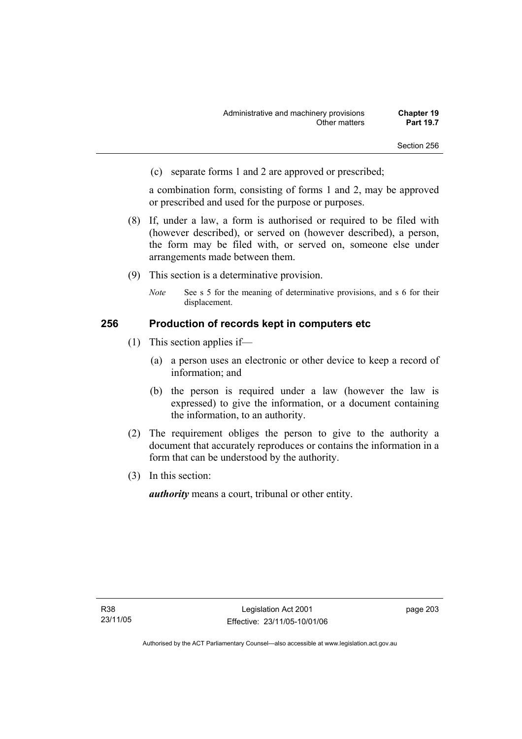(c) separate forms 1 and 2 are approved or prescribed;

a combination form, consisting of forms 1 and 2, may be approved or prescribed and used for the purpose or purposes.

(8) If, under a law, a form is authorised or required to be filed with (however described), or served on (however described), a person, the form may be filed with, or served on, someone else under arrangements made between them.

(9) This section is a determinative provision.

*Note* See s 5 for the meaning of determinative provisions, and s 6 for their displacement.

## 256 Production of records kept in computers etc

(1) This section applies if—

(a) a person uses an electronic or other device to keep a record of information; and

(b) the person is required under a law (however the law is expressed) to give the information, or a document containing the information, to an authority.

(2) The requirement obliges the person to give to the authority a document that accurately reproduces or contains the information in a form that can be understood by the authority.

(3) In this section:

***authority*** means a court, tribunal or other entity.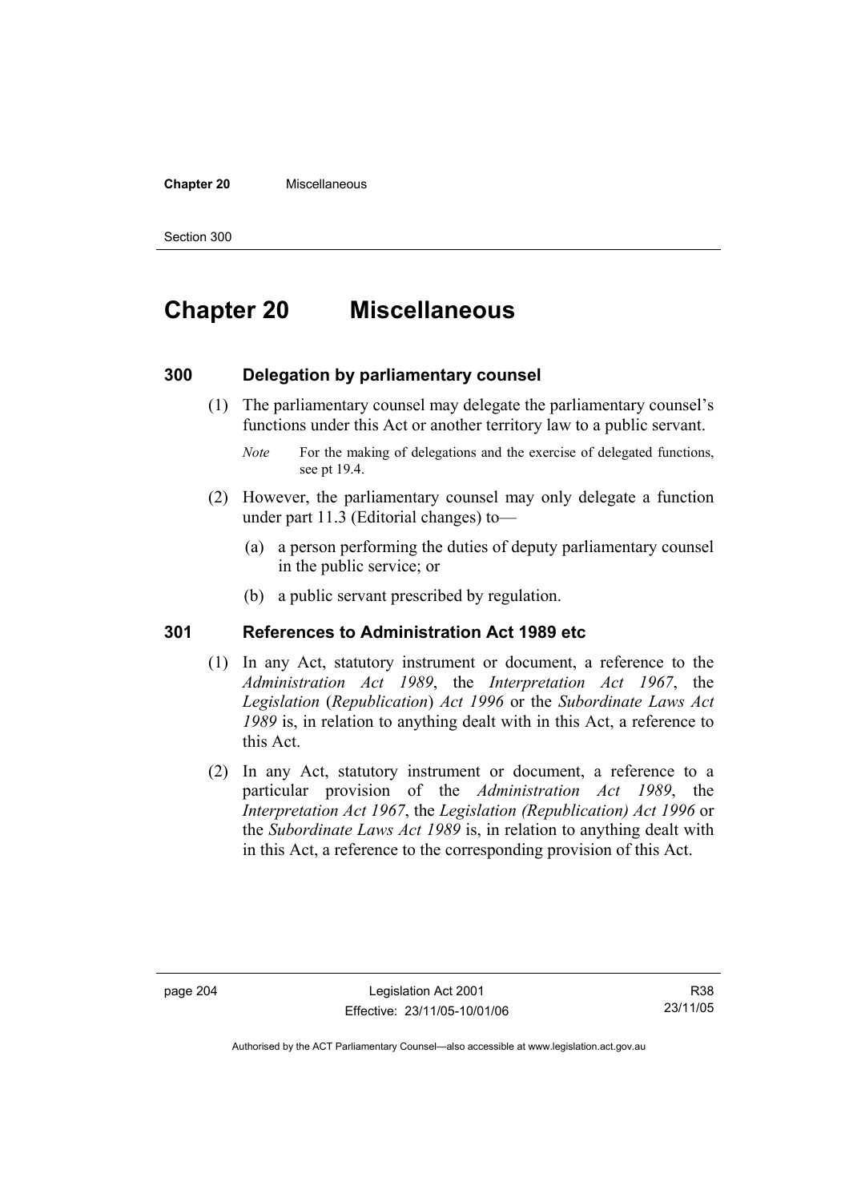# Chapter 20 Miscellaneous

## 300 Delegation by parliamentary counsel

(1) The parliamentary counsel may delegate the parliamentary counsel's functions under this Act or another territory law to a public servant.

*Note* For the making of delegations and the exercise of delegated functions, see pt 19.4.

(2) However, the parliamentary counsel may only delegate a function under part 11.3 (Editorial changes) to—

(a) a person performing the duties of deputy parliamentary counsel in the public service; or

(b) a public servant prescribed by regulation.

## 301 References to Administration Act 1989 etc

(1) In any Act, statutory instrument or document, a reference to the *Administration Act 1989*, the *Interpretation Act 1967*, the *Legislation* (*Republication*) *Act 1996* or the *Subordinate Laws Act 1989* is, in relation to anything dealt with in this Act, a reference to this Act.

(2) In any Act, statutory instrument or document, a reference to a particular provision of the *Administration Act 1989*, the *Interpretation Act 1967*, the *Legislation (Republication) Act 1996* or the *Subordinate Laws Act 1989* is, in relation to anything dealt with in this Act, a reference to the corresponding provision of this Act.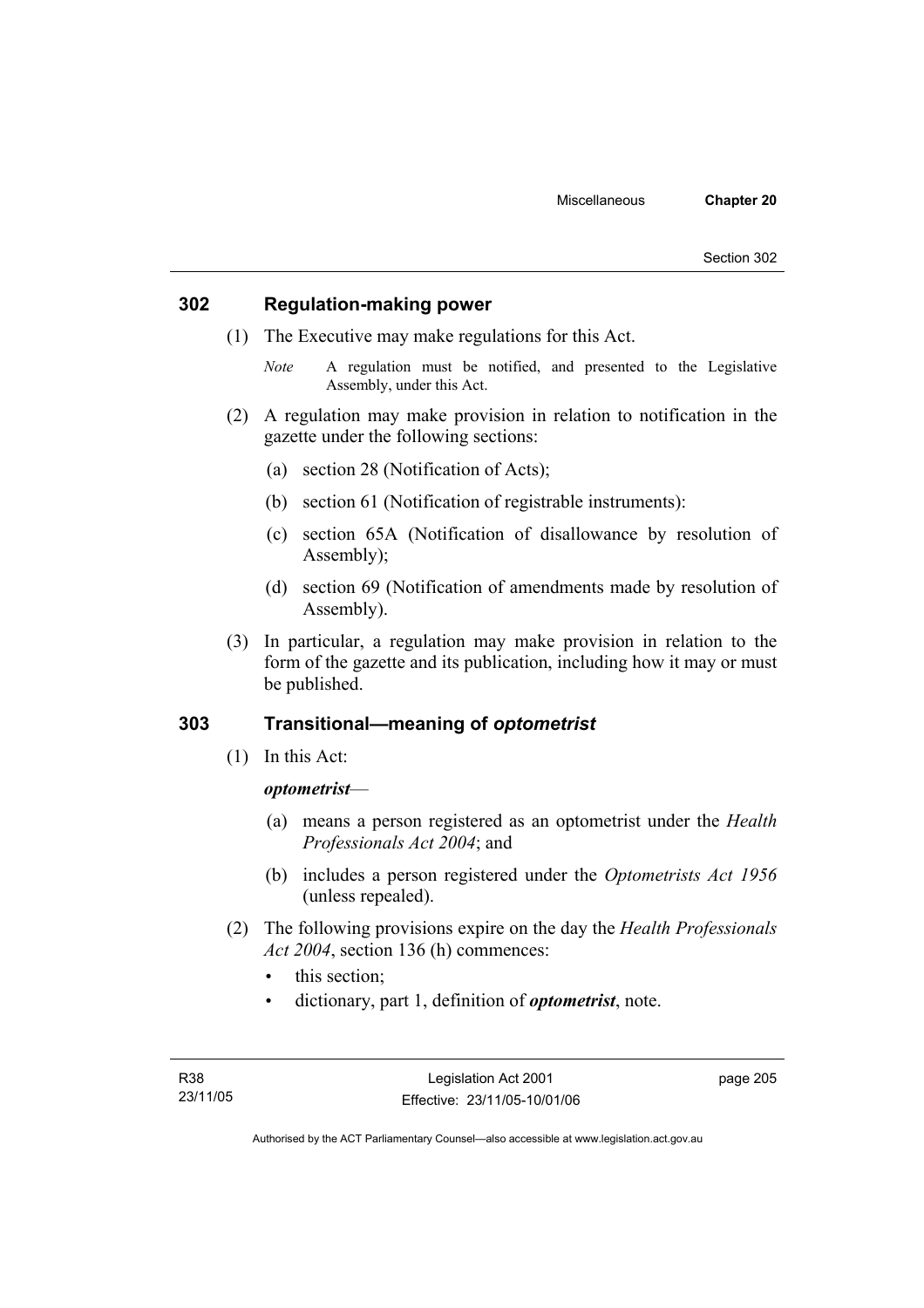## 302 Regulation-making power

(1) The Executive may make regulations for this Act.

*Note* A regulation must be notified, and presented to the Legislative Assembly, under this Act.

(2) A regulation may make provision in relation to notification in the gazette under the following sections:

(a) section 28 (Notification of Acts);

(b) section 61 (Notification of registrable instruments):

(c) section 65A (Notification of disallowance by resolution of Assembly);

(d) section 69 (Notification of amendments made by resolution of Assembly).

(3) In particular, a regulation may make provision in relation to the form of the gazette and its publication, including how it may or must be published.

## 303 Transitional—meaning of *optometrist*

(1) In this Act:

***optometrist***—

(a) means a person registered as an optometrist under the *Health Professionals Act 2004*; and

(b) includes a person registered under the *Optometrists Act 1956* (unless repealed).

(2) The following provisions expire on the day the *Health Professionals Act 2004*, section 136 (h) commences:

- this section;
- dictionary, part 1, definition of ***optometrist***, note.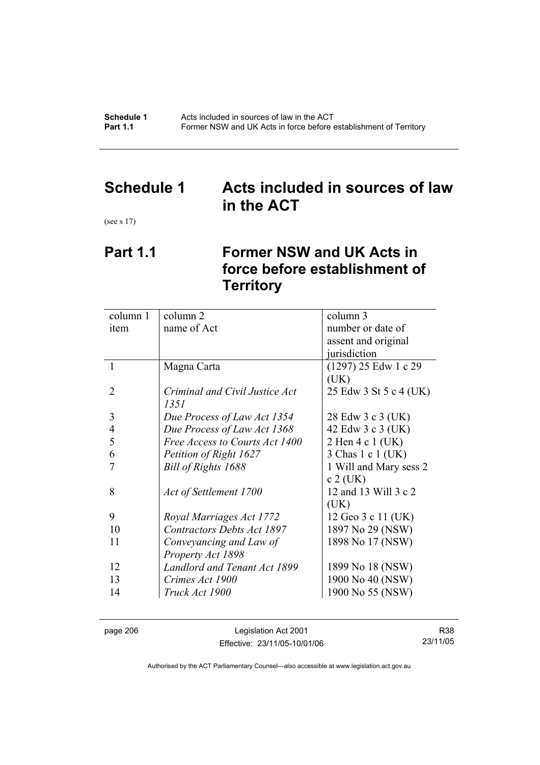# Schedule 1 Acts included in sources of law in the ACT

(see s 17)

## Part 1.1 Former NSW and UK Acts in force before establishment of Territory

| column 1 item | column 2 name of Act | column 3 number or date of assent and original jurisdiction |
|---|---|---|
| 1 | Magna Carta | (1297) 25 Edw 1 c 29 (UK) |
| 2 | *Criminal and Civil Justice Act 1351* | 25 Edw 3 St 5 c 4 (UK) |
| 3 | *Due Process of Law Act 1354* | 28 Edw 3 c 3 (UK) |
| 4 | *Due Process of Law Act 1368* | 42 Edw 3 c 3 (UK) |
| 5 | *Free Access to Courts Act 1400* | 2 Hen 4 c 1 (UK) |
| 6 | *Petition of Right 1627* | 3 Chas 1 c 1 (UK) |
| 7 | *Bill of Rights 1688* | 1 Will and Mary sess 2 c 2 (UK) |
| 8 | *Act of Settlement 1700* | 12 and 13 Will 3 c 2 (UK) |
| 9 | *Royal Marriages Act 1772* | 12 Geo 3 c 11 (UK) |
| 10 | *Contractors Debts Act 1897* | 1897 No 29 (NSW) |
| 11 | *Conveyancing and Law of Property Act 1898* | 1898 No 17 (NSW) |
| 12 | *Landlord and Tenant Act 1899* | 1899 No 18 (NSW) |
| 13 | *Crimes Act 1900* | 1900 No 40 (NSW) |
| 14 | *Truck Act 1900* | 1900 No 55 (NSW) |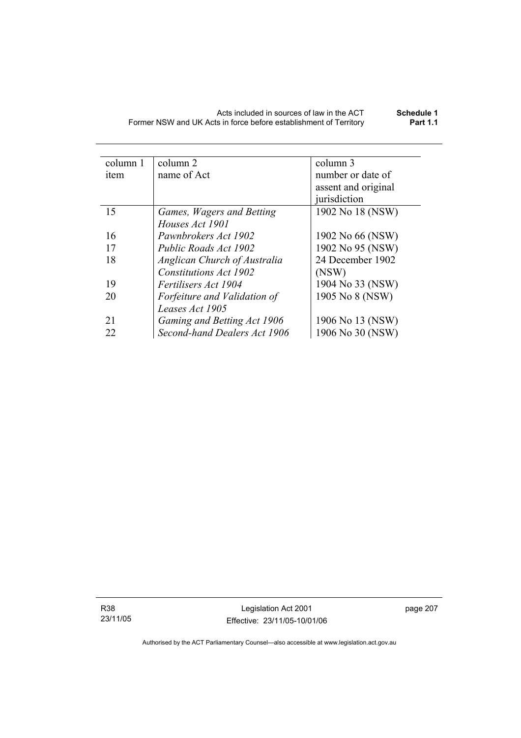| column 1 item | column 2 name of Act | column 3 number or date of assent and original jurisdiction |
| --- | --- | --- |
| 15 | *Games, Wagers and Betting Houses Act 1901* | 1902 No 18 (NSW) |
| 16 | *Pawnbrokers Act 1902* | 1902 No 66 (NSW) |
| 17 | *Public Roads Act 1902* | 1902 No 95 (NSW) |
| 18 | *Anglican Church of Australia Constitutions Act 1902* | 24 December 1902 (NSW) |
| 19 | *Fertilisers Act 1904* | 1904 No 33 (NSW) |
| 20 | *Forfeiture and Validation of Leases Act 1905* | 1905 No 8 (NSW) |
| 21 | *Gaming and Betting Act 1906* | 1906 No 13 (NSW) |
| 22 | *Second-hand Dealers Act 1906* | 1906 No 30 (NSW) |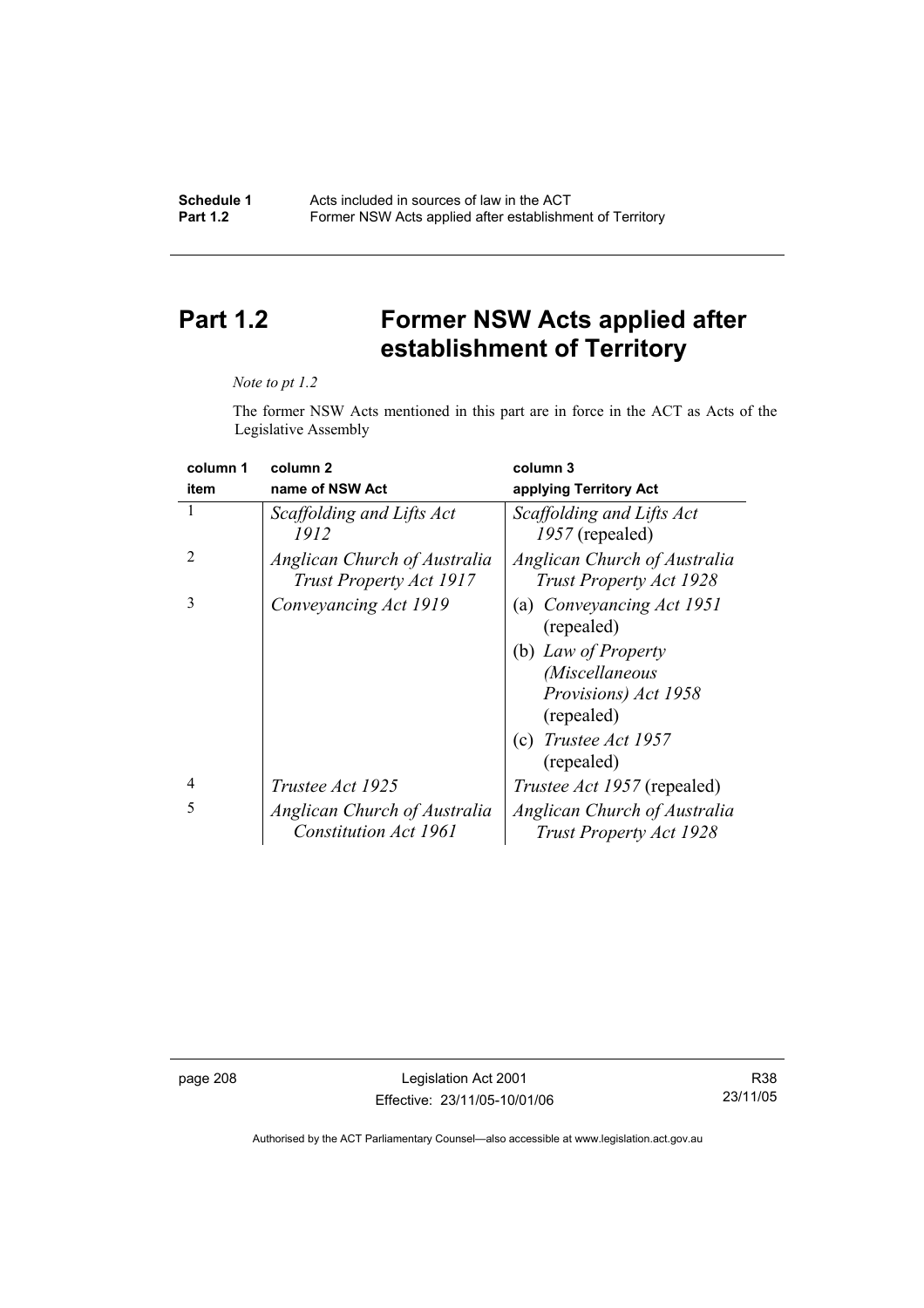# Part 1.2 Former NSW Acts applied after establishment of Territory

*Note to pt 1.2*

The former NSW Acts mentioned in this part are in force in the ACT as Acts of the Legislative Assembly

| column 1<br>item | column 2<br>name of NSW Act | column 3<br>applying Territory Act |
|---|---|---|
| 1 | *Scaffolding and Lifts Act 1912* | *Scaffolding and Lifts Act 1957* (repealed) |
| 2 | *Anglican Church of Australia Trust Property Act 1917* | *Anglican Church of Australia Trust Property Act 1928* |
| 3 | *Conveyancing Act 1919* | (a) *Conveyancing Act 1951* (repealed)<br>(b) *Law of Property (Miscellaneous Provisions) Act 1958* (repealed)<br>(c) *Trustee Act 1957* (repealed) |
| 4 | *Trustee Act 1925* | *Trustee Act 1957* (repealed) |
| 5 | *Anglican Church of Australia Constitution Act 1961* | *Anglican Church of Australia Trust Property Act 1928* |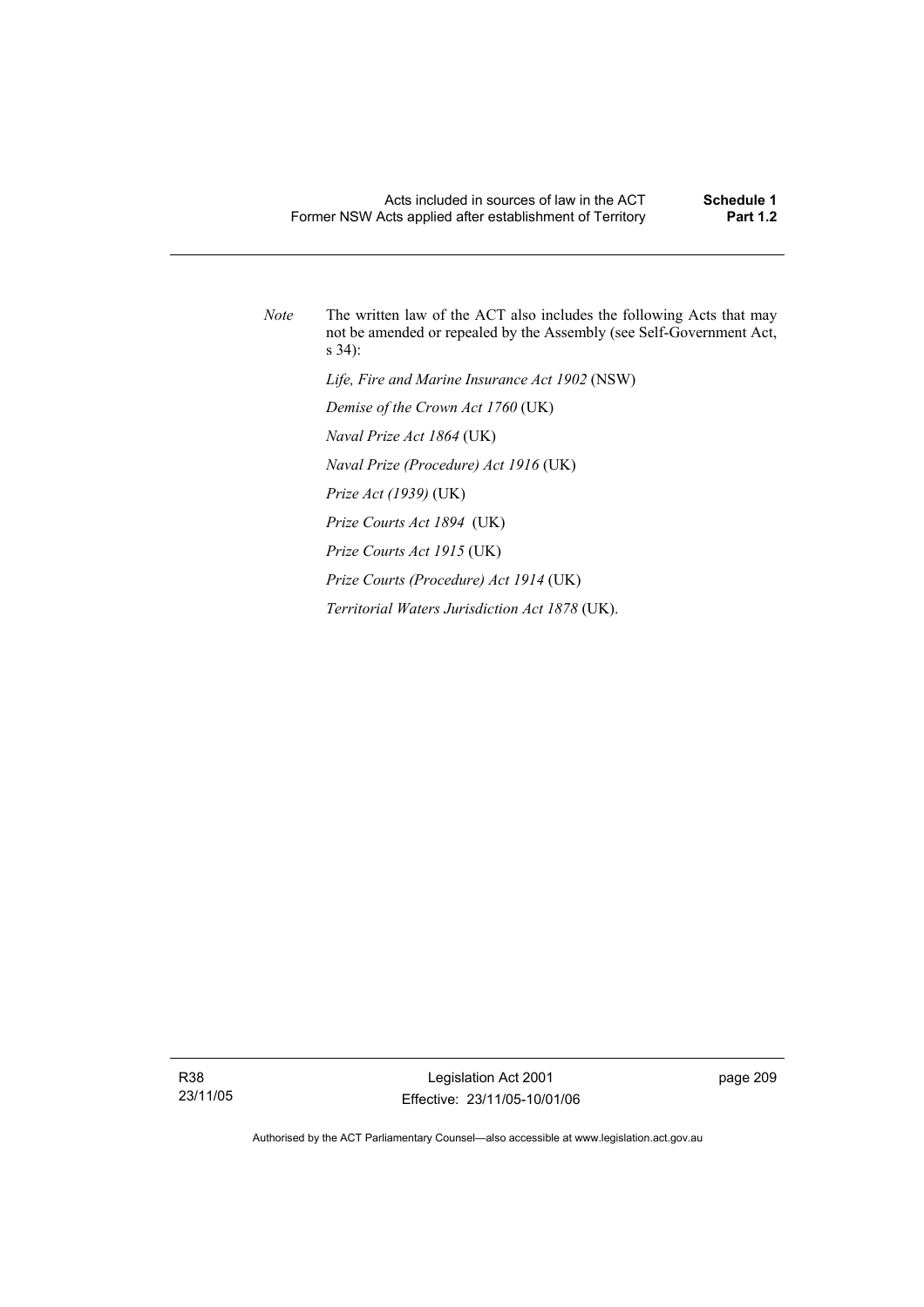*Note* The written law of the ACT also includes the following Acts that may not be amended or repealed by the Assembly (see Self-Government Act, s 34):

*Life, Fire and Marine Insurance Act 1902* (NSW)

*Demise of the Crown Act 1760* (UK)

*Naval Prize Act 1864* (UK)

*Naval Prize (Procedure) Act 1916* (UK)

*Prize Act (1939)* (UK)

*Prize Courts Act 1894* (UK)

*Prize Courts Act 1915* (UK)

*Prize Courts (Procedure) Act 1914* (UK)

*Territorial Waters Jurisdiction Act 1878* (UK).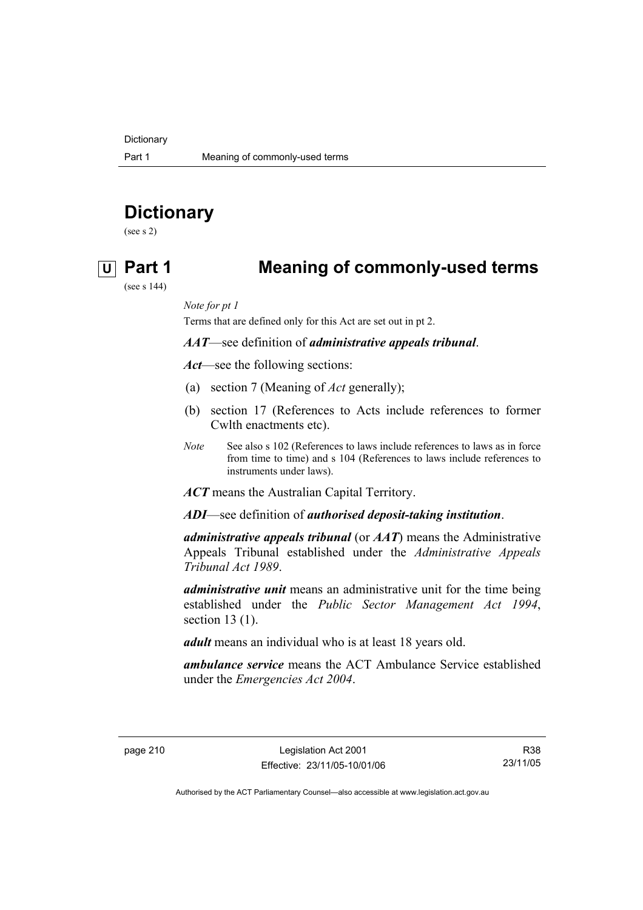# Dictionary

(see s 2)

## U Part 1 Meaning of commonly-used terms

(see s 144)

*Note for pt 1*

Terms that are defined only for this Act are set out in pt 2.

***AAT***—see definition of ***administrative appeals tribunal***.

***Act***—see the following sections:

(a) section 7 (Meaning of *Act* generally);

(b) section 17 (References to Acts include references to former Cwlth enactments etc).

*Note* See also s 102 (References to laws include references to laws as in force from time to time) and s 104 (References to laws include references to instruments under laws).

***ACT*** means the Australian Capital Territory.

***ADI***—see definition of ***authorised deposit-taking institution***.

***administrative appeals tribunal*** (or ***AAT***) means the Administrative Appeals Tribunal established under the *Administrative Appeals Tribunal Act 1989*.

***administrative unit*** means an administrative unit for the time being established under the *Public Sector Management Act 1994*, section 13 (1).

***adult*** means an individual who is at least 18 years old.

***ambulance service*** means the ACT Ambulance Service established under the *Emergencies Act 2004*.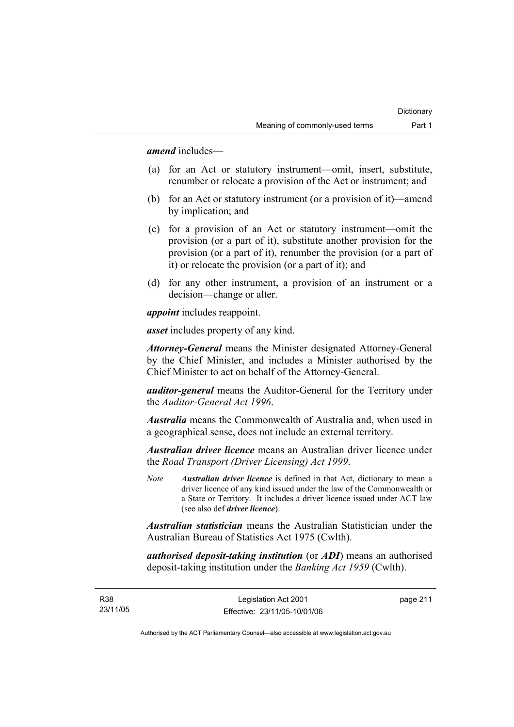***amend*** includes—

(a) for an Act or statutory instrument—omit, insert, substitute, renumber or relocate a provision of the Act or instrument; and

(b) for an Act or statutory instrument (or a provision of it)—amend by implication; and

(c) for a provision of an Act or statutory instrument—omit the provision (or a part of it), substitute another provision for the provision (or a part of it), renumber the provision (or a part of it) or relocate the provision (or a part of it); and

(d) for any other instrument, a provision of an instrument or a decision—change or alter.

***appoint*** includes reappoint.

***asset*** includes property of any kind.

***Attorney-General*** means the Minister designated Attorney-General by the Chief Minister, and includes a Minister authorised by the Chief Minister to act on behalf of the Attorney-General.

***auditor-general*** means the Auditor-General for the Territory under the *Auditor-General Act 1996*.

***Australia*** means the Commonwealth of Australia and, when used in a geographical sense, does not include an external territory.

***Australian driver licence*** means an Australian driver licence under the *Road Transport (Driver Licensing) Act 1999*.

*Note* ***Australian driver licence*** is defined in that Act, dictionary to mean a driver licence of any kind issued under the law of the Commonwealth or a State or Territory. It includes a driver licence issued under ACT law (see also def ***driver licence***).

***Australian statistician*** means the Australian Statistician under the Australian Bureau of Statistics Act 1975 (Cwlth).

***authorised deposit-taking institution*** (or ***ADI***) means an authorised deposit-taking institution under the *Banking Act 1959* (Cwlth).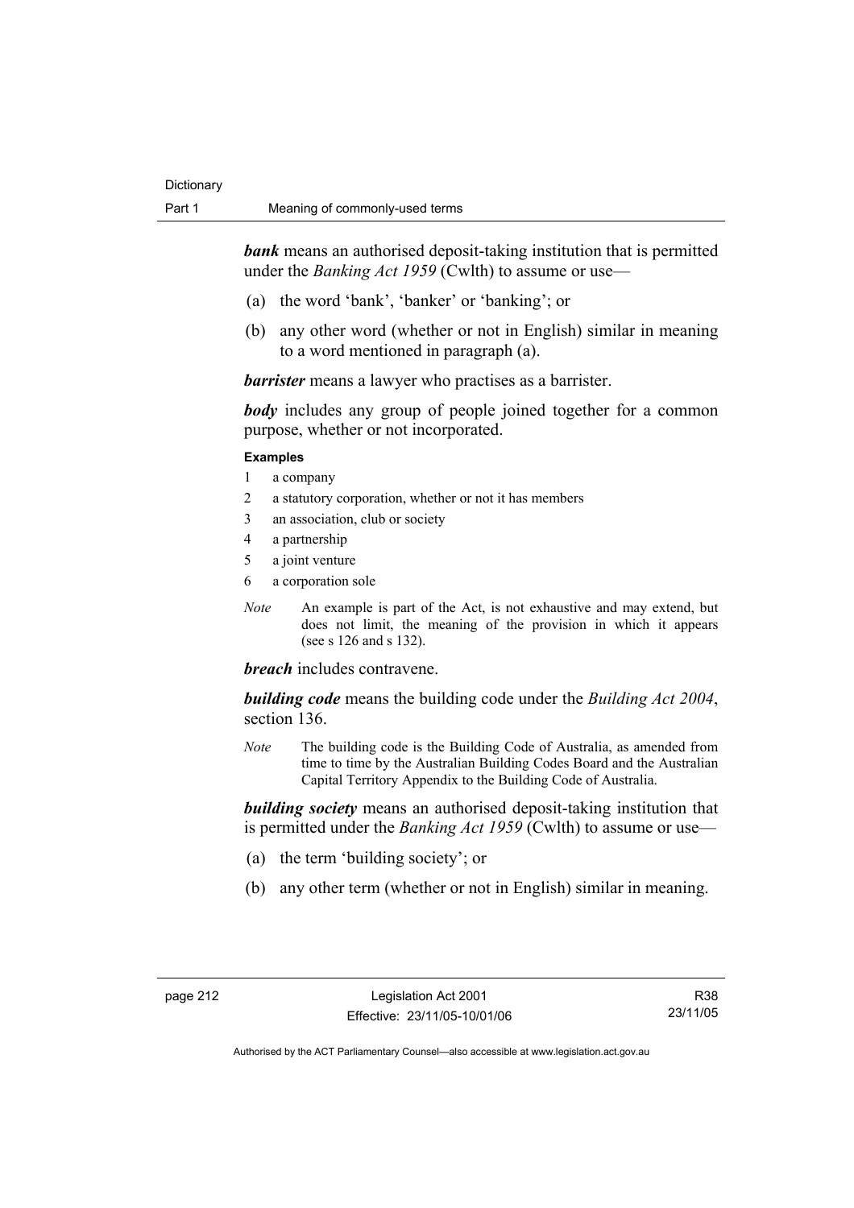***bank*** means an authorised deposit-taking institution that is permitted under the *Banking Act 1959* (Cwlth) to assume or use—

(a) the word 'bank', 'banker' or 'banking'; or

(b) any other word (whether or not in English) similar in meaning to a word mentioned in paragraph (a).

***barrister*** means a lawyer who practises as a barrister.

***body*** includes any group of people joined together for a common purpose, whether or not incorporated.

**Examples**

1 a company
2 a statutory corporation, whether or not it has members
3 an association, club or society
4 a partnership
5 a joint venture
6 a corporation sole

*Note* An example is part of the Act, is not exhaustive and may extend, but does not limit, the meaning of the provision in which it appears (see s 126 and s 132).

***breach*** includes contravene.

***building code*** means the building code under the *Building Act 2004*, section 136.

*Note* The building code is the Building Code of Australia, as amended from time to time by the Australian Building Codes Board and the Australian Capital Territory Appendix to the Building Code of Australia.

***building society*** means an authorised deposit-taking institution that is permitted under the *Banking Act 1959* (Cwlth) to assume or use—

(a) the term 'building society'; or

(b) any other term (whether or not in English) similar in meaning.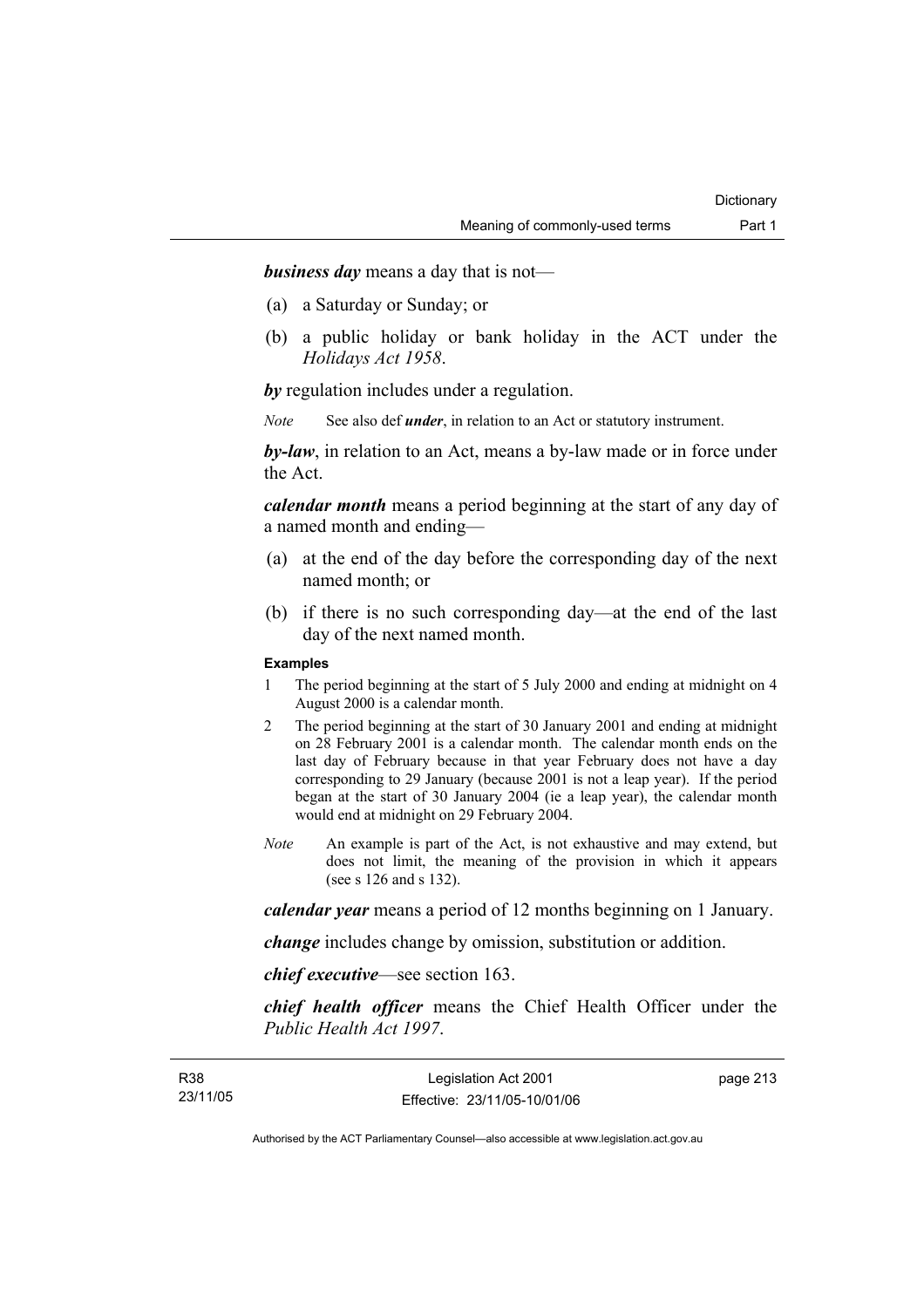***business day*** means a day that is not—

(a) a Saturday or Sunday; or

(b) a public holiday or bank holiday in the ACT under the *Holidays Act 1958*.

***by*** regulation includes under a regulation.

*Note* See also def ***under***, in relation to an Act or statutory instrument.

***by-law***, in relation to an Act, means a by-law made or in force under the Act.

***calendar month*** means a period beginning at the start of any day of a named month and ending—

(a) at the end of the day before the corresponding day of the next named month; or

(b) if there is no such corresponding day—at the end of the last day of the next named month.

**Examples**

1 The period beginning at the start of 5 July 2000 and ending at midnight on 4 August 2000 is a calendar month.

2 The period beginning at the start of 30 January 2001 and ending at midnight on 28 February 2001 is a calendar month. The calendar month ends on the last day of February because in that year February does not have a day corresponding to 29 January (because 2001 is not a leap year). If the period began at the start of 30 January 2004 (ie a leap year), the calendar month would end at midnight on 29 February 2004.

*Note* An example is part of the Act, is not exhaustive and may extend, but does not limit, the meaning of the provision in which it appears (see s 126 and s 132).

***calendar year*** means a period of 12 months beginning on 1 January.

***change*** includes change by omission, substitution or addition.

***chief executive***—see section 163.

***chief health officer*** means the Chief Health Officer under the *Public Health Act 1997*.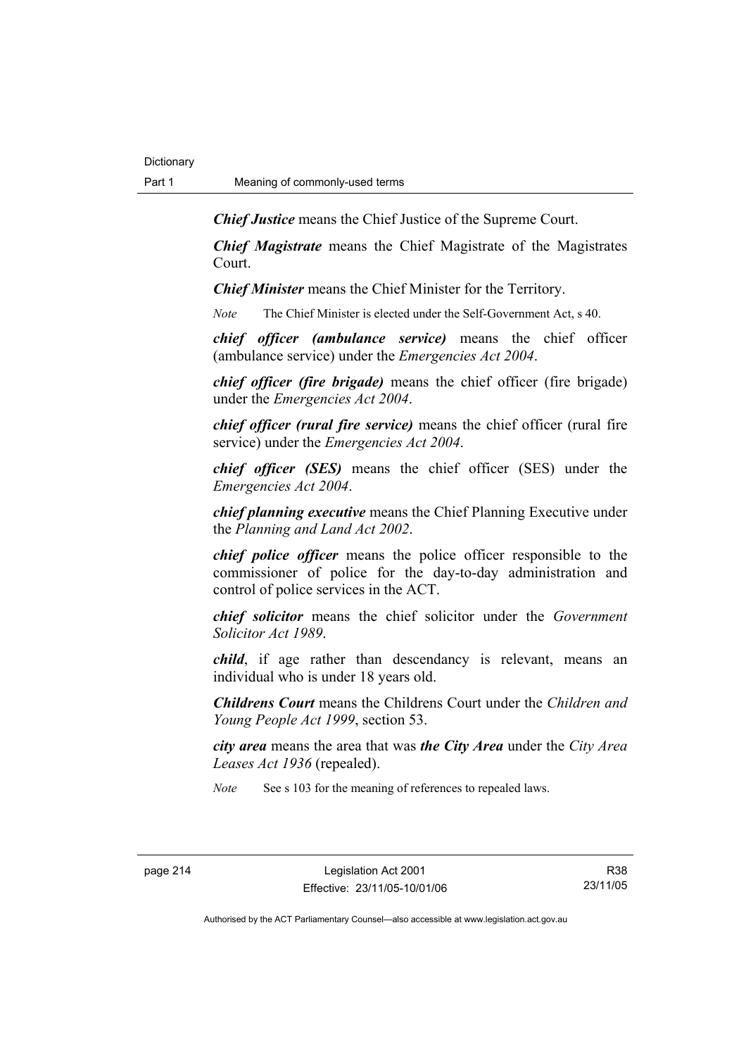***Chief Justice*** means the Chief Justice of the Supreme Court.

***Chief Magistrate*** means the Chief Magistrate of the Magistrates Court.

***Chief Minister*** means the Chief Minister for the Territory.

*Note* The Chief Minister is elected under the Self-Government Act, s 40.

***chief officer (ambulance service)*** means the chief officer (ambulance service) under the *Emergencies Act 2004*.

***chief officer (fire brigade)*** means the chief officer (fire brigade) under the *Emergencies Act 2004*.

***chief officer (rural fire service)*** means the chief officer (rural fire service) under the *Emergencies Act 2004*.

***chief officer (SES)*** means the chief officer (SES) under the *Emergencies Act 2004*.

***chief planning executive*** means the Chief Planning Executive under the *Planning and Land Act 2002*.

***chief police officer*** means the police officer responsible to the commissioner of police for the day-to-day administration and control of police services in the ACT.

***chief solicitor*** means the chief solicitor under the *Government Solicitor Act 1989*.

***child***, if age rather than descendancy is relevant, means an individual who is under 18 years old.

***Childrens Court*** means the Childrens Court under the *Children and Young People Act 1999*, section 53.

***city area*** means the area that was ***the City Area*** under the *City Area Leases Act 1936* (repealed).

*Note* See s 103 for the meaning of references to repealed laws.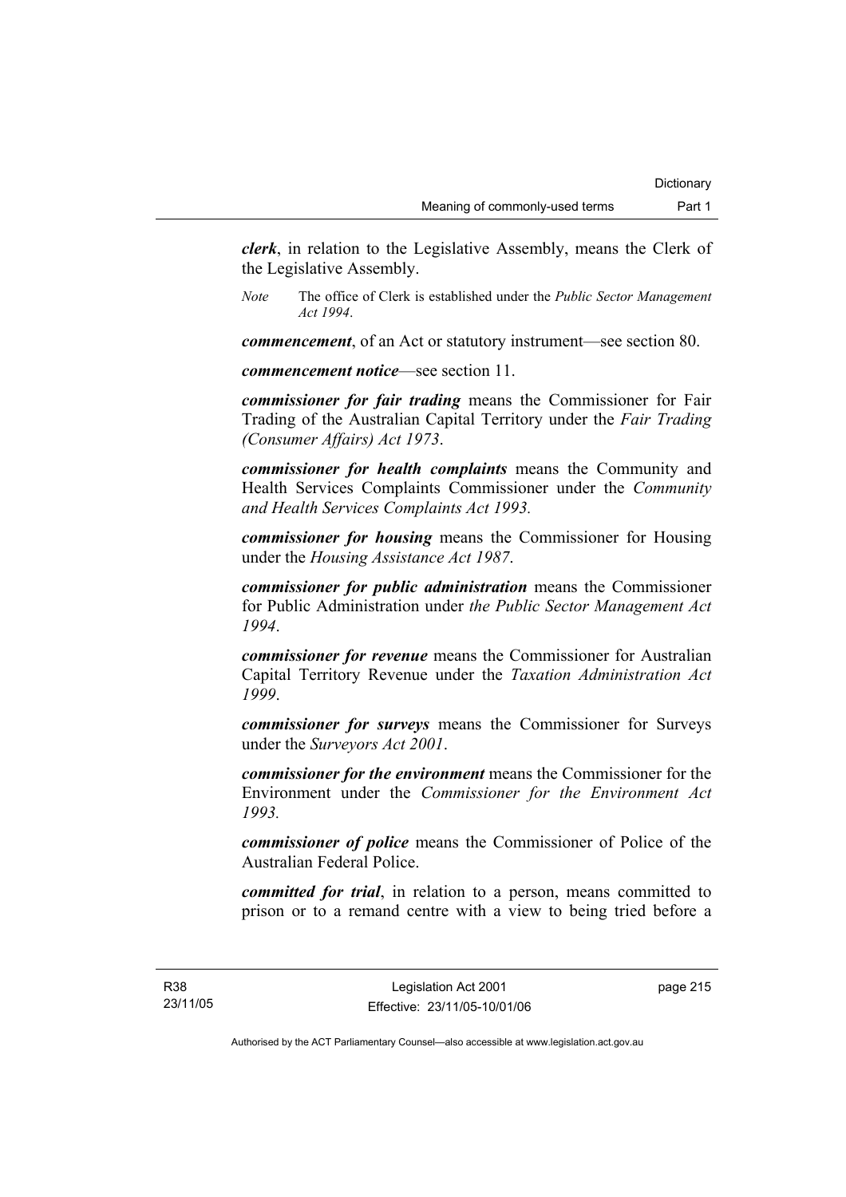***clerk***, in relation to the Legislative Assembly, means the Clerk of the Legislative Assembly.

*Note* The office of Clerk is established under the *Public Sector Management Act 1994*.

***commencement***, of an Act or statutory instrument—see section 80.

***commencement notice***—see section 11.

***commissioner for fair trading*** means the Commissioner for Fair Trading of the Australian Capital Territory under the *Fair Trading (Consumer Affairs) Act 1973*.

***commissioner for health complaints*** means the Community and Health Services Complaints Commissioner under the *Community and Health Services Complaints Act 1993.*

***commissioner for housing*** means the Commissioner for Housing under the *Housing Assistance Act 1987*.

***commissioner for public administration*** means the Commissioner for Public Administration under *the Public Sector Management Act 1994*.

***commissioner for revenue*** means the Commissioner for Australian Capital Territory Revenue under the *Taxation Administration Act 1999*.

***commissioner for surveys*** means the Commissioner for Surveys under the *Surveyors Act 2001*.

***commissioner for the environment*** means the Commissioner for the Environment under the *Commissioner for the Environment Act 1993.*

***commissioner of police*** means the Commissioner of Police of the Australian Federal Police.

***committed for trial***, in relation to a person, means committed to prison or to a remand centre with a view to being tried before a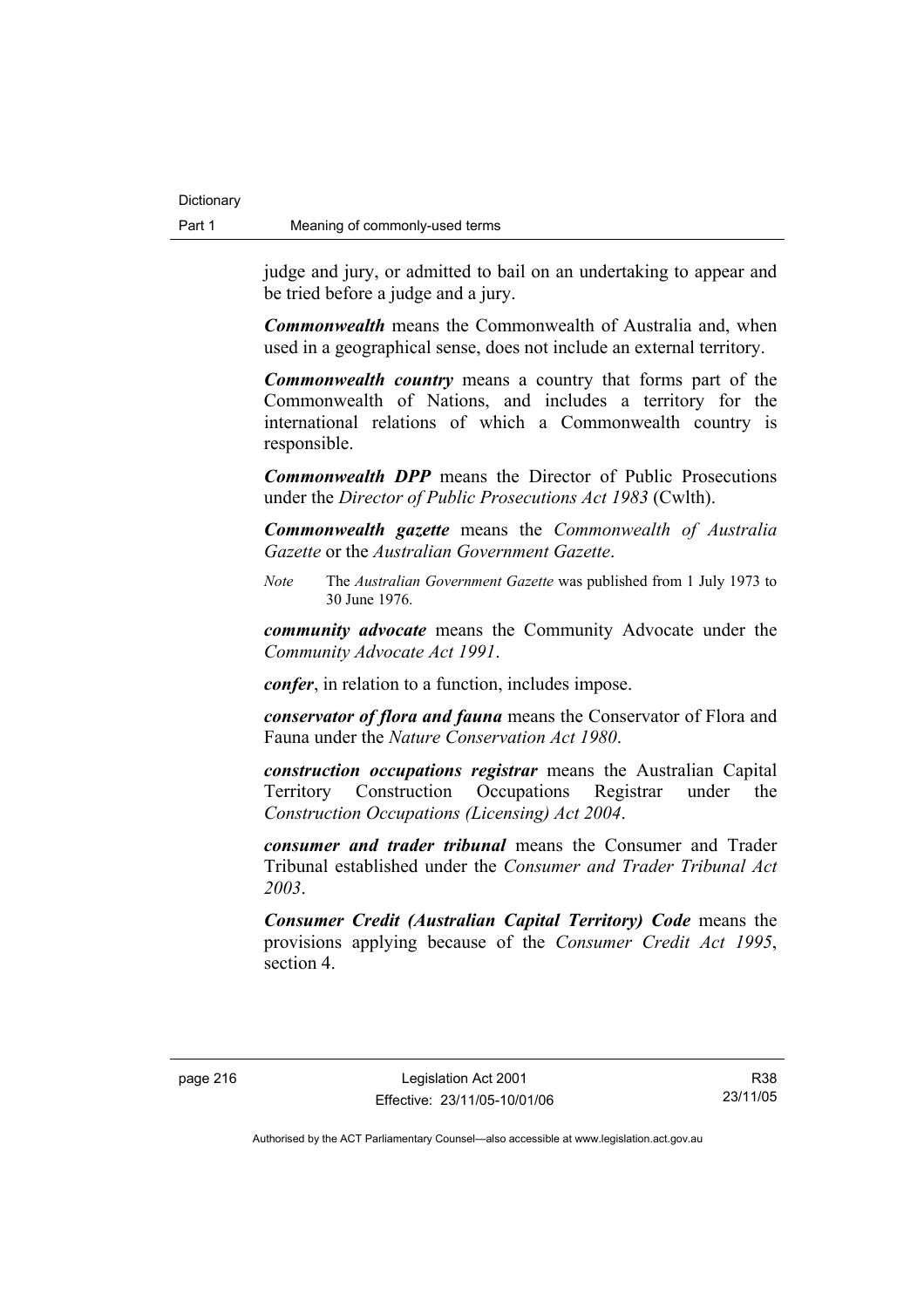judge and jury, or admitted to bail on an undertaking to appear and be tried before a judge and a jury.

***Commonwealth*** means the Commonwealth of Australia and, when used in a geographical sense, does not include an external territory.

***Commonwealth country*** means a country that forms part of the Commonwealth of Nations, and includes a territory for the international relations of which a Commonwealth country is responsible.

***Commonwealth DPP*** means the Director of Public Prosecutions under the *Director of Public Prosecutions Act 1983* (Cwlth).

***Commonwealth gazette*** means the *Commonwealth of Australia Gazette* or the *Australian Government Gazette*.

*Note* The *Australian Government Gazette* was published from 1 July 1973 to 30 June 1976.

***community advocate*** means the Community Advocate under the *Community Advocate Act 1991*.

***confer***, in relation to a function, includes impose.

***conservator of flora and fauna*** means the Conservator of Flora and Fauna under the *Nature Conservation Act 1980*.

***construction occupations registrar*** means the Australian Capital Territory Construction Occupations Registrar under the *Construction Occupations (Licensing) Act 2004*.

***consumer and trader tribunal*** means the Consumer and Trader Tribunal established under the *Consumer and Trader Tribunal Act 2003*.

***Consumer Credit (Australian Capital Territory) Code*** means the provisions applying because of the *Consumer Credit Act 1995*, section 4.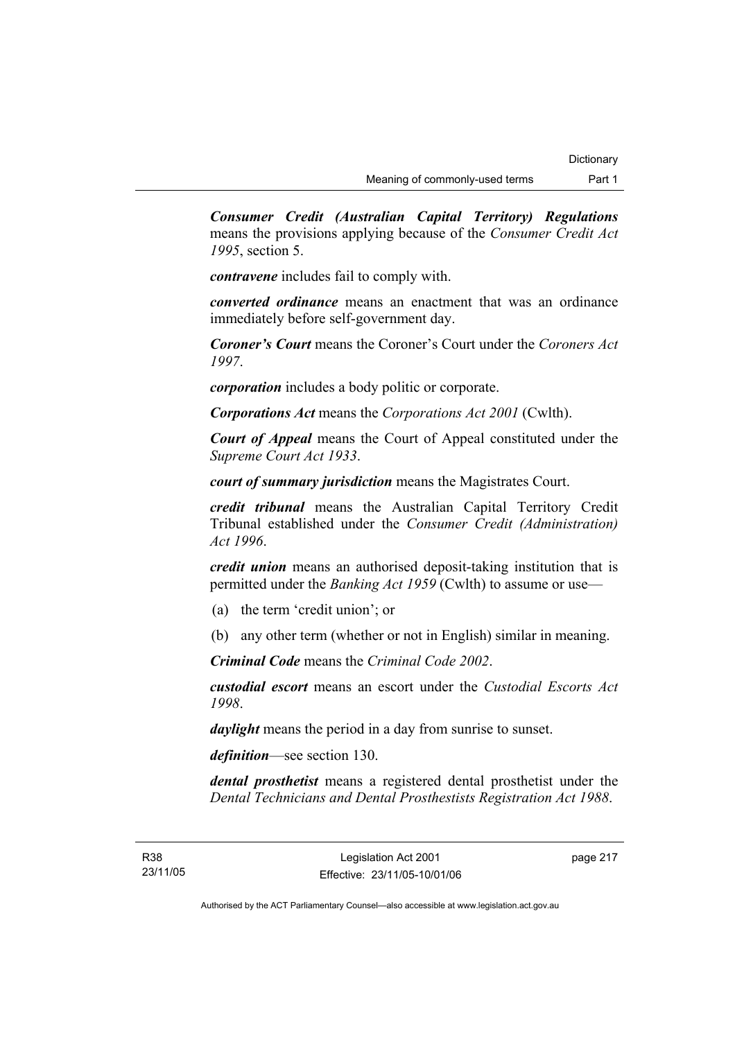***Consumer Credit (Australian Capital Territory) Regulations*** means the provisions applying because of the *Consumer Credit Act 1995*, section 5.

***contravene*** includes fail to comply with.

***converted ordinance*** means an enactment that was an ordinance immediately before self-government day.

***Coroner's Court*** means the Coroner's Court under the *Coroners Act 1997*.

***corporation*** includes a body politic or corporate.

***Corporations Act*** means the *Corporations Act 2001* (Cwlth).

***Court of Appeal*** means the Court of Appeal constituted under the *Supreme Court Act 1933*.

***court of summary jurisdiction*** means the Magistrates Court.

***credit tribunal*** means the Australian Capital Territory Credit Tribunal established under the *Consumer Credit (Administration) Act 1996*.

***credit union*** means an authorised deposit-taking institution that is permitted under the *Banking Act 1959* (Cwlth) to assume or use—

(a) the term 'credit union'; or

(b) any other term (whether or not in English) similar in meaning.

***Criminal Code*** means the *Criminal Code 2002*.

***custodial escort*** means an escort under the *Custodial Escorts Act 1998*.

***daylight*** means the period in a day from sunrise to sunset.

***definition***—see section 130.

***dental prosthetist*** means a registered dental prosthetist under the *Dental Technicians and Dental Prosthetists Registration Act 1988*.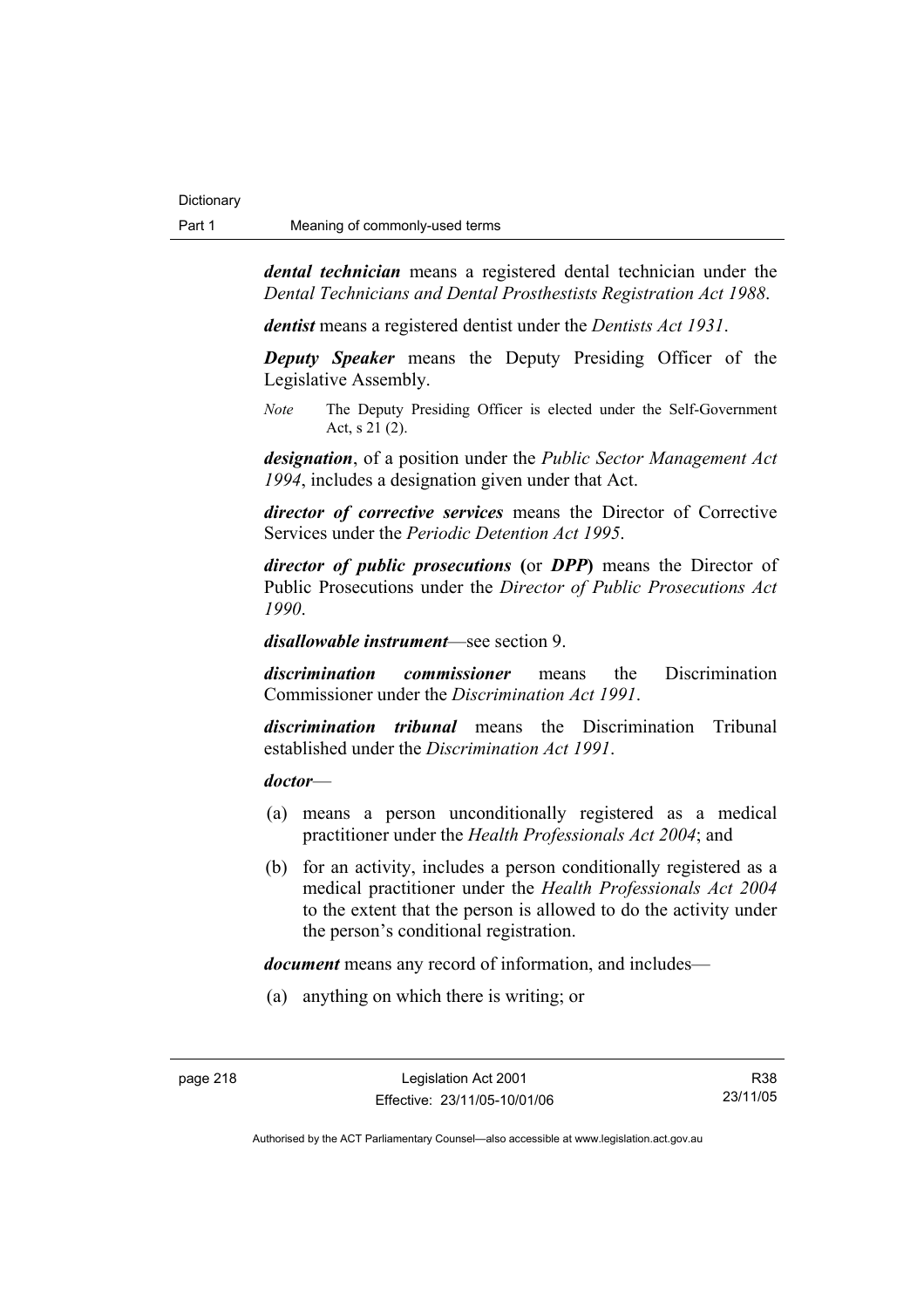***dental technician*** means a registered dental technician under the *Dental Technicians and Dental Prosthestists Registration Act 1988*.

***dentist*** means a registered dentist under the *Dentists Act 1931*.

***Deputy Speaker*** means the Deputy Presiding Officer of the Legislative Assembly.

*Note* The Deputy Presiding Officer is elected under the Self-Government Act, s 21 (2).

***designation***, of a position under the *Public Sector Management Act 1994*, includes a designation given under that Act.

***director of corrective services*** means the Director of Corrective Services under the *Periodic Detention Act 1995*.

***director of public prosecutions*** **(**or ***DPP*****)** means the Director of Public Prosecutions under the *Director of Public Prosecutions Act 1990*.

***disallowable instrument***—see section 9.

***discrimination commissioner*** means the Discrimination Commissioner under the *Discrimination Act 1991*.

***discrimination tribunal*** means the Discrimination Tribunal established under the *Discrimination Act 1991*.

***doctor***—

(a) means a person unconditionally registered as a medical practitioner under the *Health Professionals Act 2004*; and

(b) for an activity, includes a person conditionally registered as a medical practitioner under the *Health Professionals Act 2004* to the extent that the person is allowed to do the activity under the person's conditional registration.

***document*** means any record of information, and includes—

(a) anything on which there is writing; or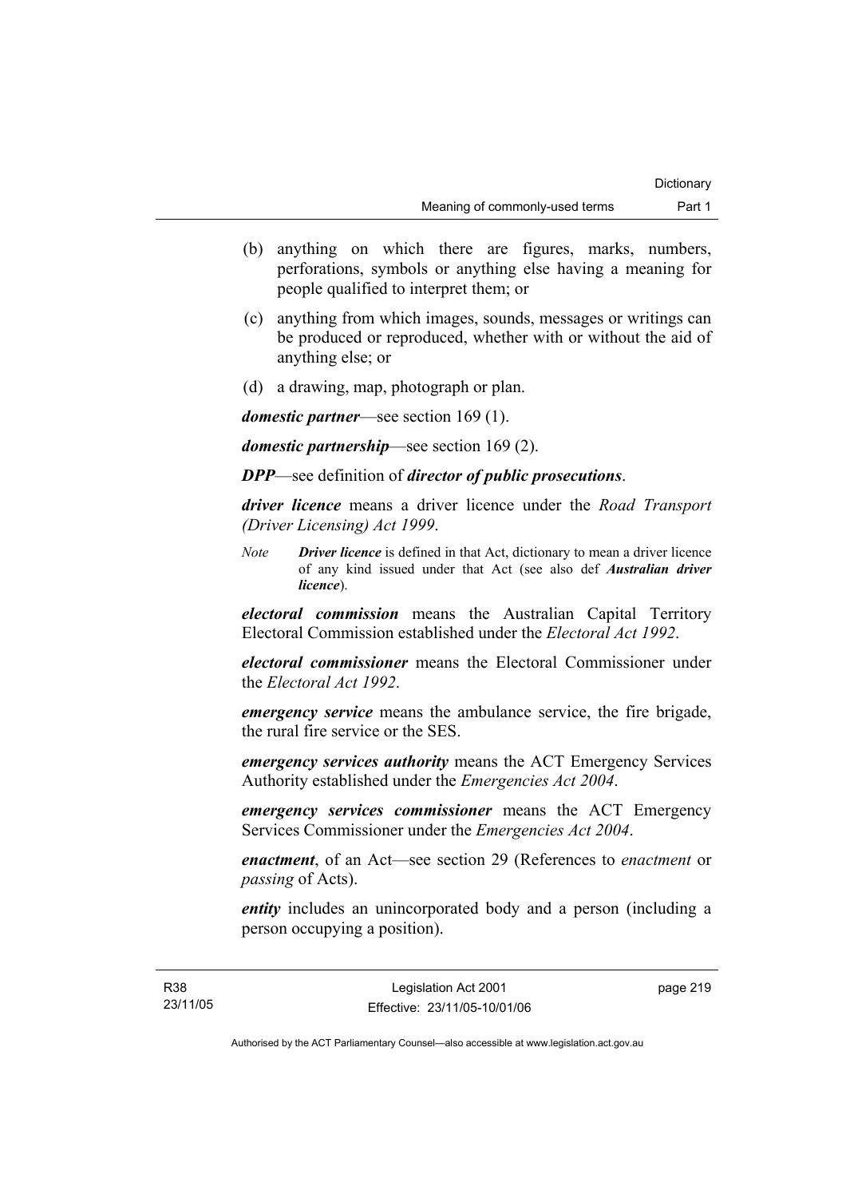(b) anything on which there are figures, marks, numbers, perforations, symbols or anything else having a meaning for people qualified to interpret them; or

(c) anything from which images, sounds, messages or writings can be produced or reproduced, whether with or without the aid of anything else; or

(d) a drawing, map, photograph or plan.

***domestic partner***—see section 169 (1).

***domestic partnership***—see section 169 (2).

***DPP***—see definition of ***director of public prosecutions***.

***driver licence*** means a driver licence under the *Road Transport (Driver Licensing) Act 1999*.

*Note* ***Driver licence*** is defined in that Act, dictionary to mean a driver licence of any kind issued under that Act (see also def ***Australian driver licence***).

***electoral commission*** means the Australian Capital Territory Electoral Commission established under the *Electoral Act 1992*.

***electoral commissioner*** means the Electoral Commissioner under the *Electoral Act 1992*.

***emergency service*** means the ambulance service, the fire brigade, the rural fire service or the SES.

***emergency services authority*** means the ACT Emergency Services Authority established under the *Emergencies Act 2004*.

***emergency services commissioner*** means the ACT Emergency Services Commissioner under the *Emergencies Act 2004*.

***enactment***, of an Act—see section 29 (References to *enactment* or *passing* of Acts).

***entity*** includes an unincorporated body and a person (including a person occupying a position).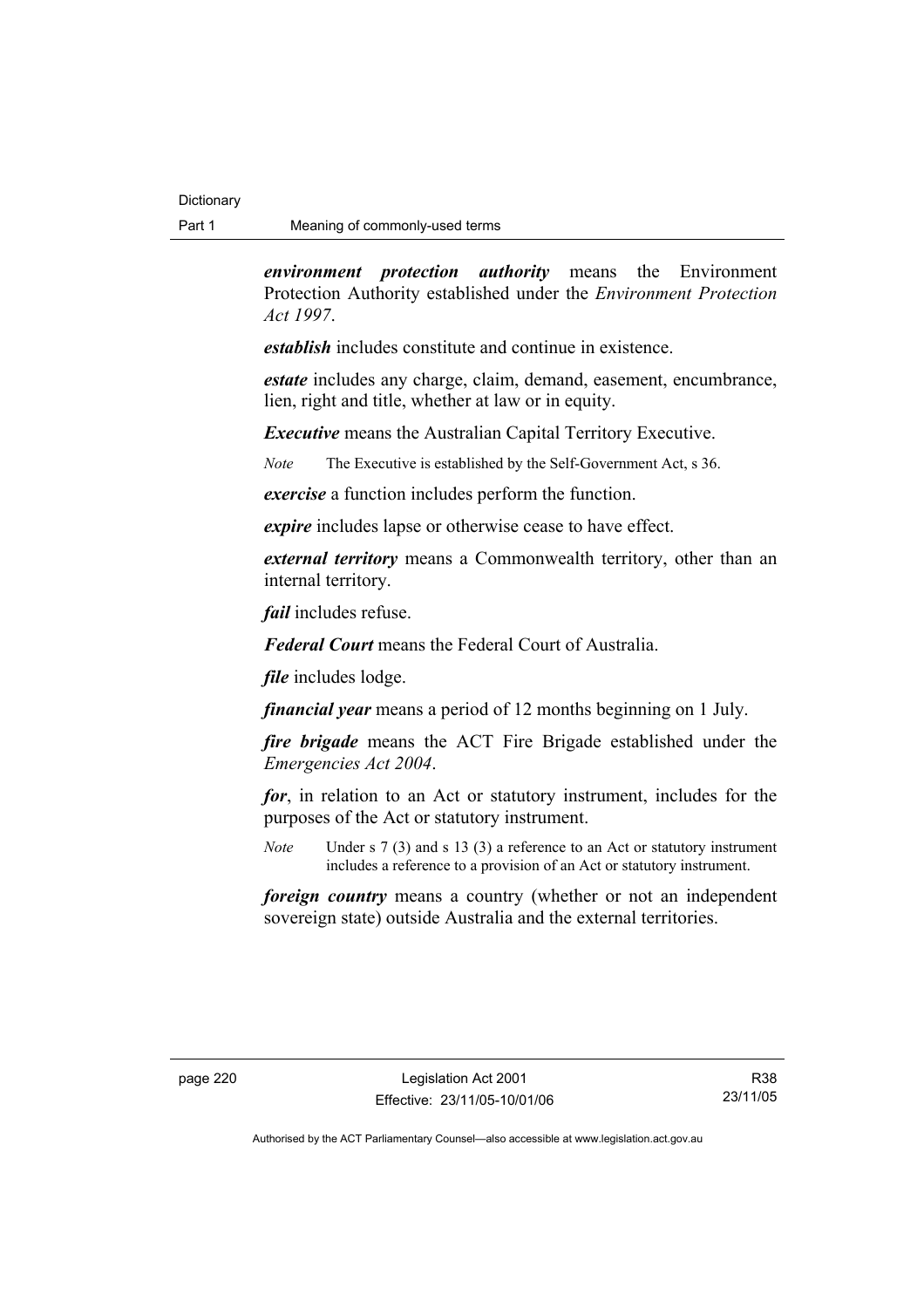***environment protection authority*** means the Environment Protection Authority established under the *Environment Protection Act 1997*.

***establish*** includes constitute and continue in existence.

***estate*** includes any charge, claim, demand, easement, encumbrance, lien, right and title, whether at law or in equity.

***Executive*** means the Australian Capital Territory Executive.

*Note* The Executive is established by the Self-Government Act, s 36.

***exercise*** a function includes perform the function.

***expire*** includes lapse or otherwise cease to have effect.

***external territory*** means a Commonwealth territory, other than an internal territory.

***fail*** includes refuse.

***Federal Court*** means the Federal Court of Australia.

***file*** includes lodge.

***financial year*** means a period of 12 months beginning on 1 July.

***fire brigade*** means the ACT Fire Brigade established under the *Emergencies Act 2004*.

***for***, in relation to an Act or statutory instrument, includes for the purposes of the Act or statutory instrument.

*Note* Under s 7 (3) and s 13 (3) a reference to an Act or statutory instrument includes a reference to a provision of an Act or statutory instrument.

***foreign country*** means a country (whether or not an independent sovereign state) outside Australia and the external territories.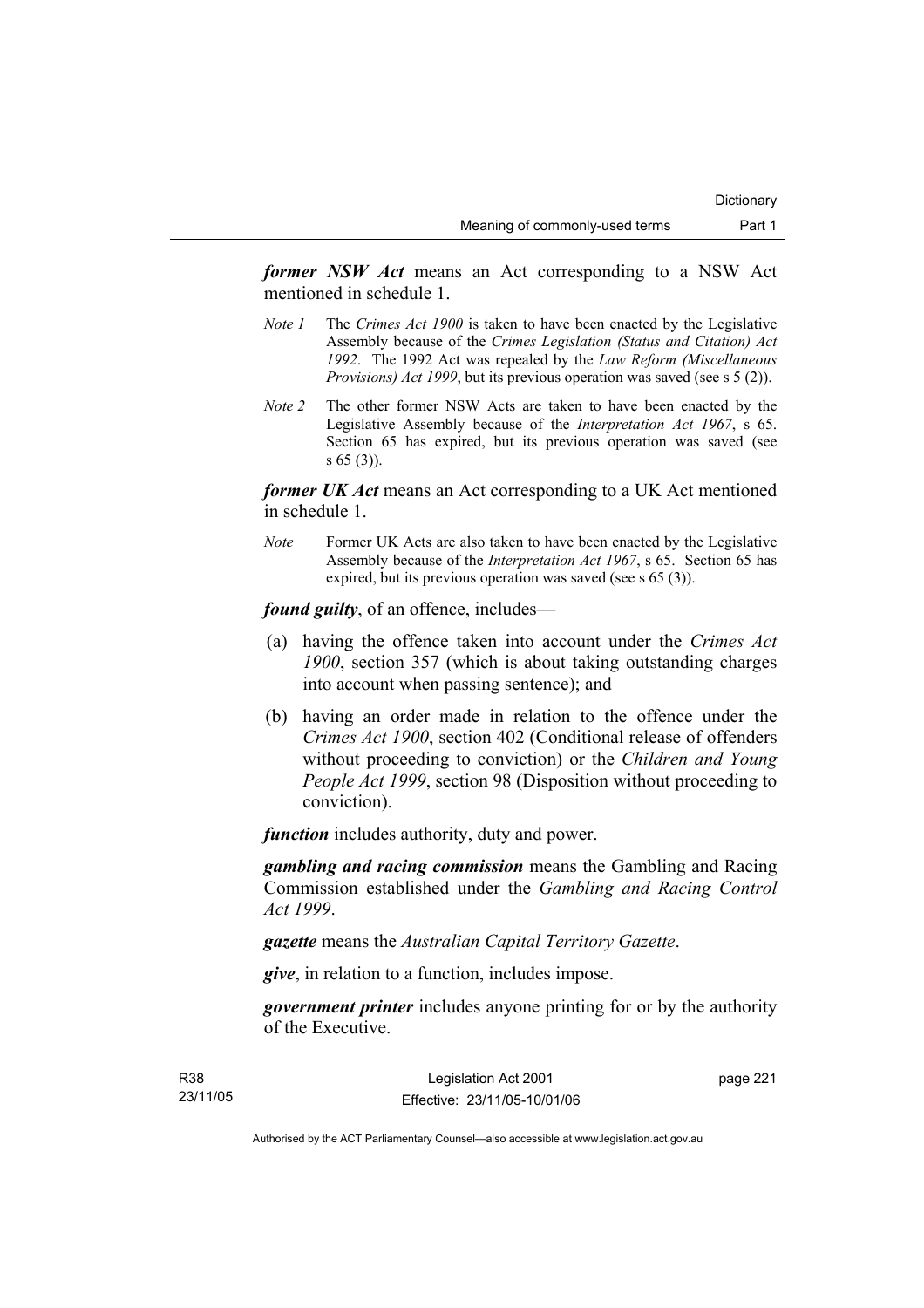***former NSW Act*** means an Act corresponding to a NSW Act mentioned in schedule 1.

*Note 1* The *Crimes Act 1900* is taken to have been enacted by the Legislative Assembly because of the *Crimes Legislation (Status and Citation) Act 1992*. The 1992 Act was repealed by the *Law Reform (Miscellaneous Provisions) Act 1999*, but its previous operation was saved (see s 5 (2)).

*Note 2* The other former NSW Acts are taken to have been enacted by the Legislative Assembly because of the *Interpretation Act 1967*, s 65. Section 65 has expired, but its previous operation was saved (see s 65 (3)).

***former UK Act*** means an Act corresponding to a UK Act mentioned in schedule 1.

*Note* Former UK Acts are also taken to have been enacted by the Legislative Assembly because of the *Interpretation Act 1967*, s 65. Section 65 has expired, but its previous operation was saved (see s 65 (3)).

***found guilty***, of an offence, includes—

(a) having the offence taken into account under the *Crimes Act 1900*, section 357 (which is about taking outstanding charges into account when passing sentence); and

(b) having an order made in relation to the offence under the *Crimes Act 1900*, section 402 (Conditional release of offenders without proceeding to conviction) or the *Children and Young People Act 1999*, section 98 (Disposition without proceeding to conviction).

***function*** includes authority, duty and power.

***gambling and racing commission*** means the Gambling and Racing Commission established under the *Gambling and Racing Control Act 1999*.

***gazette*** means the *Australian Capital Territory Gazette*.

***give***, in relation to a function, includes impose.

***government printer*** includes anyone printing for or by the authority of the Executive.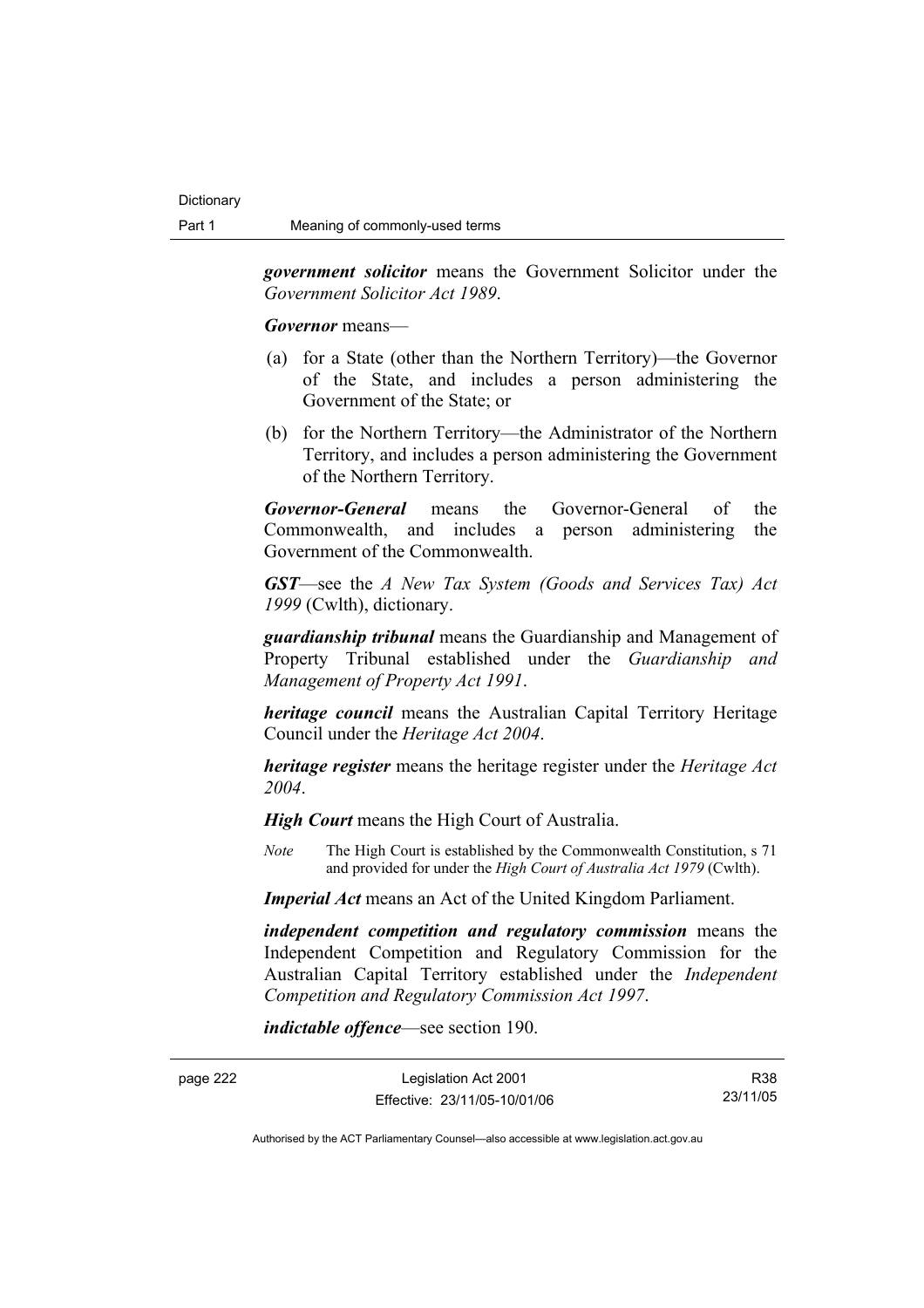***government solicitor*** means the Government Solicitor under the *Government Solicitor Act 1989*.

***Governor*** means—

(a) for a State (other than the Northern Territory)—the Governor of the State, and includes a person administering the Government of the State; or

(b) for the Northern Territory—the Administrator of the Northern Territory, and includes a person administering the Government of the Northern Territory.

***Governor-General*** means the Governor-General of the Commonwealth, and includes a person administering the Government of the Commonwealth.

***GST***—see the *A New Tax System (Goods and Services Tax) Act 1999* (Cwlth), dictionary.

***guardianship tribunal*** means the Guardianship and Management of Property Tribunal established under the *Guardianship and Management of Property Act 1991*.

***heritage council*** means the Australian Capital Territory Heritage Council under the *Heritage Act 2004*.

***heritage register*** means the heritage register under the *Heritage Act 2004*.

***High Court*** means the High Court of Australia.

*Note* The High Court is established by the Commonwealth Constitution, s 71 and provided for under the *High Court of Australia Act 1979* (Cwlth).

***Imperial Act*** means an Act of the United Kingdom Parliament.

***independent competition and regulatory commission*** means the Independent Competition and Regulatory Commission for the Australian Capital Territory established under the *Independent Competition and Regulatory Commission Act 1997*.

***indictable offence***—see section 190.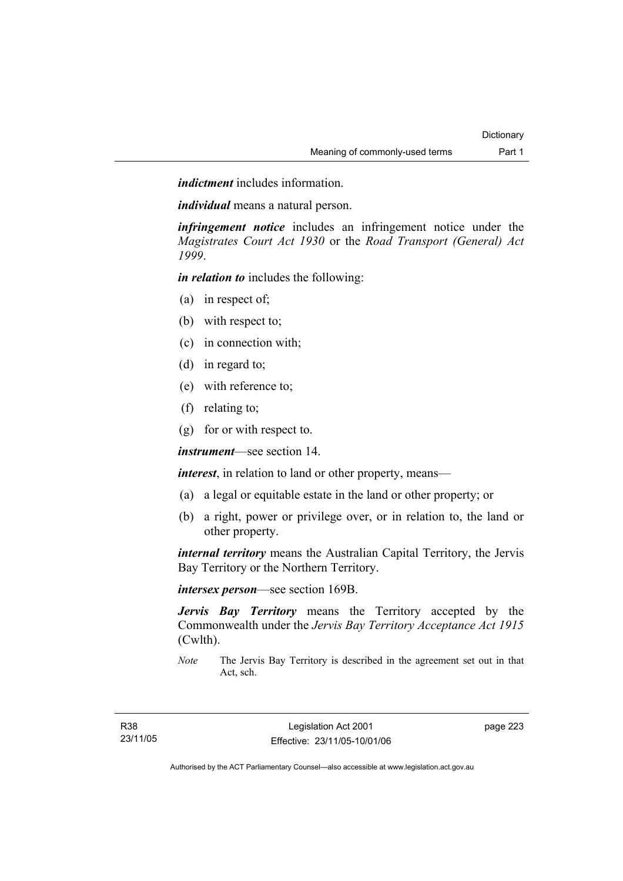***indictment*** includes information.

***individual*** means a natural person.

***infringement notice*** includes an infringement notice under the *Magistrates Court Act 1930* or the *Road Transport (General) Act 1999*.

***in relation to*** includes the following:

(a) in respect of;

(b) with respect to;

(c) in connection with;

(d) in regard to;

(e) with reference to;

(f) relating to;

(g) for or with respect to.

***instrument***—see section 14.

***interest***, in relation to land or other property, means—

(a) a legal or equitable estate in the land or other property; or

(b) a right, power or privilege over, or in relation to, the land or other property.

***internal territory*** means the Australian Capital Territory, the Jervis Bay Territory or the Northern Territory.

***intersex person***—see section 169B.

***Jervis Bay Territory*** means the Territory accepted by the Commonwealth under the *Jervis Bay Territory Acceptance Act 1915* (Cwlth).

*Note* The Jervis Bay Territory is described in the agreement set out in that Act, sch.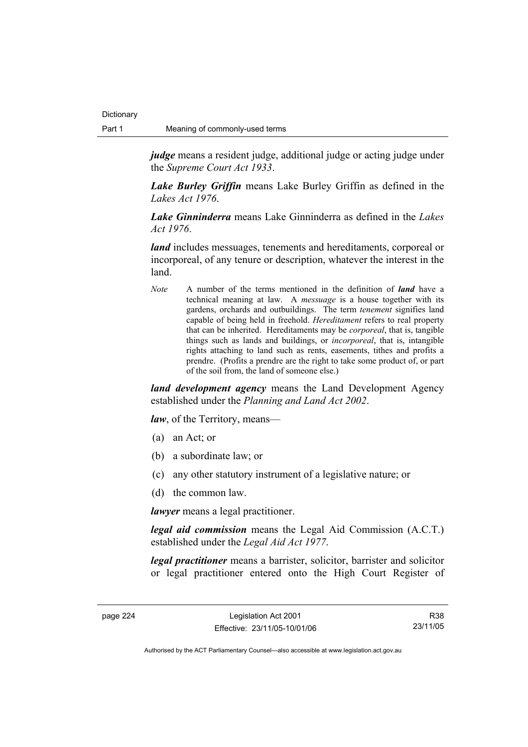***judge*** means a resident judge, additional judge or acting judge under the *Supreme Court Act 1933*.

***Lake Burley Griffin*** means Lake Burley Griffin as defined in the *Lakes Act 1976*.

***Lake Ginninderra*** means Lake Ginninderra as defined in the *Lakes Act 1976*.

***land*** includes messuages, tenements and hereditaments, corporeal or incorporeal, of any tenure or description, whatever the interest in the land.

*Note* A number of the terms mentioned in the definition of ***land*** have a technical meaning at law. A *messuage* is a house together with its gardens, orchards and outbuildings. The term *tenement* signifies land capable of being held in freehold. *Hereditament* refers to real property that can be inherited. Hereditaments may be *corporeal*, that is, tangible things such as lands and buildings, or *incorporeal*, that is, intangible rights attaching to land such as rents, easements, tithes and profits a prendre. (Profits a prendre are the right to take some product of, or part of the soil from, the land of someone else.)

***land development agency*** means the Land Development Agency established under the *Planning and Land Act 2002*.

***law***, of the Territory, means—

(a) an Act; or

(b) a subordinate law; or

(c) any other statutory instrument of a legislative nature; or

(d) the common law.

***lawyer*** means a legal practitioner.

***legal aid commission*** means the Legal Aid Commission (A.C.T.) established under the *Legal Aid Act 1977*.

***legal practitioner*** means a barrister, solicitor, barrister and solicitor or legal practitioner entered onto the High Court Register of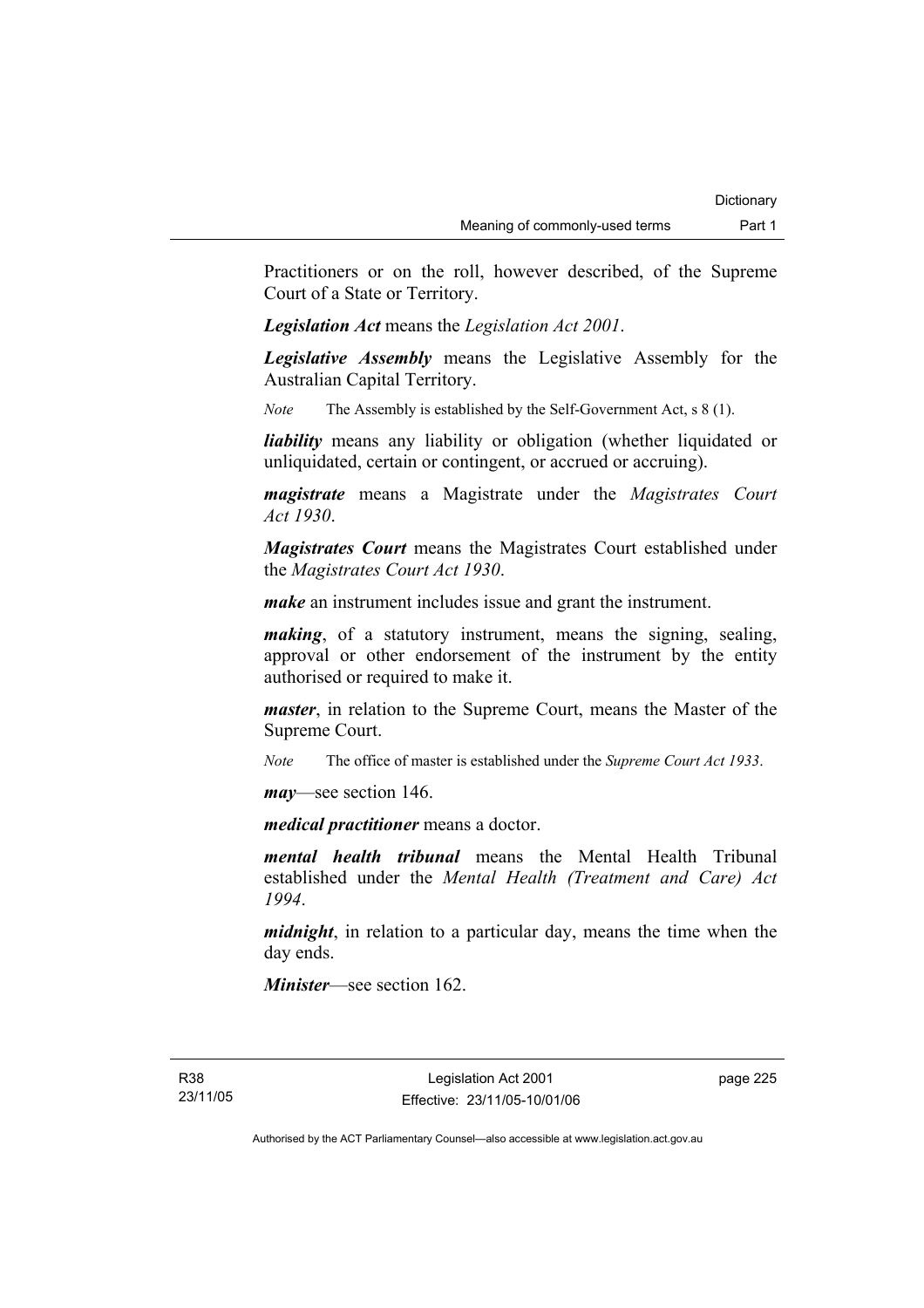Practitioners or on the roll, however described, of the Supreme Court of a State or Territory.

***Legislation Act*** means the *Legislation Act 2001*.

***Legislative Assembly*** means the Legislative Assembly for the Australian Capital Territory.

*Note* The Assembly is established by the Self-Government Act, s 8 (1).

***liability*** means any liability or obligation (whether liquidated or unliquidated, certain or contingent, or accrued or accruing).

***magistrate*** means a Magistrate under the *Magistrates Court Act 1930*.

***Magistrates Court*** means the Magistrates Court established under the *Magistrates Court Act 1930*.

***make*** an instrument includes issue and grant the instrument.

***making***, of a statutory instrument, means the signing, sealing, approval or other endorsement of the instrument by the entity authorised or required to make it.

***master***, in relation to the Supreme Court, means the Master of the Supreme Court.

*Note* The office of master is established under the *Supreme Court Act 1933*.

***may***—see section 146.

***medical practitioner*** means a doctor.

***mental health tribunal*** means the Mental Health Tribunal established under the *Mental Health (Treatment and Care) Act 1994*.

***midnight***, in relation to a particular day, means the time when the day ends.

***Minister***—see section 162.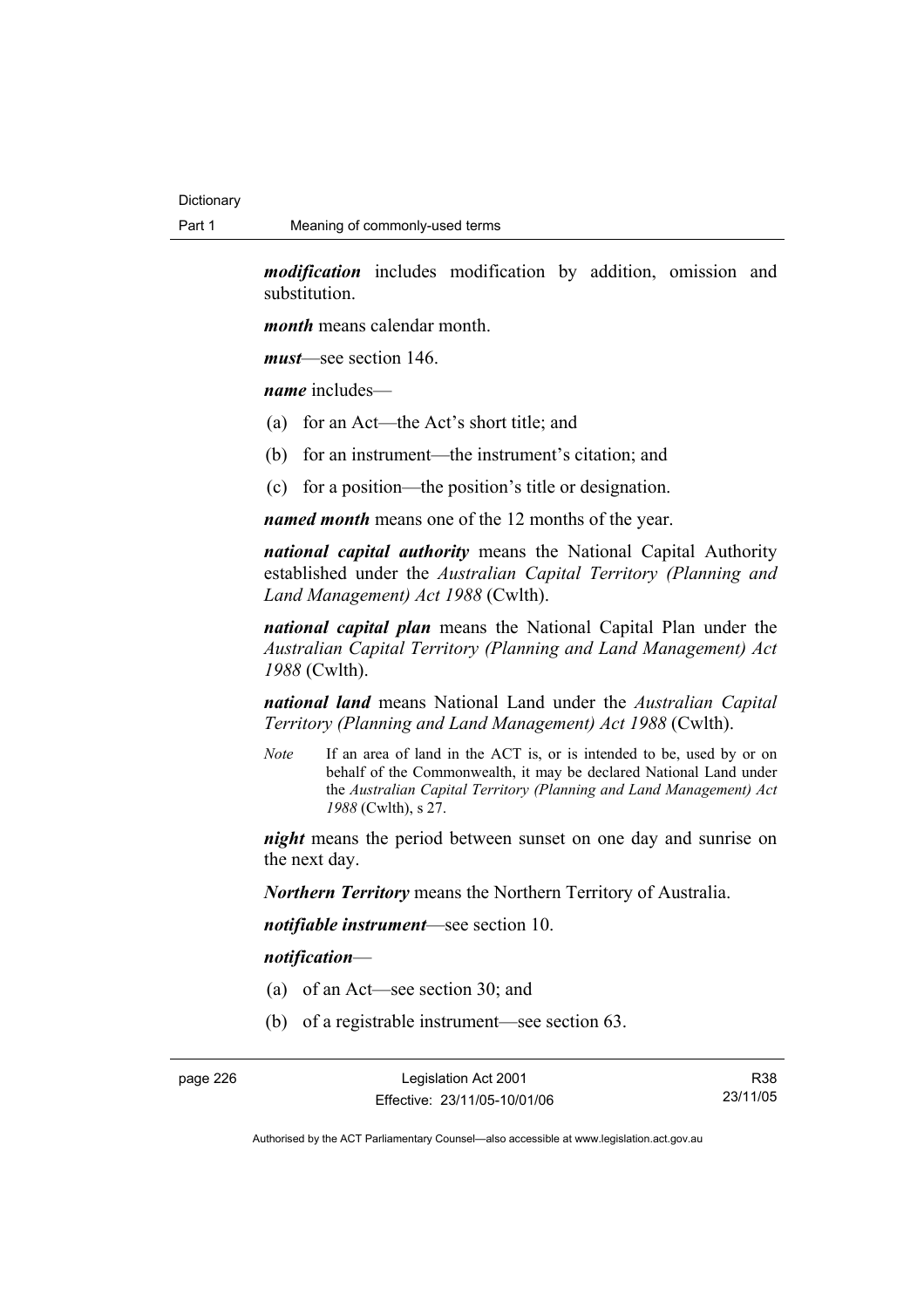***modification*** includes modification by addition, omission and substitution.

***month*** means calendar month.

***must***—see section 146.

***name*** includes—

(a) for an Act—the Act's short title; and

(b) for an instrument—the instrument's citation; and

(c) for a position—the position's title or designation.

***named month*** means one of the 12 months of the year.

***national capital authority*** means the National Capital Authority established under the *Australian Capital Territory (Planning and Land Management) Act 1988* (Cwlth).

***national capital plan*** means the National Capital Plan under the *Australian Capital Territory (Planning and Land Management) Act 1988* (Cwlth).

***national land*** means National Land under the *Australian Capital Territory (Planning and Land Management) Act 1988* (Cwlth).

*Note* If an area of land in the ACT is, or is intended to be, used by or on behalf of the Commonwealth, it may be declared National Land under the *Australian Capital Territory (Planning and Land Management) Act 1988* (Cwlth), s 27.

***night*** means the period between sunset on one day and sunrise on the next day.

***Northern Territory*** means the Northern Territory of Australia.

***notifiable instrument***—see section 10.

***notification***—

(a) of an Act—see section 30; and

(b) of a registrable instrument—see section 63.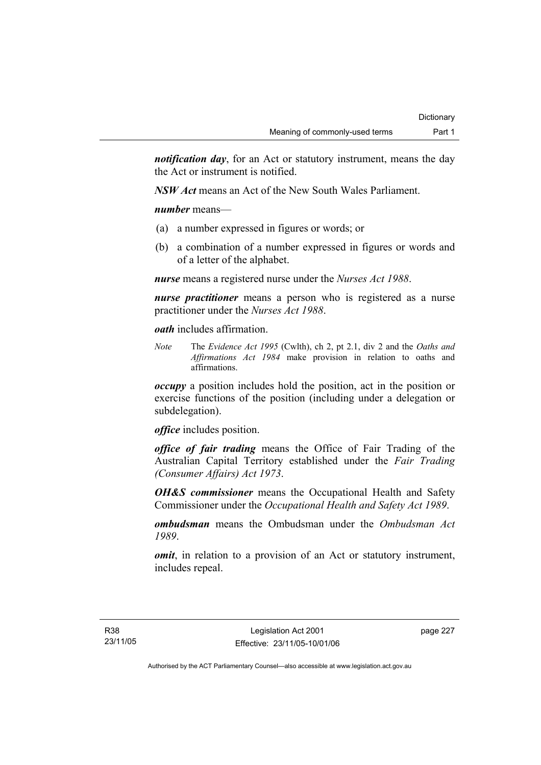***notification day***, for an Act or statutory instrument, means the day the Act or instrument is notified.

***NSW Act*** means an Act of the New South Wales Parliament.

***number*** means—

(a) a number expressed in figures or words; or

(b) a combination of a number expressed in figures or words and of a letter of the alphabet.

***nurse*** means a registered nurse under the *Nurses Act 1988*.

***nurse practitioner*** means a person who is registered as a nurse practitioner under the *Nurses Act 1988*.

***oath*** includes affirmation.

*Note* The *Evidence Act 1995* (Cwlth), ch 2, pt 2.1, div 2 and the *Oaths and Affirmations Act 1984* make provision in relation to oaths and affirmations.

***occupy*** a position includes hold the position, act in the position or exercise functions of the position (including under a delegation or subdelegation).

***office*** includes position.

***office of fair trading*** means the Office of Fair Trading of the Australian Capital Territory established under the *Fair Trading (Consumer Affairs) Act 1973*.

***OH&S commissioner*** means the Occupational Health and Safety Commissioner under the *Occupational Health and Safety Act 1989*.

***ombudsman*** means the Ombudsman under the *Ombudsman Act 1989*.

***omit***, in relation to a provision of an Act or statutory instrument, includes repeal.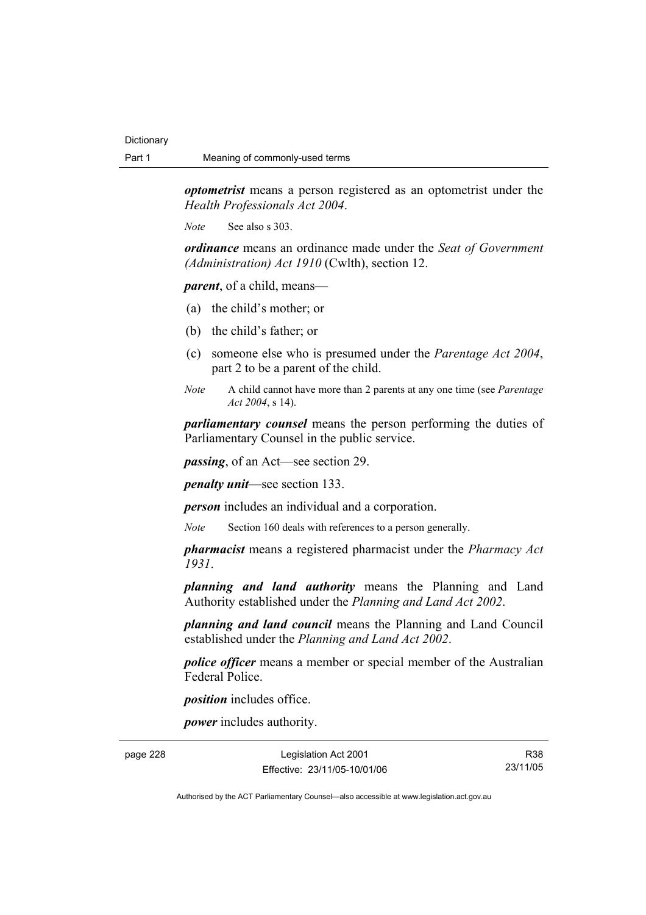***optometrist*** means a person registered as an optometrist under the *Health Professionals Act 2004*.

*Note* See also s 303.

***ordinance*** means an ordinance made under the *Seat of Government (Administration) Act 1910* (Cwlth), section 12.

***parent***, of a child, means—

(a) the child's mother; or

(b) the child's father; or

(c) someone else who is presumed under the *Parentage Act 2004*, part 2 to be a parent of the child.

*Note* A child cannot have more than 2 parents at any one time (see *Parentage Act 2004*, s 14).

***parliamentary counsel*** means the person performing the duties of Parliamentary Counsel in the public service.

***passing***, of an Act—see section 29.

***penalty unit***—see section 133.

***person*** includes an individual and a corporation.

*Note* Section 160 deals with references to a person generally.

***pharmacist*** means a registered pharmacist under the *Pharmacy Act 1931*.

***planning and land authority*** means the Planning and Land Authority established under the *Planning and Land Act 2002*.

***planning and land council*** means the Planning and Land Council established under the *Planning and Land Act 2002*.

***police officer*** means a member or special member of the Australian Federal Police.

***position*** includes office.

***power*** includes authority.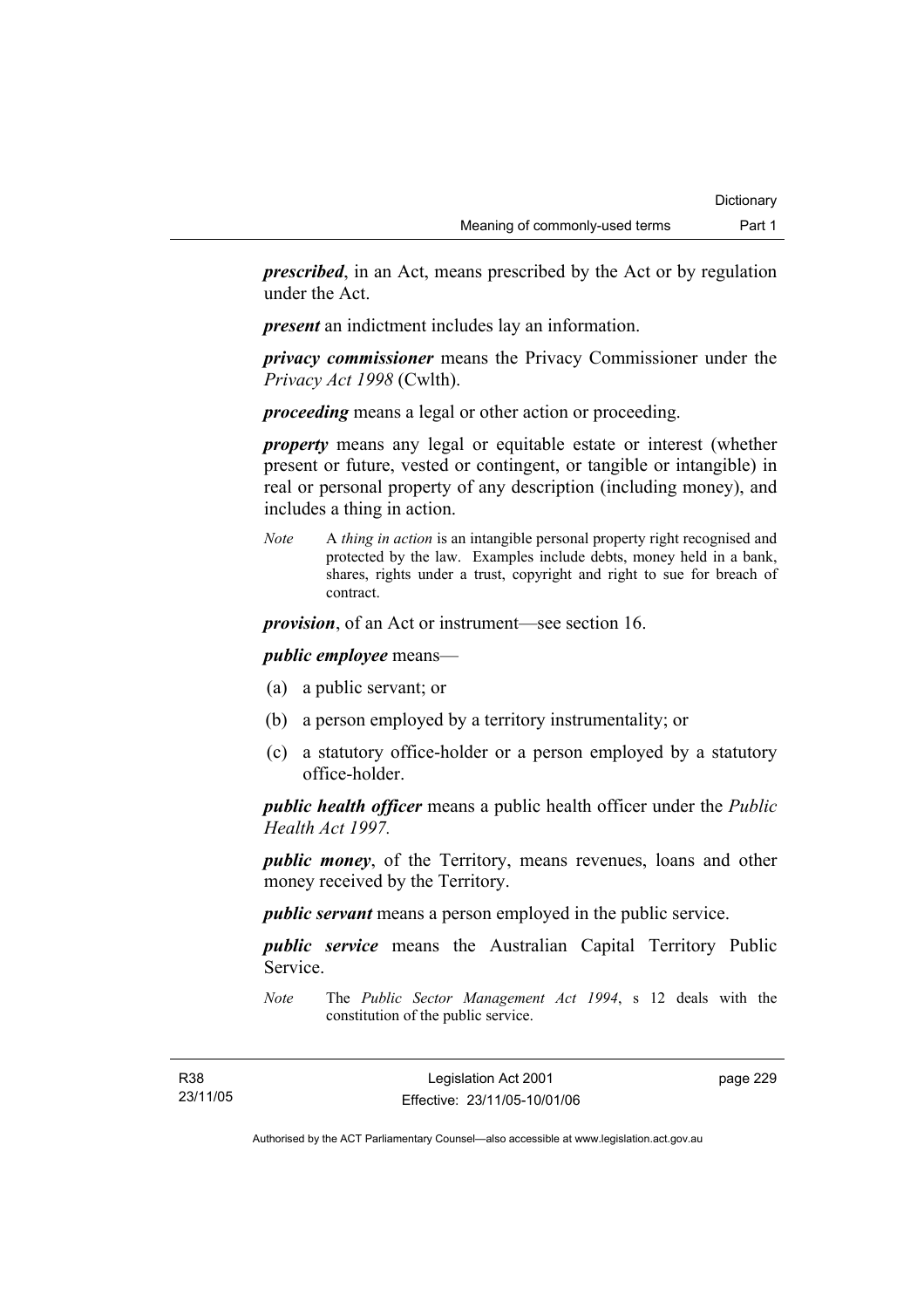***prescribed***, in an Act, means prescribed by the Act or by regulation under the Act.

***present*** an indictment includes lay an information.

***privacy commissioner*** means the Privacy Commissioner under the *Privacy Act 1998* (Cwlth).

***proceeding*** means a legal or other action or proceeding.

***property*** means any legal or equitable estate or interest (whether present or future, vested or contingent, or tangible or intangible) in real or personal property of any description (including money), and includes a thing in action.

*Note* A *thing in action* is an intangible personal property right recognised and protected by the law. Examples include debts, money held in a bank, shares, rights under a trust, copyright and right to sue for breach of contract.

***provision***, of an Act or instrument—see section 16.

***public employee*** means—

(a) a public servant; or

(b) a person employed by a territory instrumentality; or

(c) a statutory office-holder or a person employed by a statutory office-holder.

***public health officer*** means a public health officer under the *Public Health Act 1997.*

***public money***, of the Territory, means revenues, loans and other money received by the Territory.

***public servant*** means a person employed in the public service.

***public service*** means the Australian Capital Territory Public Service.

*Note* The *Public Sector Management Act 1994*, s 12 deals with the constitution of the public service.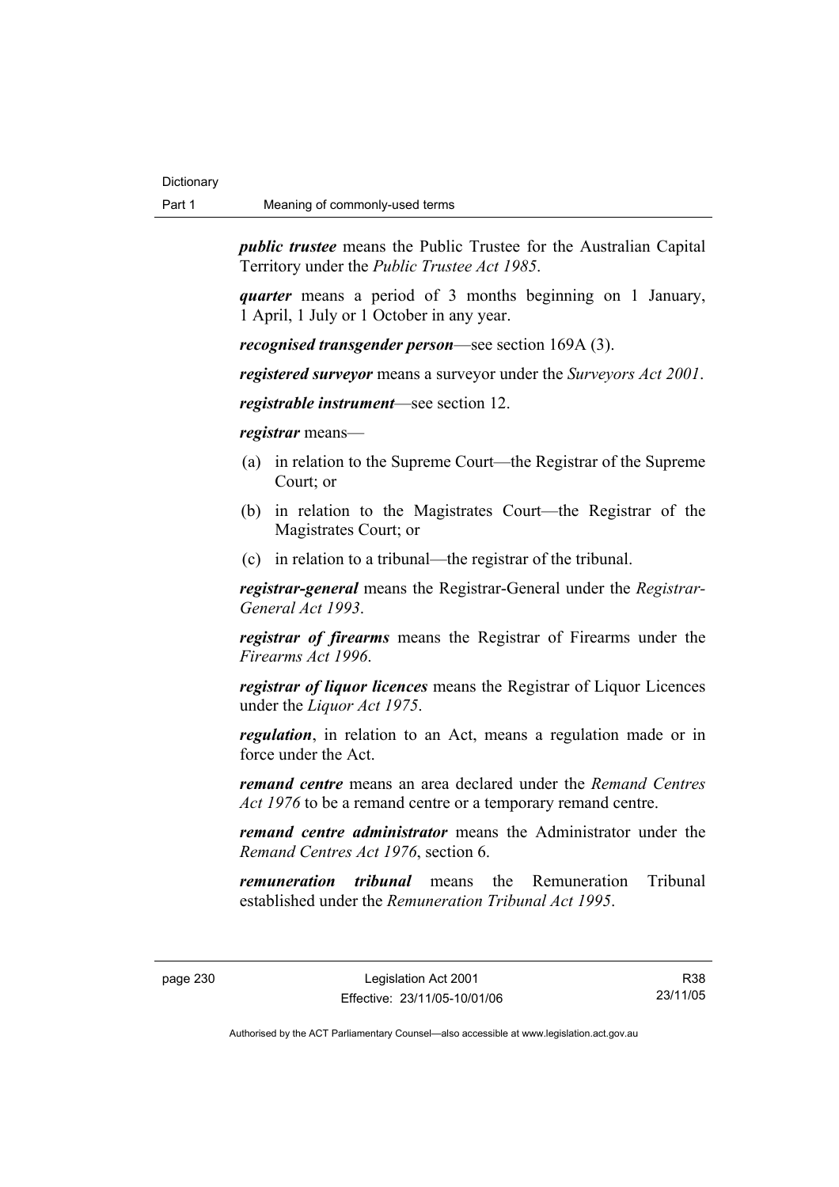***public trustee*** means the Public Trustee for the Australian Capital Territory under the *Public Trustee Act 1985*.

***quarter*** means a period of 3 months beginning on 1 January, 1 April, 1 July or 1 October in any year.

***recognised transgender person***—see section 169A (3).

***registered surveyor*** means a surveyor under the *Surveyors Act 2001*.

***registrable instrument***—see section 12.

***registrar*** means—

(a) in relation to the Supreme Court—the Registrar of the Supreme Court; or

(b) in relation to the Magistrates Court—the Registrar of the Magistrates Court; or

(c) in relation to a tribunal—the registrar of the tribunal.

***registrar-general*** means the Registrar-General under the *Registrar-General Act 1993*.

***registrar of firearms*** means the Registrar of Firearms under the *Firearms Act 1996*.

***registrar of liquor licences*** means the Registrar of Liquor Licences under the *Liquor Act 1975*.

***regulation***, in relation to an Act, means a regulation made or in force under the Act.

***remand centre*** means an area declared under the *Remand Centres Act 1976* to be a remand centre or a temporary remand centre.

***remand centre administrator*** means the Administrator under the *Remand Centres Act 1976*, section 6.

***remuneration tribunal*** means the Remuneration Tribunal established under the *Remuneration Tribunal Act 1995*.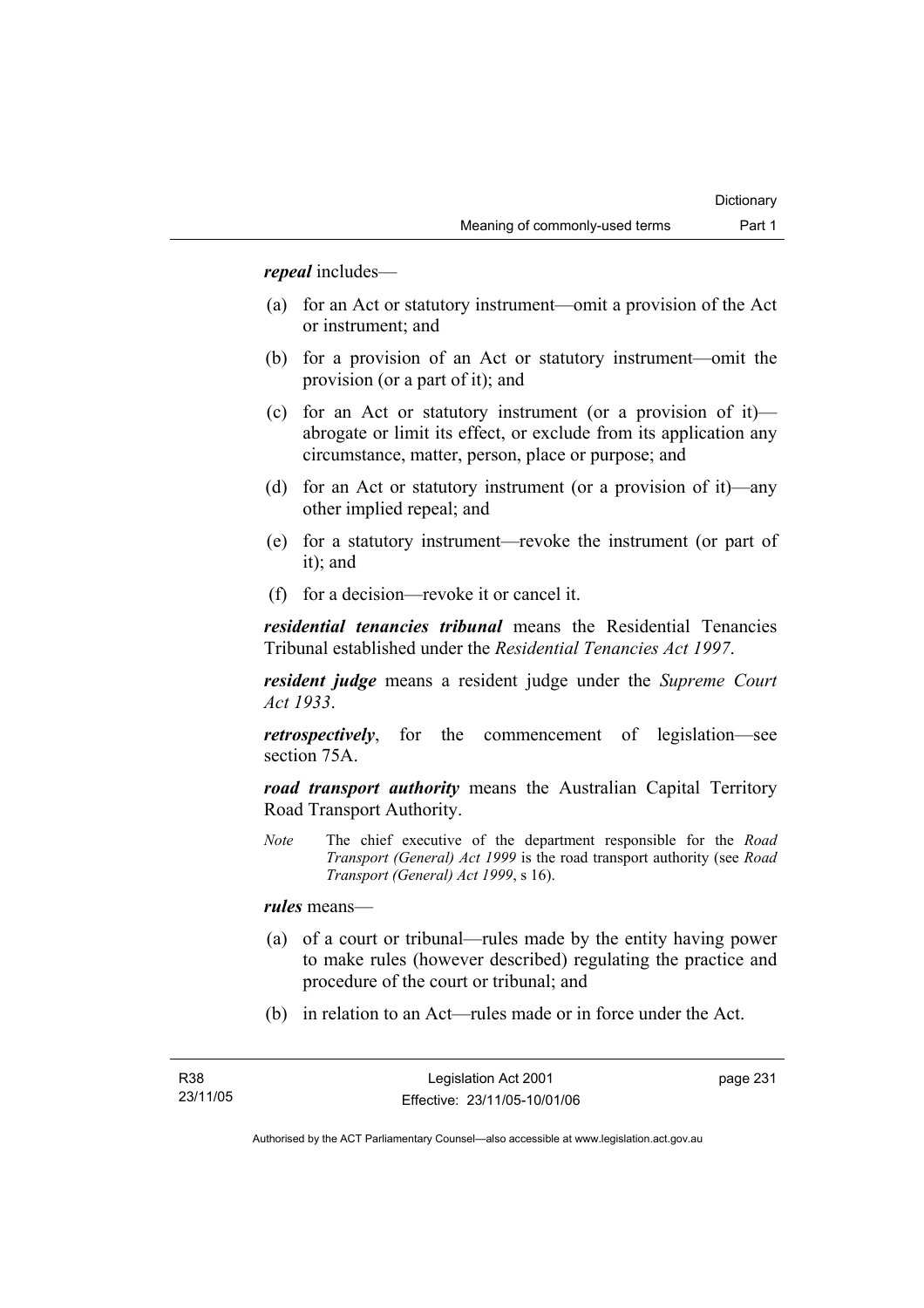***repeal*** includes—

(a) for an Act or statutory instrument—omit a provision of the Act or instrument; and

(b) for a provision of an Act or statutory instrument—omit the provision (or a part of it); and

(c) for an Act or statutory instrument (or a provision of it)—abrogate or limit its effect, or exclude from its application any circumstance, matter, person, place or purpose; and

(d) for an Act or statutory instrument (or a provision of it)—any other implied repeal; and

(e) for a statutory instrument—revoke the instrument (or part of it); and

(f) for a decision—revoke it or cancel it.

***residential tenancies tribunal*** means the Residential Tenancies Tribunal established under the *Residential Tenancies Act 1997*.

***resident judge*** means a resident judge under the *Supreme Court Act 1933*.

***retrospectively***, for the commencement of legislation—see section 75A.

***road transport authority*** means the Australian Capital Territory Road Transport Authority.

*Note* The chief executive of the department responsible for the *Road Transport (General) Act 1999* is the road transport authority (see *Road Transport (General) Act 1999*, s 16).

***rules*** means—

(a) of a court or tribunal—rules made by the entity having power to make rules (however described) regulating the practice and procedure of the court or tribunal; and

(b) in relation to an Act—rules made or in force under the Act.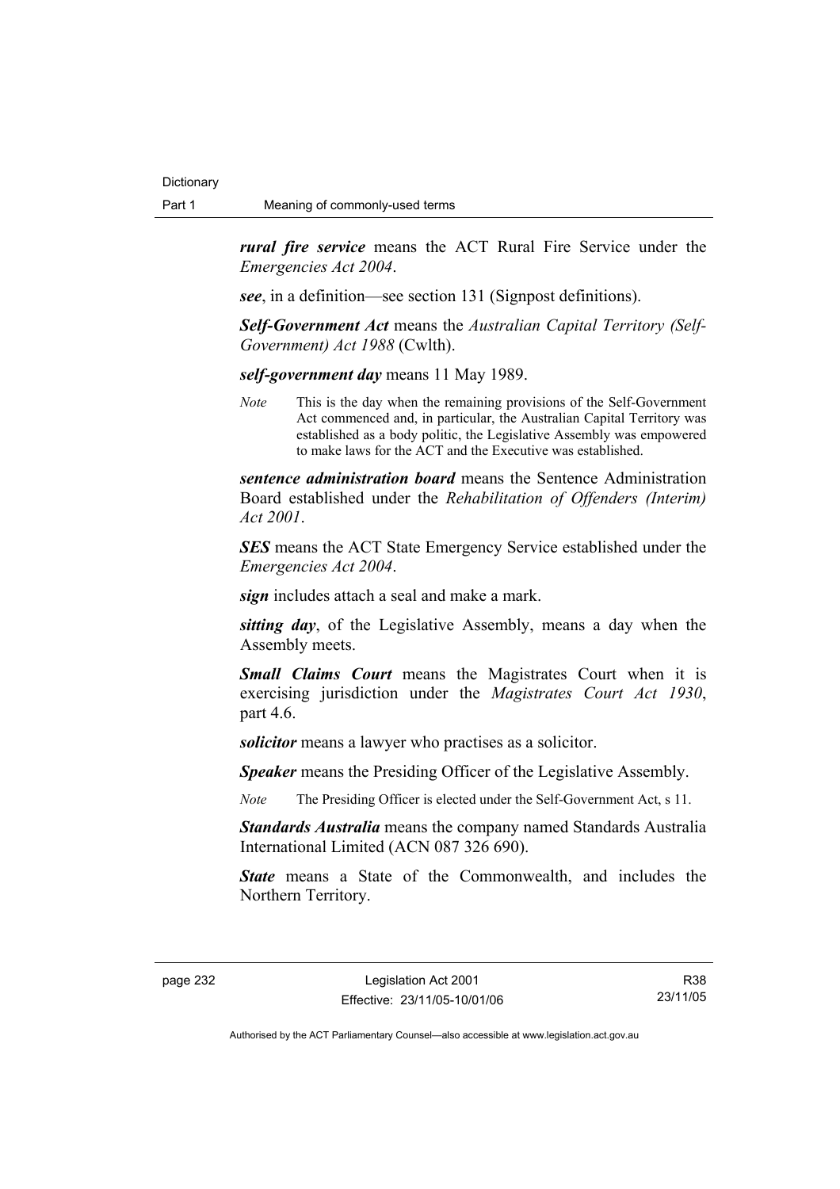***rural fire service*** means the ACT Rural Fire Service under the *Emergencies Act 2004*.

***see***, in a definition—see section 131 (Signpost definitions).

***Self-Government Act*** means the *Australian Capital Territory (Self-Government) Act 1988* (Cwlth).

***self-government day*** means 11 May 1989.

*Note* This is the day when the remaining provisions of the Self-Government Act commenced and, in particular, the Australian Capital Territory was established as a body politic, the Legislative Assembly was empowered to make laws for the ACT and the Executive was established.

***sentence administration board*** means the Sentence Administration Board established under the *Rehabilitation of Offenders (Interim) Act 2001*.

***SES*** means the ACT State Emergency Service established under the *Emergencies Act 2004*.

***sign*** includes attach a seal and make a mark.

***sitting day***, of the Legislative Assembly, means a day when the Assembly meets.

***Small Claims Court*** means the Magistrates Court when it is exercising jurisdiction under the *Magistrates Court Act 1930*, part 4.6.

***solicitor*** means a lawyer who practises as a solicitor.

***Speaker*** means the Presiding Officer of the Legislative Assembly.

*Note* The Presiding Officer is elected under the Self-Government Act, s 11.

***Standards Australia*** means the company named Standards Australia International Limited (ACN 087 326 690).

***State*** means a State of the Commonwealth, and includes the Northern Territory.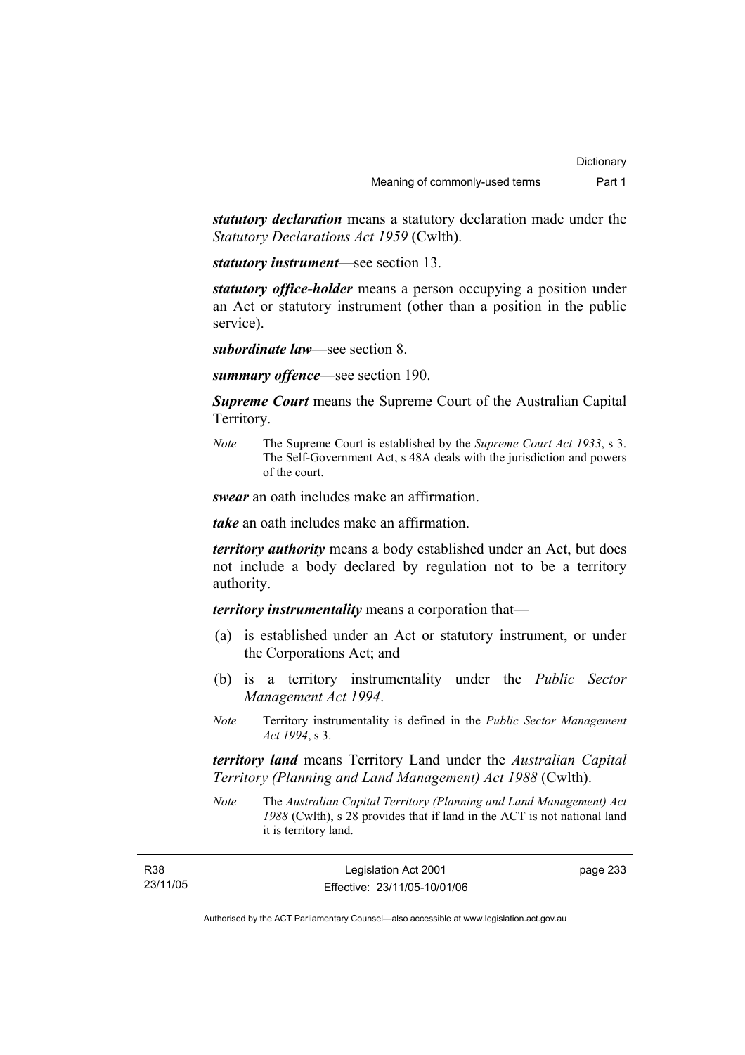***statutory declaration*** means a statutory declaration made under the *Statutory Declarations Act 1959* (Cwlth).

***statutory instrument***—see section 13.

***statutory office-holder*** means a person occupying a position under an Act or statutory instrument (other than a position in the public service).

***subordinate law***—see section 8.

***summary offence***—see section 190.

***Supreme Court*** means the Supreme Court of the Australian Capital Territory.

*Note* The Supreme Court is established by the *Supreme Court Act 1933*, s 3. The Self-Government Act, s 48A deals with the jurisdiction and powers of the court.

***swear*** an oath includes make an affirmation.

***take*** an oath includes make an affirmation.

***territory authority*** means a body established under an Act, but does not include a body declared by regulation not to be a territory authority.

***territory instrumentality*** means a corporation that—

(a) is established under an Act or statutory instrument, or under the Corporations Act; and

(b) is a territory instrumentality under the *Public Sector Management Act 1994*.

*Note* Territory instrumentality is defined in the *Public Sector Management Act 1994*, s 3.

***territory land*** means Territory Land under the *Australian Capital Territory (Planning and Land Management) Act 1988* (Cwlth).

*Note* The *Australian Capital Territory (Planning and Land Management) Act 1988* (Cwlth), s 28 provides that if land in the ACT is not national land it is territory land.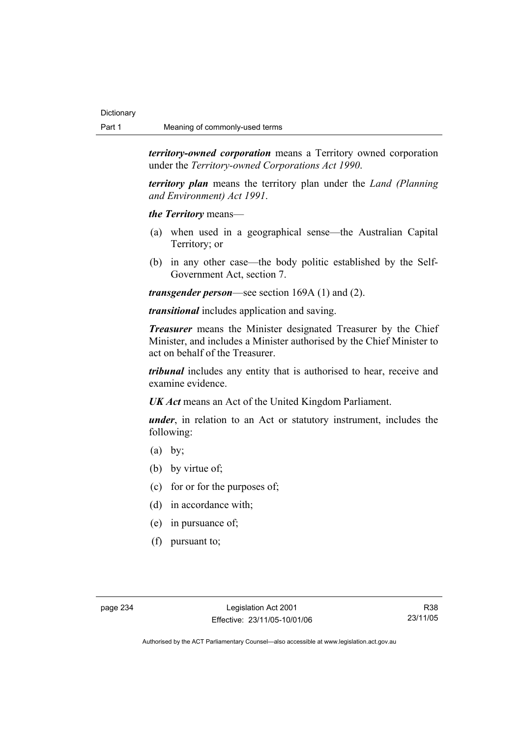***territory-owned corporation*** means a Territory owned corporation under the *Territory-owned Corporations Act 1990*.

***territory plan*** means the territory plan under the *Land (Planning and Environment) Act 1991*.

***the Territory*** means—

(a) when used in a geographical sense—the Australian Capital Territory; or

(b) in any other case—the body politic established by the Self-Government Act, section 7.

***transgender person***—see section 169A (1) and (2).

***transitional*** includes application and saving.

***Treasurer*** means the Minister designated Treasurer by the Chief Minister, and includes a Minister authorised by the Chief Minister to act on behalf of the Treasurer.

***tribunal*** includes any entity that is authorised to hear, receive and examine evidence.

***UK Act*** means an Act of the United Kingdom Parliament.

***under***, in relation to an Act or statutory instrument, includes the following:

(a) by;

(b) by virtue of;

(c) for or for the purposes of;

(d) in accordance with;

(e) in pursuance of;

(f) pursuant to;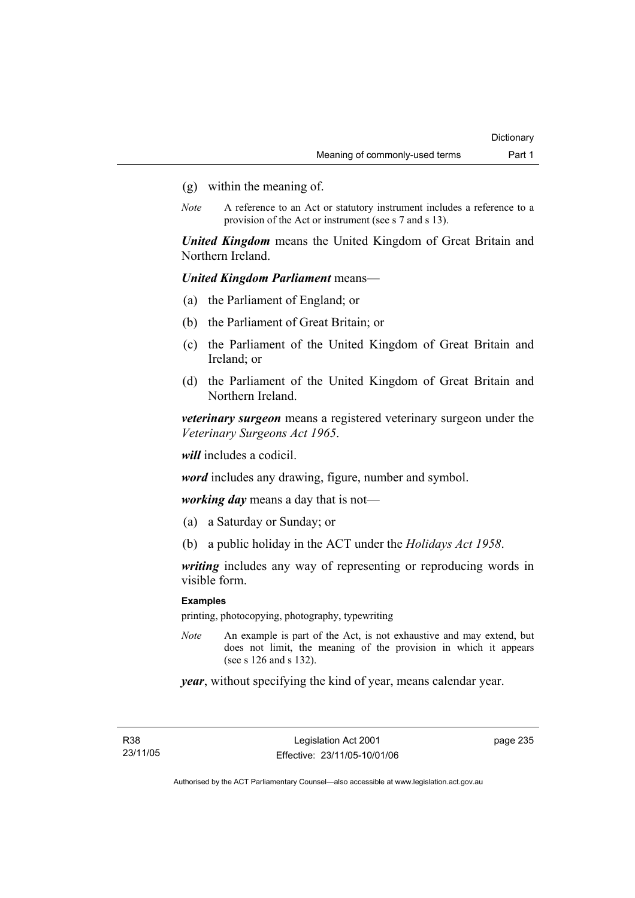(g) within the meaning of.

*Note* A reference to an Act or statutory instrument includes a reference to a provision of the Act or instrument (see s 7 and s 13).

***United Kingdom*** means the United Kingdom of Great Britain and Northern Ireland.

***United Kingdom Parliament*** means—

(a) the Parliament of England; or

(b) the Parliament of Great Britain; or

(c) the Parliament of the United Kingdom of Great Britain and Ireland; or

(d) the Parliament of the United Kingdom of Great Britain and Northern Ireland.

***veterinary surgeon*** means a registered veterinary surgeon under the *Veterinary Surgeons Act 1965*.

***will*** includes a codicil.

***word*** includes any drawing, figure, number and symbol.

***working day*** means a day that is not—

(a) a Saturday or Sunday; or

(b) a public holiday in the ACT under the *Holidays Act 1958*.

***writing*** includes any way of representing or reproducing words in visible form.

**Examples**

printing, photocopying, photography, typewriting

*Note* An example is part of the Act, is not exhaustive and may extend, but does not limit, the meaning of the provision in which it appears (see s 126 and s 132).

***year***, without specifying the kind of year, means calendar year.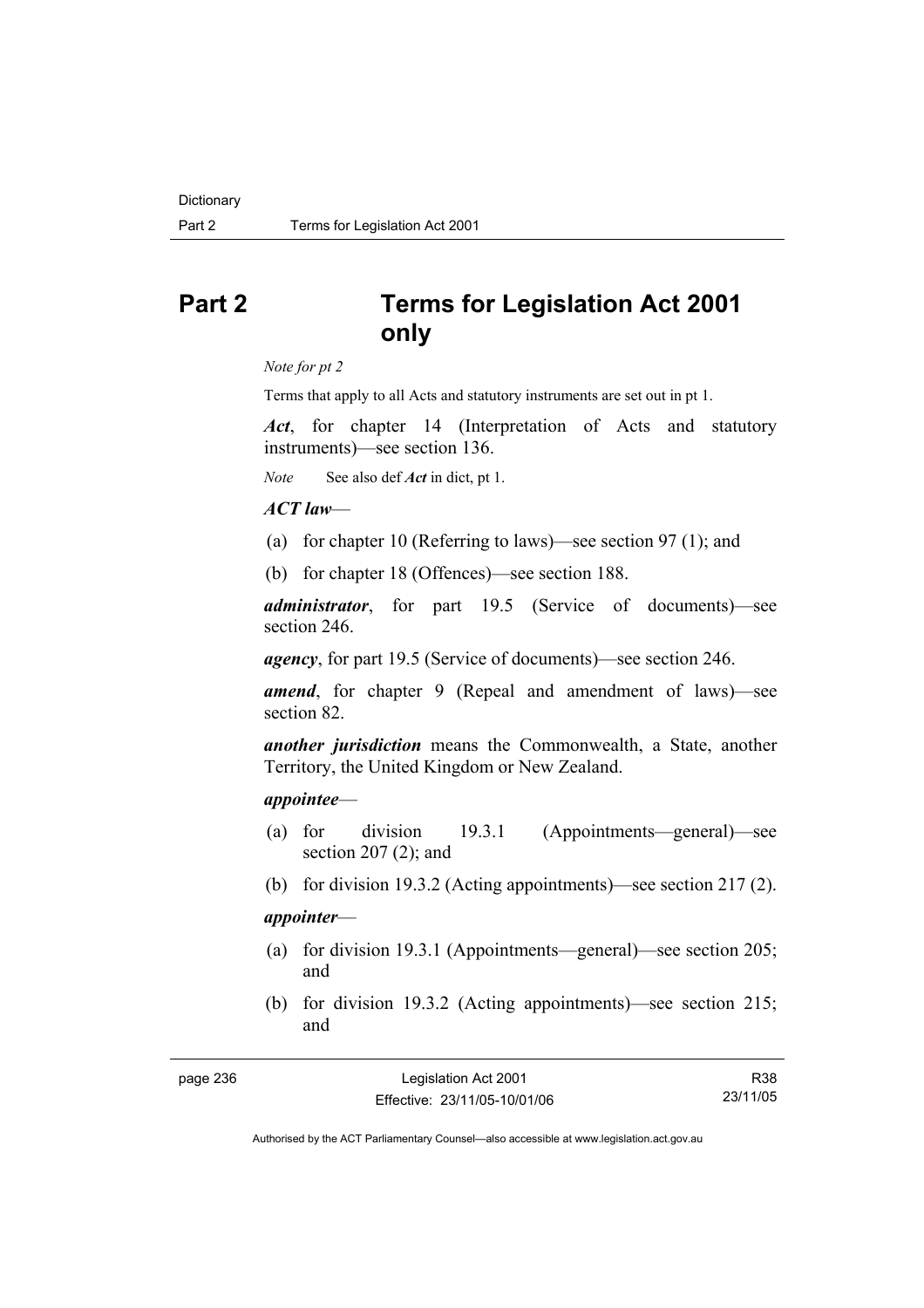# Part 2 Terms for Legislation Act 2001 only

*Note for pt 2*

Terms that apply to all Acts and statutory instruments are set out in pt 1.

***Act***, for chapter 14 (Interpretation of Acts and statutory instruments)—see section 136.

*Note* See also def ***Act*** in dict, pt 1.

***ACT law***—

(a) for chapter 10 (Referring to laws)—see section 97 (1); and

(b) for chapter 18 (Offences)—see section 188.

***administrator***, for part 19.5 (Service of documents)—see section 246.

***agency***, for part 19.5 (Service of documents)—see section 246.

***amend***, for chapter 9 (Repeal and amendment of laws)—see section 82.

***another jurisdiction*** means the Commonwealth, a State, another Territory, the United Kingdom or New Zealand.

***appointee***—

(a) for division 19.3.1 (Appointments—general)—see section 207 (2); and

(b) for division 19.3.2 (Acting appointments)—see section 217 (2).

***appointer***—

(a) for division 19.3.1 (Appointments—general)—see section 205; and

(b) for division 19.3.2 (Acting appointments)—see section 215; and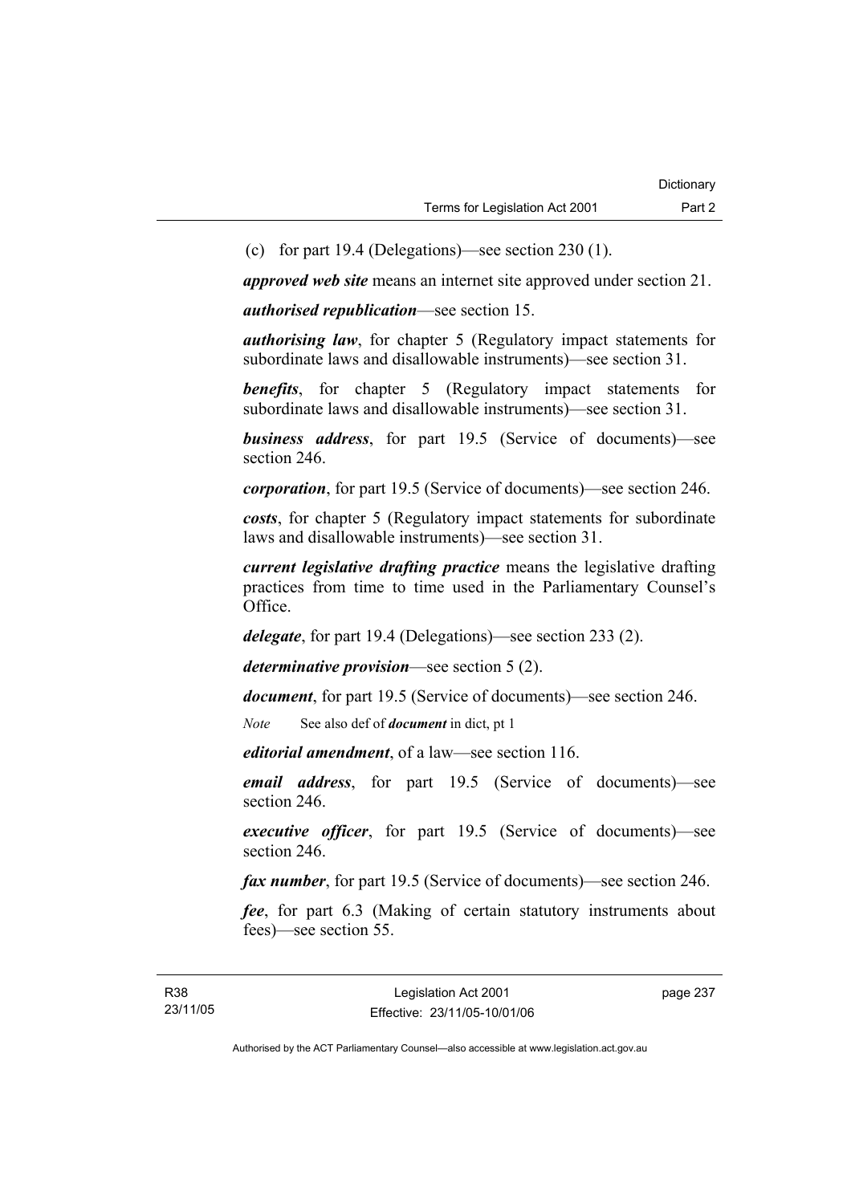(c) for part 19.4 (Delegations)—see section 230 (1).

***approved web site*** means an internet site approved under section 21.

***authorised republication***—see section 15.

***authorising law***, for chapter 5 (Regulatory impact statements for subordinate laws and disallowable instruments)—see section 31.

***benefits***, for chapter 5 (Regulatory impact statements for subordinate laws and disallowable instruments)—see section 31.

***business address***, for part 19.5 (Service of documents)—see section 246.

***corporation***, for part 19.5 (Service of documents)—see section 246.

***costs***, for chapter 5 (Regulatory impact statements for subordinate laws and disallowable instruments)—see section 31.

***current legislative drafting practice*** means the legislative drafting practices from time to time used in the Parliamentary Counsel's Office.

***delegate***, for part 19.4 (Delegations)—see section 233 (2).

***determinative provision***—see section 5 (2).

***document***, for part 19.5 (Service of documents)—see section 246.

*Note* See also def of ***document*** in dict, pt 1

***editorial amendment***, of a law—see section 116.

***email address***, for part 19.5 (Service of documents)—see section 246.

***executive officer***, for part 19.5 (Service of documents)—see section 246.

***fax number***, for part 19.5 (Service of documents)—see section 246.

***fee***, for part 6.3 (Making of certain statutory instruments about fees)—see section 55.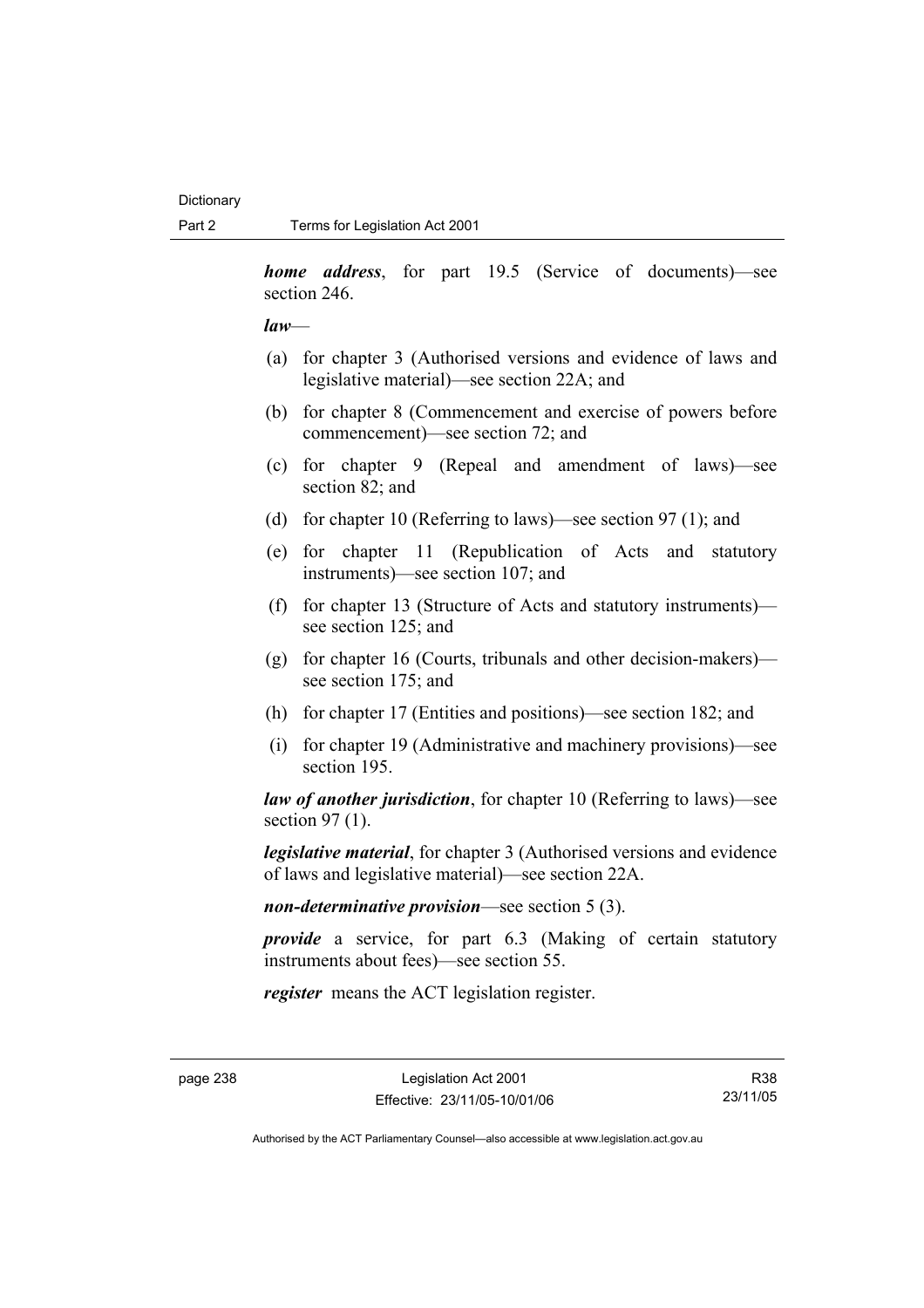***home address***, for part 19.5 (Service of documents)—see section 246.

***law***—

(a) for chapter 3 (Authorised versions and evidence of laws and legislative material)—see section 22A; and

(b) for chapter 8 (Commencement and exercise of powers before commencement)—see section 72; and

(c) for chapter 9 (Repeal and amendment of laws)—see section 82; and

(d) for chapter 10 (Referring to laws)—see section 97 (1); and

(e) for chapter 11 (Republication of Acts and statutory instruments)—see section 107; and

(f) for chapter 13 (Structure of Acts and statutory instruments)—see section 125; and

(g) for chapter 16 (Courts, tribunals and other decision-makers)—see section 175; and

(h) for chapter 17 (Entities and positions)—see section 182; and

(i) for chapter 19 (Administrative and machinery provisions)—see section 195.

***law of another jurisdiction***, for chapter 10 (Referring to laws)—see section 97 (1).

***legislative material***, for chapter 3 (Authorised versions and evidence of laws and legislative material)—see section 22A.

***non-determinative provision***—see section 5 (3).

***provide*** a service, for part 6.3 (Making of certain statutory instruments about fees)—see section 55.

***register*** means the ACT legislation register.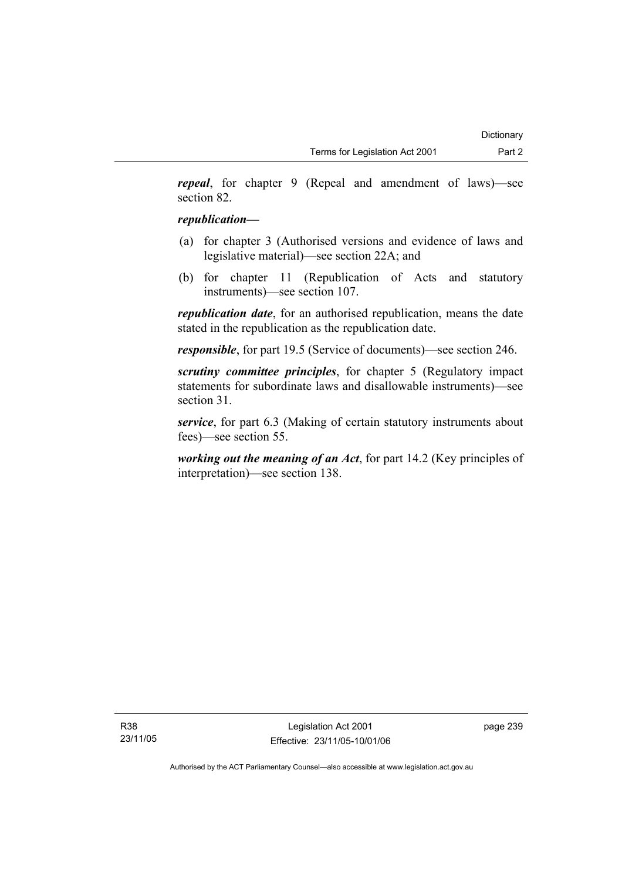***repeal***, for chapter 9 (Repeal and amendment of laws)—see section 82.

***republication***—

(a) for chapter 3 (Authorised versions and evidence of laws and legislative material)—see section 22A; and

(b) for chapter 11 (Republication of Acts and statutory instruments)—see section 107.

***republication date***, for an authorised republication, means the date stated in the republication as the republication date.

***responsible***, for part 19.5 (Service of documents)—see section 246.

***scrutiny committee principles***, for chapter 5 (Regulatory impact statements for subordinate laws and disallowable instruments)—see section 31.

***service***, for part 6.3 (Making of certain statutory instruments about fees)—see section 55.

***working out the meaning of an Act***, for part 14.2 (Key principles of interpretation)—see section 138.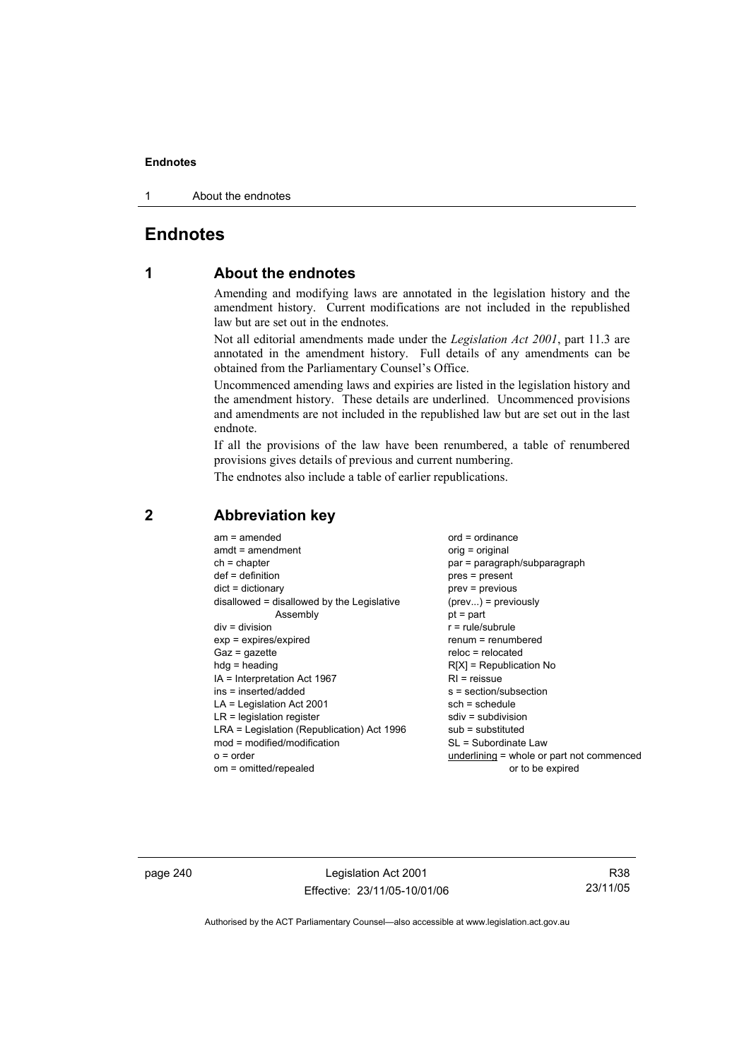# Endnotes

## 1 About the endnotes

Amending and modifying laws are annotated in the legislation history and the amendment history. Current modifications are not included in the republished law but are set out in the endnotes.

Not all editorial amendments made under the *Legislation Act 2001*, part 11.3 are annotated in the amendment history. Full details of any amendments can be obtained from the Parliamentary Counsel's Office.

Uncommenced amending laws and expiries are listed in the legislation history and the amendment history. These details are underlined. Uncommenced provisions and amendments are not included in the republished law but are set out in the last endnote.

If all the provisions of the law have been renumbered, a table of renumbered provisions gives details of previous and current numbering.

The endnotes also include a table of earlier republications.

## 2 Abbreviation key

am = amended
amdt = amendment
ch = chapter
def = definition
dict = dictionary
disallowed = disallowed by the Legislative Assembly
div = division
exp = expires/expired
Gaz = gazette
hdg = heading
IA = Interpretation Act 1967
ins = inserted/added
LA = Legislation Act 2001
LR = legislation register
LRA = Legislation (Republication) Act 1996
mod = modified/modification
o = order
om = omitted/repealed
ord = ordinance
orig = original
par = paragraph/subparagraph
pres = present
prev = previous
(prev...) = previously
pt = part
r = rule/subrule
renum = renumbered
reloc = relocated
R[X] = Republication No
RI = reissue
s = section/subsection
sch = schedule
sdiv = subdivision
sub = substituted
SL = Subordinate Law
underlining = whole or part not commenced or to be expired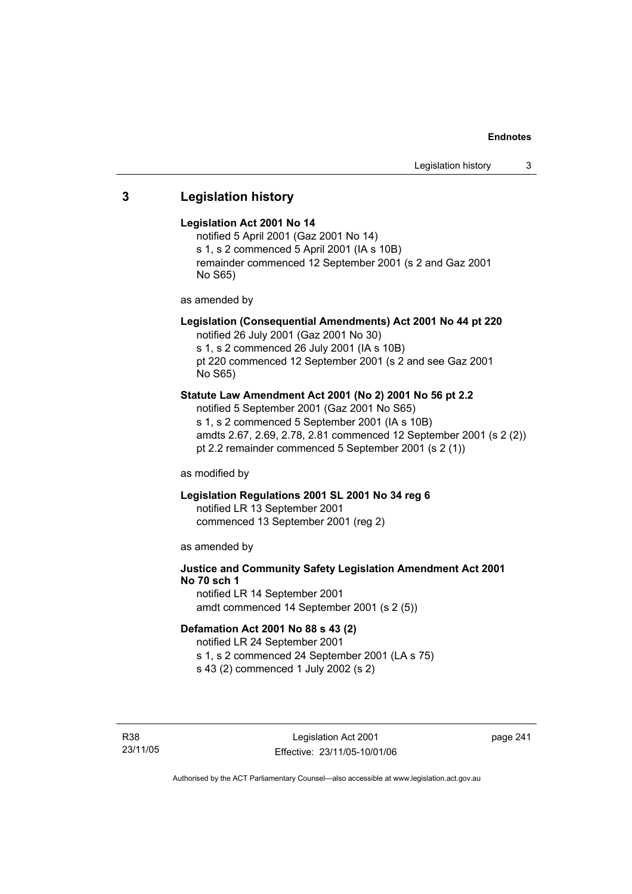## 3 Legislation history

**Legislation Act 2001 No 14**

notified 5 April 2001 (Gaz 2001 No 14)
s 1, s 2 commenced 5 April 2001 (IA s 10B)
remainder commenced 12 September 2001 (s 2 and Gaz 2001 No S65)

as amended by

**Legislation (Consequential Amendments) Act 2001 No 44 pt 220**

notified 26 July 2001 (Gaz 2001 No 30)
s 1, s 2 commenced 26 July 2001 (IA s 10B)
pt 220 commenced 12 September 2001 (s 2 and see Gaz 2001 No S65)

**Statute Law Amendment Act 2001 (No 2) 2001 No 56 pt 2.2**

notified 5 September 2001 (Gaz 2001 No S65)
s 1, s 2 commenced 5 September 2001 (IA s 10B)
amdts 2.67, 2.69, 2.78, 2.81 commenced 12 September 2001 (s 2 (2))
pt 2.2 remainder commenced 5 September 2001 (s 2 (1))

as modified by

**Legislation Regulations 2001 SL 2001 No 34 reg 6**

notified LR 13 September 2001
commenced 13 September 2001 (reg 2)

as amended by

**Justice and Community Safety Legislation Amendment Act 2001 No 70 sch 1**

notified LR 14 September 2001
amdt commenced 14 September 2001 (s 2 (5))

**Defamation Act 2001 No 88 s 43 (2)**

notified LR 24 September 2001
s 1, s 2 commenced 24 September 2001 (LA s 75)
s 43 (2) commenced 1 July 2002 (s 2)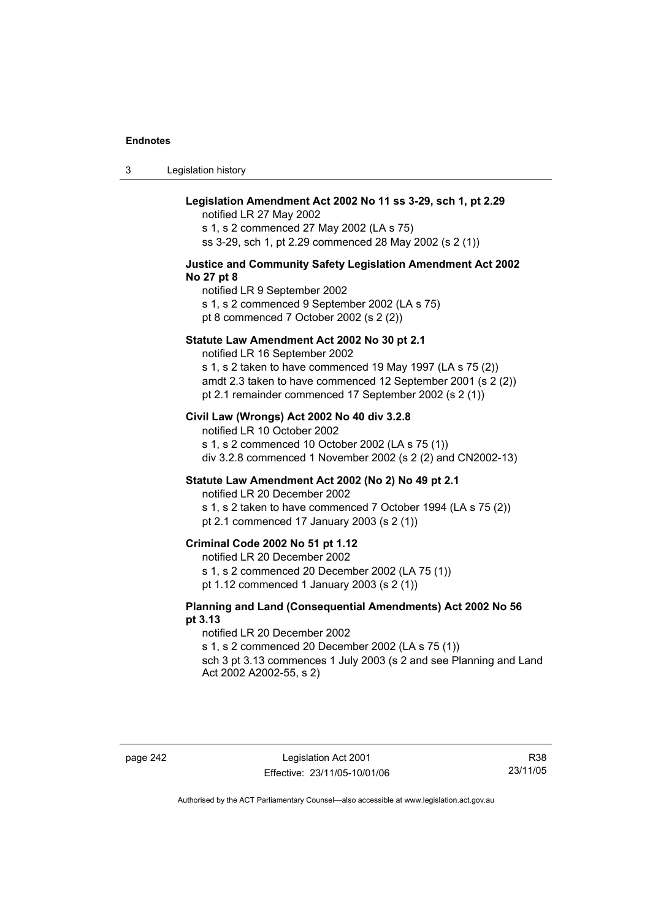**Legislation Amendment Act 2002 No 11 ss 3-29, sch 1, pt 2.29**

notified LR 27 May 2002
s 1, s 2 commenced 27 May 2002 (LA s 75)
ss 3-29, sch 1, pt 2.29 commenced 28 May 2002 (s 2 (1))

**Justice and Community Safety Legislation Amendment Act 2002 No 27 pt 8**

notified LR 9 September 2002
s 1, s 2 commenced 9 September 2002 (LA s 75)
pt 8 commenced 7 October 2002 (s 2 (2))

**Statute Law Amendment Act 2002 No 30 pt 2.1**

notified LR 16 September 2002
s 1, s 2 taken to have commenced 19 May 1997 (LA s 75 (2))
amdt 2.3 taken to have commenced 12 September 2001 (s 2 (2))
pt 2.1 remainder commenced 17 September 2002 (s 2 (1))

**Civil Law (Wrongs) Act 2002 No 40 div 3.2.8**

notified LR 10 October 2002
s 1, s 2 commenced 10 October 2002 (LA s 75 (1))
div 3.2.8 commenced 1 November 2002 (s 2 (2) and CN2002-13)

**Statute Law Amendment Act 2002 (No 2) No 49 pt 2.1**

notified LR 20 December 2002
s 1, s 2 taken to have commenced 7 October 1994 (LA s 75 (2))
pt 2.1 commenced 17 January 2003 (s 2 (1))

**Criminal Code 2002 No 51 pt 1.12**

notified LR 20 December 2002
s 1, s 2 commenced 20 December 2002 (LA 75 (1))
pt 1.12 commenced 1 January 2003 (s 2 (1))

**Planning and Land (Consequential Amendments) Act 2002 No 56 pt 3.13**

notified LR 20 December 2002
s 1, s 2 commenced 20 December 2002 (LA s 75 (1))
sch 3 pt 3.13 commences 1 July 2003 (s 2 and see Planning and Land Act 2002 A2002-55, s 2)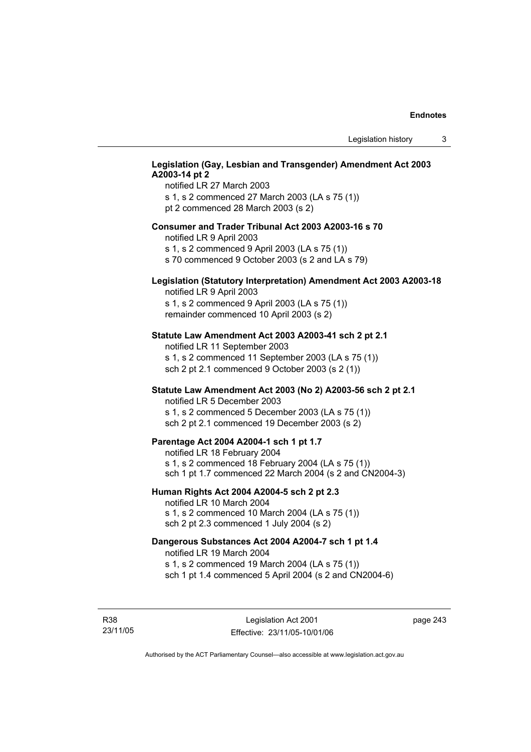**Legislation (Gay, Lesbian and Transgender) Amendment Act 2003 A2003-14 pt 2**

notified LR 27 March 2003
s 1, s 2 commenced 27 March 2003 (LA s 75 (1))
pt 2 commenced 28 March 2003 (s 2)

**Consumer and Trader Tribunal Act 2003 A2003-16 s 70**

notified LR 9 April 2003
s 1, s 2 commenced 9 April 2003 (LA s 75 (1))
s 70 commenced 9 October 2003 (s 2 and LA s 79)

**Legislation (Statutory Interpretation) Amendment Act 2003 A2003-18**

notified LR 9 April 2003
s 1, s 2 commenced 9 April 2003 (LA s 75 (1))
remainder commenced 10 April 2003 (s 2)

**Statute Law Amendment Act 2003 A2003-41 sch 2 pt 2.1**

notified LR 11 September 2003
s 1, s 2 commenced 11 September 2003 (LA s 75 (1))
sch 2 pt 2.1 commenced 9 October 2003 (s 2 (1))

**Statute Law Amendment Act 2003 (No 2) A2003-56 sch 2 pt 2.1**

notified LR 5 December 2003
s 1, s 2 commenced 5 December 2003 (LA s 75 (1))
sch 2 pt 2.1 commenced 19 December 2003 (s 2)

**Parentage Act 2004 A2004-1 sch 1 pt 1.7**

notified LR 18 February 2004
s 1, s 2 commenced 18 February 2004 (LA s 75 (1))
sch 1 pt 1.7 commenced 22 March 2004 (s 2 and CN2004-3)

**Human Rights Act 2004 A2004-5 sch 2 pt 2.3**

notified LR 10 March 2004
s 1, s 2 commenced 10 March 2004 (LA s 75 (1))
sch 2 pt 2.3 commenced 1 July 2004 (s 2)

**Dangerous Substances Act 2004 A2004-7 sch 1 pt 1.4**

notified LR 19 March 2004
s 1, s 2 commenced 19 March 2004 (LA s 75 (1))
sch 1 pt 1.4 commenced 5 April 2004 (s 2 and CN2004-6)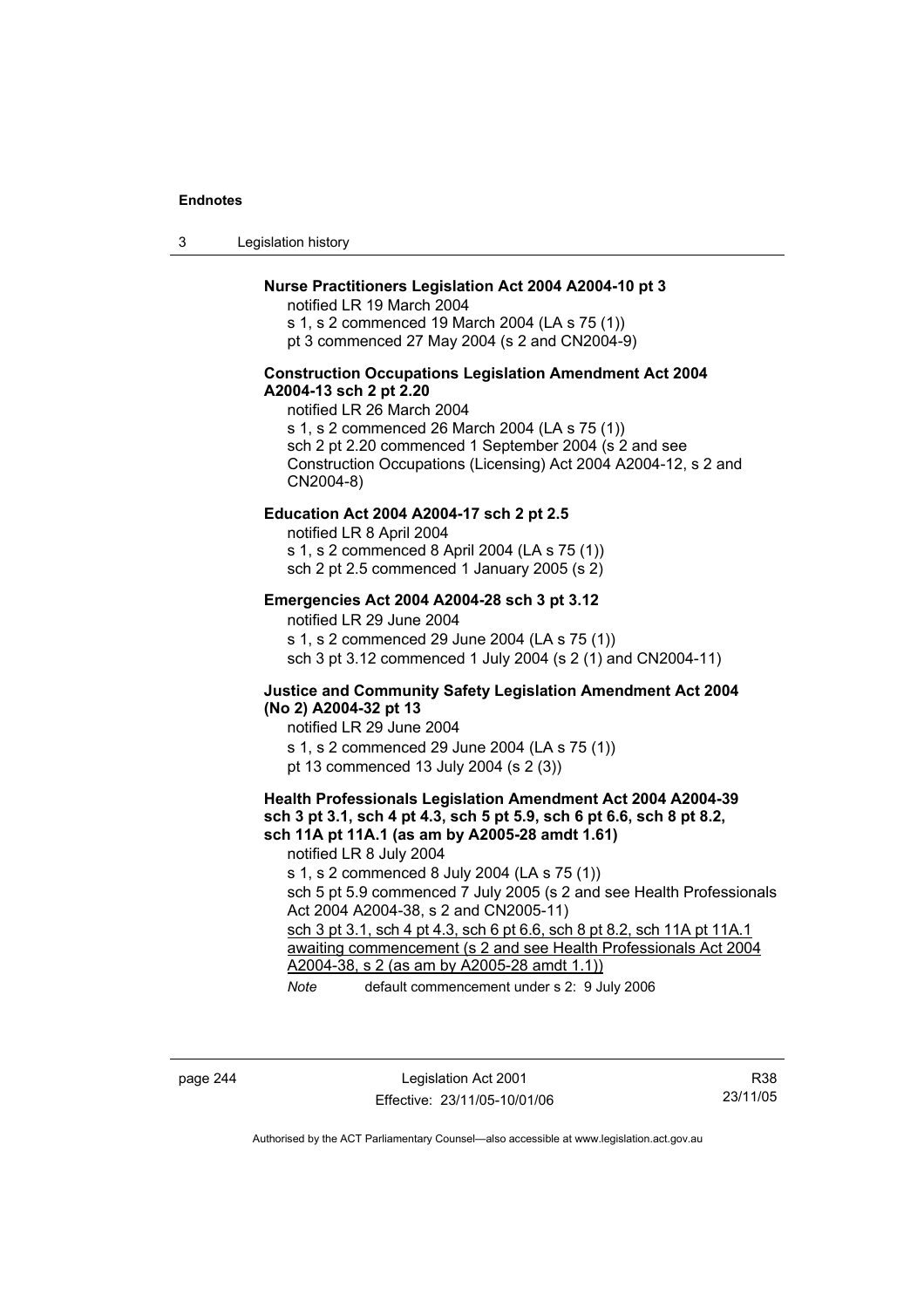**Nurse Practitioners Legislation Act 2004 A2004-10 pt 3**

notified LR 19 March 2004
s 1, s 2 commenced 19 March 2004 (LA s 75 (1))
pt 3 commenced 27 May 2004 (s 2 and CN2004-9)

**Construction Occupations Legislation Amendment Act 2004 A2004-13 sch 2 pt 2.20**

notified LR 26 March 2004
s 1, s 2 commenced 26 March 2004 (LA s 75 (1))
sch 2 pt 2.20 commenced 1 September 2004 (s 2 and see Construction Occupations (Licensing) Act 2004 A2004-12, s 2 and CN2004-8)

**Education Act 2004 A2004-17 sch 2 pt 2.5**

notified LR 8 April 2004
s 1, s 2 commenced 8 April 2004 (LA s 75 (1))
sch 2 pt 2.5 commenced 1 January 2005 (s 2)

**Emergencies Act 2004 A2004-28 sch 3 pt 3.12**

notified LR 29 June 2004
s 1, s 2 commenced 29 June 2004 (LA s 75 (1))
sch 3 pt 3.12 commenced 1 July 2004 (s 2 (1) and CN2004-11)

**Justice and Community Safety Legislation Amendment Act 2004 (No 2) A2004-32 pt 13**

notified LR 29 June 2004
s 1, s 2 commenced 29 June 2004 (LA s 75 (1))
pt 13 commenced 13 July 2004 (s 2 (3))

**Health Professionals Legislation Amendment Act 2004 A2004-39 sch 3 pt 3.1, sch 4 pt 4.3, sch 5 pt 5.9, sch 6 pt 6.6, sch 8 pt 8.2, sch 11A pt 11A.1 (as am by A2005-28 amdt 1.61)**

notified LR 8 July 2004
s 1, s 2 commenced 8 July 2004 (LA s 75 (1))
sch 5 pt 5.9 commenced 7 July 2005 (s 2 and see Health Professionals Act 2004 A2004-38, s 2 and CN2005-11)
sch 3 pt 3.1, sch 4 pt 4.3, sch 6 pt 6.6, sch 8 pt 8.2, sch 11A pt 11A.1 awaiting commencement (s 2 and see Health Professionals Act 2004 A2004-38, s 2 (as am by A2005-28 amdt 1.1))

*Note* default commencement under s 2: 9 July 2006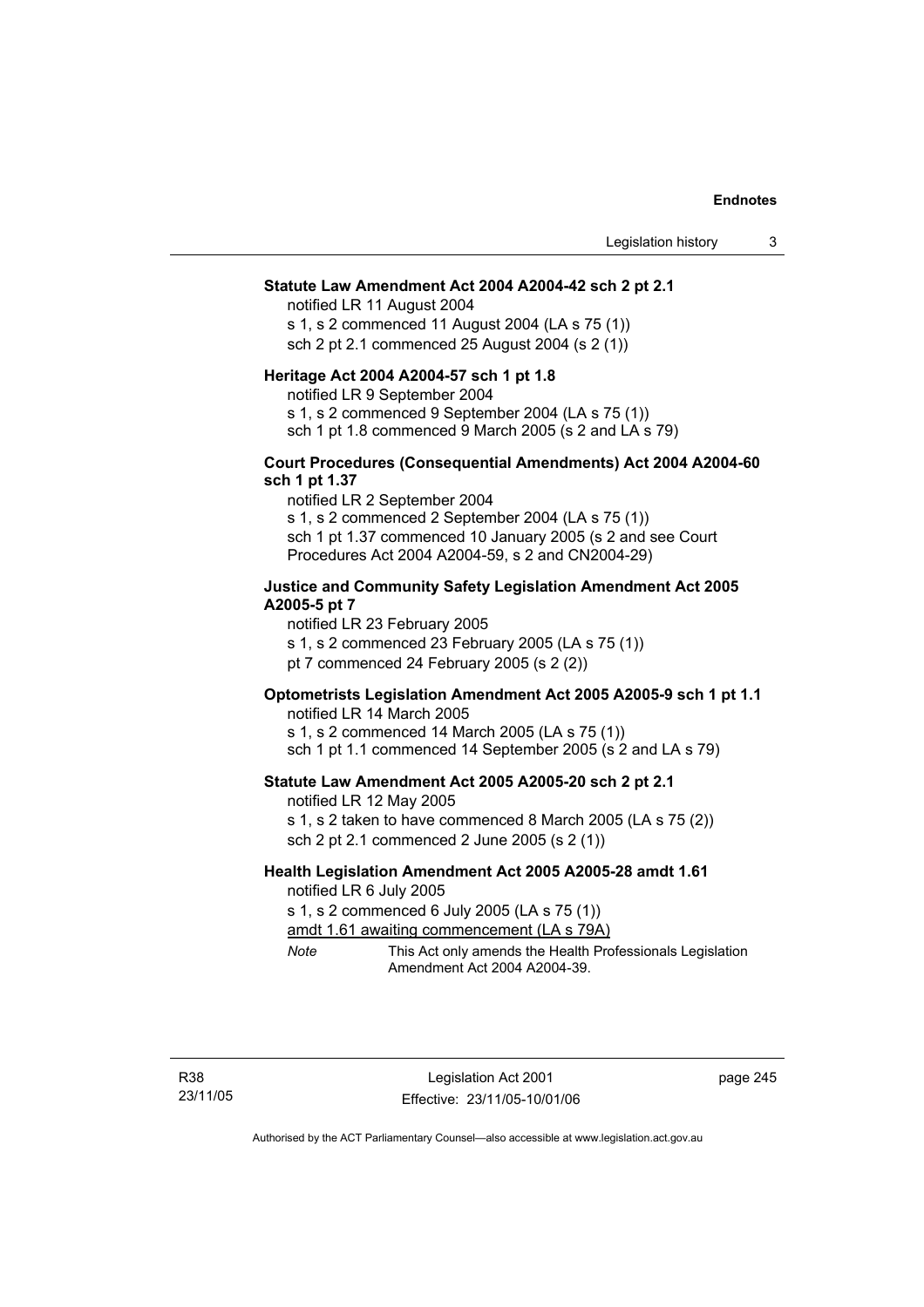**Statute Law Amendment Act 2004 A2004-42 sch 2 pt 2.1**

notified LR 11 August 2004

s 1, s 2 commenced 11 August 2004 (LA s 75 (1))

sch 2 pt 2.1 commenced 25 August 2004 (s 2 (1))

**Heritage Act 2004 A2004-57 sch 1 pt 1.8**

notified LR 9 September 2004

s 1, s 2 commenced 9 September 2004 (LA s 75 (1))

sch 1 pt 1.8 commenced 9 March 2005 (s 2 and LA s 79)

**Court Procedures (Consequential Amendments) Act 2004 A2004-60 sch 1 pt 1.37**

notified LR 2 September 2004

s 1, s 2 commenced 2 September 2004 (LA s 75 (1))

sch 1 pt 1.37 commenced 10 January 2005 (s 2 and see Court Procedures Act 2004 A2004-59, s 2 and CN2004-29)

**Justice and Community Safety Legislation Amendment Act 2005 A2005-5 pt 7**

notified LR 23 February 2005

s 1, s 2 commenced 23 February 2005 (LA s 75 (1))

pt 7 commenced 24 February 2005 (s 2 (2))

**Optometrists Legislation Amendment Act 2005 A2005-9 sch 1 pt 1.1**

notified LR 14 March 2005

s 1, s 2 commenced 14 March 2005 (LA s 75 (1))

sch 1 pt 1.1 commenced 14 September 2005 (s 2 and LA s 79)

**Statute Law Amendment Act 2005 A2005-20 sch 2 pt 2.1**

notified LR 12 May 2005

s 1, s 2 taken to have commenced 8 March 2005 (LA s 75 (2))

sch 2 pt 2.1 commenced 2 June 2005 (s 2 (1))

**Health Legislation Amendment Act 2005 A2005-28 amdt 1.61**

notified LR 6 July 2005

s 1, s 2 commenced 6 July 2005 (LA s 75 (1))

amdt 1.61 awaiting commencement (LA s 79A)

*Note* This Act only amends the Health Professionals Legislation Amendment Act 2004 A2004-39.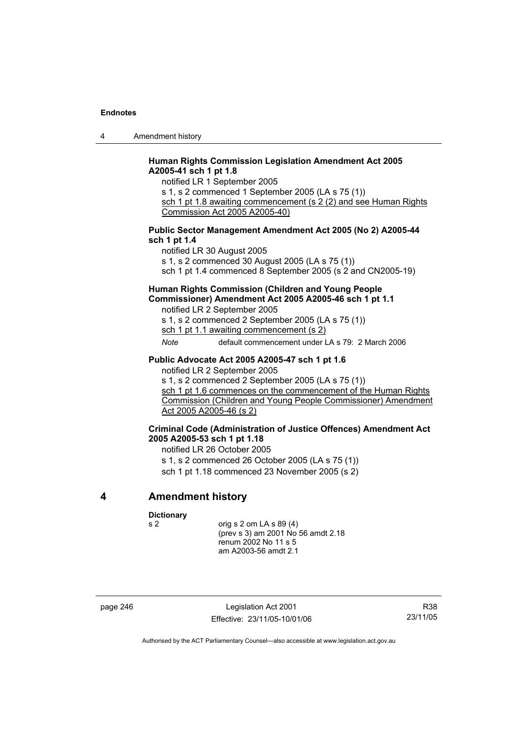**Human Rights Commission Legislation Amendment Act 2005 A2005-41 sch 1 pt 1.8**

notified LR 1 September 2005

s 1, s 2 commenced 1 September 2005 (LA s 75 (1))

sch 1 pt 1.8 awaiting commencement (s 2 (2) and see Human Rights Commission Act 2005 A2005-40)

**Public Sector Management Amendment Act 2005 (No 2) A2005-44 sch 1 pt 1.4**

notified LR 30 August 2005

s 1, s 2 commenced 30 August 2005 (LA s 75 (1))

sch 1 pt 1.4 commenced 8 September 2005 (s 2 and CN2005-19)

**Human Rights Commission (Children and Young People Commissioner) Amendment Act 2005 A2005-46 sch 1 pt 1.1**

notified LR 2 September 2005

s 1, s 2 commenced 2 September 2005 (LA s 75 (1))

sch 1 pt 1.1 awaiting commencement (s 2)

*Note* default commencement under LA s 79: 2 March 2006

**Public Advocate Act 2005 A2005-47 sch 1 pt 1.6**

notified LR 2 September 2005

s 1, s 2 commenced 2 September 2005 (LA s 75 (1))

sch 1 pt 1.6 commences on the commencement of the Human Rights Commission (Children and Young People Commissioner) Amendment Act 2005 A2005-46 (s 2)

**Criminal Code (Administration of Justice Offences) Amendment Act 2005 A2005-53 sch 1 pt 1.18**

notified LR 26 October 2005

s 1, s 2 commenced 26 October 2005 (LA s 75 (1))

sch 1 pt 1.18 commenced 23 November 2005 (s 2)

## 4 Amendment history

**Dictionary**

s 2 orig s 2 om LA s 89 (4)
(prev s 3) am 2001 No 56 amdt 2.18
renum 2002 No 11 s 5
am A2003-56 amdt 2.1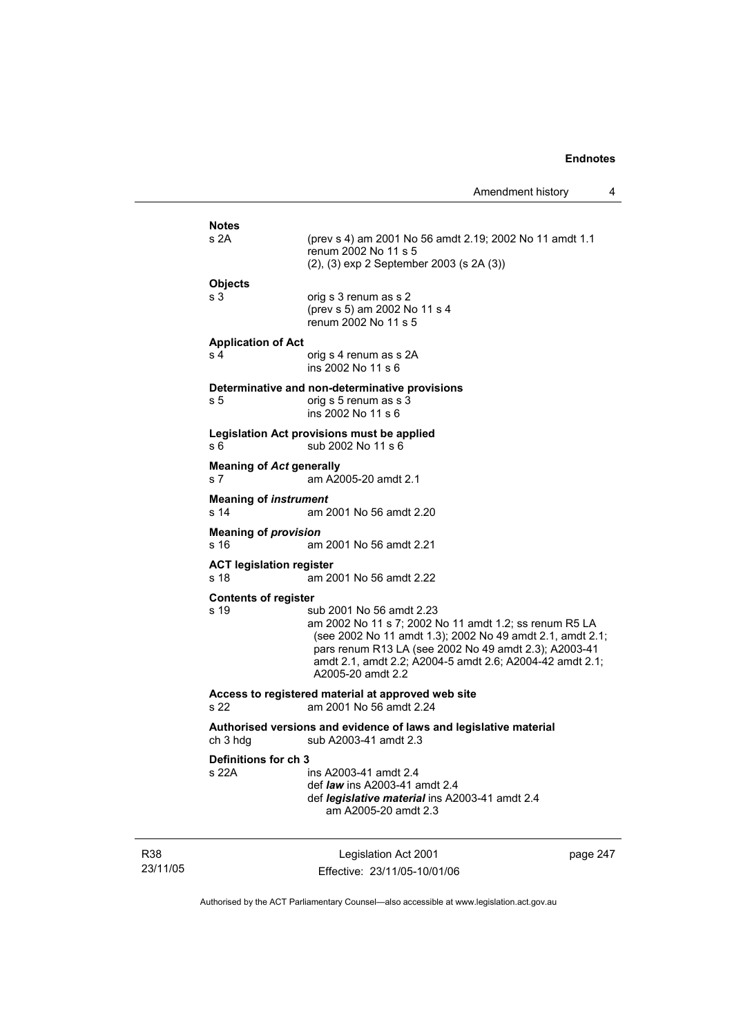**Notes**

s 2A (prev s 4) am 2001 No 56 amdt 2.19; 2002 No 11 amdt 1.1
renum 2002 No 11 s 5
(2), (3) exp 2 September 2003 (s 2A (3))

**Objects**

s 3 orig s 3 renum as s 2
(prev s 5) am 2002 No 11 s 4
renum 2002 No 11 s 5

**Application of Act**

s 4 orig s 4 renum as s 2A
ins 2002 No 11 s 6

**Determinative and non-determinative provisions**

s 5 orig s 5 renum as s 3
ins 2002 No 11 s 6

**Legislation Act provisions must be applied**

s 6 sub 2002 No 11 s 6

**Meaning of *Act* generally**

s 7 am A2005-20 amdt 2.1

**Meaning of *instrument***

s 14 am 2001 No 56 amdt 2.20

**Meaning of *provision***

s 16 am 2001 No 56 amdt 2.21

**ACT legislation register**

s 18 am 2001 No 56 amdt 2.22

**Contents of register**

s 19 sub 2001 No 56 amdt 2.23
am 2002 No 11 s 7; 2002 No 11 amdt 1.2; ss renum R5 LA (see 2002 No 11 amdt 1.3); 2002 No 49 amdt 2.1, amdt 2.1; pars renum R13 LA (see 2002 No 49 amdt 2.3); A2003-41 amdt 2.1, amdt 2.2; A2004-5 amdt 2.6; A2004-42 amdt 2.1; A2005-20 amdt 2.2

**Access to registered material at approved web site**

s 22 am 2001 No 56 amdt 2.24

**Authorised versions and evidence of laws and legislative material**

ch 3 hdg sub A2003-41 amdt 2.3

**Definitions for ch 3**

s 22A ins A2003-41 amdt 2.4
def ***law*** ins A2003-41 amdt 2.4
def ***legislative material*** ins A2003-41 amdt 2.4
am A2005-20 amdt 2.3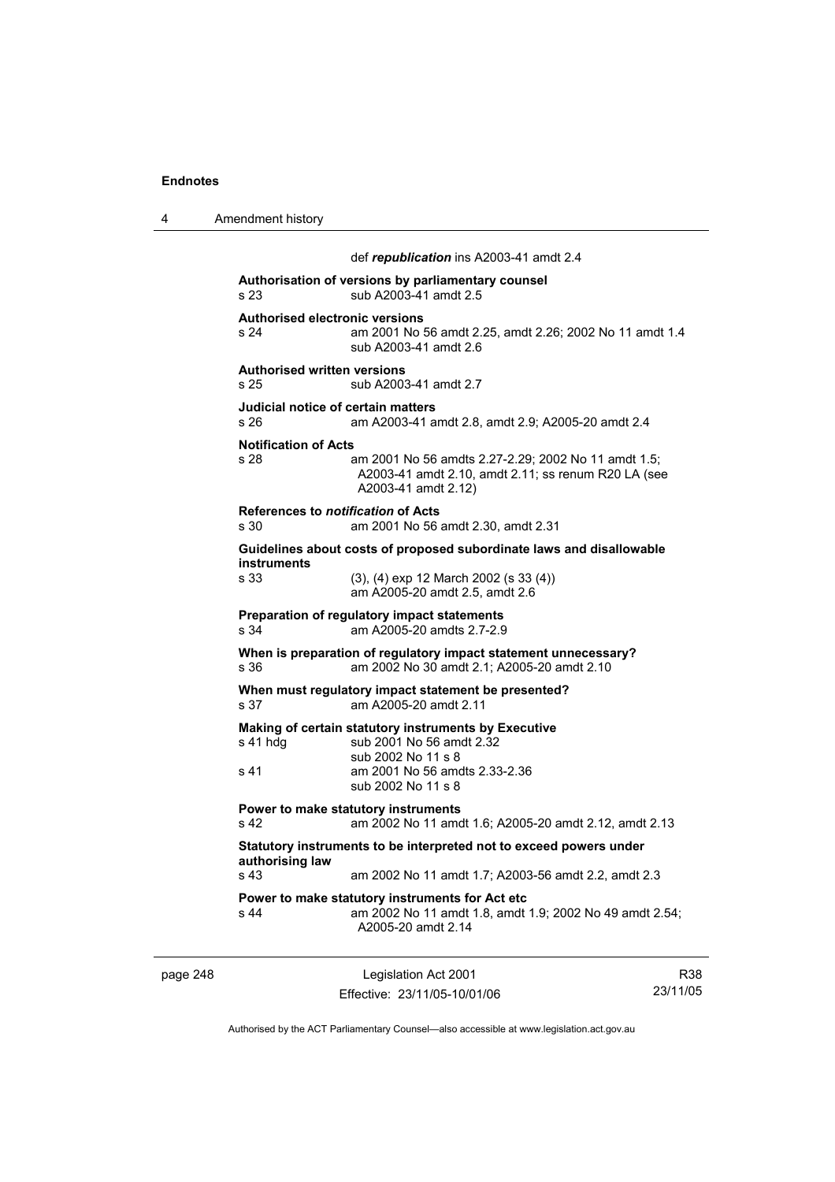def ***republication*** ins A2003-41 amdt 2.4

**Authorisation of versions by parliamentary counsel**

s 23 sub A2003-41 amdt 2.5

**Authorised electronic versions**

s 24 am 2001 No 56 amdt 2.25, amdt 2.26; 2002 No 11 amdt 1.4
sub A2003-41 amdt 2.6

**Authorised written versions**

s 25 sub A2003-41 amdt 2.7

**Judicial notice of certain matters**

s 26 am A2003-41 amdt 2.8, amdt 2.9; A2005-20 amdt 2.4

**Notification of Acts**

s 28 am 2001 No 56 amdts 2.27-2.29; 2002 No 11 amdt 1.5; A2003-41 amdt 2.10, amdt 2.11; ss renum R20 LA (see A2003-41 amdt 2.12)

**References to *notification* of Acts**

s 30 am 2001 No 56 amdt 2.30, amdt 2.31

**Guidelines about costs of proposed subordinate laws and disallowable instruments**

s 33 (3), (4) exp 12 March 2002 (s 33 (4))
am A2005-20 amdt 2.5, amdt 2.6

**Preparation of regulatory impact statements**

s 34 am A2005-20 amdts 2.7-2.9

**When is preparation of regulatory impact statement unnecessary?**

s 36 am 2002 No 30 amdt 2.1; A2005-20 amdt 2.10

**When must regulatory impact statement be presented?**

s 37 am A2005-20 amdt 2.11

**Making of certain statutory instruments by Executive**

s 41 hdg sub 2001 No 56 amdt 2.32
sub 2002 No 11 s 8

s 41 am 2001 No 56 amdts 2.33-2.36
sub 2002 No 11 s 8

**Power to make statutory instruments**

s 42 am 2002 No 11 amdt 1.6; A2005-20 amdt 2.12, amdt 2.13

**Statutory instruments to be interpreted not to exceed powers under authorising law**

s 43 am 2002 No 11 amdt 1.7; A2003-56 amdt 2.2, amdt 2.3

**Power to make statutory instruments for Act etc**

s 44 am 2002 No 11 amdt 1.8, amdt 1.9; 2002 No 49 amdt 2.54; A2005-20 amdt 2.14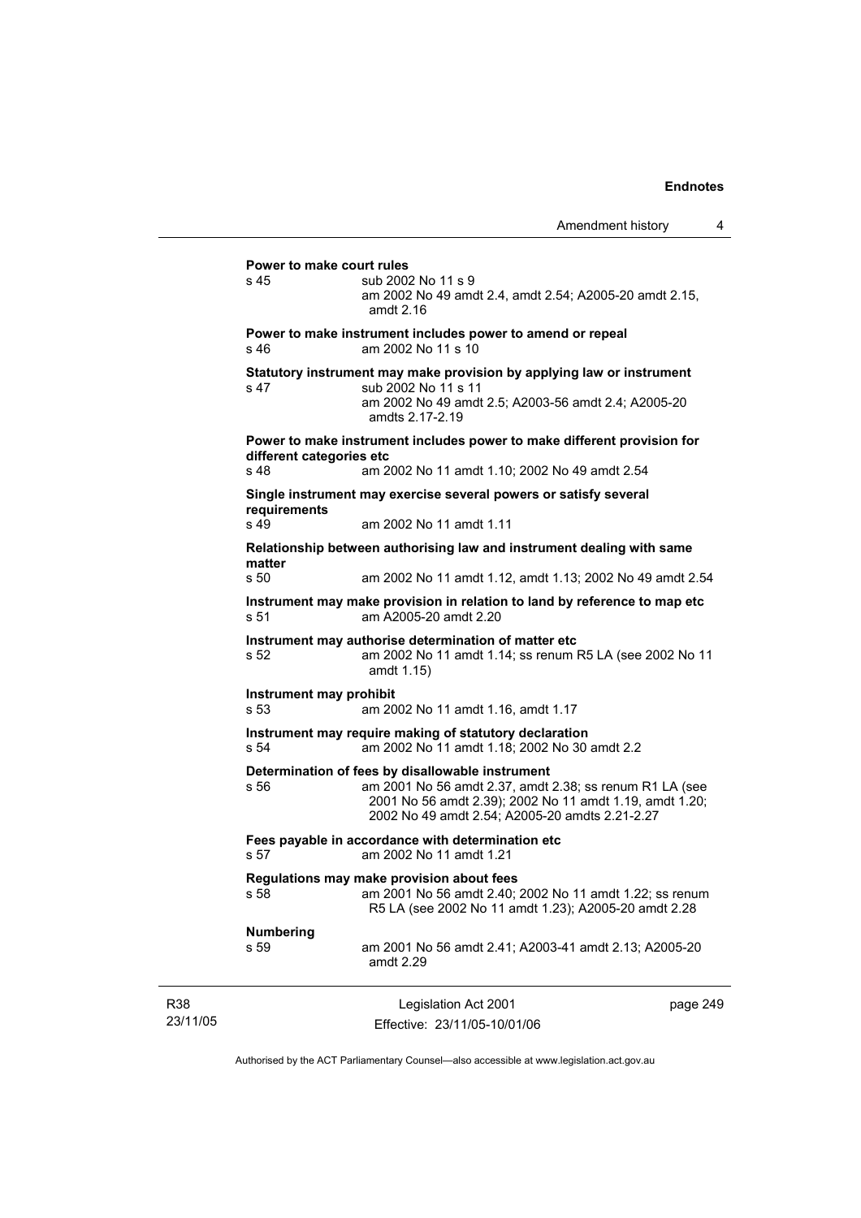**Power to make court rules**

s 45 sub 2002 No 11 s 9
am 2002 No 49 amdt 2.4, amdt 2.54; A2005-20 amdt 2.15, amdt 2.16

**Power to make instrument includes power to amend or repeal**

s 46 am 2002 No 11 s 10

**Statutory instrument may make provision by applying law or instrument**

s 47 sub 2002 No 11 s 11
am 2002 No 49 amdt 2.5; A2003-56 amdt 2.4; A2005-20 amdts 2.17-2.19

**Power to make instrument includes power to make different provision for different categories etc**

s 48 am 2002 No 11 amdt 1.10; 2002 No 49 amdt 2.54

**Single instrument may exercise several powers or satisfy several requirements**

s 49 am 2002 No 11 amdt 1.11

**Relationship between authorising law and instrument dealing with same matter**

s 50 am 2002 No 11 amdt 1.12, amdt 1.13; 2002 No 49 amdt 2.54

**Instrument may make provision in relation to land by reference to map etc**

s 51 am A2005-20 amdt 2.20

**Instrument may authorise determination of matter etc**

s 52 am 2002 No 11 amdt 1.14; ss renum R5 LA (see 2002 No 11 amdt 1.15)

**Instrument may prohibit**

s 53 am 2002 No 11 amdt 1.16, amdt 1.17

**Instrument may require making of statutory declaration**

s 54 am 2002 No 11 amdt 1.18; 2002 No 30 amdt 2.2

**Determination of fees by disallowable instrument**

s 56 am 2001 No 56 amdt 2.37, amdt 2.38; ss renum R1 LA (see 2001 No 56 amdt 2.39); 2002 No 11 amdt 1.19, amdt 1.20; 2002 No 49 amdt 2.54; A2005-20 amdts 2.21-2.27

**Fees payable in accordance with determination etc**

s 57 am 2002 No 11 amdt 1.21

**Regulations may make provision about fees**

s 58 am 2001 No 56 amdt 2.40; 2002 No 11 amdt 1.22; ss renum R5 LA (see 2002 No 11 amdt 1.23); A2005-20 amdt 2.28

**Numbering**

s 59 am 2001 No 56 amdt 2.41; A2003-41 amdt 2.13; A2005-20 amdt 2.29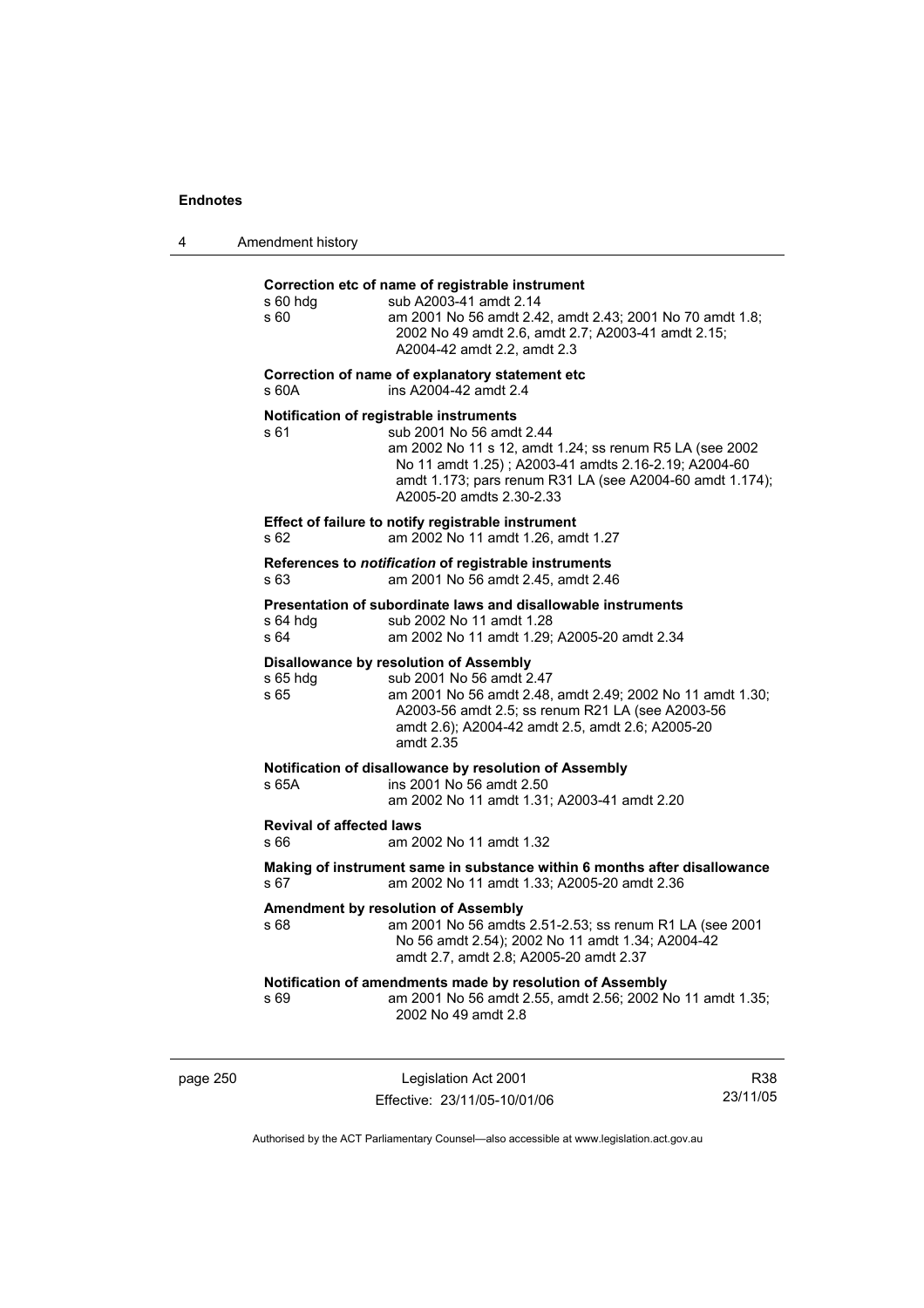**Correction etc of name of registrable instrument**

s 60 hdg sub A2003-41 amdt 2.14
s 60 am 2001 No 56 amdt 2.42, amdt 2.43; 2001 No 70 amdt 1.8; 2002 No 49 amdt 2.6, amdt 2.7; A2003-41 amdt 2.15; A2004-42 amdt 2.2, amdt 2.3

**Correction of name of explanatory statement etc**

s 60A ins A2004-42 amdt 2.4

**Notification of registrable instruments**

s 61 sub 2001 No 56 amdt 2.44
am 2002 No 11 s 12, amdt 1.24; ss renum R5 LA (see 2002 No 11 amdt 1.25) ; A2003-41 amdts 2.16-2.19; A2004-60 amdt 1.173; pars renum R31 LA (see A2004-60 amdt 1.174); A2005-20 amdts 2.30-2.33

**Effect of failure to notify registrable instrument**

s 62 am 2002 No 11 amdt 1.26, amdt 1.27

**References to *notification* of registrable instruments**

s 63 am 2001 No 56 amdt 2.45, amdt 2.46

**Presentation of subordinate laws and disallowable instruments**

s 64 hdg sub 2002 No 11 amdt 1.28
s 64 am 2002 No 11 amdt 1.29; A2005-20 amdt 2.34

**Disallowance by resolution of Assembly**

s 65 hdg sub 2001 No 56 amdt 2.47
s 65 am 2001 No 56 amdt 2.48, amdt 2.49; 2002 No 11 amdt 1.30; A2003-56 amdt 2.5; ss renum R21 LA (see A2003-56 amdt 2.6); A2004-42 amdt 2.5, amdt 2.6; A2005-20 amdt 2.35

**Notification of disallowance by resolution of Assembly**

s 65A ins 2001 No 56 amdt 2.50
am 2002 No 11 amdt 1.31; A2003-41 amdt 2.20

**Revival of affected laws**

s 66 am 2002 No 11 amdt 1.32

**Making of instrument same in substance within 6 months after disallowance**

s 67 am 2002 No 11 amdt 1.33; A2005-20 amdt 2.36

**Amendment by resolution of Assembly**

s 68 am 2001 No 56 amdts 2.51-2.53; ss renum R1 LA (see 2001 No 56 amdt 2.54); 2002 No 11 amdt 1.34; A2004-42 amdt 2.7, amdt 2.8; A2005-20 amdt 2.37

**Notification of amendments made by resolution of Assembly**

s 69 am 2001 No 56 amdt 2.55, amdt 2.56; 2002 No 11 amdt 1.35; 2002 No 49 amdt 2.8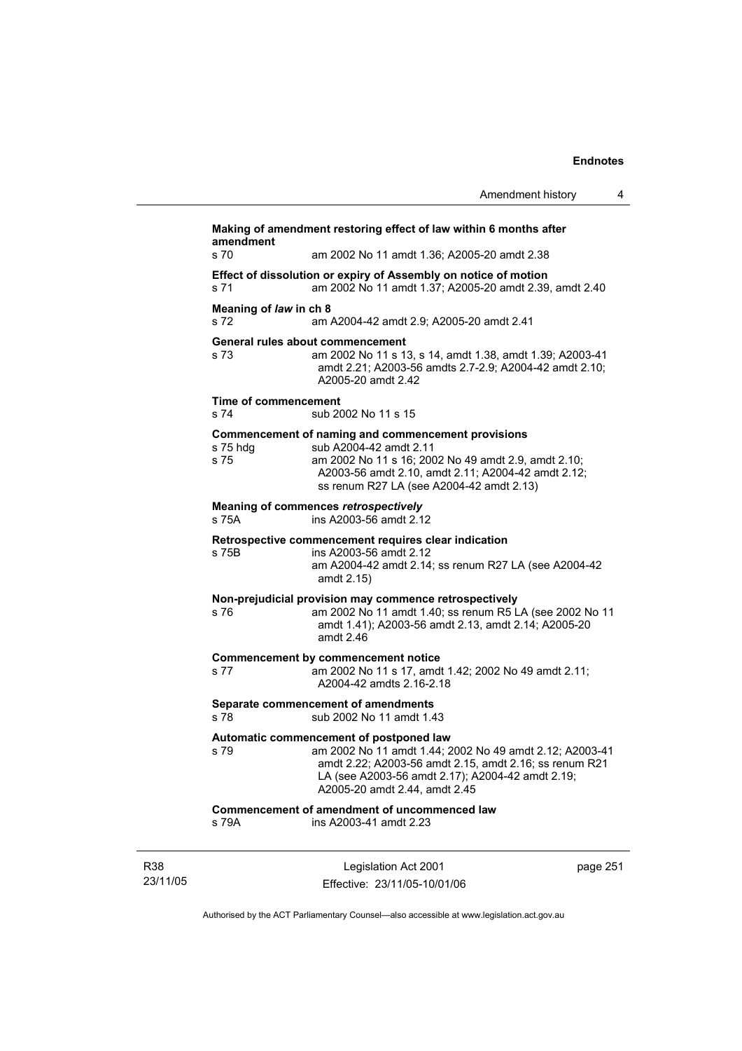**Making of amendment restoring effect of law within 6 months after amendment**

s 70 am 2002 No 11 amdt 1.36; A2005-20 amdt 2.38

**Effect of dissolution or expiry of Assembly on notice of motion**

s 71 am 2002 No 11 amdt 1.37; A2005-20 amdt 2.39, amdt 2.40

**Meaning of *law* in ch 8**

s 72 am A2004-42 amdt 2.9; A2005-20 amdt 2.41

**General rules about commencement**

s 73 am 2002 No 11 s 13, s 14, amdt 1.38, amdt 1.39; A2003-41 amdt 2.21; A2003-56 amdts 2.7-2.9; A2004-42 amdt 2.10; A2005-20 amdt 2.42

**Time of commencement**

s 74 sub 2002 No 11 s 15

**Commencement of naming and commencement provisions**

s 75 hdg sub A2004-42 amdt 2.11

s 75 am 2002 No 11 s 16; 2002 No 49 amdt 2.9, amdt 2.10; A2003-56 amdt 2.10, amdt 2.11; A2004-42 amdt 2.12; ss renum R27 LA (see A2004-42 amdt 2.13)

**Meaning of commences *retrospectively***

s 75A ins A2003-56 amdt 2.12

**Retrospective commencement requires clear indication**

s 75B ins A2003-56 amdt 2.12
am A2004-42 amdt 2.14; ss renum R27 LA (see A2004-42 amdt 2.15)

**Non-prejudicial provision may commence retrospectively**

s 76 am 2002 No 11 amdt 1.40; ss renum R5 LA (see 2002 No 11 amdt 1.41); A2003-56 amdt 2.13, amdt 2.14; A2005-20 amdt 2.46

**Commencement by commencement notice**

s 77 am 2002 No 11 s 17, amdt 1.42; 2002 No 49 amdt 2.11; A2004-42 amdts 2.16-2.18

**Separate commencement of amendments**

s 78 sub 2002 No 11 amdt 1.43

**Automatic commencement of postponed law**

s 79 am 2002 No 11 amdt 1.44; 2002 No 49 amdt 2.12; A2003-41 amdt 2.22; A2003-56 amdt 2.15, amdt 2.16; ss renum R21 LA (see A2003-56 amdt 2.17); A2004-42 amdt 2.19; A2005-20 amdt 2.44, amdt 2.45

**Commencement of amendment of uncommenced law**

s 79A ins A2003-41 amdt 2.23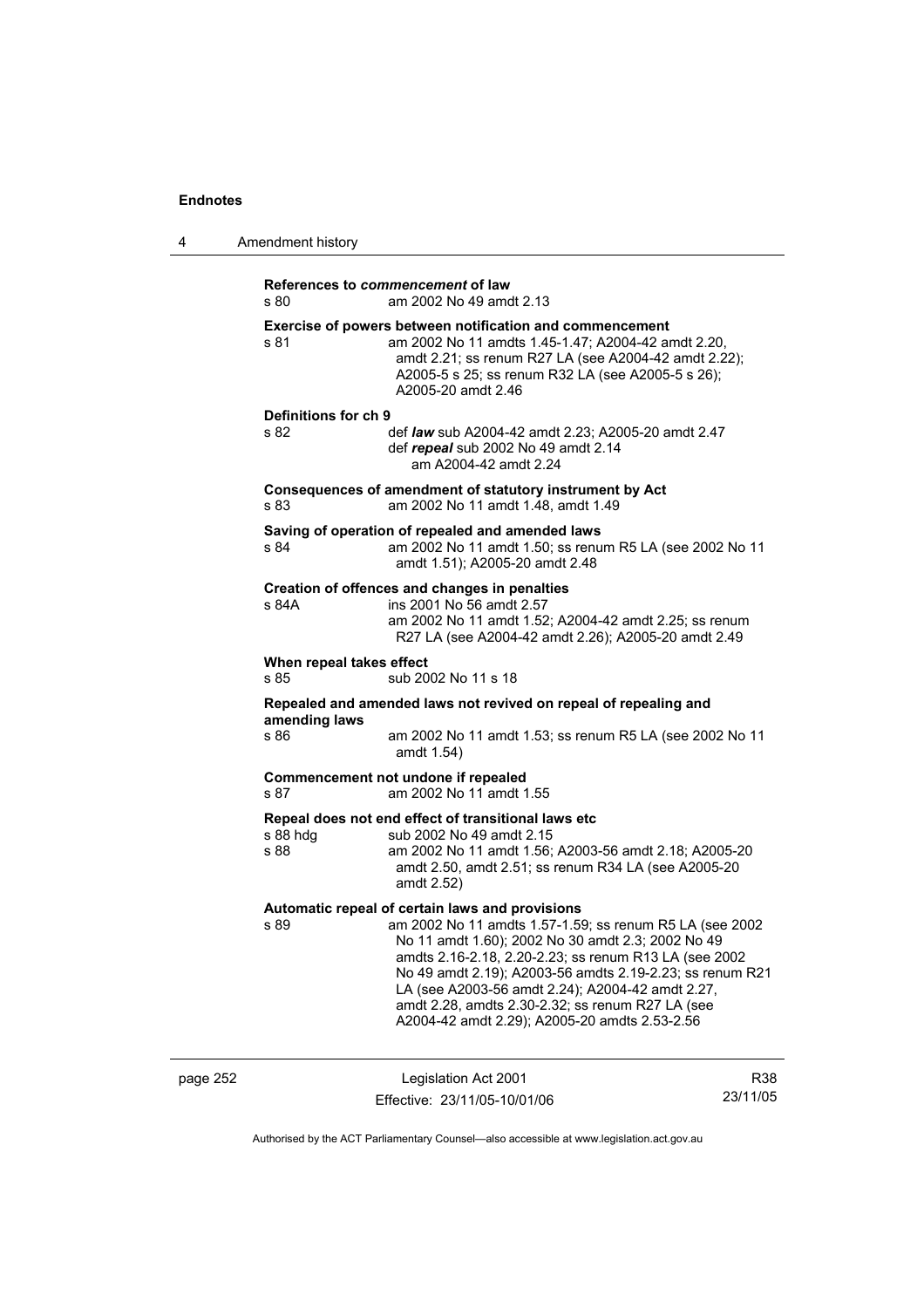**References to *commencement* of law**
s 80 am 2002 No 49 amdt 2.13

**Exercise of powers between notification and commencement**
s 81 am 2002 No 11 amdts 1.45-1.47; A2004-42 amdt 2.20, amdt 2.21; ss renum R27 LA (see A2004-42 amdt 2.22); A2005-5 s 25; ss renum R32 LA (see A2005-5 s 26); A2005-20 amdt 2.46

**Definitions for ch 9**
s 82 def ***law*** sub A2004-42 amdt 2.23; A2005-20 amdt 2.47
def ***repeal*** sub 2002 No 49 amdt 2.14
am A2004-42 amdt 2.24

**Consequences of amendment of statutory instrument by Act**
s 83 am 2002 No 11 amdt 1.48, amdt 1.49

**Saving of operation of repealed and amended laws**
s 84 am 2002 No 11 amdt 1.50; ss renum R5 LA (see 2002 No 11 amdt 1.51); A2005-20 amdt 2.48

**Creation of offences and changes in penalties**
s 84A ins 2001 No 56 amdt 2.57
am 2002 No 11 amdt 1.52; A2004-42 amdt 2.25; ss renum R27 LA (see A2004-42 amdt 2.26); A2005-20 amdt 2.49

**When repeal takes effect**
s 85 sub 2002 No 11 s 18

**Repealed and amended laws not revived on repeal of repealing and amending laws**
s 86 am 2002 No 11 amdt 1.53; ss renum R5 LA (see 2002 No 11 amdt 1.54)

**Commencement not undone if repealed**
s 87 am 2002 No 11 amdt 1.55

**Repeal does not end effect of transitional laws etc**
s 88 hdg sub 2002 No 49 amdt 2.15
s 88 am 2002 No 11 amdt 1.56; A2003-56 amdt 2.18; A2005-20 amdt 2.50, amdt 2.51; ss renum R34 LA (see A2005-20 amdt 2.52)

**Automatic repeal of certain laws and provisions**
s 89 am 2002 No 11 amdts 1.57-1.59; ss renum R5 LA (see 2002 No 11 amdt 1.60); 2002 No 30 amdt 2.3; 2002 No 49 amdts 2.16-2.18, 2.20-2.23; ss renum R13 LA (see 2002 No 49 amdt 2.19); A2003-56 amdts 2.19-2.23; ss renum R21 LA (see A2003-56 amdt 2.24); A2004-42 amdt 2.27, amdt 2.28, amdts 2.30-2.32; ss renum R27 LA (see A2004-42 amdt 2.29); A2005-20 amdts 2.53-2.56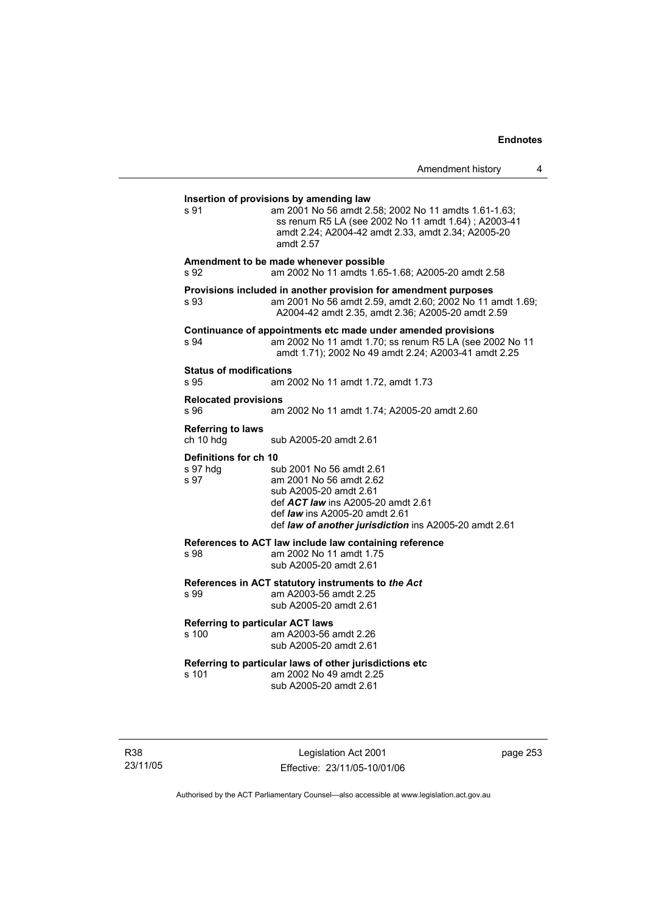**Insertion of provisions by amending law**

s 91 am 2001 No 56 amdt 2.58; 2002 No 11 amdts 1.61-1.63; ss renum R5 LA (see 2002 No 11 amdt 1.64) ; A2003-41 amdt 2.24; A2004-42 amdt 2.33, amdt 2.34; A2005-20 amdt 2.57

**Amendment to be made whenever possible**

s 92 am 2002 No 11 amdts 1.65-1.68; A2005-20 amdt 2.58

**Provisions included in another provision for amendment purposes**

s 93 am 2001 No 56 amdt 2.59, amdt 2.60; 2002 No 11 amdt 1.69; A2004-42 amdt 2.35, amdt 2.36; A2005-20 amdt 2.59

**Continuance of appointments etc made under amended provisions**

s 94 am 2002 No 11 amdt 1.70; ss renum R5 LA (see 2002 No 11 amdt 1.71); 2002 No 49 amdt 2.24; A2003-41 amdt 2.25

**Status of modifications**

s 95 am 2002 No 11 amdt 1.72, amdt 1.73

**Relocated provisions**

s 96 am 2002 No 11 amdt 1.74; A2005-20 amdt 2.60

**Referring to laws**

ch 10 hdg sub A2005-20 amdt 2.61

**Definitions for ch 10**

s 97 hdg sub 2001 No 56 amdt 2.61

s 97 am 2001 No 56 amdt 2.62
sub A2005-20 amdt 2.61
def ***ACT law*** ins A2005-20 amdt 2.61
def ***law*** ins A2005-20 amdt 2.61
def ***law of another jurisdiction*** ins A2005-20 amdt 2.61

**References to ACT law include law containing reference**

s 98 am 2002 No 11 amdt 1.75
sub A2005-20 amdt 2.61

**References in ACT statutory instruments to *the Act***

s 99 am A2003-56 amdt 2.25
sub A2005-20 amdt 2.61

**Referring to particular ACT laws**

s 100 am A2003-56 amdt 2.26
sub A2005-20 amdt 2.61

**Referring to particular laws of other jurisdictions etc**

s 101 am 2002 No 49 amdt 2.25
sub A2005-20 amdt 2.61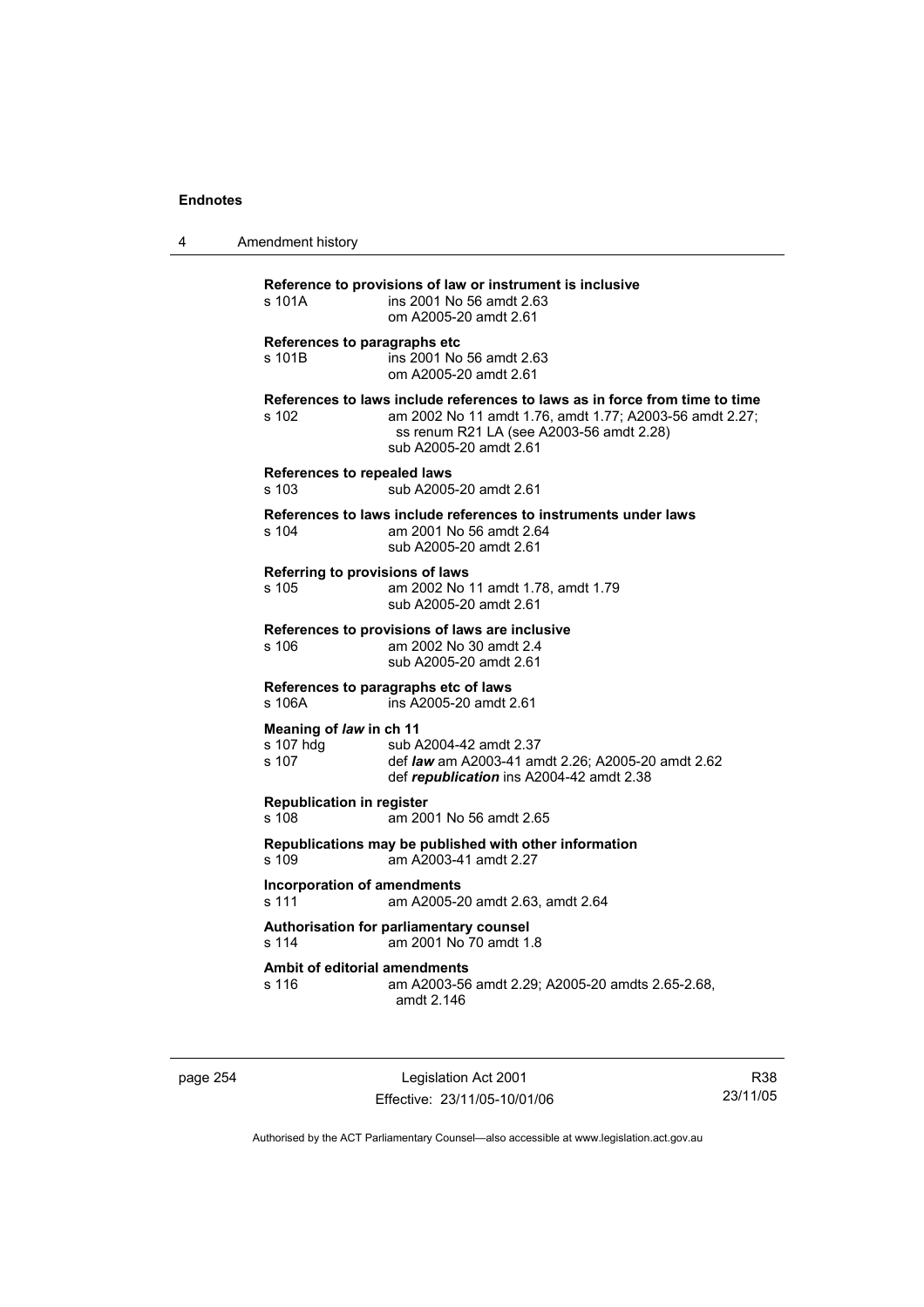**Reference to provisions of law or instrument is inclusive**

s 101A — ins 2001 No 56 amdt 2.63
om A2005-20 amdt 2.61

**References to paragraphs etc**

s 101B — ins 2001 No 56 amdt 2.63
om A2005-20 amdt 2.61

**References to laws include references to laws as in force from time to time**

s 102 — am 2002 No 11 amdt 1.76, amdt 1.77; A2003-56 amdt 2.27; ss renum R21 LA (see A2003-56 amdt 2.28)
sub A2005-20 amdt 2.61

**References to repealed laws**

s 103 — sub A2005-20 amdt 2.61

**References to laws include references to instruments under laws**

s 104 — am 2001 No 56 amdt 2.64
sub A2005-20 amdt 2.61

**Referring to provisions of laws**

s 105 — am 2002 No 11 amdt 1.78, amdt 1.79
sub A2005-20 amdt 2.61

**References to provisions of laws are inclusive**

s 106 — am 2002 No 30 amdt 2.4
sub A2005-20 amdt 2.61

**References to paragraphs etc of laws**

s 106A — ins A2005-20 amdt 2.61

**Meaning of *law* in ch 11**

s 107 hdg — sub A2004-42 amdt 2.37

s 107 — def ***law*** am A2003-41 amdt 2.26; A2005-20 amdt 2.62
def ***republication*** ins A2004-42 amdt 2.38

**Republication in register**

s 108 — am 2001 No 56 amdt 2.65

**Republications may be published with other information**

s 109 — am A2003-41 amdt 2.27

**Incorporation of amendments**

s 111 — am A2005-20 amdt 2.63, amdt 2.64

**Authorisation for parliamentary counsel**

s 114 — am 2001 No 70 amdt 1.8

**Ambit of editorial amendments**

s 116 — am A2003-56 amdt 2.29; A2005-20 amdts 2.65-2.68, amdt 2.146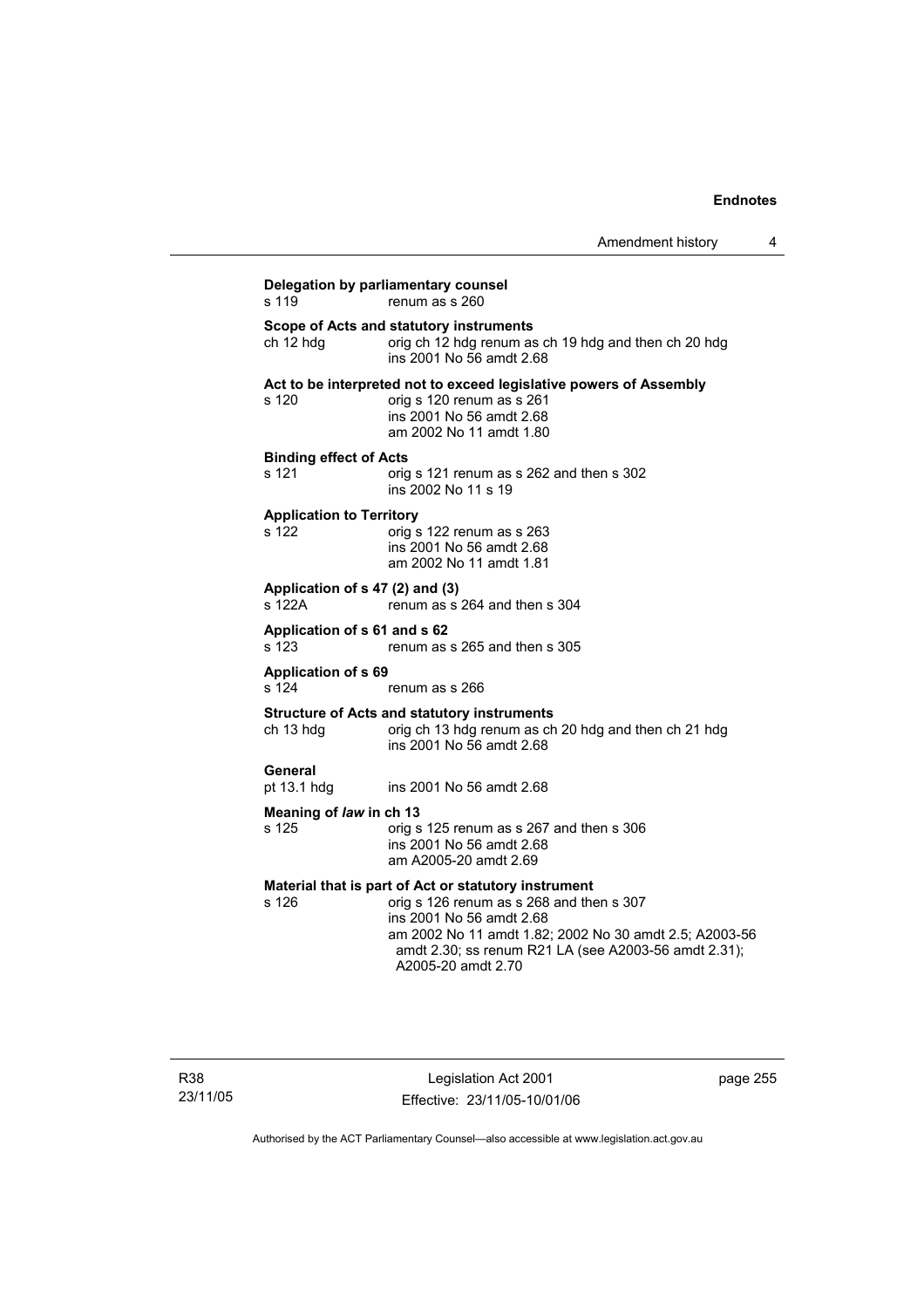**Delegation by parliamentary counsel**

s 119 renum as s 260

**Scope of Acts and statutory instruments**

ch 12 hdg orig ch 12 hdg renum as ch 19 hdg and then ch 20 hdg
ins 2001 No 56 amdt 2.68

**Act to be interpreted not to exceed legislative powers of Assembly**

s 120 orig s 120 renum as s 261
ins 2001 No 56 amdt 2.68
am 2002 No 11 amdt 1.80

**Binding effect of Acts**

s 121 orig s 121 renum as s 262 and then s 302
ins 2002 No 11 s 19

**Application to Territory**

s 122 orig s 122 renum as s 263
ins 2001 No 56 amdt 2.68
am 2002 No 11 amdt 1.81

**Application of s 47 (2) and (3)**

s 122A renum as s 264 and then s 304

**Application of s 61 and s 62**

s 123 renum as s 265 and then s 305

**Application of s 69**

s 124 renum as s 266

**Structure of Acts and statutory instruments**

ch 13 hdg orig ch 13 hdg renum as ch 20 hdg and then ch 21 hdg
ins 2001 No 56 amdt 2.68

**General**

pt 13.1 hdg ins 2001 No 56 amdt 2.68

**Meaning of *law* in ch 13**

s 125 orig s 125 renum as s 267 and then s 306
ins 2001 No 56 amdt 2.68
am A2005-20 amdt 2.69

**Material that is part of Act or statutory instrument**

s 126 orig s 126 renum as s 268 and then s 307
ins 2001 No 56 amdt 2.68
am 2002 No 11 amdt 1.82; 2002 No 30 amdt 2.5; A2003-56 amdt 2.30; ss renum R21 LA (see A2003-56 amdt 2.31); A2005-20 amdt 2.70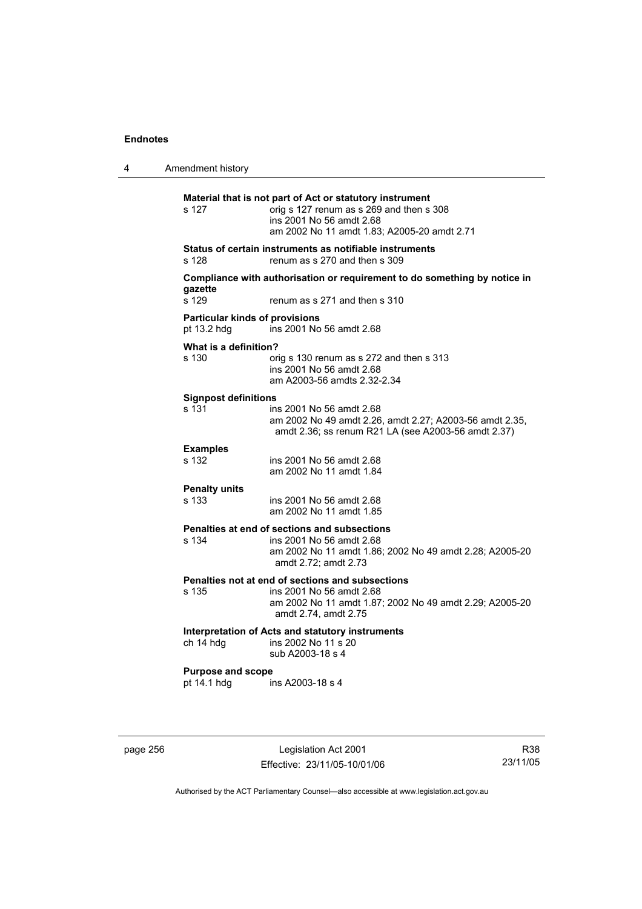**Material that is not part of Act or statutory instrument**

s 127 orig s 127 renum as s 269 and then s 308
ins 2001 No 56 amdt 2.68
am 2002 No 11 amdt 1.83; A2005-20 amdt 2.71

**Status of certain instruments as notifiable instruments**

s 128 renum as s 270 and then s 309

**Compliance with authorisation or requirement to do something by notice in gazette**

s 129 renum as s 271 and then s 310

**Particular kinds of provisions**

pt 13.2 hdg ins 2001 No 56 amdt 2.68

**What is a definition?**

s 130 orig s 130 renum as s 272 and then s 313
ins 2001 No 56 amdt 2.68
am A2003-56 amdts 2.32-2.34

**Signpost definitions**

s 131 ins 2001 No 56 amdt 2.68
am 2002 No 49 amdt 2.26, amdt 2.27; A2003-56 amdt 2.35, amdt 2.36; ss renum R21 LA (see A2003-56 amdt 2.37)

**Examples**

s 132 ins 2001 No 56 amdt 2.68
am 2002 No 11 amdt 1.84

**Penalty units**

s 133 ins 2001 No 56 amdt 2.68
am 2002 No 11 amdt 1.85

**Penalties at end of sections and subsections**

s 134 ins 2001 No 56 amdt 2.68
am 2002 No 11 amdt 1.86; 2002 No 49 amdt 2.28; A2005-20 amdt 2.72; amdt 2.73

**Penalties not at end of sections and subsections**

s 135 ins 2001 No 56 amdt 2.68
am 2002 No 11 amdt 1.87; 2002 No 49 amdt 2.29; A2005-20 amdt 2.74, amdt 2.75

**Interpretation of Acts and statutory instruments**

ch 14 hdg ins 2002 No 11 s 20
sub A2003-18 s 4

**Purpose and scope**

pt 14.1 hdg ins A2003-18 s 4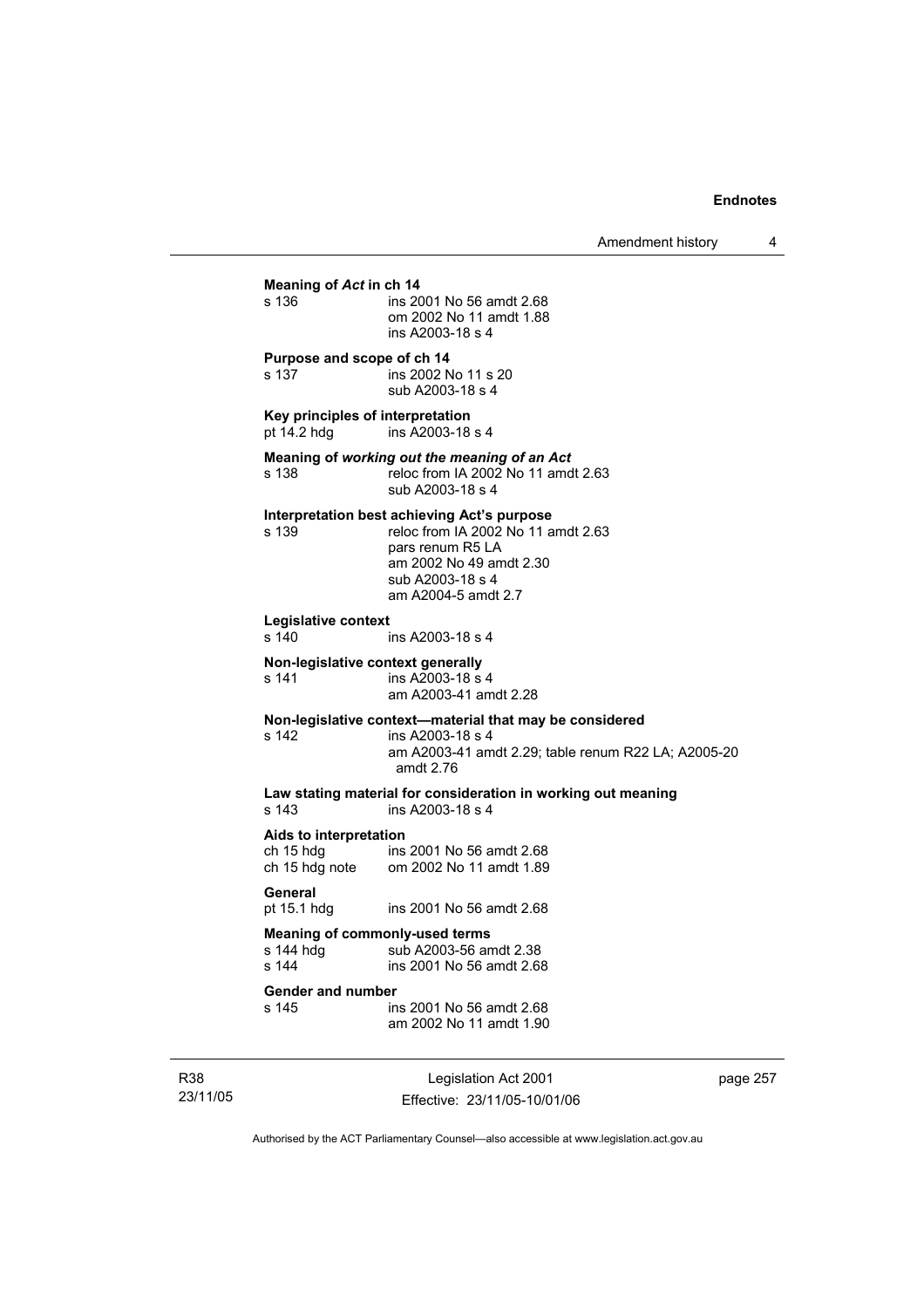**Meaning of *Act* in ch 14**

s 136 ins 2001 No 56 amdt 2.68
om 2002 No 11 amdt 1.88
ins A2003-18 s 4

**Purpose and scope of ch 14**

s 137 ins 2002 No 11 s 20
sub A2003-18 s 4

**Key principles of interpretation**

pt 14.2 hdg ins A2003-18 s 4

**Meaning of *working out the meaning of an Act***

s 138 reloc from IA 2002 No 11 amdt 2.63
sub A2003-18 s 4

**Interpretation best achieving Act's purpose**

s 139 reloc from IA 2002 No 11 amdt 2.63
pars renum R5 LA
am 2002 No 49 amdt 2.30
sub A2003-18 s 4
am A2004-5 amdt 2.7

**Legislative context**

s 140 ins A2003-18 s 4

**Non-legislative context generally**

s 141 ins A2003-18 s 4
am A2003-41 amdt 2.28

**Non-legislative context—material that may be considered**

s 142 ins A2003-18 s 4
am A2003-41 amdt 2.29; table renum R22 LA; A2005-20 amdt 2.76

**Law stating material for consideration in working out meaning**

s 143 ins A2003-18 s 4

**Aids to interpretation**

ch 15 hdg ins 2001 No 56 amdt 2.68
ch 15 hdg note om 2002 No 11 amdt 1.89

**General**

pt 15.1 hdg ins 2001 No 56 amdt 2.68

**Meaning of commonly-used terms**

s 144 hdg sub A2003-56 amdt 2.38
s 144 ins 2001 No 56 amdt 2.68

**Gender and number**

s 145 ins 2001 No 56 amdt 2.68
am 2002 No 11 amdt 1.90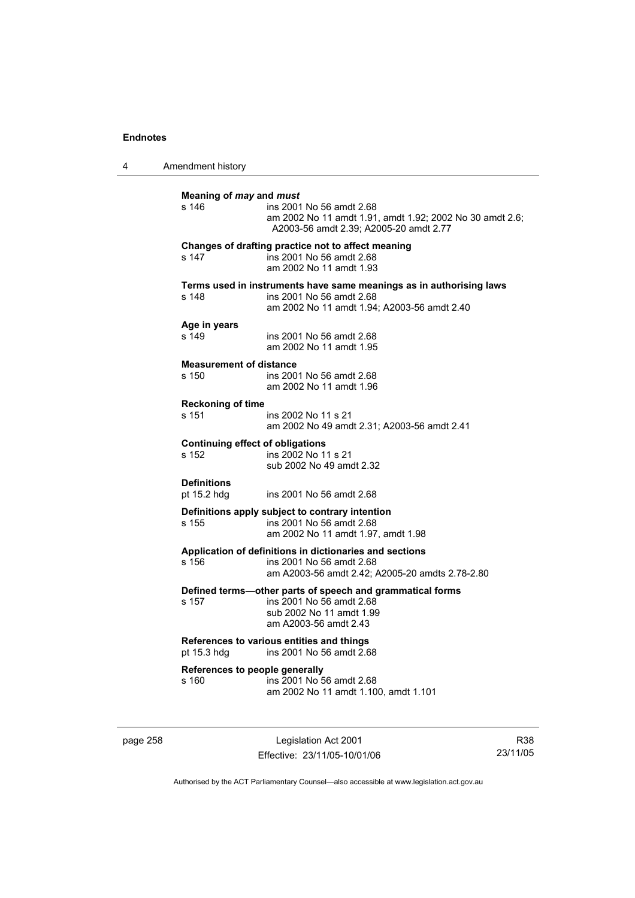**Meaning of *may* and *must***
s 146 ins 2001 No 56 amdt 2.68
am 2002 No 11 amdt 1.91, amdt 1.92; 2002 No 30 amdt 2.6; A2003-56 amdt 2.39; A2005-20 amdt 2.77

**Changes of drafting practice not to affect meaning**
s 147 ins 2001 No 56 amdt 2.68
am 2002 No 11 amdt 1.93

**Terms used in instruments have same meanings as in authorising laws**
s 148 ins 2001 No 56 amdt 2.68
am 2002 No 11 amdt 1.94; A2003-56 amdt 2.40

**Age in years**
s 149 ins 2001 No 56 amdt 2.68
am 2002 No 11 amdt 1.95

**Measurement of distance**
s 150 ins 2001 No 56 amdt 2.68
am 2002 No 11 amdt 1.96

**Reckoning of time**
s 151 ins 2002 No 11 s 21
am 2002 No 49 amdt 2.31; A2003-56 amdt 2.41

**Continuing effect of obligations**
s 152 ins 2002 No 11 s 21
sub 2002 No 49 amdt 2.32

**Definitions**
pt 15.2 hdg ins 2001 No 56 amdt 2.68

**Definitions apply subject to contrary intention**
s 155 ins 2001 No 56 amdt 2.68
am 2002 No 11 amdt 1.97, amdt 1.98

**Application of definitions in dictionaries and sections**
s 156 ins 2001 No 56 amdt 2.68
am A2003-56 amdt 2.42; A2005-20 amdts 2.78-2.80

**Defined terms—other parts of speech and grammatical forms**
s 157 ins 2001 No 56 amdt 2.68
sub 2002 No 11 amdt 1.99
am A2003-56 amdt 2.43

**References to various entities and things**
pt 15.3 hdg ins 2001 No 56 amdt 2.68

**References to people generally**
s 160 ins 2001 No 56 amdt 2.68
am 2002 No 11 amdt 1.100, amdt 1.101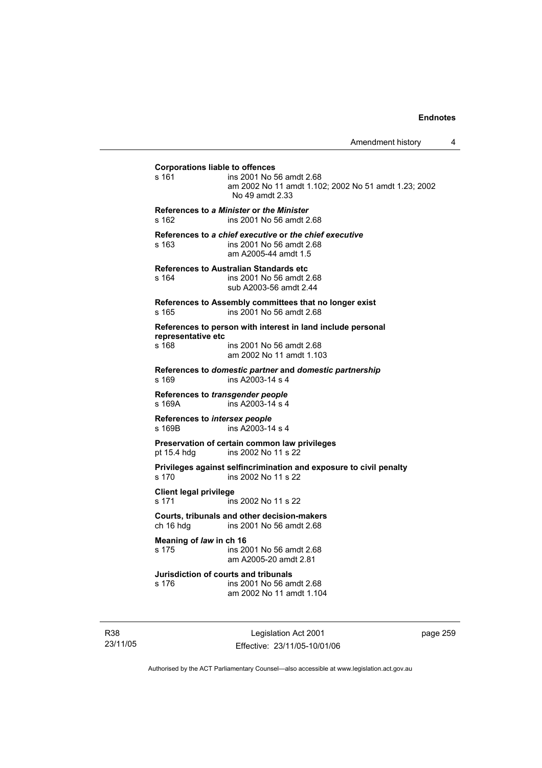**Corporations liable to offences**

s 161 ins 2001 No 56 amdt 2.68
am 2002 No 11 amdt 1.102; 2002 No 51 amdt 1.23; 2002 No 49 amdt 2.33

**References to *a Minister* or *the Minister***

s 162 ins 2001 No 56 amdt 2.68

**References to *a chief executive* or *the chief executive***

s 163 ins 2001 No 56 amdt 2.68
am A2005-44 amdt 1.5

**References to Australian Standards etc**

s 164 ins 2001 No 56 amdt 2.68
sub A2003-56 amdt 2.44

**References to Assembly committees that no longer exist**

s 165 ins 2001 No 56 amdt 2.68

**References to person with interest in land include personal representative etc**

s 168 ins 2001 No 56 amdt 2.68
am 2002 No 11 amdt 1.103

**References to *domestic partner* and *domestic partnership***

s 169 ins A2003-14 s 4

**References to *transgender people***

s 169A ins A2003-14 s 4

**References to *intersex people***

s 169B ins A2003-14 s 4

**Preservation of certain common law privileges**

pt 15.4 hdg ins 2002 No 11 s 22

**Privileges against selfincrimination and exposure to civil penalty**

s 170 ins 2002 No 11 s 22

**Client legal privilege**

s 171 ins 2002 No 11 s 22

**Courts, tribunals and other decision-makers**

ch 16 hdg ins 2001 No 56 amdt 2.68

**Meaning of *law* in ch 16**

s 175 ins 2001 No 56 amdt 2.68
am A2005-20 amdt 2.81

**Jurisdiction of courts and tribunals**

s 176 ins 2001 No 56 amdt 2.68
am 2002 No 11 amdt 1.104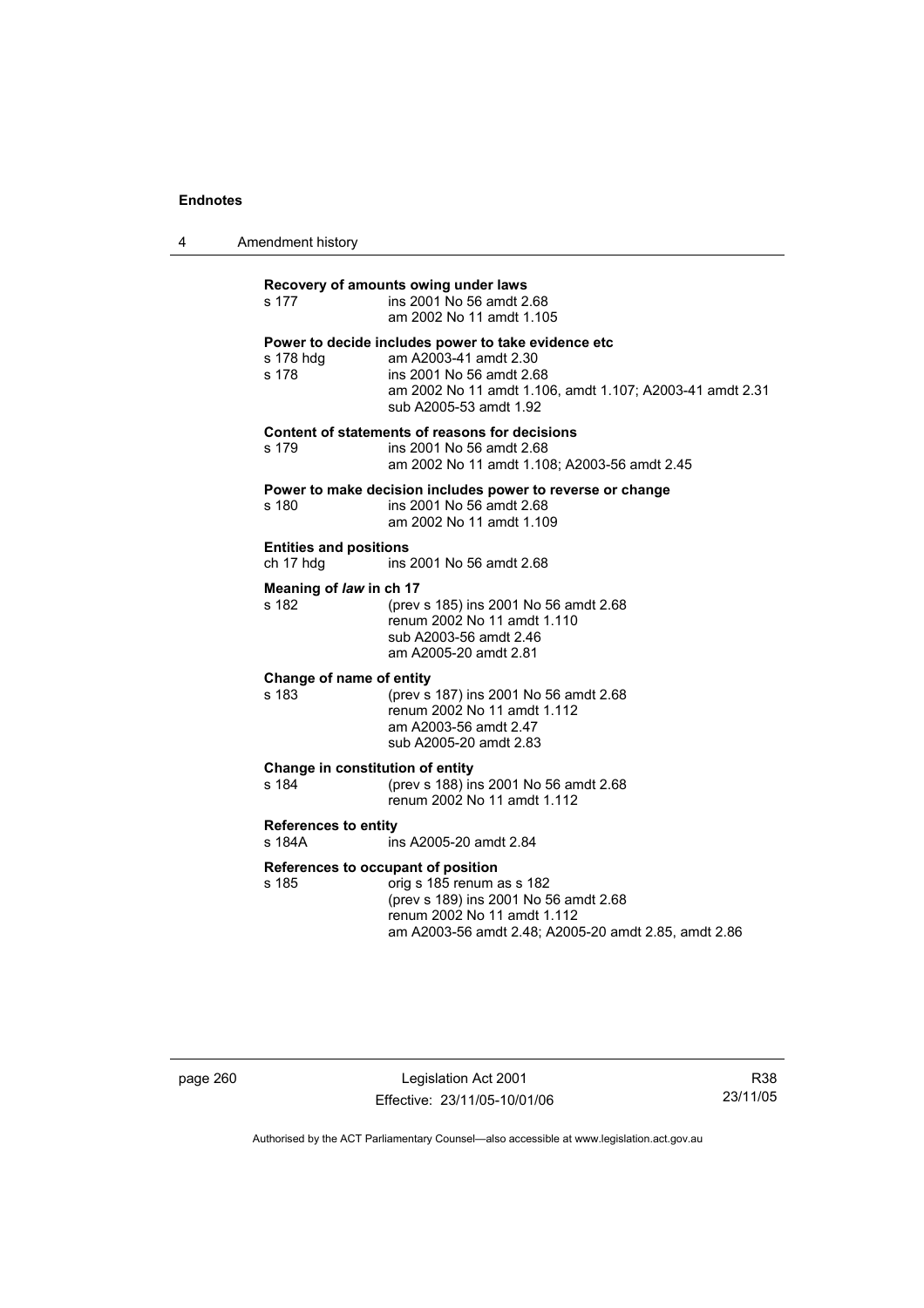**Recovery of amounts owing under laws**

s 177 ins 2001 No 56 amdt 2.68
am 2002 No 11 amdt 1.105

**Power to decide includes power to take evidence etc**

s 178 hdg am A2003-41 amdt 2.30
s 178 ins 2001 No 56 amdt 2.68
am 2002 No 11 amdt 1.106, amdt 1.107; A2003-41 amdt 2.31
sub A2005-53 amdt 1.92

**Content of statements of reasons for decisions**

s 179 ins 2001 No 56 amdt 2.68
am 2002 No 11 amdt 1.108; A2003-56 amdt 2.45

**Power to make decision includes power to reverse or change**

s 180 ins 2001 No 56 amdt 2.68
am 2002 No 11 amdt 1.109

**Entities and positions**

ch 17 hdg ins 2001 No 56 amdt 2.68

**Meaning of *law* in ch 17**

s 182 (prev s 185) ins 2001 No 56 amdt 2.68
renum 2002 No 11 amdt 1.110
sub A2003-56 amdt 2.46
am A2005-20 amdt 2.81

**Change of name of entity**

s 183 (prev s 187) ins 2001 No 56 amdt 2.68
renum 2002 No 11 amdt 1.112
am A2003-56 amdt 2.47
sub A2005-20 amdt 2.83

**Change in constitution of entity**

s 184 (prev s 188) ins 2001 No 56 amdt 2.68
renum 2002 No 11 amdt 1.112

**References to entity**

s 184A ins A2005-20 amdt 2.84

**References to occupant of position**

s 185 orig s 185 renum as s 182
(prev s 189) ins 2001 No 56 amdt 2.68
renum 2002 No 11 amdt 1.112
am A2003-56 amdt 2.48; A2005-20 amdt 2.85, amdt 2.86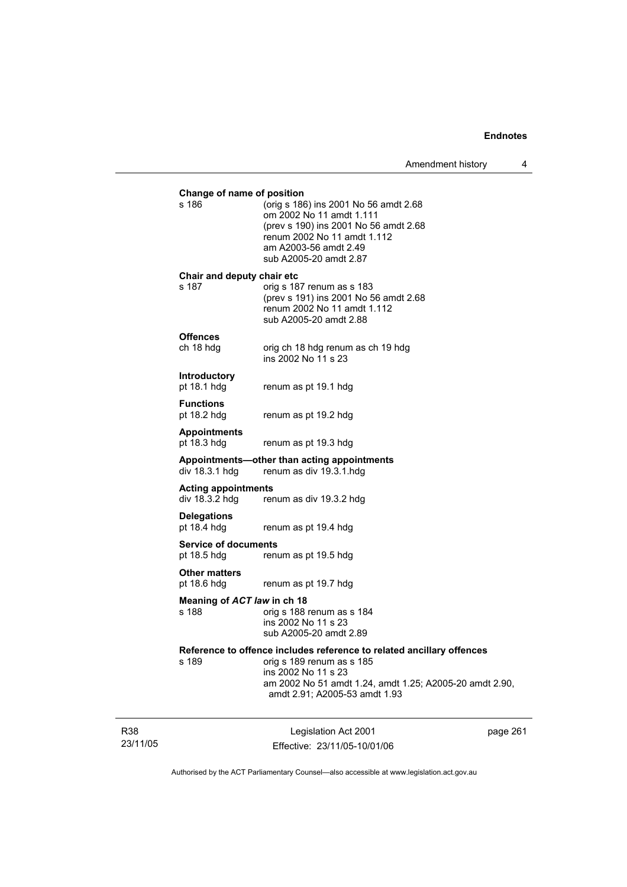**Change of name of position**

s 186 — (orig s 186) ins 2001 No 56 amdt 2.68
om 2002 No 11 amdt 1.111
(prev s 190) ins 2001 No 56 amdt 2.68
renum 2002 No 11 amdt 1.112
am A2003-56 amdt 2.49
sub A2005-20 amdt 2.87

**Chair and deputy chair etc**

s 187 — orig s 187 renum as s 183
(prev s 191) ins 2001 No 56 amdt 2.68
renum 2002 No 11 amdt 1.112
sub A2005-20 amdt 2.88

**Offences**

ch 18 hdg — orig ch 18 hdg renum as ch 19 hdg
ins 2002 No 11 s 23

**Introductory**

pt 18.1 hdg — renum as pt 19.1 hdg

**Functions**

pt 18.2 hdg — renum as pt 19.2 hdg

**Appointments**

pt 18.3 hdg — renum as pt 19.3 hdg

**Appointments—other than acting appointments**

div 18.3.1 hdg — renum as div 19.3.1.hdg

**Acting appointments**

div 18.3.2 hdg — renum as div 19.3.2 hdg

**Delegations**

pt 18.4 hdg — renum as pt 19.4 hdg

**Service of documents**

pt 18.5 hdg — renum as pt 19.5 hdg

**Other matters**

pt 18.6 hdg — renum as pt 19.7 hdg

**Meaning of *ACT law* in ch 18**

s 188 — orig s 188 renum as s 184
ins 2002 No 11 s 23
sub A2005-20 amdt 2.89

**Reference to offence includes reference to related ancillary offences**

s 189 — orig s 189 renum as s 185
ins 2002 No 11 s 23
am 2002 No 51 amdt 1.24, amdt 1.25; A2005-20 amdt 2.90, amdt 2.91; A2005-53 amdt 1.93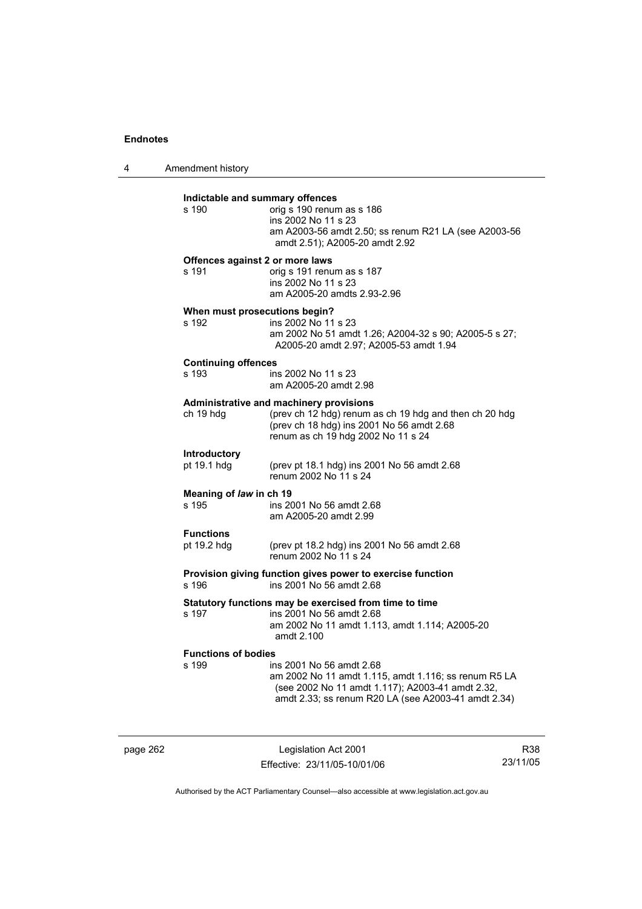**Indictable and summary offences**

s 190 — orig s 190 renum as s 186
ins 2002 No 11 s 23
am A2003-56 amdt 2.50; ss renum R21 LA (see A2003-56 amdt 2.51); A2005-20 amdt 2.92

**Offences against 2 or more laws**

s 191 — orig s 191 renum as s 187
ins 2002 No 11 s 23
am A2005-20 amdts 2.93-2.96

**When must prosecutions begin?**

s 192 — ins 2002 No 11 s 23
am 2002 No 51 amdt 1.26; A2004-32 s 90; A2005-5 s 27; A2005-20 amdt 2.97; A2005-53 amdt 1.94

**Continuing offences**

s 193 — ins 2002 No 11 s 23
am A2005-20 amdt 2.98

**Administrative and machinery provisions**

ch 19 hdg — (prev ch 12 hdg) renum as ch 19 hdg and then ch 20 hdg (prev ch 18 hdg) ins 2001 No 56 amdt 2.68
renum as ch 19 hdg 2002 No 11 s 24

**Introductory**

pt 19.1 hdg — (prev pt 18.1 hdg) ins 2001 No 56 amdt 2.68
renum 2002 No 11 s 24

**Meaning of *law* in ch 19**

s 195 — ins 2001 No 56 amdt 2.68
am A2005-20 amdt 2.99

**Functions**

pt 19.2 hdg — (prev pt 18.2 hdg) ins 2001 No 56 amdt 2.68
renum 2002 No 11 s 24

**Provision giving function gives power to exercise function**

s 196 — ins 2001 No 56 amdt 2.68

**Statutory functions may be exercised from time to time**

s 197 — ins 2001 No 56 amdt 2.68
am 2002 No 11 amdt 1.113, amdt 1.114; A2005-20 amdt 2.100

**Functions of bodies**

s 199 — ins 2001 No 56 amdt 2.68
am 2002 No 11 amdt 1.115, amdt 1.116; ss renum R5 LA (see 2002 No 11 amdt 1.117); A2003-41 amdt 2.32, amdt 2.33; ss renum R20 LA (see A2003-41 amdt 2.34)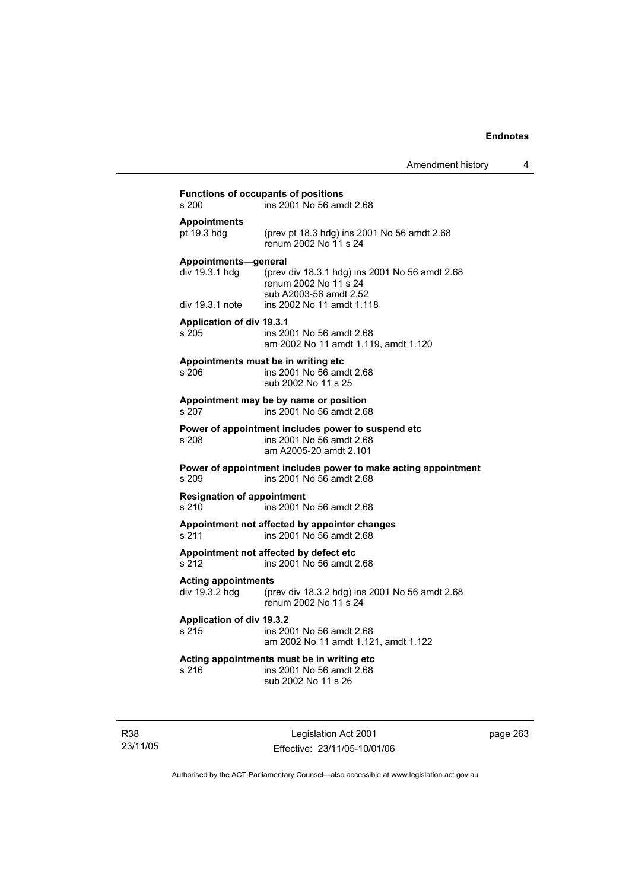**Functions of occupants of positions**
s 200 ins 2001 No 56 amdt 2.68

**Appointments**
pt 19.3 hdg (prev pt 18.3 hdg) ins 2001 No 56 amdt 2.68
renum 2002 No 11 s 24

**Appointments—general**
div 19.3.1 hdg (prev div 18.3.1 hdg) ins 2001 No 56 amdt 2.68
renum 2002 No 11 s 24
sub A2003-56 amdt 2.52
div 19.3.1 note ins 2002 No 11 amdt 1.118

**Application of div 19.3.1**
s 205 ins 2001 No 56 amdt 2.68
am 2002 No 11 amdt 1.119, amdt 1.120

**Appointments must be in writing etc**
s 206 ins 2001 No 56 amdt 2.68
sub 2002 No 11 s 25

**Appointment may be by name or position**
s 207 ins 2001 No 56 amdt 2.68

**Power of appointment includes power to suspend etc**
s 208 ins 2001 No 56 amdt 2.68
am A2005-20 amdt 2.101

**Power of appointment includes power to make acting appointment**
s 209 ins 2001 No 56 amdt 2.68

**Resignation of appointment**
s 210 ins 2001 No 56 amdt 2.68

**Appointment not affected by appointer changes**
s 211 ins 2001 No 56 amdt 2.68

**Appointment not affected by defect etc**
s 212 ins 2001 No 56 amdt 2.68

**Acting appointments**
div 19.3.2 hdg (prev div 18.3.2 hdg) ins 2001 No 56 amdt 2.68
renum 2002 No 11 s 24

**Application of div 19.3.2**
s 215 ins 2001 No 56 amdt 2.68
am 2002 No 11 amdt 1.121, amdt 1.122

**Acting appointments must be in writing etc**
s 216 ins 2001 No 56 amdt 2.68
sub 2002 No 11 s 26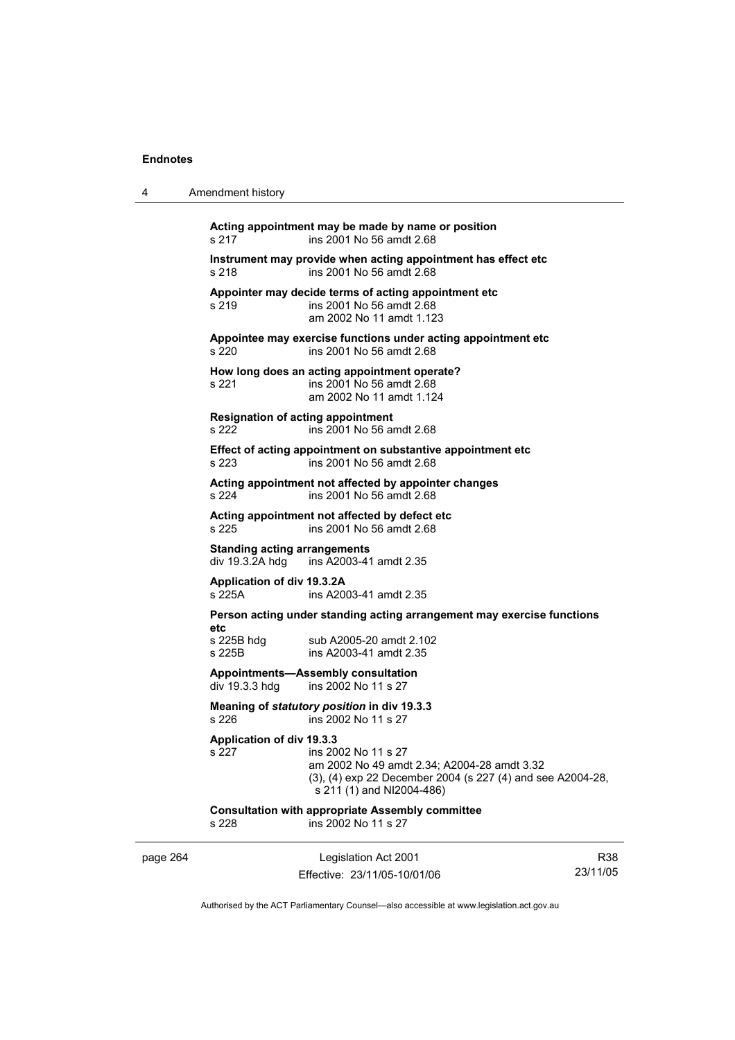**Acting appointment may be made by name or position**
s 217 ins 2001 No 56 amdt 2.68

**Instrument may provide when acting appointment has effect etc**
s 218 ins 2001 No 56 amdt 2.68

**Appointer may decide terms of acting appointment etc**
s 219 ins 2001 No 56 amdt 2.68
am 2002 No 11 amdt 1.123

**Appointee may exercise functions under acting appointment etc**
s 220 ins 2001 No 56 amdt 2.68

**How long does an acting appointment operate?**
s 221 ins 2001 No 56 amdt 2.68
am 2002 No 11 amdt 1.124

**Resignation of acting appointment**
s 222 ins 2001 No 56 amdt 2.68

**Effect of acting appointment on substantive appointment etc**
s 223 ins 2001 No 56 amdt 2.68

**Acting appointment not affected by appointer changes**
s 224 ins 2001 No 56 amdt 2.68

**Acting appointment not affected by defect etc**
s 225 ins 2001 No 56 amdt 2.68

**Standing acting arrangements**
div 19.3.2A hdg ins A2003-41 amdt 2.35

**Application of div 19.3.2A**
s 225A ins A2003-41 amdt 2.35

**Person acting under standing acting arrangement may exercise functions etc**
s 225B hdg sub A2005-20 amdt 2.102
s 225B ins A2003-41 amdt 2.35

**Appointments—Assembly consultation**
div 19.3.3 hdg ins 2002 No 11 s 27

**Meaning of *statutory position* in div 19.3.3**
s 226 ins 2002 No 11 s 27

**Application of div 19.3.3**
s 227 ins 2002 No 11 s 27
am 2002 No 49 amdt 2.34; A2004-28 amdt 3.32
(3), (4) exp 22 December 2004 (s 227 (4) and see A2004-28, s 211 (1) and NI2004-486)

**Consultation with appropriate Assembly committee**
s 228 ins 2002 No 11 s 27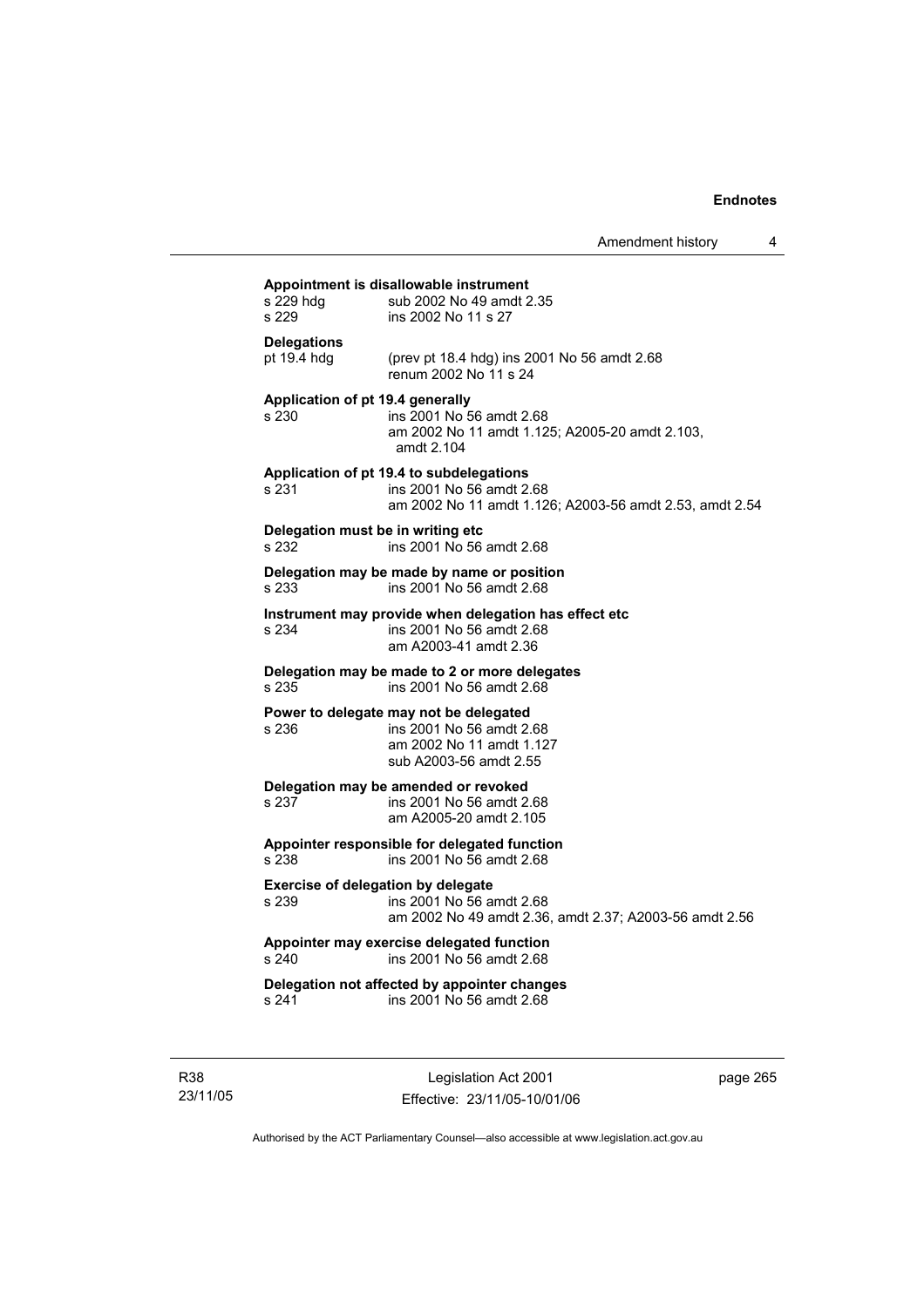**Appointment is disallowable instrument**

s 229 hdg sub 2002 No 49 amdt 2.35
s 229 ins 2002 No 11 s 27

**Delegations**

pt 19.4 hdg (prev pt 18.4 hdg) ins 2001 No 56 amdt 2.68
renum 2002 No 11 s 24

**Application of pt 19.4 generally**

s 230 ins 2001 No 56 amdt 2.68
am 2002 No 11 amdt 1.125; A2005-20 amdt 2.103, amdt 2.104

**Application of pt 19.4 to subdelegations**

s 231 ins 2001 No 56 amdt 2.68
am 2002 No 11 amdt 1.126; A2003-56 amdt 2.53, amdt 2.54

**Delegation must be in writing etc**

s 232 ins 2001 No 56 amdt 2.68

**Delegation may be made by name or position**

s 233 ins 2001 No 56 amdt 2.68

**Instrument may provide when delegation has effect etc**

s 234 ins 2001 No 56 amdt 2.68
am A2003-41 amdt 2.36

**Delegation may be made to 2 or more delegates**

s 235 ins 2001 No 56 amdt 2.68

**Power to delegate may not be delegated**

s 236 ins 2001 No 56 amdt 2.68
am 2002 No 11 amdt 1.127
sub A2003-56 amdt 2.55

**Delegation may be amended or revoked**

s 237 ins 2001 No 56 amdt 2.68
am A2005-20 amdt 2.105

**Appointer responsible for delegated function**

s 238 ins 2001 No 56 amdt 2.68

**Exercise of delegation by delegate**

s 239 ins 2001 No 56 amdt 2.68
am 2002 No 49 amdt 2.36, amdt 2.37; A2003-56 amdt 2.56

**Appointer may exercise delegated function**

s 240 ins 2001 No 56 amdt 2.68

**Delegation not affected by appointer changes**

s 241 ins 2001 No 56 amdt 2.68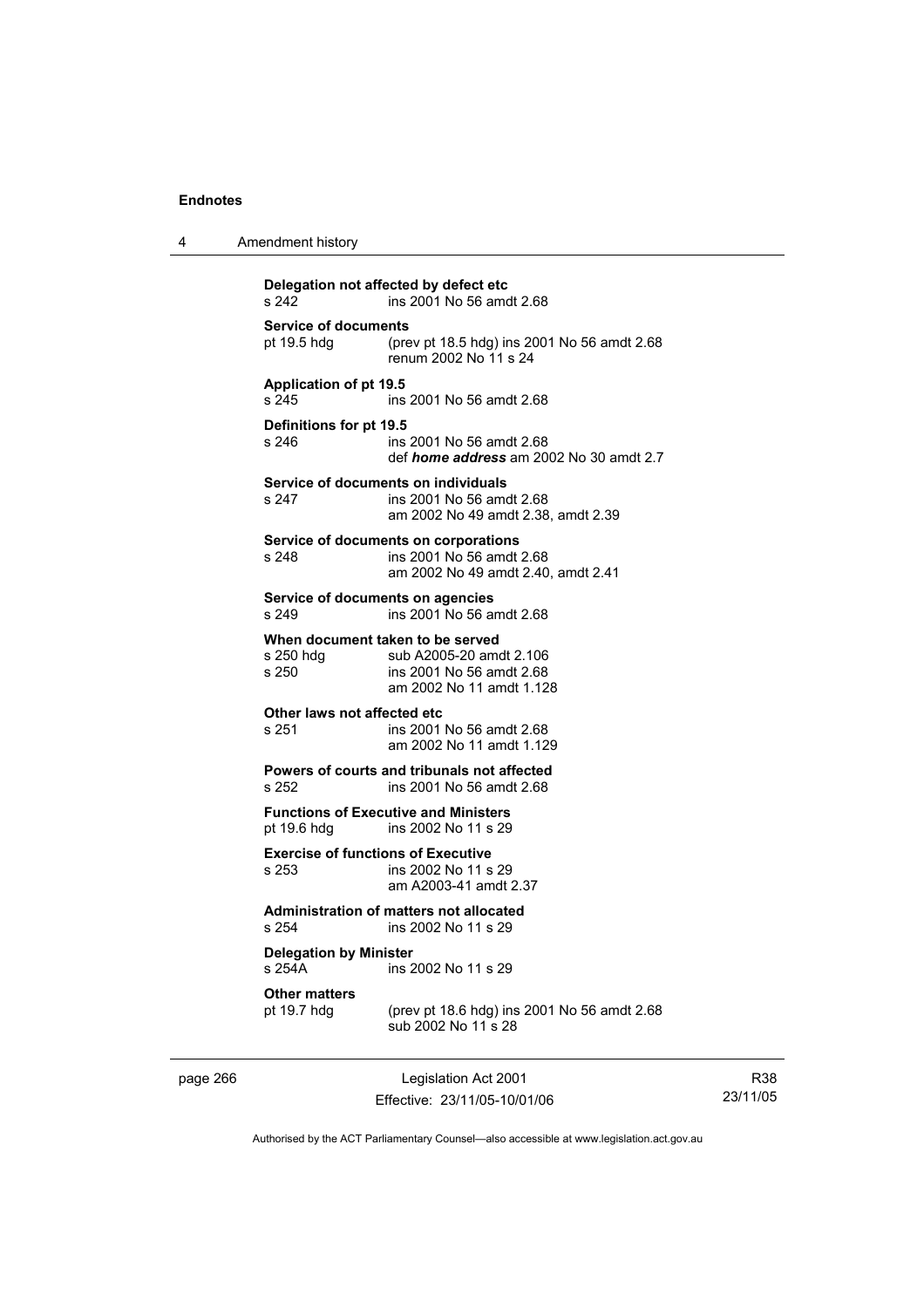**Delegation not affected by defect etc**

s 242 ins 2001 No 56 amdt 2.68

**Service of documents**

pt 19.5 hdg (prev pt 18.5 hdg) ins 2001 No 56 amdt 2.68
renum 2002 No 11 s 24

**Application of pt 19.5**

s 245 ins 2001 No 56 amdt 2.68

**Definitions for pt 19.5**

s 246 ins 2001 No 56 amdt 2.68
def ***home address*** am 2002 No 30 amdt 2.7

**Service of documents on individuals**

s 247 ins 2001 No 56 amdt 2.68
am 2002 No 49 amdt 2.38, amdt 2.39

**Service of documents on corporations**

s 248 ins 2001 No 56 amdt 2.68
am 2002 No 49 amdt 2.40, amdt 2.41

**Service of documents on agencies**

s 249 ins 2001 No 56 amdt 2.68

**When document taken to be served**

s 250 hdg sub A2005-20 amdt 2.106
s 250 ins 2001 No 56 amdt 2.68
am 2002 No 11 amdt 1.128

**Other laws not affected etc**

s 251 ins 2001 No 56 amdt 2.68
am 2002 No 11 amdt 1.129

**Powers of courts and tribunals not affected**

s 252 ins 2001 No 56 amdt 2.68

**Functions of Executive and Ministers**

pt 19.6 hdg ins 2002 No 11 s 29

**Exercise of functions of Executive**

s 253 ins 2002 No 11 s 29
am A2003-41 amdt 2.37

**Administration of matters not allocated**

s 254 ins 2002 No 11 s 29

**Delegation by Minister**

s 254A ins 2002 No 11 s 29

**Other matters**

pt 19.7 hdg (prev pt 18.6 hdg) ins 2001 No 56 amdt 2.68
sub 2002 No 11 s 28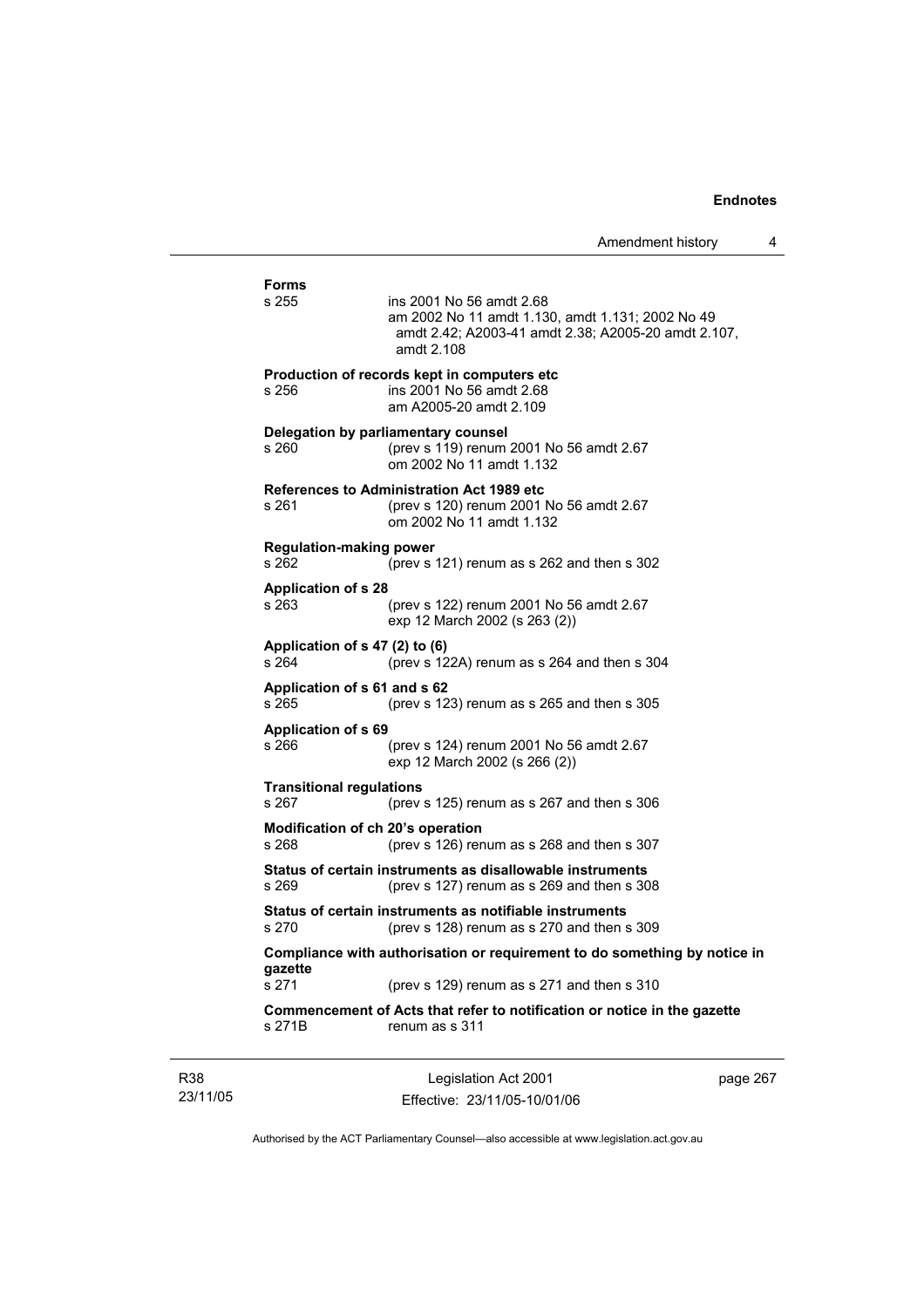**Forms**

s 255 ins 2001 No 56 amdt 2.68
am 2002 No 11 amdt 1.130, amdt 1.131; 2002 No 49 amdt 2.42; A2003-41 amdt 2.38; A2005-20 amdt 2.107, amdt 2.108

**Production of records kept in computers etc**

s 256 ins 2001 No 56 amdt 2.68
am A2005-20 amdt 2.109

**Delegation by parliamentary counsel**

s 260 (prev s 119) renum 2001 No 56 amdt 2.67
om 2002 No 11 amdt 1.132

**References to Administration Act 1989 etc**

s 261 (prev s 120) renum 2001 No 56 amdt 2.67
om 2002 No 11 amdt 1.132

**Regulation-making power**

s 262 (prev s 121) renum as s 262 and then s 302

**Application of s 28**

s 263 (prev s 122) renum 2001 No 56 amdt 2.67
exp 12 March 2002 (s 263 (2))

**Application of s 47 (2) to (6)**

s 264 (prev s 122A) renum as s 264 and then s 304

**Application of s 61 and s 62**

s 265 (prev s 123) renum as s 265 and then s 305

**Application of s 69**

s 266 (prev s 124) renum 2001 No 56 amdt 2.67
exp 12 March 2002 (s 266 (2))

**Transitional regulations**

s 267 (prev s 125) renum as s 267 and then s 306

**Modification of ch 20's operation**

s 268 (prev s 126) renum as s 268 and then s 307

**Status of certain instruments as disallowable instruments**

s 269 (prev s 127) renum as s 269 and then s 308

**Status of certain instruments as notifiable instruments**

s 270 (prev s 128) renum as s 270 and then s 309

**Compliance with authorisation or requirement to do something by notice in gazette**

s 271 (prev s 129) renum as s 271 and then s 310

**Commencement of Acts that refer to notification or notice in the gazette**

s 271B renum as s 311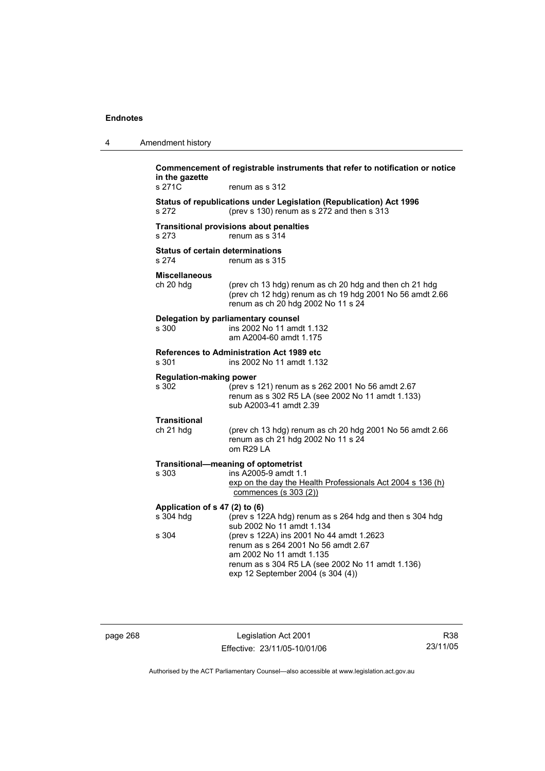**Commencement of registrable instruments that refer to notification or notice in the gazette**

s 271C renum as s 312

**Status of republications under Legislation (Republication) Act 1996**

s 272 (prev s 130) renum as s 272 and then s 313

**Transitional provisions about penalties**

s 273 renum as s 314

**Status of certain determinations**

s 274 renum as s 315

**Miscellaneous**

ch 20 hdg (prev ch 13 hdg) renum as ch 20 hdg and then ch 21 hdg
(prev ch 12 hdg) renum as ch 19 hdg 2001 No 56 amdt 2.66
renum as ch 20 hdg 2002 No 11 s 24

**Delegation by parliamentary counsel**

s 300 ins 2002 No 11 amdt 1.132
am A2004-60 amdt 1.175

**References to Administration Act 1989 etc**

s 301 ins 2002 No 11 amdt 1.132

**Regulation-making power**

s 302 (prev s 121) renum as s 262 2001 No 56 amdt 2.67
renum as s 302 R5 LA (see 2002 No 11 amdt 1.133)
sub A2003-41 amdt 2.39

**Transitional**

ch 21 hdg (prev ch 13 hdg) renum as ch 20 hdg 2001 No 56 amdt 2.66
renum as ch 21 hdg 2002 No 11 s 24
om R29 LA

**Transitional—meaning of optometrist**

s 303 ins A2005-9 amdt 1.1
exp on the day the Health Professionals Act 2004 s 136 (h) commences (s 303 (2))

**Application of s 47 (2) to (6)**

s 304 hdg (prev s 122A hdg) renum as s 264 hdg and then s 304 hdg
sub 2002 No 11 amdt 1.134

s 304 (prev s 122A) ins 2001 No 44 amdt 1.2623
renum as s 264 2001 No 56 amdt 2.67
am 2002 No 11 amdt 1.135
renum as s 304 R5 LA (see 2002 No 11 amdt 1.136)
exp 12 September 2004 (s 304 (4))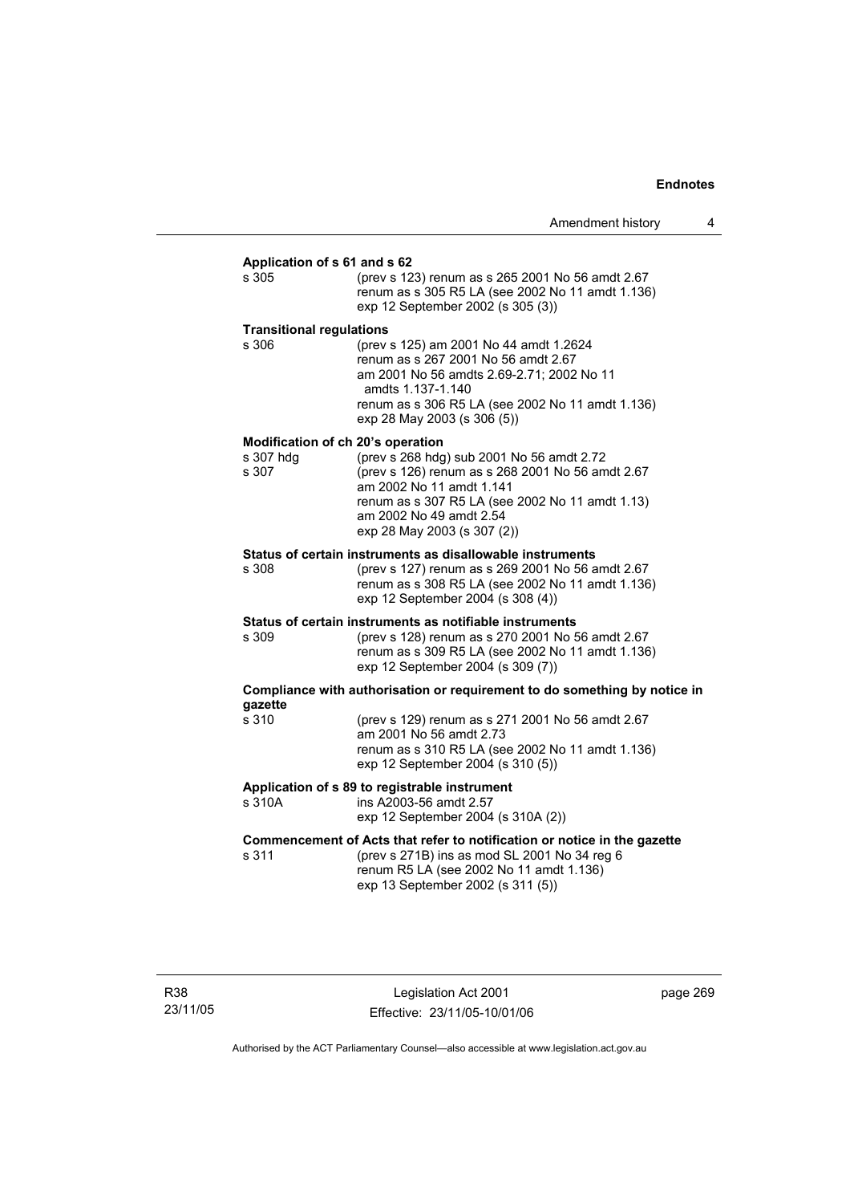**Application of s 61 and s 62**

s 305 (prev s 123) renum as s 265 2001 No 56 amdt 2.67
renum as s 305 R5 LA (see 2002 No 11 amdt 1.136)
exp 12 September 2002 (s 305 (3))

**Transitional regulations**

s 306 (prev s 125) am 2001 No 44 amdt 1.2624
renum as s 267 2001 No 56 amdt 2.67
am 2001 No 56 amdts 2.69-2.71; 2002 No 11 amdts 1.137-1.140
renum as s 306 R5 LA (see 2002 No 11 amdt 1.136)
exp 28 May 2003 (s 306 (5))

**Modification of ch 20's operation**

s 307 hdg (prev s 268 hdg) sub 2001 No 56 amdt 2.72

s 307 (prev s 126) renum as s 268 2001 No 56 amdt 2.67
am 2002 No 11 amdt 1.141
renum as s 307 R5 LA (see 2002 No 11 amdt 1.13)
am 2002 No 49 amdt 2.54
exp 28 May 2003 (s 307 (2))

**Status of certain instruments as disallowable instruments**

s 308 (prev s 127) renum as s 269 2001 No 56 amdt 2.67
renum as s 308 R5 LA (see 2002 No 11 amdt 1.136)
exp 12 September 2004 (s 308 (4))

**Status of certain instruments as notifiable instruments**

s 309 (prev s 128) renum as s 270 2001 No 56 amdt 2.67
renum as s 309 R5 LA (see 2002 No 11 amdt 1.136)
exp 12 September 2004 (s 309 (7))

**Compliance with authorisation or requirement to do something by notice in gazette**

s 310 (prev s 129) renum as s 271 2001 No 56 amdt 2.67
am 2001 No 56 amdt 2.73
renum as s 310 R5 LA (see 2002 No 11 amdt 1.136)
exp 12 September 2004 (s 310 (5))

**Application of s 89 to registrable instrument**

s 310A ins A2003-56 amdt 2.57
exp 12 September 2004 (s 310A (2))

**Commencement of Acts that refer to notification or notice in the gazette**

s 311 (prev s 271B) ins as mod SL 2001 No 34 reg 6
renum R5 LA (see 2002 No 11 amdt 1.136)
exp 13 September 2002 (s 311 (5))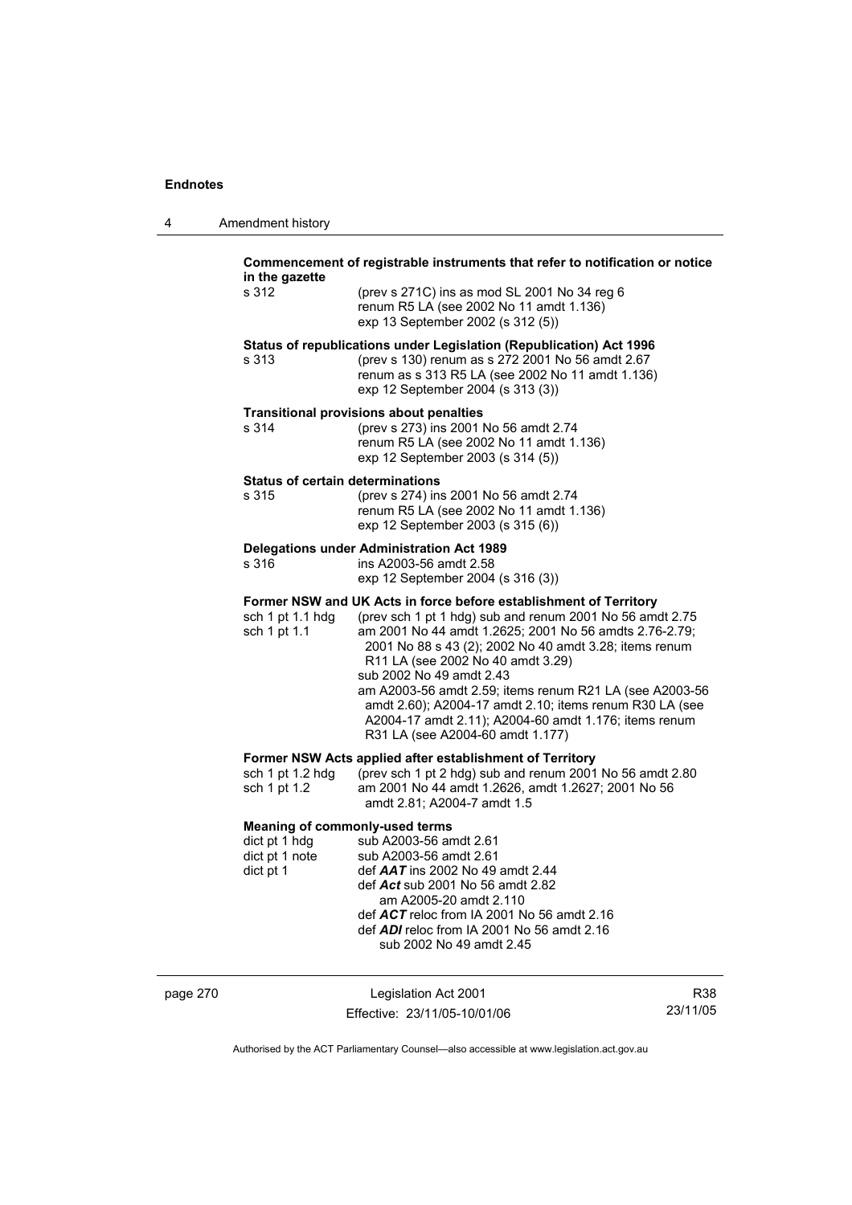**Commencement of registrable instruments that refer to notification or notice in the gazette**

s 312 (prev s 271C) ins as mod SL 2001 No 34 reg 6
renum R5 LA (see 2002 No 11 amdt 1.136)
exp 13 September 2002 (s 312 (5))

**Status of republications under Legislation (Republication) Act 1996**

s 313 (prev s 130) renum as s 272 2001 No 56 amdt 2.67
renum as s 313 R5 LA (see 2002 No 11 amdt 1.136)
exp 12 September 2004 (s 313 (3))

**Transitional provisions about penalties**

s 314 (prev s 273) ins 2001 No 56 amdt 2.74
renum R5 LA (see 2002 No 11 amdt 1.136)
exp 12 September 2003 (s 314 (5))

**Status of certain determinations**

s 315 (prev s 274) ins 2001 No 56 amdt 2.74
renum R5 LA (see 2002 No 11 amdt 1.136)
exp 12 September 2003 (s 315 (6))

**Delegations under Administration Act 1989**

s 316 ins A2003-56 amdt 2.58
exp 12 September 2004 (s 316 (3))

**Former NSW and UK Acts in force before establishment of Territory**

sch 1 pt 1.1 hdg (prev sch 1 pt 1 hdg) sub and renum 2001 No 56 amdt 2.75
sch 1 pt 1.1 am 2001 No 44 amdt 1.2625; 2001 No 56 amdts 2.76-2.79; 2001 No 88 s 43 (2); 2002 No 40 amdt 3.28; items renum R11 LA (see 2002 No 40 amdt 3.29)
sub 2002 No 49 amdt 2.43
am A2003-56 amdt 2.59; items renum R21 LA (see A2003-56 amdt 2.60); A2004-17 amdt 2.10; items renum R30 LA (see A2004-17 amdt 2.11); A2004-60 amdt 1.176; items renum R31 LA (see A2004-60 amdt 1.177)

**Former NSW Acts applied after establishment of Territory**

sch 1 pt 1.2 hdg (prev sch 1 pt 2 hdg) sub and renum 2001 No 56 amdt 2.80
sch 1 pt 1.2 am 2001 No 44 amdt 1.2626, amdt 1.2627; 2001 No 56 amdt 2.81; A2004-7 amdt 1.5

**Meaning of commonly-used terms**

dict pt 1 hdg sub A2003-56 amdt 2.61
dict pt 1 note sub A2003-56 amdt 2.61
dict pt 1 def ***AAT*** ins 2002 No 49 amdt 2.44
def ***Act*** sub 2001 No 56 amdt 2.82
am A2005-20 amdt 2.110
def ***ACT*** reloc from IA 2001 No 56 amdt 2.16
def ***ADI*** reloc from IA 2001 No 56 amdt 2.16
sub 2002 No 49 amdt 2.45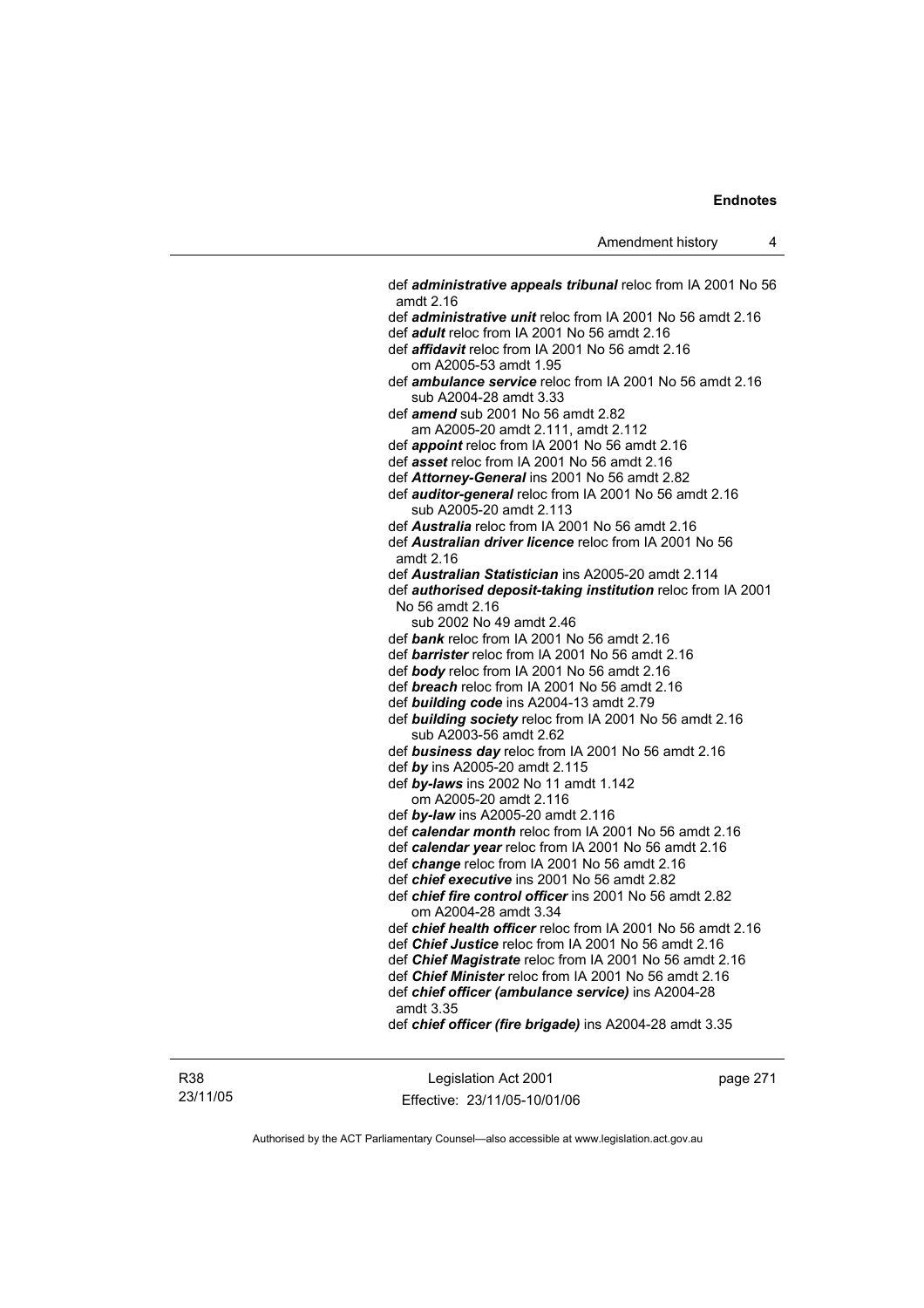def ***administrative appeals tribunal*** reloc from IA 2001 No 56 amdt 2.16
def ***administrative unit*** reloc from IA 2001 No 56 amdt 2.16
def ***adult*** reloc from IA 2001 No 56 amdt 2.16
def ***affidavit*** reloc from IA 2001 No 56 amdt 2.16
om A2005-53 amdt 1.95
def ***ambulance service*** reloc from IA 2001 No 56 amdt 2.16
sub A2004-28 amdt 3.33
def ***amend*** sub 2001 No 56 amdt 2.82
am A2005-20 amdt 2.111, amdt 2.112
def ***appoint*** reloc from IA 2001 No 56 amdt 2.16
def ***asset*** reloc from IA 2001 No 56 amdt 2.16
def ***Attorney-General*** ins 2001 No 56 amdt 2.82
def ***auditor-general*** reloc from IA 2001 No 56 amdt 2.16
sub A2005-20 amdt 2.113
def ***Australia*** reloc from IA 2001 No 56 amdt 2.16
def ***Australian driver licence*** reloc from IA 2001 No 56 amdt 2.16
def ***Australian Statistician*** ins A2005-20 amdt 2.114
def ***authorised deposit-taking institution*** reloc from IA 2001 No 56 amdt 2.16
sub 2002 No 49 amdt 2.46
def ***bank*** reloc from IA 2001 No 56 amdt 2.16
def ***barrister*** reloc from IA 2001 No 56 amdt 2.16
def ***body*** reloc from IA 2001 No 56 amdt 2.16
def ***breach*** reloc from IA 2001 No 56 amdt 2.16
def ***building code*** ins A2004-13 amdt 2.79
def ***building society*** reloc from IA 2001 No 56 amdt 2.16
sub A2003-56 amdt 2.62
def ***business day*** reloc from IA 2001 No 56 amdt 2.16
def ***by*** ins A2005-20 amdt 2.115
def ***by-laws*** ins 2002 No 11 amdt 1.142
om A2005-20 amdt 2.116
def ***by-law*** ins A2005-20 amdt 2.116
def ***calendar month*** reloc from IA 2001 No 56 amdt 2.16
def ***calendar year*** reloc from IA 2001 No 56 amdt 2.16
def ***change*** reloc from IA 2001 No 56 amdt 2.16
def ***chief executive*** ins 2001 No 56 amdt 2.82
def ***chief fire control officer*** ins 2001 No 56 amdt 2.82
om A2004-28 amdt 3.34
def ***chief health officer*** reloc from IA 2001 No 56 amdt 2.16
def ***Chief Justice*** reloc from IA 2001 No 56 amdt 2.16
def ***Chief Magistrate*** reloc from IA 2001 No 56 amdt 2.16
def ***Chief Minister*** reloc from IA 2001 No 56 amdt 2.16
def ***chief officer (ambulance service)*** ins A2004-28 amdt 3.35
def ***chief officer (fire brigade)*** ins A2004-28 amdt 3.35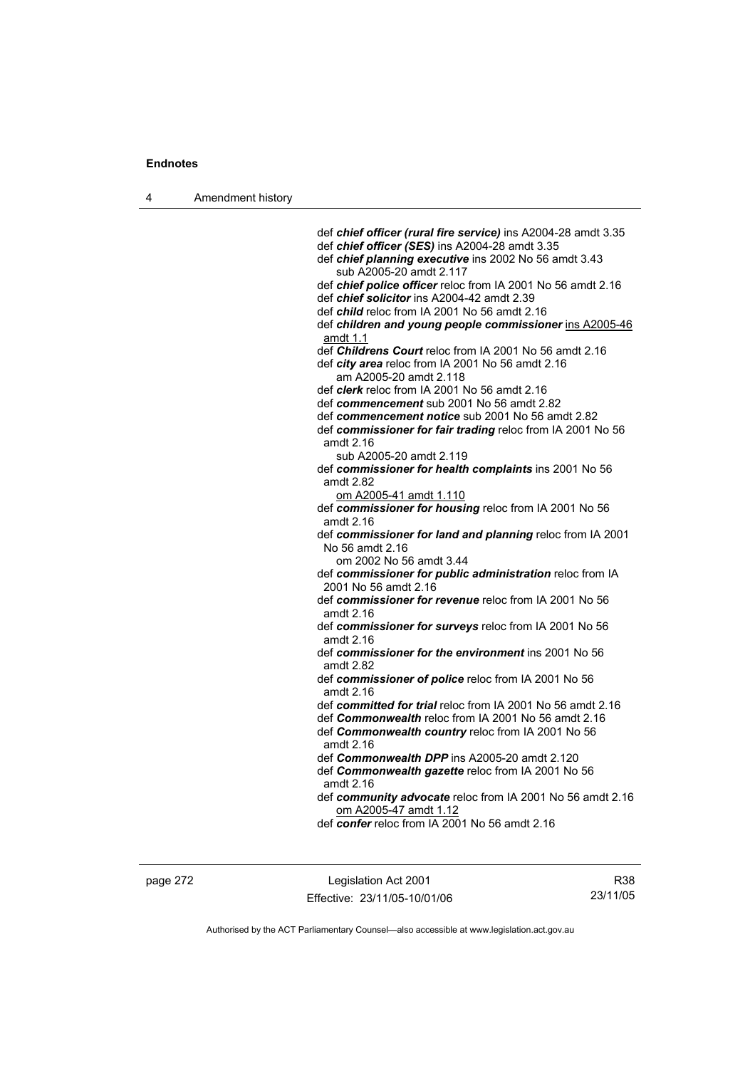def ***chief officer (rural fire service)*** ins A2004-28 amdt 3.35
def ***chief officer (SES)*** ins A2004-28 amdt 3.35
def ***chief planning executive*** ins 2002 No 56 amdt 3.43
    sub A2005-20 amdt 2.117
def ***chief police officer*** reloc from IA 2001 No 56 amdt 2.16
def ***chief solicitor*** ins A2004-42 amdt 2.39
def ***child*** reloc from IA 2001 No 56 amdt 2.16
def ***children and young people commissioner*** ins A2005-46 amdt 1.1
def ***Childrens Court*** reloc from IA 2001 No 56 amdt 2.16
def ***city area*** reloc from IA 2001 No 56 amdt 2.16
    am A2005-20 amdt 2.118
def ***clerk*** reloc from IA 2001 No 56 amdt 2.16
def ***commencement*** sub 2001 No 56 amdt 2.82
def ***commencement notice*** sub 2001 No 56 amdt 2.82
def ***commissioner for fair trading*** reloc from IA 2001 No 56 amdt 2.16
    sub A2005-20 amdt 2.119
def ***commissioner for health complaints*** ins 2001 No 56 amdt 2.82
    om A2005-41 amdt 1.110
def ***commissioner for housing*** reloc from IA 2001 No 56 amdt 2.16
def ***commissioner for land and planning*** reloc from IA 2001 No 56 amdt 2.16
    om 2002 No 56 amdt 3.44
def ***commissioner for public administration*** reloc from IA 2001 No 56 amdt 2.16
def ***commissioner for revenue*** reloc from IA 2001 No 56 amdt 2.16
def ***commissioner for surveys*** reloc from IA 2001 No 56 amdt 2.16
def ***commissioner for the environment*** ins 2001 No 56 amdt 2.82
def ***commissioner of police*** reloc from IA 2001 No 56 amdt 2.16
def ***committed for trial*** reloc from IA 2001 No 56 amdt 2.16
def ***Commonwealth*** reloc from IA 2001 No 56 amdt 2.16
def ***Commonwealth country*** reloc from IA 2001 No 56 amdt 2.16
def ***Commonwealth DPP*** ins A2005-20 amdt 2.120
def ***Commonwealth gazette*** reloc from IA 2001 No 56 amdt 2.16
def ***community advocate*** reloc from IA 2001 No 56 amdt 2.16
    om A2005-47 amdt 1.12
def ***confer*** reloc from IA 2001 No 56 amdt 2.16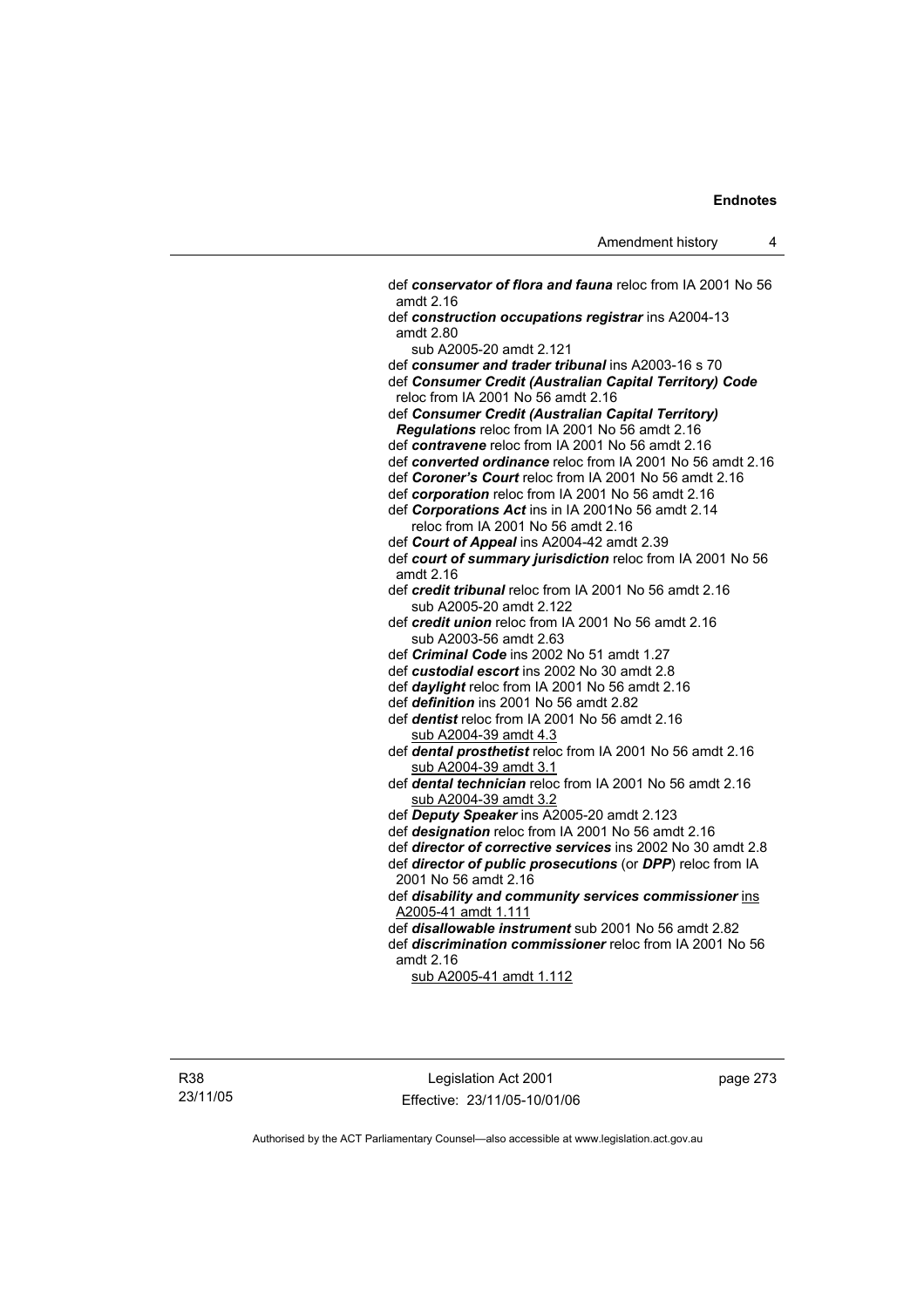def ***conservator of flora and fauna*** reloc from IA 2001 No 56 amdt 2.16

def ***construction occupations registrar*** ins A2004-13 amdt 2.80
  sub A2005-20 amdt 2.121

def ***consumer and trader tribunal*** ins A2003-16 s 70

def ***Consumer Credit (Australian Capital Territory) Code*** reloc from IA 2001 No 56 amdt 2.16

def ***Consumer Credit (Australian Capital Territory) Regulations*** reloc from IA 2001 No 56 amdt 2.16

def ***contravene*** reloc from IA 2001 No 56 amdt 2.16

def ***converted ordinance*** reloc from IA 2001 No 56 amdt 2.16

def ***Coroner's Court*** reloc from IA 2001 No 56 amdt 2.16

def ***corporation*** reloc from IA 2001 No 56 amdt 2.16

def ***Corporations Act*** ins in IA 2001No 56 amdt 2.14
  reloc from IA 2001 No 56 amdt 2.16

def ***Court of Appeal*** ins A2004-42 amdt 2.39

def ***court of summary jurisdiction*** reloc from IA 2001 No 56 amdt 2.16

def ***credit tribunal*** reloc from IA 2001 No 56 amdt 2.16
  sub A2005-20 amdt 2.122

def ***credit union*** reloc from IA 2001 No 56 amdt 2.16
  sub A2003-56 amdt 2.63

def ***Criminal Code*** ins 2002 No 51 amdt 1.27

def ***custodial escort*** ins 2002 No 30 amdt 2.8

def ***daylight*** reloc from IA 2001 No 56 amdt 2.16

def ***definition*** ins 2001 No 56 amdt 2.82

def ***dentist*** reloc from IA 2001 No 56 amdt 2.16
  sub A2004-39 amdt 4.3

def ***dental prosthetist*** reloc from IA 2001 No 56 amdt 2.16
  sub A2004-39 amdt 3.1

def ***dental technician*** reloc from IA 2001 No 56 amdt 2.16
  sub A2004-39 amdt 3.2

def ***Deputy Speaker*** ins A2005-20 amdt 2.123

def ***designation*** reloc from IA 2001 No 56 amdt 2.16

def ***director of corrective services*** ins 2002 No 30 amdt 2.8

def ***director of public prosecutions*** (or ***DPP***) reloc from IA 2001 No 56 amdt 2.16

def ***disability and community services commissioner*** ins A2005-41 amdt 1.111

def ***disallowable instrument*** sub 2001 No 56 amdt 2.82

def ***discrimination commissioner*** reloc from IA 2001 No 56 amdt 2.16
  sub A2005-41 amdt 1.112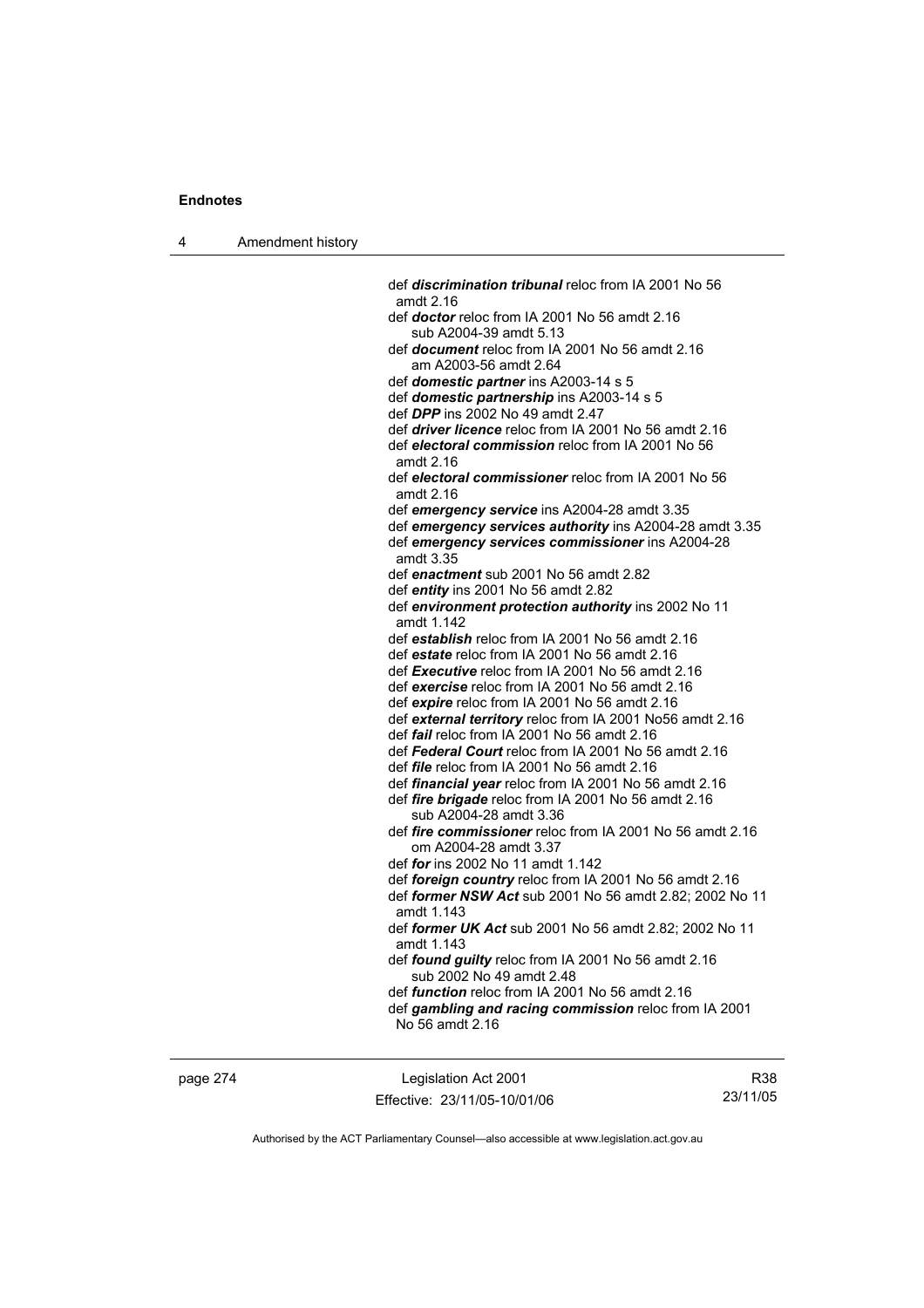def ***discrimination tribunal*** reloc from IA 2001 No 56 amdt 2.16

def ***doctor*** reloc from IA 2001 No 56 amdt 2.16
sub A2004-39 amdt 5.13

def ***document*** reloc from IA 2001 No 56 amdt 2.16
am A2003-56 amdt 2.64

def ***domestic partner*** ins A2003-14 s 5

def ***domestic partnership*** ins A2003-14 s 5

def ***DPP*** ins 2002 No 49 amdt 2.47

def ***driver licence*** reloc from IA 2001 No 56 amdt 2.16

def ***electoral commission*** reloc from IA 2001 No 56 amdt 2.16

def ***electoral commissioner*** reloc from IA 2001 No 56 amdt 2.16

def ***emergency service*** ins A2004-28 amdt 3.35

def ***emergency services authority*** ins A2004-28 amdt 3.35

def ***emergency services commissioner*** ins A2004-28 amdt 3.35

def ***enactment*** sub 2001 No 56 amdt 2.82

def ***entity*** ins 2001 No 56 amdt 2.82

def ***environment protection authority*** ins 2002 No 11 amdt 1.142

def ***establish*** reloc from IA 2001 No 56 amdt 2.16

def ***estate*** reloc from IA 2001 No 56 amdt 2.16

def ***Executive*** reloc from IA 2001 No 56 amdt 2.16

def ***exercise*** reloc from IA 2001 No 56 amdt 2.16

def ***expire*** reloc from IA 2001 No 56 amdt 2.16

def ***external territory*** reloc from IA 2001 No56 amdt 2.16

def ***fail*** reloc from IA 2001 No 56 amdt 2.16

def ***Federal Court*** reloc from IA 2001 No 56 amdt 2.16

def ***file*** reloc from IA 2001 No 56 amdt 2.16

def ***financial year*** reloc from IA 2001 No 56 amdt 2.16

def ***fire brigade*** reloc from IA 2001 No 56 amdt 2.16
sub A2004-28 amdt 3.36

def ***fire commissioner*** reloc from IA 2001 No 56 amdt 2.16
om A2004-28 amdt 3.37

def ***for*** ins 2002 No 11 amdt 1.142

def ***foreign country*** reloc from IA 2001 No 56 amdt 2.16

def ***former NSW Act*** sub 2001 No 56 amdt 2.82; 2002 No 11 amdt 1.143

def ***former UK Act*** sub 2001 No 56 amdt 2.82; 2002 No 11 amdt 1.143

def ***found guilty*** reloc from IA 2001 No 56 amdt 2.16
sub 2002 No 49 amdt 2.48

def ***function*** reloc from IA 2001 No 56 amdt 2.16

def ***gambling and racing commission*** reloc from IA 2001 No 56 amdt 2.16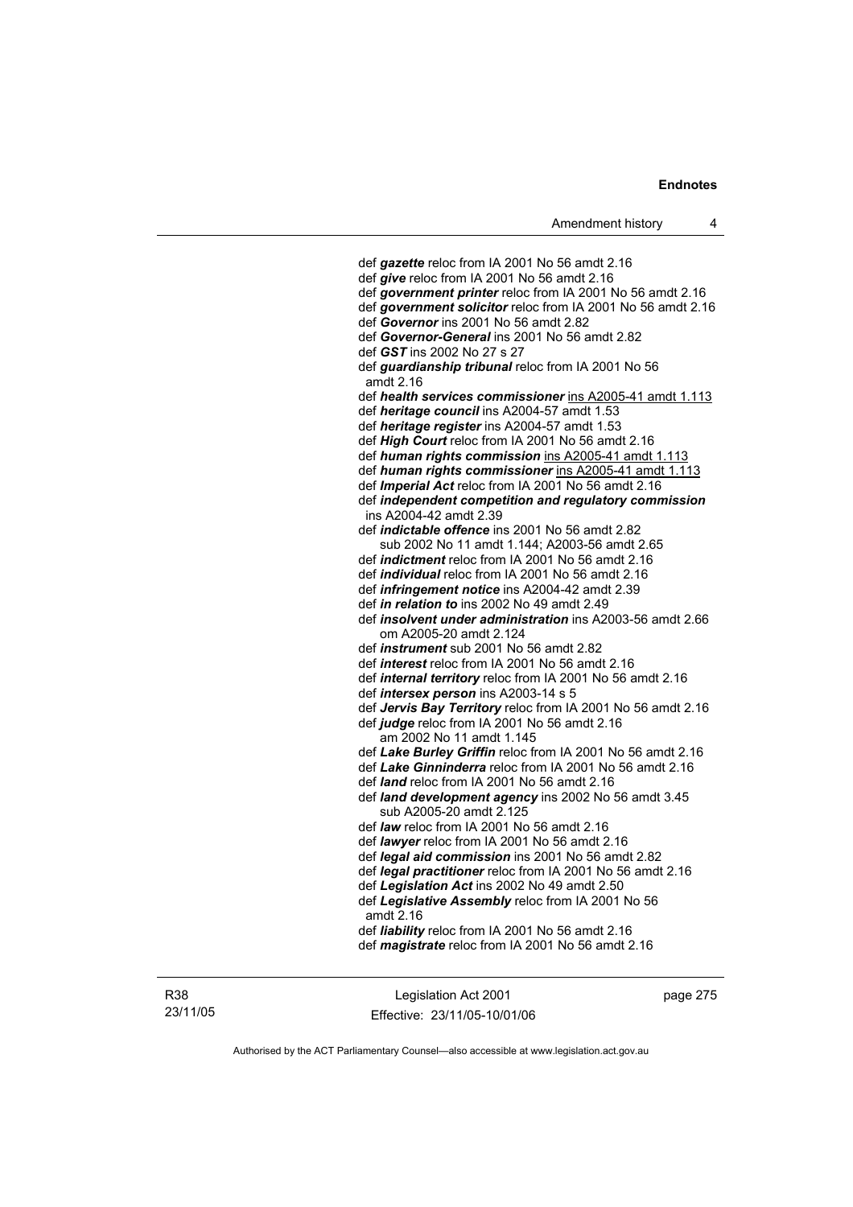def ***gazette*** reloc from IA 2001 No 56 amdt 2.16
def ***give*** reloc from IA 2001 No 56 amdt 2.16
def ***government printer*** reloc from IA 2001 No 56 amdt 2.16
def ***government solicitor*** reloc from IA 2001 No 56 amdt 2.16
def ***Governor*** ins 2001 No 56 amdt 2.82
def ***Governor-General*** ins 2001 No 56 amdt 2.82
def ***GST*** ins 2002 No 27 s 27
def ***guardianship tribunal*** reloc from IA 2001 No 56 amdt 2.16
def ***health services commissioner*** ins A2005-41 amdt 1.113
def ***heritage council*** ins A2004-57 amdt 1.53
def ***heritage register*** ins A2004-57 amdt 1.53
def ***High Court*** reloc from IA 2001 No 56 amdt 2.16
def ***human rights commission*** ins A2005-41 amdt 1.113
def ***human rights commissioner*** ins A2005-41 amdt 1.113
def ***Imperial Act*** reloc from IA 2001 No 56 amdt 2.16
def ***independent competition and regulatory commission*** ins A2004-42 amdt 2.39
def ***indictable offence*** ins 2001 No 56 amdt 2.82
sub 2002 No 11 amdt 1.144; A2003-56 amdt 2.65
def ***indictment*** reloc from IA 2001 No 56 amdt 2.16
def ***individual*** reloc from IA 2001 No 56 amdt 2.16
def ***infringement notice*** ins A2004-42 amdt 2.39
def ***in relation to*** ins 2002 No 49 amdt 2.49
def ***insolvent under administration*** ins A2003-56 amdt 2.66
om A2005-20 amdt 2.124
def ***instrument*** sub 2001 No 56 amdt 2.82
def ***interest*** reloc from IA 2001 No 56 amdt 2.16
def ***internal territory*** reloc from IA 2001 No 56 amdt 2.16
def ***intersex person*** ins A2003-14 s 5
def ***Jervis Bay Territory*** reloc from IA 2001 No 56 amdt 2.16
def ***judge*** reloc from IA 2001 No 56 amdt 2.16
am 2002 No 11 amdt 1.145
def ***Lake Burley Griffin*** reloc from IA 2001 No 56 amdt 2.16
def ***Lake Ginninderra*** reloc from IA 2001 No 56 amdt 2.16
def ***land*** reloc from IA 2001 No 56 amdt 2.16
def ***land development agency*** ins 2002 No 56 amdt 3.45
sub A2005-20 amdt 2.125
def ***law*** reloc from IA 2001 No 56 amdt 2.16
def ***lawyer*** reloc from IA 2001 No 56 amdt 2.16
def ***legal aid commission*** ins 2001 No 56 amdt 2.82
def ***legal practitioner*** reloc from IA 2001 No 56 amdt 2.16
def ***Legislation Act*** ins 2002 No 49 amdt 2.50
def ***Legislative Assembly*** reloc from IA 2001 No 56 amdt 2.16
def ***liability*** reloc from IA 2001 No 56 amdt 2.16
def ***magistrate*** reloc from IA 2001 No 56 amdt 2.16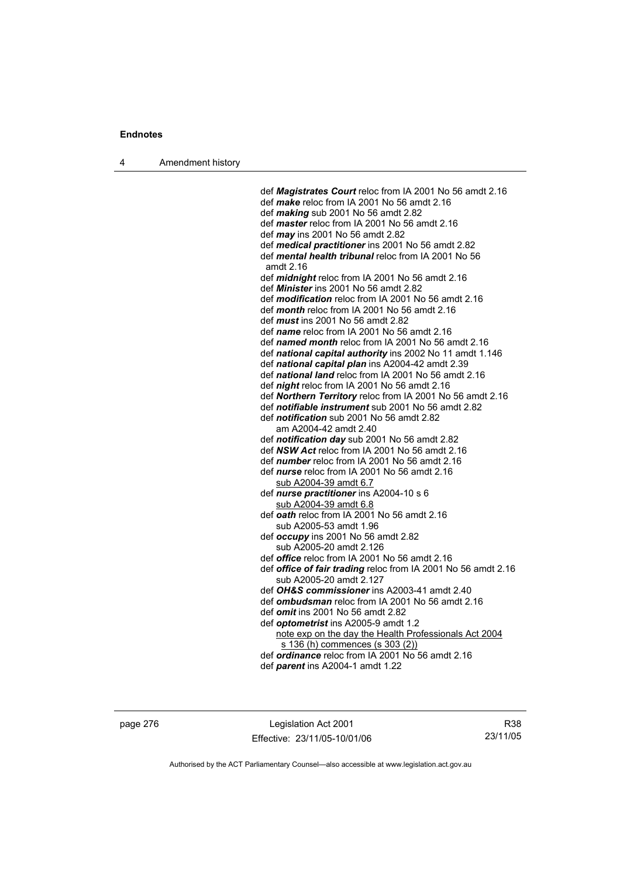def ***Magistrates Court*** reloc from IA 2001 No 56 amdt 2.16
def ***make*** reloc from IA 2001 No 56 amdt 2.16
def ***making*** sub 2001 No 56 amdt 2.82
def ***master*** reloc from IA 2001 No 56 amdt 2.16
def ***may*** ins 2001 No 56 amdt 2.82
def ***medical practitioner*** ins 2001 No 56 amdt 2.82
def ***mental health tribunal*** reloc from IA 2001 No 56 amdt 2.16
def ***midnight*** reloc from IA 2001 No 56 amdt 2.16
def ***Minister*** ins 2001 No 56 amdt 2.82
def ***modification*** reloc from IA 2001 No 56 amdt 2.16
def ***month*** reloc from IA 2001 No 56 amdt 2.16
def ***must*** ins 2001 No 56 amdt 2.82
def ***name*** reloc from IA 2001 No 56 amdt 2.16
def ***named month*** reloc from IA 2001 No 56 amdt 2.16
def ***national capital authority*** ins 2002 No 11 amdt 1.146
def ***national capital plan*** ins A2004-42 amdt 2.39
def ***national land*** reloc from IA 2001 No 56 amdt 2.16
def ***night*** reloc from IA 2001 No 56 amdt 2.16
def ***Northern Territory*** reloc from IA 2001 No 56 amdt 2.16
def ***notifiable instrument*** sub 2001 No 56 amdt 2.82
def ***notification*** sub 2001 No 56 amdt 2.82
am A2004-42 amdt 2.40
def ***notification day*** sub 2001 No 56 amdt 2.82
def ***NSW Act*** reloc from IA 2001 No 56 amdt 2.16
def ***number*** reloc from IA 2001 No 56 amdt 2.16
def ***nurse*** reloc from IA 2001 No 56 amdt 2.16
sub A2004-39 amdt 6.7
def ***nurse practitioner*** ins A2004-10 s 6
sub A2004-39 amdt 6.8
def ***oath*** reloc from IA 2001 No 56 amdt 2.16
sub A2005-53 amdt 1.96
def ***occupy*** ins 2001 No 56 amdt 2.82
sub A2005-20 amdt 2.126
def ***office*** reloc from IA 2001 No 56 amdt 2.16
def ***office of fair trading*** reloc from IA 2001 No 56 amdt 2.16
sub A2005-20 amdt 2.127
def ***OH&S commissioner*** ins A2003-41 amdt 2.40
def ***ombudsman*** reloc from IA 2001 No 56 amdt 2.16
def ***omit*** ins 2001 No 56 amdt 2.82
def ***optometrist*** ins A2005-9 amdt 1.2
note exp on the day the Health Professionals Act 2004 s 136 (h) commences (s 303 (2))
def ***ordinance*** reloc from IA 2001 No 56 amdt 2.16
def ***parent*** ins A2004-1 amdt 1.22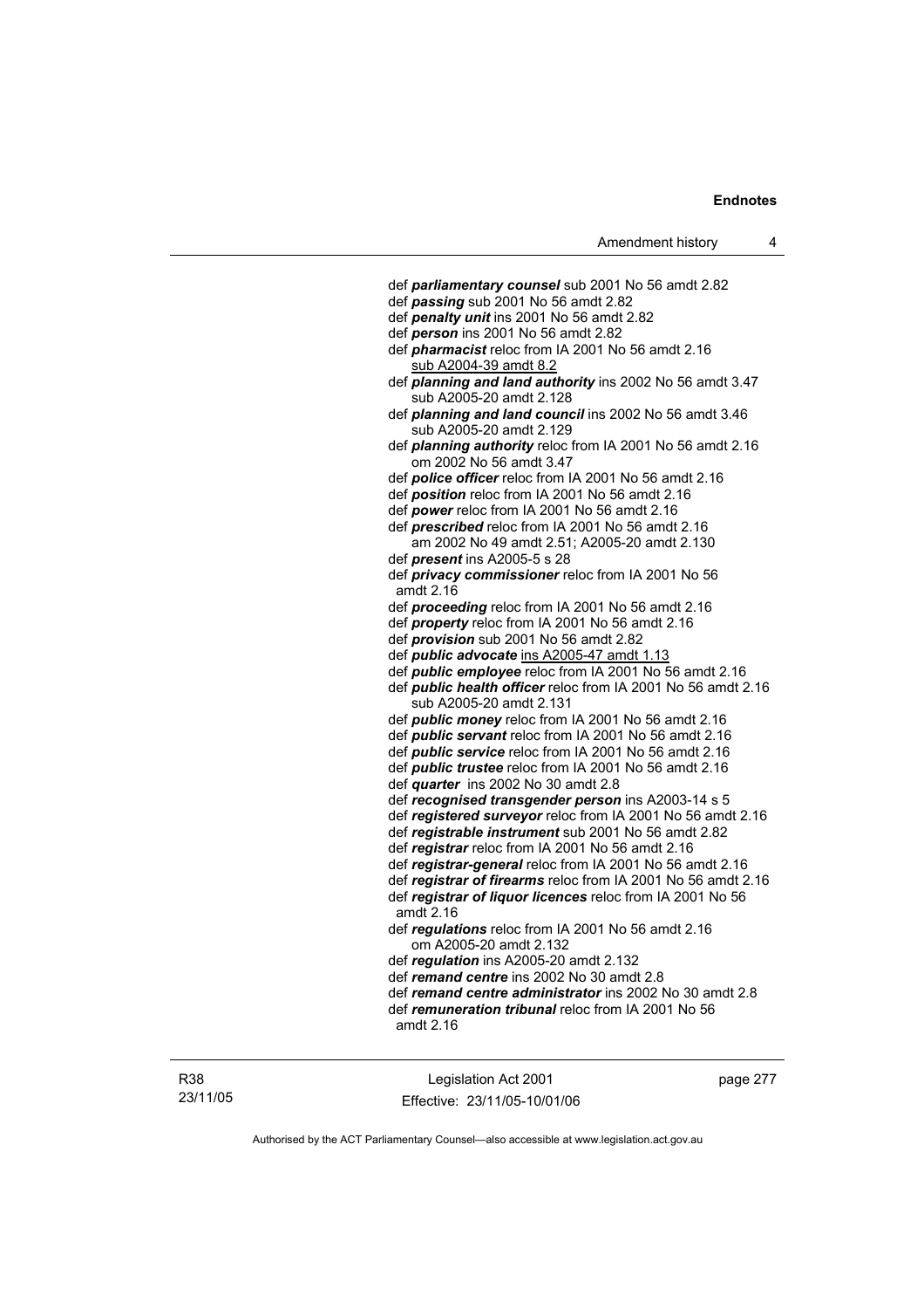def ***parliamentary counsel*** sub 2001 No 56 amdt 2.82
def ***passing*** sub 2001 No 56 amdt 2.82
def ***penalty unit*** ins 2001 No 56 amdt 2.82
def ***person*** ins 2001 No 56 amdt 2.82
def ***pharmacist*** reloc from IA 2001 No 56 amdt 2.16
sub A2004-39 amdt 8.2
def ***planning and land authority*** ins 2002 No 56 amdt 3.47
sub A2005-20 amdt 2.128
def ***planning and land council*** ins 2002 No 56 amdt 3.46
sub A2005-20 amdt 2.129
def ***planning authority*** reloc from IA 2001 No 56 amdt 2.16
om 2002 No 56 amdt 3.47
def ***police officer*** reloc from IA 2001 No 56 amdt 2.16
def ***position*** reloc from IA 2001 No 56 amdt 2.16
def ***power*** reloc from IA 2001 No 56 amdt 2.16
def ***prescribed*** reloc from IA 2001 No 56 amdt 2.16
am 2002 No 49 amdt 2.51; A2005-20 amdt 2.130
def ***present*** ins A2005-5 s 28
def ***privacy commissioner*** reloc from IA 2001 No 56 amdt 2.16
def ***proceeding*** reloc from IA 2001 No 56 amdt 2.16
def ***property*** reloc from IA 2001 No 56 amdt 2.16
def ***provision*** sub 2001 No 56 amdt 2.82
def ***public advocate*** ins A2005-47 amdt 1.13
def ***public employee*** reloc from IA 2001 No 56 amdt 2.16
def ***public health officer*** reloc from IA 2001 No 56 amdt 2.16
sub A2005-20 amdt 2.131
def ***public money*** reloc from IA 2001 No 56 amdt 2.16
def ***public servant*** reloc from IA 2001 No 56 amdt 2.16
def ***public service*** reloc from IA 2001 No 56 amdt 2.16
def ***public trustee*** reloc from IA 2001 No 56 amdt 2.16
def ***quarter*** ins 2002 No 30 amdt 2.8
def ***recognised transgender person*** ins A2003-14 s 5
def ***registered surveyor*** reloc from IA 2001 No 56 amdt 2.16
def ***registrable instrument*** sub 2001 No 56 amdt 2.82
def ***registrar*** reloc from IA 2001 No 56 amdt 2.16
def ***registrar-general*** reloc from IA 2001 No 56 amdt 2.16
def ***registrar of firearms*** reloc from IA 2001 No 56 amdt 2.16
def ***registrar of liquor licences*** reloc from IA 2001 No 56 amdt 2.16
def ***regulations*** reloc from IA 2001 No 56 amdt 2.16
om A2005-20 amdt 2.132
def ***regulation*** ins A2005-20 amdt 2.132
def ***remand centre*** ins 2002 No 30 amdt 2.8
def ***remand centre administrator*** ins 2002 No 30 amdt 2.8
def ***remuneration tribunal*** reloc from IA 2001 No 56 amdt 2.16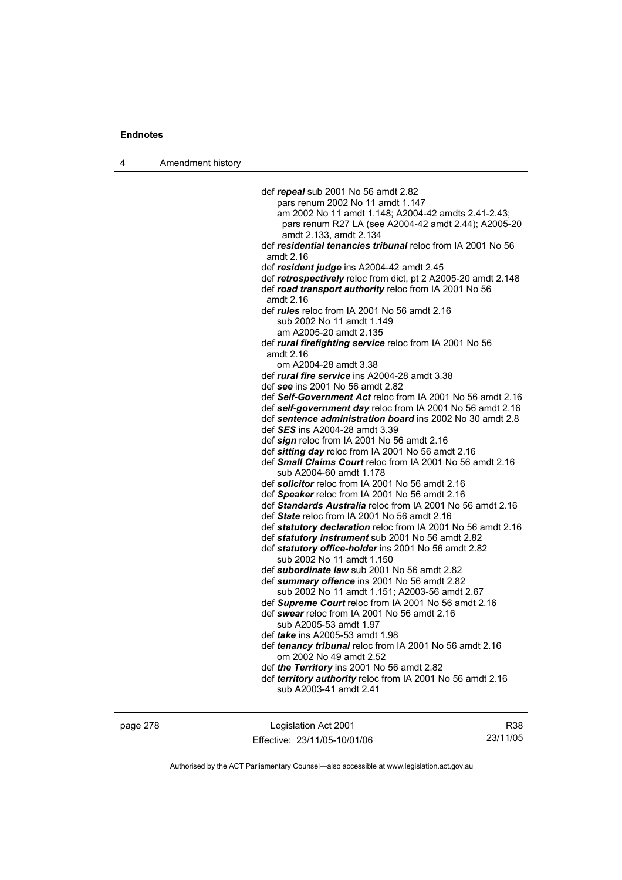def ***repeal*** sub 2001 No 56 amdt 2.82
pars renum 2002 No 11 amdt 1.147
am 2002 No 11 amdt 1.148; A2004-42 amdts 2.41-2.43; pars renum R27 LA (see A2004-42 amdt 2.44); A2005-20 amdt 2.133, amdt 2.134

def ***residential tenancies tribunal*** reloc from IA 2001 No 56 amdt 2.16

def ***resident judge*** ins A2004-42 amdt 2.45

def ***retrospectively*** reloc from dict, pt 2 A2005-20 amdt 2.148

def ***road transport authority*** reloc from IA 2001 No 56 amdt 2.16

def ***rules*** reloc from IA 2001 No 56 amdt 2.16
sub 2002 No 11 amdt 1.149
am A2005-20 amdt 2.135

def ***rural firefighting service*** reloc from IA 2001 No 56 amdt 2.16
om A2004-28 amdt 3.38

def ***rural fire service*** ins A2004-28 amdt 3.38

def ***see*** ins 2001 No 56 amdt 2.82

def ***Self-Government Act*** reloc from IA 2001 No 56 amdt 2.16

def ***self-government day*** reloc from IA 2001 No 56 amdt 2.16

def ***sentence administration board*** ins 2002 No 30 amdt 2.8

def ***SES*** ins A2004-28 amdt 3.39

def ***sign*** reloc from IA 2001 No 56 amdt 2.16

def ***sitting day*** reloc from IA 2001 No 56 amdt 2.16

def ***Small Claims Court*** reloc from IA 2001 No 56 amdt 2.16
sub A2004-60 amdt 1.178

def ***solicitor*** reloc from IA 2001 No 56 amdt 2.16

def ***Speaker*** reloc from IA 2001 No 56 amdt 2.16

def ***Standards Australia*** reloc from IA 2001 No 56 amdt 2.16

def ***State*** reloc from IA 2001 No 56 amdt 2.16

def ***statutory declaration*** reloc from IA 2001 No 56 amdt 2.16

def ***statutory instrument*** sub 2001 No 56 amdt 2.82

def ***statutory office-holder*** ins 2001 No 56 amdt 2.82
sub 2002 No 11 amdt 1.150

def ***subordinate law*** sub 2001 No 56 amdt 2.82

def ***summary offence*** ins 2001 No 56 amdt 2.82
sub 2002 No 11 amdt 1.151; A2003-56 amdt 2.67

def ***Supreme Court*** reloc from IA 2001 No 56 amdt 2.16

def ***swear*** reloc from IA 2001 No 56 amdt 2.16
sub A2005-53 amdt 1.97

def ***take*** ins A2005-53 amdt 1.98

def ***tenancy tribunal*** reloc from IA 2001 No 56 amdt 2.16
om 2002 No 49 amdt 2.52

def ***the Territory*** ins 2001 No 56 amdt 2.82

def ***territory authority*** reloc from IA 2001 No 56 amdt 2.16
sub A2003-41 amdt 2.41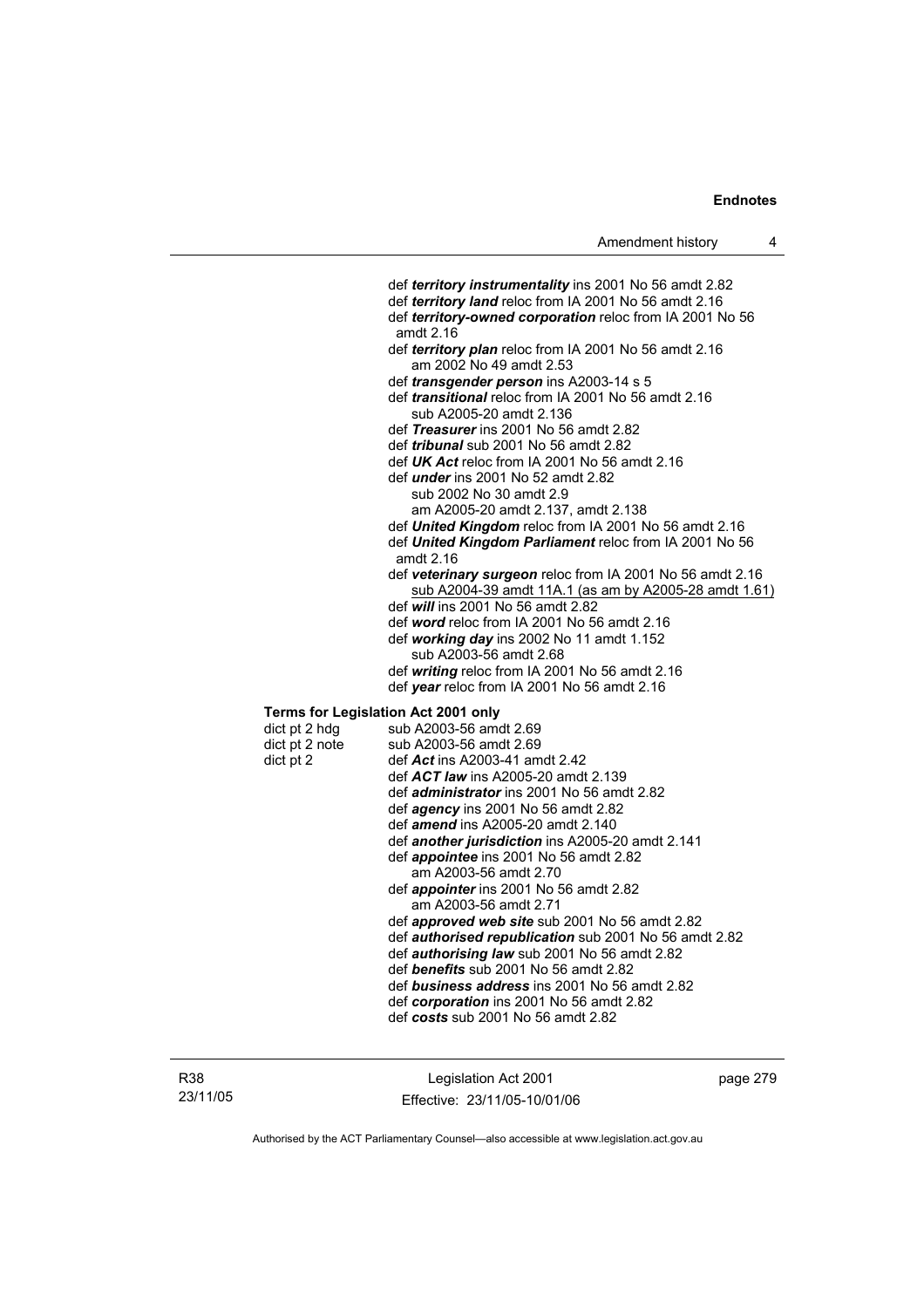def ***territory instrumentality*** ins 2001 No 56 amdt 2.82
def ***territory land*** reloc from IA 2001 No 56 amdt 2.16
def ***territory-owned corporation*** reloc from IA 2001 No 56 amdt 2.16
def ***territory plan*** reloc from IA 2001 No 56 amdt 2.16
am 2002 No 49 amdt 2.53
def ***transgender person*** ins A2003-14 s 5
def ***transitional*** reloc from IA 2001 No 56 amdt 2.16
sub A2005-20 amdt 2.136
def ***Treasurer*** ins 2001 No 56 amdt 2.82
def ***tribunal*** sub 2001 No 56 amdt 2.82
def ***UK Act*** reloc from IA 2001 No 56 amdt 2.16
def ***under*** ins 2001 No 52 amdt 2.82
sub 2002 No 30 amdt 2.9
am A2005-20 amdt 2.137, amdt 2.138
def ***United Kingdom*** reloc from IA 2001 No 56 amdt 2.16
def ***United Kingdom Parliament*** reloc from IA 2001 No 56 amdt 2.16
def ***veterinary surgeon*** reloc from IA 2001 No 56 amdt 2.16
sub A2004-39 amdt 11A.1 (as am by A2005-28 amdt 1.61)
def ***will*** ins 2001 No 56 amdt 2.82
def ***word*** reloc from IA 2001 No 56 amdt 2.16
def ***working day*** ins 2002 No 11 amdt 1.152
sub A2003-56 amdt 2.68
def ***writing*** reloc from IA 2001 No 56 amdt 2.16
def ***year*** reloc from IA 2001 No 56 amdt 2.16

**Terms for Legislation Act 2001 only**

dict pt 2 hdg sub A2003-56 amdt 2.69
dict pt 2 note sub A2003-56 amdt 2.69
dict pt 2 def ***Act*** ins A2003-41 amdt 2.42
def ***ACT law*** ins A2005-20 amdt 2.139
def ***administrator*** ins 2001 No 56 amdt 2.82
def ***agency*** ins 2001 No 56 amdt 2.82
def ***amend*** ins A2005-20 amdt 2.140
def ***another jurisdiction*** ins A2005-20 amdt 2.141
def ***appointee*** ins 2001 No 56 amdt 2.82
am A2003-56 amdt 2.70
def ***appointer*** ins 2001 No 56 amdt 2.82
am A2003-56 amdt 2.71
def ***approved web site*** sub 2001 No 56 amdt 2.82
def ***authorised republication*** sub 2001 No 56 amdt 2.82
def ***authorising law*** sub 2001 No 56 amdt 2.82
def ***benefits*** sub 2001 No 56 amdt 2.82
def ***business address*** ins 2001 No 56 amdt 2.82
def ***corporation*** ins 2001 No 56 amdt 2.82
def ***costs*** sub 2001 No 56 amdt 2.82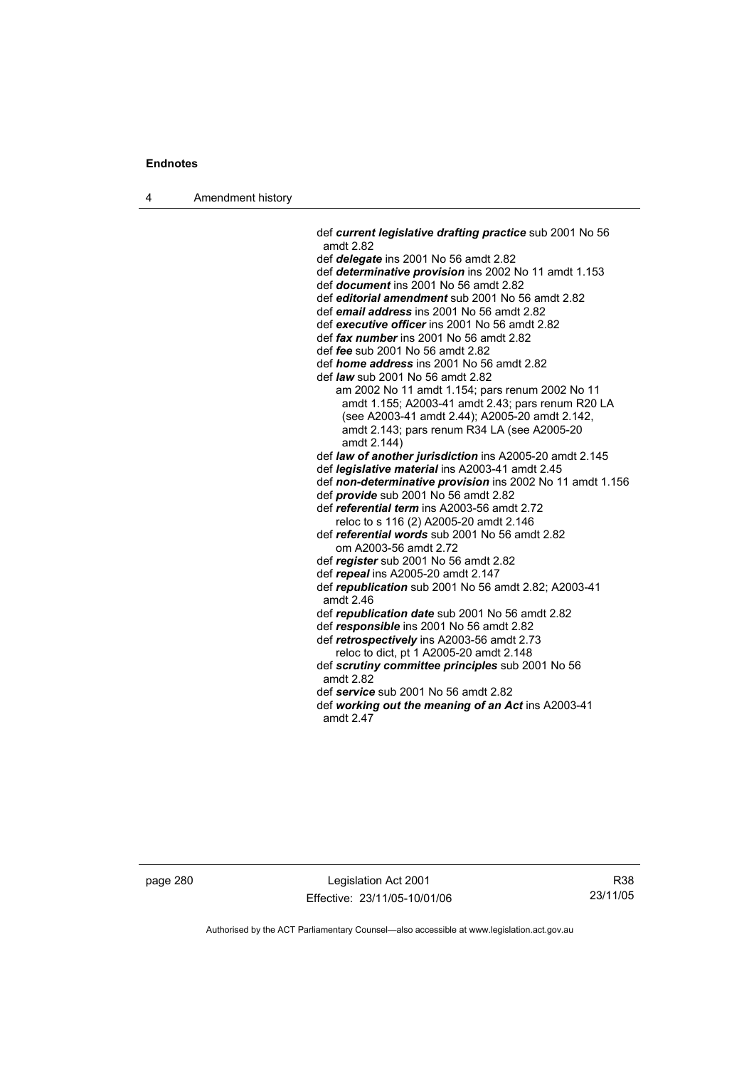def ***current legislative drafting practice*** sub 2001 No 56 amdt 2.82

def ***delegate*** ins 2001 No 56 amdt 2.82

def ***determinative provision*** ins 2002 No 11 amdt 1.153

def ***document*** ins 2001 No 56 amdt 2.82

def ***editorial amendment*** sub 2001 No 56 amdt 2.82

def ***email address*** ins 2001 No 56 amdt 2.82

def ***executive officer*** ins 2001 No 56 amdt 2.82

def ***fax number*** ins 2001 No 56 amdt 2.82

def ***fee*** sub 2001 No 56 amdt 2.82

def ***home address*** ins 2001 No 56 amdt 2.82

def ***law*** sub 2001 No 56 amdt 2.82
  am 2002 No 11 amdt 1.154; pars renum 2002 No 11 amdt 1.155; A2003-41 amdt 2.43; pars renum R20 LA (see A2003-41 amdt 2.44); A2005-20 amdt 2.142, amdt 2.143; pars renum R34 LA (see A2005-20 amdt 2.144)

def ***law of another jurisdiction*** ins A2005-20 amdt 2.145

def ***legislative material*** ins A2003-41 amdt 2.45

def ***non-determinative provision*** ins 2002 No 11 amdt 1.156

def ***provide*** sub 2001 No 56 amdt 2.82

def ***referential term*** ins A2003-56 amdt 2.72
  reloc to s 116 (2) A2005-20 amdt 2.146

def ***referential words*** sub 2001 No 56 amdt 2.82
  om A2003-56 amdt 2.72

def ***register*** sub 2001 No 56 amdt 2.82

def ***repeal*** ins A2005-20 amdt 2.147

def ***republication*** sub 2001 No 56 amdt 2.82; A2003-41 amdt 2.46

def ***republication date*** sub 2001 No 56 amdt 2.82

def ***responsible*** ins 2001 No 56 amdt 2.82

def ***retrospectively*** ins A2003-56 amdt 2.73
  reloc to dict, pt 1 A2005-20 amdt 2.148

def ***scrutiny committee principles*** sub 2001 No 56 amdt 2.82

def ***service*** sub 2001 No 56 amdt 2.82

def ***working out the meaning of an Act*** ins A2003-41 amdt 2.47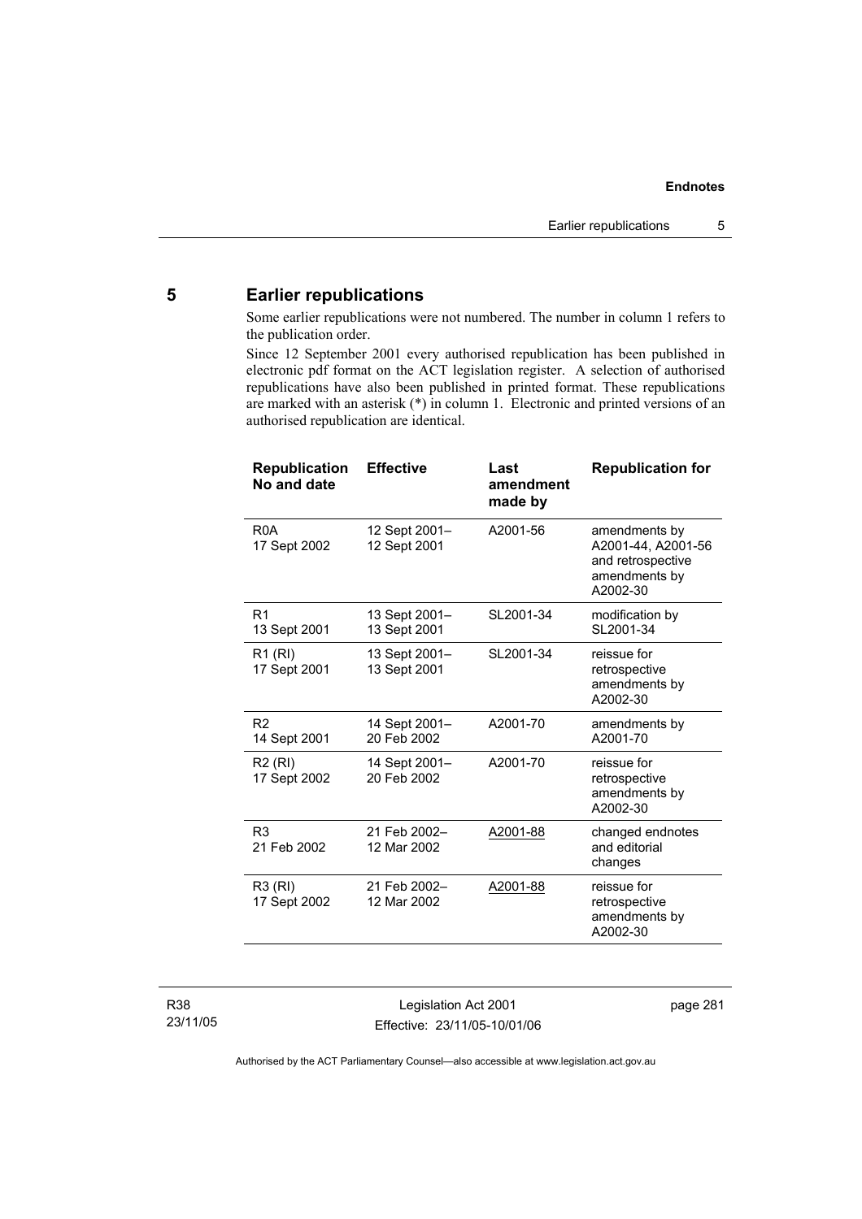## 5 Earlier republications

Some earlier republications were not numbered. The number in column 1 refers to the publication order.

Since 12 September 2001 every authorised republication has been published in electronic pdf format on the ACT legislation register. A selection of authorised republications have also been published in printed format. These republications are marked with an asterisk (*) in column 1. Electronic and printed versions of an authorised republication are identical.

| Republication No and date | Effective | Last amendment made by | Republication for |
|---|---|---|---|
| R0A<br>17 Sept 2002 | 12 Sept 2001–<br>12 Sept 2001 | A2001-56 | amendments by A2001-44, A2001-56 and retrospective amendments by A2002-30 |
| R1<br>13 Sept 2001 | 13 Sept 2001–<br>13 Sept 2001 | SL2001-34 | modification by SL2001-34 |
| R1 (RI)<br>17 Sept 2001 | 13 Sept 2001–<br>13 Sept 2001 | SL2001-34 | reissue for retrospective amendments by A2002-30 |
| R2<br>14 Sept 2001 | 14 Sept 2001–<br>20 Feb 2002 | A2001-70 | amendments by A2001-70 |
| R2 (RI)<br>17 Sept 2002 | 14 Sept 2001–<br>20 Feb 2002 | A2001-70 | reissue for retrospective amendments by A2002-30 |
| R3<br>21 Feb 2002 | 21 Feb 2002–<br>12 Mar 2002 | A2001-88 | changed endnotes and editorial changes |
| R3 (RI)<br>17 Sept 2002 | 21 Feb 2002–<br>12 Mar 2002 | A2001-88 | reissue for retrospective amendments by A2002-30 |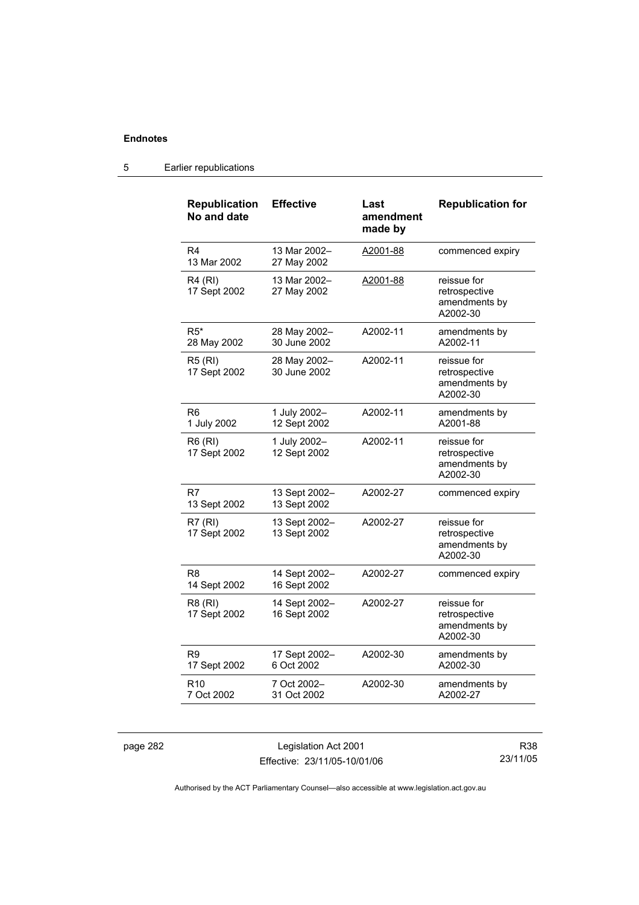**Endnotes**

## 5 Earlier republications

| Republication No and date | Effective | Last amendment made by | Republication for |
|---|---|---|---|
| R4<br>13 Mar 2002 | 13 Mar 2002–<br>27 May 2002 | A2001-88 | commenced expiry |
| R4 (RI)<br>17 Sept 2002 | 13 Mar 2002–<br>27 May 2002 | A2001-88 | reissue for retrospective amendments by A2002-30 |
| R5*<br>28 May 2002 | 28 May 2002–<br>30 June 2002 | A2002-11 | amendments by A2002-11 |
| R5 (RI)<br>17 Sept 2002 | 28 May 2002–<br>30 June 2002 | A2002-11 | reissue for retrospective amendments by A2002-30 |
| R6<br>1 July 2002 | 1 July 2002–<br>12 Sept 2002 | A2002-11 | amendments by A2001-88 |
| R6 (RI)<br>17 Sept 2002 | 1 July 2002–<br>12 Sept 2002 | A2002-11 | reissue for retrospective amendments by A2002-30 |
| R7<br>13 Sept 2002 | 13 Sept 2002–<br>13 Sept 2002 | A2002-27 | commenced expiry |
| R7 (RI)<br>17 Sept 2002 | 13 Sept 2002–<br>13 Sept 2002 | A2002-27 | reissue for retrospective amendments by A2002-30 |
| R8<br>14 Sept 2002 | 14 Sept 2002–<br>16 Sept 2002 | A2002-27 | commenced expiry |
| R8 (RI)<br>17 Sept 2002 | 14 Sept 2002–<br>16 Sept 2002 | A2002-27 | reissue for retrospective amendments by A2002-30 |
| R9<br>17 Sept 2002 | 17 Sept 2002–<br>6 Oct 2002 | A2002-30 | amendments by A2002-30 |
| R10<br>7 Oct 2002 | 7 Oct 2002–<br>31 Oct 2002 | A2002-30 | amendments by A2002-27 |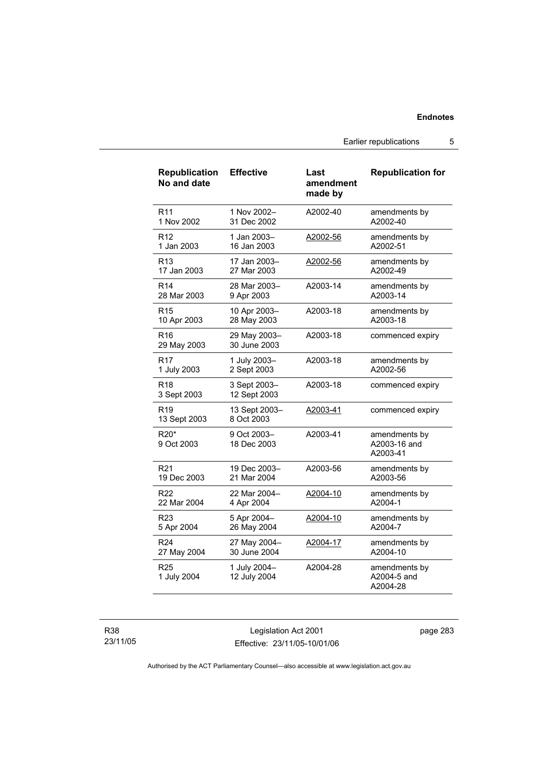| Republication No and date | Effective | Last amendment made by | Republication for |
|---|---|---|---|
| R11<br>1 Nov 2002 | 1 Nov 2002–<br>31 Dec 2002 | A2002-40 | amendments by A2002-40 |
| R12<br>1 Jan 2003 | 1 Jan 2003–<br>16 Jan 2003 | A2002-56 | amendments by A2002-51 |
| R13<br>17 Jan 2003 | 17 Jan 2003–<br>27 Mar 2003 | A2002-56 | amendments by A2002-49 |
| R14<br>28 Mar 2003 | 28 Mar 2003–<br>9 Apr 2003 | A2003-14 | amendments by A2003-14 |
| R15<br>10 Apr 2003 | 10 Apr 2003–<br>28 May 2003 | A2003-18 | amendments by A2003-18 |
| R16<br>29 May 2003 | 29 May 2003–<br>30 June 2003 | A2003-18 | commenced expiry |
| R17<br>1 July 2003 | 1 July 2003–<br>2 Sept 2003 | A2003-18 | amendments by A2002-56 |
| R18<br>3 Sept 2003 | 3 Sept 2003–<br>12 Sept 2003 | A2003-18 | commenced expiry |
| R19<br>13 Sept 2003 | 13 Sept 2003–<br>8 Oct 2003 | A2003-41 | commenced expiry |
| R20*<br>9 Oct 2003 | 9 Oct 2003–<br>18 Dec 2003 | A2003-41 | amendments by A2003-16 and A2003-41 |
| R21<br>19 Dec 2003 | 19 Dec 2003–<br>21 Mar 2004 | A2003-56 | amendments by A2003-56 |
| R22<br>22 Mar 2004 | 22 Mar 2004–<br>4 Apr 2004 | A2004-10 | amendments by A2004-1 |
| R23<br>5 Apr 2004 | 5 Apr 2004–<br>26 May 2004 | A2004-10 | amendments by A2004-7 |
| R24<br>27 May 2004 | 27 May 2004–<br>30 June 2004 | A2004-17 | amendments by A2004-10 |
| R25<br>1 July 2004 | 1 July 2004–<br>12 July 2004 | A2004-28 | amendments by A2004-5 and A2004-28 |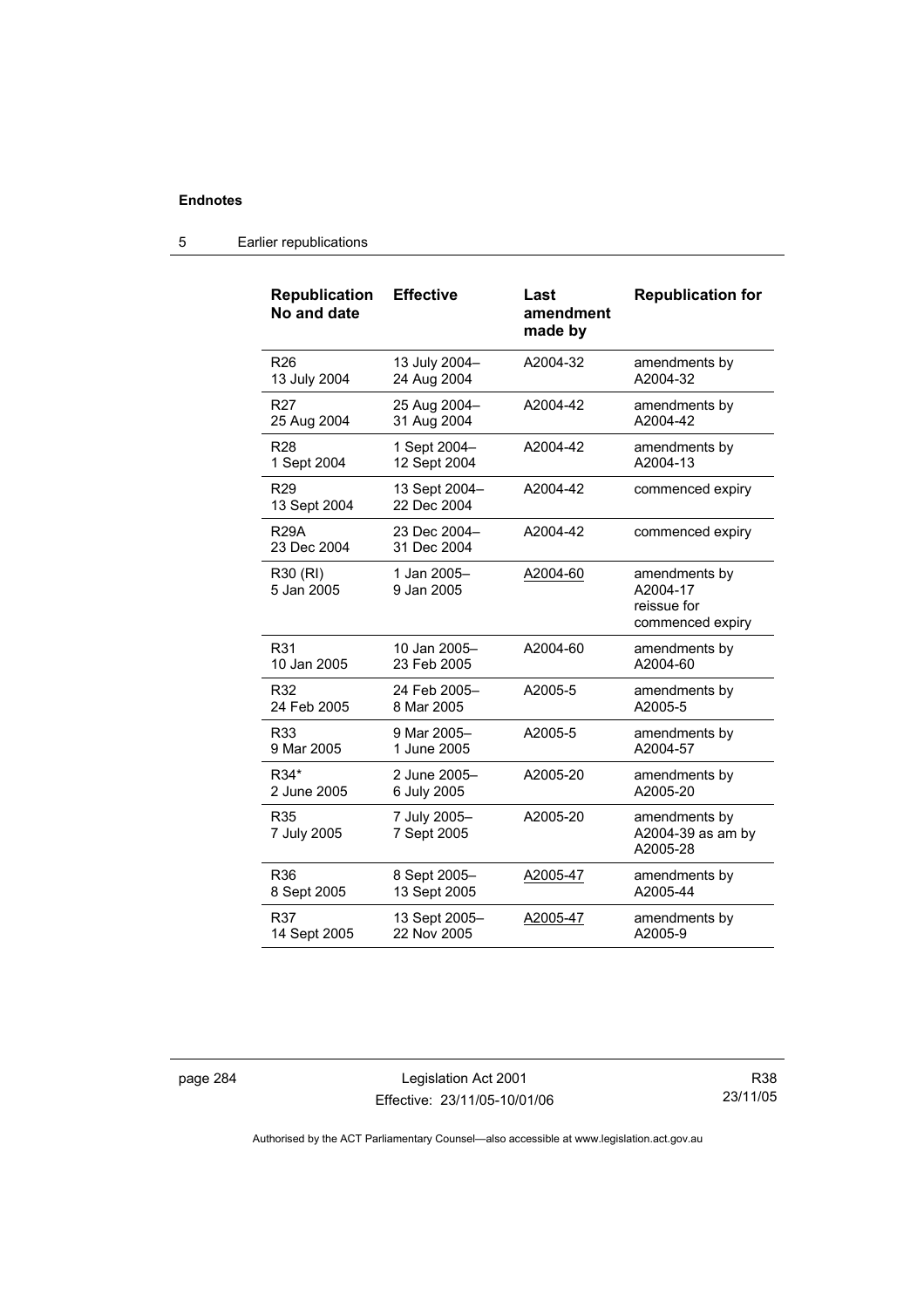## 5 Earlier republications

| Republication No and date | Effective | Last amendment made by | Republication for |
|---|---|---|---|
| R26 13 July 2004 | 13 July 2004– 24 Aug 2004 | A2004-32 | amendments by A2004-32 |
| R27 25 Aug 2004 | 25 Aug 2004– 31 Aug 2004 | A2004-42 | amendments by A2004-42 |
| R28 1 Sept 2004 | 1 Sept 2004– 12 Sept 2004 | A2004-42 | amendments by A2004-13 |
| R29 13 Sept 2004 | 13 Sept 2004– 22 Dec 2004 | A2004-42 | commenced expiry |
| R29A 23 Dec 2004 | 23 Dec 2004– 31 Dec 2004 | A2004-42 | commenced expiry |
| R30 (RI) 5 Jan 2005 | 1 Jan 2005– 9 Jan 2005 | A2004-60 | amendments by A2004-17 reissue for commenced expiry |
| R31 10 Jan 2005 | 10 Jan 2005– 23 Feb 2005 | A2004-60 | amendments by A2004-60 |
| R32 24 Feb 2005 | 24 Feb 2005– 8 Mar 2005 | A2005-5 | amendments by A2005-5 |
| R33 9 Mar 2005 | 9 Mar 2005– 1 June 2005 | A2005-5 | amendments by A2004-57 |
| R34* 2 June 2005 | 2 June 2005– 6 July 2005 | A2005-20 | amendments by A2005-20 |
| R35 7 July 2005 | 7 July 2005– 7 Sept 2005 | A2005-20 | amendments by A2004-39 as am by A2005-28 |
| R36 8 Sept 2005 | 8 Sept 2005– 13 Sept 2005 | A2005-47 | amendments by A2005-44 |
| R37 14 Sept 2005 | 13 Sept 2005– 22 Nov 2005 | A2005-47 | amendments by A2005-9 |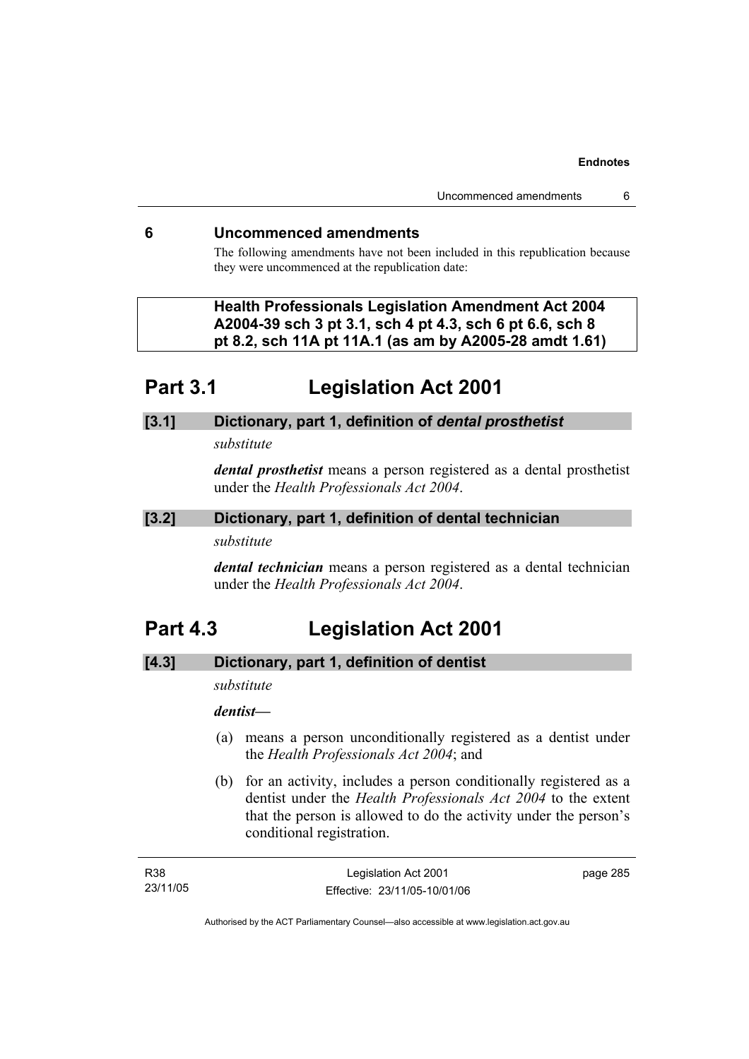## 6 Uncommenced amendments

The following amendments have not been included in this republication because they were uncommenced at the republication date:

**Health Professionals Legislation Amendment Act 2004 A2004-39 sch 3 pt 3.1, sch 4 pt 4.3, sch 6 pt 6.6, sch 8 pt 8.2, sch 11A pt 11A.1 (as am by A2005-28 amdt 1.61)**

# Part 3.1 Legislation Act 2001

### [3.1] Dictionary, part 1, definition of *dental prosthetist*

*substitute*

***dental prosthetist*** means a person registered as a dental prosthetist under the *Health Professionals Act 2004*.

### [3.2] Dictionary, part 1, definition of dental technician

*substitute*

***dental technician*** means a person registered as a dental technician under the *Health Professionals Act 2004*.

# Part 4.3 Legislation Act 2001

### [4.3] Dictionary, part 1, definition of dentist

*substitute*

***dentist***—

(a) means a person unconditionally registered as a dentist under the *Health Professionals Act 2004*; and

(b) for an activity, includes a person conditionally registered as a dentist under the *Health Professionals Act 2004* to the extent that the person is allowed to do the activity under the person's conditional registration.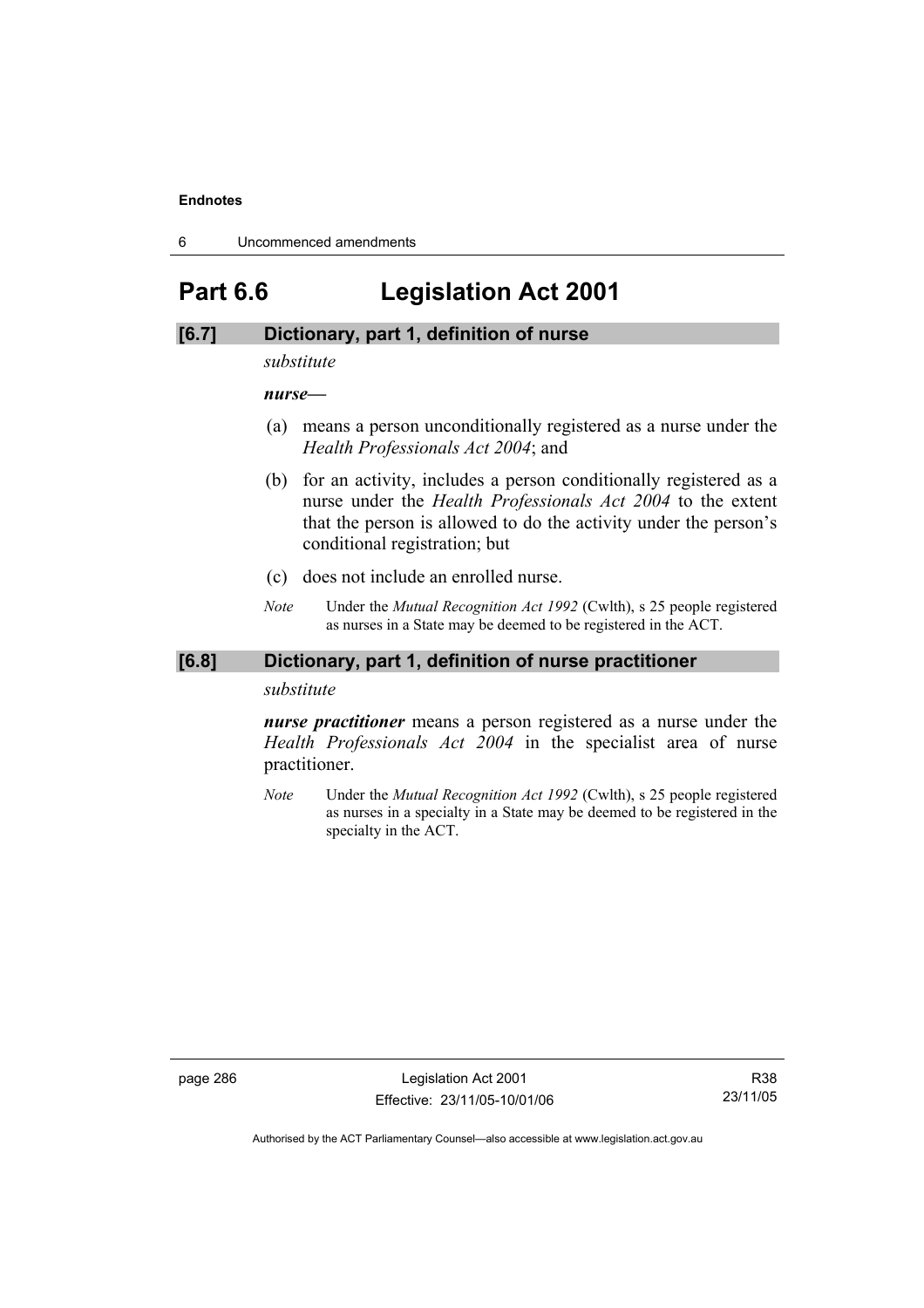# Part 6.6 Legislation Act 2001

## [6.7] Dictionary, part 1, definition of nurse

*substitute*

***nurse***—

(a) means a person unconditionally registered as a nurse under the *Health Professionals Act 2004*; and

(b) for an activity, includes a person conditionally registered as a nurse under the *Health Professionals Act 2004* to the extent that the person is allowed to do the activity under the person's conditional registration; but

(c) does not include an enrolled nurse.

*Note* Under the *Mutual Recognition Act 1992* (Cwlth), s 25 people registered as nurses in a State may be deemed to be registered in the ACT.

## [6.8] Dictionary, part 1, definition of nurse practitioner

*substitute*

***nurse practitioner*** means a person registered as a nurse under the *Health Professionals Act 2004* in the specialist area of nurse practitioner.

*Note* Under the *Mutual Recognition Act 1992* (Cwlth), s 25 people registered as nurses in a specialty in a State may be deemed to be registered in the specialty in the ACT.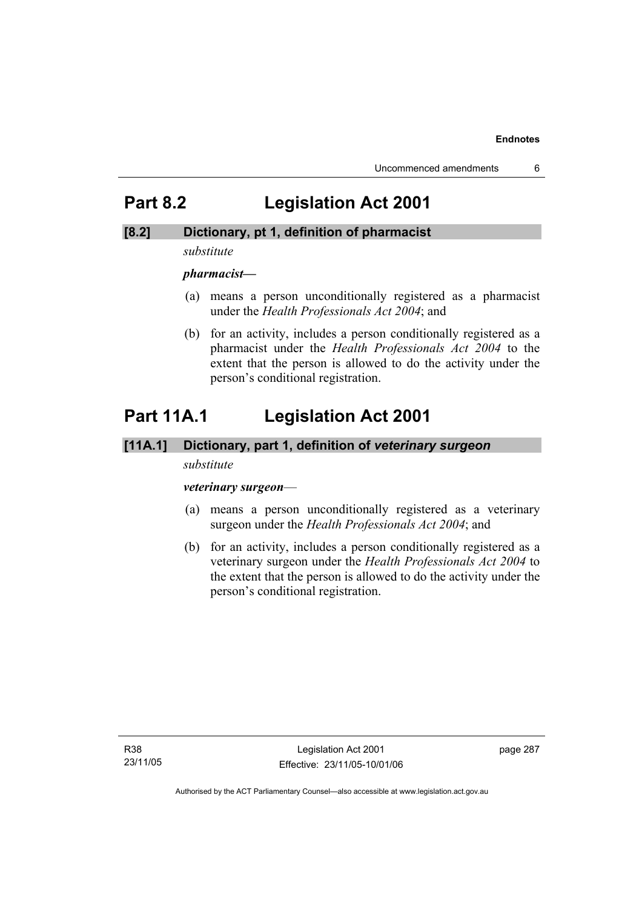## Part 8.2 Legislation Act 2001

### [8.2] Dictionary, pt 1, definition of pharmacist

*substitute*

***pharmacist***—

(a) means a person unconditionally registered as a pharmacist under the *Health Professionals Act 2004*; and

(b) for an activity, includes a person conditionally registered as a pharmacist under the *Health Professionals Act 2004* to the extent that the person is allowed to do the activity under the person's conditional registration.

## Part 11A.1 Legislation Act 2001

### [11A.1] Dictionary, part 1, definition of *veterinary surgeon*

*substitute*

***veterinary surgeon***—

(a) means a person unconditionally registered as a veterinary surgeon under the *Health Professionals Act 2004*; and

(b) for an activity, includes a person conditionally registered as a veterinary surgeon under the *Health Professionals Act 2004* to the extent that the person is allowed to do the activity under the person's conditional registration.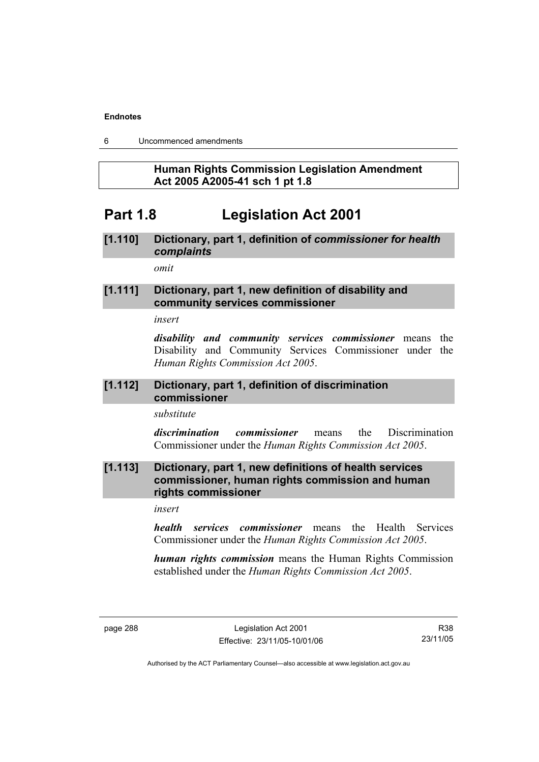**Human Rights Commission Legislation Amendment Act 2005 A2005-41 sch 1 pt 1.8**

# Part 1.8 Legislation Act 2001

## [1.110] Dictionary, part 1, definition of *commissioner for health complaints*

*omit*

## [1.111] Dictionary, part 1, new definition of disability and community services commissioner

*insert*

***disability and community services commissioner*** means the Disability and Community Services Commissioner under the *Human Rights Commission Act 2005*.

## [1.112] Dictionary, part 1, definition of discrimination commissioner

*substitute*

***discrimination commissioner*** means the Discrimination Commissioner under the *Human Rights Commission Act 2005*.

## [1.113] Dictionary, part 1, new definitions of health services commissioner, human rights commission and human rights commissioner

*insert*

***health services commissioner*** means the Health Services Commissioner under the *Human Rights Commission Act 2005*.

***human rights commission*** means the Human Rights Commission established under the *Human Rights Commission Act 2005*.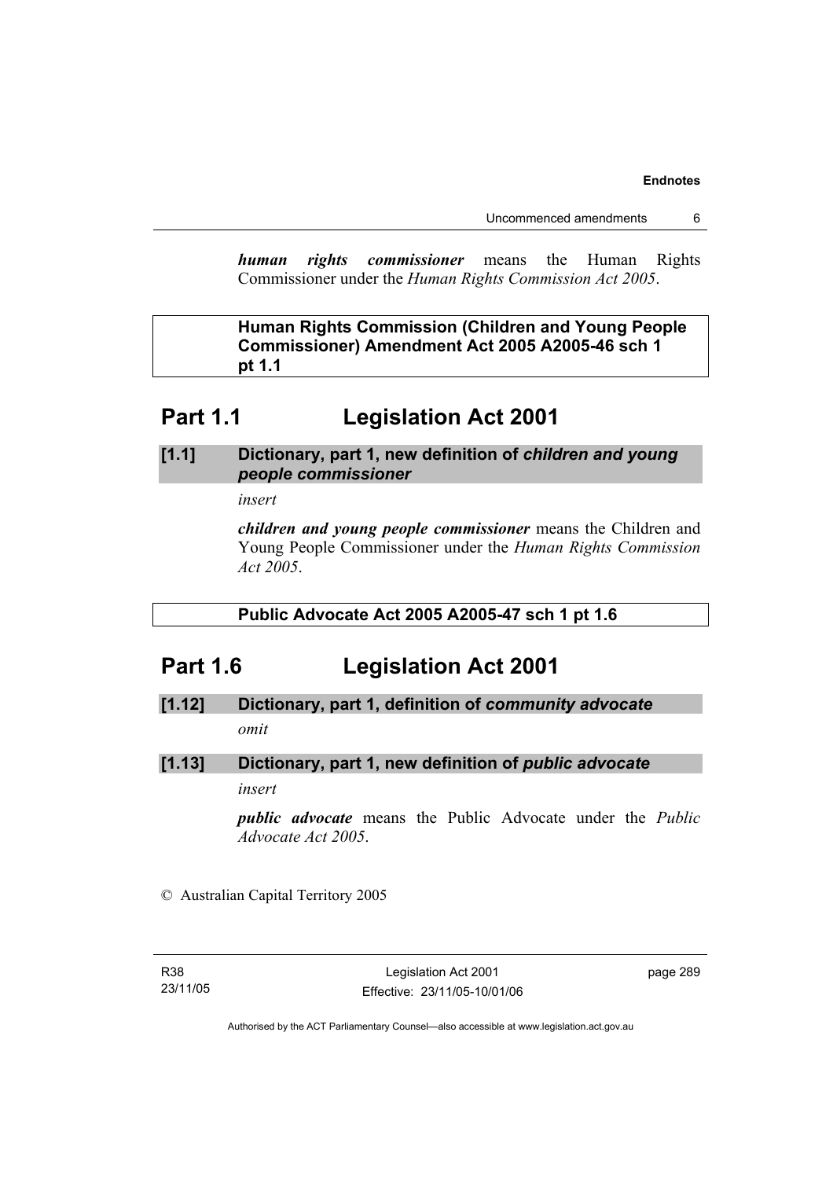***human rights commissioner*** means the Human Rights Commissioner under the *Human Rights Commission Act 2005*.

**Human Rights Commission (Children and Young People Commissioner) Amendment Act 2005 A2005-46 sch 1 pt 1.1**

# Part 1.1 Legislation Act 2001

### [1.1] Dictionary, part 1, new definition of *children and young people commissioner*

*insert*

***children and young people commissioner*** means the Children and Young People Commissioner under the *Human Rights Commission Act 2005*.

**Public Advocate Act 2005 A2005-47 sch 1 pt 1.6**

# Part 1.6 Legislation Act 2001

### [1.12] Dictionary, part 1, definition of *community advocate*

*omit*

### [1.13] Dictionary, part 1, new definition of *public advocate*

*insert*

***public advocate*** means the Public Advocate under the *Public Advocate Act 2005*.

© Australian Capital Territory 2005